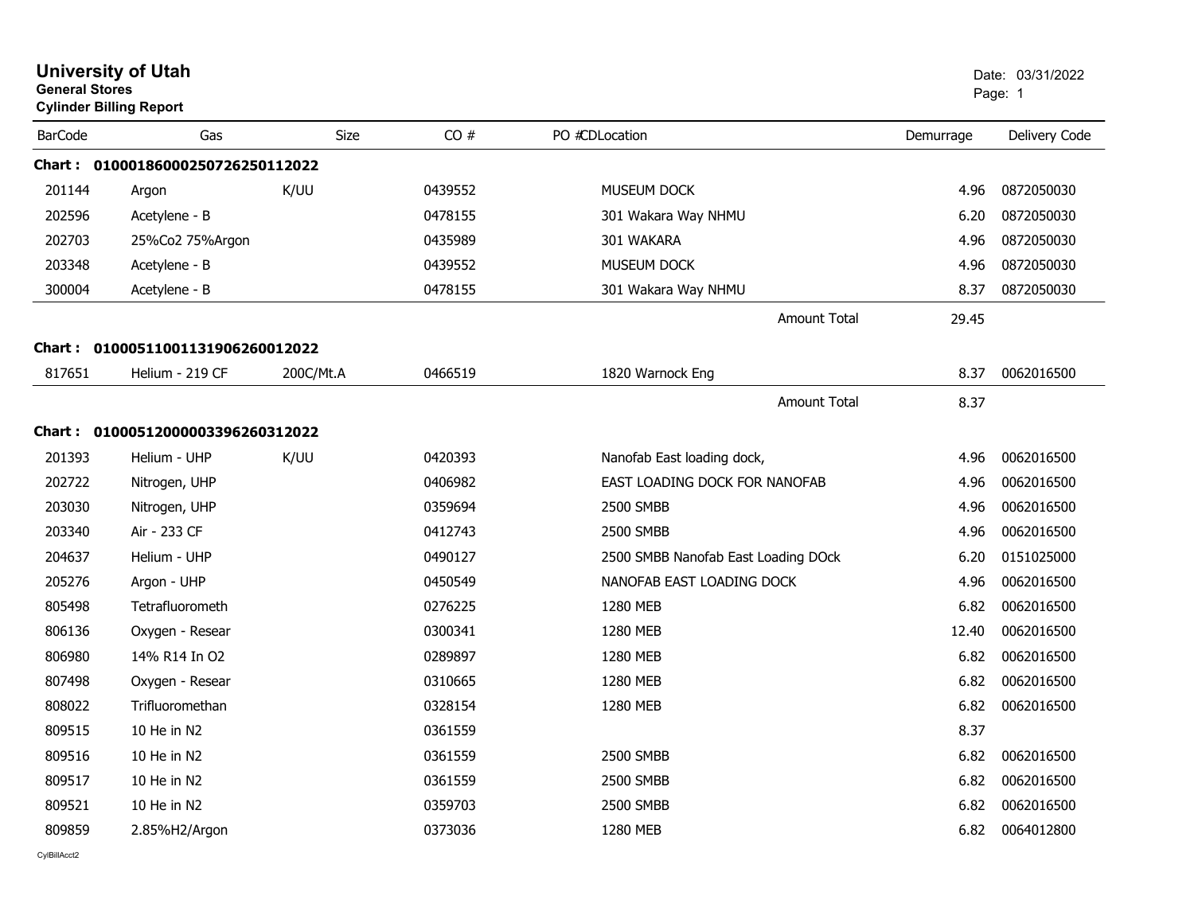# University of Utah

**General Stores**

**Cylinder Billing Report**

Date: 03/31/2022

| BarCode | Gas | Size | CO # | PO # | CDLocation | Demurrage | Delivery Code |
|---|---|---|---|---|---|---|---|
| **Chart : 01000186000250726250112022** | | | | | | | |
| 201144 | Argon | K/UU | 0439552 | | MUSEUM DOCK | 4.96 | 0872050030 |
| 202596 | Acetylene - B | | 0478155 | | 301 Wakara Way NHMU | 6.20 | 0872050030 |
| 202703 | 25%Co2 75%Argon | | 0435989 | | 301 WAKARA | 4.96 | 0872050030 |
| 203348 | Acetylene - B | | 0439552 | | MUSEUM DOCK | 4.96 | 0872050030 |
| 300004 | Acetylene - B | | 0478155 | | 301 Wakara Way NHMU | 8.37 | 0872050030 |
| | | | | | Amount Total | 29.45 | |
| **Chart : 01000511001131906260012022** | | | | | | | |
| 817651 | Helium - 219 CF | 200C/Mt.A | 0466519 | | 1820 Warnock Eng | 8.37 | 0062016500 |
| | | | | | Amount Total | 8.37 | |
| **Chart : 01000512000003396260312022** | | | | | | | |
| 201393 | Helium - UHP | K/UU | 0420393 | | Nanofab East loading dock, | 4.96 | 0062016500 |
| 202722 | Nitrogen, UHP | | 0406982 | | EAST LOADING DOCK FOR NANOFAB | 4.96 | 0062016500 |
| 203030 | Nitrogen, UHP | | 0359694 | | 2500 SMBB | 4.96 | 0062016500 |
| 203340 | Air - 233 CF | | 0412743 | | 2500 SMBB | 4.96 | 0062016500 |
| 204637 | Helium - UHP | | 0490127 | | 2500 SMBB Nanofab East Loading DOck | 6.20 | 0151025000 |
| 205276 | Argon - UHP | | 0450549 | | NANOFAB EAST LOADING DOCK | 4.96 | 0062016500 |
| 805498 | Tetrafluorometh | | 0276225 | | 1280 MEB | 6.82 | 0062016500 |
| 806136 | Oxygen - Resear | | 0300341 | | 1280 MEB | 12.40 | 0062016500 |
| 806980 | 14% R14 In O2 | | 0289897 | | 1280 MEB | 6.82 | 0062016500 |
| 807498 | Oxygen - Resear | | 0310665 | | 1280 MEB | 6.82 | 0062016500 |
| 808022 | Trifluorometh | | 0328154 | | 1280 MEB | 6.82 | 0062016500 |
| 809515 | 10 He in N2 | | 0361559 | | | 8.37 | |
| 809516 | 10 He in N2 | | 0361559 | | 2500 SMBB | 6.82 | 0062016500 |
| 809517 | 10 He in N2 | | 0361559 | | 2500 SMBB | 6.82 | 0062016500 |
| 809521 | 10 He in N2 | | 0359703 | | 2500 SMBB | 6.82 | 0062016500 |
| 809859 | 2.85%H2/Argon | | 0373036 | | 1280 MEB | 6.82 | 0064012800 |

CylBillAcct2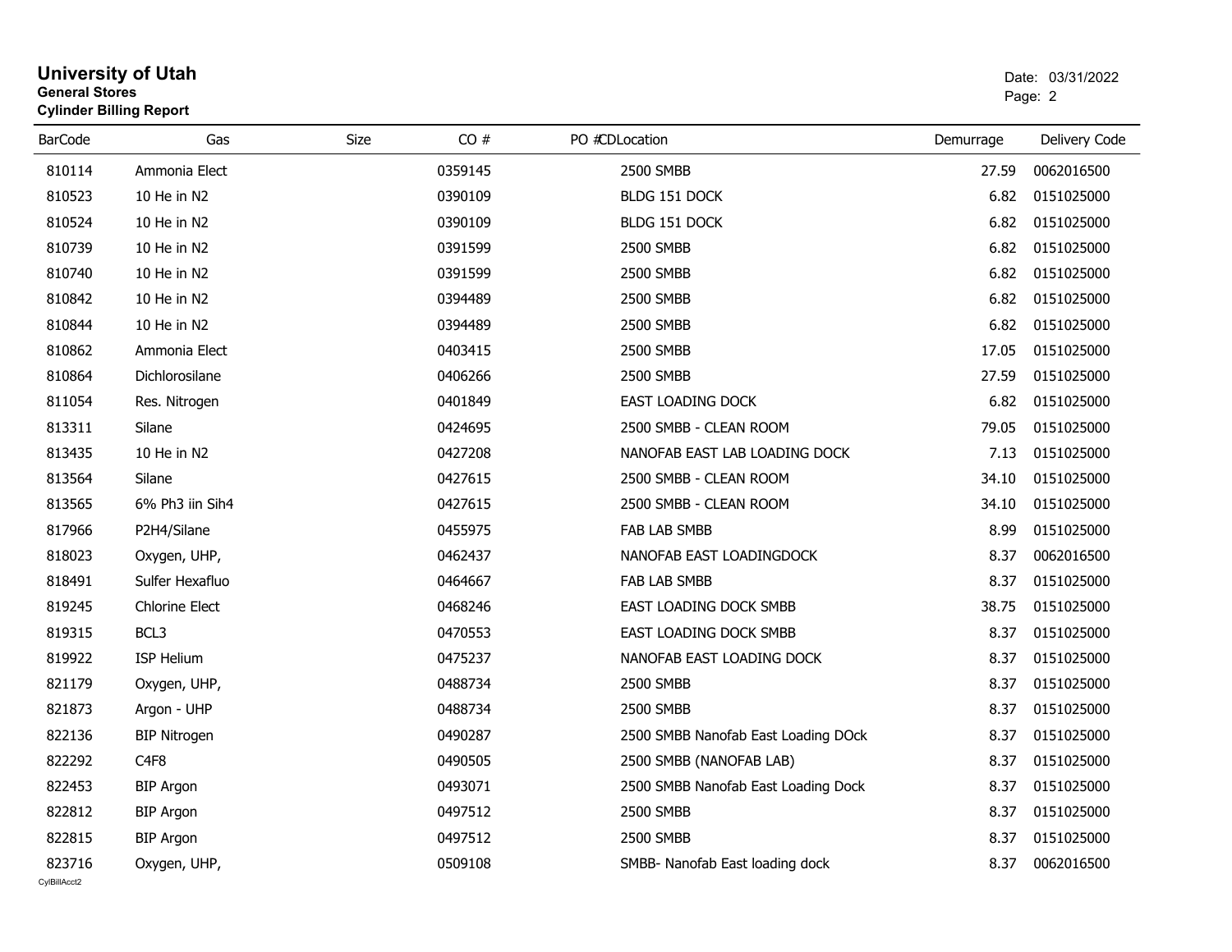# University of Utah
## General Stores
### Cylinder Billing Report

Date: 03/31/2022

| BarCode | Gas | Size | CO # | PO # | CDLocation | Demurrage | Delivery Code |
|---|---|---|---|---|---|---|---|
| 810114 | Ammonia Elect | | 0359145 | | 2500 SMBB | 27.59 | 0062016500 |
| 810523 | 10 He in N2 | | 0390109 | | BLDG 151 DOCK | 6.82 | 0151025000 |
| 810524 | 10 He in N2 | | 0390109 | | BLDG 151 DOCK | 6.82 | 0151025000 |
| 810739 | 10 He in N2 | | 0391599 | | 2500 SMBB | 6.82 | 0151025000 |
| 810740 | 10 He in N2 | | 0391599 | | 2500 SMBB | 6.82 | 0151025000 |
| 810842 | 10 He in N2 | | 0394489 | | 2500 SMBB | 6.82 | 0151025000 |
| 810844 | 10 He in N2 | | 0394489 | | 2500 SMBB | 6.82 | 0151025000 |
| 810862 | Ammonia Elect | | 0403415 | | 2500 SMBB | 17.05 | 0151025000 |
| 810864 | Dichlorosilane | | 0406266 | | 2500 SMBB | 27.59 | 0151025000 |
| 811054 | Res. Nitrogen | | 0401849 | | EAST LOADING DOCK | 6.82 | 0151025000 |
| 813311 | Silane | | 0424695 | | 2500 SMBB - CLEAN ROOM | 79.05 | 0151025000 |
| 813435 | 10 He in N2 | | 0427208 | | NANOFAB EAST LAB LOADING DOCK | 7.13 | 0151025000 |
| 813564 | Silane | | 0427615 | | 2500 SMBB - CLEAN ROOM | 34.10 | 0151025000 |
| 813565 | 6% Ph3 iin Sih4 | | 0427615 | | 2500 SMBB - CLEAN ROOM | 34.10 | 0151025000 |
| 817966 | P2H4/Silane | | 0455975 | | FAB LAB SMBB | 8.99 | 0151025000 |
| 818023 | Oxygen, UHP, | | 0462437 | | NANOFAB EAST LOADINGDOCK | 8.37 | 0062016500 |
| 818491 | Sulfer Hexafluo | | 0464667 | | FAB LAB SMBB | 8.37 | 0151025000 |
| 819245 | Chlorine Elect | | 0468246 | | EAST LOADING DOCK SMBB | 38.75 | 0151025000 |
| 819315 | BCL3 | | 0470553 | | EAST LOADING DOCK SMBB | 8.37 | 0151025000 |
| 819922 | ISP Helium | | 0475237 | | NANOFAB EAST LOADING DOCK | 8.37 | 0151025000 |
| 821179 | Oxygen, UHP, | | 0488734 | | 2500 SMBB | 8.37 | 0151025000 |
| 821873 | Argon - UHP | | 0488734 | | 2500 SMBB | 8.37 | 0151025000 |
| 822136 | BIP Nitrogen | | 0490287 | | 2500 SMBB Nanofab East Loading DOck | 8.37 | 0151025000 |
| 822292 | C4F8 | | 0490505 | | 2500 SMBB (NANOFAB LAB) | 8.37 | 0151025000 |
| 822453 | BIP Argon | | 0493071 | | 2500 SMBB Nanofab East Loading Dock | 8.37 | 0151025000 |
| 822812 | BIP Argon | | 0497512 | | 2500 SMBB | 8.37 | 0151025000 |
| 822815 | BIP Argon | | 0497512 | | 2500 SMBB | 8.37 | 0151025000 |
| 823716 | Oxygen, UHP, | | 0509108 | | SMBB- Nanofab East loading dock | 8.37 | 0062016500 |

CylBillAcct2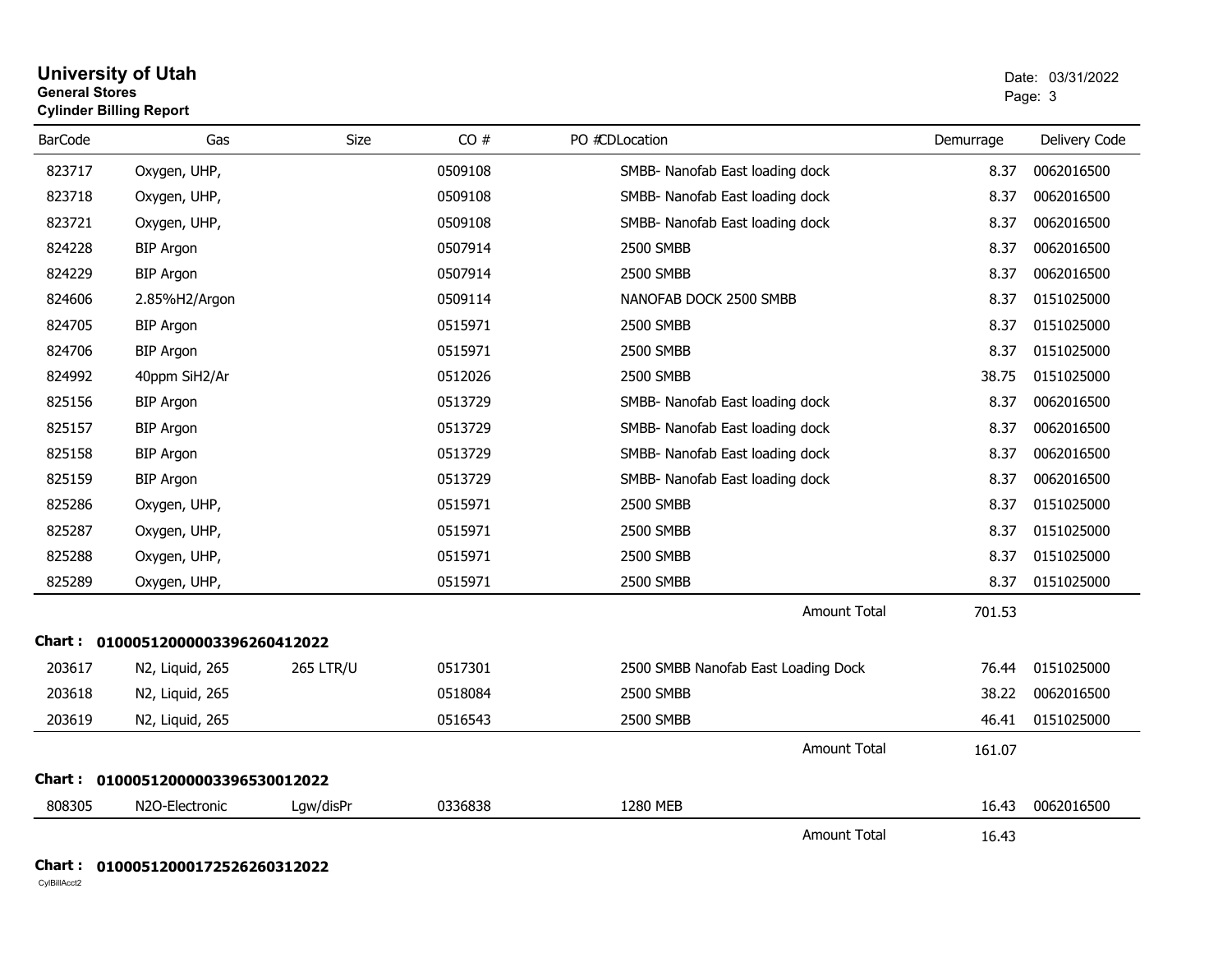# University of Utah
**General Stores**
**Cylinder Billing Report**

Date: 03/31/2022

| BarCode | Gas | Size | CO # | PO # | CDLocation | Demurrage | Delivery Code |
|---|---|---|---|---|---|---|---|
| 823717 | Oxygen, UHP, | | 0509108 | | SMBB- Nanofab East loading dock | 8.37 | 0062016500 |
| 823718 | Oxygen, UHP, | | 0509108 | | SMBB- Nanofab East loading dock | 8.37 | 0062016500 |
| 823721 | Oxygen, UHP, | | 0509108 | | SMBB- Nanofab East loading dock | 8.37 | 0062016500 |
| 824228 | BIP Argon | | 0507914 | | 2500 SMBB | 8.37 | 0062016500 |
| 824229 | BIP Argon | | 0507914 | | 2500 SMBB | 8.37 | 0062016500 |
| 824606 | 2.85%H2/Argon | | 0509114 | | NANOFAB DOCK 2500 SMBB | 8.37 | 0151025000 |
| 824705 | BIP Argon | | 0515971 | | 2500 SMBB | 8.37 | 0151025000 |
| 824706 | BIP Argon | | 0515971 | | 2500 SMBB | 8.37 | 0151025000 |
| 824992 | 40ppm SiH2/Ar | | 0512026 | | 2500 SMBB | 38.75 | 0151025000 |
| 825156 | BIP Argon | | 0513729 | | SMBB- Nanofab East loading dock | 8.37 | 0062016500 |
| 825157 | BIP Argon | | 0513729 | | SMBB- Nanofab East loading dock | 8.37 | 0062016500 |
| 825158 | BIP Argon | | 0513729 | | SMBB- Nanofab East loading dock | 8.37 | 0062016500 |
| 825159 | BIP Argon | | 0513729 | | SMBB- Nanofab East loading dock | 8.37 | 0062016500 |
| 825286 | Oxygen, UHP, | | 0515971 | | 2500 SMBB | 8.37 | 0151025000 |
| 825287 | Oxygen, UHP, | | 0515971 | | 2500 SMBB | 8.37 | 0151025000 |
| 825288 | Oxygen, UHP, | | 0515971 | | 2500 SMBB | 8.37 | 0151025000 |
| 825289 | Oxygen, UHP, | | 0515971 | | 2500 SMBB | 8.37 | 0151025000 |
| | | | | | Amount Total | 701.53 | |

**Chart : 01000512000003396260412022**

| BarCode | Gas | Size | CO # | PO # | CDLocation | Demurrage | Delivery Code |
|---|---|---|---|---|---|---|---|
| 203617 | N2, Liquid, 265 | 265 LTR/U | 0517301 | | 2500 SMBB Nanofab East Loading Dock | 76.44 | 0151025000 |
| 203618 | N2, Liquid, 265 | | 0518084 | | 2500 SMBB | 38.22 | 0062016500 |
| 203619 | N2, Liquid, 265 | | 0516543 | | 2500 SMBB | 46.41 | 0151025000 |
| | | | | | Amount Total | 161.07 | |

**Chart : 01000512000003396530012022**

| BarCode | Gas | Size | CO # | PO # | CDLocation | Demurrage | Delivery Code |
|---|---|---|---|---|---|---|---|
| 808305 | N2O-Electronic | Lgw/disPr | 0336838 | | 1280 MEB | 16.43 | 0062016500 |
| | | | | | Amount Total | 16.43 | |

**Chart : 01000512000172526260312022**

CylBillAcct2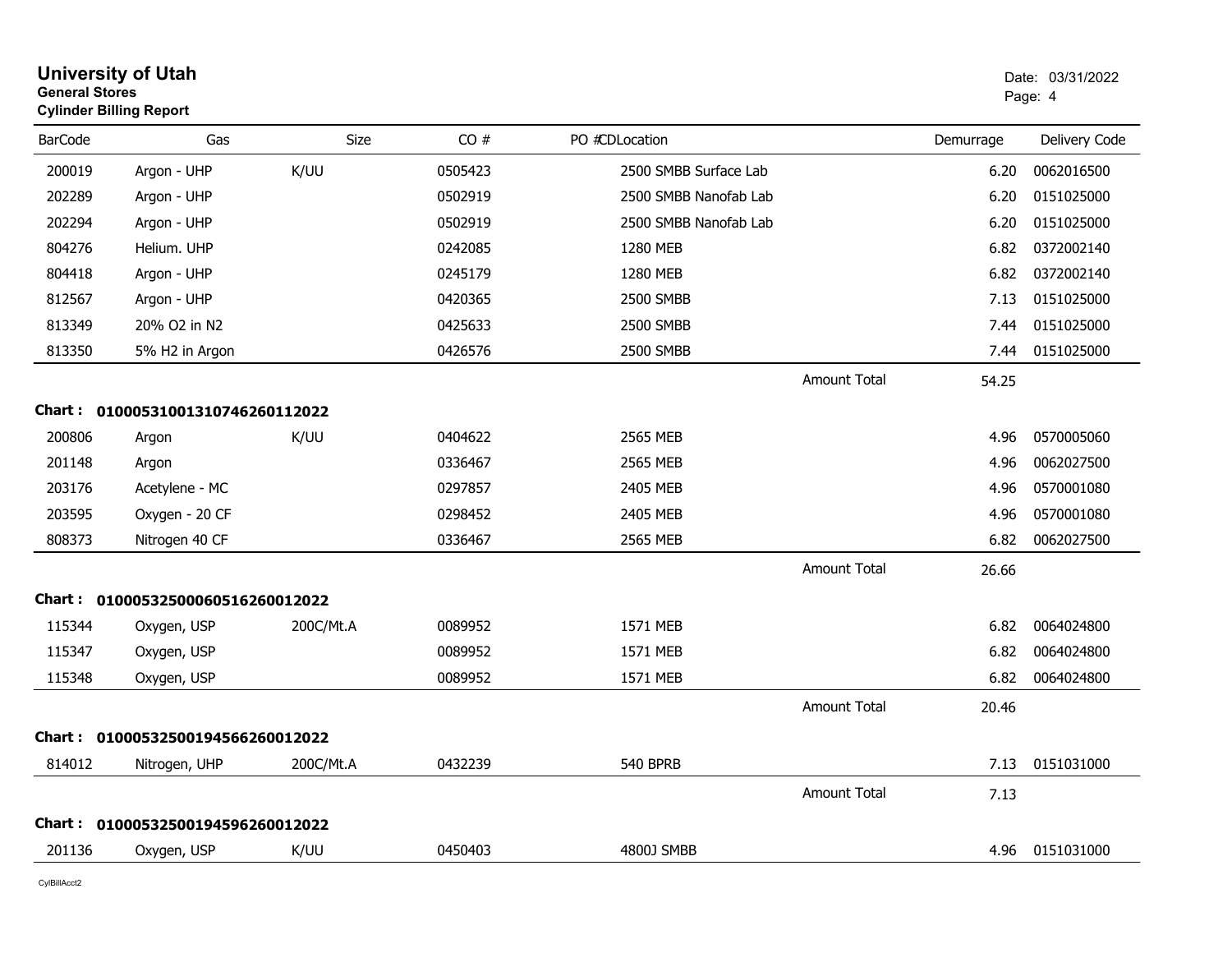# University of Utah

**General Stores**
**Cylinder Billing Report**

Date: 03/31/2022

| BarCode | Gas | Size | CO # | PO # | CD | Location | Demurrage | Delivery Code |
|---|---|---|---|---|---|---|---|---|
| 200019 | Argon - UHP | K/UU | 0505423 | | | 2500 SMBB Surface Lab | 6.20 | 0062016500 |
| 202289 | Argon - UHP | | 0502919 | | | 2500 SMBB Nanofab Lab | 6.20 | 0151025000 |
| 202294 | Argon - UHP | | 0502919 | | | 2500 SMBB Nanofab Lab | 6.20 | 0151025000 |
| 804276 | Helium. UHP | | 0242085 | | | 1280 MEB | 6.82 | 0372002140 |
| 804418 | Argon - UHP | | 0245179 | | | 1280 MEB | 6.82 | 0372002140 |
| 812567 | Argon - UHP | | 0420365 | | | 2500 SMBB | 7.13 | 0151025000 |
| 813349 | 20% O2 in N2 | | 0425633 | | | 2500 SMBB | 7.44 | 0151025000 |
| 813350 | 5% H2 in Argon | | 0426576 | | | 2500 SMBB | 7.44 | 0151025000 |
| | | | | | | Amount Total | 54.25 | |

**Chart : 01000531001310746260112022**

| BarCode | Gas | Size | CO # | PO # | CD | Location | Demurrage | Delivery Code |
|---|---|---|---|---|---|---|---|---|
| 200806 | Argon | K/UU | 0404622 | | | 2565 MEB | 4.96 | 0570005060 |
| 201148 | Argon | | 0336467 | | | 2565 MEB | 4.96 | 0062027500 |
| 203176 | Acetylene - MC | | 0297857 | | | 2405 MEB | 4.96 | 0570001080 |
| 203595 | Oxygen - 20 CF | | 0298452 | | | 2405 MEB | 4.96 | 0570001080 |
| 808373 | Nitrogen 40 CF | | 0336467 | | | 2565 MEB | 6.82 | 0062027500 |
| | | | | | | Amount Total | 26.66 | |

**Chart : 01000532500060516260012022**

| BarCode | Gas | Size | CO # | PO # | CD | Location | Demurrage | Delivery Code |
|---|---|---|---|---|---|---|---|---|
| 115344 | Oxygen, USP | 200C/Mt.A | 0089952 | | | 1571 MEB | 6.82 | 0064024800 |
| 115347 | Oxygen, USP | | 0089952 | | | 1571 MEB | 6.82 | 0064024800 |
| 115348 | Oxygen, USP | | 0089952 | | | 1571 MEB | 6.82 | 0064024800 |
| | | | | | | Amount Total | 20.46 | |

**Chart : 01000532500194566260012022**

| BarCode | Gas | Size | CO # | PO # | CD | Location | Demurrage | Delivery Code |
|---|---|---|---|---|---|---|---|---|
| 814012 | Nitrogen, UHP | 200C/Mt.A | 0432239 | | | 540 BPRB | 7.13 | 0151031000 |
| | | | | | | Amount Total | 7.13 | |

**Chart : 01000532500194596260012022**

| BarCode | Gas | Size | CO # | PO # | CD | Location | Demurrage | Delivery Code |
|---|---|---|---|---|---|---|---|---|
| 201136 | Oxygen, USP | K/UU | 0450403 | | | 4800J SMBB | 4.96 | 0151031000 |

CylBillAcct2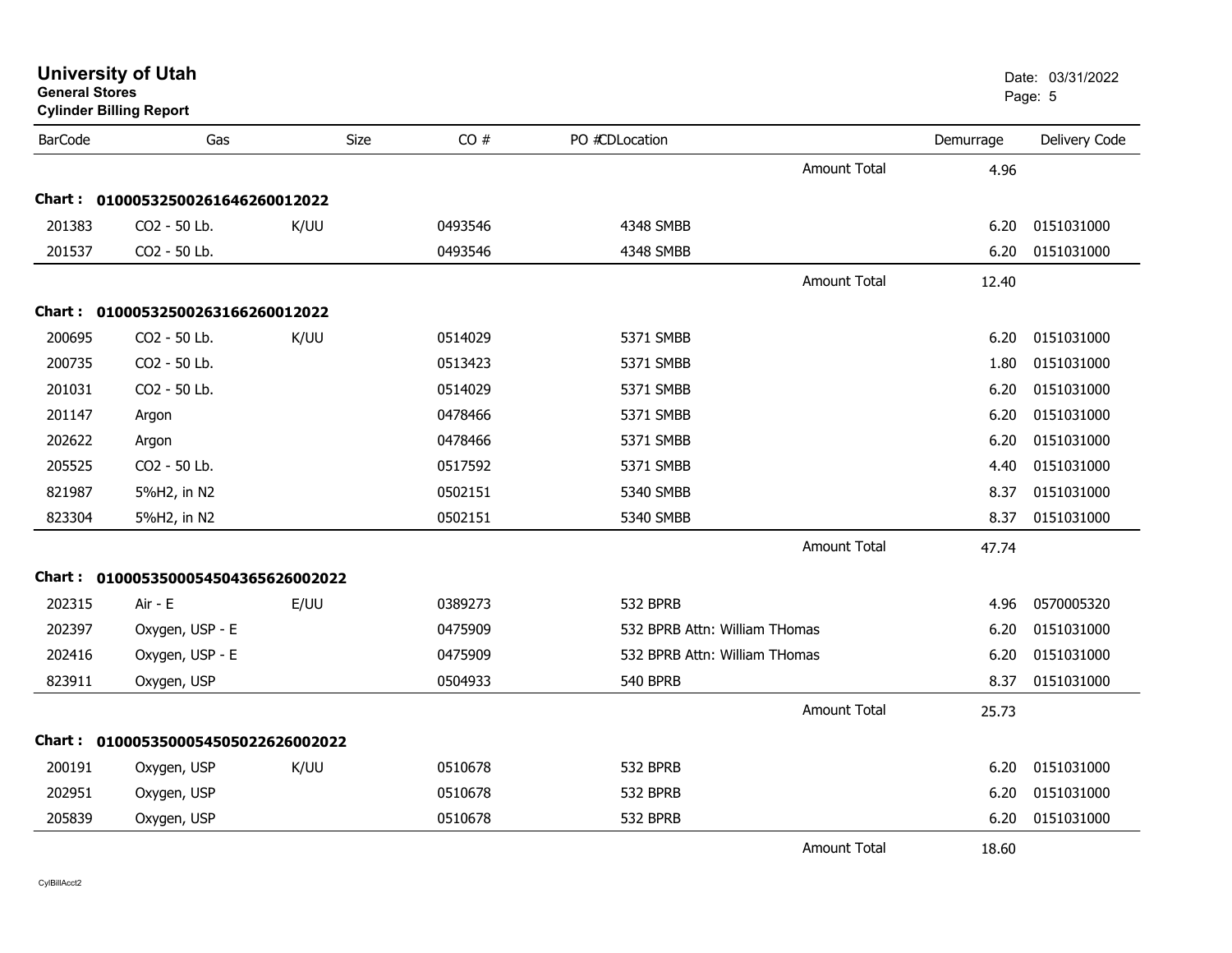# University of Utah

**General Stores**

**Cylinder Billing Report**

Date: 03/31/2022

| BarCode | Gas | Size | CO # | PO #CDLocation | | Demurrage | Delivery Code |
|---|---|---|---|---|---|---|---|
| | | | | | Amount Total | 4.96 | |
| **Chart :** | **010005325002616462600120​22** | | | | | | |
| 201383 | CO2 - 50 Lb. | K/UU | 0493546 | 4348 SMBB | | 6.20 | 0151031000 |
| 201537 | CO2 - 50 Lb. | | 0493546 | 4348 SMBB | | 6.20 | 0151031000 |
| | | | | | Amount Total | 12.40 | |
| **Chart :** | **01000532500263166260012022** | | | | | | |
| 200695 | CO2 - 50 Lb. | K/UU | 0514029 | 5371 SMBB | | 6.20 | 0151031000 |
| 200735 | CO2 - 50 Lb. | | 0513423 | 5371 SMBB | | 1.80 | 0151031000 |
| 201031 | CO2 - 50 Lb. | | 0514029 | 5371 SMBB | | 6.20 | 0151031000 |
| 201147 | Argon | | 0478466 | 5371 SMBB | | 6.20 | 0151031000 |
| 202622 | Argon | | 0478466 | 5371 SMBB | | 6.20 | 0151031000 |
| 205525 | CO2 - 50 Lb. | | 0517592 | 5371 SMBB | | 4.40 | 0151031000 |
| 821987 | 5%H2, in N2 | | 0502151 | 5340 SMBB | | 8.37 | 0151031000 |
| 823304 | 5%H2, in N2 | | 0502151 | 5340 SMBB | | 8.37 | 0151031000 |
| | | | | | Amount Total | 47.74 | |
| **Chart :** | **01000535000545043656260020​22** | | | | | | |
| 202315 | Air - E | E/UU | 0389273 | 532 BPRB | | 4.96 | 0570005320 |
| 202397 | Oxygen, USP - E | | 0475909 | 532 BPRB Attn: William THomas | | 6.20 | 0151031000 |
| 202416 | Oxygen, USP - E | | 0475909 | 532 BPRB Attn: William THomas | | 6.20 | 0151031000 |
| 823911 | Oxygen, USP | | 0504933 | 540 BPRB | | 8.37 | 0151031000 |
| | | | | | Amount Total | 25.73 | |
| **Chart :** | **01000535000545050226260020​22** | | | | | | |
| 200191 | Oxygen, USP | K/UU | 0510678 | 532 BPRB | | 6.20 | 0151031000 |
| 202951 | Oxygen, USP | | 0510678 | 532 BPRB | | 6.20 | 0151031000 |
| 205839 | Oxygen, USP | | 0510678 | 532 BPRB | | 6.20 | 0151031000 |
| | | | | | Amount Total | 18.60 | |

CylBillAcct2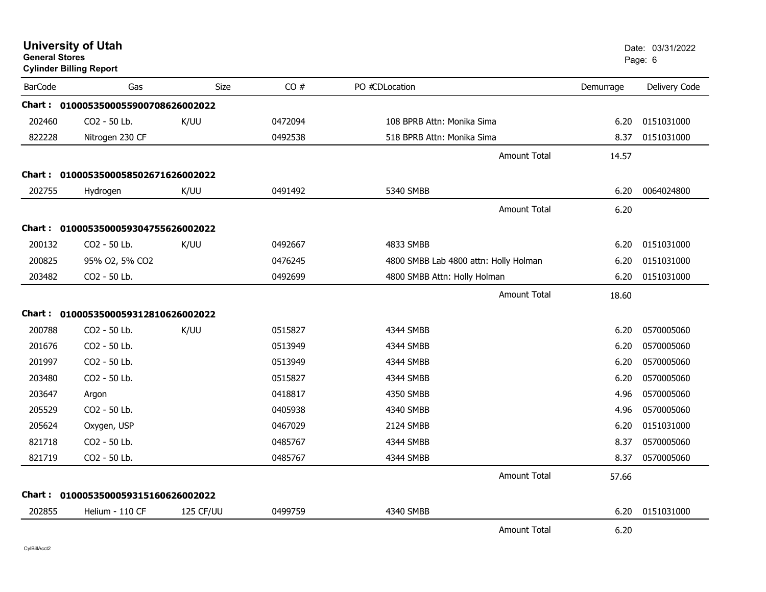# University of Utah

**General Stores**

**Cylinder Billing Report**

Date: 03/31/2022

| BarCode | Gas | Size | CO # | PO #CDLocation | Demurrage | Delivery Code |
|---|---|---|---|---|---|---|
| **Chart : 01000535000559007086260022022** | | | | | | |
| 202460 | CO2 - 50 Lb. | K/UU | 0472094 | 108 BPRB Attn: Monika Sima | 6.20 | 0151031000 |
| 822228 | Nitrogen 230 CF | | 0492538 | 518 BPRB Attn: Monika Sima | 8.37 | 0151031000 |
| | | | | Amount Total | 14.57 | |
| **Chart : 01000535000585026716260022022** | | | | | | |
| 202755 | Hydrogen | K/UU | 0491492 | 5340 SMBB | 6.20 | 0064024800 |
| | | | | Amount Total | 6.20 | |
| **Chart : 01000535000593047556260022022** | | | | | | |
| 200132 | CO2 - 50 Lb. | K/UU | 0492667 | 4833 SMBB | 6.20 | 0151031000 |
| 200825 | 95% O2, 5% CO2 | | 0476245 | 4800 SMBB Lab 4800 attn: Holly Holman | 6.20 | 0151031000 |
| 203482 | CO2 - 50 Lb. | | 0492699 | 4800 SMBB Attn: Holly Holman | 6.20 | 0151031000 |
| | | | | Amount Total | 18.60 | |
| **Chart : 01000535000593128106260022022** | | | | | | |
| 200788 | CO2 - 50 Lb. | K/UU | 0515827 | 4344 SMBB | 6.20 | 0570005060 |
| 201676 | CO2 - 50 Lb. | | 0513949 | 4344 SMBB | 6.20 | 0570005060 |
| 201997 | CO2 - 50 Lb. | | 0513949 | 4344 SMBB | 6.20 | 0570005060 |
| 203480 | CO2 - 50 Lb. | | 0515827 | 4344 SMBB | 6.20 | 0570005060 |
| 203647 | Argon | | 0418817 | 4350 SMBB | 4.96 | 0570005060 |
| 205529 | CO2 - 50 Lb. | | 0405938 | 4340 SMBB | 4.96 | 0570005060 |
| 205624 | Oxygen, USP | | 0467029 | 2124 SMBB | 6.20 | 0151031000 |
| 821718 | CO2 - 50 Lb. | | 0485767 | 4344 SMBB | 8.37 | 0570005060 |
| 821719 | CO2 - 50 Lb. | | 0485767 | 4344 SMBB | 8.37 | 0570005060 |
| | | | | Amount Total | 57.66 | |
| **Chart : 01000535000593151606260022022** | | | | | | |
| 202855 | Helium - 110 CF | 125 CF/UU | 0499759 | 4340 SMBB | 6.20 | 0151031000 |
| | | | | Amount Total | 6.20 | |

CylBillAcct2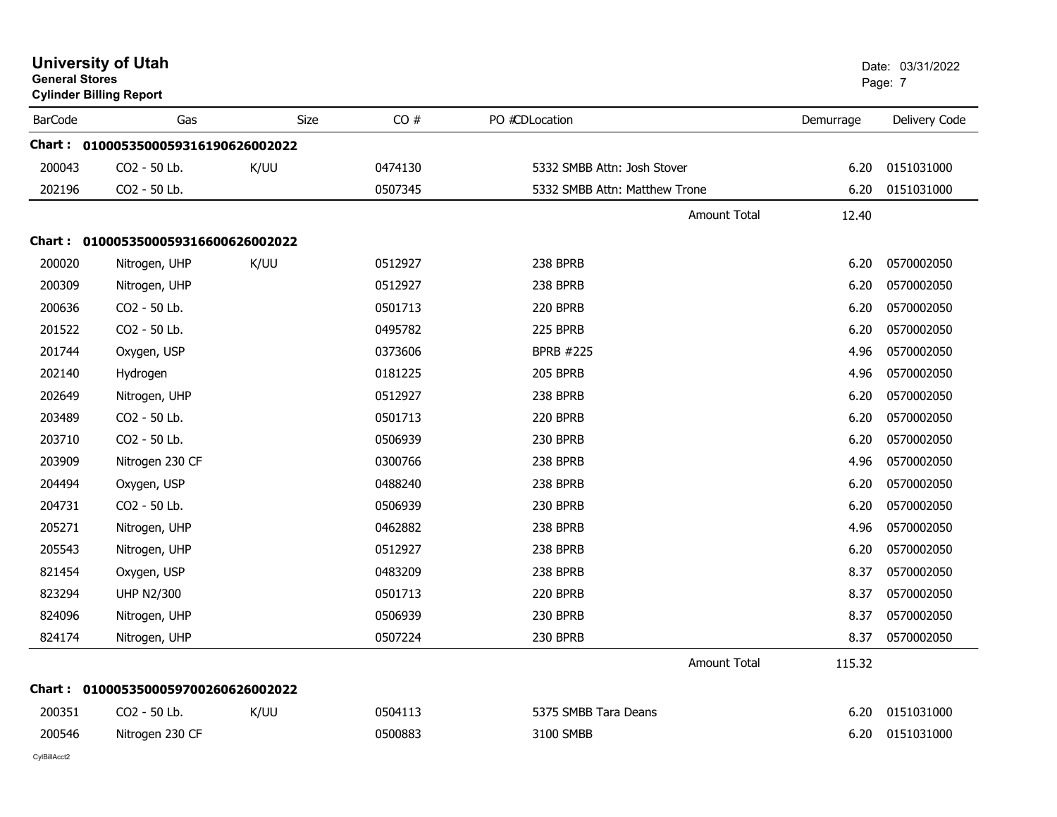# University of Utah
**General Stores**
**Cylinder Billing Report**

Date: 03/31/2022

| BarCode | Gas | Size | CO # | PO # | CD | Location | Demurrage | Delivery Code |
|---|---|---|---|---|---|---|---|---|
| **Chart : 0100053500059316190626002022** | | | | | | | | |
| 200043 | CO2 - 50 Lb. | K/UU | 0474130 | | | 5332 SMBB Attn: Josh Stover | 6.20 | 0151031000 |
| 202196 | CO2 - 50 Lb. | | 0507345 | | | 5332 SMBB Attn: Matthew Trone | 6.20 | 0151031000 |
| | | | | | | Amount Total | 12.40 | |
| **Chart : 0100053500059316600626002022** | | | | | | | | |
| 200020 | Nitrogen, UHP | K/UU | 0512927 | | | 238 BPRB | 6.20 | 0570002050 |
| 200309 | Nitrogen, UHP | | 0512927 | | | 238 BPRB | 6.20 | 0570002050 |
| 200636 | CO2 - 50 Lb. | | 0501713 | | | 220 BPRB | 6.20 | 0570002050 |
| 201522 | CO2 - 50 Lb. | | 0495782 | | | 225 BPRB | 6.20 | 0570002050 |
| 201744 | Oxygen, USP | | 0373606 | | | BPRB #225 | 4.96 | 0570002050 |
| 202140 | Hydrogen | | 0181225 | | | 205 BPRB | 4.96 | 0570002050 |
| 202649 | Nitrogen, UHP | | 0512927 | | | 238 BPRB | 6.20 | 0570002050 |
| 203489 | CO2 - 50 Lb. | | 0501713 | | | 220 BPRB | 6.20 | 0570002050 |
| 203710 | CO2 - 50 Lb. | | 0506939 | | | 230 BPRB | 6.20 | 0570002050 |
| 203909 | Nitrogen 230 CF | | 0300766 | | | 238 BPRB | 4.96 | 0570002050 |
| 204494 | Oxygen, USP | | 0488240 | | | 238 BPRB | 6.20 | 0570002050 |
| 204731 | CO2 - 50 Lb. | | 0506939 | | | 230 BPRB | 6.20 | 0570002050 |
| 205271 | Nitrogen, UHP | | 0462882 | | | 238 BPRB | 4.96 | 0570002050 |
| 205543 | Nitrogen, UHP | | 0512927 | | | 238 BPRB | 6.20 | 0570002050 |
| 821454 | Oxygen, USP | | 0483209 | | | 238 BPRB | 8.37 | 0570002050 |
| 823294 | UHP N2/300 | | 0501713 | | | 220 BPRB | 8.37 | 0570002050 |
| 824096 | Nitrogen, UHP | | 0506939 | | | 230 BPRB | 8.37 | 0570002050 |
| 824174 | Nitrogen, UHP | | 0507224 | | | 230 BPRB | 8.37 | 0570002050 |
| | | | | | | Amount Total | 115.32 | |
| **Chart : 0100053500059700260626002022** | | | | | | | | |
| 200351 | CO2 - 50 Lb. | K/UU | 0504113 | | | 5375 SMBB Tara Deans | 6.20 | 0151031000 |
| 200546 | Nitrogen 230 CF | | 0500883 | | | 3100 SMBB | 6.20 | 0151031000 |

CylBillAcct2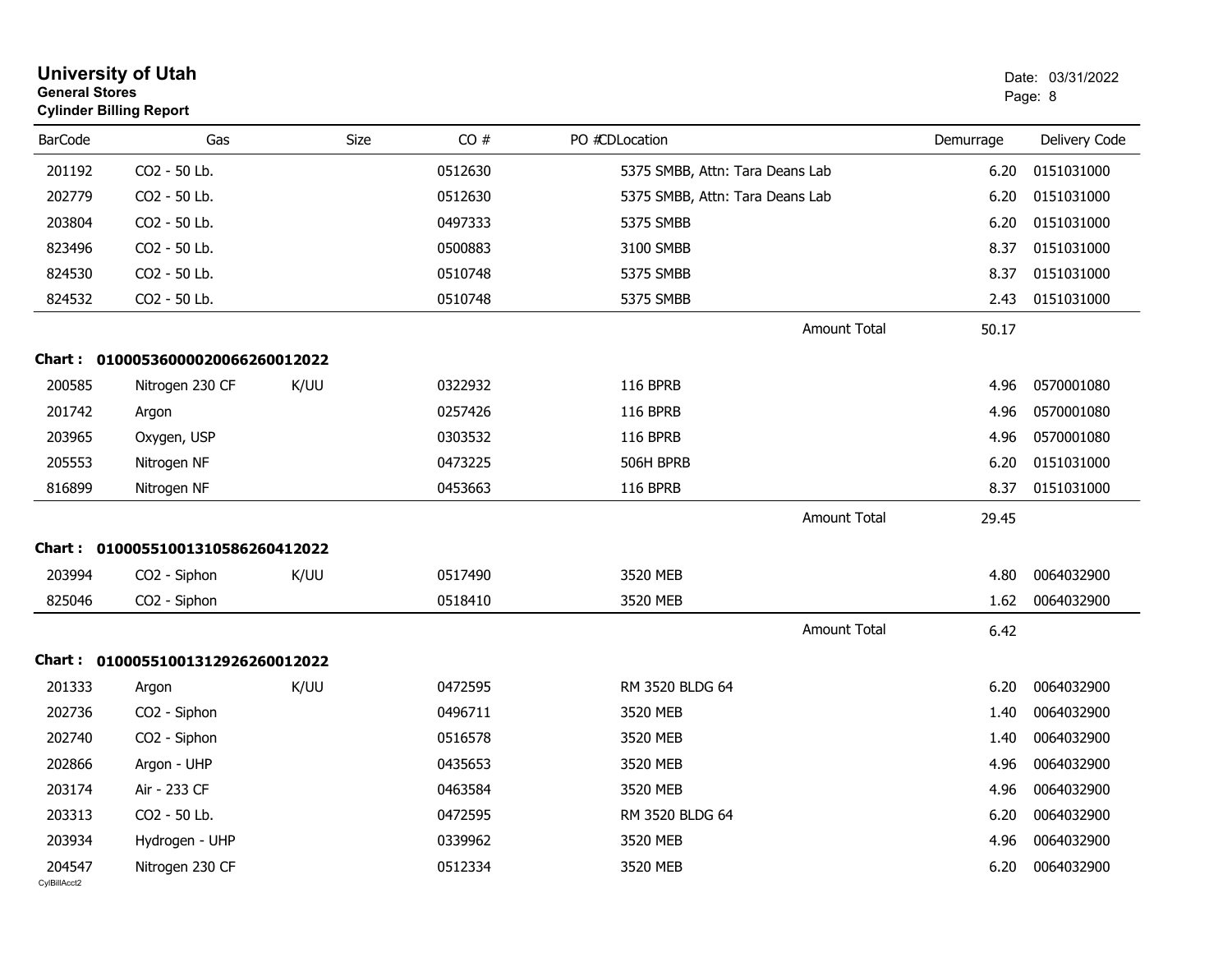# University of Utah

**General Stores**

**Cylinder Billing Report**

Date: 03/31/2022

| BarCode | Gas | Size | CO # | PO # | CDLocation | Demurrage | Delivery Code |
|---|---|---|---|---|---|---|---|
| 201192 | CO2 - 50 Lb. | | 0512630 | | 5375 SMBB, Attn: Tara Deans Lab | 6.20 | 0151031000 |
| 202779 | CO2 - 50 Lb. | | 0512630 | | 5375 SMBB, Attn: Tara Deans Lab | 6.20 | 0151031000 |
| 203804 | CO2 - 50 Lb. | | 0497333 | | 5375 SMBB | 6.20 | 0151031000 |
| 823496 | CO2 - 50 Lb. | | 0500883 | | 3100 SMBB | 8.37 | 0151031000 |
| 824530 | CO2 - 50 Lb. | | 0510748 | | 5375 SMBB | 8.37 | 0151031000 |
| 824532 | CO2 - 50 Lb. | | 0510748 | | 5375 SMBB | 2.43 | 0151031000 |
| | | | | | Amount Total | 50.17 | |

**Chart : 01000536000020066260012022**

| BarCode | Gas | Size | CO # | PO # | CDLocation | Demurrage | Delivery Code |
|---|---|---|---|---|---|---|---|
| 200585 | Nitrogen 230 CF | K/UU | 0322932 | | 116 BPRB | 4.96 | 0570001080 |
| 201742 | Argon | | 0257426 | | 116 BPRB | 4.96 | 0570001080 |
| 203965 | Oxygen, USP | | 0303532 | | 116 BPRB | 4.96 | 0570001080 |
| 205553 | Nitrogen NF | | 0473225 | | 506H BPRB | 6.20 | 0151031000 |
| 816899 | Nitrogen NF | | 0453663 | | 116 BPRB | 8.37 | 0151031000 |
| | | | | | Amount Total | 29.45 | |

**Chart : 01000551001310586260412022**

| BarCode | Gas | Size | CO # | PO # | CDLocation | Demurrage | Delivery Code |
|---|---|---|---|---|---|---|---|
| 203994 | CO2 - Siphon | K/UU | 0517490 | | 3520 MEB | 4.80 | 0064032900 |
| 825046 | CO2 - Siphon | | 0518410 | | 3520 MEB | 1.62 | 0064032900 |
| | | | | | Amount Total | 6.42 | |

**Chart : 01000551001312926260012022**

| BarCode | Gas | Size | CO # | PO # | CDLocation | Demurrage | Delivery Code |
|---|---|---|---|---|---|---|---|
| 201333 | Argon | K/UU | 0472595 | | RM 3520 BLDG 64 | 6.20 | 0064032900 |
| 202736 | CO2 - Siphon | | 0496711 | | 3520 MEB | 1.40 | 0064032900 |
| 202740 | CO2 - Siphon | | 0516578 | | 3520 MEB | 1.40 | 0064032900 |
| 202866 | Argon - UHP | | 0435653 | | 3520 MEB | 4.96 | 0064032900 |
| 203174 | Air - 233 CF | | 0463584 | | 3520 MEB | 4.96 | 0064032900 |
| 203313 | CO2 - 50 Lb. | | 0472595 | | RM 3520 BLDG 64 | 6.20 | 0064032900 |
| 203934 | Hydrogen - UHP | | 0339962 | | 3520 MEB | 4.96 | 0064032900 |
| 204547 | Nitrogen 230 CF | | 0512334 | | 3520 MEB | 6.20 | 0064032900 |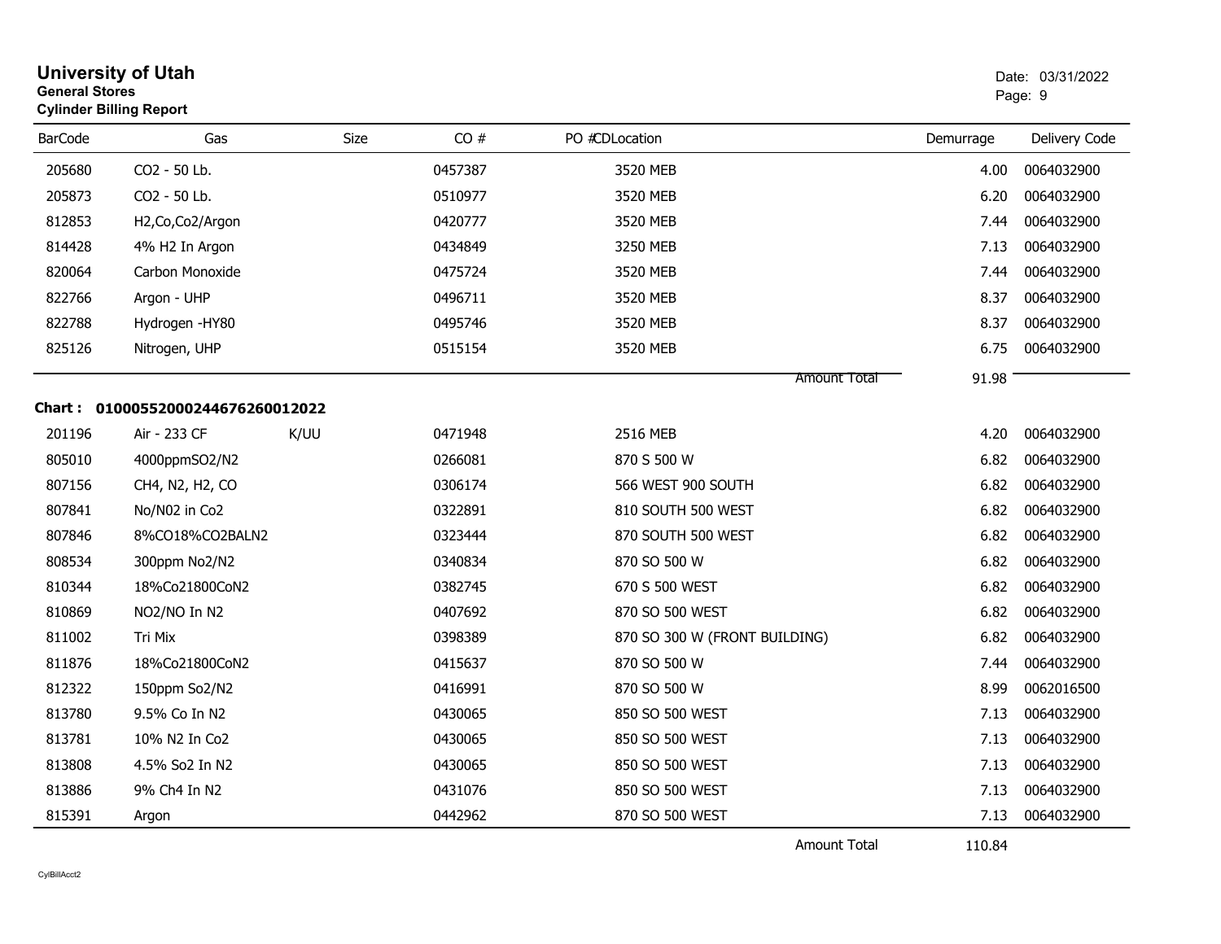# University of Utah
**General Stores**
**Cylinder Billing Report**

Date: 03/31/2022

| BarCode | Gas | Size | CO # | PO #CDLocation | Demurrage | Delivery Code |
|---|---|---|---|---|---|---|
| 205680 | CO2 - 50 Lb. | | 0457387 | 3520 MEB | 4.00 | 0064032900 |
| 205873 | CO2 - 50 Lb. | | 0510977 | 3520 MEB | 6.20 | 0064032900 |
| 812853 | H2,Co,Co2/Argon | | 0420777 | 3520 MEB | 7.44 | 0064032900 |
| 814428 | 4% H2 In Argon | | 0434849 | 3250 MEB | 7.13 | 0064032900 |
| 820064 | Carbon Monoxide | | 0475724 | 3520 MEB | 7.44 | 0064032900 |
| 822766 | Argon - UHP | | 0496711 | 3520 MEB | 8.37 | 0064032900 |
| 822788 | Hydrogen -HY80 | | 0495746 | 3520 MEB | 8.37 | 0064032900 |
| 825126 | Nitrogen, UHP | | 0515154 | 3520 MEB | 6.75 | 0064032900 |
| | | | | Amount Total | 91.98 | |

**Chart : 01000552000244676260012022**

| BarCode | Gas | Size | CO # | PO #CDLocation | Demurrage | Delivery Code |
|---|---|---|---|---|---|---|
| 201196 | Air - 233 CF | K/UU | 0471948 | 2516 MEB | 4.20 | 0064032900 |
| 805010 | 4000ppmSO2/N2 | | 0266081 | 870 S 500 W | 6.82 | 0064032900 |
| 807156 | CH4, N2, H2, CO | | 0306174 | 566 WEST 900 SOUTH | 6.82 | 0064032900 |
| 807841 | No/N02 in Co2 | | 0322891 | 810 SOUTH 500 WEST | 6.82 | 0064032900 |
| 807846 | 8%CO18%CO2BALN2 | | 0323444 | 870 SOUTH 500 WEST | 6.82 | 0064032900 |
| 808534 | 300ppm No2/N2 | | 0340834 | 870 SO 500 W | 6.82 | 0064032900 |
| 810344 | 18%Co21800CoN2 | | 0382745 | 670 S 500 WEST | 6.82 | 0064032900 |
| 810869 | NO2/NO In N2 | | 0407692 | 870 SO 500 WEST | 6.82 | 0064032900 |
| 811002 | Tri Mix | | 0398389 | 870 SO 300 W (FRONT BUILDING) | 6.82 | 0064032900 |
| 811876 | 18%Co21800CoN2 | | 0415637 | 870 SO 500 W | 7.44 | 0064032900 |
| 812322 | 150ppm So2/N2 | | 0416991 | 870 SO 500 W | 8.99 | 0062016500 |
| 813780 | 9.5% Co In N2 | | 0430065 | 850 SO 500 WEST | 7.13 | 0064032900 |
| 813781 | 10% N2 In Co2 | | 0430065 | 850 SO 500 WEST | 7.13 | 0064032900 |
| 813808 | 4.5% So2 In N2 | | 0430065 | 850 SO 500 WEST | 7.13 | 0064032900 |
| 813886 | 9% Ch4 In N2 | | 0431076 | 850 SO 500 WEST | 7.13 | 0064032900 |
| 815391 | Argon | | 0442962 | 870 SO 500 WEST | 7.13 | 0064032900 |
| | | | | Amount Total | 110.84 | |

CylBillAcct2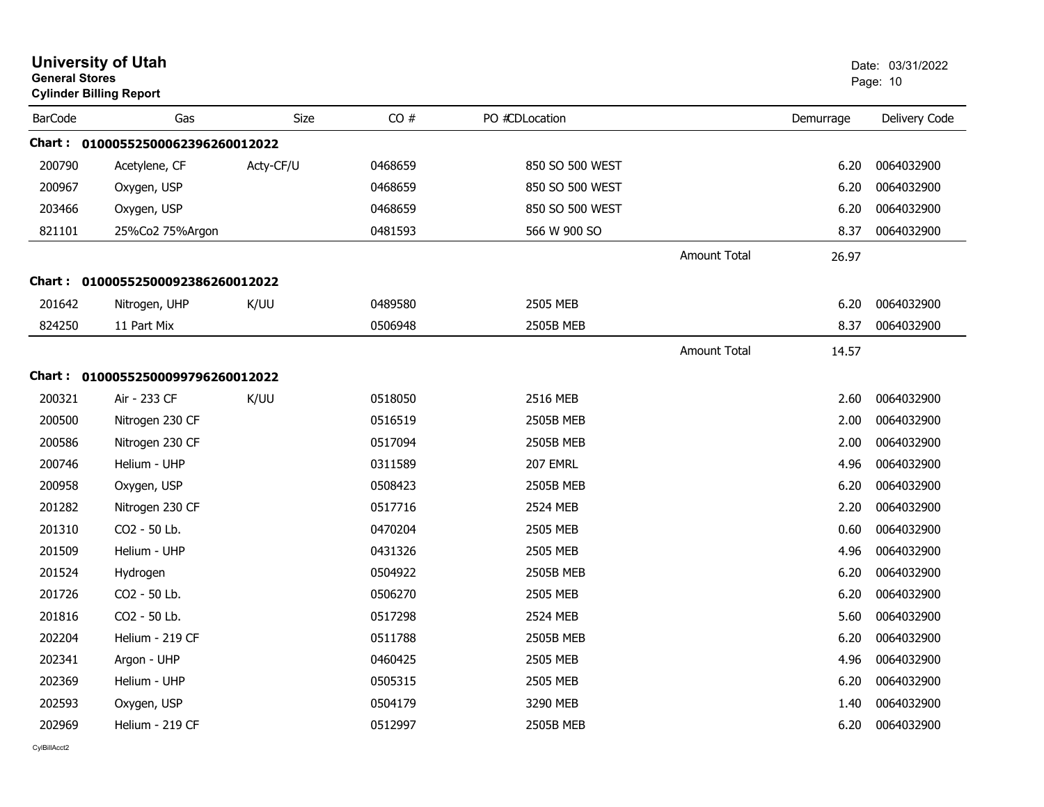# University of Utah

**General Stores**

**Cylinder Billing Report**

Date: 03/31/2022

| BarCode | Gas | Size | CO # | PO #CDLocation | | Demurrage | Delivery Code |
|---|---|---|---|---|---|---|---|
| **Chart : 01000552500062396260012022** | | | | | | | |
| 200790 | Acetylene, CF | Acty-CF/U | 0468659 | 850 SO 500 WEST | | 6.20 | 0064032900 |
| 200967 | Oxygen, USP | | 0468659 | 850 SO 500 WEST | | 6.20 | 0064032900 |
| 203466 | Oxygen, USP | | 0468659 | 850 SO 500 WEST | | 6.20 | 0064032900 |
| 821101 | 25%Co2 75%Argon | | 0481593 | 566 W 900 SO | | 8.37 | 0064032900 |
| | | | | | Amount Total | 26.97 | |
| **Chart : 01000552500092386260012022** | | | | | | | |
| 201642 | Nitrogen, UHP | K/UU | 0489580 | 2505 MEB | | 6.20 | 0064032900 |
| 824250 | 11 Part Mix | | 0506948 | 2505B MEB | | 8.37 | 0064032900 |
| | | | | | Amount Total | 14.57 | |
| **Chart : 01000552500099796260012022** | | | | | | | |
| 200321 | Air - 233 CF | K/UU | 0518050 | 2516 MEB | | 2.60 | 0064032900 |
| 200500 | Nitrogen 230 CF | | 0516519 | 2505B MEB | | 2.00 | 0064032900 |
| 200586 | Nitrogen 230 CF | | 0517094 | 2505B MEB | | 2.00 | 0064032900 |
| 200746 | Helium - UHP | | 0311589 | 207 EMRL | | 4.96 | 0064032900 |
| 200958 | Oxygen, USP | | 0508423 | 2505B MEB | | 6.20 | 0064032900 |
| 201282 | Nitrogen 230 CF | | 0517716 | 2524 MEB | | 2.20 | 0064032900 |
| 201310 | CO2 - 50 Lb. | | 0470204 | 2505 MEB | | 0.60 | 0064032900 |
| 201509 | Helium - UHP | | 0431326 | 2505 MEB | | 4.96 | 0064032900 |
| 201524 | Hydrogen | | 0504922 | 2505B MEB | | 6.20 | 0064032900 |
| 201726 | CO2 - 50 Lb. | | 0506270 | 2505 MEB | | 6.20 | 0064032900 |
| 201816 | CO2 - 50 Lb. | | 0517298 | 2524 MEB | | 5.60 | 0064032900 |
| 202204 | Helium - 219 CF | | 0511788 | 2505B MEB | | 6.20 | 0064032900 |
| 202341 | Argon - UHP | | 0460425 | 2505 MEB | | 4.96 | 0064032900 |
| 202369 | Helium - UHP | | 0505315 | 2505 MEB | | 6.20 | 0064032900 |
| 202593 | Oxygen, USP | | 0504179 | 3290 MEB | | 1.40 | 0064032900 |
| 202969 | Helium - 219 CF | | 0512997 | 2505B MEB | | 6.20 | 0064032900 |

CylBillAcct2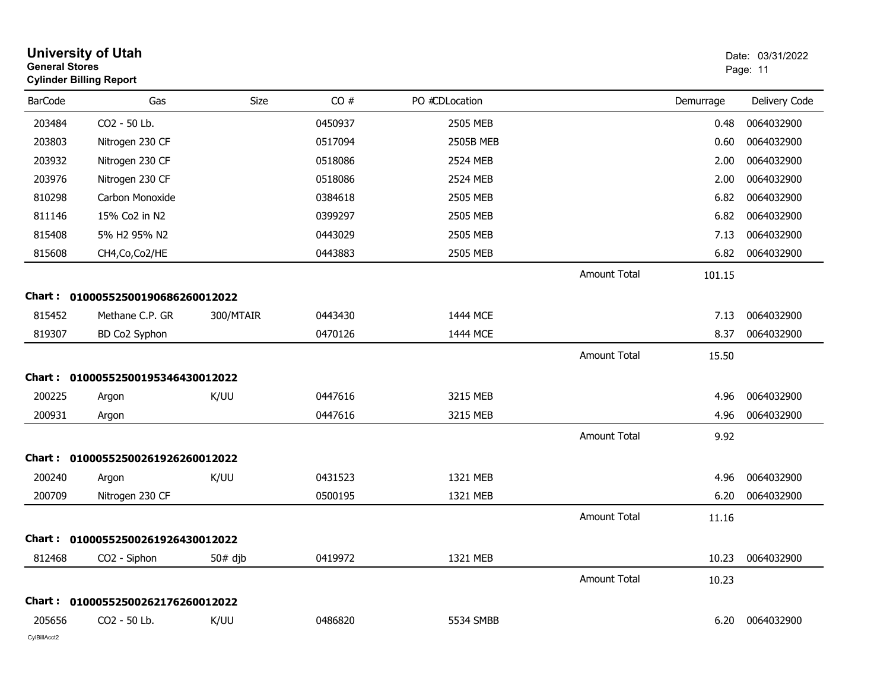# University of Utah

**General Stores**

**Cylinder Billing Report**

Date: 03/31/2022

| BarCode | Gas | Size | CO # | PO #CDLocation | | Demurrage | Delivery Code |
|---|---|---|---|---|---|---|---|
| 203484 | CO2 - 50 Lb. | | 0450937 | 2505 MEB | | 0.48 | 0064032900 |
| 203803 | Nitrogen 230 CF | | 0517094 | 2505B MEB | | 0.60 | 0064032900 |
| 203932 | Nitrogen 230 CF | | 0518086 | 2524 MEB | | 2.00 | 0064032900 |
| 203976 | Nitrogen 230 CF | | 0518086 | 2524 MEB | | 2.00 | 0064032900 |
| 810298 | Carbon Monoxide | | 0384618 | 2505 MEB | | 6.82 | 0064032900 |
| 811146 | 15% Co2 in N2 | | 0399297 | 2505 MEB | | 6.82 | 0064032900 |
| 815408 | 5% H2 95% N2 | | 0443029 | 2505 MEB | | 7.13 | 0064032900 |
| 815608 | CH4,Co,Co2/HE | | 0443883 | 2505 MEB | | 6.82 | 0064032900 |
| | | | | | Amount Total | 101.15 | |

**Chart : 01000552500190686260012022**

| BarCode | Gas | Size | CO # | PO #CDLocation | | Demurrage | Delivery Code |
|---|---|---|---|---|---|---|---|
| 815452 | Methane C.P. GR | 300/MTAIR | 0443430 | 1444 MCE | | 7.13 | 0064032900 |
| 819307 | BD Co2 Syphon | | 0470126 | 1444 MCE | | 8.37 | 0064032900 |
| | | | | | Amount Total | 15.50 | |

**Chart : 01000552500195346430012022**

| BarCode | Gas | Size | CO # | PO #CDLocation | | Demurrage | Delivery Code |
|---|---|---|---|---|---|---|---|
| 200225 | Argon | K/UU | 0447616 | 3215 MEB | | 4.96 | 0064032900 |
| 200931 | Argon | | 0447616 | 3215 MEB | | 4.96 | 0064032900 |
| | | | | | Amount Total | 9.92 | |

**Chart : 01000552500261926260012022**

| BarCode | Gas | Size | CO # | PO #CDLocation | | Demurrage | Delivery Code |
|---|---|---|---|---|---|---|---|
| 200240 | Argon | K/UU | 0431523 | 1321 MEB | | 4.96 | 0064032900 |
| 200709 | Nitrogen 230 CF | | 0500195 | 1321 MEB | | 6.20 | 0064032900 |
| | | | | | Amount Total | 11.16 | |

**Chart : 01000552500261926430012022**

| BarCode | Gas | Size | CO # | PO #CDLocation | | Demurrage | Delivery Code |
|---|---|---|---|---|---|---|---|
| 812468 | CO2 - Siphon | 50# djb | 0419972 | 1321 MEB | | 10.23 | 0064032900 |
| | | | | | Amount Total | 10.23 | |

**Chart : 01000552500262176260012022**

| BarCode | Gas | Size | CO # | PO #CDLocation | | Demurrage | Delivery Code |
|---|---|---|---|---|---|---|---|
| 205656 | CO2 - 50 Lb. | K/UU | 0486820 | 5534 SMBB | | 6.20 | 0064032900 |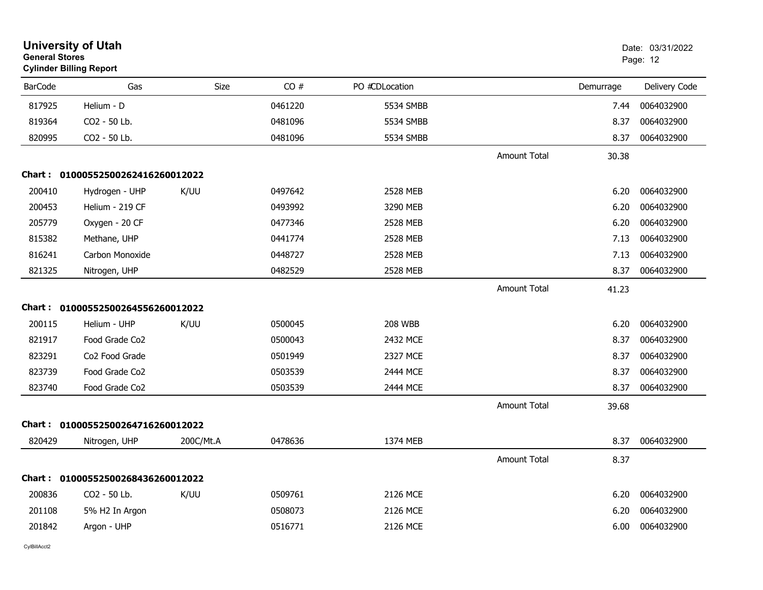# University of Utah

**General Stores**

**Cylinder Billing Report**

Date: 03/31/2022

| BarCode | Gas | Size | CO # | PO # | CDLocation | | Demurrage | Delivery Code |
|---|---|---|---|---|---|---|---|---|
| 817925 | Helium - D | | 0461220 | | 5534 SMBB | | 7.44 | 0064032900 |
| 819364 | CO2 - 50 Lb. | | 0481096 | | 5534 SMBB | | 8.37 | 0064032900 |
| 820995 | CO2 - 50 Lb. | | 0481096 | | 5534 SMBB | | 8.37 | 0064032900 |
| | | | | | | Amount Total | 30.38 | |
| **Chart :** | **01000552500262416260012022** | | | | | | | |
| 200410 | Hydrogen - UHP | K/UU | 0497642 | | 2528 MEB | | 6.20 | 0064032900 |
| 200453 | Helium - 219 CF | | 0493992 | | 3290 MEB | | 6.20 | 0064032900 |
| 205779 | Oxygen - 20 CF | | 0477346 | | 2528 MEB | | 6.20 | 0064032900 |
| 815382 | Methane, UHP | | 0441774 | | 2528 MEB | | 7.13 | 0064032900 |
| 816241 | Carbon Monoxide | | 0448727 | | 2528 MEB | | 7.13 | 0064032900 |
| 821325 | Nitrogen, UHP | | 0482529 | | 2528 MEB | | 8.37 | 0064032900 |
| | | | | | | Amount Total | 41.23 | |
| **Chart :** | **01000552500264556260012022** | | | | | | | |
| 200115 | Helium - UHP | K/UU | 0500045 | | 208 WBB | | 6.20 | 0064032900 |
| 821917 | Food Grade Co2 | | 0500043 | | 2432 MCE | | 8.37 | 0064032900 |
| 823291 | Co2 Food Grade | | 0501949 | | 2327 MCE | | 8.37 | 0064032900 |
| 823739 | Food Grade Co2 | | 0503539 | | 2444 MCE | | 8.37 | 0064032900 |
| 823740 | Food Grade Co2 | | 0503539 | | 2444 MCE | | 8.37 | 0064032900 |
| | | | | | | Amount Total | 39.68 | |
| **Chart :** | **01000552500264716260012022** | | | | | | | |
| 820429 | Nitrogen, UHP | 200C/Mt.A | 0478636 | | 1374 MEB | | 8.37 | 0064032900 |
| | | | | | | Amount Total | 8.37 | |
| **Chart :** | **01000552500268436260012022** | | | | | | | |
| 200836 | CO2 - 50 Lb. | K/UU | 0509761 | | 2126 MCE | | 6.20 | 0064032900 |
| 201108 | 5% H2 In Argon | | 0508073 | | 2126 MCE | | 6.20 | 0064032900 |
| 201842 | Argon - UHP | | 0516771 | | 2126 MCE | | 6.00 | 0064032900 |

CylBillAcct2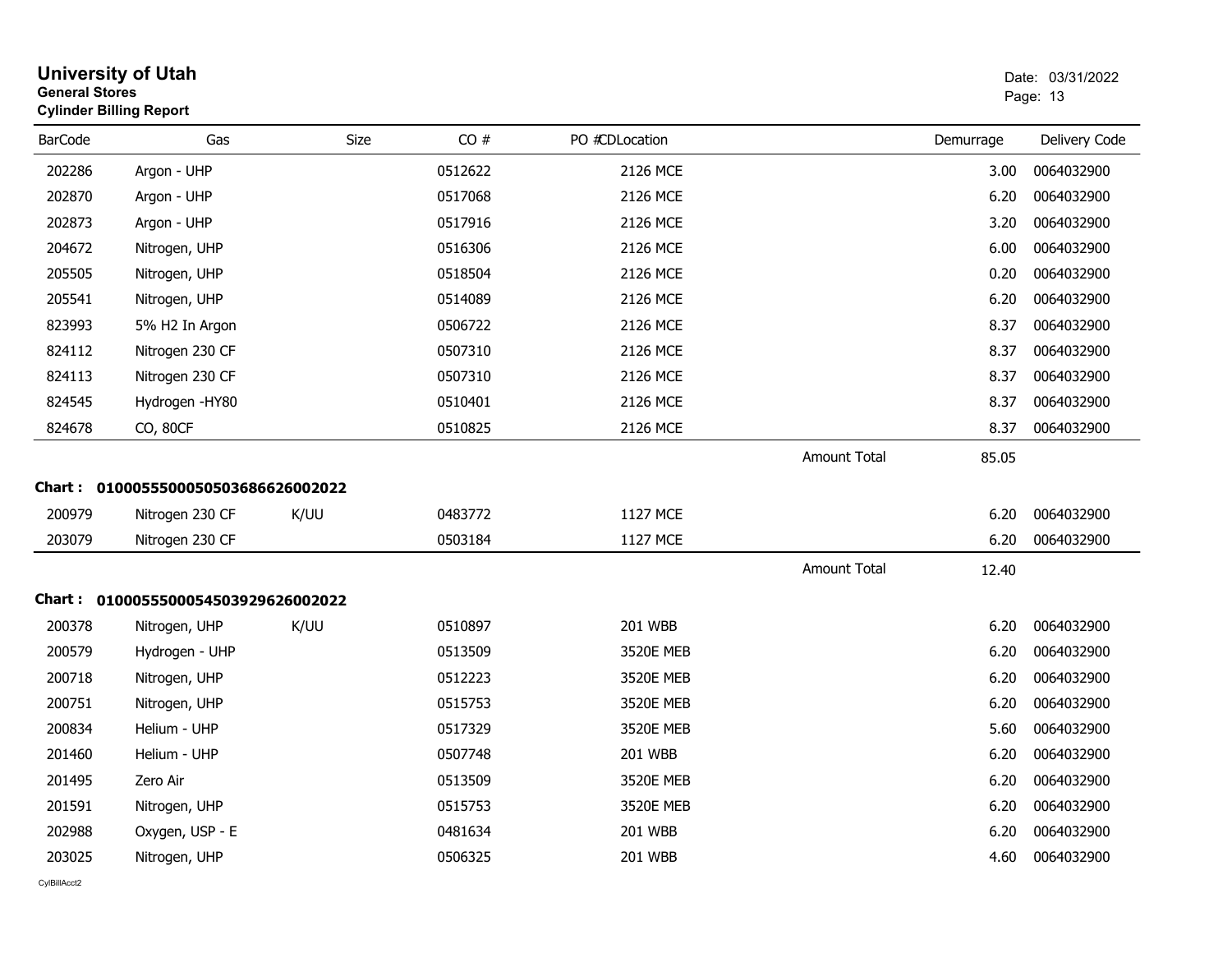# University of Utah

**General Stores**

**Cylinder Billing Report**

Date: 03/31/2022

| BarCode | Gas | Size | CO # | PO # | CDLocation | | Demurrage | Delivery Code |
|---|---|---|---|---|---|---|---|---|
| 202286 | Argon - UHP | | 0512622 | | 2126 MCE | | 3.00 | 0064032900 |
| 202870 | Argon - UHP | | 0517068 | | 2126 MCE | | 6.20 | 0064032900 |
| 202873 | Argon - UHP | | 0517916 | | 2126 MCE | | 3.20 | 0064032900 |
| 204672 | Nitrogen, UHP | | 0516306 | | 2126 MCE | | 6.00 | 0064032900 |
| 205505 | Nitrogen, UHP | | 0518504 | | 2126 MCE | | 0.20 | 0064032900 |
| 205541 | Nitrogen, UHP | | 0514089 | | 2126 MCE | | 6.20 | 0064032900 |
| 823993 | 5% H2 In Argon | | 0506722 | | 2126 MCE | | 8.37 | 0064032900 |
| 824112 | Nitrogen 230 CF | | 0507310 | | 2126 MCE | | 8.37 | 0064032900 |
| 824113 | Nitrogen 230 CF | | 0507310 | | 2126 MCE | | 8.37 | 0064032900 |
| 824545 | Hydrogen -HY80 | | 0510401 | | 2126 MCE | | 8.37 | 0064032900 |
| 824678 | CO, 80CF | | 0510825 | | 2126 MCE | | 8.37 | 0064032900 |
| | | | | | | Amount Total | 85.05 | |

**Chart : 01000555000505036866260020 22**

| BarCode | Gas | Size | CO # | PO # | CDLocation | | Demurrage | Delivery Code |
|---|---|---|---|---|---|---|---|---|
| 200979 | Nitrogen 230 CF | K/UU | 0483772 | | 1127 MCE | | 6.20 | 0064032900 |
| 203079 | Nitrogen 230 CF | | 0503184 | | 1127 MCE | | 6.20 | 0064032900 |
| | | | | | | Amount Total | 12.40 | |

**Chart : 01000555000545039296260020 22**

| BarCode | Gas | Size | CO # | PO # | CDLocation | | Demurrage | Delivery Code |
|---|---|---|---|---|---|---|---|---|
| 200378 | Nitrogen, UHP | K/UU | 0510897 | | 201 WBB | | 6.20 | 0064032900 |
| 200579 | Hydrogen - UHP | | 0513509 | | 3520E MEB | | 6.20 | 0064032900 |
| 200718 | Nitrogen, UHP | | 0512223 | | 3520E MEB | | 6.20 | 0064032900 |
| 200751 | Nitrogen, UHP | | 0515753 | | 3520E MEB | | 6.20 | 0064032900 |
| 200834 | Helium - UHP | | 0517329 | | 3520E MEB | | 5.60 | 0064032900 |
| 201460 | Helium - UHP | | 0507748 | | 201 WBB | | 6.20 | 0064032900 |
| 201495 | Zero Air | | 0513509 | | 3520E MEB | | 6.20 | 0064032900 |
| 201591 | Nitrogen, UHP | | 0515753 | | 3520E MEB | | 6.20 | 0064032900 |
| 202988 | Oxygen, USP - E | | 0481634 | | 201 WBB | | 6.20 | 0064032900 |
| 203025 | Nitrogen, UHP | | 0506325 | | 201 WBB | | 4.60 | 0064032900 |

CylBillAcct2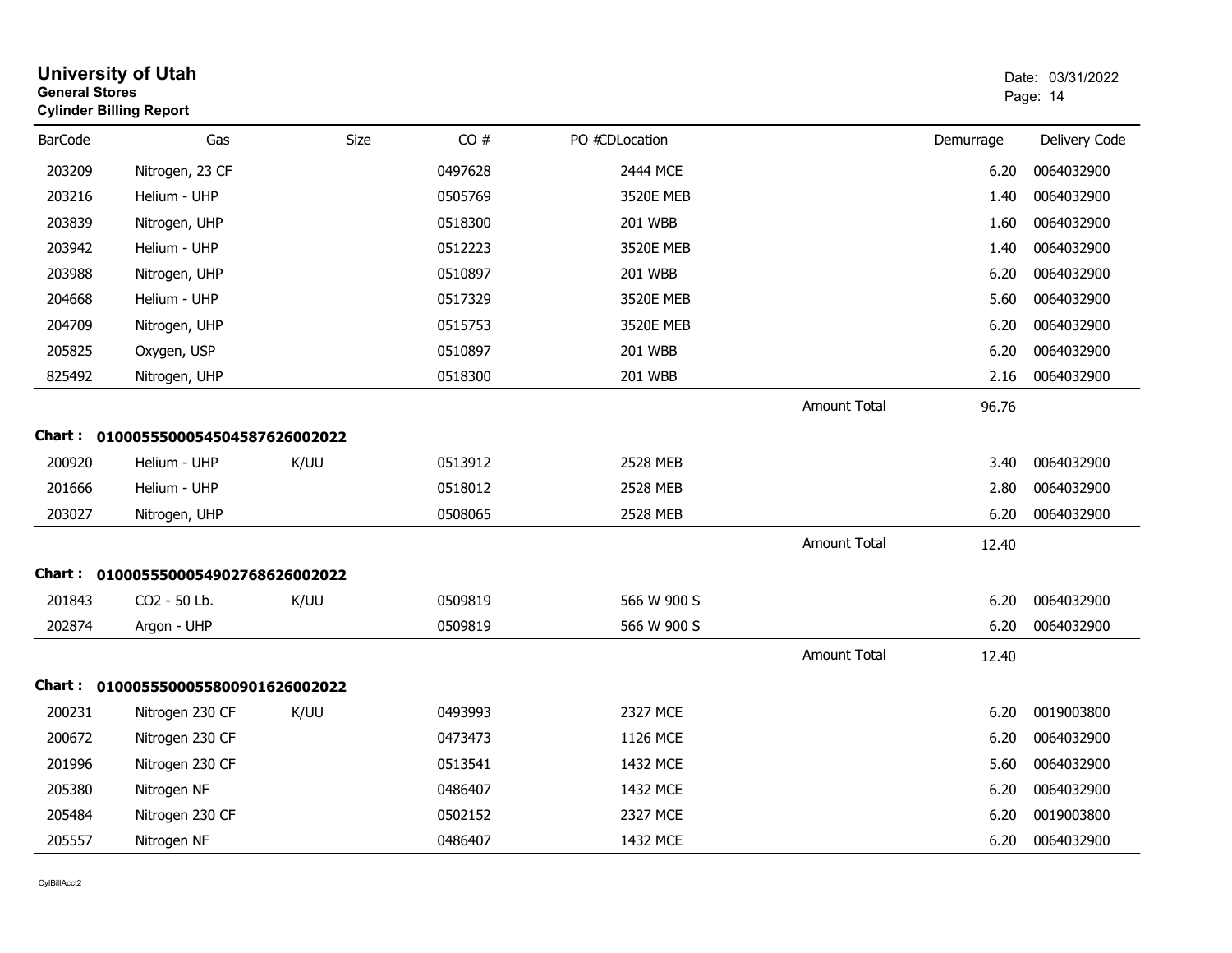# University of Utah
**General Stores**
**Cylinder Billing Report**

Date: 03/31/2022

| BarCode | Gas | Size | CO # | PO # | CDLocation | | Demurrage | Delivery Code |
|---|---|---|---|---|---|---|---|---|
| 203209 | Nitrogen, 23 CF | | 0497628 | | 2444 MCE | | 6.20 | 0064032900 |
| 203216 | Helium - UHP | | 0505769 | | 3520E MEB | | 1.40 | 0064032900 |
| 203839 | Nitrogen, UHP | | 0518300 | | 201 WBB | | 1.60 | 0064032900 |
| 203942 | Helium - UHP | | 0512223 | | 3520E MEB | | 1.40 | 0064032900 |
| 203988 | Nitrogen, UHP | | 0510897 | | 201 WBB | | 6.20 | 0064032900 |
| 204668 | Helium - UHP | | 0517329 | | 3520E MEB | | 5.60 | 0064032900 |
| 204709 | Nitrogen, UHP | | 0515753 | | 3520E MEB | | 6.20 | 0064032900 |
| 205825 | Oxygen, USP | | 0510897 | | 201 WBB | | 6.20 | 0064032900 |
| 825492 | Nitrogen, UHP | | 0518300 | | 201 WBB | | 2.16 | 0064032900 |
| | | | | | | Amount Total | 96.76 | |
| **Chart :** | **01000555000545045876260022** | | | | | | | |
| 200920 | Helium - UHP | K/UU | 0513912 | | 2528 MEB | | 3.40 | 0064032900 |
| 201666 | Helium - UHP | | 0518012 | | 2528 MEB | | 2.80 | 0064032900 |
| 203027 | Nitrogen, UHP | | 0508065 | | 2528 MEB | | 6.20 | 0064032900 |
| | | | | | | Amount Total | 12.40 | |
| **Chart :** | **01000555000549027686260022** | | | | | | | |
| 201843 | CO2 - 50 Lb. | K/UU | 0509819 | | 566 W 900 S | | 6.20 | 0064032900 |
| 202874 | Argon - UHP | | 0509819 | | 566 W 900 S | | 6.20 | 0064032900 |
| | | | | | | Amount Total | 12.40 | |
| **Chart :** | **01000555000558009016260022** | | | | | | | |
| 200231 | Nitrogen 230 CF | K/UU | 0493993 | | 2327 MCE | | 6.20 | 0019003800 |
| 200672 | Nitrogen 230 CF | | 0473473 | | 1126 MCE | | 6.20 | 0064032900 |
| 201996 | Nitrogen 230 CF | | 0513541 | | 1432 MCE | | 5.60 | 0064032900 |
| 205380 | Nitrogen NF | | 0486407 | | 1432 MCE | | 6.20 | 0064032900 |
| 205484 | Nitrogen 230 CF | | 0502152 | | 2327 MCE | | 6.20 | 0019003800 |
| 205557 | Nitrogen NF | | 0486407 | | 1432 MCE | | 6.20 | 0064032900 |

CylBillAcct2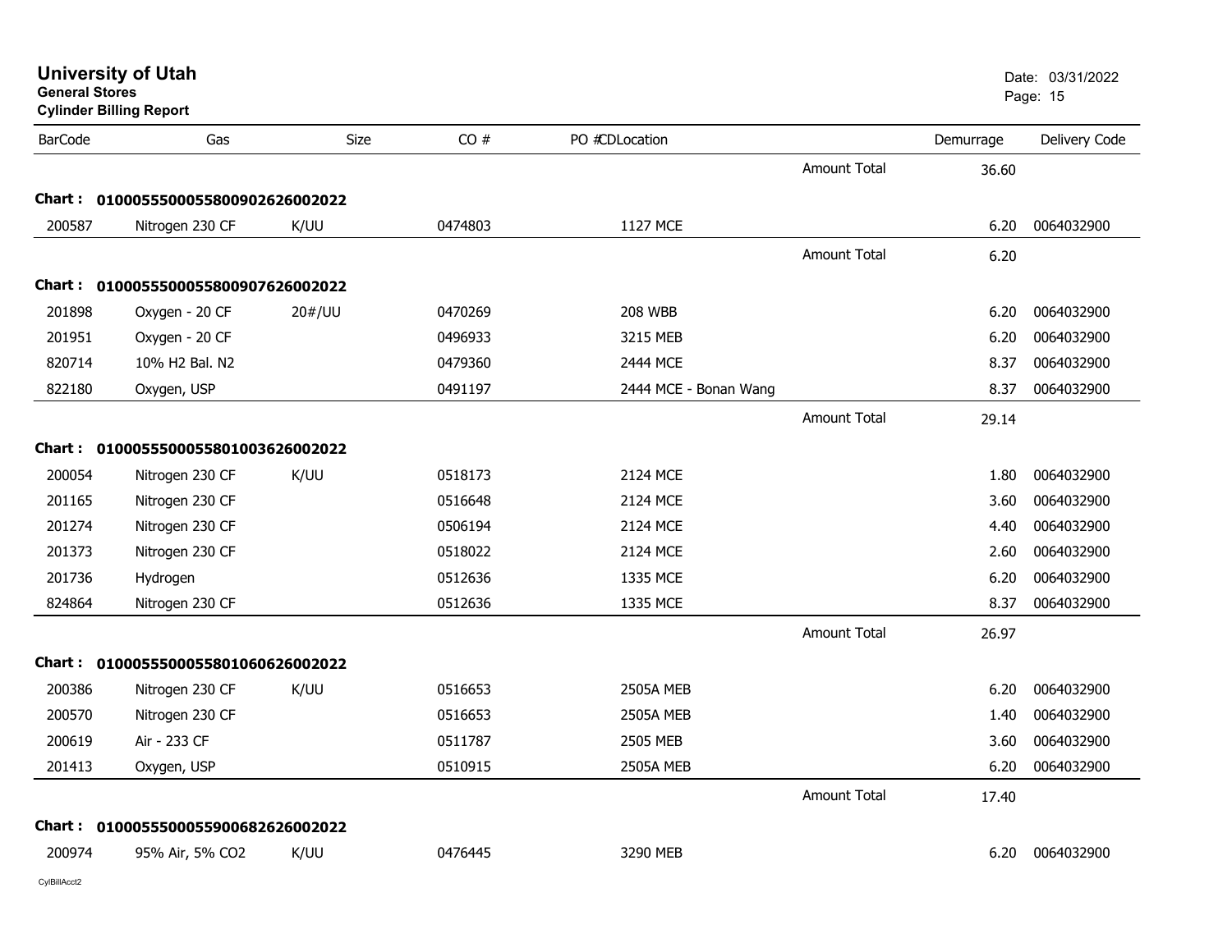# University of Utah

**General Stores**

**Cylinder Billing Report**

Date: 03/31/2022

| BarCode | Gas | Size | CO # | PO # | CDLocation | | Demurrage | Delivery Code |
|---|---|---|---|---|---|---|---|---|
| | | | | | | Amount Total | 36.60 | |
| **Chart :** | **01000555000558009026260020​22** | | | | | | | |
| 200587 | Nitrogen 230 CF | K/UU | 0474803 | | 1127 MCE | | 6.20 | 0064032900 |
| | | | | | | Amount Total | 6.20 | |
| **Chart :** | **01000555000558009076260020​22** | | | | | | | |
| 201898 | Oxygen - 20 CF | 20#/UU | 0470269 | | 208 WBB | | 6.20 | 0064032900 |
| 201951 | Oxygen - 20 CF | | 0496933 | | 3215 MEB | | 6.20 | 0064032900 |
| 820714 | 10% H2 Bal. N2 | | 0479360 | | 2444 MCE | | 8.37 | 0064032900 |
| 822180 | Oxygen, USP | | 0491197 | | 2444 MCE - Bonan Wang | | 8.37 | 0064032900 |
| | | | | | | Amount Total | 29.14 | |
| **Chart :** | **01000555000558010036260020​22** | | | | | | | |
| 200054 | Nitrogen 230 CF | K/UU | 0518173 | | 2124 MCE | | 1.80 | 0064032900 |
| 201165 | Nitrogen 230 CF | | 0516648 | | 2124 MCE | | 3.60 | 0064032900 |
| 201274 | Nitrogen 230 CF | | 0506194 | | 2124 MCE | | 4.40 | 0064032900 |
| 201373 | Nitrogen 230 CF | | 0518022 | | 2124 MCE | | 2.60 | 0064032900 |
| 201736 | Hydrogen | | 0512636 | | 1335 MCE | | 6.20 | 0064032900 |
| 824864 | Nitrogen 230 CF | | 0512636 | | 1335 MCE | | 8.37 | 0064032900 |
| | | | | | | Amount Total | 26.97 | |
| **Chart :** | **01000555000558010606260020​22** | | | | | | | |
| 200386 | Nitrogen 230 CF | K/UU | 0516653 | | 2505A MEB | | 6.20 | 0064032900 |
| 200570 | Nitrogen 230 CF | | 0516653 | | 2505A MEB | | 1.40 | 0064032900 |
| 200619 | Air - 233 CF | | 0511787 | | 2505 MEB | | 3.60 | 0064032900 |
| 201413 | Oxygen, USP | | 0510915 | | 2505A MEB | | 6.20 | 0064032900 |
| | | | | | | Amount Total | 17.40 | |
| **Chart :** | **01000555000559006826260020​22** | | | | | | | |
| 200974 | 95% Air, 5% CO2 | K/UU | 0476445 | | 3290 MEB | | 6.20 | 0064032900 |

CylBillAcct2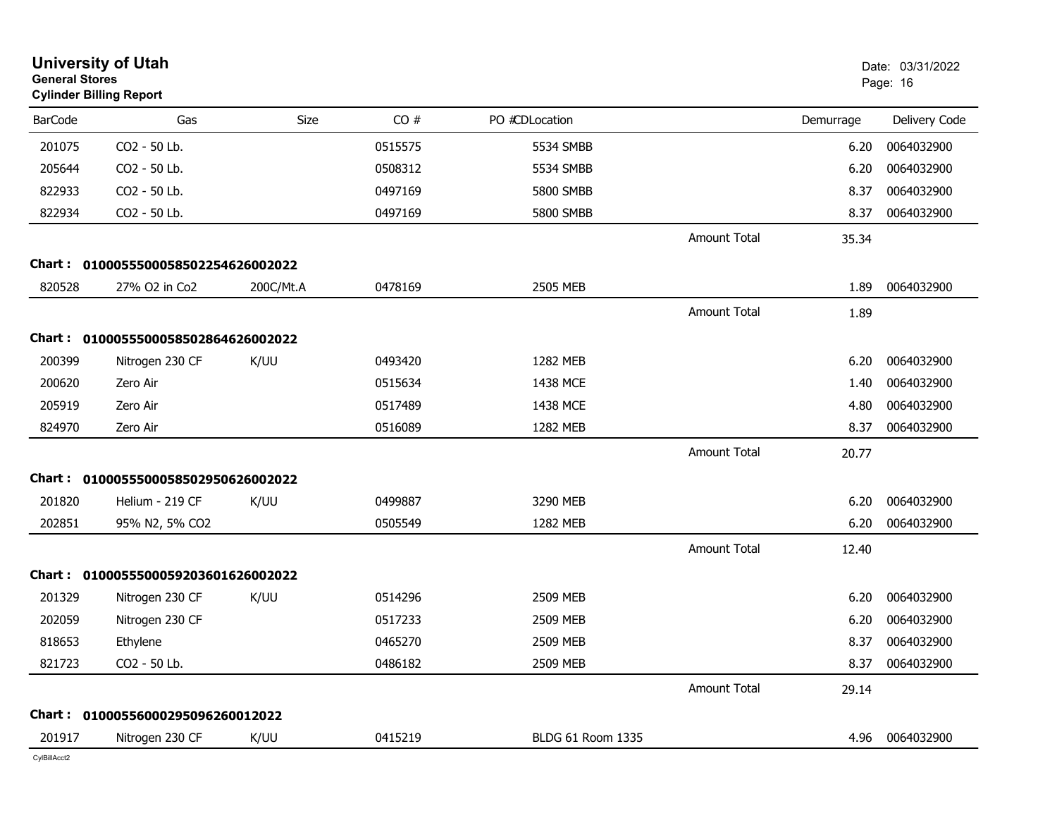# University of Utah
**General Stores**
**Cylinder Billing Report**

Date: 03/31/2022

| BarCode | Gas | Size | CO # | PO # CD Location | | Demurrage | Delivery Code |
|---|---|---|---|---|---|---|---|
| 201075 | $CO_2$ - 50 Lb. | | 0515575 | 5534 SMBB | | 6.20 | 0064032900 |
| 205644 | $CO_2$ - 50 Lb. | | 0508312 | 5534 SMBB | | 6.20 | 0064032900 |
| 822933 | $CO_2$ - 50 Lb. | | 0497169 | 5800 SMBB | | 8.37 | 0064032900 |
| 822934 | $CO_2$ - 50 Lb. | | 0497169 | 5800 SMBB | | 8.37 | 0064032900 |
| | | | | | Amount Total | 35.34 | |
| **Chart :** | **01000555000585022546260022022** | | | | | | |
| 820528 | 27% $O_2$ in $Co_2$ | 200C/Mt.A | 0478169 | 2505 MEB | | 1.89 | 0064032900 |
| | | | | | Amount Total | 1.89 | |
| **Chart :** | **01000555000585028646260022022** | | | | | | |
| 200399 | Nitrogen 230 CF | K/UU | 0493420 | 1282 MEB | | 6.20 | 0064032900 |
| 200620 | Zero Air | | 0515634 | 1438 MCE | | 1.40 | 0064032900 |
| 205919 | Zero Air | | 0517489 | 1438 MCE | | 4.80 | 0064032900 |
| 824970 | Zero Air | | 0516089 | 1282 MEB | | 8.37 | 0064032900 |
| | | | | | Amount Total | 20.77 | |
| **Chart :** | **01000555000585029506260022022** | | | | | | |
| 201820 | Helium - 219 CF | K/UU | 0499887 | 3290 MEB | | 6.20 | 0064032900 |
| 202851 | 95% $N_2$, 5% $CO_2$ | | 0505549 | 1282 MEB | | 6.20 | 0064032900 |
| | | | | | Amount Total | 12.40 | |
| **Chart :** | **01000555000592036016260022022** | | | | | | |
| 201329 | Nitrogen 230 CF | K/UU | 0514296 | 2509 MEB | | 6.20 | 0064032900 |
| 202059 | Nitrogen 230 CF | | 0517233 | 2509 MEB | | 6.20 | 0064032900 |
| 818653 | Ethylene | | 0465270 | 2509 MEB | | 8.37 | 0064032900 |
| 821723 | $CO_2$ - 50 Lb. | | 0486182 | 2509 MEB | | 8.37 | 0064032900 |
| | | | | | Amount Total | 29.14 | |
| **Chart :** | **0100055600029509626001202** | | | | | | |
| 201917 | Nitrogen 230 CF | K/UU | 0415219 | BLDG 61 Room 1335 | | 4.96 | 0064032900 |

CylBillAcct2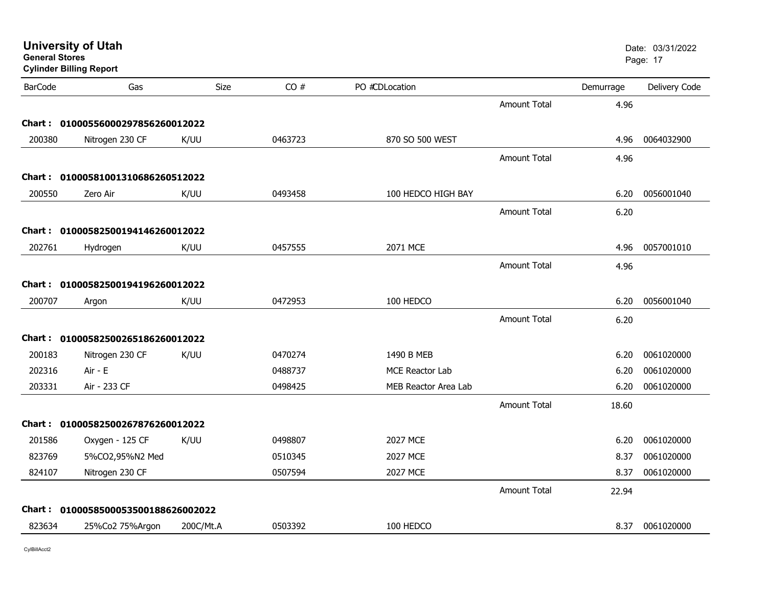# University of Utah

**General Stores**

**Cylinder Billing Report**

Date: 03/31/2022

| BarCode | Gas | Size | CO # | PO #CDLocation | | Demurrage | Delivery Code |
|---|---|---|---|---|---|---|---|
| | | | | | Amount Total | 4.96 | |
| **Chart :** | **01000556000297856260012022** | | | | | | |
| 200380 | Nitrogen 230 CF | K/UU | 0463723 | 870 SO 500 WEST | | 4.96 | 0064032900 |
| | | | | | Amount Total | 4.96 | |
| **Chart :** | **01000581001310686260512022** | | | | | | |
| 200550 | Zero Air | K/UU | 0493458 | 100 HEDCO HIGH BAY | | 6.20 | 0056001040 |
| | | | | | Amount Total | 6.20 | |
| **Chart :** | **01000582500194146260012022** | | | | | | |
| 202761 | Hydrogen | K/UU | 0457555 | 2071 MCE | | 4.96 | 0057001010 |
| | | | | | Amount Total | 4.96 | |
| **Chart :** | **01000582500194196260012022** | | | | | | |
| 200707 | Argon | K/UU | 0472953 | 100 HEDCO | | 6.20 | 0056001040 |
| | | | | | Amount Total | 6.20 | |
| **Chart :** | **01000582500265186260012022** | | | | | | |
| 200183 | Nitrogen 230 CF | K/UU | 0470274 | 1490 B MEB | | 6.20 | 0061020000 |
| 202316 | Air - E | | 0488737 | MCE Reactor Lab | | 6.20 | 0061020000 |
| 203331 | Air - 233 CF | | 0498425 | MEB Reactor Area Lab | | 6.20 | 0061020000 |
| | | | | | Amount Total | 18.60 | |
| **Chart :** | **01000582500267876260012022** | | | | | | |
| 201586 | Oxygen - 125 CF | K/UU | 0498807 | 2027 MCE | | 6.20 | 0061020000 |
| 823769 | 5%CO2,95%N2 Med | | 0510345 | 2027 MCE | | 8.37 | 0061020000 |
| 824107 | Nitrogen 230 CF | | 0507594 | 2027 MCE | | 8.37 | 0061020000 |
| | | | | | Amount Total | 22.94 | |
| **Chart :** | **0100058500053500188626002022** | | | | | | |
| 823634 | 25%Co2 75%Argon | 200C/Mt.A | 0503392 | 100 HEDCO | | 8.37 | 0061020000 |

CylBillAcct2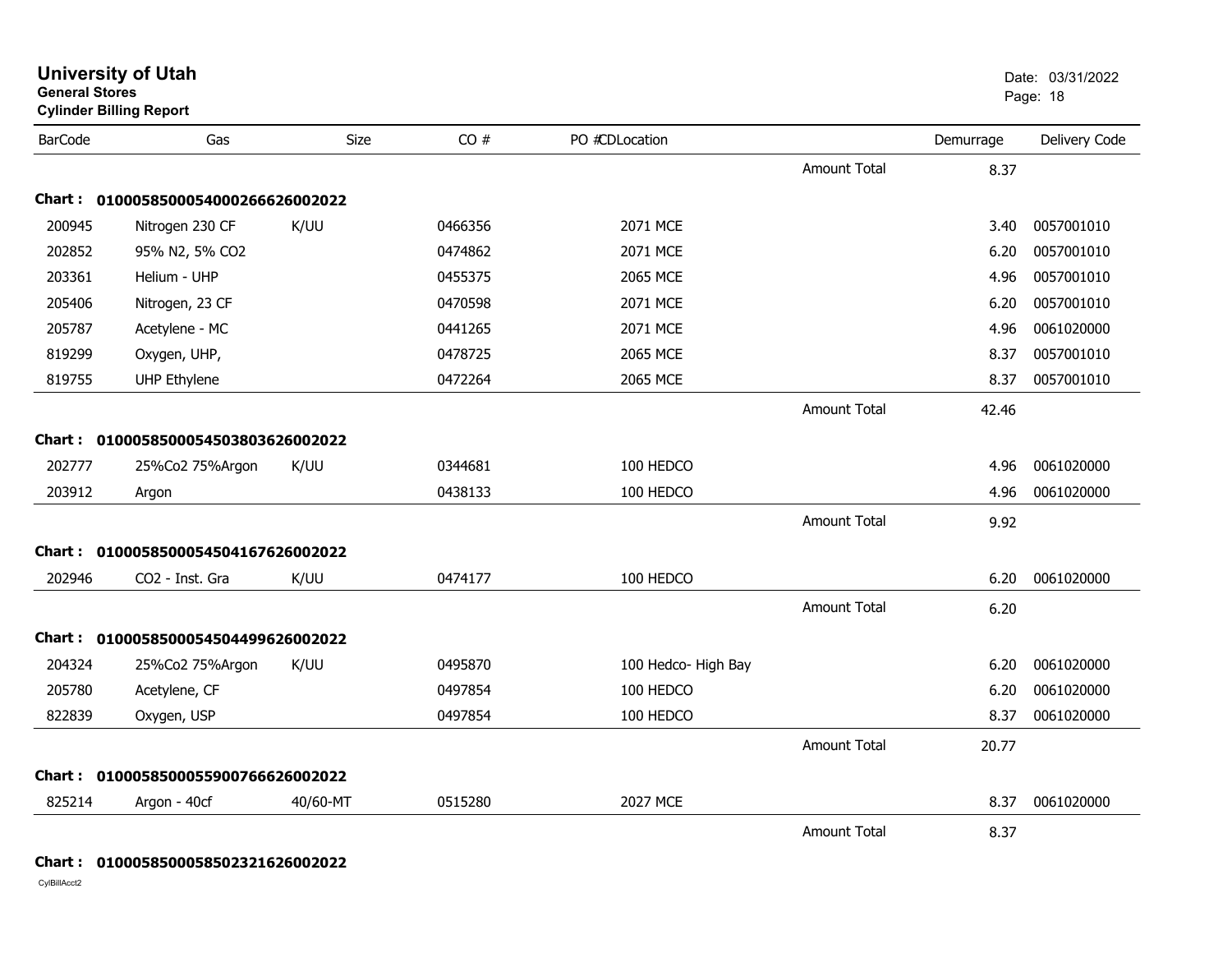# University of Utah

**General Stores**

**Cylinder Billing Report**

Date: 03/31/2022

| BarCode | Gas | Size | CO # | PO #CDLocation | | Demurrage | Delivery Code |
|---|---|---|---|---|---|---|---|
| | | | | | Amount Total | 8.37 | |
| **Chart : 01000585000540002666260020​22** | | | | | | | |
| 200945 | Nitrogen 230 CF | K/UU | 0466356 | 2071 MCE | | 3.40 | 0057001010 |
| 202852 | 95% N2, 5% CO2 | | 0474862 | 2071 MCE | | 6.20 | 0057001010 |
| 203361 | Helium - UHP | | 0455375 | 2065 MCE | | 4.96 | 0057001010 |
| 205406 | Nitrogen, 23 CF | | 0470598 | 2071 MCE | | 6.20 | 0057001010 |
| 205787 | Acetylene - MC | | 0441265 | 2071 MCE | | 4.96 | 0061020000 |
| 819299 | Oxygen, UHP, | | 0478725 | 2065 MCE | | 8.37 | 0057001010 |
| 819755 | UHP Ethylene | | 0472264 | 2065 MCE | | 8.37 | 0057001010 |
| | | | | | Amount Total | 42.46 | |
| **Chart : 01000585000545038036260020​22** | | | | | | | |
| 202777 | 25%Co2 75%Argon | K/UU | 0344681 | 100 HEDCO | | 4.96 | 0061020000 |
| 203912 | Argon | | 0438133 | 100 HEDCO | | 4.96 | 0061020000 |
| | | | | | Amount Total | 9.92 | |
| **Chart : 01000585000545041676260020​22** | | | | | | | |
| 202946 | CO2 - Inst. Gra | K/UU | 0474177 | 100 HEDCO | | 6.20 | 0061020000 |
| | | | | | Amount Total | 6.20 | |
| **Chart : 01000585000545044996260020​22** | | | | | | | |
| 204324 | 25%Co2 75%Argon | K/UU | 0495870 | 100 Hedco- High Bay | | 6.20 | 0061020000 |
| 205780 | Acetylene, CF | | 0497854 | 100 HEDCO | | 6.20 | 0061020000 |
| 822839 | Oxygen, USP | | 0497854 | 100 HEDCO | | 8.37 | 0061020000 |
| | | | | | Amount Total | 20.77 | |
| **Chart : 01000585000559007666260020​22** | | | | | | | |
| 825214 | Argon - 40cf | 40/60-MT | 0515280 | 2027 MCE | | 8.37 | 0061020000 |
| | | | | | Amount Total | 8.37 | |
| **Chart : 01000585000585023216260020​22** | | | | | | | |

CylBillAcct2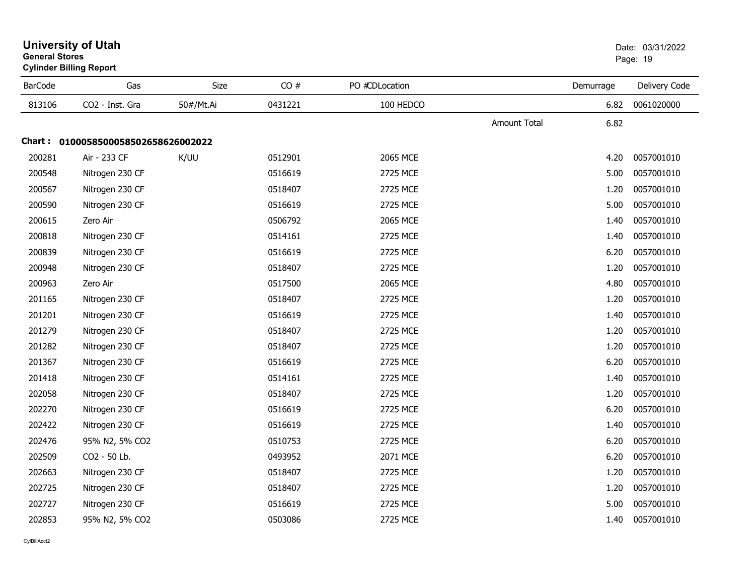# University of Utah
**General Stores**
**Cylinder Billing Report**

Date: 03/31/2022

| BarCode | Gas | Size | CO # | PO # | CDLocation | | Demurrage | Delivery Code |
|---|---|---|---|---|---|---|---|---|
| 813106 | CO2 - Inst. Gra | 50#/Mt.Ai | 0431221 | | 100 HEDCO | | 6.82 | 0061020000 |
| | | | | | | Amount Total | 6.82 | |

**Chart : 01000585000585026586260020​22**

| BarCode | Gas | Size | CO # | PO # | CDLocation | | Demurrage | Delivery Code |
|---|---|---|---|---|---|---|---|---|
| 200281 | Air - 233 CF | K/UU | 0512901 | | 2065 MCE | | 4.20 | 0057001010 |
| 200548 | Nitrogen 230 CF | | 0516619 | | 2725 MCE | | 5.00 | 0057001010 |
| 200567 | Nitrogen 230 CF | | 0518407 | | 2725 MCE | | 1.20 | 0057001010 |
| 200590 | Nitrogen 230 CF | | 0516619 | | 2725 MCE | | 5.00 | 0057001010 |
| 200615 | Zero Air | | 0506792 | | 2065 MCE | | 1.40 | 0057001010 |
| 200818 | Nitrogen 230 CF | | 0514161 | | 2725 MCE | | 1.40 | 0057001010 |
| 200839 | Nitrogen 230 CF | | 0516619 | | 2725 MCE | | 6.20 | 0057001010 |
| 200948 | Nitrogen 230 CF | | 0518407 | | 2725 MCE | | 1.20 | 0057001010 |
| 200963 | Zero Air | | 0517500 | | 2065 MCE | | 4.80 | 0057001010 |
| 201165 | Nitrogen 230 CF | | 0518407 | | 2725 MCE | | 1.20 | 0057001010 |
| 201201 | Nitrogen 230 CF | | 0516619 | | 2725 MCE | | 1.40 | 0057001010 |
| 201279 | Nitrogen 230 CF | | 0518407 | | 2725 MCE | | 1.20 | 0057001010 |
| 201282 | Nitrogen 230 CF | | 0518407 | | 2725 MCE | | 1.20 | 0057001010 |
| 201367 | Nitrogen 230 CF | | 0516619 | | 2725 MCE | | 6.20 | 0057001010 |
| 201418 | Nitrogen 230 CF | | 0514161 | | 2725 MCE | | 1.40 | 0057001010 |
| 202058 | Nitrogen 230 CF | | 0518407 | | 2725 MCE | | 1.20 | 0057001010 |
| 202270 | Nitrogen 230 CF | | 0516619 | | 2725 MCE | | 6.20 | 0057001010 |
| 202422 | Nitrogen 230 CF | | 0516619 | | 2725 MCE | | 1.40 | 0057001010 |
| 202476 | 95% N2, 5% CO2 | | 0510753 | | 2725 MCE | | 6.20 | 0057001010 |
| 202509 | CO2 - 50 Lb. | | 0493952 | | 2071 MCE | | 6.20 | 0057001010 |
| 202663 | Nitrogen 230 CF | | 0518407 | | 2725 MCE | | 1.20 | 0057001010 |
| 202725 | Nitrogen 230 CF | | 0518407 | | 2725 MCE | | 1.20 | 0057001010 |
| 202727 | Nitrogen 230 CF | | 0516619 | | 2725 MCE | | 5.00 | 0057001010 |
| 202853 | 95% N2, 5% CO2 | | 0503086 | | 2725 MCE | | 1.40 | 0057001010 |

CylBillAcct2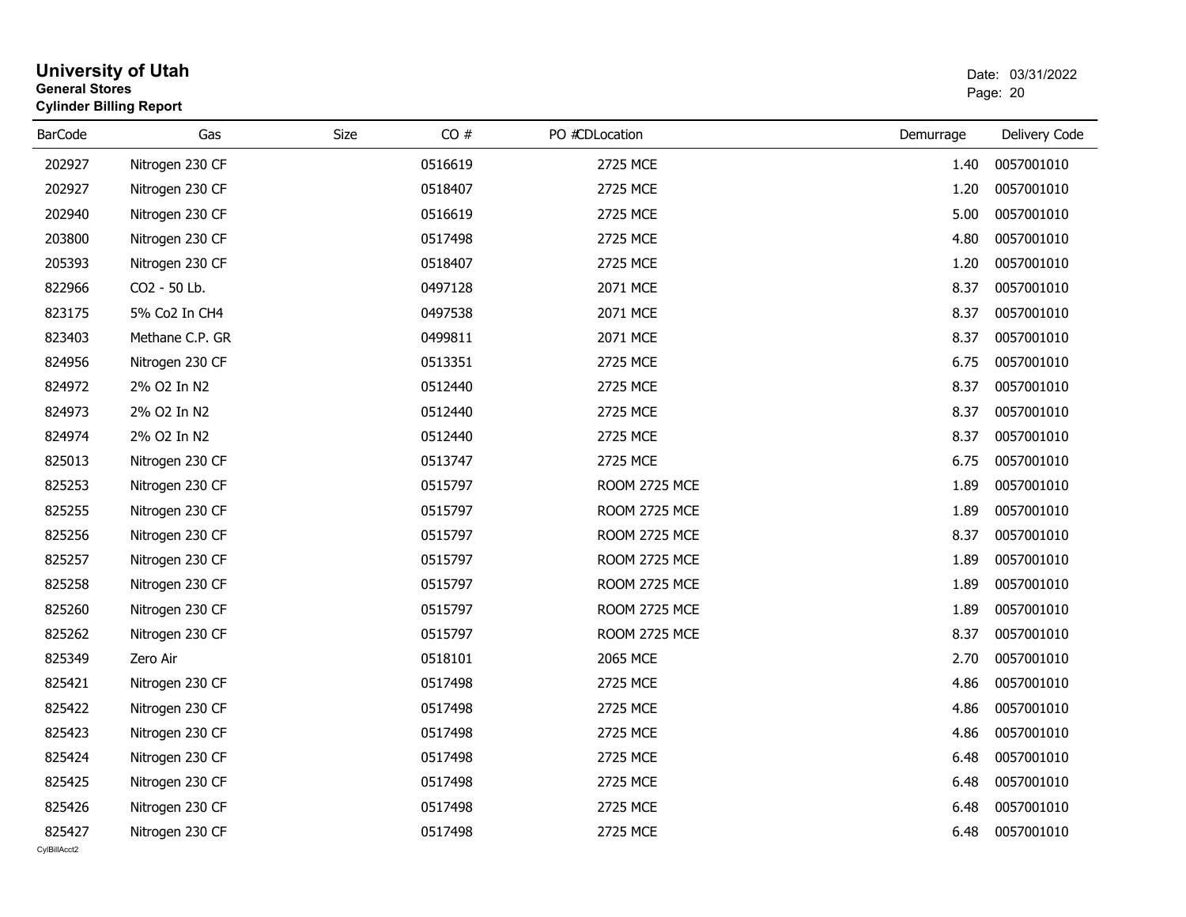# University of Utah

**General Stores**

**Cylinder Billing Report**

Date: 03/31/2022

| BarCode | Gas | Size | CO # | PO # | CDLocation | Demurrage | Delivery Code |
|---|---|---|---|---|---|---|---|
| 202927 | Nitrogen 230 CF | | 0516619 | | 2725 MCE | 1.40 | 0057001010 |
| 202927 | Nitrogen 230 CF | | 0518407 | | 2725 MCE | 1.20 | 0057001010 |
| 202940 | Nitrogen 230 CF | | 0516619 | | 2725 MCE | 5.00 | 0057001010 |
| 203800 | Nitrogen 230 CF | | 0517498 | | 2725 MCE | 4.80 | 0057001010 |
| 205393 | Nitrogen 230 CF | | 0518407 | | 2725 MCE | 1.20 | 0057001010 |
| 822966 | CO2 - 50 Lb. | | 0497128 | | 2071 MCE | 8.37 | 0057001010 |
| 823175 | 5% Co2 In CH4 | | 0497538 | | 2071 MCE | 8.37 | 0057001010 |
| 823403 | Methane C.P. GR | | 0499811 | | 2071 MCE | 8.37 | 0057001010 |
| 824956 | Nitrogen 230 CF | | 0513351 | | 2725 MCE | 6.75 | 0057001010 |
| 824972 | 2% O2 In N2 | | 0512440 | | 2725 MCE | 8.37 | 0057001010 |
| 824973 | 2% O2 In N2 | | 0512440 | | 2725 MCE | 8.37 | 0057001010 |
| 824974 | 2% O2 In N2 | | 0512440 | | 2725 MCE | 8.37 | 0057001010 |
| 825013 | Nitrogen 230 CF | | 0513747 | | 2725 MCE | 6.75 | 0057001010 |
| 825253 | Nitrogen 230 CF | | 0515797 | | ROOM 2725 MCE | 1.89 | 0057001010 |
| 825255 | Nitrogen 230 CF | | 0515797 | | ROOM 2725 MCE | 1.89 | 0057001010 |
| 825256 | Nitrogen 230 CF | | 0515797 | | ROOM 2725 MCE | 8.37 | 0057001010 |
| 825257 | Nitrogen 230 CF | | 0515797 | | ROOM 2725 MCE | 1.89 | 0057001010 |
| 825258 | Nitrogen 230 CF | | 0515797 | | ROOM 2725 MCE | 1.89 | 0057001010 |
| 825260 | Nitrogen 230 CF | | 0515797 | | ROOM 2725 MCE | 1.89 | 0057001010 |
| 825262 | Nitrogen 230 CF | | 0515797 | | ROOM 2725 MCE | 8.37 | 0057001010 |
| 825349 | Zero Air | | 0518101 | | 2065 MCE | 2.70 | 0057001010 |
| 825421 | Nitrogen 230 CF | | 0517498 | | 2725 MCE | 4.86 | 0057001010 |
| 825422 | Nitrogen 230 CF | | 0517498 | | 2725 MCE | 4.86 | 0057001010 |
| 825423 | Nitrogen 230 CF | | 0517498 | | 2725 MCE | 4.86 | 0057001010 |
| 825424 | Nitrogen 230 CF | | 0517498 | | 2725 MCE | 6.48 | 0057001010 |
| 825425 | Nitrogen 230 CF | | 0517498 | | 2725 MCE | 6.48 | 0057001010 |
| 825426 | Nitrogen 230 CF | | 0517498 | | 2725 MCE | 6.48 | 0057001010 |
| 825427 | Nitrogen 230 CF | | 0517498 | | 2725 MCE | 6.48 | 0057001010 |

CylBillAcct2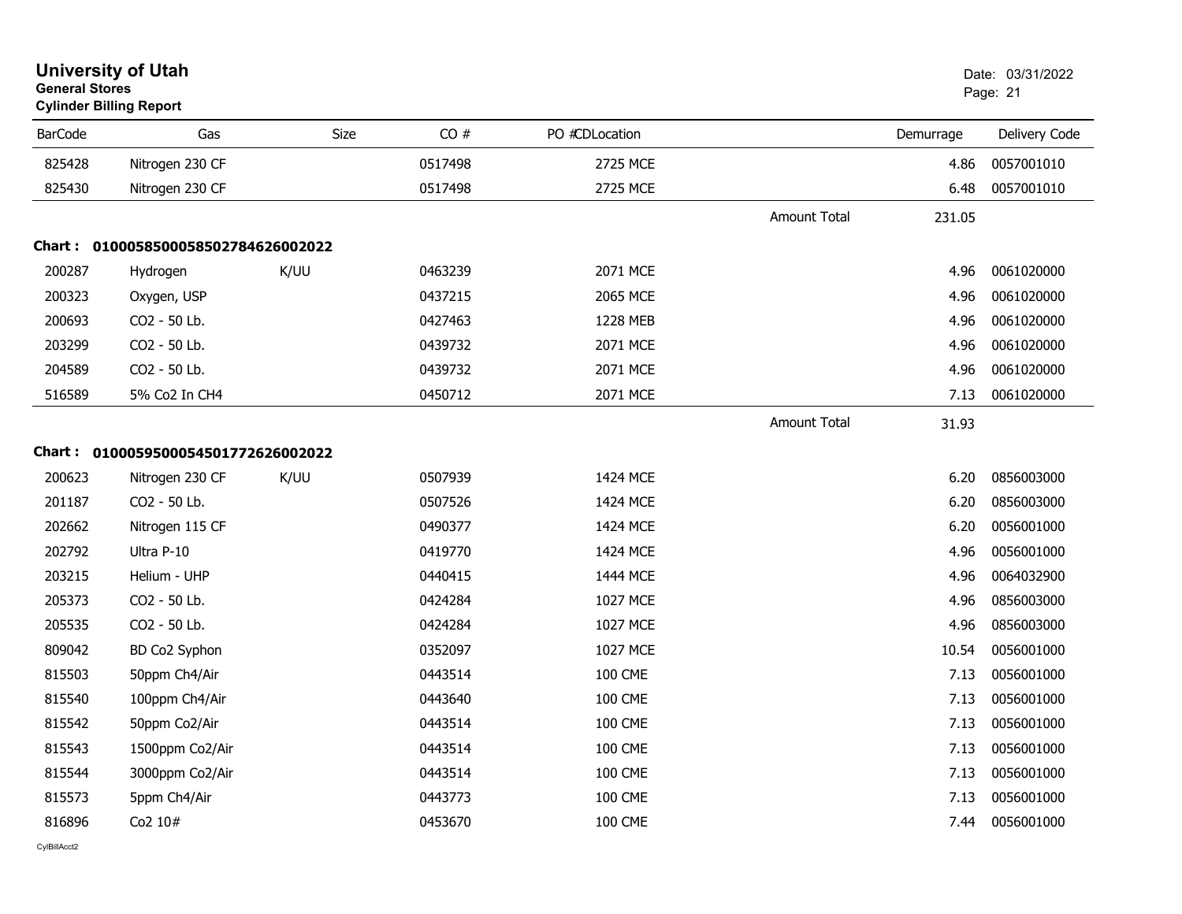# University of Utah

**General Stores**

**Cylinder Billing Report**

Date: 03/31/2022

| BarCode | Gas | Size | CO # | PO # | CDLocation | | Demurrage | Delivery Code |
|---|---|---|---|---|---|---|---|---|
| 825428 | Nitrogen 230 CF | | 0517498 | | 2725 MCE | | 4.86 | 0057001010 |
| 825430 | Nitrogen 230 CF | | 0517498 | | 2725 MCE | | 6.48 | 0057001010 |
| | | | | | | Amount Total | 231.05 | |

**Chart : 01000585000585027846260020 22**

| BarCode | Gas | Size | CO # | PO # | CDLocation | | Demurrage | Delivery Code |
|---|---|---|---|---|---|---|---|---|
| 200287 | Hydrogen | K/UU | 0463239 | | 2071 MCE | | 4.96 | 0061020000 |
| 200323 | Oxygen, USP | | 0437215 | | 2065 MCE | | 4.96 | 0061020000 |
| 200693 | CO2 - 50 Lb. | | 0427463 | | 1228 MEB | | 4.96 | 0061020000 |
| 203299 | CO2 - 50 Lb. | | 0439732 | | 2071 MCE | | 4.96 | 0061020000 |
| 204589 | CO2 - 50 Lb. | | 0439732 | | 2071 MCE | | 4.96 | 0061020000 |
| 516589 | 5% Co2 In CH4 | | 0450712 | | 2071 MCE | | 7.13 | 0061020000 |
| | | | | | | Amount Total | 31.93 | |

**Chart : 0100059500054501772626002022**

| BarCode | Gas | Size | CO # | PO # | CDLocation | | Demurrage | Delivery Code |
|---|---|---|---|---|---|---|---|---|
| 200623 | Nitrogen 230 CF | K/UU | 0507939 | | 1424 MCE | | 6.20 | 0856003000 |
| 201187 | CO2 - 50 Lb. | | 0507526 | | 1424 MCE | | 6.20 | 0856003000 |
| 202662 | Nitrogen 115 CF | | 0490377 | | 1424 MCE | | 6.20 | 0056001000 |
| 202792 | Ultra P-10 | | 0419770 | | 1424 MCE | | 4.96 | 0056001000 |
| 203215 | Helium - UHP | | 0440415 | | 1444 MCE | | 4.96 | 0064032900 |
| 205373 | CO2 - 50 Lb. | | 0424284 | | 1027 MCE | | 4.96 | 0856003000 |
| 205535 | CO2 - 50 Lb. | | 0424284 | | 1027 MCE | | 4.96 | 0856003000 |
| 809042 | BD Co2 Syphon | | 0352097 | | 1027 MCE | | 10.54 | 0056001000 |
| 815503 | 50ppm Ch4/Air | | 0443514 | | 100 CME | | 7.13 | 0056001000 |
| 815540 | 100ppm Ch4/Air | | 0443640 | | 100 CME | | 7.13 | 0056001000 |
| 815542 | 50ppm Co2/Air | | 0443514 | | 100 CME | | 7.13 | 0056001000 |
| 815543 | 1500ppm Co2/Air | | 0443514 | | 100 CME | | 7.13 | 0056001000 |
| 815544 | 3000ppm Co2/Air | | 0443514 | | 100 CME | | 7.13 | 0056001000 |
| 815573 | 5ppm Ch4/Air | | 0443773 | | 100 CME | | 7.13 | 0056001000 |
| 816896 | Co2 10# | | 0453670 | | 100 CME | | 7.44 | 0056001000 |

CylBillAcct2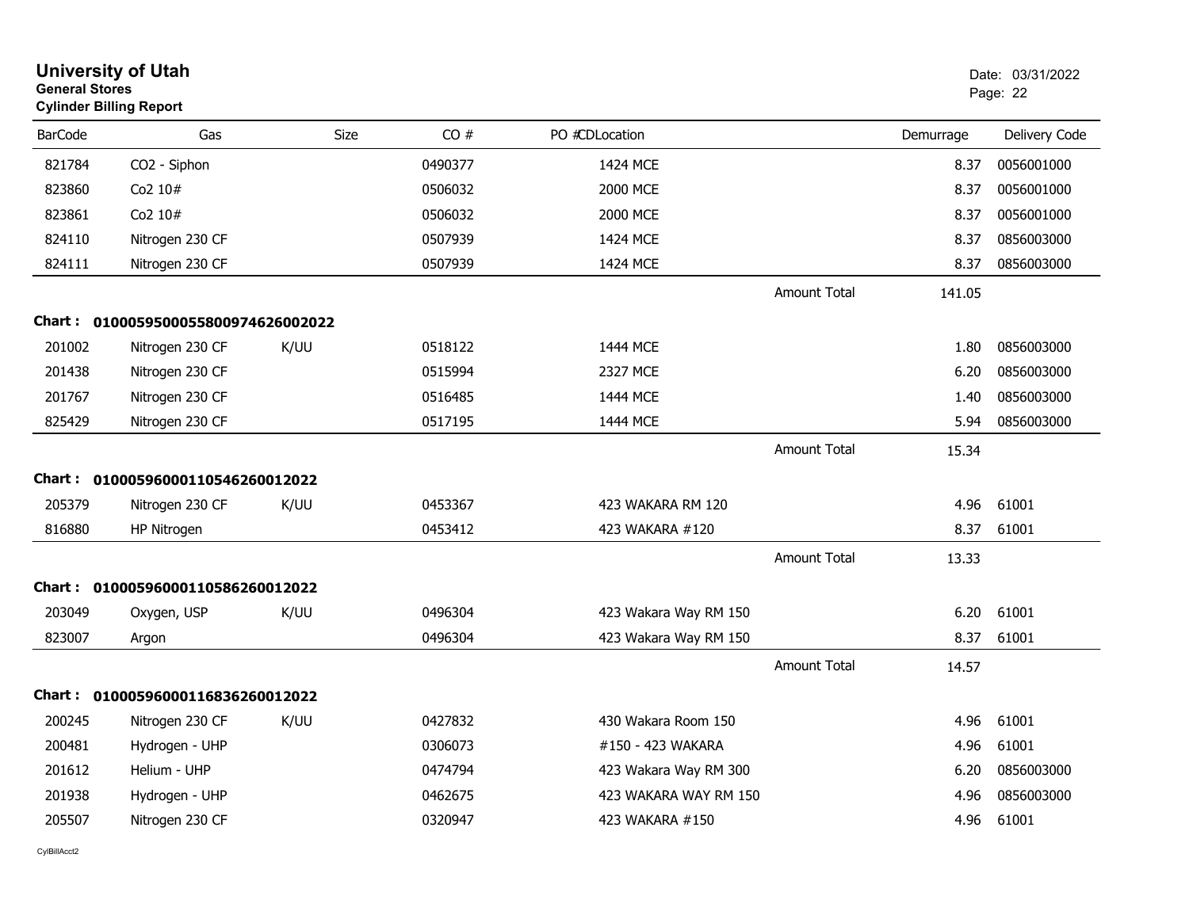# University of Utah
**General Stores**
**Cylinder Billing Report**

Date: 03/31/2022

| BarCode | Gas | Size | CO # | PO # | CDLocation | Demurrage | Delivery Code |
|---|---|---|---|---|---|---|---|
| 821784 | CO2 - Siphon | | 0490377 | | 1424 MCE | 8.37 | 0056001000 |
| 823860 | Co2 10# | | 0506032 | | 2000 MCE | 8.37 | 0056001000 |
| 823861 | Co2 10# | | 0506032 | | 2000 MCE | 8.37 | 0056001000 |
| 824110 | Nitrogen 230 CF | | 0507939 | | 1424 MCE | 8.37 | 0856003000 |
| 824111 | Nitrogen 230 CF | | 0507939 | | 1424 MCE | 8.37 | 0856003000 |
| | | | | | Amount Total | 141.05 | |

**Chart : 01000595000558009746260022022**

| BarCode | Gas | Size | CO # | PO # | CDLocation | Demurrage | Delivery Code |
|---|---|---|---|---|---|---|---|
| 201002 | Nitrogen 230 CF | K/UU | 0518122 | | 1444 MCE | 1.80 | 0856003000 |
| 201438 | Nitrogen 230 CF | | 0515994 | | 2327 MCE | 6.20 | 0856003000 |
| 201767 | Nitrogen 230 CF | | 0516485 | | 1444 MCE | 1.40 | 0856003000 |
| 825429 | Nitrogen 230 CF | | 0517195 | | 1444 MCE | 5.94 | 0856003000 |
| | | | | | Amount Total | 15.34 | |

**Chart : 01000596000110546260012022**

| BarCode | Gas | Size | CO # | PO # | CDLocation | Demurrage | Delivery Code |
|---|---|---|---|---|---|---|---|
| 205379 | Nitrogen 230 CF | K/UU | 0453367 | | 423 WAKARA RM 120 | 4.96 | 61001 |
| 816880 | HP Nitrogen | | 0453412 | | 423 WAKARA #120 | 8.37 | 61001 |
| | | | | | Amount Total | 13.33 | |

**Chart : 01000596000110586260012022**

| BarCode | Gas | Size | CO # | PO # | CDLocation | Demurrage | Delivery Code |
|---|---|---|---|---|---|---|---|
| 203049 | Oxygen, USP | K/UU | 0496304 | | 423 Wakara Way RM 150 | 6.20 | 61001 |
| 823007 | Argon | | 0496304 | | 423 Wakara Way RM 150 | 8.37 | 61001 |
| | | | | | Amount Total | 14.57 | |

**Chart : 01000596000116836260012022**

| BarCode | Gas | Size | CO # | PO # | CDLocation | Demurrage | Delivery Code |
|---|---|---|---|---|---|---|---|
| 200245 | Nitrogen 230 CF | K/UU | 0427832 | | 430 Wakara Room 150 | 4.96 | 61001 |
| 200481 | Hydrogen - UHP | | 0306073 | | #150 - 423 WAKARA | 4.96 | 61001 |
| 201612 | Helium - UHP | | 0474794 | | 423 Wakara Way RM 300 | 6.20 | 0856003000 |
| 201938 | Hydrogen - UHP | | 0462675 | | 423 WAKARA WAY RM 150 | 4.96 | 0856003000 |
| 205507 | Nitrogen 230 CF | | 0320947 | | 423 WAKARA #150 | 4.96 | 61001 |

CylBillAcct2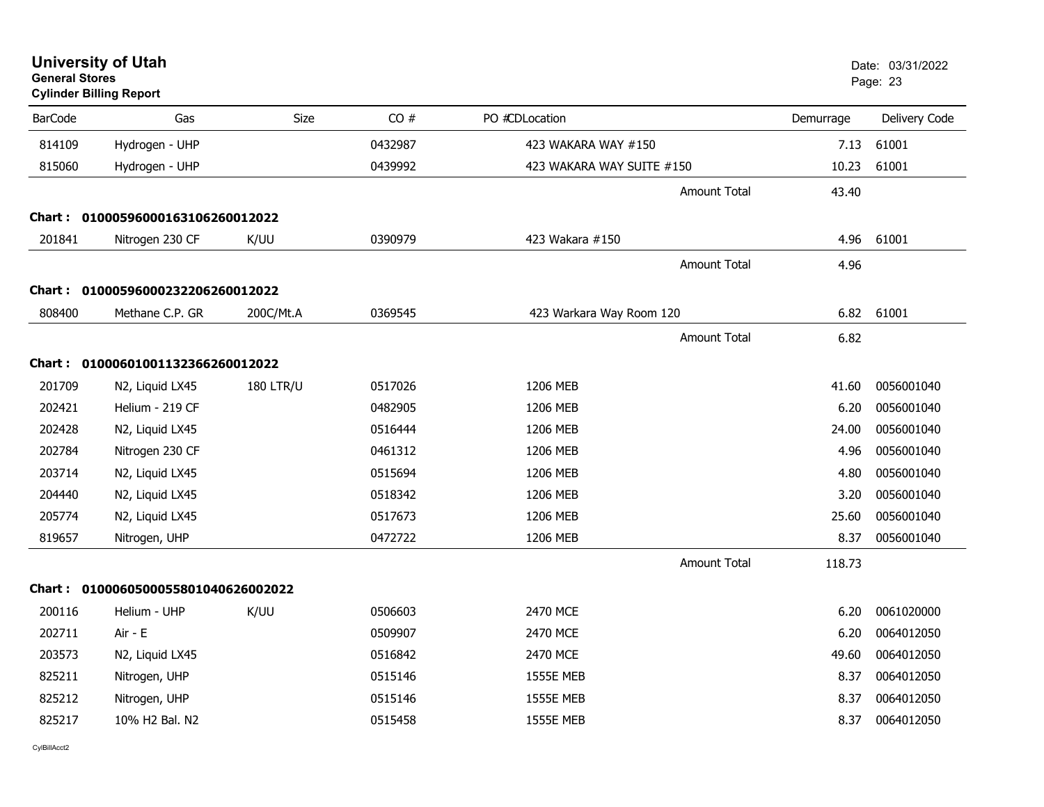# University of Utah
**General Stores**
**Cylinder Billing Report**

Date: 03/31/2022

| BarCode | Gas | Size | CO # | PO #CDLocation | Demurrage | Delivery Code |
|---|---|---|---|---|---|---|
| 814109 | Hydrogen - UHP | | 0432987 | 423 WAKARA WAY #150 | 7.13 | 61001 |
| 815060 | Hydrogen - UHP | | 0439992 | 423 WAKARA WAY SUITE #150 | 10.23 | 61001 |
| | | | | Amount Total | 43.40 | |
| **Chart : 01000596000163106260012022** | | | | | | |
| 201841 | Nitrogen 230 CF | K/UU | 0390979 | 423 Wakara #150 | 4.96 | 61001 |
| | | | | Amount Total | 4.96 | |
| **Chart : 01000596000232206260012022** | | | | | | |
| 808400 | Methane C.P. GR | 200C/Mt.A | 0369545 | 423 Warkara Way Room 120 | 6.82 | 61001 |
| | | | | Amount Total | 6.82 | |
| **Chart : 01000601001132366260012022** | | | | | | |
| 201709 | N2, Liquid LX45 | 180 LTR/U | 0517026 | 1206 MEB | 41.60 | 0056001040 |
| 202421 | Helium - 219 CF | | 0482905 | 1206 MEB | 6.20 | 0056001040 |
| 202428 | N2, Liquid LX45 | | 0516444 | 1206 MEB | 24.00 | 0056001040 |
| 202784 | Nitrogen 230 CF | | 0461312 | 1206 MEB | 4.96 | 0056001040 |
| 203714 | N2, Liquid LX45 | | 0515694 | 1206 MEB | 4.80 | 0056001040 |
| 204440 | N2, Liquid LX45 | | 0518342 | 1206 MEB | 3.20 | 0056001040 |
| 205774 | N2, Liquid LX45 | | 0517673 | 1206 MEB | 25.60 | 0056001040 |
| 819657 | Nitrogen, UHP | | 0472722 | 1206 MEB | 8.37 | 0056001040 |
| | | | | Amount Total | 118.73 | |
| **Chart : 01000605000558010406260020​22** | | | | | | |
| 200116 | Helium - UHP | K/UU | 0506603 | 2470 MCE | 6.20 | 0061020000 |
| 202711 | Air - E | | 0509907 | 2470 MCE | 6.20 | 0064012050 |
| 203573 | N2, Liquid LX45 | | 0516842 | 2470 MCE | 49.60 | 0064012050 |
| 825211 | Nitrogen, UHP | | 0515146 | 1555E MEB | 8.37 | 0064012050 |
| 825212 | Nitrogen, UHP | | 0515146 | 1555E MEB | 8.37 | 0064012050 |
| 825217 | 10% H2 Bal. N2 | | 0515458 | 1555E MEB | 8.37 | 0064012050 |

CylBillAcct2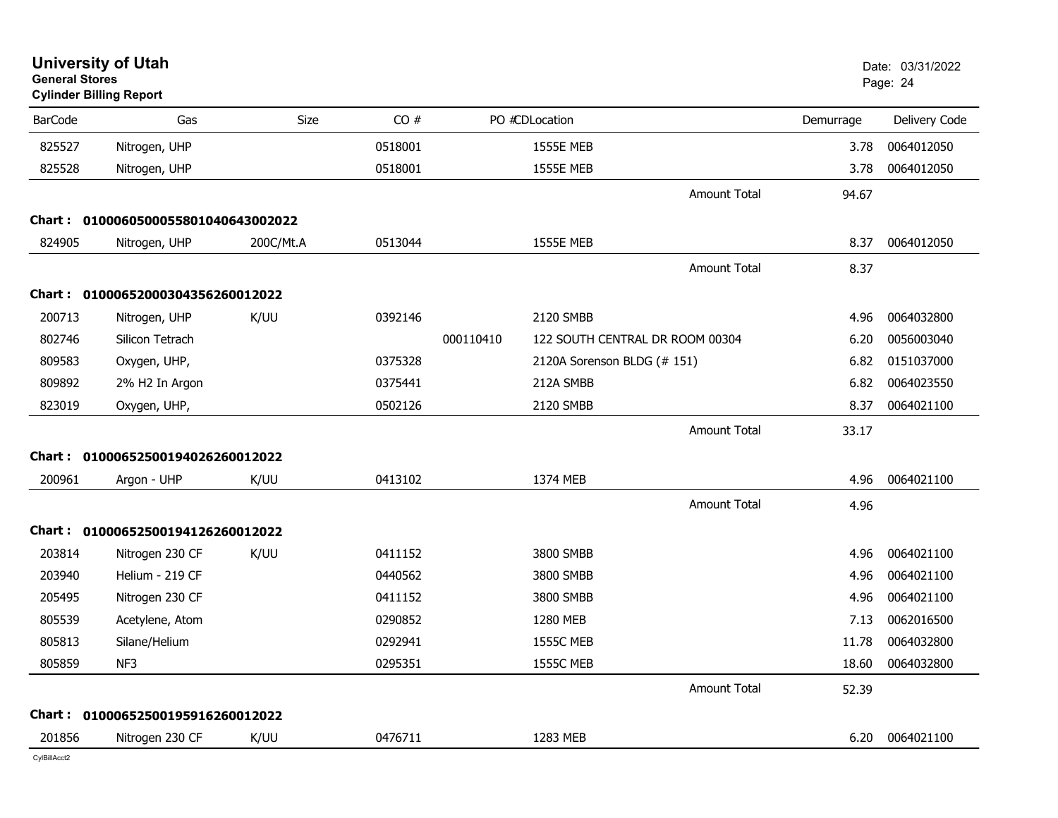# University of Utah
**General Stores**
**Cylinder Billing Report**

Date: 03/31/2022

| BarCode | Gas | Size | CO # | PO # | CDLocation | Demurrage | Delivery Code |
|---|---|---|---|---|---|---|---|
| 825527 | Nitrogen, UHP | | 0518001 | | 1555E MEB | 3.78 | 0064012050 |
| 825528 | Nitrogen, UHP | | 0518001 | | 1555E MEB | 3.78 | 0064012050 |
| | | | | | Amount Total | 94.67 | |
| **Chart :** | **01000605000558010406430020​22** | | | | | | |
| 824905 | Nitrogen, UHP | 200C/Mt.A | 0513044 | | 1555E MEB | 8.37 | 0064012050 |
| | | | | | Amount Total | 8.37 | |
| **Chart :** | **01000652000304356260012022** | | | | | | |
| 200713 | Nitrogen, UHP | K/UU | 0392146 | | 2120 SMBB | 4.96 | 0064032800 |
| 802746 | Silicon Tetrach | | | 000110410 | 122 SOUTH CENTRAL DR ROOM 00304 | 6.20 | 0056003040 |
| 809583 | Oxygen, UHP, | | 0375328 | | 2120A Sorenson BLDG (# 151) | 6.82 | 0151037000 |
| 809892 | 2% H2 In Argon | | 0375441 | | 212A SMBB | 6.82 | 0064023550 |
| 823019 | Oxygen, UHP, | | 0502126 | | 2120 SMBB | 8.37 | 0064021100 |
| | | | | | Amount Total | 33.17 | |
| **Chart :** | **01000652500194026260012022** | | | | | | |
| 200961 | Argon - UHP | K/UU | 0413102 | | 1374 MEB | 4.96 | 0064021100 |
| | | | | | Amount Total | 4.96 | |
| **Chart :** | **01000652500194126260012022** | | | | | | |
| 203814 | Nitrogen 230 CF | K/UU | 0411152 | | 3800 SMBB | 4.96 | 0064021100 |
| 203940 | Helium - 219 CF | | 0440562 | | 3800 SMBB | 4.96 | 0064021100 |
| 205495 | Nitrogen 230 CF | | 0411152 | | 3800 SMBB | 4.96 | 0064021100 |
| 805539 | Acetylene, Atom | | 0290852 | | 1280 MEB | 7.13 | 0062016500 |
| 805813 | Silane/Helium | | 0292941 | | 1555C MEB | 11.78 | 0064032800 |
| 805859 | NF3 | | 0295351 | | 1555C MEB | 18.60 | 0064032800 |
| | | | | | Amount Total | 52.39 | |
| **Chart :** | **01000652500195916260012022** | | | | | | |
| 201856 | Nitrogen 230 CF | K/UU | 0476711 | | 1283 MEB | 6.20 | 0064021100 |

CylBillAcct2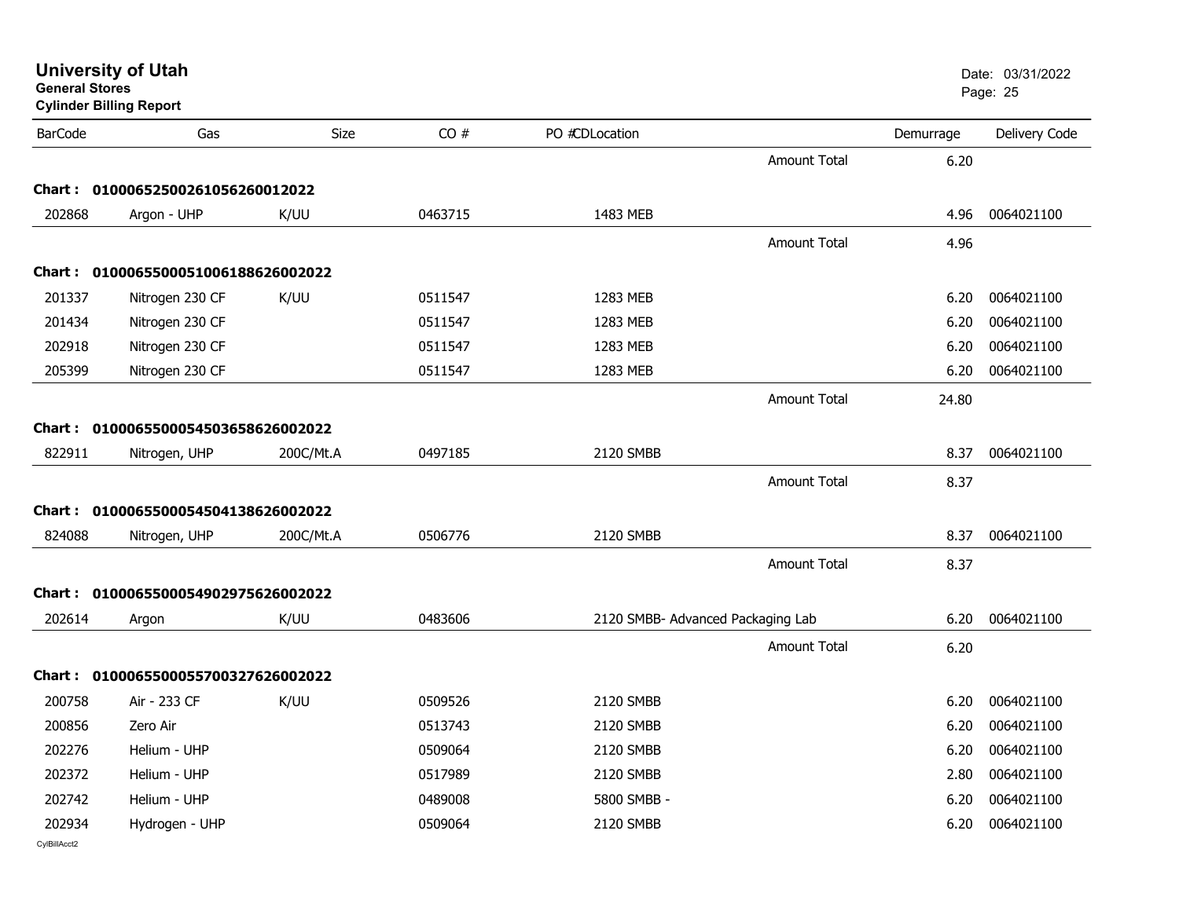**University of Utah**
**General Stores**
**Cylinder Billing Report**

Date: 03/31/2022

| BarCode | Gas | Size | CO # | PO #CDLocation | | Demurrage | Delivery Code |
|---|---|---|---|---|---|---|---|
| | | | | | Amount Total | 6.20 | |
| **Chart :** | **01000652500261056260012022** | | | | | | |
| 202868 | Argon - UHP | K/UU | 0463715 | 1483 MEB | | 4.96 | 0064021100 |
| | | | | | Amount Total | 4.96 | |
| **Chart :** | **01000655000510061886260020 22** | | | | | | |
| 201337 | Nitrogen 230 CF | K/UU | 0511547 | 1283 MEB | | 6.20 | 0064021100 |
| 201434 | Nitrogen 230 CF | | 0511547 | 1283 MEB | | 6.20 | 0064021100 |
| 202918 | Nitrogen 230 CF | | 0511547 | 1283 MEB | | 6.20 | 0064021100 |
| 205399 | Nitrogen 230 CF | | 0511547 | 1283 MEB | | 6.20 | 0064021100 |
| | | | | | Amount Total | 24.80 | |
| **Chart :** | **01000655000545036586260020 22** | | | | | | |
| 822911 | Nitrogen, UHP | 200C/Mt.A | 0497185 | 2120 SMBB | | 8.37 | 0064021100 |
| | | | | | Amount Total | 8.37 | |
| **Chart :** | **01000655000545041386260020 22** | | | | | | |
| 824088 | Nitrogen, UHP | 200C/Mt.A | 0506776 | 2120 SMBB | | 8.37 | 0064021100 |
| | | | | | Amount Total | 8.37 | |
| **Chart :** | **01000655000549029756260020 22** | | | | | | |
| 202614 | Argon | K/UU | 0483606 | 2120 SMBB- Advanced Packaging Lab | | 6.20 | 0064021100 |
| | | | | | Amount Total | 6.20 | |
| **Chart :** | **01000655000557003276260020 22** | | | | | | |
| 200758 | Air - 233 CF | K/UU | 0509526 | 2120 SMBB | | 6.20 | 0064021100 |
| 200856 | Zero Air | | 0513743 | 2120 SMBB | | 6.20 | 0064021100 |
| 202276 | Helium - UHP | | 0509064 | 2120 SMBB | | 6.20 | 0064021100 |
| 202372 | Helium - UHP | | 0517989 | 2120 SMBB | | 2.80 | 0064021100 |
| 202742 | Helium - UHP | | 0489008 | 5800 SMBB - | | 6.20 | 0064021100 |
| 202934 | Hydrogen - UHP | | 0509064 | 2120 SMBB | | 6.20 | 0064021100 |

CylBillAcct2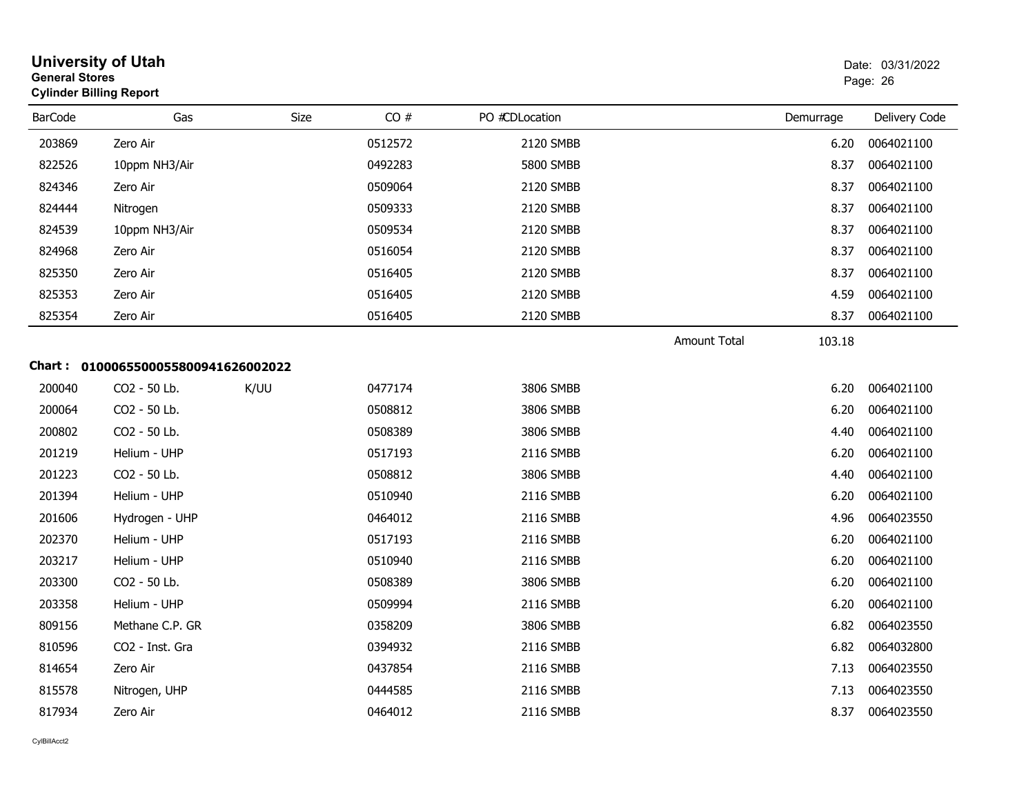# University of Utah
**General Stores**
**Cylinder Billing Report**

Date: 03/31/2022

| BarCode | Gas | Size | CO # | PO # | CDLocation | | Demurrage | Delivery Code |
|---|---|---|---|---|---|---|---|---|
| 203869 | Zero Air | | 0512572 | | 2120 SMBB | | 6.20 | 0064021100 |
| 822526 | 10ppm NH3/Air | | 0492283 | | 5800 SMBB | | 8.37 | 0064021100 |
| 824346 | Zero Air | | 0509064 | | 2120 SMBB | | 8.37 | 0064021100 |
| 824444 | Nitrogen | | 0509333 | | 2120 SMBB | | 8.37 | 0064021100 |
| 824539 | 10ppm NH3/Air | | 0509534 | | 2120 SMBB | | 8.37 | 0064021100 |
| 824968 | Zero Air | | 0516054 | | 2120 SMBB | | 8.37 | 0064021100 |
| 825350 | Zero Air | | 0516405 | | 2120 SMBB | | 8.37 | 0064021100 |
| 825353 | Zero Air | | 0516405 | | 2120 SMBB | | 4.59 | 0064021100 |
| 825354 | Zero Air | | 0516405 | | 2120 SMBB | | 8.37 | 0064021100 |
| | | | | | | Amount Total | 103.18 | |

**Chart : 01000655000558009416260020​22**

| BarCode | Gas | Size | CO # | PO # | CDLocation | Demurrage | Delivery Code |
|---|---|---|---|---|---|---|---|
| 200040 | CO2 - 50 Lb. | K/UU | 0477174 | | 3806 SMBB | 6.20 | 0064021100 |
| 200064 | CO2 - 50 Lb. | | 0508812 | | 3806 SMBB | 6.20 | 0064021100 |
| 200802 | CO2 - 50 Lb. | | 0508389 | | 3806 SMBB | 4.40 | 0064021100 |
| 201219 | Helium - UHP | | 0517193 | | 2116 SMBB | 6.20 | 0064021100 |
| 201223 | CO2 - 50 Lb. | | 0508812 | | 3806 SMBB | 4.40 | 0064021100 |
| 201394 | Helium - UHP | | 0510940 | | 2116 SMBB | 6.20 | 0064021100 |
| 201606 | Hydrogen - UHP | | 0464012 | | 2116 SMBB | 4.96 | 0064023550 |
| 202370 | Helium - UHP | | 0517193 | | 2116 SMBB | 6.20 | 0064021100 |
| 203217 | Helium - UHP | | 0510940 | | 2116 SMBB | 6.20 | 0064021100 |
| 203300 | CO2 - 50 Lb. | | 0508389 | | 3806 SMBB | 6.20 | 0064021100 |
| 203358 | Helium - UHP | | 0509994 | | 2116 SMBB | 6.20 | 0064021100 |
| 809156 | Methane C.P. GR | | 0358209 | | 3806 SMBB | 6.82 | 0064023550 |
| 810596 | CO2 - Inst. Gra | | 0394932 | | 2116 SMBB | 6.82 | 0064032800 |
| 814654 | Zero Air | | 0437854 | | 2116 SMBB | 7.13 | 0064023550 |
| 815578 | Nitrogen, UHP | | 0444585 | | 2116 SMBB | 7.13 | 0064023550 |
| 817934 | Zero Air | | 0464012 | | 2116 SMBB | 8.37 | 0064023550 |

CylBillAcct2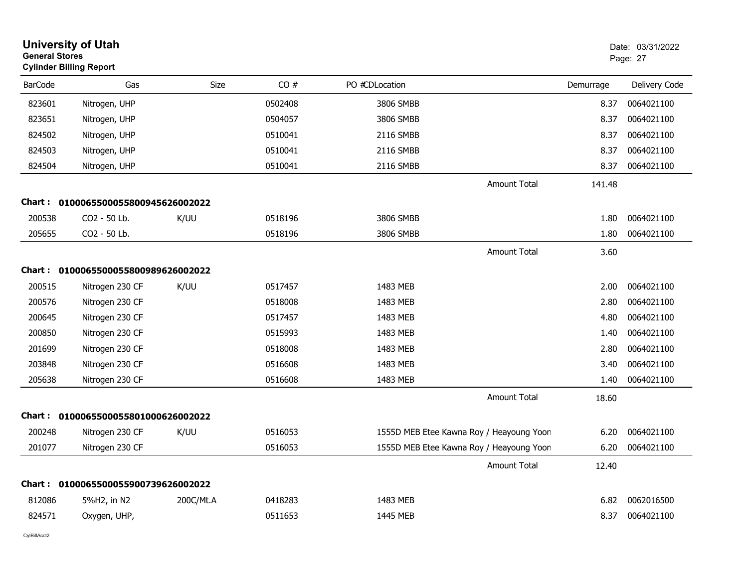# University of Utah
**General Stores**
**Cylinder Billing Report**

Date: 03/31/2022
Page: 27

| BarCode | Gas | Size | CO # | PO # | CD | Location | Demurrage | Delivery Code |
|---|---|---|---|---|---|---|---|---|
| 823601 | Nitrogen, UHP | | 0502408 | | | 3806 SMBB | 8.37 | 0064021100 |
| 823651 | Nitrogen, UHP | | 0504057 | | | 3806 SMBB | 8.37 | 0064021100 |
| 824502 | Nitrogen, UHP | | 0510041 | | | 2116 SMBB | 8.37 | 0064021100 |
| 824503 | Nitrogen, UHP | | 0510041 | | | 2116 SMBB | 8.37 | 0064021100 |
| 824504 | Nitrogen, UHP | | 0510041 | | | 2116 SMBB | 8.37 | 0064021100 |
| | | | | | | Amount Total | 141.48 | |

**Chart : 01000655000558009456260022022**

| BarCode | Gas | Size | CO # | PO # | CD | Location | Demurrage | Delivery Code |
|---|---|---|---|---|---|---|---|---|
| 200538 | CO2 - 50 Lb. | K/UU | 0518196 | | | 3806 SMBB | 1.80 | 0064021100 |
| 205655 | CO2 - 50 Lb. | | 0518196 | | | 3806 SMBB | 1.80 | 0064021100 |
| | | | | | | Amount Total | 3.60 | |

**Chart : 01000655000558009896260022022**

| BarCode | Gas | Size | CO # | PO # | CD | Location | Demurrage | Delivery Code |
|---|---|---|---|---|---|---|---|---|
| 200515 | Nitrogen 230 CF | K/UU | 0517457 | | | 1483 MEB | 2.00 | 0064021100 |
| 200576 | Nitrogen 230 CF | | 0518008 | | | 1483 MEB | 2.80 | 0064021100 |
| 200645 | Nitrogen 230 CF | | 0517457 | | | 1483 MEB | 4.80 | 0064021100 |
| 200850 | Nitrogen 230 CF | | 0515993 | | | 1483 MEB | 1.40 | 0064021100 |
| 201699 | Nitrogen 230 CF | | 0518008 | | | 1483 MEB | 2.80 | 0064021100 |
| 203848 | Nitrogen 230 CF | | 0516608 | | | 1483 MEB | 3.40 | 0064021100 |
| 205638 | Nitrogen 230 CF | | 0516608 | | | 1483 MEB | 1.40 | 0064021100 |
| | | | | | | Amount Total | 18.60 | |

**Chart : 01000655000558010006260022022**

| BarCode | Gas | Size | CO # | PO # | CD | Location | Demurrage | Delivery Code |
|---|---|---|---|---|---|---|---|---|
| 200248 | Nitrogen 230 CF | K/UU | 0516053 | | | 1555D MEB Etee Kawna Roy / Heayoung Yoon | 6.20 | 0064021100 |
| 201077 | Nitrogen 230 CF | | 0516053 | | | 1555D MEB Etee Kawna Roy / Heayoung Yoon | 6.20 | 0064021100 |
| | | | | | | Amount Total | 12.40 | |

**Chart : 01000655000559007396260022022**

| BarCode | Gas | Size | CO # | PO # | CD | Location | Demurrage | Delivery Code |
|---|---|---|---|---|---|---|---|---|
| 812086 | 5%H2, in N2 | 200C/Mt.A | 0418283 | | | 1483 MEB | 6.82 | 0062016500 |
| 824571 | Oxygen, UHP, | | 0511653 | | | 1445 MEB | 8.37 | 0064021100 |

CylBillAcct2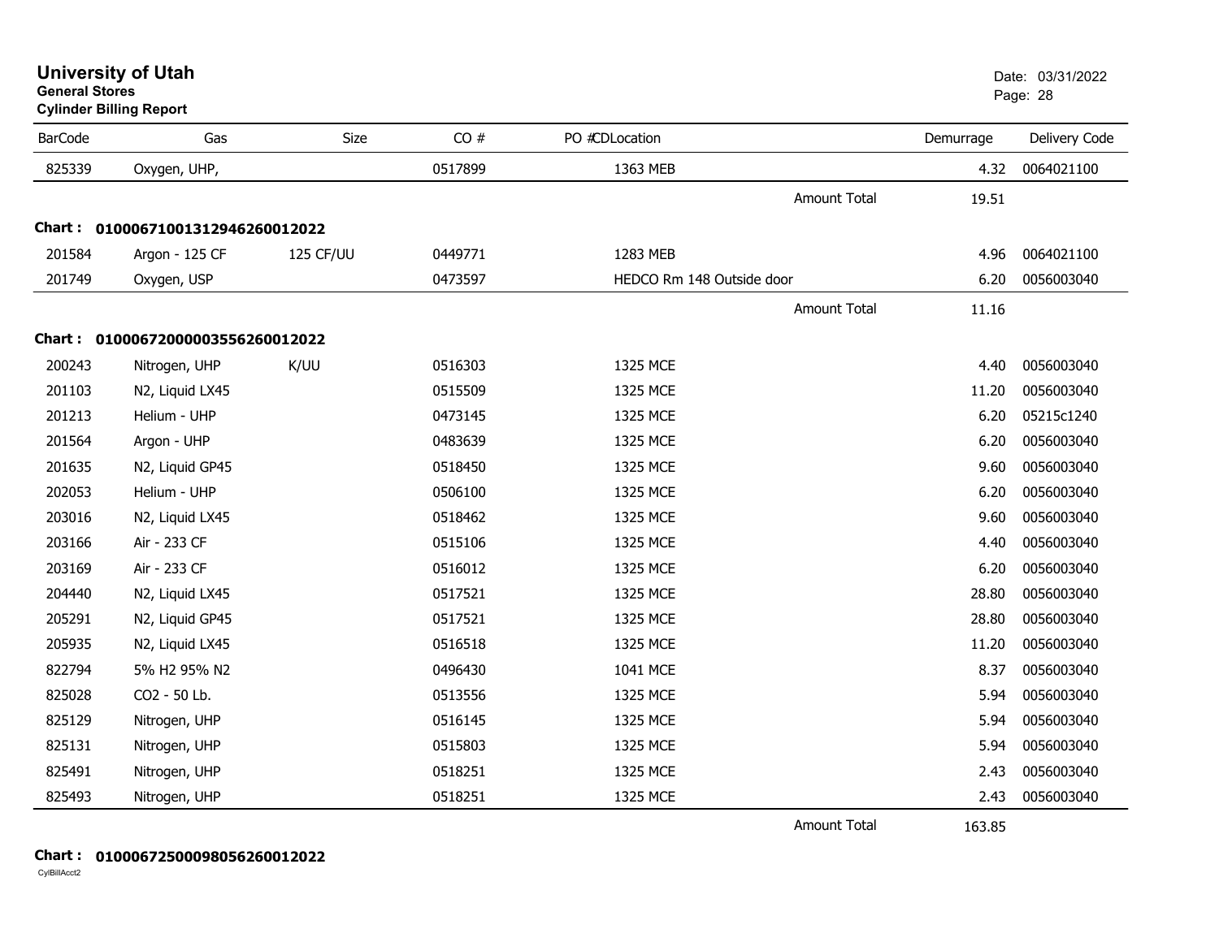# University of Utah
**General Stores**
**Cylinder Billing Report**

Date: 03/31/2022

| BarCode | Gas | Size | CO # | PO # | CDLocation | Demurrage | Delivery Code |
|---|---|---|---|---|---|---|---|
| 825339 | Oxygen, UHP, | | 0517899 | | 1363 MEB | 4.32 | 0064021100 |
| | | | | | Amount Total | 19.51 | |

**Chart : 01000671001312946260012022**

| BarCode | Gas | Size | CO # | PO # | CDLocation | Demurrage | Delivery Code |
|---|---|---|---|---|---|---|---|
| 201584 | Argon - 125 CF | 125 CF/UU | 0449771 | | 1283 MEB | 4.96 | 0064021100 |
| 201749 | Oxygen, USP | | 0473597 | | HEDCO Rm 148 Outside door | 6.20 | 0056003040 |
| | | | | | Amount Total | 11.16 | |

**Chart : 01000672000003556260012022**

| BarCode | Gas | Size | CO # | PO # | CDLocation | Demurrage | Delivery Code |
|---|---|---|---|---|---|---|---|
| 200243 | Nitrogen, UHP | K/UU | 0516303 | | 1325 MCE | 4.40 | 0056003040 |
| 201103 | N2, Liquid LX45 | | 0515509 | | 1325 MCE | 11.20 | 0056003040 |
| 201213 | Helium - UHP | | 0473145 | | 1325 MCE | 6.20 | 05215c1240 |
| 201564 | Argon - UHP | | 0483639 | | 1325 MCE | 6.20 | 0056003040 |
| 201635 | N2, Liquid GP45 | | 0518450 | | 1325 MCE | 9.60 | 0056003040 |
| 202053 | Helium - UHP | | 0506100 | | 1325 MCE | 6.20 | 0056003040 |
| 203016 | N2, Liquid LX45 | | 0518462 | | 1325 MCE | 9.60 | 0056003040 |
| 203166 | Air - 233 CF | | 0515106 | | 1325 MCE | 4.40 | 0056003040 |
| 203169 | Air - 233 CF | | 0516012 | | 1325 MCE | 6.20 | 0056003040 |
| 204440 | N2, Liquid LX45 | | 0517521 | | 1325 MCE | 28.80 | 0056003040 |
| 205291 | N2, Liquid GP45 | | 0517521 | | 1325 MCE | 28.80 | 0056003040 |
| 205935 | N2, Liquid LX45 | | 0516518 | | 1325 MCE | 11.20 | 0056003040 |
| 822794 | 5% H2 95% N2 | | 0496430 | | 1041 MCE | 8.37 | 0056003040 |
| 825028 | CO2 - 50 Lb. | | 0513556 | | 1325 MCE | 5.94 | 0056003040 |
| 825129 | Nitrogen, UHP | | 0516145 | | 1325 MCE | 5.94 | 0056003040 |
| 825131 | Nitrogen, UHP | | 0515803 | | 1325 MCE | 5.94 | 0056003040 |
| 825491 | Nitrogen, UHP | | 0518251 | | 1325 MCE | 2.43 | 0056003040 |
| 825493 | Nitrogen, UHP | | 0518251 | | 1325 MCE | 2.43 | 0056003040 |
| | | | | | Amount Total | 163.85 | |

**Chart : 01000672500098056260012022**

CylBillAcct2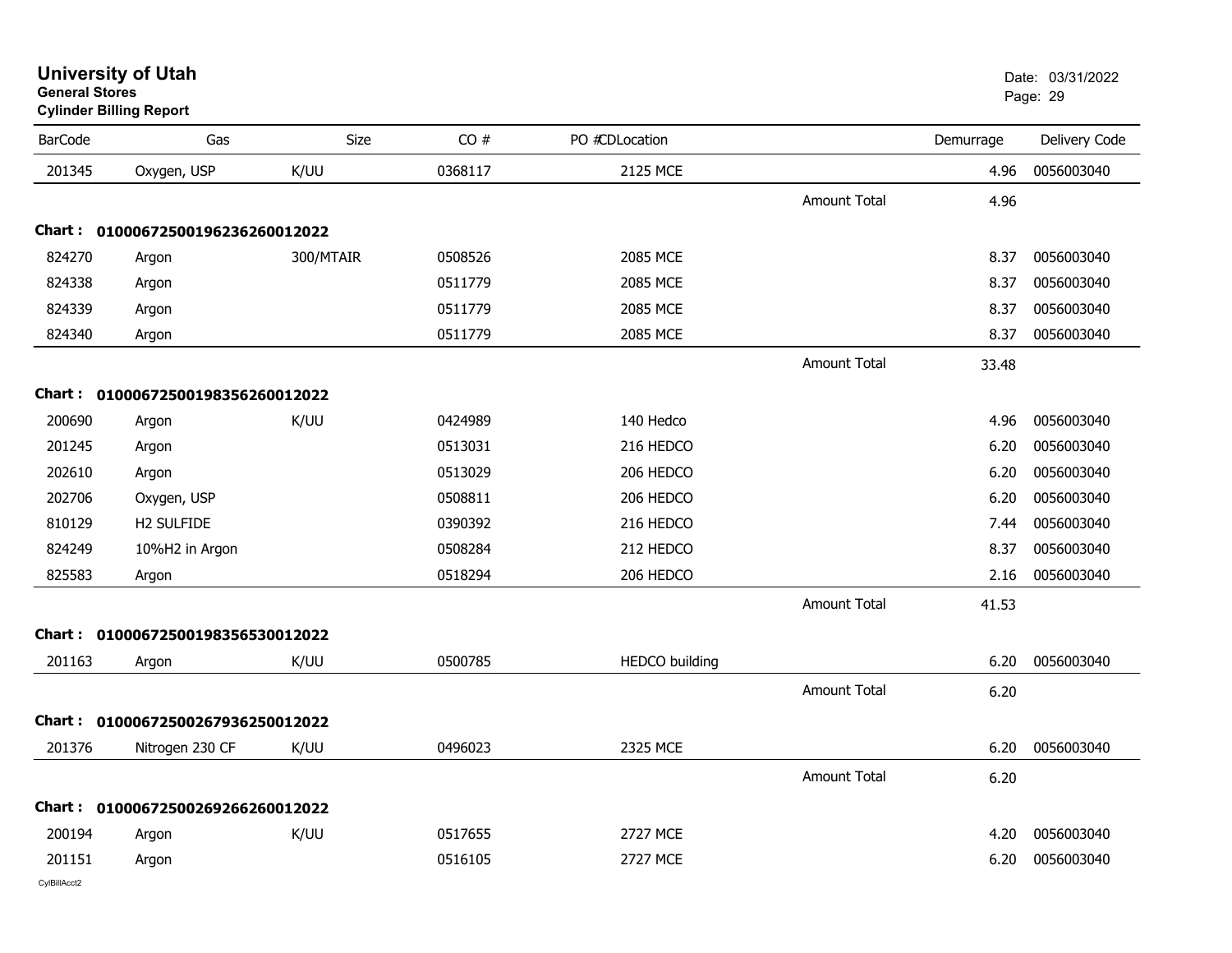**University of Utah**
**General Stores**
**Cylinder Billing Report**

Date: 03/31/2022

| BarCode | Gas | Size | CO # | PO #CDLocation | | Demurrage | Delivery Code |
|---|---|---|---|---|---|---|---|
| 201345 | Oxygen, USP | K/UU | 0368117 | 2125 MCE | | 4.96 | 0056003040 |
| | | | | | Amount Total | 4.96 | |
| **Chart :** | **01000672500196236260012022** | | | | | | |
| 824270 | Argon | 300/MTAIR | 0508526 | 2085 MCE | | 8.37 | 0056003040 |
| 824338 | Argon | | 0511779 | 2085 MCE | | 8.37 | 0056003040 |
| 824339 | Argon | | 0511779 | 2085 MCE | | 8.37 | 0056003040 |
| 824340 | Argon | | 0511779 | 2085 MCE | | 8.37 | 0056003040 |
| | | | | | Amount Total | 33.48 | |
| **Chart :** | **01000672500198356260012022** | | | | | | |
| 200690 | Argon | K/UU | 0424989 | 140 Hedco | | 4.96 | 0056003040 |
| 201245 | Argon | | 0513031 | 216 HEDCO | | 6.20 | 0056003040 |
| 202610 | Argon | | 0513029 | 206 HEDCO | | 6.20 | 0056003040 |
| 202706 | Oxygen, USP | | 0508811 | 206 HEDCO | | 6.20 | 0056003040 |
| 810129 | H2 SULFIDE | | 0390392 | 216 HEDCO | | 7.44 | 0056003040 |
| 824249 | 10%H2 in Argon | | 0508284 | 212 HEDCO | | 8.37 | 0056003040 |
| 825583 | Argon | | 0518294 | 206 HEDCO | | 2.16 | 0056003040 |
| | | | | | Amount Total | 41.53 | |
| **Chart :** | **01000672500198356530012022** | | | | | | |
| 201163 | Argon | K/UU | 0500785 | HEDCO building | | 6.20 | 0056003040 |
| | | | | | Amount Total | 6.20 | |
| **Chart :** | **01000672500267936250012022** | | | | | | |
| 201376 | Nitrogen 230 CF | K/UU | 0496023 | 2325 MCE | | 6.20 | 0056003040 |
| | | | | | Amount Total | 6.20 | |
| **Chart :** | **01000672500269266260012022** | | | | | | |
| 200194 | Argon | K/UU | 0517655 | 2727 MCE | | 4.20 | 0056003040 |
| 201151 | Argon | | 0516105 | 2727 MCE | | 6.20 | 0056003040 |

CylBillAcct2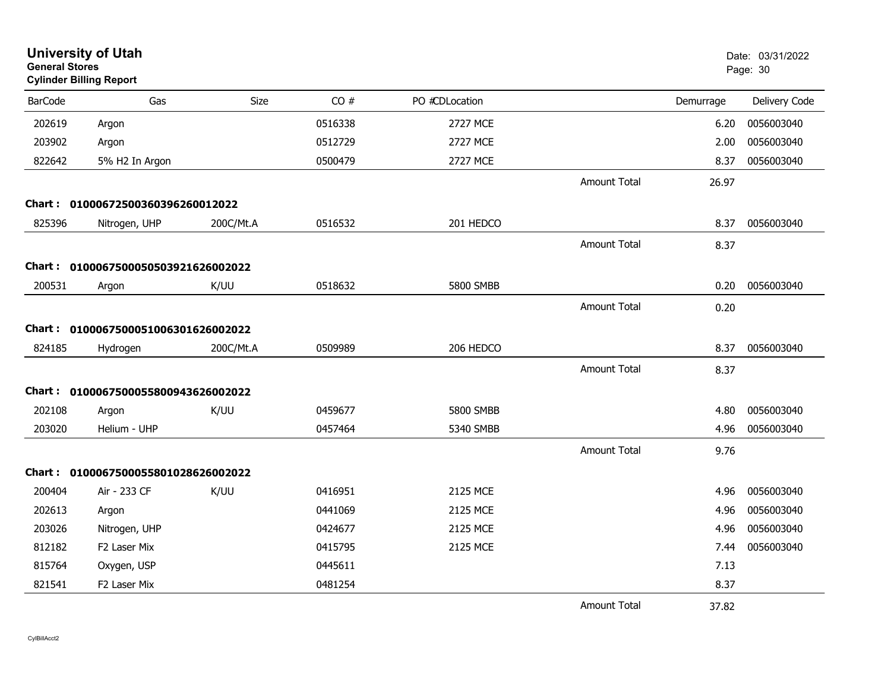# University of Utah

**General Stores**

**Cylinder Billing Report**

Date: 03/31/2022

| BarCode | Gas | Size | CO # | PO # | CDLocation | | Demurrage | Delivery Code |
|---|---|---|---|---|---|---|---|---|
| 202619 | Argon | | 0516338 | | 2727 MCE | | 6.20 | 0056003040 |
| 203902 | Argon | | 0512729 | | 2727 MCE | | 2.00 | 0056003040 |
| 822642 | 5% H2 In Argon | | 0500479 | | 2727 MCE | | 8.37 | 0056003040 |
| | | | | | | Amount Total | 26.97 | |
| **Chart :** | **0100067250036039626001 2022** | | | | | | | |
| 825396 | Nitrogen, UHP | 200C/Mt.A | 0516532 | | 201 HEDCO | | 8.37 | 0056003040 |
| | | | | | | Amount Total | 8.37 | |
| **Chart :** | **01000675000505039216260 02022** | | | | | | | |
| 200531 | Argon | K/UU | 0518632 | | 5800 SMBB | | 0.20 | 0056003040 |
| | | | | | | Amount Total | 0.20 | |
| **Chart :** | **01000675000510063016260 02022** | | | | | | | |
| 824185 | Hydrogen | 200C/Mt.A | 0509989 | | 206 HEDCO | | 8.37 | 0056003040 |
| | | | | | | Amount Total | 8.37 | |
| **Chart :** | **01000675000558009436260 02022** | | | | | | | |
| 202108 | Argon | K/UU | 0459677 | | 5800 SMBB | | 4.80 | 0056003040 |
| 203020 | Helium - UHP | | 0457464 | | 5340 SMBB | | 4.96 | 0056003040 |
| | | | | | | Amount Total | 9.76 | |
| **Chart :** | **01000675000558010286260 02022** | | | | | | | |
| 200404 | Air - 233 CF | K/UU | 0416951 | | 2125 MCE | | 4.96 | 0056003040 |
| 202613 | Argon | | 0441069 | | 2125 MCE | | 4.96 | 0056003040 |
| 203026 | Nitrogen, UHP | | 0424677 | | 2125 MCE | | 4.96 | 0056003040 |
| 812182 | F2 Laser Mix | | 0415795 | | 2125 MCE | | 7.44 | 0056003040 |
| 815764 | Oxygen, USP | | 0445611 | | | | 7.13 | |
| 821541 | F2 Laser Mix | | 0481254 | | | | 8.37 | |
| | | | | | | Amount Total | 37.82 | |

CylBillAcct2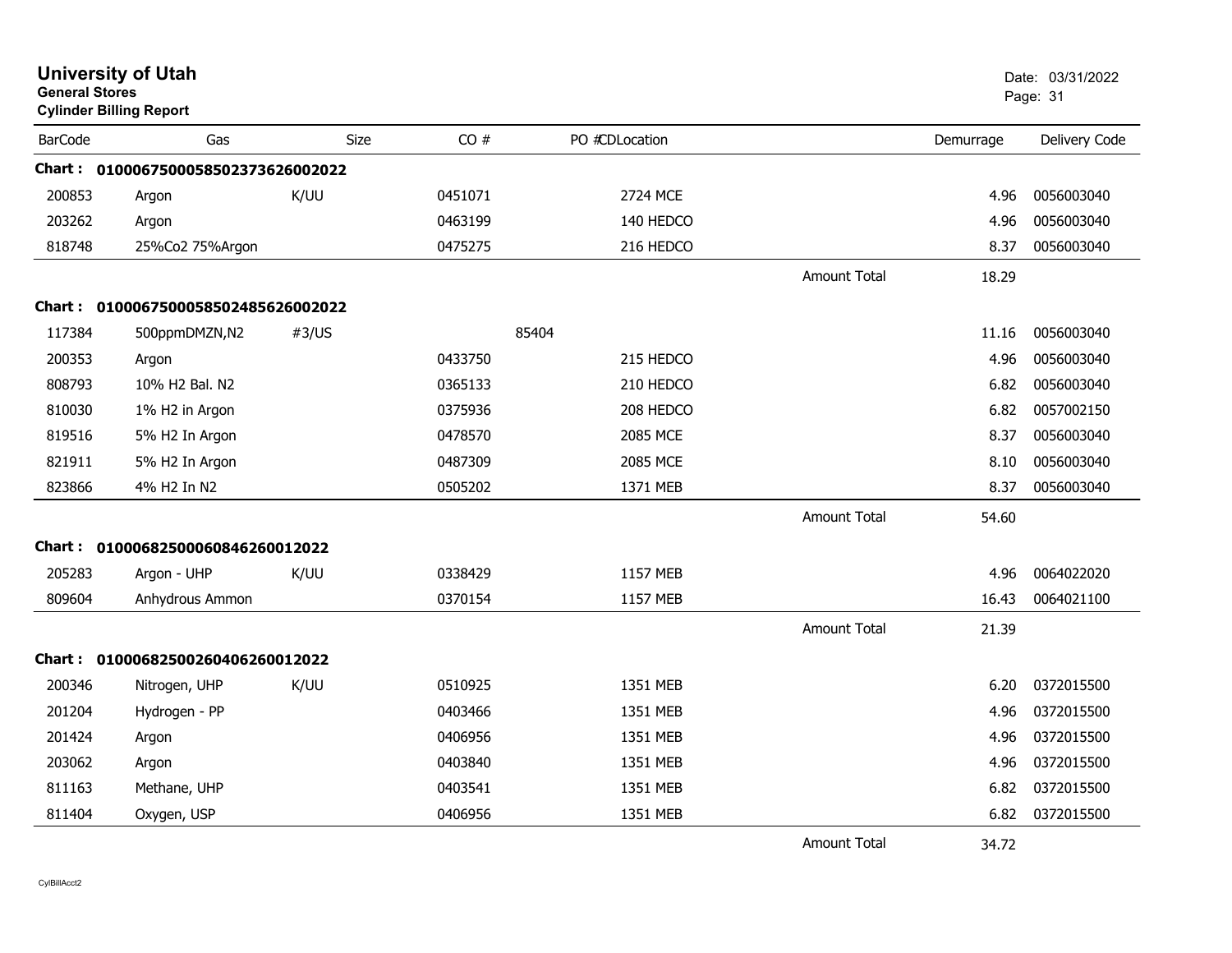# University of Utah

**General Stores**

**Cylinder Billing Report**

Date: 03/31/2022

| BarCode | Gas | Size | CO # | PO # | CDLocation | | Demurrage | Delivery Code |
|---|---|---|---|---|---|---|---|---|
| **Chart :** | **01000675000585023736260020​22** | | | | | | | |
| 200853 | Argon | K/UU | 0451071 | | 2724 MCE | | 4.96 | 0056003040 |
| 203262 | Argon | | 0463199 | | 140 HEDCO | | 4.96 | 0056003040 |
| 818748 | 25%Co2 75%Argon | | 0475275 | | 216 HEDCO | | 8.37 | 0056003040 |
| | | | | | | Amount Total | 18.29 | |
| **Chart :** | **0100067500058502485626002022** | | | | | | | |
| 117384 | 500ppmDMZN,N2 | #3/US | | 85404 | | | 11.16 | 0056003040 |
| 200353 | Argon | | 0433750 | | 215 HEDCO | | 4.96 | 0056003040 |
| 808793 | 10% H2 Bal. N2 | | 0365133 | | 210 HEDCO | | 6.82 | 0056003040 |
| 810030 | 1% H2 in Argon | | 0375936 | | 208 HEDCO | | 6.82 | 0057002150 |
| 819516 | 5% H2 In Argon | | 0478570 | | 2085 MCE | | 8.37 | 0056003040 |
| 821911 | 5% H2 In Argon | | 0487309 | | 2085 MCE | | 8.10 | 0056003040 |
| 823866 | 4% H2 In N2 | | 0505202 | | 1371 MEB | | 8.37 | 0056003040 |
| | | | | | | Amount Total | 54.60 | |
| **Chart :** | **0100068250006084626001​2022** | | | | | | | |
| 205283 | Argon - UHP | K/UU | 0338429 | | 1157 MEB | | 4.96 | 0064022020 |
| 809604 | Anhydrous Ammon | | 0370154 | | 1157 MEB | | 16.43 | 0064021100 |
| | | | | | | Amount Total | 21.39 | |
| **Chart :** | **0100068250026040626001​2022** | | | | | | | |
| 200346 | Nitrogen, UHP | K/UU | 0510925 | | 1351 MEB | | 6.20 | 0372015500 |
| 201204 | Hydrogen - PP | | 0403466 | | 1351 MEB | | 4.96 | 0372015500 |
| 201424 | Argon | | 0406956 | | 1351 MEB | | 4.96 | 0372015500 |
| 203062 | Argon | | 0403840 | | 1351 MEB | | 4.96 | 0372015500 |
| 811163 | Methane, UHP | | 0403541 | | 1351 MEB | | 6.82 | 0372015500 |
| 811404 | Oxygen, USP | | 0406956 | | 1351 MEB | | 6.82 | 0372015500 |
| | | | | | | Amount Total | 34.72 | |

CylBillAcct2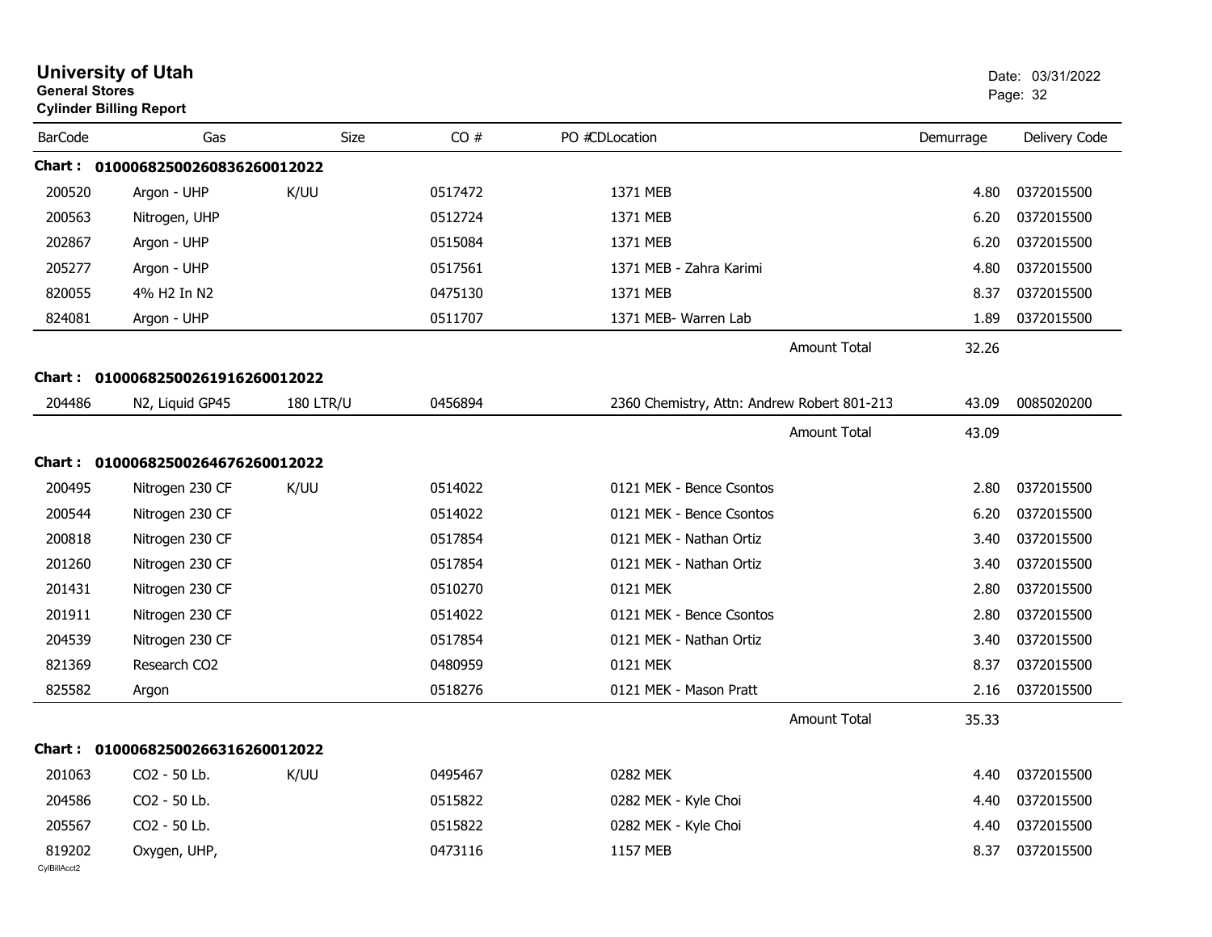# University of Utah
**General Stores**
**Cylinder Billing Report**

Date: 03/31/2022

| BarCode | Gas | Size | CO # | PO #CDLocation | Demurrage | Delivery Code |
|---|---|---|---|---|---|---|
| **Chart : 01000682500260836260012022** | | | | | | |
| 200520 | Argon - UHP | K/UU | 0517472 | 1371 MEB | 4.80 | 0372015500 |
| 200563 | Nitrogen, UHP | | 0512724 | 1371 MEB | 6.20 | 0372015500 |
| 202867 | Argon - UHP | | 0515084 | 1371 MEB | 6.20 | 0372015500 |
| 205277 | Argon - UHP | | 0517561 | 1371 MEB - Zahra Karimi | 4.80 | 0372015500 |
| 820055 | 4% H2 In N2 | | 0475130 | 1371 MEB | 8.37 | 0372015500 |
| 824081 | Argon - UHP | | 0511707 | 1371 MEB- Warren Lab | 1.89 | 0372015500 |
| | | | | Amount Total | 32.26 | |
| **Chart : 01000682500261916260012022** | | | | | | |
| 204486 | N2, Liquid GP45 | 180 LTR/U | 0456894 | 2360 Chemistry, Attn: Andrew Robert 801-213 | 43.09 | 0085020200 |
| | | | | Amount Total | 43.09 | |
| **Chart : 01000682500264676260012022** | | | | | | |
| 200495 | Nitrogen 230 CF | K/UU | 0514022 | 0121 MEK - Bence Csontos | 2.80 | 0372015500 |
| 200544 | Nitrogen 230 CF | | 0514022 | 0121 MEK - Bence Csontos | 6.20 | 0372015500 |
| 200818 | Nitrogen 230 CF | | 0517854 | 0121 MEK - Nathan Ortiz | 3.40 | 0372015500 |
| 201260 | Nitrogen 230 CF | | 0517854 | 0121 MEK - Nathan Ortiz | 3.40 | 0372015500 |
| 201431 | Nitrogen 230 CF | | 0510270 | 0121 MEK | 2.80 | 0372015500 |
| 201911 | Nitrogen 230 CF | | 0514022 | 0121 MEK - Bence Csontos | 2.80 | 0372015500 |
| 204539 | Nitrogen 230 CF | | 0517854 | 0121 MEK - Nathan Ortiz | 3.40 | 0372015500 |
| 821369 | Research CO2 | | 0480959 | 0121 MEK | 8.37 | 0372015500 |
| 825582 | Argon | | 0518276 | 0121 MEK - Mason Pratt | 2.16 | 0372015500 |
| | | | | Amount Total | 35.33 | |
| **Chart : 01000682500266316260012022** | | | | | | |
| 201063 | CO2 - 50 Lb. | K/UU | 0495467 | 0282 MEK | 4.40 | 0372015500 |
| 204586 | CO2 - 50 Lb. | | 0515822 | 0282 MEK - Kyle Choi | 4.40 | 0372015500 |
| 205567 | CO2 - 50 Lb. | | 0515822 | 0282 MEK - Kyle Choi | 4.40 | 0372015500 |
| 819202 | Oxygen, UHP, | | 0473116 | 1157 MEB | 8.37 | 0372015500 |

CylBillAcct2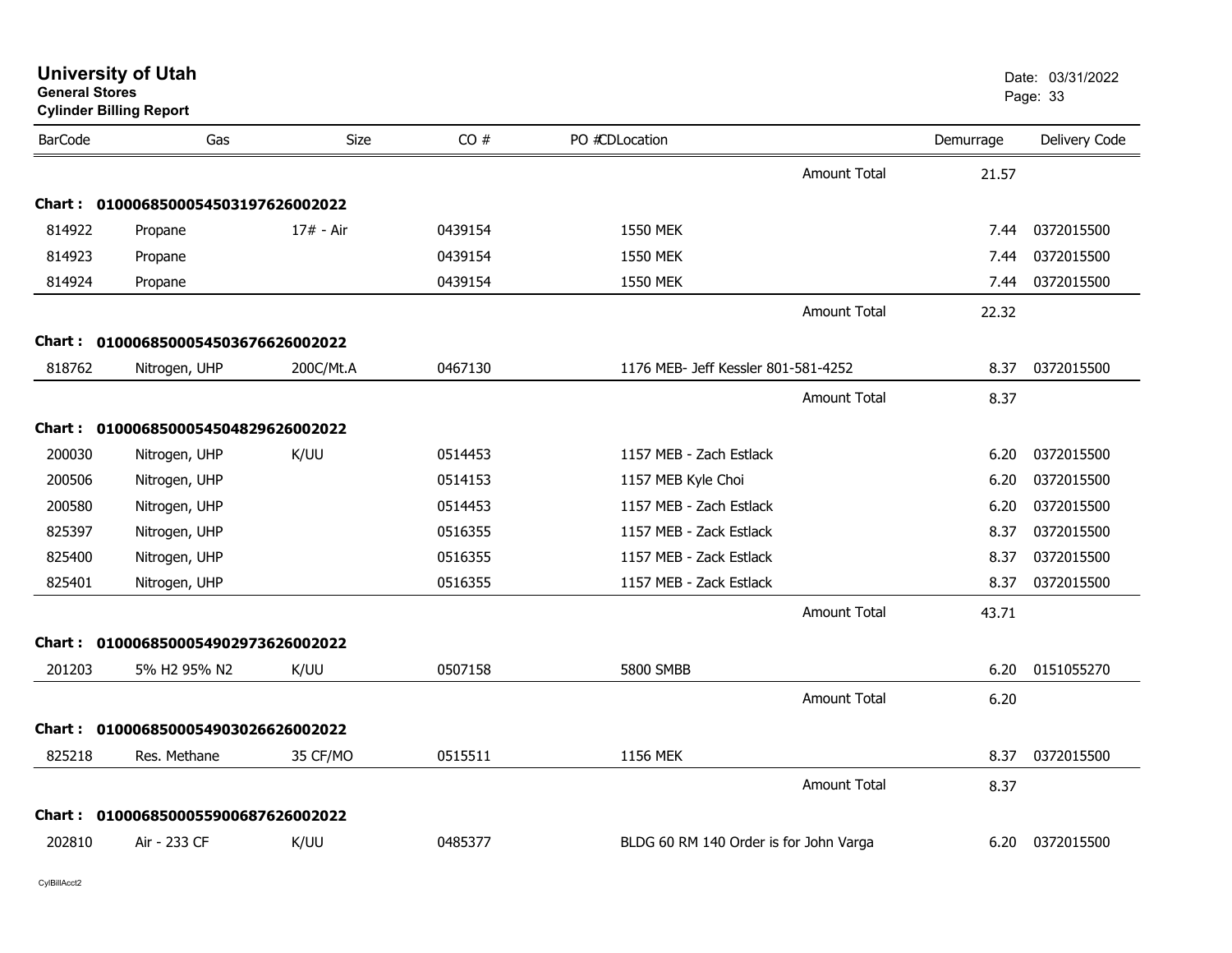# University of Utah
**General Stores**
**Cylinder Billing Report**

Date: 03/31/2022

| BarCode | Gas | Size | CO # | PO #CDLocation | | Demurrage | Delivery Code |
|---|---|---|---|---|---|---|---|
| | | | | | Amount Total | 21.57 | |
| **Chart :** | **01000685000545031976260022022** | | | | | | |
| 814922 | Propane | 17# - Air | 0439154 | 1550 MEK | | 7.44 | 0372015500 |
| 814923 | Propane | | 0439154 | 1550 MEK | | 7.44 | 0372015500 |
| 814924 | Propane | | 0439154 | 1550 MEK | | 7.44 | 0372015500 |
| | | | | | Amount Total | 22.32 | |
| **Chart :** | **0100068500054503676626002022** | | | | | | |
| 818762 | Nitrogen, UHP | 200C/Mt.A | 0467130 | 1176 MEB- Jeff Kessler 801-581-4252 | | 8.37 | 0372015500 |
| | | | | | Amount Total | 8.37 | |
| **Chart :** | **0100068500054504829626002022** | | | | | | |
| 200030 | Nitrogen, UHP | K/UU | 0514453 | 1157 MEB - Zach Estlack | | 6.20 | 0372015500 |
| 200506 | Nitrogen, UHP | | 0514153 | 1157 MEB Kyle Choi | | 6.20 | 0372015500 |
| 200580 | Nitrogen, UHP | | 0514453 | 1157 MEB - Zach Estlack | | 6.20 | 0372015500 |
| 825397 | Nitrogen, UHP | | 0516355 | 1157 MEB - Zack Estlack | | 8.37 | 0372015500 |
| 825400 | Nitrogen, UHP | | 0516355 | 1157 MEB - Zack Estlack | | 8.37 | 0372015500 |
| 825401 | Nitrogen, UHP | | 0516355 | 1157 MEB - Zack Estlack | | 8.37 | 0372015500 |
| | | | | | Amount Total | 43.71 | |
| **Chart :** | **0100068500054902973626002022** | | | | | | |
| 201203 | 5% H2 95% N2 | K/UU | 0507158 | 5800 SMBB | | 6.20 | 0151055270 |
| | | | | | Amount Total | 6.20 | |
| **Chart :** | **0100068500054903026626002022** | | | | | | |
| 825218 | Res. Methane | 35 CF/MO | 0515511 | 1156 MEK | | 8.37 | 0372015500 |
| | | | | | Amount Total | 8.37 | |
| **Chart :** | **0100068500055900687626002022** | | | | | | |
| 202810 | Air - 233 CF | K/UU | 0485377 | BLDG 60 RM 140 Order is for John Varga | | 6.20 | 0372015500 |

CylBillAcct2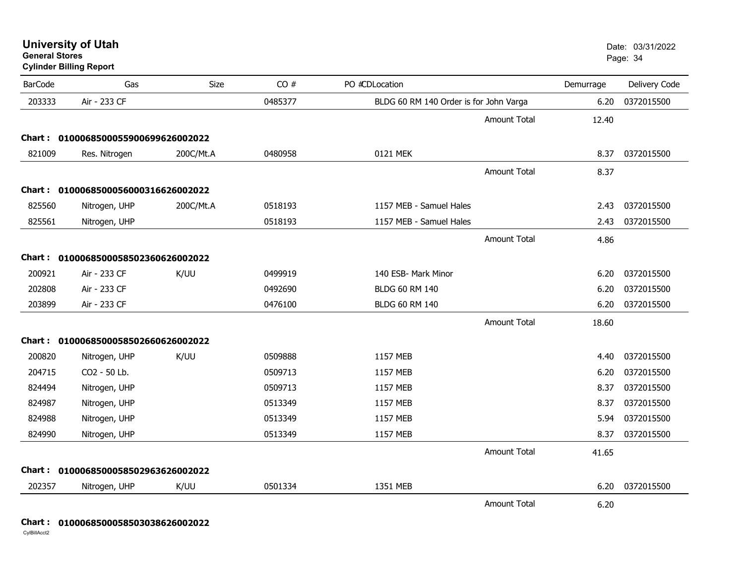# University of Utah
**General Stores**
**Cylinder Billing Report**

Date: 03/31/2022

| BarCode | Gas | Size | CO # | PO #CDLocation | Demurrage | Delivery Code |
|---|---|---|---|---|---|---|
| 203333 | Air - 233 CF | | 0485377 | BLDG 60 RM 140 Order is for John Varga | 6.20 | 0372015500 |
| | | | | Amount Total | 12.40 | |
| **Chart : 01000685000559006996260022** | | | | | | |
| 821009 | Res. Nitrogen | 200C/Mt.A | 0480958 | 0121 MEK | 8.37 | 0372015500 |
| | | | | Amount Total | 8.37 | |
| **Chart : 01000685000560003166260022** | | | | | | |
| 825560 | Nitrogen, UHP | 200C/Mt.A | 0518193 | 1157 MEB - Samuel Hales | 2.43 | 0372015500 |
| 825561 | Nitrogen, UHP | | 0518193 | 1157 MEB - Samuel Hales | 2.43 | 0372015500 |
| | | | | Amount Total | 4.86 | |
| **Chart : 01000685000585023606260022** | | | | | | |
| 200921 | Air - 233 CF | K/UU | 0499919 | 140 ESB- Mark Minor | 6.20 | 0372015500 |
| 202808 | Air - 233 CF | | 0492690 | BLDG 60 RM 140 | 6.20 | 0372015500 |
| 203899 | Air - 233 CF | | 0476100 | BLDG 60 RM 140 | 6.20 | 0372015500 |
| | | | | Amount Total | 18.60 | |
| **Chart : 01000685000585026606260022** | | | | | | |
| 200820 | Nitrogen, UHP | K/UU | 0509888 | 1157 MEB | 4.40 | 0372015500 |
| 204715 | CO2 - 50 Lb. | | 0509713 | 1157 MEB | 6.20 | 0372015500 |
| 824494 | Nitrogen, UHP | | 0509713 | 1157 MEB | 8.37 | 0372015500 |
| 824987 | Nitrogen, UHP | | 0513349 | 1157 MEB | 8.37 | 0372015500 |
| 824988 | Nitrogen, UHP | | 0513349 | 1157 MEB | 5.94 | 0372015500 |
| 824990 | Nitrogen, UHP | | 0513349 | 1157 MEB | 8.37 | 0372015500 |
| | | | | Amount Total | 41.65 | |
| **Chart : 01000685000585029636260022** | | | | | | |
| 202357 | Nitrogen, UHP | K/UU | 0501334 | 1351 MEB | 6.20 | 0372015500 |
| | | | | Amount Total | 6.20 | |

**Chart : 01000685000585030386260022**

CylBillAcct2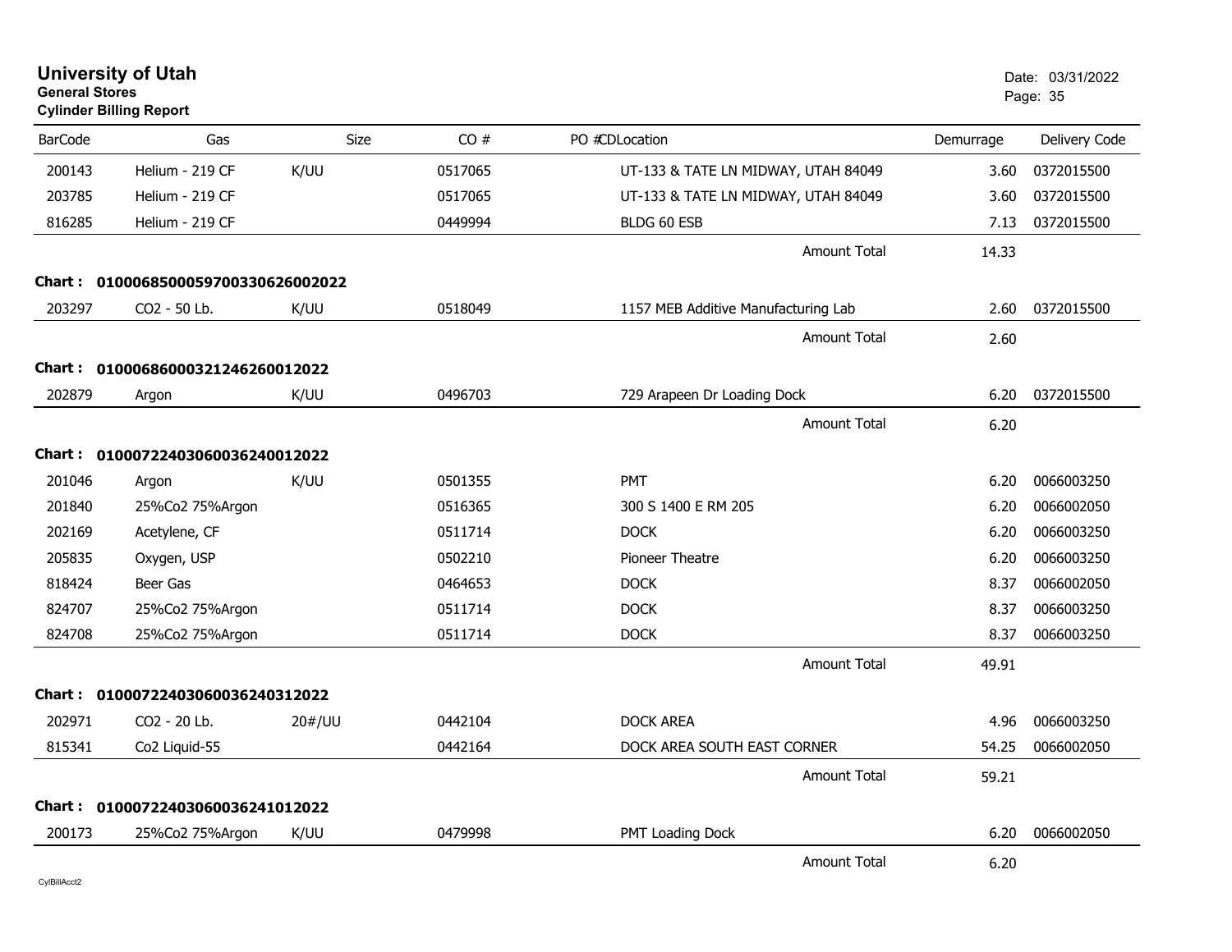# University of Utah

**General Stores**

**Cylinder Billing Report**

Date: 03/31/2022

| BarCode | Gas | Size | CO # | PO # | CD | Location | Demurrage | Delivery Code |
|---|---|---|---|---|---|---|---|---|
| 200143 | Helium - 219 CF | K/UU | 0517065 | | | UT-133 & TATE LN MIDWAY, UTAH 84049 | 3.60 | 0372015500 |
| 203785 | Helium - 219 CF | | 0517065 | | | UT-133 & TATE LN MIDWAY, UTAH 84049 | 3.60 | 0372015500 |
| 816285 | Helium - 219 CF | | 0449994 | | | BLDG 60 ESB | 7.13 | 0372015500 |
| | | | | | | Amount Total | 14.33 | |
| **Chart :** | **01000685000597003306260022022** | | | | | | | |
| 203297 | CO2 - 50 Lb. | K/UU | 0518049 | | | 1157 MEB Additive Manufacturing Lab | 2.60 | 0372015500 |
| | | | | | | Amount Total | 2.60 | |
| **Chart :** | **0100068600032124626001202​2** | | | | | | | |
| 202879 | Argon | K/UU | 0496703 | | | 729 Arapeen Dr Loading Dock | 6.20 | 0372015500 |
| | | | | | | Amount Total | 6.20 | |
| **Chart :** | **01000722403060036240012022** | | | | | | | |
| 201046 | Argon | K/UU | 0501355 | | | PMT | 6.20 | 0066003250 |
| 201840 | 25%Co2 75%Argon | | 0516365 | | | 300 S 1400 E RM 205 | 6.20 | 0066002050 |
| 202169 | Acetylene, CF | | 0511714 | | | DOCK | 6.20 | 0066003250 |
| 205835 | Oxygen, USP | | 0502210 | | | Pioneer Theatre | 6.20 | 0066003250 |
| 818424 | Beer Gas | | 0464653 | | | DOCK | 8.37 | 0066002050 |
| 824707 | 25%Co2 75%Argon | | 0511714 | | | DOCK | 8.37 | 0066003250 |
| 824708 | 25%Co2 75%Argon | | 0511714 | | | DOCK | 8.37 | 0066003250 |
| | | | | | | Amount Total | 49.91 | |
| **Chart :** | **01000722403060036240312022** | | | | | | | |
| 202971 | CO2 - 20 Lb. | 20#/UU | 0442104 | | | DOCK AREA | 4.96 | 0066003250 |
| 815341 | Co2 Liquid-55 | | 0442164 | | | DOCK AREA SOUTH EAST CORNER | 54.25 | 0066002050 |
| | | | | | | Amount Total | 59.21 | |
| **Chart :** | **01000722403060036241012022** | | | | | | | |
| 200173 | 25%Co2 75%Argon | K/UU | 0479998 | | | PMT Loading Dock | 6.20 | 0066002050 |
| | | | | | | Amount Total | 6.20 | |

CylBillAcct2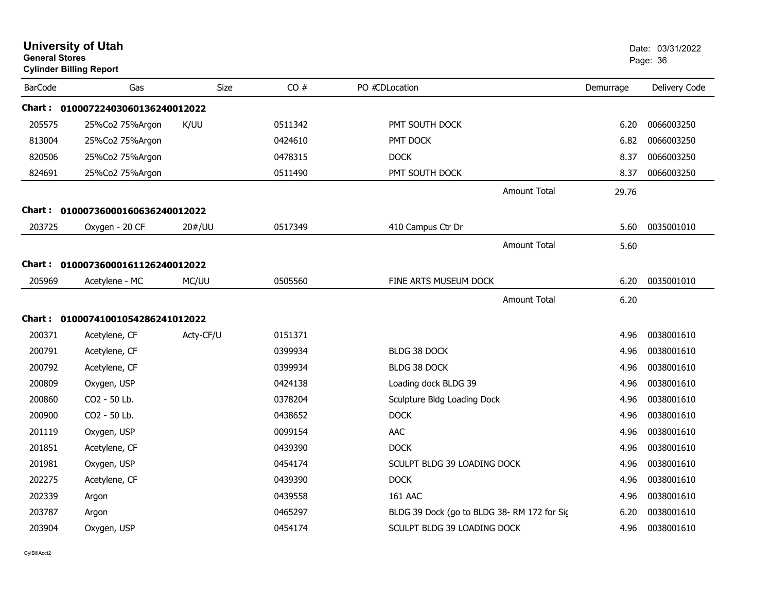# University of Utah

**General Stores**

**Cylinder Billing Report**

Date: 03/31/2022

| BarCode | Gas | Size | CO # | PO #CDLocation | Demurrage | Delivery Code |
|---|---|---|---|---|---|---|
| **Chart :** | **01000722403060136240012022** | | | | | |
| 205575 | 25%Co2 75%Argon | K/UU | 0511342 | PMT SOUTH DOCK | 6.20 | 0066003250 |
| 813004 | 25%Co2 75%Argon | | 0424610 | PMT DOCK | 6.82 | 0066003250 |
| 820506 | 25%Co2 75%Argon | | 0478315 | DOCK | 8.37 | 0066003250 |
| 824691 | 25%Co2 75%Argon | | 0511490 | PMT SOUTH DOCK | 8.37 | 0066003250 |
| | | | | Amount Total | 29.76 | |
| **Chart :** | **01000736000160636240012022** | | | | | |
| 203725 | Oxygen - 20 CF | 20#/UU | 0517349 | 410 Campus Ctr Dr | 5.60 | 0035001010 |
| | | | | Amount Total | 5.60 | |
| **Chart :** | **01000736000161126240012022** | | | | | |
| 205969 | Acetylene - MC | MC/UU | 0505560 | FINE ARTS MUSEUM DOCK | 6.20 | 0035001010 |
| | | | | Amount Total | 6.20 | |
| **Chart :** | **01000741001054286241012022** | | | | | |
| 200371 | Acetylene, CF | Acty-CF/U | 0151371 | | 4.96 | 0038001610 |
| 200791 | Acetylene, CF | | 0399934 | BLDG 38 DOCK | 4.96 | 0038001610 |
| 200792 | Acetylene, CF | | 0399934 | BLDG 38 DOCK | 4.96 | 0038001610 |
| 200809 | Oxygen, USP | | 0424138 | Loading dock BLDG 39 | 4.96 | 0038001610 |
| 200860 | CO2 - 50 Lb. | | 0378204 | Sculpture Bldg Loading Dock | 4.96 | 0038001610 |
| 200900 | CO2 - 50 Lb. | | 0438652 | DOCK | 4.96 | 0038001610 |
| 201119 | Oxygen, USP | | 0099154 | AAC | 4.96 | 0038001610 |
| 201851 | Acetylene, CF | | 0439390 | DOCK | 4.96 | 0038001610 |
| 201981 | Oxygen, USP | | 0454174 | SCULPT BLDG 39 LOADING DOCK | 4.96 | 0038001610 |
| 202275 | Acetylene, CF | | 0439390 | DOCK | 4.96 | 0038001610 |
| 202339 | Argon | | 0439558 | 161 AAC | 4.96 | 0038001610 |
| 203787 | Argon | | 0465297 | BLDG 39 Dock (go to BLDG 38- RM 172 for Sig | 6.20 | 0038001610 |
| 203904 | Oxygen, USP | | 0454174 | SCULPT BLDG 39 LOADING DOCK | 4.96 | 0038001610 |

CylBillAcct2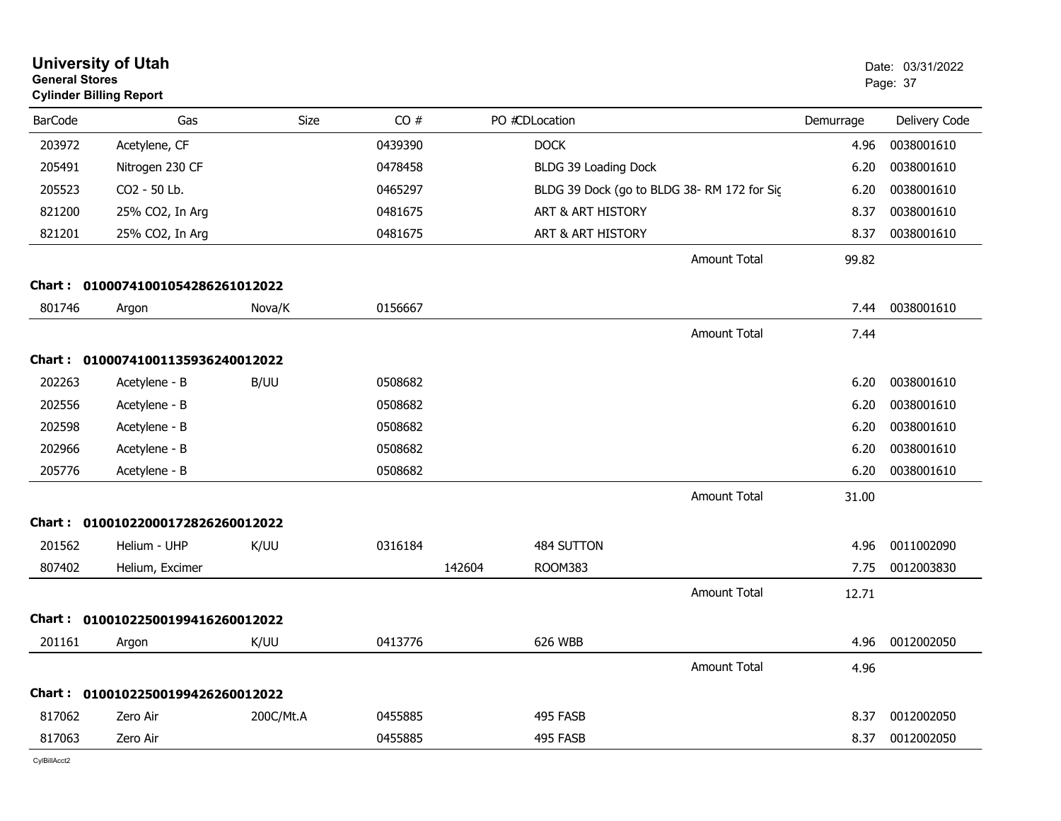# University of Utah

**General Stores**

**Cylinder Billing Report**

Date: 03/31/2022

| BarCode | Gas | Size | CO # | PO # | CD | Location | Demurrage | Delivery Code |
|---|---|---|---|---|---|---|---|---|
| 203972 | Acetylene, CF | | 0439390 | | | DOCK | 4.96 | 0038001610 |
| 205491 | Nitrogen 230 CF | | 0478458 | | | BLDG 39 Loading Dock | 6.20 | 0038001610 |
| 205523 | CO2 - 50 Lb. | | 0465297 | | | BLDG 39 Dock (go to BLDG 38- RM 172 for Sig | 6.20 | 0038001610 |
| 821200 | 25% CO2, In Arg | | 0481675 | | | ART & ART HISTORY | 8.37 | 0038001610 |
| 821201 | 25% CO2, In Arg | | 0481675 | | | ART & ART HISTORY | 8.37 | 0038001610 |
| | | | | | | Amount Total | 99.82 | |

**Chart : 01000741001054286261012022**

| BarCode | Gas | Size | CO # | PO # | CD | Location | Demurrage | Delivery Code |
|---|---|---|---|---|---|---|---|---|
| 801746 | Argon | Nova/K | 0156667 | | | | 7.44 | 0038001610 |
| | | | | | | Amount Total | 7.44 | |

**Chart : 01000741001135936240012022**

| BarCode | Gas | Size | CO # | PO # | CD | Location | Demurrage | Delivery Code |
|---|---|---|---|---|---|---|---|---|
| 202263 | Acetylene - B | B/UU | 0508682 | | | | 6.20 | 0038001610 |
| 202556 | Acetylene - B | | 0508682 | | | | 6.20 | 0038001610 |
| 202598 | Acetylene - B | | 0508682 | | | | 6.20 | 0038001610 |
| 202966 | Acetylene - B | | 0508682 | | | | 6.20 | 0038001610 |
| 205776 | Acetylene - B | | 0508682 | | | | 6.20 | 0038001610 |
| | | | | | | Amount Total | 31.00 | |

**Chart : 01001022000172826260012022**

| BarCode | Gas | Size | CO # | PO # | CD | Location | Demurrage | Delivery Code |
|---|---|---|---|---|---|---|---|---|
| 201562 | Helium - UHP | K/UU | 0316184 | | | 484 SUTTON | 4.96 | 0011002090 |
| 807402 | Helium, Excimer | | | 142604 | | ROOM383 | 7.75 | 0012003830 |
| | | | | | | Amount Total | 12.71 | |

**Chart : 01001022500199416260012022**

| BarCode | Gas | Size | CO # | PO # | CD | Location | Demurrage | Delivery Code |
|---|---|---|---|---|---|---|---|---|
| 201161 | Argon | K/UU | 0413776 | | | 626 WBB | 4.96 | 0012002050 |
| | | | | | | Amount Total | 4.96 | |

**Chart : 01001022500199426260012022**

| BarCode | Gas | Size | CO # | PO # | CD | Location | Demurrage | Delivery Code |
|---|---|---|---|---|---|---|---|---|
| 817062 | Zero Air | 200C/Mt.A | 0455885 | | | 495 FASB | 8.37 | 0012002050 |
| 817063 | Zero Air | | 0455885 | | | 495 FASB | 8.37 | 0012002050 |

CylBillAcct2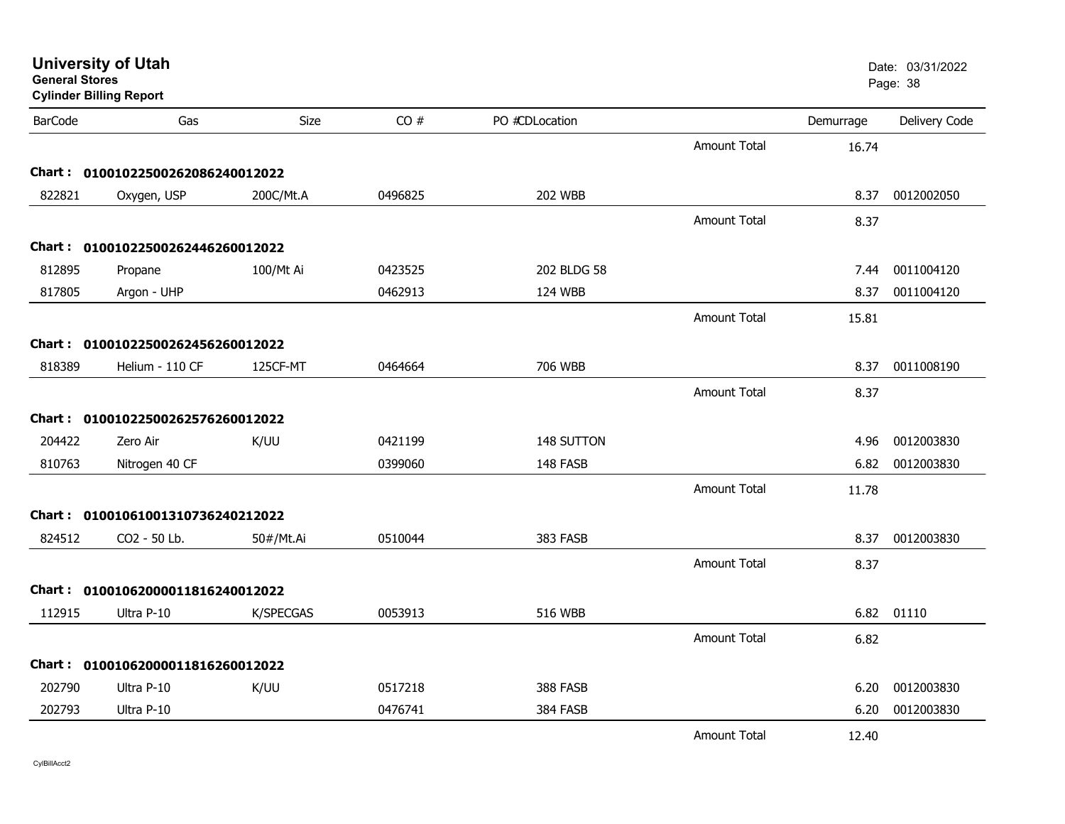# University of Utah
**General Stores**
**Cylinder Billing Report**

Date: 03/31/2022

| BarCode | Gas | Size | CO # | PO # | CDLocation | | Demurrage | Delivery Code |
|---|---|---|---|---|---|---|---|---|
| | | | | | | Amount Total | 16.74 | |
| **Chart :** | **01001022500262086240012022** | | | | | | | |
| 822821 | Oxygen, USP | 200C/Mt.A | 0496825 | | 202 WBB | | 8.37 | 0012002050 |
| | | | | | | Amount Total | 8.37 | |
| **Chart :** | **01001022500262446260012022** | | | | | | | |
| 812895 | Propane | 100/Mt Ai | 0423525 | | 202 BLDG 58 | | 7.44 | 0011004120 |
| 817805 | Argon - UHP | | 0462913 | | 124 WBB | | 8.37 | 0011004120 |
| | | | | | | Amount Total | 15.81 | |
| **Chart :** | **01001022500262456260012022** | | | | | | | |
| 818389 | Helium - 110 CF | 125CF-MT | 0464664 | | 706 WBB | | 8.37 | 0011008190 |
| | | | | | | Amount Total | 8.37 | |
| **Chart :** | **01001022500262576260012022** | | | | | | | |
| 204422 | Zero Air | K/UU | 0421199 | | 148 SUTTON | | 4.96 | 0012003830 |
| 810763 | Nitrogen 40 CF | | 0399060 | | 148 FASB | | 6.82 | 0012003830 |
| | | | | | | Amount Total | 11.78 | |
| **Chart :** | **01001061001310736240212022** | | | | | | | |
| 824512 | CO2 - 50 Lb. | 50#/Mt.Ai | 0510044 | | 383 FASB | | 8.37 | 0012003830 |
| | | | | | | Amount Total | 8.37 | |
| **Chart :** | **01001062000011816240012022** | | | | | | | |
| 112915 | Ultra P-10 | K/SPECGAS | 0053913 | | 516 WBB | | 6.82 | 01110 |
| | | | | | | Amount Total | 6.82 | |
| **Chart :** | **01001062000011816260012022** | | | | | | | |
| 202790 | Ultra P-10 | K/UU | 0517218 | | 388 FASB | | 6.20 | 0012003830 |
| 202793 | Ultra P-10 | | 0476741 | | 384 FASB | | 6.20 | 0012003830 |
| | | | | | | Amount Total | 12.40 | |

CylBillAcct2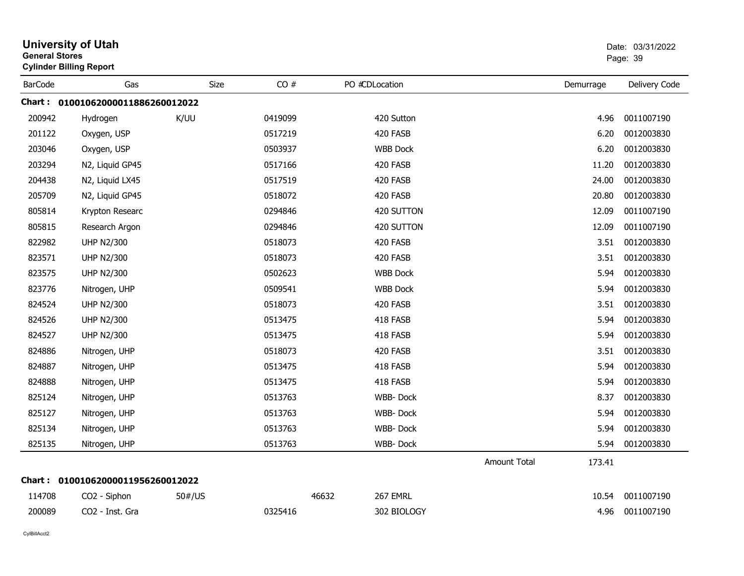# University of Utah
**General Stores**
**Cylinder Billing Report**

Date: 03/31/2022

| BarCode | Gas | Size | CO # | PO # | CDLocation | Demurrage | Delivery Code |
|---|---|---|---|---|---|---|---|
| **Chart : 01001062000011886260012022** | | | | | | | |
| 200942 | Hydrogen | K/UU | 0419099 | | 420 Sutton | 4.96 | 0011007190 |
| 201122 | Oxygen, USP | | 0517219 | | 420 FASB | 6.20 | 0012003830 |
| 203046 | Oxygen, USP | | 0503937 | | WBB Dock | 6.20 | 0012003830 |
| 203294 | N2, Liquid GP45 | | 0517166 | | 420 FASB | 11.20 | 0012003830 |
| 204438 | N2, Liquid LX45 | | 0517519 | | 420 FASB | 24.00 | 0012003830 |
| 205709 | N2, Liquid GP45 | | 0518072 | | 420 FASB | 20.80 | 0012003830 |
| 805814 | Krypton Researc | | 0294846 | | 420 SUTTON | 12.09 | 0011007190 |
| 805815 | Research Argon | | 0294846 | | 420 SUTTON | 12.09 | 0011007190 |
| 822982 | UHP N2/300 | | 0518073 | | 420 FASB | 3.51 | 0012003830 |
| 823571 | UHP N2/300 | | 0518073 | | 420 FASB | 3.51 | 0012003830 |
| 823575 | UHP N2/300 | | 0502623 | | WBB Dock | 5.94 | 0012003830 |
| 823776 | Nitrogen, UHP | | 0509541 | | WBB Dock | 5.94 | 0012003830 |
| 824524 | UHP N2/300 | | 0518073 | | 420 FASB | 3.51 | 0012003830 |
| 824526 | UHP N2/300 | | 0513475 | | 418 FASB | 5.94 | 0012003830 |
| 824527 | UHP N2/300 | | 0513475 | | 418 FASB | 5.94 | 0012003830 |
| 824886 | Nitrogen, UHP | | 0518073 | | 420 FASB | 3.51 | 0012003830 |
| 824887 | Nitrogen, UHP | | 0513475 | | 418 FASB | 5.94 | 0012003830 |
| 824888 | Nitrogen, UHP | | 0513475 | | 418 FASB | 5.94 | 0012003830 |
| 825124 | Nitrogen, UHP | | 0513763 | | WBB- Dock | 8.37 | 0012003830 |
| 825127 | Nitrogen, UHP | | 0513763 | | WBB- Dock | 5.94 | 0012003830 |
| 825134 | Nitrogen, UHP | | 0513763 | | WBB- Dock | 5.94 | 0012003830 |
| 825135 | Nitrogen, UHP | | 0513763 | | WBB- Dock | 5.94 | 0012003830 |
| | | | | | Amount Total | 173.41 | |
| **Chart : 01001062000011956260012022** | | | | | | | |
| 114708 | CO2 - Siphon | 50#/US | | 46632 | 267 EMRL | 10.54 | 0011007190 |
| 200089 | CO2 - Inst. Gra | | 0325416 | | 302 BIOLOGY | 4.96 | 0011007190 |

CylBillAcct2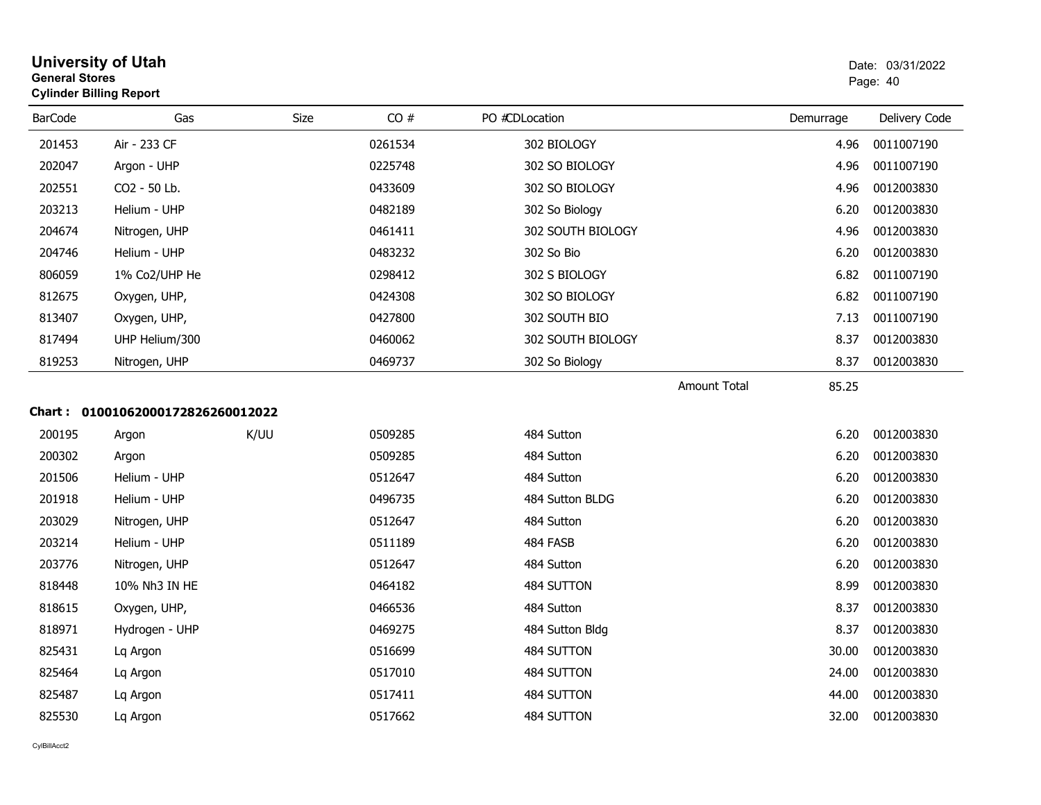# University of Utah
**General Stores**
**Cylinder Billing Report**

Date: 03/31/2022

| BarCode | Gas | Size | CO # | PO # | CDLocation | Demurrage | Delivery Code |
|---|---|---|---|---|---|---|---|
| 201453 | Air - 233 CF | | 0261534 | | 302 BIOLOGY | 4.96 | 0011007190 |
| 202047 | Argon - UHP | | 0225748 | | 302 SO BIOLOGY | 4.96 | 0011007190 |
| 202551 | CO2 - 50 Lb. | | 0433609 | | 302 SO BIOLOGY | 4.96 | 0012003830 |
| 203213 | Helium - UHP | | 0482189 | | 302 So Biology | 6.20 | 0012003830 |
| 204674 | Nitrogen, UHP | | 0461411 | | 302 SOUTH BIOLOGY | 4.96 | 0012003830 |
| 204746 | Helium - UHP | | 0483232 | | 302 So Bio | 6.20 | 0012003830 |
| 806059 | 1% Co2/UHP He | | 0298412 | | 302 S BIOLOGY | 6.82 | 0011007190 |
| 812675 | Oxygen, UHP, | | 0424308 | | 302 SO BIOLOGY | 6.82 | 0011007190 |
| 813407 | Oxygen, UHP, | | 0427800 | | 302 SOUTH BIO | 7.13 | 0011007190 |
| 817494 | UHP Helium/300 | | 0460062 | | 302 SOUTH BIOLOGY | 8.37 | 0012003830 |
| 819253 | Nitrogen, UHP | | 0469737 | | 302 So Biology | 8.37 | 0012003830 |
| | | | | | Amount Total | 85.25 | |

**Chart : 01001062000172826260012022**

| BarCode | Gas | Size | CO # | PO # | CDLocation | Demurrage | Delivery Code |
|---|---|---|---|---|---|---|---|
| 200195 | Argon | K/UU | 0509285 | | 484 Sutton | 6.20 | 0012003830 |
| 200302 | Argon | | 0509285 | | 484 Sutton | 6.20 | 0012003830 |
| 201506 | Helium - UHP | | 0512647 | | 484 Sutton | 6.20 | 0012003830 |
| 201918 | Helium - UHP | | 0496735 | | 484 Sutton BLDG | 6.20 | 0012003830 |
| 203029 | Nitrogen, UHP | | 0512647 | | 484 Sutton | 6.20 | 0012003830 |
| 203214 | Helium - UHP | | 0511189 | | 484 FASB | 6.20 | 0012003830 |
| 203776 | Nitrogen, UHP | | 0512647 | | 484 Sutton | 6.20 | 0012003830 |
| 818448 | 10% Nh3 IN HE | | 0464182 | | 484 SUTTON | 8.99 | 0012003830 |
| 818615 | Oxygen, UHP, | | 0466536 | | 484 Sutton | 8.37 | 0012003830 |
| 818971 | Hydrogen - UHP | | 0469275 | | 484 Sutton Bldg | 8.37 | 0012003830 |
| 825431 | Lq Argon | | 0516699 | | 484 SUTTON | 30.00 | 0012003830 |
| 825464 | Lq Argon | | 0517010 | | 484 SUTTON | 24.00 | 0012003830 |
| 825487 | Lq Argon | | 0517411 | | 484 SUTTON | 44.00 | 0012003830 |
| 825530 | Lq Argon | | 0517662 | | 484 SUTTON | 32.00 | 0012003830 |

CylBillAcct2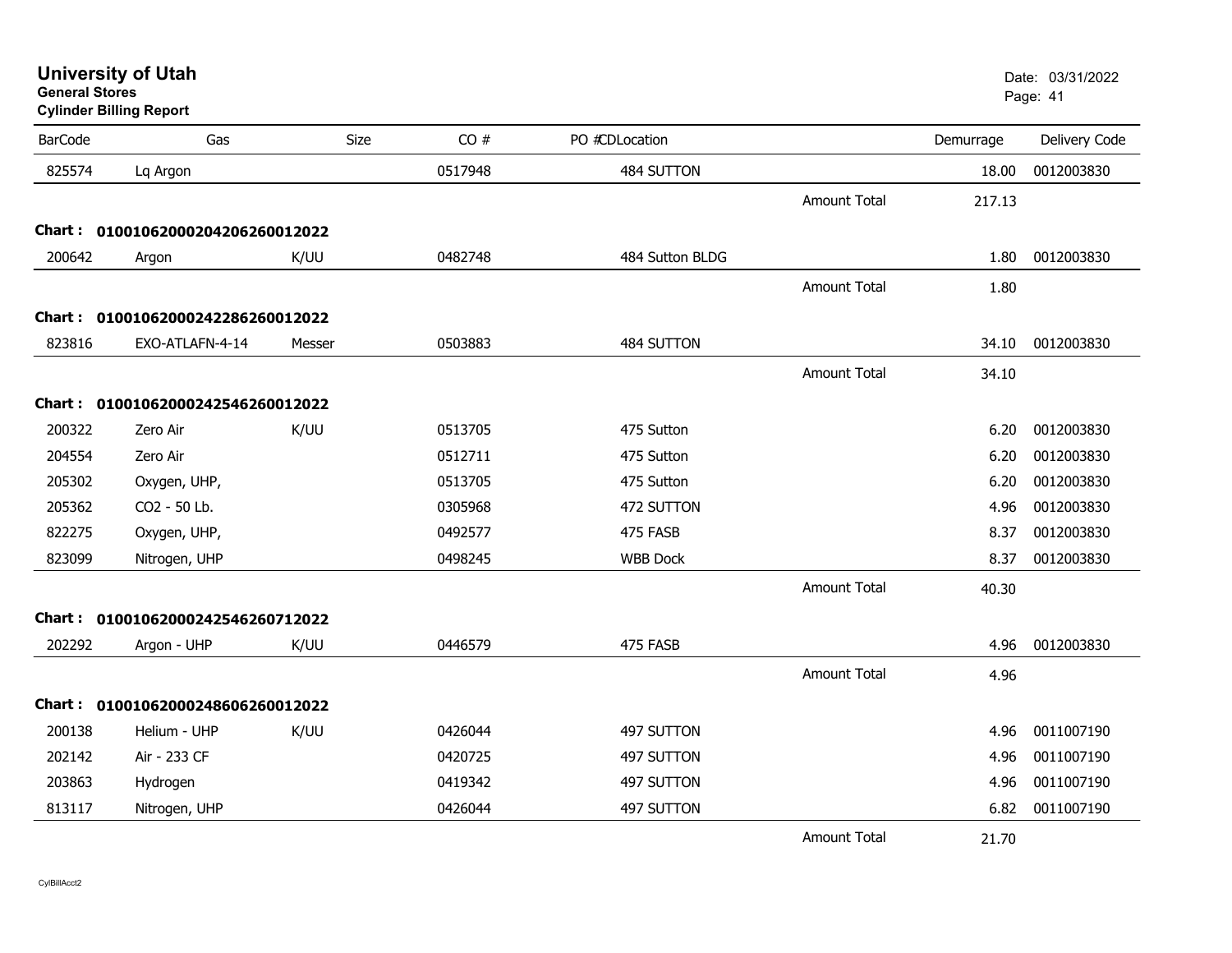# University of Utah

**General Stores**

**Cylinder Billing Report**

Date: 03/31/2022

| BarCode | Gas | Size | CO # | PO #CDLocation | | Demurrage | Delivery Code |
|---|---|---|---|---|---|---|---|
| 825574 | Lq Argon | | 0517948 | 484 SUTTON | | 18.00 | 0012003830 |
| | | | | | Amount Total | 217.13 | |
| **Chart :** | **01001062000204206260012022** | | | | | | |
| 200642 | Argon | K/UU | 0482748 | 484 Sutton BLDG | | 1.80 | 0012003830 |
| | | | | | Amount Total | 1.80 | |
| **Chart :** | **01001062000242286260012022** | | | | | | |
| 823816 | EXO-ATLAFN-4-14 | Messer | 0503883 | 484 SUTTON | | 34.10 | 0012003830 |
| | | | | | Amount Total | 34.10 | |
| **Chart :** | **01001062000242546260012022** | | | | | | |
| 200322 | Zero Air | K/UU | 0513705 | 475 Sutton | | 6.20 | 0012003830 |
| 204554 | Zero Air | | 0512711 | 475 Sutton | | 6.20 | 0012003830 |
| 205302 | Oxygen, UHP, | | 0513705 | 475 Sutton | | 6.20 | 0012003830 |
| 205362 | CO2 - 50 Lb. | | 0305968 | 472 SUTTON | | 4.96 | 0012003830 |
| 822275 | Oxygen, UHP, | | 0492577 | 475 FASB | | 8.37 | 0012003830 |
| 823099 | Nitrogen, UHP | | 0498245 | WBB Dock | | 8.37 | 0012003830 |
| | | | | | Amount Total | 40.30 | |
| **Chart :** | **01001062000242546260712022** | | | | | | |
| 202292 | Argon - UHP | K/UU | 0446579 | 475 FASB | | 4.96 | 0012003830 |
| | | | | | Amount Total | 4.96 | |
| **Chart :** | **01001062000248606260012022** | | | | | | |
| 200138 | Helium - UHP | K/UU | 0426044 | 497 SUTTON | | 4.96 | 0011007190 |
| 202142 | Air - 233 CF | | 0420725 | 497 SUTTON | | 4.96 | 0011007190 |
| 203863 | Hydrogen | | 0419342 | 497 SUTTON | | 4.96 | 0011007190 |
| 813117 | Nitrogen, UHP | | 0426044 | 497 SUTTON | | 6.82 | 0011007190 |
| | | | | | Amount Total | 21.70 | |

CylBillAcct2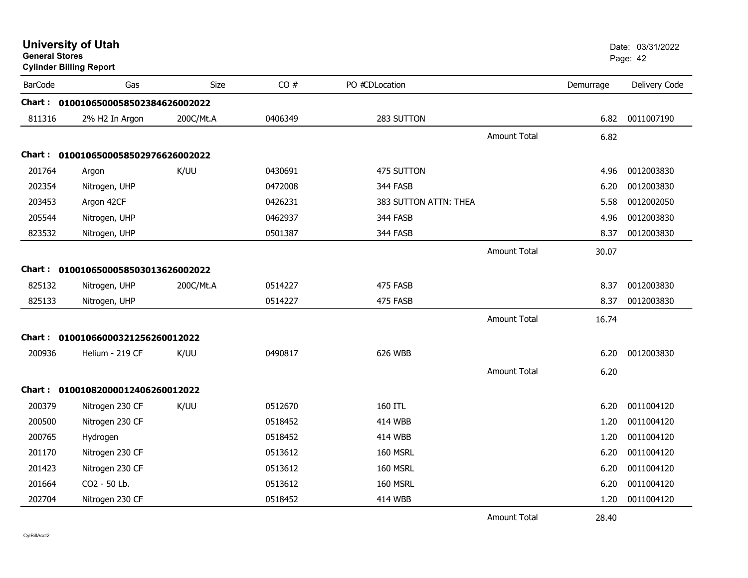# University of Utah
**General Stores**
**Cylinder Billing Report**

Date: 03/31/2022

| BarCode | Gas | Size | CO # | PO #CDLocation | | Demurrage | Delivery Code |
|---|---|---|---|---|---|---|---|
| **Chart :** | **0100106500058502384626002022** | | | | | | |
| 811316 | 2% H2 In Argon | 200C/Mt.A | 0406349 | 283 SUTTON | | 6.82 | 0011007190 |
| | | | | | Amount Total | 6.82 | |
| **Chart :** | **0100106500058502976626002022** | | | | | | |
| 201764 | Argon | K/UU | 0430691 | 475 SUTTON | | 4.96 | 0012003830 |
| 202354 | Nitrogen, UHP | | 0472008 | 344 FASB | | 6.20 | 0012003830 |
| 203453 | Argon 42CF | | 0426231 | 383 SUTTON ATTN: THEA | | 5.58 | 0012002050 |
| 205544 | Nitrogen, UHP | | 0462937 | 344 FASB | | 4.96 | 0012003830 |
| 823532 | Nitrogen, UHP | | 0501387 | 344 FASB | | 8.37 | 0012003830 |
| | | | | | Amount Total | 30.07 | |
| **Chart :** | **0100106500058503013626002022** | | | | | | |
| 825132 | Nitrogen, UHP | 200C/Mt.A | 0514227 | 475 FASB | | 8.37 | 0012003830 |
| 825133 | Nitrogen, UHP | | 0514227 | 475 FASB | | 8.37 | 0012003830 |
| | | | | | Amount Total | 16.74 | |
| **Chart :** | **0100106600032125626001 2022** | | | | | | |
| 200936 | Helium - 219 CF | K/UU | 0490817 | 626 WBB | | 6.20 | 0012003830 |
| | | | | | Amount Total | 6.20 | |
| **Chart :** | **0100108200001240626001 2022** | | | | | | |
| 200379 | Nitrogen 230 CF | K/UU | 0512670 | 160 ITL | | 6.20 | 0011004120 |
| 200500 | Nitrogen 230 CF | | 0518452 | 414 WBB | | 1.20 | 0011004120 |
| 200765 | Hydrogen | | 0518452 | 414 WBB | | 1.20 | 0011004120 |
| 201170 | Nitrogen 230 CF | | 0513612 | 160 MSRL | | 6.20 | 0011004120 |
| 201423 | Nitrogen 230 CF | | 0513612 | 160 MSRL | | 6.20 | 0011004120 |
| 201664 | CO2 - 50 Lb. | | 0513612 | 160 MSRL | | 6.20 | 0011004120 |
| 202704 | Nitrogen 230 CF | | 0518452 | 414 WBB | | 1.20 | 0011004120 |
| | | | | | Amount Total | 28.40 | |

CylBillAcct2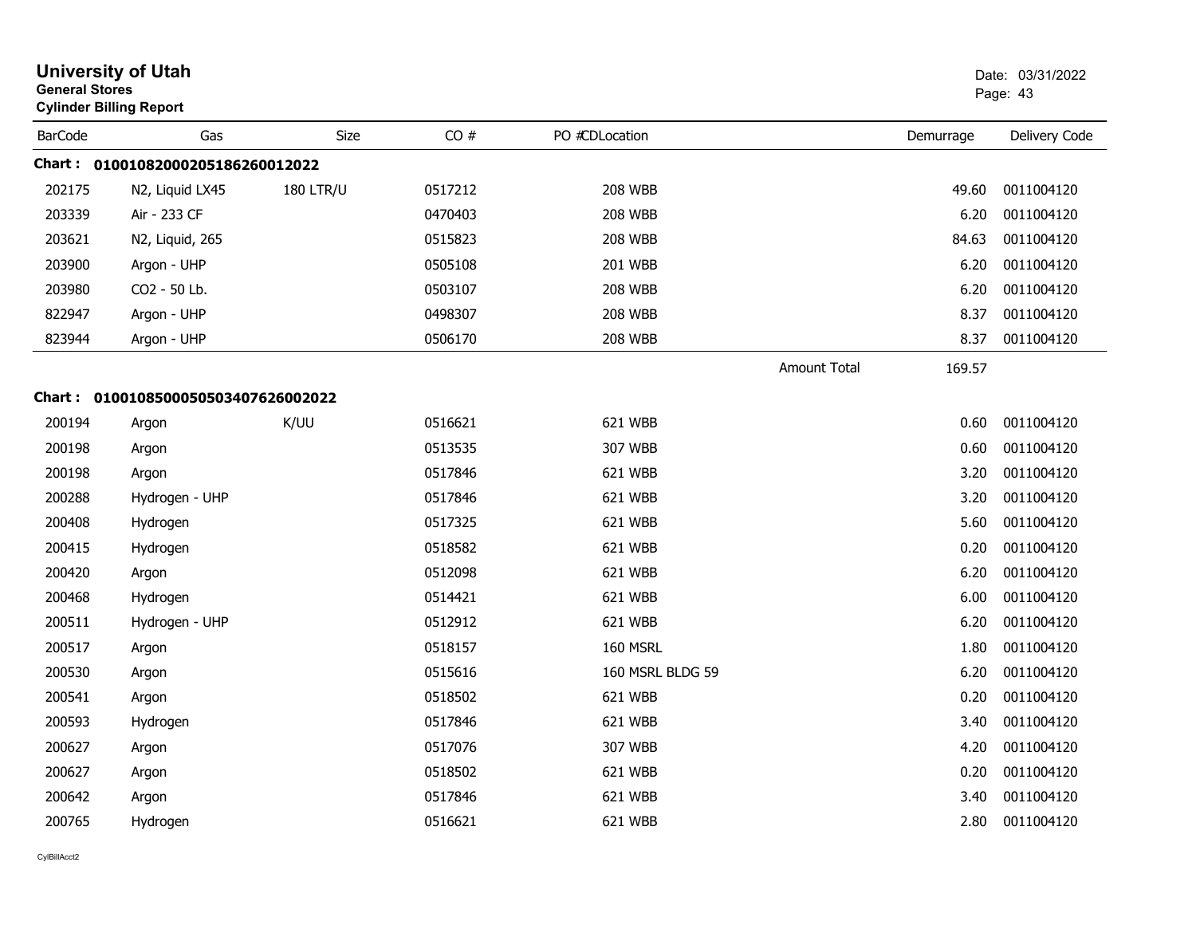# University of Utah

**General Stores**

**Cylinder Billing Report**

Date: 03/31/2022

| BarCode | Gas | Size | CO # | PO # | CD | Location | Demurrage | Delivery Code |
|---|---|---|---|---|---|---|---|---|
| **Chart : 01001082000205186260012022** | | | | | | | | |
| 202175 | N2, Liquid LX45 | 180 LTR/U | 0517212 | | | 208 WBB | 49.60 | 0011004120 |
| 203339 | Air - 233 CF | | 0470403 | | | 208 WBB | 6.20 | 0011004120 |
| 203621 | N2, Liquid, 265 | | 0515823 | | | 208 WBB | 84.63 | 0011004120 |
| 203900 | Argon - UHP | | 0505108 | | | 201 WBB | 6.20 | 0011004120 |
| 203980 | CO2 - 50 Lb. | | 0503107 | | | 208 WBB | 6.20 | 0011004120 |
| 822947 | Argon - UHP | | 0498307 | | | 208 WBB | 8.37 | 0011004120 |
| 823944 | Argon - UHP | | 0506170 | | | 208 WBB | 8.37 | 0011004120 |
| | | | | | | Amount Total | 169.57 | |
| **Chart : 01001085000505034076260020​22** | | | | | | | | |
| 200194 | Argon | K/UU | 0516621 | | | 621 WBB | 0.60 | 0011004120 |
| 200198 | Argon | | 0513535 | | | 307 WBB | 0.60 | 0011004120 |
| 200198 | Argon | | 0517846 | | | 621 WBB | 3.20 | 0011004120 |
| 200288 | Hydrogen - UHP | | 0517846 | | | 621 WBB | 3.20 | 0011004120 |
| 200408 | Hydrogen | | 0517325 | | | 621 WBB | 5.60 | 0011004120 |
| 200415 | Hydrogen | | 0518582 | | | 621 WBB | 0.20 | 0011004120 |
| 200420 | Argon | | 0512098 | | | 621 WBB | 6.20 | 0011004120 |
| 200468 | Hydrogen | | 0514421 | | | 621 WBB | 6.00 | 0011004120 |
| 200511 | Hydrogen - UHP | | 0512912 | | | 621 WBB | 6.20 | 0011004120 |
| 200517 | Argon | | 0518157 | | | 160 MSRL | 1.80 | 0011004120 |
| 200530 | Argon | | 0515616 | | | 160 MSRL BLDG 59 | 6.20 | 0011004120 |
| 200541 | Argon | | 0518502 | | | 621 WBB | 0.20 | 0011004120 |
| 200593 | Hydrogen | | 0517846 | | | 621 WBB | 3.40 | 0011004120 |
| 200627 | Argon | | 0517076 | | | 307 WBB | 4.20 | 0011004120 |
| 200627 | Argon | | 0518502 | | | 621 WBB | 0.20 | 0011004120 |
| 200642 | Argon | | 0517846 | | | 621 WBB | 3.40 | 0011004120 |
| 200765 | Hydrogen | | 0516621 | | | 621 WBB | 2.80 | 0011004120 |

CylBillAcct2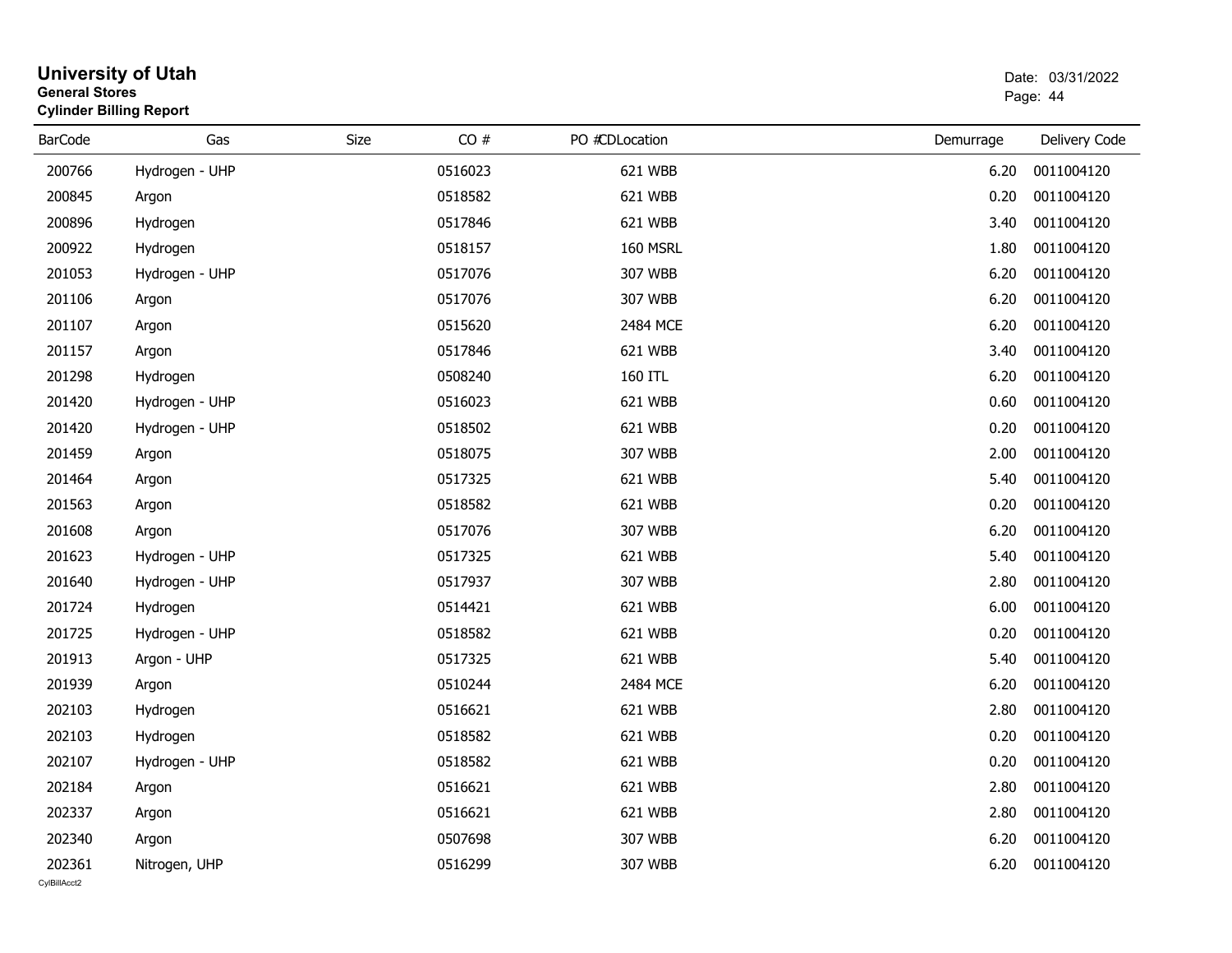# University of Utah

**General Stores**

**Cylinder Billing Report**

Date: 03/31/2022

| BarCode | Gas | Size | CO # | PO # | CDLocation | Demurrage | Delivery Code |
|---|---|---|---|---|---|---|---|
| 200766 | Hydrogen - UHP | | 0516023 | | 621 WBB | 6.20 | 0011004120 |
| 200845 | Argon | | 0518582 | | 621 WBB | 0.20 | 0011004120 |
| 200896 | Hydrogen | | 0517846 | | 621 WBB | 3.40 | 0011004120 |
| 200922 | Hydrogen | | 0518157 | | 160 MSRL | 1.80 | 0011004120 |
| 201053 | Hydrogen - UHP | | 0517076 | | 307 WBB | 6.20 | 0011004120 |
| 201106 | Argon | | 0517076 | | 307 WBB | 6.20 | 0011004120 |
| 201107 | Argon | | 0515620 | | 2484 MCE | 6.20 | 0011004120 |
| 201157 | Argon | | 0517846 | | 621 WBB | 3.40 | 0011004120 |
| 201298 | Hydrogen | | 0508240 | | 160 ITL | 6.20 | 0011004120 |
| 201420 | Hydrogen - UHP | | 0516023 | | 621 WBB | 0.60 | 0011004120 |
| 201420 | Hydrogen - UHP | | 0518502 | | 621 WBB | 0.20 | 0011004120 |
| 201459 | Argon | | 0518075 | | 307 WBB | 2.00 | 0011004120 |
| 201464 | Argon | | 0517325 | | 621 WBB | 5.40 | 0011004120 |
| 201563 | Argon | | 0518582 | | 621 WBB | 0.20 | 0011004120 |
| 201608 | Argon | | 0517076 | | 307 WBB | 6.20 | 0011004120 |
| 201623 | Hydrogen - UHP | | 0517325 | | 621 WBB | 5.40 | 0011004120 |
| 201640 | Hydrogen - UHP | | 0517937 | | 307 WBB | 2.80 | 0011004120 |
| 201724 | Hydrogen | | 0514421 | | 621 WBB | 6.00 | 0011004120 |
| 201725 | Hydrogen - UHP | | 0518582 | | 621 WBB | 0.20 | 0011004120 |
| 201913 | Argon - UHP | | 0517325 | | 621 WBB | 5.40 | 0011004120 |
| 201939 | Argon | | 0510244 | | 2484 MCE | 6.20 | 0011004120 |
| 202103 | Hydrogen | | 0516621 | | 621 WBB | 2.80 | 0011004120 |
| 202103 | Hydrogen | | 0518582 | | 621 WBB | 0.20 | 0011004120 |
| 202107 | Hydrogen - UHP | | 0518582 | | 621 WBB | 0.20 | 0011004120 |
| 202184 | Argon | | 0516621 | | 621 WBB | 2.80 | 0011004120 |
| 202337 | Argon | | 0516621 | | 621 WBB | 2.80 | 0011004120 |
| 202340 | Argon | | 0507698 | | 307 WBB | 6.20 | 0011004120 |
| 202361 | Nitrogen, UHP | | 0516299 | | 307 WBB | 6.20 | 0011004120 |

CylBillAcct2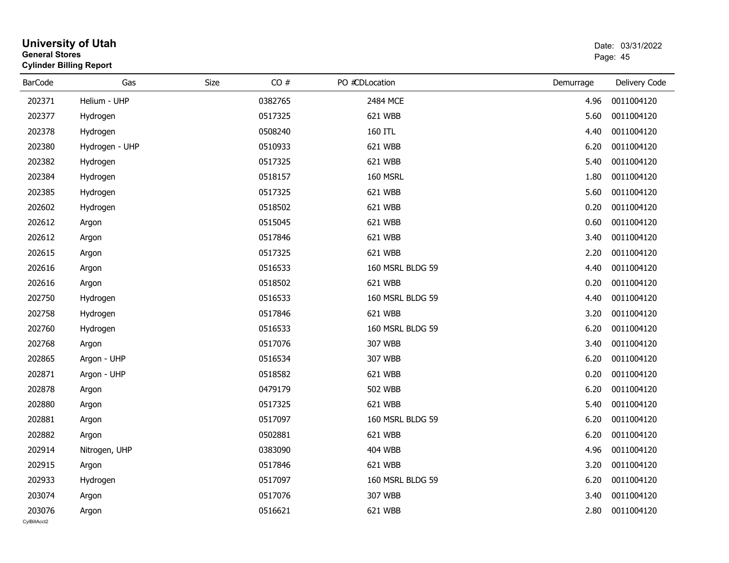# University of Utah

**General Stores**

**Cylinder Billing Report**

Date: 03/31/2022

| BarCode | Gas | Size | CO # | PO # | CDLocation | Demurrage | Delivery Code |
|---|---|---|---|---|---|---|---|
| 202371 | Helium - UHP | | 0382765 | | 2484 MCE | 4.96 | 0011004120 |
| 202377 | Hydrogen | | 0517325 | | 621 WBB | 5.60 | 0011004120 |
| 202378 | Hydrogen | | 0508240 | | 160 ITL | 4.40 | 0011004120 |
| 202380 | Hydrogen - UHP | | 0510933 | | 621 WBB | 6.20 | 0011004120 |
| 202382 | Hydrogen | | 0517325 | | 621 WBB | 5.40 | 0011004120 |
| 202384 | Hydrogen | | 0518157 | | 160 MSRL | 1.80 | 0011004120 |
| 202385 | Hydrogen | | 0517325 | | 621 WBB | 5.60 | 0011004120 |
| 202602 | Hydrogen | | 0518502 | | 621 WBB | 0.20 | 0011004120 |
| 202612 | Argon | | 0515045 | | 621 WBB | 0.60 | 0011004120 |
| 202612 | Argon | | 0517846 | | 621 WBB | 3.40 | 0011004120 |
| 202615 | Argon | | 0517325 | | 621 WBB | 2.20 | 0011004120 |
| 202616 | Argon | | 0516533 | | 160 MSRL BLDG 59 | 4.40 | 0011004120 |
| 202616 | Argon | | 0518502 | | 621 WBB | 0.20 | 0011004120 |
| 202750 | Hydrogen | | 0516533 | | 160 MSRL BLDG 59 | 4.40 | 0011004120 |
| 202758 | Hydrogen | | 0517846 | | 621 WBB | 3.20 | 0011004120 |
| 202760 | Hydrogen | | 0516533 | | 160 MSRL BLDG 59 | 6.20 | 0011004120 |
| 202768 | Argon | | 0517076 | | 307 WBB | 3.40 | 0011004120 |
| 202865 | Argon - UHP | | 0516534 | | 307 WBB | 6.20 | 0011004120 |
| 202871 | Argon - UHP | | 0518582 | | 621 WBB | 0.20 | 0011004120 |
| 202878 | Argon | | 0479179 | | 502 WBB | 6.20 | 0011004120 |
| 202880 | Argon | | 0517325 | | 621 WBB | 5.40 | 0011004120 |
| 202881 | Argon | | 0517097 | | 160 MSRL BLDG 59 | 6.20 | 0011004120 |
| 202882 | Argon | | 0502881 | | 621 WBB | 6.20 | 0011004120 |
| 202914 | Nitrogen, UHP | | 0383090 | | 404 WBB | 4.96 | 0011004120 |
| 202915 | Argon | | 0517846 | | 621 WBB | 3.20 | 0011004120 |
| 202933 | Hydrogen | | 0517097 | | 160 MSRL BLDG 59 | 6.20 | 0011004120 |
| 203074 | Argon | | 0517076 | | 307 WBB | 3.40 | 0011004120 |
| 203076 | Argon | | 0516621 | | 621 WBB | 2.80 | 0011004120 |

CylBillAcct2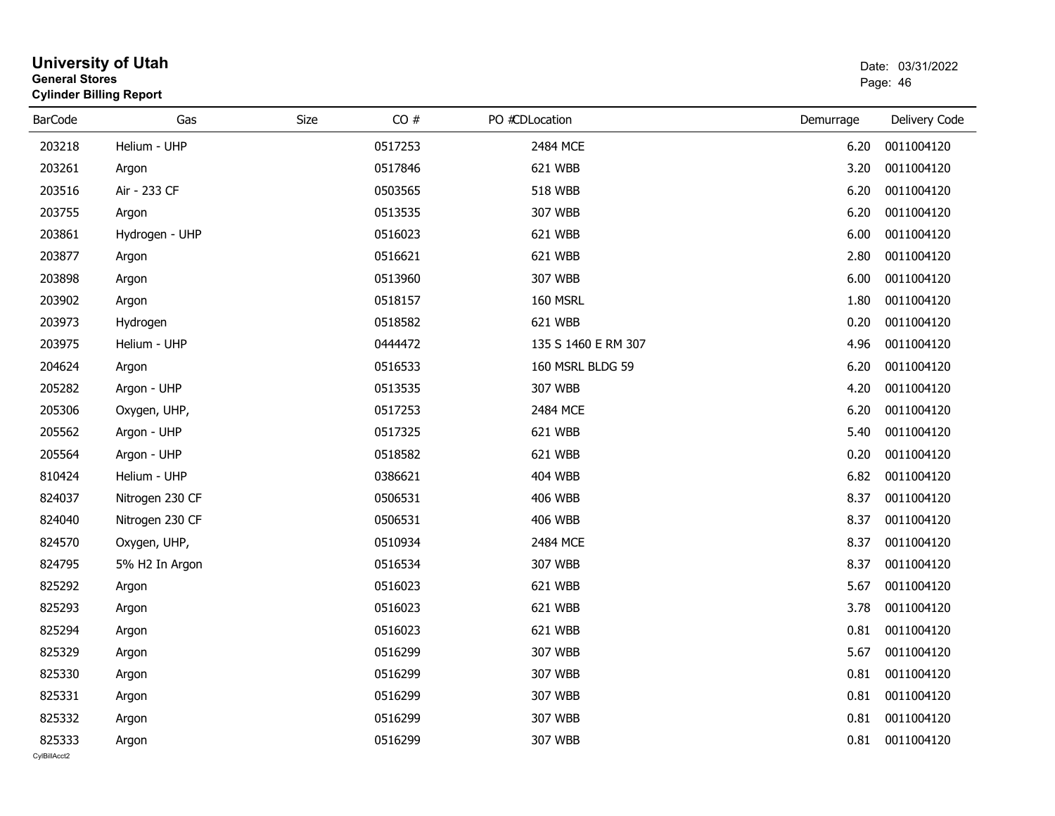# University of Utah
**General Stores**
**Cylinder Billing Report**

Date: 03/31/2022

| BarCode | Gas | Size | CO # | PO # | CDLocation | Demurrage | Delivery Code |
|---|---|---|---|---|---|---|---|
| 203218 | Helium - UHP | | 0517253 | | 2484 MCE | 6.20 | 0011004120 |
| 203261 | Argon | | 0517846 | | 621 WBB | 3.20 | 0011004120 |
| 203516 | Air - 233 CF | | 0503565 | | 518 WBB | 6.20 | 0011004120 |
| 203755 | Argon | | 0513535 | | 307 WBB | 6.20 | 0011004120 |
| 203861 | Hydrogen - UHP | | 0516023 | | 621 WBB | 6.00 | 0011004120 |
| 203877 | Argon | | 0516621 | | 621 WBB | 2.80 | 0011004120 |
| 203898 | Argon | | 0513960 | | 307 WBB | 6.00 | 0011004120 |
| 203902 | Argon | | 0518157 | | 160 MSRL | 1.80 | 0011004120 |
| 203973 | Hydrogen | | 0518582 | | 621 WBB | 0.20 | 0011004120 |
| 203975 | Helium - UHP | | 0444472 | | 135 S 1460 E RM 307 | 4.96 | 0011004120 |
| 204624 | Argon | | 0516533 | | 160 MSRL BLDG 59 | 6.20 | 0011004120 |
| 205282 | Argon - UHP | | 0513535 | | 307 WBB | 4.20 | 0011004120 |
| 205306 | Oxygen, UHP, | | 0517253 | | 2484 MCE | 6.20 | 0011004120 |
| 205562 | Argon - UHP | | 0517325 | | 621 WBB | 5.40 | 0011004120 |
| 205564 | Argon - UHP | | 0518582 | | 621 WBB | 0.20 | 0011004120 |
| 810424 | Helium - UHP | | 0386621 | | 404 WBB | 6.82 | 0011004120 |
| 824037 | Nitrogen 230 CF | | 0506531 | | 406 WBB | 8.37 | 0011004120 |
| 824040 | Nitrogen 230 CF | | 0506531 | | 406 WBB | 8.37 | 0011004120 |
| 824570 | Oxygen, UHP, | | 0510934 | | 2484 MCE | 8.37 | 0011004120 |
| 824795 | 5% H2 In Argon | | 0516534 | | 307 WBB | 8.37 | 0011004120 |
| 825292 | Argon | | 0516023 | | 621 WBB | 5.67 | 0011004120 |
| 825293 | Argon | | 0516023 | | 621 WBB | 3.78 | 0011004120 |
| 825294 | Argon | | 0516023 | | 621 WBB | 0.81 | 0011004120 |
| 825329 | Argon | | 0516299 | | 307 WBB | 5.67 | 0011004120 |
| 825330 | Argon | | 0516299 | | 307 WBB | 0.81 | 0011004120 |
| 825331 | Argon | | 0516299 | | 307 WBB | 0.81 | 0011004120 |
| 825332 | Argon | | 0516299 | | 307 WBB | 0.81 | 0011004120 |
| 825333 | Argon | | 0516299 | | 307 WBB | 0.81 | 0011004120 |

CylBillAcct2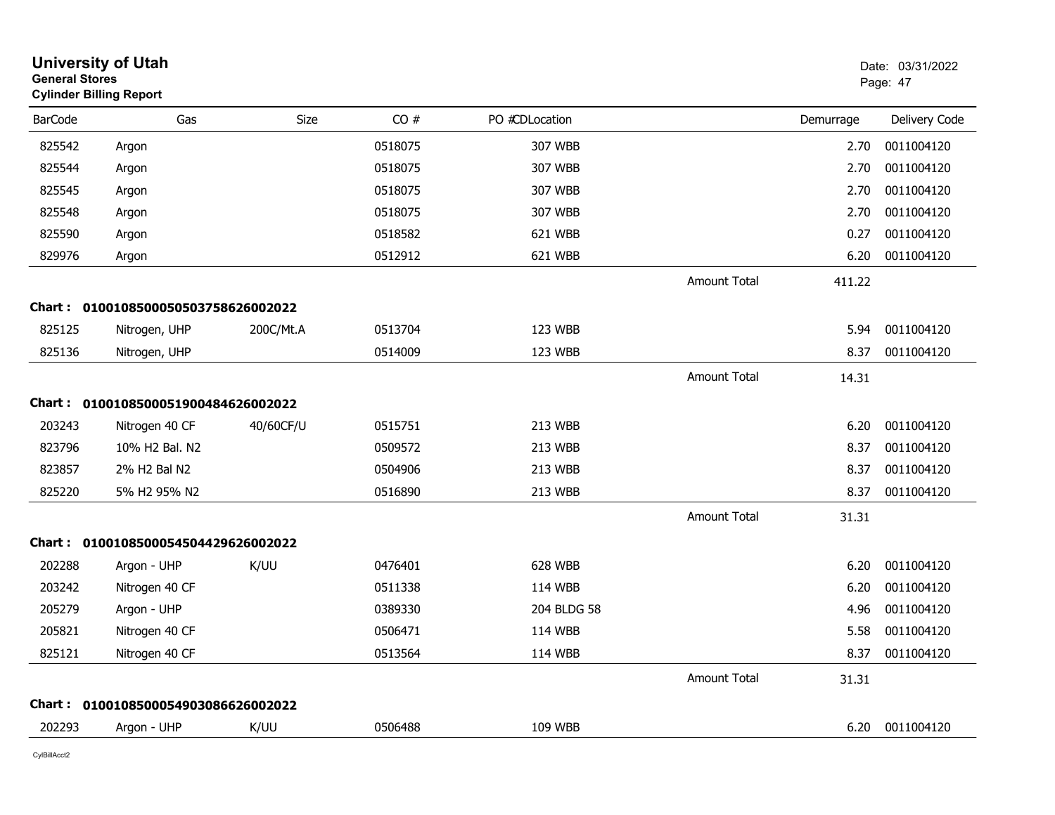# University of Utah

**General Stores**

**Cylinder Billing Report**

Date: 03/31/2022

| BarCode | Gas | Size | CO # | PO #CDLocation | | Demurrage | Delivery Code |
|---|---|---|---|---|---|---|---|
| 825542 | Argon | | 0518075 | 307 WBB | | 2.70 | 0011004120 |
| 825544 | Argon | | 0518075 | 307 WBB | | 2.70 | 0011004120 |
| 825545 | Argon | | 0518075 | 307 WBB | | 2.70 | 0011004120 |
| 825548 | Argon | | 0518075 | 307 WBB | | 2.70 | 0011004120 |
| 825590 | Argon | | 0518582 | 621 WBB | | 0.27 | 0011004120 |
| 829976 | Argon | | 0512912 | 621 WBB | | 6.20 | 0011004120 |
| | | | | | Amount Total | 411.22 | |

**Chart : 01001085000505037586260020​22**

| BarCode | Gas | Size | CO # | PO #CDLocation | | Demurrage | Delivery Code |
|---|---|---|---|---|---|---|---|
| 825125 | Nitrogen, UHP | 200C/Mt.A | 0513704 | 123 WBB | | 5.94 | 0011004120 |
| 825136 | Nitrogen, UHP | | 0514009 | 123 WBB | | 8.37 | 0011004120 |
| | | | | | Amount Total | 14.31 | |

**Chart : 01001085000519004846260020​22**

| BarCode | Gas | Size | CO # | PO #CDLocation | | Demurrage | Delivery Code |
|---|---|---|---|---|---|---|---|
| 203243 | Nitrogen 40 CF | 40/60CF/U | 0515751 | 213 WBB | | 6.20 | 0011004120 |
| 823796 | 10% H2 Bal. N2 | | 0509572 | 213 WBB | | 8.37 | 0011004120 |
| 823857 | 2% H2 Bal N2 | | 0504906 | 213 WBB | | 8.37 | 0011004120 |
| 825220 | 5% H2 95% N2 | | 0516890 | 213 WBB | | 8.37 | 0011004120 |
| | | | | | Amount Total | 31.31 | |

**Chart : 01001085000545044296260020​22**

| BarCode | Gas | Size | CO # | PO #CDLocation | | Demurrage | Delivery Code |
|---|---|---|---|---|---|---|---|
| 202288 | Argon - UHP | K/UU | 0476401 | 628 WBB | | 6.20 | 0011004120 |
| 203242 | Nitrogen 40 CF | | 0511338 | 114 WBB | | 6.20 | 0011004120 |
| 205279 | Argon - UHP | | 0389330 | 204 BLDG 58 | | 4.96 | 0011004120 |
| 205821 | Nitrogen 40 CF | | 0506471 | 114 WBB | | 5.58 | 0011004120 |
| 825121 | Nitrogen 40 CF | | 0513564 | 114 WBB | | 8.37 | 0011004120 |
| | | | | | Amount Total | 31.31 | |

**Chart : 01001085000549030866260020​22**

| BarCode | Gas | Size | CO # | PO #CDLocation | | Demurrage | Delivery Code |
|---|---|---|---|---|---|---|---|
| 202293 | Argon - UHP | K/UU | 0506488 | 109 WBB | | 6.20 | 0011004120 |

CylBillAcct2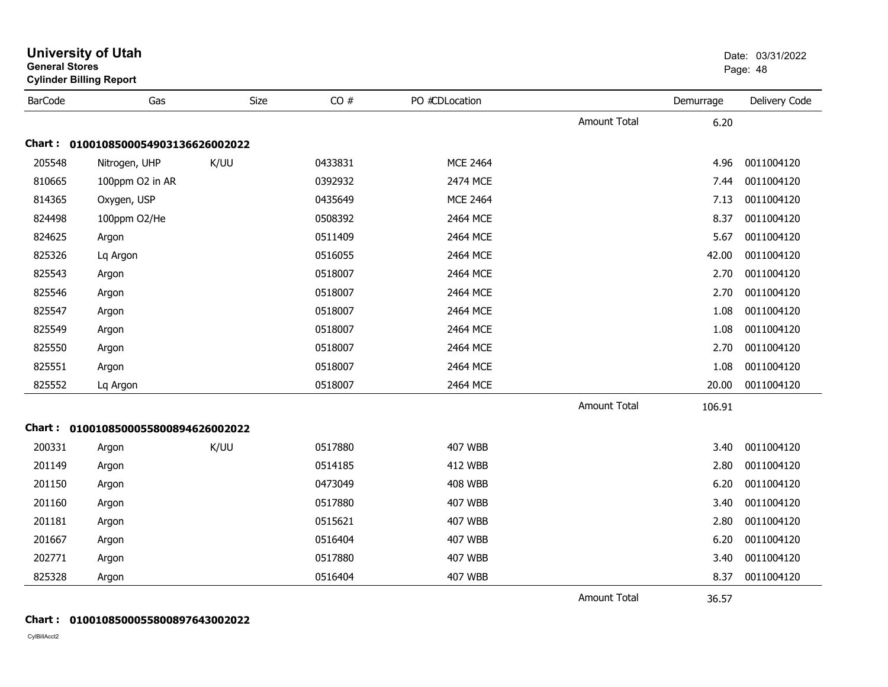# University of Utah
**General Stores**
**Cylinder Billing Report**

Date: 03/31/2022

| BarCode | Gas | Size | CO # | PO #CDLocation | | Demurrage | Delivery Code |
|---|---|---|---|---|---|---|---|
| | | | | | Amount Total | 6.20 | |
| **Chart : 01001085000549031366260020 22** | | | | | | | |
| 205548 | Nitrogen, UHP | K/UU | 0433831 | MCE 2464 | | 4.96 | 0011004120 |
| 810665 | 100ppm O2 in AR | | 0392932 | 2474 MCE | | 7.44 | 0011004120 |
| 814365 | Oxygen, USP | | 0435649 | MCE 2464 | | 7.13 | 0011004120 |
| 824498 | 100ppm O2/He | | 0508392 | 2464 MCE | | 8.37 | 0011004120 |
| 824625 | Argon | | 0511409 | 2464 MCE | | 5.67 | 0011004120 |
| 825326 | Lq Argon | | 0516055 | 2464 MCE | | 42.00 | 0011004120 |
| 825543 | Argon | | 0518007 | 2464 MCE | | 2.70 | 0011004120 |
| 825546 | Argon | | 0518007 | 2464 MCE | | 2.70 | 0011004120 |
| 825547 | Argon | | 0518007 | 2464 MCE | | 1.08 | 0011004120 |
| 825549 | Argon | | 0518007 | 2464 MCE | | 1.08 | 0011004120 |
| 825550 | Argon | | 0518007 | 2464 MCE | | 2.70 | 0011004120 |
| 825551 | Argon | | 0518007 | 2464 MCE | | 1.08 | 0011004120 |
| 825552 | Lq Argon | | 0518007 | 2464 MCE | | 20.00 | 0011004120 |
| | | | | | Amount Total | 106.91 | |
| **Chart : 01001085000558008946260020 22** | | | | | | | |
| 200331 | Argon | K/UU | 0517880 | 407 WBB | | 3.40 | 0011004120 |
| 201149 | Argon | | 0514185 | 412 WBB | | 2.80 | 0011004120 |
| 201150 | Argon | | 0473049 | 408 WBB | | 6.20 | 0011004120 |
| 201160 | Argon | | 0517880 | 407 WBB | | 3.40 | 0011004120 |
| 201181 | Argon | | 0515621 | 407 WBB | | 2.80 | 0011004120 |
| 201667 | Argon | | 0516404 | 407 WBB | | 6.20 | 0011004120 |
| 202771 | Argon | | 0517880 | 407 WBB | | 3.40 | 0011004120 |
| 825328 | Argon | | 0516404 | 407 WBB | | 8.37 | 0011004120 |
| | | | | | Amount Total | 36.57 | |

**Chart : 01001085000558008976430020 22**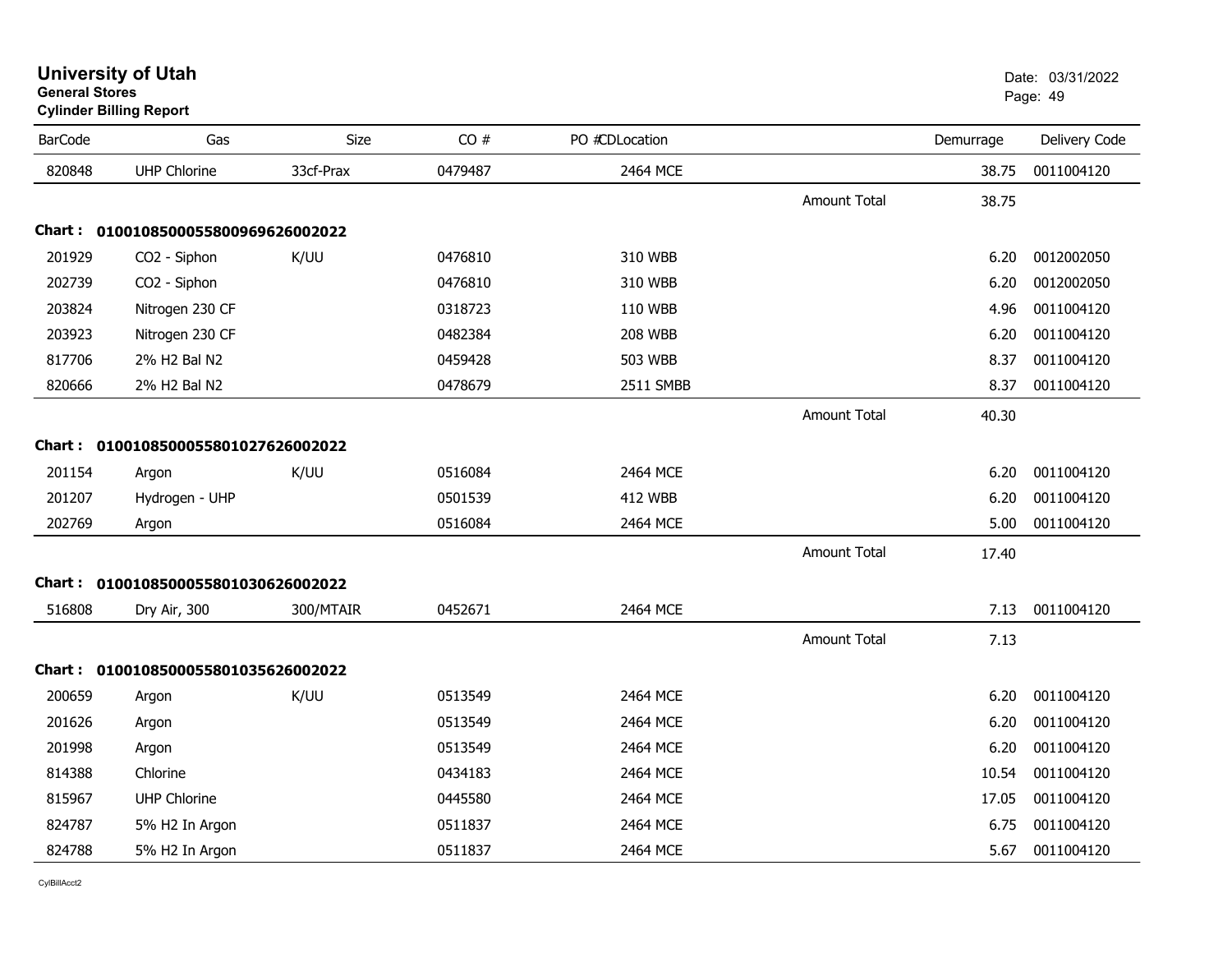**University of Utah**
**General Stores**
**Cylinder Billing Report**

Date: 03/31/2022

| BarCode | Gas | Size | CO # | PO # | CDLocation | | Demurrage | Delivery Code |
|---|---|---|---|---|---|---|---|---|
| 820848 | UHP Chlorine | 33cf-Prax | 0479487 | | 2464 MCE | | 38.75 | 0011004120 |
| | | | | | | Amount Total | 38.75 | |
| **Chart : 01001085000558009696260020​22** | | | | | | | | |
| 201929 | CO2 - Siphon | K/UU | 0476810 | | 310 WBB | | 6.20 | 0012002050 |
| 202739 | CO2 - Siphon | | 0476810 | | 310 WBB | | 6.20 | 0012002050 |
| 203824 | Nitrogen 230 CF | | 0318723 | | 110 WBB | | 4.96 | 0011004120 |
| 203923 | Nitrogen 230 CF | | 0482384 | | 208 WBB | | 6.20 | 0011004120 |
| 817706 | 2% H2 Bal N2 | | 0459428 | | 503 WBB | | 8.37 | 0011004120 |
| 820666 | 2% H2 Bal N2 | | 0478679 | | 2511 SMBB | | 8.37 | 0011004120 |
| | | | | | | Amount Total | 40.30 | |
| **Chart : 01001085000558010276260020​22** | | | | | | | | |
| 201154 | Argon | K/UU | 0516084 | | 2464 MCE | | 6.20 | 0011004120 |
| 201207 | Hydrogen - UHP | | 0501539 | | 412 WBB | | 6.20 | 0011004120 |
| 202769 | Argon | | 0516084 | | 2464 MCE | | 5.00 | 0011004120 |
| | | | | | | Amount Total | 17.40 | |
| **Chart : 01001085000558010306260020​22** | | | | | | | | |
| 516808 | Dry Air, 300 | 300/MTAIR | 0452671 | | 2464 MCE | | 7.13 | 0011004120 |
| | | | | | | Amount Total | 7.13 | |
| **Chart : 01001085000558010356260020​22** | | | | | | | | |
| 200659 | Argon | K/UU | 0513549 | | 2464 MCE | | 6.20 | 0011004120 |
| 201626 | Argon | | 0513549 | | 2464 MCE | | 6.20 | 0011004120 |
| 201998 | Argon | | 0513549 | | 2464 MCE | | 6.20 | 0011004120 |
| 814388 | Chlorine | | 0434183 | | 2464 MCE | | 10.54 | 0011004120 |
| 815967 | UHP Chlorine | | 0445580 | | 2464 MCE | | 17.05 | 0011004120 |
| 824787 | 5% H2 In Argon | | 0511837 | | 2464 MCE | | 6.75 | 0011004120 |
| 824788 | 5% H2 In Argon | | 0511837 | | 2464 MCE | | 5.67 | 0011004120 |

CylBillAcct2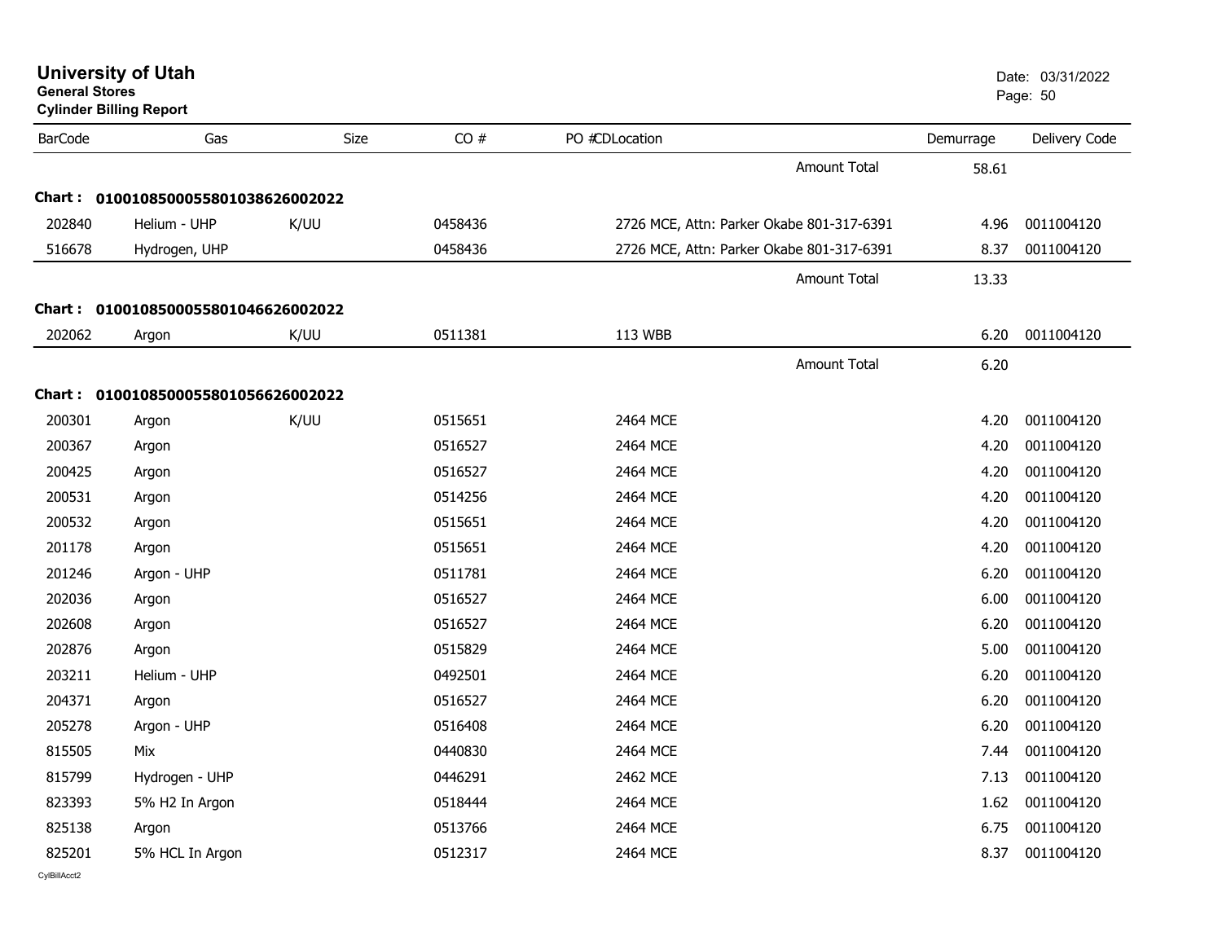# University of Utah
**General Stores**
**Cylinder Billing Report**

Date: 03/31/2022

| BarCode | Gas | Size | CO # | PO #CDLocation | Demurrage | Delivery Code |
|---|---|---|---|---|---|---|
| | | | | Amount Total | 58.61 | |
| **Chart : 01001085000558010386260020​22** | | | | | | |
| 202840 | Helium - UHP | K/UU | 0458436 | 2726 MCE, Attn: Parker Okabe 801-317-6391 | 4.96 | 0011004120 |
| 516678 | Hydrogen, UHP | | 0458436 | 2726 MCE, Attn: Parker Okabe 801-317-6391 | 8.37 | 0011004120 |
| | | | | Amount Total | 13.33 | |
| **Chart : 010010850005580104662600​2022** | | | | | | |
| 202062 | Argon | K/UU | 0511381 | 113 WBB | 6.20 | 0011004120 |
| | | | | Amount Total | 6.20 | |
| **Chart : 0100108500055801056626002022** | | | | | | |
| 200301 | Argon | K/UU | 0515651 | 2464 MCE | 4.20 | 0011004120 |
| 200367 | Argon | | 0516527 | 2464 MCE | 4.20 | 0011004120 |
| 200425 | Argon | | 0516527 | 2464 MCE | 4.20 | 0011004120 |
| 200531 | Argon | | 0514256 | 2464 MCE | 4.20 | 0011004120 |
| 200532 | Argon | | 0515651 | 2464 MCE | 4.20 | 0011004120 |
| 201178 | Argon | | 0515651 | 2464 MCE | 4.20 | 0011004120 |
| 201246 | Argon - UHP | | 0511781 | 2464 MCE | 6.20 | 0011004120 |
| 202036 | Argon | | 0516527 | 2464 MCE | 6.00 | 0011004120 |
| 202608 | Argon | | 0516527 | 2464 MCE | 6.20 | 0011004120 |
| 202876 | Argon | | 0515829 | 2464 MCE | 5.00 | 0011004120 |
| 203211 | Helium - UHP | | 0492501 | 2464 MCE | 6.20 | 0011004120 |
| 204371 | Argon | | 0516527 | 2464 MCE | 6.20 | 0011004120 |
| 205278 | Argon - UHP | | 0516408 | 2464 MCE | 6.20 | 0011004120 |
| 815505 | Mix | | 0440830 | 2464 MCE | 7.44 | 0011004120 |
| 815799 | Hydrogen - UHP | | 0446291 | 2462 MCE | 7.13 | 0011004120 |
| 823393 | 5% H2 In Argon | | 0518444 | 2464 MCE | 1.62 | 0011004120 |
| 825138 | Argon | | 0513766 | 2464 MCE | 6.75 | 0011004120 |
| 825201 | 5% HCL In Argon | | 0512317 | 2464 MCE | 8.37 | 0011004120 |

CylBillAcct2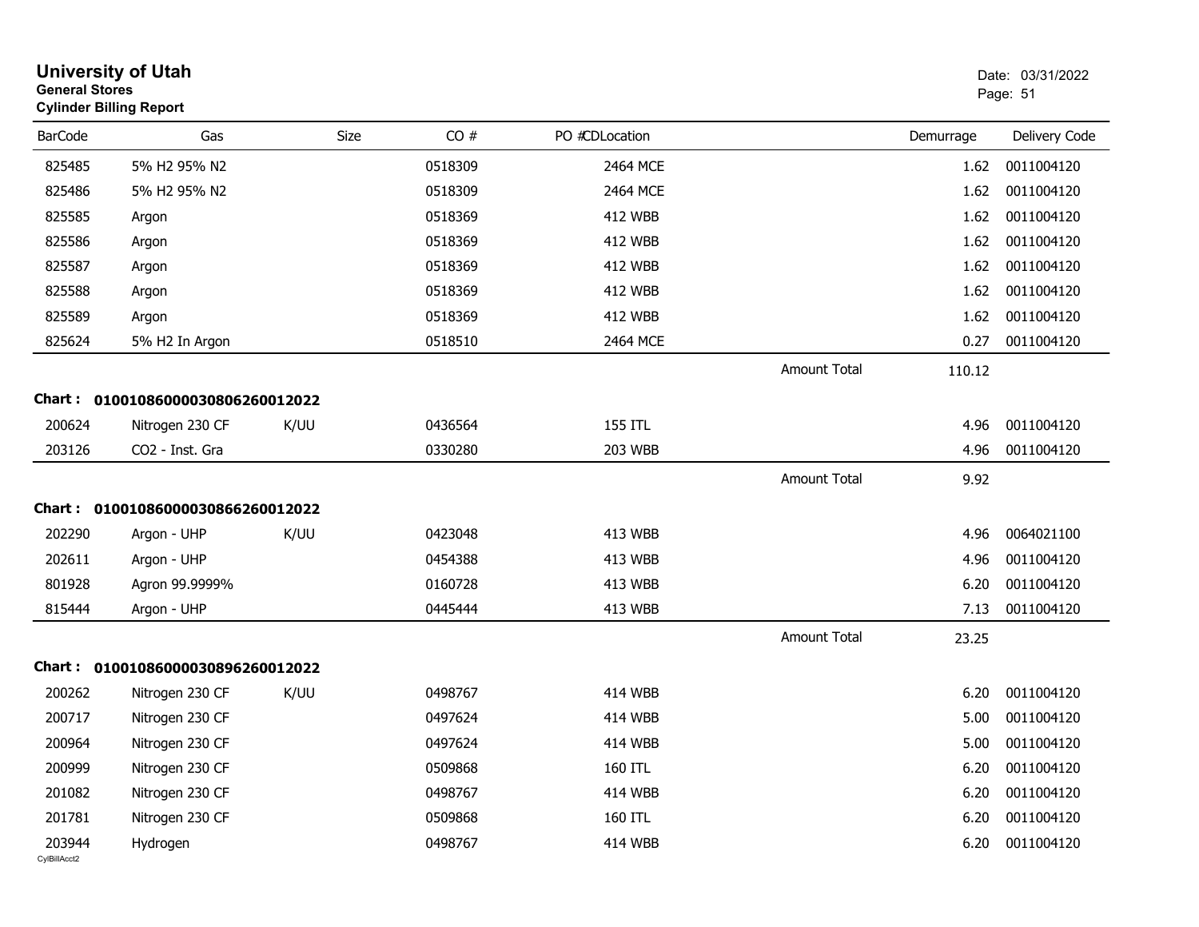# University of Utah

**General Stores**

**Cylinder Billing Report**

Date: 03/31/2022

| BarCode | Gas | Size | CO # | PO #CDLocation | | Demurrage | Delivery Code |
|---|---|---|---|---|---|---|---|
| 825485 | 5% H2 95% N2 | | 0518309 | 2464 MCE | | 1.62 | 0011004120 |
| 825486 | 5% H2 95% N2 | | 0518309 | 2464 MCE | | 1.62 | 0011004120 |
| 825585 | Argon | | 0518369 | 412 WBB | | 1.62 | 0011004120 |
| 825586 | Argon | | 0518369 | 412 WBB | | 1.62 | 0011004120 |
| 825587 | Argon | | 0518369 | 412 WBB | | 1.62 | 0011004120 |
| 825588 | Argon | | 0518369 | 412 WBB | | 1.62 | 0011004120 |
| 825589 | Argon | | 0518369 | 412 WBB | | 1.62 | 0011004120 |
| 825624 | 5% H2 In Argon | | 0518510 | 2464 MCE | | 0.27 | 0011004120 |
| | | | | | Amount Total | 110.12 | |

**Chart : 01001086000030806260012022**

| BarCode | Gas | Size | CO # | PO #CDLocation | | Demurrage | Delivery Code |
|---|---|---|---|---|---|---|---|
| 200624 | Nitrogen 230 CF | K/UU | 0436564 | 155 ITL | | 4.96 | 0011004120 |
| 203126 | CO2 - Inst. Gra | | 0330280 | 203 WBB | | 4.96 | 0011004120 |
| | | | | | Amount Total | 9.92 | |

**Chart : 01001086000030866260012022**

| BarCode | Gas | Size | CO # | PO #CDLocation | | Demurrage | Delivery Code |
|---|---|---|---|---|---|---|---|
| 202290 | Argon - UHP | K/UU | 0423048 | 413 WBB | | 4.96 | 0064021100 |
| 202611 | Argon - UHP | | 0454388 | 413 WBB | | 4.96 | 0011004120 |
| 801928 | Agron 99.9999% | | 0160728 | 413 WBB | | 6.20 | 0011004120 |
| 815444 | Argon - UHP | | 0445444 | 413 WBB | | 7.13 | 0011004120 |
| | | | | | Amount Total | 23.25 | |

**Chart : 01001086000030896260012022**

| BarCode | Gas | Size | CO # | PO #CDLocation | | Demurrage | Delivery Code |
|---|---|---|---|---|---|---|---|
| 200262 | Nitrogen 230 CF | K/UU | 0498767 | 414 WBB | | 6.20 | 0011004120 |
| 200717 | Nitrogen 230 CF | | 0497624 | 414 WBB | | 5.00 | 0011004120 |
| 200964 | Nitrogen 230 CF | | 0497624 | 414 WBB | | 5.00 | 0011004120 |
| 200999 | Nitrogen 230 CF | | 0509868 | 160 ITL | | 6.20 | 0011004120 |
| 201082 | Nitrogen 230 CF | | 0498767 | 414 WBB | | 6.20 | 0011004120 |
| 201781 | Nitrogen 230 CF | | 0509868 | 160 ITL | | 6.20 | 0011004120 |
| 203944 | Hydrogen | | 0498767 | 414 WBB | | 6.20 | 0011004120 |

CylBillAcct2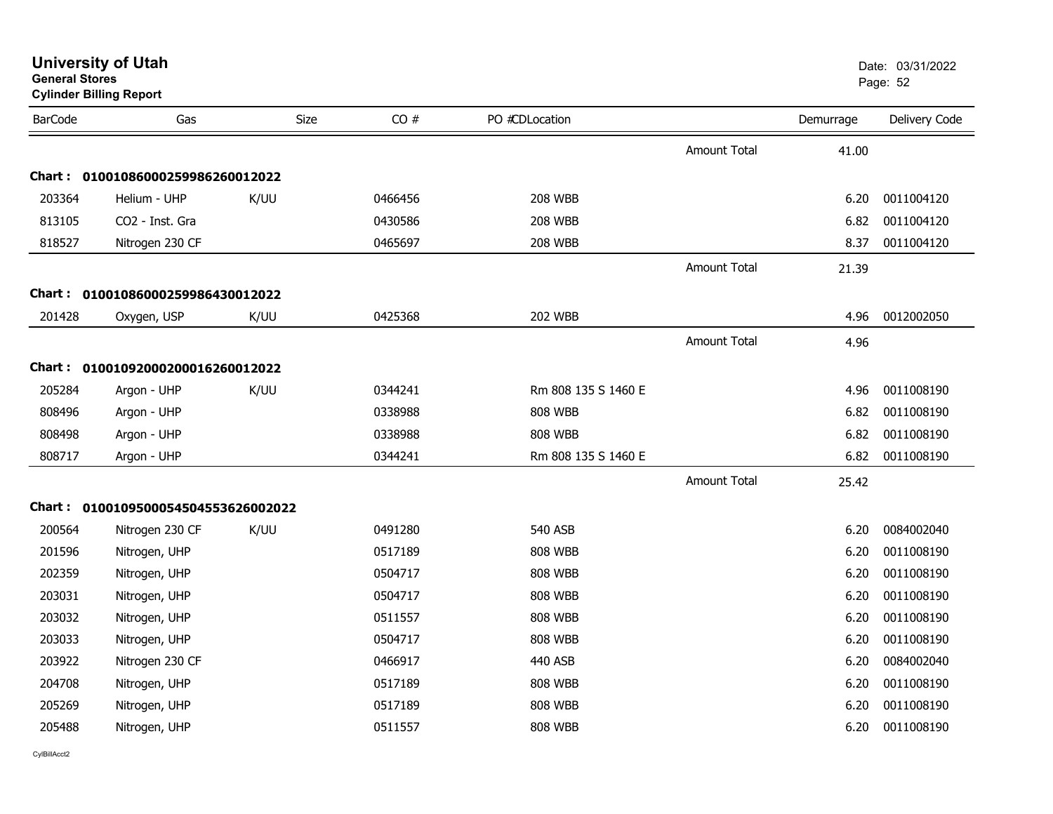**University of Utah**
**General Stores**
**Cylinder Billing Report**

Date: 03/31/2022

| BarCode | Gas | Size | CO # | PO #CDLocation | | Demurrage | Delivery Code |
|---|---|---|---|---|---|---|---|
| | | | | | Amount Total | 41.00 | |
| **Chart :** | **01001086000259986260012022** | | | | | | |
| 203364 | Helium - UHP | K/UU | 0466456 | 208 WBB | | 6.20 | 0011004120 |
| 813105 | CO2 - Inst. Gra | | 0430586 | 208 WBB | | 6.82 | 0011004120 |
| 818527 | Nitrogen 230 CF | | 0465697 | 208 WBB | | 8.37 | 0011004120 |
| | | | | | Amount Total | 21.39 | |
| **Chart :** | **01001086000259986430012022** | | | | | | |
| 201428 | Oxygen, USP | K/UU | 0425368 | 202 WBB | | 4.96 | 0012002050 |
| | | | | | Amount Total | 4.96 | |
| **Chart :** | **01001092000200016260012022** | | | | | | |
| 205284 | Argon - UHP | K/UU | 0344241 | Rm 808 135 S 1460 E | | 4.96 | 0011008190 |
| 808496 | Argon - UHP | | 0338988 | 808 WBB | | 6.82 | 0011008190 |
| 808498 | Argon - UHP | | 0338988 | 808 WBB | | 6.82 | 0011008190 |
| 808717 | Argon - UHP | | 0344241 | Rm 808 135 S 1460 E | | 6.82 | 0011008190 |
| | | | | | Amount Total | 25.42 | |
| **Chart :** | **01001095000545045536260022022** | | | | | | |
| 200564 | Nitrogen 230 CF | K/UU | 0491280 | 540 ASB | | 6.20 | 0084002040 |
| 201596 | Nitrogen, UHP | | 0517189 | 808 WBB | | 6.20 | 0011008190 |
| 202359 | Nitrogen, UHP | | 0504717 | 808 WBB | | 6.20 | 0011008190 |
| 203031 | Nitrogen, UHP | | 0504717 | 808 WBB | | 6.20 | 0011008190 |
| 203032 | Nitrogen, UHP | | 0511557 | 808 WBB | | 6.20 | 0011008190 |
| 203033 | Nitrogen, UHP | | 0504717 | 808 WBB | | 6.20 | 0011008190 |
| 203922 | Nitrogen 230 CF | | 0466917 | 440 ASB | | 6.20 | 0084002040 |
| 204708 | Nitrogen, UHP | | 0517189 | 808 WBB | | 6.20 | 0011008190 |
| 205269 | Nitrogen, UHP | | 0517189 | 808 WBB | | 6.20 | 0011008190 |
| 205488 | Nitrogen, UHP | | 0511557 | 808 WBB | | 6.20 | 0011008190 |

CylBillAcct2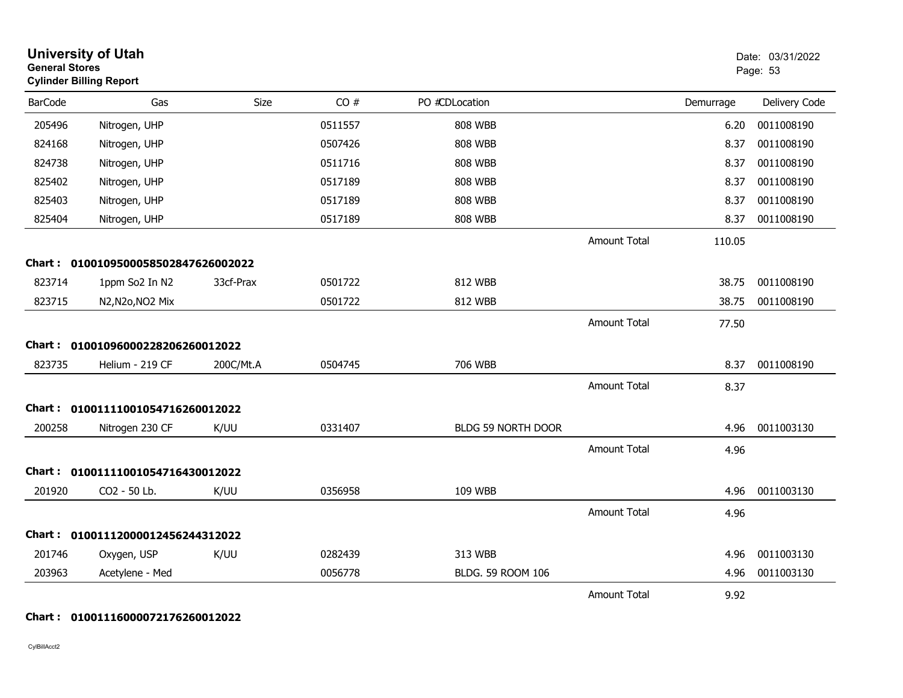# University of Utah

**General Stores**

**Cylinder Billing Report**

Date: 03/31/2022

| BarCode | Gas | Size | CO # | PO #CDLocation | | Demurrage | Delivery Code |
|---|---|---|---|---|---|---|---|
| 205496 | Nitrogen, UHP | | 0511557 | 808 WBB | | 6.20 | 0011008190 |
| 824168 | Nitrogen, UHP | | 0507426 | 808 WBB | | 8.37 | 0011008190 |
| 824738 | Nitrogen, UHP | | 0511716 | 808 WBB | | 8.37 | 0011008190 |
| 825402 | Nitrogen, UHP | | 0517189 | 808 WBB | | 8.37 | 0011008190 |
| 825403 | Nitrogen, UHP | | 0517189 | 808 WBB | | 8.37 | 0011008190 |
| 825404 | Nitrogen, UHP | | 0517189 | 808 WBB | | 8.37 | 0011008190 |
| | | | | | Amount Total | 110.05 | |

**Chart : 01001095000585028476260020​22**

| BarCode | Gas | Size | CO # | PO #CDLocation | | Demurrage | Delivery Code |
|---|---|---|---|---|---|---|---|
| 823714 | 1ppm So2 In N2 | 33cf-Prax | 0501722 | 812 WBB | | 38.75 | 0011008190 |
| 823715 | N2,N2o,NO2 Mix | | 0501722 | 812 WBB | | 38.75 | 0011008190 |
| | | | | | Amount Total | 77.50 | |

**Chart : 01001096000228206260012022**

| BarCode | Gas | Size | CO # | PO #CDLocation | | Demurrage | Delivery Code |
|---|---|---|---|---|---|---|---|
| 823735 | Helium - 219 CF | 200C/Mt.A | 0504745 | 706 WBB | | 8.37 | 0011008190 |
| | | | | | Amount Total | 8.37 | |

**Chart : 01001110010547162600120​22**

| BarCode | Gas | Size | CO # | PO #CDLocation | | Demurrage | Delivery Code |
|---|---|---|---|---|---|---|---|
| 200258 | Nitrogen 230 CF | K/UU | 0331407 | BLDG 59 NORTH DOOR | | 4.96 | 0011003130 |
| | | | | | Amount Total | 4.96 | |

**Chart : 01001110010547164300120​22**

| BarCode | Gas | Size | CO # | PO #CDLocation | | Demurrage | Delivery Code |
|---|---|---|---|---|---|---|---|
| 201920 | CO2 - 50 Lb. | K/UU | 0356958 | 109 WBB | | 4.96 | 0011003130 |
| | | | | | Amount Total | 4.96 | |

**Chart : 01001112000124562443120​22**

| BarCode | Gas | Size | CO # | PO #CDLocation | | Demurrage | Delivery Code |
|---|---|---|---|---|---|---|---|
| 201746 | Oxygen, USP | K/UU | 0282439 | 313 WBB | | 4.96 | 0011003130 |
| 203963 | Acetylene - Med | | 0056778 | BLDG. 59 ROOM 106 | | 4.96 | 0011003130 |
| | | | | | Amount Total | 9.92 | |

**Chart : 01001116000072176260012022**

CylBillAcct2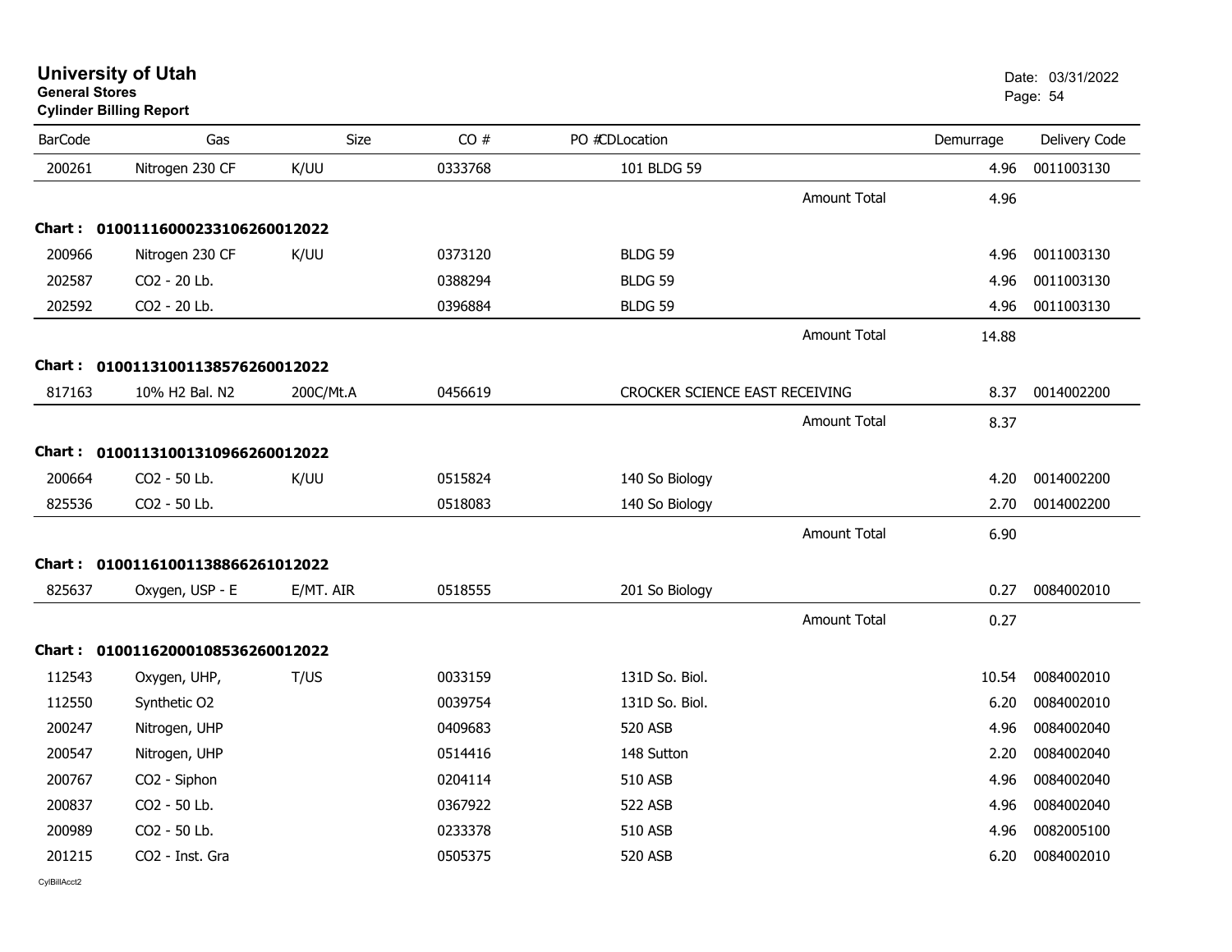# University of Utah

**General Stores**

**Cylinder Billing Report**

Date: 03/31/2022

| BarCode | Gas | Size | CO # | PO # | CD | Location | Demurrage | Delivery Code |
|---|---|---|---|---|---|---|---|---|
| 200261 | Nitrogen 230 CF | K/UU | 0333768 | | | 101 BLDG 59 | 4.96 | 0011003130 |
| | | | | | | Amount Total | 4.96 | |
| **Chart :** | **01001116000233106260012022** | | | | | | | |
| 200966 | Nitrogen 230 CF | K/UU | 0373120 | | | BLDG 59 | 4.96 | 0011003130 |
| 202587 | CO2 - 20 Lb. | | 0388294 | | | BLDG 59 | 4.96 | 0011003130 |
| 202592 | CO2 - 20 Lb. | | 0396884 | | | BLDG 59 | 4.96 | 0011003130 |
| | | | | | | Amount Total | 14.88 | |
| **Chart :** | **01001131001138576260012022** | | | | | | | |
| 817163 | 10% H2 Bal. N2 | 200C/Mt.A | 0456619 | | | CROCKER SCIENCE EAST RECEIVING | 8.37 | 0014002200 |
| | | | | | | Amount Total | 8.37 | |
| **Chart :** | **01001131001310966260012022** | | | | | | | |
| 200664 | CO2 - 50 Lb. | K/UU | 0515824 | | | 140 So Biology | 4.20 | 0014002200 |
| 825536 | CO2 - 50 Lb. | | 0518083 | | | 140 So Biology | 2.70 | 0014002200 |
| | | | | | | Amount Total | 6.90 | |
| **Chart :** | **01001161001138866261012022** | | | | | | | |
| 825637 | Oxygen, USP - E | E/MT. AIR | 0518555 | | | 201 So Biology | 0.27 | 0084002010 |
| | | | | | | Amount Total | 0.27 | |
| **Chart :** | **01001162000108536260012022** | | | | | | | |
| 112543 | Oxygen, UHP, | T/US | 0033159 | | | 131D So. Biol. | 10.54 | 0084002010 |
| 112550 | Synthetic O2 | | 0039754 | | | 131D So. Biol. | 6.20 | 0084002010 |
| 200247 | Nitrogen, UHP | | 0409683 | | | 520 ASB | 4.96 | 0084002040 |
| 200547 | Nitrogen, UHP | | 0514416 | | | 148 Sutton | 2.20 | 0084002040 |
| 200767 | CO2 - Siphon | | 0204114 | | | 510 ASB | 4.96 | 0084002040 |
| 200837 | CO2 - 50 Lb. | | 0367922 | | | 522 ASB | 4.96 | 0084002040 |
| 200989 | CO2 - 50 Lb. | | 0233378 | | | 510 ASB | 4.96 | 0082005100 |
| 201215 | CO2 - Inst. Gra | | 0505375 | | | 520 ASB | 6.20 | 0084002010 |

CylBillAcct2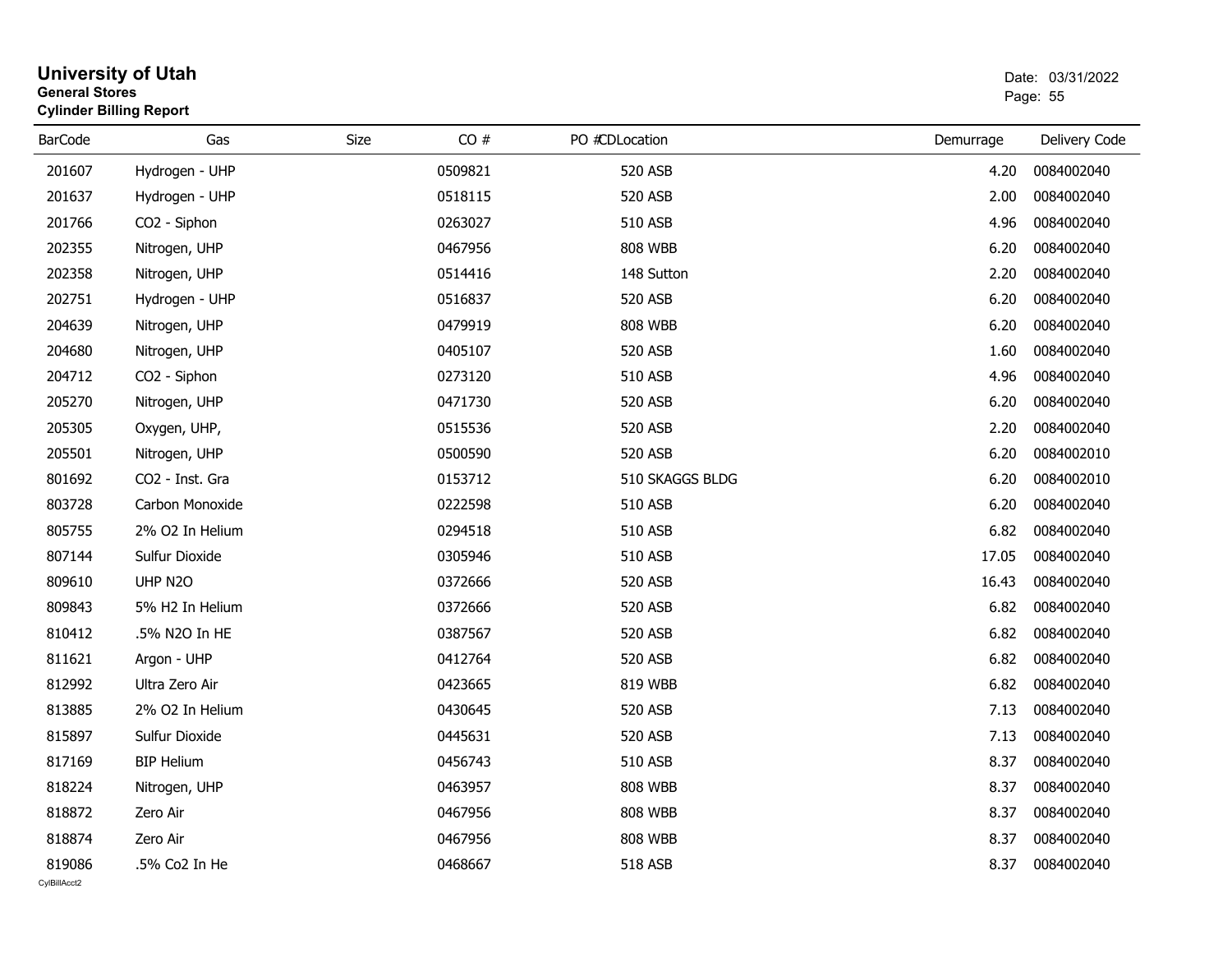# University of Utah
**General Stores**
**Cylinder Billing Report**

Date: 03/31/2022

| BarCode | Gas | Size | CO # | PO # | CDLocation | Demurrage | Delivery Code |
|---|---|---|---|---|---|---|---|
| 201607 | Hydrogen - UHP | | 0509821 | | 520 ASB | 4.20 | 0084002040 |
| 201637 | Hydrogen - UHP | | 0518115 | | 520 ASB | 2.00 | 0084002040 |
| 201766 | CO2 - Siphon | | 0263027 | | 510 ASB | 4.96 | 0084002040 |
| 202355 | Nitrogen, UHP | | 0467956 | | 808 WBB | 6.20 | 0084002040 |
| 202358 | Nitrogen, UHP | | 0514416 | | 148 Sutton | 2.20 | 0084002040 |
| 202751 | Hydrogen - UHP | | 0516837 | | 520 ASB | 6.20 | 0084002040 |
| 204639 | Nitrogen, UHP | | 0479919 | | 808 WBB | 6.20 | 0084002040 |
| 204680 | Nitrogen, UHP | | 0405107 | | 520 ASB | 1.60 | 0084002040 |
| 204712 | CO2 - Siphon | | 0273120 | | 510 ASB | 4.96 | 0084002040 |
| 205270 | Nitrogen, UHP | | 0471730 | | 520 ASB | 6.20 | 0084002040 |
| 205305 | Oxygen, UHP, | | 0515536 | | 520 ASB | 2.20 | 0084002040 |
| 205501 | Nitrogen, UHP | | 0500590 | | 520 ASB | 6.20 | 0084002010 |
| 801692 | CO2 - Inst. Gra | | 0153712 | | 510 SKAGGS BLDG | 6.20 | 0084002010 |
| 803728 | Carbon Monoxide | | 0222598 | | 510 ASB | 6.20 | 0084002040 |
| 805755 | 2% O2 In Helium | | 0294518 | | 510 ASB | 6.82 | 0084002040 |
| 807144 | Sulfur Dioxide | | 0305946 | | 510 ASB | 17.05 | 0084002040 |
| 809610 | UHP N2O | | 0372666 | | 520 ASB | 16.43 | 0084002040 |
| 809843 | 5% H2 In Helium | | 0372666 | | 520 ASB | 6.82 | 0084002040 |
| 810412 | .5% N2O In HE | | 0387567 | | 520 ASB | 6.82 | 0084002040 |
| 811621 | Argon - UHP | | 0412764 | | 520 ASB | 6.82 | 0084002040 |
| 812992 | Ultra Zero Air | | 0423665 | | 819 WBB | 6.82 | 0084002040 |
| 813885 | 2% O2 In Helium | | 0430645 | | 520 ASB | 7.13 | 0084002040 |
| 815897 | Sulfur Dioxide | | 0445631 | | 520 ASB | 7.13 | 0084002040 |
| 817169 | BIP Helium | | 0456743 | | 510 ASB | 8.37 | 0084002040 |
| 818224 | Nitrogen, UHP | | 0463957 | | 808 WBB | 8.37 | 0084002040 |
| 818872 | Zero Air | | 0467956 | | 808 WBB | 8.37 | 0084002040 |
| 818874 | Zero Air | | 0467956 | | 808 WBB | 8.37 | 0084002040 |
| 819086 | .5% Co2 In He | | 0468667 | | 518 ASB | 8.37 | 0084002040 |

CylBillAcct2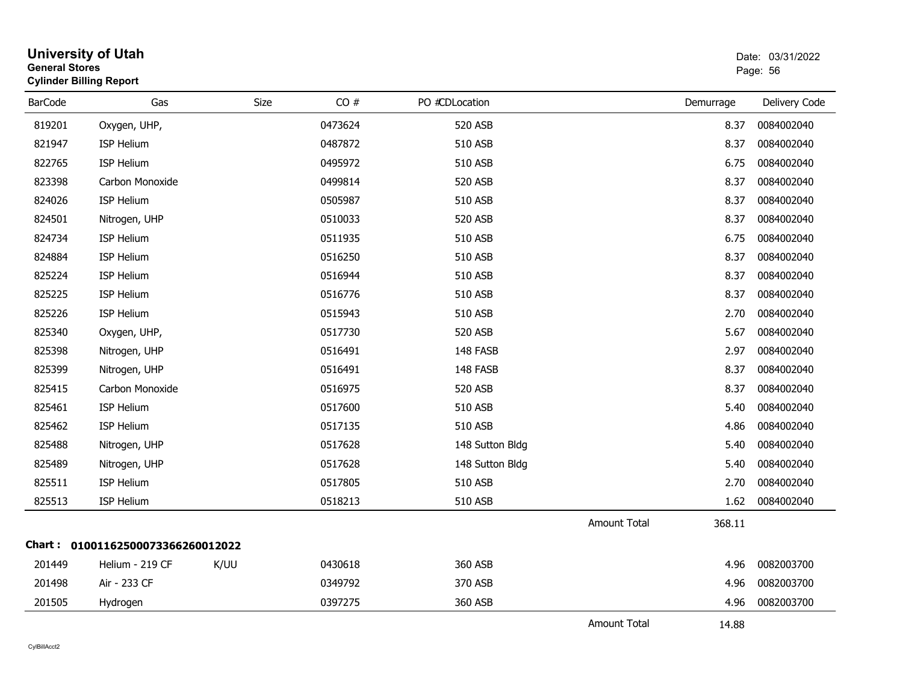# University of Utah

**General Stores**

**Cylinder Billing Report**

Date: 03/31/2022

| BarCode | Gas | Size | CO # | PO # | CDLocation | Demurrage | Delivery Code |
|---|---|---|---|---|---|---|---|
| 819201 | Oxygen, UHP, | | 0473624 | | 520 ASB | 8.37 | 0084002040 |
| 821947 | ISP Helium | | 0487872 | | 510 ASB | 8.37 | 0084002040 |
| 822765 | ISP Helium | | 0495972 | | 510 ASB | 6.75 | 0084002040 |
| 823398 | Carbon Monoxide | | 0499814 | | 520 ASB | 8.37 | 0084002040 |
| 824026 | ISP Helium | | 0505987 | | 510 ASB | 8.37 | 0084002040 |
| 824501 | Nitrogen, UHP | | 0510033 | | 520 ASB | 8.37 | 0084002040 |
| 824734 | ISP Helium | | 0511935 | | 510 ASB | 6.75 | 0084002040 |
| 824884 | ISP Helium | | 0516250 | | 510 ASB | 8.37 | 0084002040 |
| 825224 | ISP Helium | | 0516944 | | 510 ASB | 8.37 | 0084002040 |
| 825225 | ISP Helium | | 0516776 | | 510 ASB | 8.37 | 0084002040 |
| 825226 | ISP Helium | | 0515943 | | 510 ASB | 2.70 | 0084002040 |
| 825340 | Oxygen, UHP, | | 0517730 | | 520 ASB | 5.67 | 0084002040 |
| 825398 | Nitrogen, UHP | | 0516491 | | 148 FASB | 2.97 | 0084002040 |
| 825399 | Nitrogen, UHP | | 0516491 | | 148 FASB | 8.37 | 0084002040 |
| 825415 | Carbon Monoxide | | 0516975 | | 520 ASB | 8.37 | 0084002040 |
| 825461 | ISP Helium | | 0517600 | | 510 ASB | 5.40 | 0084002040 |
| 825462 | ISP Helium | | 0517135 | | 510 ASB | 4.86 | 0084002040 |
| 825488 | Nitrogen, UHP | | 0517628 | | 148 Sutton Bldg | 5.40 | 0084002040 |
| 825489 | Nitrogen, UHP | | 0517628 | | 148 Sutton Bldg | 5.40 | 0084002040 |
| 825511 | ISP Helium | | 0517805 | | 510 ASB | 2.70 | 0084002040 |
| 825513 | ISP Helium | | 0518213 | | 510 ASB | 1.62 | 0084002040 |
| | | | | | Amount Total | 368.11 | |

**Chart : 01001162500073366260012022**

| BarCode | Gas | Size | CO # | PO # | CDLocation | Demurrage | Delivery Code |
|---|---|---|---|---|---|---|---|
| 201449 | Helium - 219 CF | K/UU | 0430618 | | 360 ASB | 4.96 | 0082003700 |
| 201498 | Air - 233 CF | | 0349792 | | 370 ASB | 4.96 | 0082003700 |
| 201505 | Hydrogen | | 0397275 | | 360 ASB | 4.96 | 0082003700 |
| | | | | | Amount Total | 14.88 | |

CylBillAcct2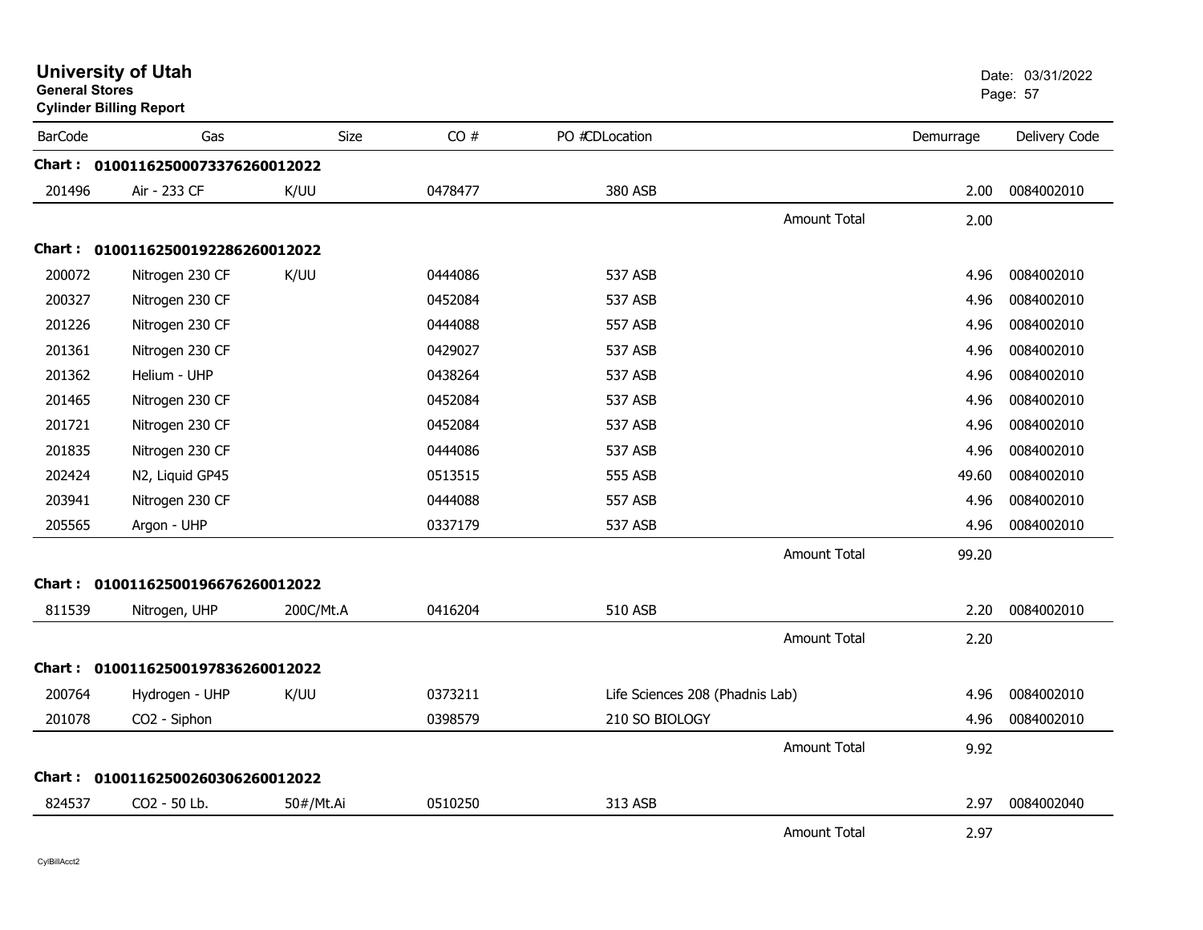# University of Utah

**General Stores**

**Cylinder Billing Report**

Date: 03/31/2022

| BarCode | Gas | Size | CO # | PO #CDLocation | | Demurrage | Delivery Code |
|---|---|---|---|---|---|---|---|
| **Chart :** | **01001162500073376260012022** | | | | | | |
| 201496 | Air - 233 CF | K/UU | 0478477 | 380 ASB | | 2.00 | 0084002010 |
| | | | | | Amount Total | 2.00 | |
| **Chart :** | **01001162500192286260012022** | | | | | | |
| 200072 | Nitrogen 230 CF | K/UU | 0444086 | 537 ASB | | 4.96 | 0084002010 |
| 200327 | Nitrogen 230 CF | | 0452084 | 537 ASB | | 4.96 | 0084002010 |
| 201226 | Nitrogen 230 CF | | 0444088 | 557 ASB | | 4.96 | 0084002010 |
| 201361 | Nitrogen 230 CF | | 0429027 | 537 ASB | | 4.96 | 0084002010 |
| 201362 | Helium - UHP | | 0438264 | 537 ASB | | 4.96 | 0084002010 |
| 201465 | Nitrogen 230 CF | | 0452084 | 537 ASB | | 4.96 | 0084002010 |
| 201721 | Nitrogen 230 CF | | 0452084 | 537 ASB | | 4.96 | 0084002010 |
| 201835 | Nitrogen 230 CF | | 0444086 | 537 ASB | | 4.96 | 0084002010 |
| 202424 | N2, Liquid GP45 | | 0513515 | 555 ASB | | 49.60 | 0084002010 |
| 203941 | Nitrogen 230 CF | | 0444088 | 557 ASB | | 4.96 | 0084002010 |
| 205565 | Argon - UHP | | 0337179 | 537 ASB | | 4.96 | 0084002010 |
| | | | | | Amount Total | 99.20 | |
| **Chart :** | **01001162500196676260012022** | | | | | | |
| 811539 | Nitrogen, UHP | 200C/Mt.A | 0416204 | 510 ASB | | 2.20 | 0084002010 |
| | | | | | Amount Total | 2.20 | |
| **Chart :** | **01001162500197836260012022** | | | | | | |
| 200764 | Hydrogen - UHP | K/UU | 0373211 | Life Sciences 208 (Phadnis Lab) | | 4.96 | 0084002010 |
| 201078 | CO2 - Siphon | | 0398579 | 210 SO BIOLOGY | | 4.96 | 0084002010 |
| | | | | | Amount Total | 9.92 | |
| **Chart :** | **01001162500260306260012022** | | | | | | |
| 824537 | CO2 - 50 Lb. | 50#/Mt.Ai | 0510250 | 313 ASB | | 2.97 | 0084002040 |
| | | | | | Amount Total | 2.97 | |

CylBillAcct2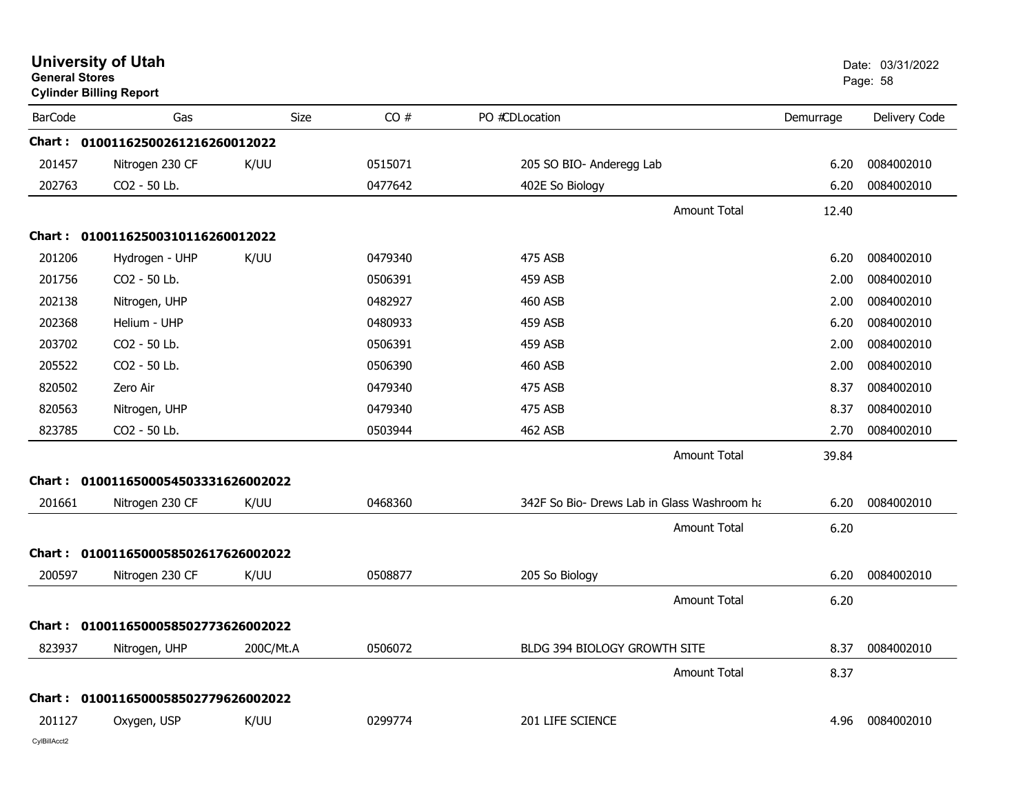# University of Utah
**General Stores**
**Cylinder Billing Report**

Date: 03/31/2022

| BarCode | Gas | Size | CO # | PO #CDLocation | Demurrage | Delivery Code |
|---|---|---|---|---|---|---|
| **Chart : 01001162500261216260012022** | | | | | | |
| 201457 | Nitrogen 230 CF | K/UU | 0515071 | 205 SO BIO- Anderegg Lab | 6.20 | 0084002010 |
| 202763 | CO2 - 50 Lb. | | 0477642 | 402E So Biology | 6.20 | 0084002010 |
| | | | | Amount Total | 12.40 | |
| **Chart : 01001162500310116260012022** | | | | | | |
| 201206 | Hydrogen - UHP | K/UU | 0479340 | 475 ASB | 6.20 | 0084002010 |
| 201756 | CO2 - 50 Lb. | | 0506391 | 459 ASB | 2.00 | 0084002010 |
| 202138 | Nitrogen, UHP | | 0482927 | 460 ASB | 2.00 | 0084002010 |
| 202368 | Helium - UHP | | 0480933 | 459 ASB | 6.20 | 0084002010 |
| 203702 | CO2 - 50 Lb. | | 0506391 | 459 ASB | 2.00 | 0084002010 |
| 205522 | CO2 - 50 Lb. | | 0506390 | 460 ASB | 2.00 | 0084002010 |
| 820502 | Zero Air | | 0479340 | 475 ASB | 8.37 | 0084002010 |
| 820563 | Nitrogen, UHP | | 0479340 | 475 ASB | 8.37 | 0084002010 |
| 823785 | CO2 - 50 Lb. | | 0503944 | 462 ASB | 2.70 | 0084002010 |
| | | | | Amount Total | 39.84 | |
| **Chart : 01001165000545033316260020222** | | | | | | |
| 201661 | Nitrogen 230 CF | K/UU | 0468360 | 342F So Bio- Drews Lab in Glass Washroom ha | 6.20 | 0084002010 |
| | | | | Amount Total | 6.20 | |
| **Chart : 01001165000585026176260020222** | | | | | | |
| 200597 | Nitrogen 230 CF | K/UU | 0508877 | 205 So Biology | 6.20 | 0084002010 |
| | | | | Amount Total | 6.20 | |
| **Chart : 01001165000585027736260020222** | | | | | | |
| 823937 | Nitrogen, UHP | 200C/Mt.A | 0506072 | BLDG 394 BIOLOGY GROWTH SITE | 8.37 | 0084002010 |
| | | | | Amount Total | 8.37 | |
| **Chart : 01001165000585027796260020222** | | | | | | |
| 201127 | Oxygen, USP | K/UU | 0299774 | 201 LIFE SCIENCE | 4.96 | 0084002010 |

CylBillAcct2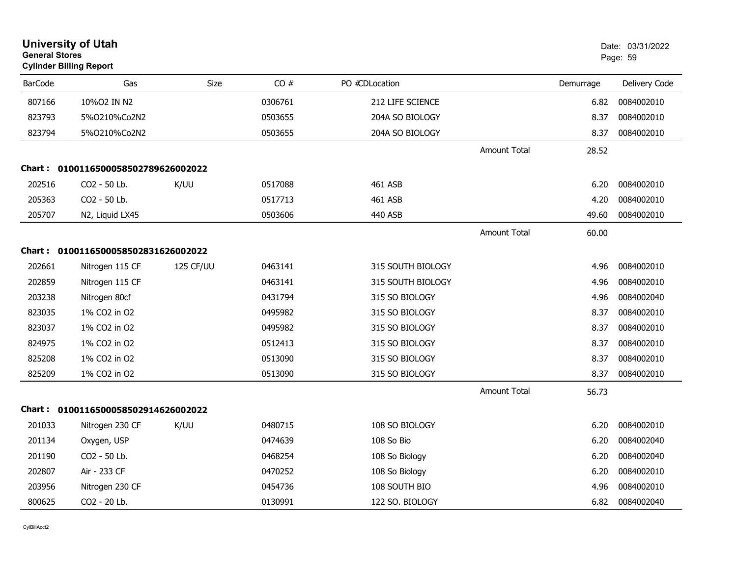# University of Utah

**General Stores**

**Cylinder Billing Report**

Date: 03/31/2022

| BarCode | Gas | Size | CO # | PO # | CDLocation | | Demurrage | Delivery Code |
|---|---|---|---|---|---|---|---|---|
| 807166 | 10%O2 IN N2 | | 0306761 | | 212 LIFE SCIENCE | | 6.82 | 0084002010 |
| 823793 | 5%O210%Co2N2 | | 0503655 | | 204A SO BIOLOGY | | 8.37 | 0084002010 |
| 823794 | 5%O210%Co2N2 | | 0503655 | | 204A SO BIOLOGY | | 8.37 | 0084002010 |
| | | | | | | Amount Total | 28.52 | |

**Chart : 01001165000585027896260022022**

| BarCode | Gas | Size | CO # | PO # | CDLocation | | Demurrage | Delivery Code |
|---|---|---|---|---|---|---|---|---|
| 202516 | CO2 - 50 Lb. | K/UU | 0517088 | | 461 ASB | | 6.20 | 0084002010 |
| 205363 | CO2 - 50 Lb. | | 0517713 | | 461 ASB | | 4.20 | 0084002010 |
| 205707 | N2, Liquid LX45 | | 0503606 | | 440 ASB | | 49.60 | 0084002010 |
| | | | | | | Amount Total | 60.00 | |

**Chart : 01001165000585028316260022022**

| BarCode | Gas | Size | CO # | PO # | CDLocation | | Demurrage | Delivery Code |
|---|---|---|---|---|---|---|---|---|
| 202661 | Nitrogen 115 CF | 125 CF/UU | 0463141 | | 315 SOUTH BIOLOGY | | 4.96 | 0084002010 |
| 202859 | Nitrogen 115 CF | | 0463141 | | 315 SOUTH BIOLOGY | | 4.96 | 0084002010 |
| 203238 | Nitrogen 80cf | | 0431794 | | 315 SO BIOLOGY | | 4.96 | 0084002040 |
| 823035 | 1% CO2 in O2 | | 0495982 | | 315 SO BIOLOGY | | 8.37 | 0084002010 |
| 823037 | 1% CO2 in O2 | | 0495982 | | 315 SO BIOLOGY | | 8.37 | 0084002010 |
| 824975 | 1% CO2 in O2 | | 0512413 | | 315 SO BIOLOGY | | 8.37 | 0084002010 |
| 825208 | 1% CO2 in O2 | | 0513090 | | 315 SO BIOLOGY | | 8.37 | 0084002010 |
| 825209 | 1% CO2 in O2 | | 0513090 | | 315 SO BIOLOGY | | 8.37 | 0084002010 |
| | | | | | | Amount Total | 56.73 | |

**Chart : 01001165000585029146260022022**

| BarCode | Gas | Size | CO # | PO # | CDLocation | | Demurrage | Delivery Code |
|---|---|---|---|---|---|---|---|---|
| 201033 | Nitrogen 230 CF | K/UU | 0480715 | | 108 SO BIOLOGY | | 6.20 | 0084002010 |
| 201134 | Oxygen, USP | | 0474639 | | 108 So Bio | | 6.20 | 0084002040 |
| 201190 | CO2 - 50 Lb. | | 0468254 | | 108 So Biology | | 6.20 | 0084002040 |
| 202807 | Air - 233 CF | | 0470252 | | 108 So Biology | | 6.20 | 0084002010 |
| 203956 | Nitrogen 230 CF | | 0454736 | | 108 SOUTH BIO | | 4.96 | 0084002010 |
| 800625 | CO2 - 20 Lb. | | 0130991 | | 122 SO. BIOLOGY | | 6.82 | 0084002040 |

CylBillAcct2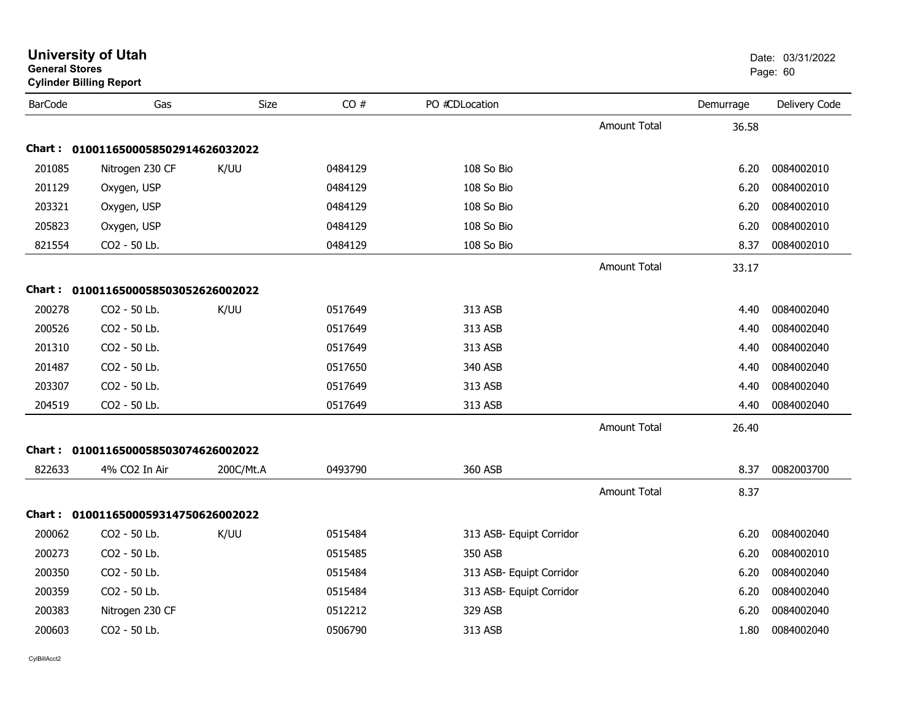# University of Utah
**General Stores**
**Cylinder Billing Report**

Date: 03/31/2022

| BarCode | Gas | Size | CO # | PO #CDLocation | | Demurrage | Delivery Code |
|---|---|---|---|---|---|---|---|
| | | | | | Amount Total | 36.58 | |
| **Chart : 01001165000585029146260320 22** | | | | | | | |
| 201085 | Nitrogen 230 CF | K/UU | 0484129 | 108 So Bio | | 6.20 | 0084002010 |
| 201129 | Oxygen, USP | | 0484129 | 108 So Bio | | 6.20 | 0084002010 |
| 203321 | Oxygen, USP | | 0484129 | 108 So Bio | | 6.20 | 0084002010 |
| 205823 | Oxygen, USP | | 0484129 | 108 So Bio | | 6.20 | 0084002010 |
| 821554 | CO2 - 50 Lb. | | 0484129 | 108 So Bio | | 8.37 | 0084002010 |
| | | | | | Amount Total | 33.17 | |
| **Chart : 01001165000585030526260020 22** | | | | | | | |
| 200278 | CO2 - 50 Lb. | K/UU | 0517649 | 313 ASB | | 4.40 | 0084002040 |
| 200526 | CO2 - 50 Lb. | | 0517649 | 313 ASB | | 4.40 | 0084002040 |
| 201310 | CO2 - 50 Lb. | | 0517649 | 313 ASB | | 4.40 | 0084002040 |
| 201487 | CO2 - 50 Lb. | | 0517650 | 340 ASB | | 4.40 | 0084002040 |
| 203307 | CO2 - 50 Lb. | | 0517649 | 313 ASB | | 4.40 | 0084002040 |
| 204519 | CO2 - 50 Lb. | | 0517649 | 313 ASB | | 4.40 | 0084002040 |
| | | | | | Amount Total | 26.40 | |
| **Chart : 01001165000585030746260020 22** | | | | | | | |
| 822633 | 4% CO2 In Air | 200C/Mt.A | 0493790 | 360 ASB | | 8.37 | 0082003700 |
| | | | | | Amount Total | 8.37 | |
| **Chart : 01001165000593147506260020 22** | | | | | | | |
| 200062 | CO2 - 50 Lb. | K/UU | 0515484 | 313 ASB- Equipt Corridor | | 6.20 | 0084002040 |
| 200273 | CO2 - 50 Lb. | | 0515485 | 350 ASB | | 6.20 | 0084002010 |
| 200350 | CO2 - 50 Lb. | | 0515484 | 313 ASB- Equipt Corridor | | 6.20 | 0084002040 |
| 200359 | CO2 - 50 Lb. | | 0515484 | 313 ASB- Equipt Corridor | | 6.20 | 0084002040 |
| 200383 | Nitrogen 230 CF | | 0512212 | 329 ASB | | 6.20 | 0084002040 |
| 200603 | CO2 - 50 Lb. | | 0506790 | 313 ASB | | 1.80 | 0084002040 |

CylBillAcct2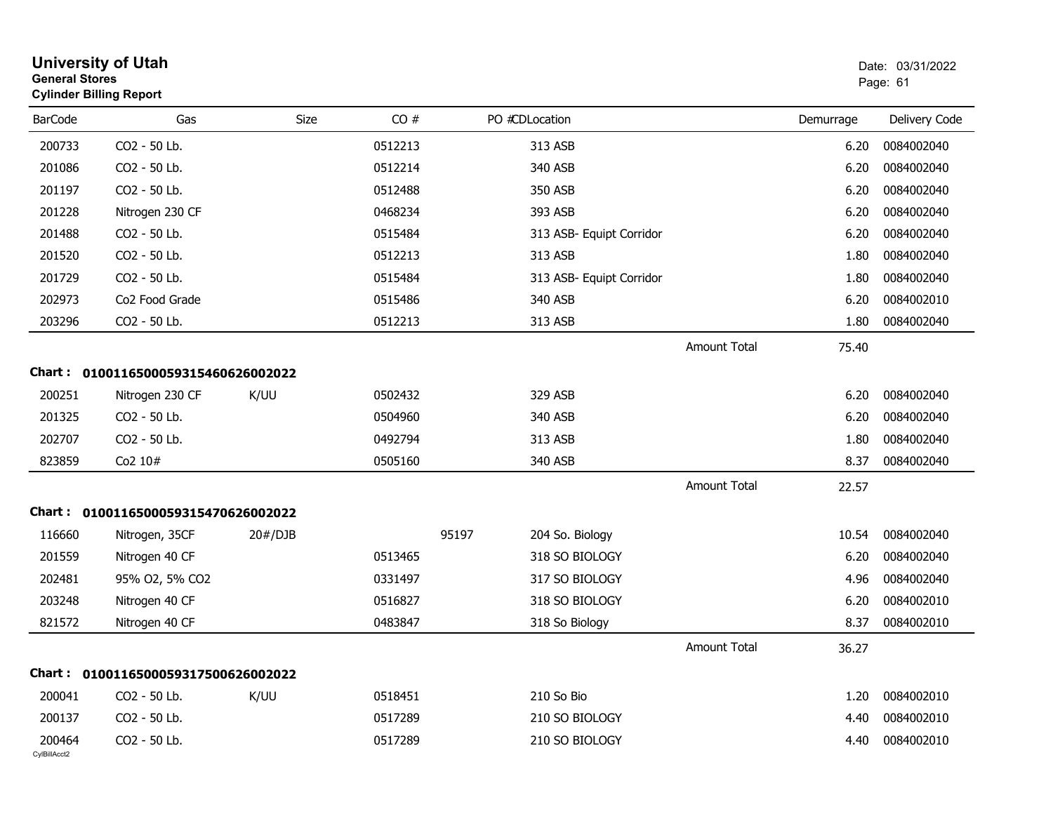**University of Utah**
**General Stores**
**Cylinder Billing Report**

Date: 03/31/2022

| BarCode | Gas | Size | CO # | PO # | CD | Location | | Demurrage | Delivery Code |
|---|---|---|---|---|---|---|---|---|---|
| 200733 | CO2 - 50 Lb. | | 0512213 | | | 313 ASB | | 6.20 | 0084002040 |
| 201086 | CO2 - 50 Lb. | | 0512214 | | | 340 ASB | | 6.20 | 0084002040 |
| 201197 | CO2 - 50 Lb. | | 0512488 | | | 350 ASB | | 6.20 | 0084002040 |
| 201228 | Nitrogen 230 CF | | 0468234 | | | 393 ASB | | 6.20 | 0084002040 |
| 201488 | CO2 - 50 Lb. | | 0515484 | | | 313 ASB- Equipt Corridor | | 6.20 | 0084002040 |
| 201520 | CO2 - 50 Lb. | | 0512213 | | | 313 ASB | | 1.80 | 0084002040 |
| 201729 | CO2 - 50 Lb. | | 0515484 | | | 313 ASB- Equipt Corridor | | 1.80 | 0084002040 |
| 202973 | Co2 Food Grade | | 0515486 | | | 340 ASB | | 6.20 | 0084002010 |
| 203296 | CO2 - 50 Lb. | | 0512213 | | | 313 ASB | | 1.80 | 0084002040 |
| | | | | | | | Amount Total | 75.40 | |

**Chart : 01001165000593154606260020022**

| BarCode | Gas | Size | CO # | PO # | CD | Location | | Demurrage | Delivery Code |
|---|---|---|---|---|---|---|---|---|---|
| 200251 | Nitrogen 230 CF | K/UU | 0502432 | | | 329 ASB | | 6.20 | 0084002040 |
| 201325 | CO2 - 50 Lb. | | 0504960 | | | 340 ASB | | 6.20 | 0084002040 |
| 202707 | CO2 - 50 Lb. | | 0492794 | | | 313 ASB | | 1.80 | 0084002040 |
| 823859 | Co2 10# | | 0505160 | | | 340 ASB | | 8.37 | 0084002040 |
| | | | | | | | Amount Total | 22.57 | |

**Chart : 01001165000593154706260020022**

| BarCode | Gas | Size | CO # | PO # | CD | Location | | Demurrage | Delivery Code |
|---|---|---|---|---|---|---|---|---|---|
| 116660 | Nitrogen, 35CF | 20#/DJB | | 95197 | | 204 So. Biology | | 10.54 | 0084002040 |
| 201559 | Nitrogen 40 CF | | 0513465 | | | 318 SO BIOLOGY | | 6.20 | 0084002040 |
| 202481 | 95% O2, 5% CO2 | | 0331497 | | | 317 SO BIOLOGY | | 4.96 | 0084002040 |
| 203248 | Nitrogen 40 CF | | 0516827 | | | 318 SO BIOLOGY | | 6.20 | 0084002010 |
| 821572 | Nitrogen 40 CF | | 0483847 | | | 318 So Biology | | 8.37 | 0084002010 |
| | | | | | | | Amount Total | 36.27 | |

**Chart : 01001165000593175006260020022**

| BarCode | Gas | Size | CO # | PO # | CD | Location | | Demurrage | Delivery Code |
|---|---|---|---|---|---|---|---|---|---|
| 200041 | CO2 - 50 Lb. | K/UU | 0518451 | | | 210 So Bio | | 1.20 | 0084002010 |
| 200137 | CO2 - 50 Lb. | | 0517289 | | | 210 SO BIOLOGY | | 4.40 | 0084002010 |
| 200464 | CO2 - 50 Lb. | | 0517289 | | | 210 SO BIOLOGY | | 4.40 | 0084002010 |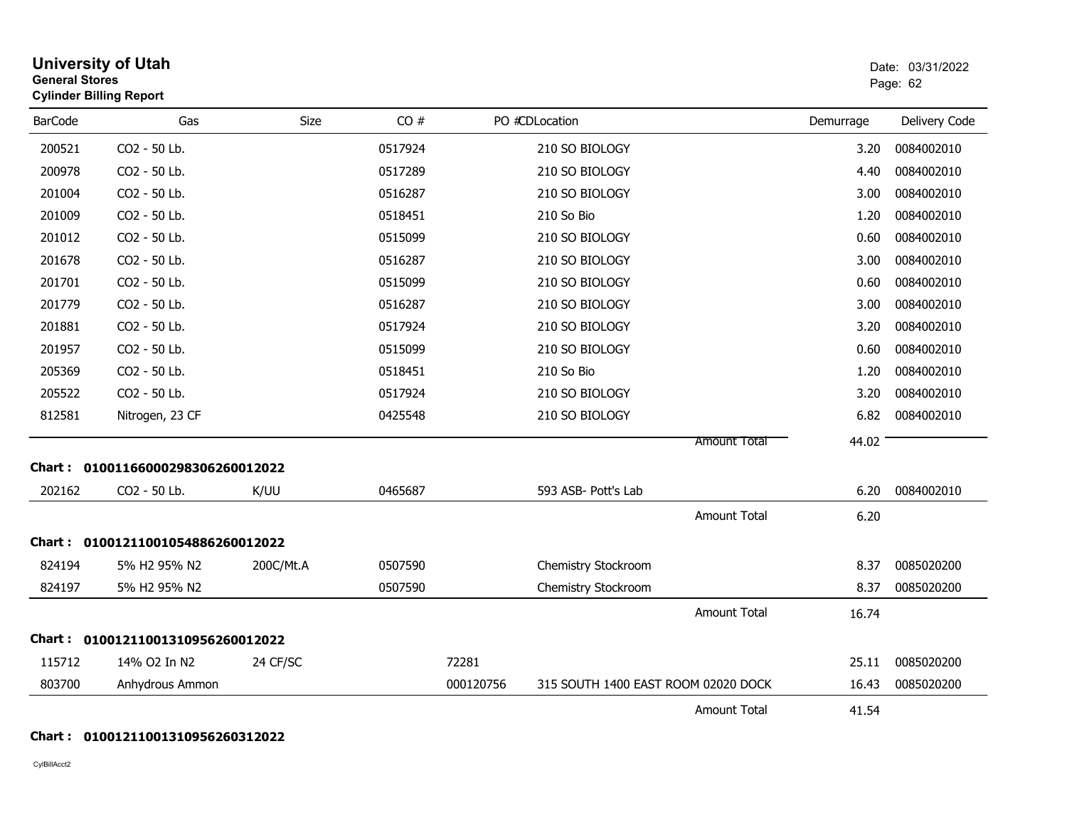# University of Utah

**General Stores**

**Cylinder Billing Report**

Date: 03/31/2022

| BarCode | Gas | Size | CO # | PO # | CDLocation | Demurrage | Delivery Code |
|---|---|---|---|---|---|---|---|
| 200521 | CO2 - 50 Lb. | | 0517924 | | 210 SO BIOLOGY | 3.20 | 0084002010 |
| 200978 | CO2 - 50 Lb. | | 0517289 | | 210 SO BIOLOGY | 4.40 | 0084002010 |
| 201004 | CO2 - 50 Lb. | | 0516287 | | 210 SO BIOLOGY | 3.00 | 0084002010 |
| 201009 | CO2 - 50 Lb. | | 0518451 | | 210 So Bio | 1.20 | 0084002010 |
| 201012 | CO2 - 50 Lb. | | 0515099 | | 210 SO BIOLOGY | 0.60 | 0084002010 |
| 201678 | CO2 - 50 Lb. | | 0516287 | | 210 SO BIOLOGY | 3.00 | 0084002010 |
| 201701 | CO2 - 50 Lb. | | 0515099 | | 210 SO BIOLOGY | 0.60 | 0084002010 |
| 201779 | CO2 - 50 Lb. | | 0516287 | | 210 SO BIOLOGY | 3.00 | 0084002010 |
| 201881 | CO2 - 50 Lb. | | 0517924 | | 210 SO BIOLOGY | 3.20 | 0084002010 |
| 201957 | CO2 - 50 Lb. | | 0515099 | | 210 SO BIOLOGY | 0.60 | 0084002010 |
| 205369 | CO2 - 50 Lb. | | 0518451 | | 210 So Bio | 1.20 | 0084002010 |
| 205522 | CO2 - 50 Lb. | | 0517924 | | 210 SO BIOLOGY | 3.20 | 0084002010 |
| 812581 | Nitrogen, 23 CF | | 0425548 | | 210 SO BIOLOGY | 6.82 | 0084002010 |
| | | | | | Amount Total | 44.02 | |

**Chart : 01001166000298306260012022**

| BarCode | Gas | Size | CO # | PO # | CDLocation | Demurrage | Delivery Code |
|---|---|---|---|---|---|---|---|
| 202162 | CO2 - 50 Lb. | K/UU | 0465687 | | 593 ASB- Pott's Lab | 6.20 | 0084002010 |
| | | | | | Amount Total | 6.20 | |

**Chart : 01001211001054886260012022**

| BarCode | Gas | Size | CO # | PO # | CDLocation | Demurrage | Delivery Code |
|---|---|---|---|---|---|---|---|
| 824194 | 5% H2 95% N2 | 200C/Mt.A | 0507590 | | Chemistry Stockroom | 8.37 | 0085020200 |
| 824197 | 5% H2 95% N2 | | 0507590 | | Chemistry Stockroom | 8.37 | 0085020200 |
| | | | | | Amount Total | 16.74 | |

**Chart : 01001211001310956260012022**

| BarCode | Gas | Size | CO # | PO # | CDLocation | Demurrage | Delivery Code |
|---|---|---|---|---|---|---|---|
| 115712 | 14% O2 In N2 | 24 CF/SC | | 72281 | | 25.11 | 0085020200 |
| 803700 | Anhydrous Ammon | | | 000120756 | 315 SOUTH 1400 EAST ROOM 02020 DOCK | 16.43 | 0085020200 |
| | | | | | Amount Total | 41.54 | |

**Chart : 01001211001310956260312022**

CylBillAcct2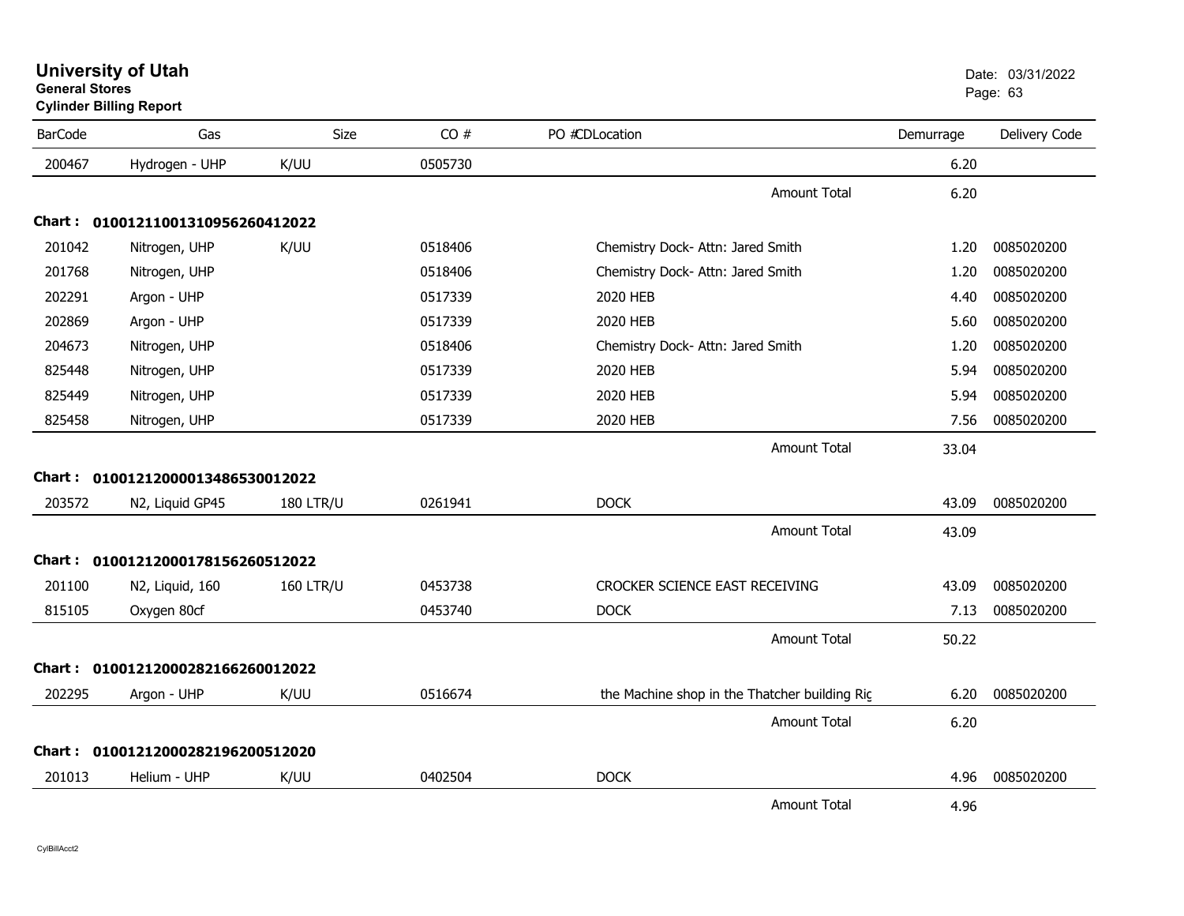# University of Utah

**General Stores**

**Cylinder Billing Report**

Date: 03/31/2022

| BarCode | Gas | Size | CO # | PO #CDLocation | Demurrage | Delivery Code |
|---|---|---|---|---|---|---|
| 200467 | Hydrogen - UHP | K/UU | 0505730 | | 6.20 | |
| | | | | Amount Total | 6.20 | |
| **Chart : 01001211001310956260412022** | | | | | | |
| 201042 | Nitrogen, UHP | K/UU | 0518406 | Chemistry Dock- Attn: Jared Smith | 1.20 | 0085020200 |
| 201768 | Nitrogen, UHP | | 0518406 | Chemistry Dock- Attn: Jared Smith | 1.20 | 0085020200 |
| 202291 | Argon - UHP | | 0517339 | 2020 HEB | 4.40 | 0085020200 |
| 202869 | Argon - UHP | | 0517339 | 2020 HEB | 5.60 | 0085020200 |
| 204673 | Nitrogen, UHP | | 0518406 | Chemistry Dock- Attn: Jared Smith | 1.20 | 0085020200 |
| 825448 | Nitrogen, UHP | | 0517339 | 2020 HEB | 5.94 | 0085020200 |
| 825449 | Nitrogen, UHP | | 0517339 | 2020 HEB | 5.94 | 0085020200 |
| 825458 | Nitrogen, UHP | | 0517339 | 2020 HEB | 7.56 | 0085020200 |
| | | | | Amount Total | 33.04 | |
| **Chart : 01001212000013486530012022** | | | | | | |
| 203572 | N2, Liquid GP45 | 180 LTR/U | 0261941 | DOCK | 43.09 | 0085020200 |
| | | | | Amount Total | 43.09 | |
| **Chart : 01001212000178156260512022** | | | | | | |
| 201100 | N2, Liquid, 160 | 160 LTR/U | 0453738 | CROCKER SCIENCE EAST RECEIVING | 43.09 | 0085020200 |
| 815105 | Oxygen 80cf | | 0453740 | DOCK | 7.13 | 0085020200 |
| | | | | Amount Total | 50.22 | |
| **Chart : 01001212000282166260012022** | | | | | | |
| 202295 | Argon - UHP | K/UU | 0516674 | the Machine shop in the Thatcher building Ric | 6.20 | 0085020200 |
| | | | | Amount Total | 6.20 | |
| **Chart : 01001212000282196200512020** | | | | | | |
| 201013 | Helium - UHP | K/UU | 0402504 | DOCK | 4.96 | 0085020200 |
| | | | | Amount Total | 4.96 | |

CylBillAcct2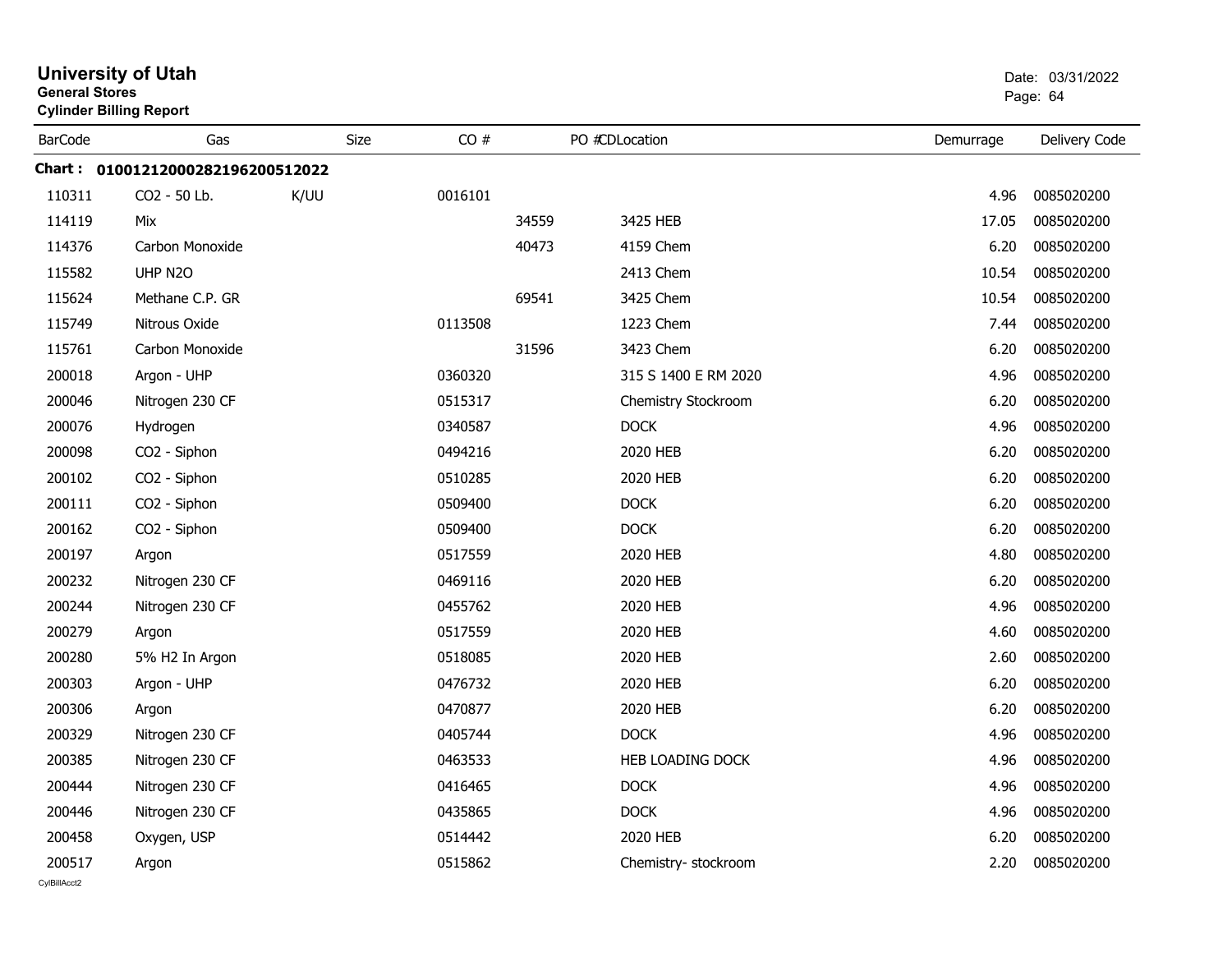# University of Utah

**General Stores**

**Cylinder Billing Report**

Date: 03/31/2022

| BarCode | Gas | Size | CO # | PO # | CDLocation | Demurrage | Delivery Code |
|---|---|---|---|---|---|---|---|
| **Chart : 0100121200028219620051 2022** | | | | | | | |
| 110311 | CO2 - 50 Lb. | K/UU | 0016101 | | | 4.96 | 0085020200 |
| 114119 | Mix | | | 34559 | 3425 HEB | 17.05 | 0085020200 |
| 114376 | Carbon Monoxide | | | 40473 | 4159 Chem | 6.20 | 0085020200 |
| 115582 | UHP N2O | | | | 2413 Chem | 10.54 | 0085020200 |
| 115624 | Methane C.P. GR | | | 69541 | 3425 Chem | 10.54 | 0085020200 |
| 115749 | Nitrous Oxide | | 0113508 | | 1223 Chem | 7.44 | 0085020200 |
| 115761 | Carbon Monoxide | | | 31596 | 3423 Chem | 6.20 | 0085020200 |
| 200018 | Argon - UHP | | 0360320 | | 315 S 1400 E RM 2020 | 4.96 | 0085020200 |
| 200046 | Nitrogen 230 CF | | 0515317 | | Chemistry Stockroom | 6.20 | 0085020200 |
| 200076 | Hydrogen | | 0340587 | | DOCK | 4.96 | 0085020200 |
| 200098 | CO2 - Siphon | | 0494216 | | 2020 HEB | 6.20 | 0085020200 |
| 200102 | CO2 - Siphon | | 0510285 | | 2020 HEB | 6.20 | 0085020200 |
| 200111 | CO2 - Siphon | | 0509400 | | DOCK | 6.20 | 0085020200 |
| 200162 | CO2 - Siphon | | 0509400 | | DOCK | 6.20 | 0085020200 |
| 200197 | Argon | | 0517559 | | 2020 HEB | 4.80 | 0085020200 |
| 200232 | Nitrogen 230 CF | | 0469116 | | 2020 HEB | 6.20 | 0085020200 |
| 200244 | Nitrogen 230 CF | | 0455762 | | 2020 HEB | 4.96 | 0085020200 |
| 200279 | Argon | | 0517559 | | 2020 HEB | 4.60 | 0085020200 |
| 200280 | 5% H2 In Argon | | 0518085 | | 2020 HEB | 2.60 | 0085020200 |
| 200303 | Argon - UHP | | 0476732 | | 2020 HEB | 6.20 | 0085020200 |
| 200306 | Argon | | 0470877 | | 2020 HEB | 6.20 | 0085020200 |
| 200329 | Nitrogen 230 CF | | 0405744 | | DOCK | 4.96 | 0085020200 |
| 200385 | Nitrogen 230 CF | | 0463533 | | HEB LOADING DOCK | 4.96 | 0085020200 |
| 200444 | Nitrogen 230 CF | | 0416465 | | DOCK | 4.96 | 0085020200 |
| 200446 | Nitrogen 230 CF | | 0435865 | | DOCK | 4.96 | 0085020200 |
| 200458 | Oxygen, USP | | 0514442 | | 2020 HEB | 6.20 | 0085020200 |
| 200517 | Argon | | 0515862 | | Chemistry- stockroom | 2.20 | 0085020200 |

CylBillAcct2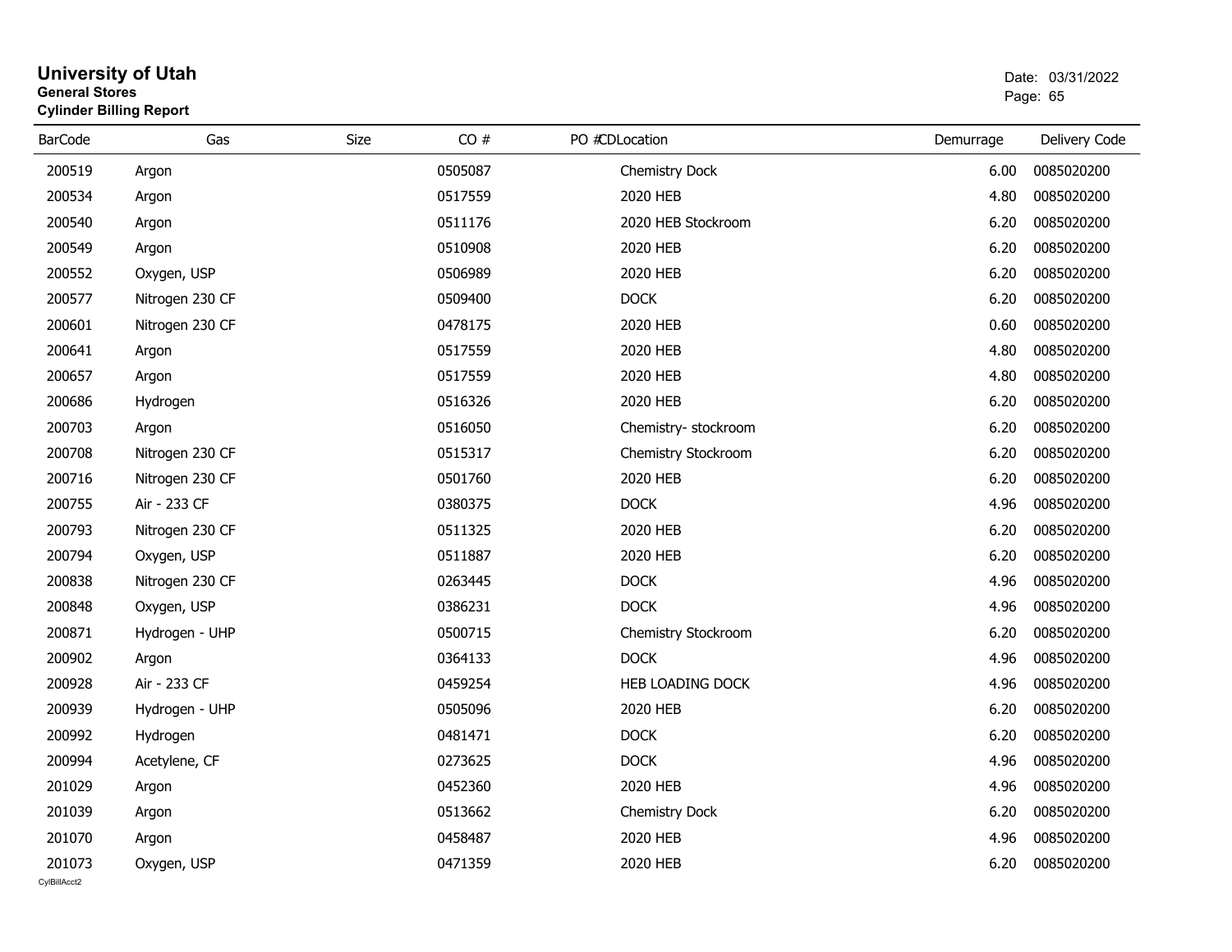# University of Utah
**General Stores**
**Cylinder Billing Report**

Date: 03/31/2022

| BarCode | Gas | Size | CO # | PO # | CDLocation | Demurrage | Delivery Code |
|---|---|---|---|---|---|---|---|
| 200519 | Argon | | 0505087 | | Chemistry Dock | 6.00 | 0085020200 |
| 200534 | Argon | | 0517559 | | 2020 HEB | 4.80 | 0085020200 |
| 200540 | Argon | | 0511176 | | 2020 HEB Stockroom | 6.20 | 0085020200 |
| 200549 | Argon | | 0510908 | | 2020 HEB | 6.20 | 0085020200 |
| 200552 | Oxygen, USP | | 0506989 | | 2020 HEB | 6.20 | 0085020200 |
| 200577 | Nitrogen 230 CF | | 0509400 | | DOCK | 6.20 | 0085020200 |
| 200601 | Nitrogen 230 CF | | 0478175 | | 2020 HEB | 0.60 | 0085020200 |
| 200641 | Argon | | 0517559 | | 2020 HEB | 4.80 | 0085020200 |
| 200657 | Argon | | 0517559 | | 2020 HEB | 4.80 | 0085020200 |
| 200686 | Hydrogen | | 0516326 | | 2020 HEB | 6.20 | 0085020200 |
| 200703 | Argon | | 0516050 | | Chemistry- stockroom | 6.20 | 0085020200 |
| 200708 | Nitrogen 230 CF | | 0515317 | | Chemistry Stockroom | 6.20 | 0085020200 |
| 200716 | Nitrogen 230 CF | | 0501760 | | 2020 HEB | 6.20 | 0085020200 |
| 200755 | Air - 233 CF | | 0380375 | | DOCK | 4.96 | 0085020200 |
| 200793 | Nitrogen 230 CF | | 0511325 | | 2020 HEB | 6.20 | 0085020200 |
| 200794 | Oxygen, USP | | 0511887 | | 2020 HEB | 6.20 | 0085020200 |
| 200838 | Nitrogen 230 CF | | 0263445 | | DOCK | 4.96 | 0085020200 |
| 200848 | Oxygen, USP | | 0386231 | | DOCK | 4.96 | 0085020200 |
| 200871 | Hydrogen - UHP | | 0500715 | | Chemistry Stockroom | 6.20 | 0085020200 |
| 200902 | Argon | | 0364133 | | DOCK | 4.96 | 0085020200 |
| 200928 | Air - 233 CF | | 0459254 | | HEB LOADING DOCK | 4.96 | 0085020200 |
| 200939 | Hydrogen - UHP | | 0505096 | | 2020 HEB | 6.20 | 0085020200 |
| 200992 | Hydrogen | | 0481471 | | DOCK | 6.20 | 0085020200 |
| 200994 | Acetylene, CF | | 0273625 | | DOCK | 4.96 | 0085020200 |
| 201029 | Argon | | 0452360 | | 2020 HEB | 4.96 | 0085020200 |
| 201039 | Argon | | 0513662 | | Chemistry Dock | 6.20 | 0085020200 |
| 201070 | Argon | | 0458487 | | 2020 HEB | 4.96 | 0085020200 |
| 201073 | Oxygen, USP | | 0471359 | | 2020 HEB | 6.20 | 0085020200 |

CylBillAcct2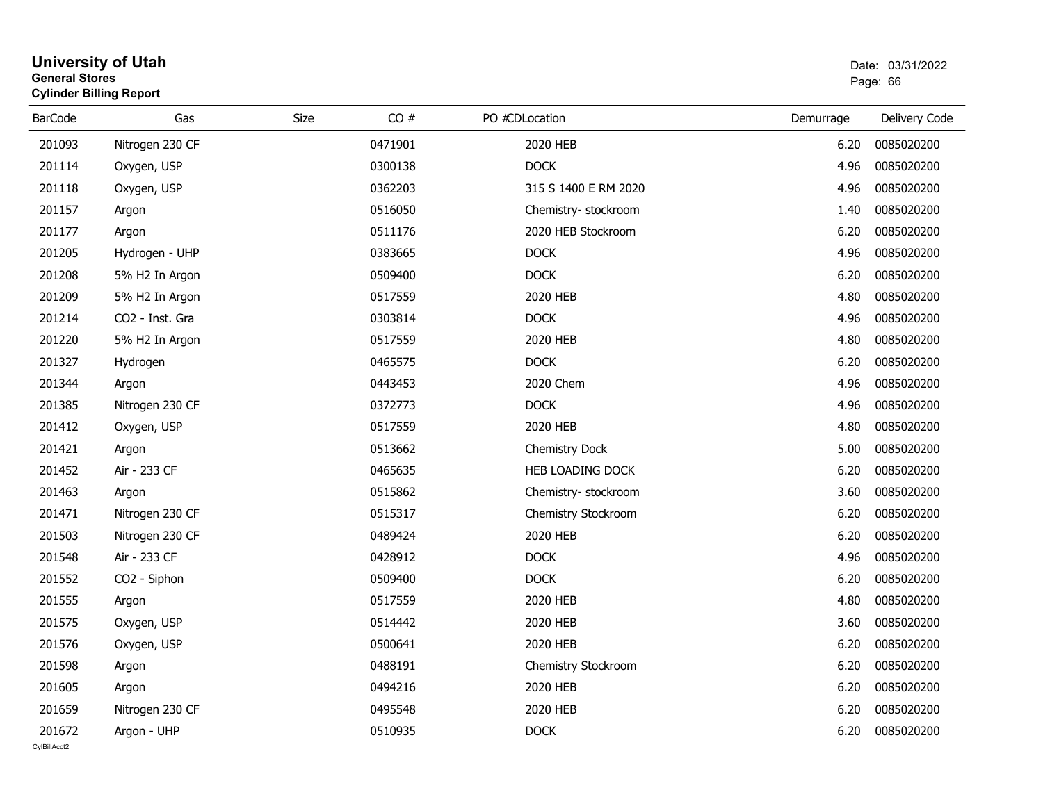# University of Utah
**General Stores**
**Cylinder Billing Report**

Date: 03/31/2022

| BarCode | Gas | Size | CO # | PO # | CDLocation | Demurrage | Delivery Code |
|---|---|---|---|---|---|---|---|
| 201093 | Nitrogen 230 CF | | 0471901 | | 2020 HEB | 6.20 | 0085020200 |
| 201114 | Oxygen, USP | | 0300138 | | DOCK | 4.96 | 0085020200 |
| 201118 | Oxygen, USP | | 0362203 | | 315 S 1400 E RM 2020 | 4.96 | 0085020200 |
| 201157 | Argon | | 0516050 | | Chemistry- stockroom | 1.40 | 0085020200 |
| 201177 | Argon | | 0511176 | | 2020 HEB Stockroom | 6.20 | 0085020200 |
| 201205 | Hydrogen - UHP | | 0383665 | | DOCK | 4.96 | 0085020200 |
| 201208 | 5% H2 In Argon | | 0509400 | | DOCK | 6.20 | 0085020200 |
| 201209 | 5% H2 In Argon | | 0517559 | | 2020 HEB | 4.80 | 0085020200 |
| 201214 | CO2 - Inst. Gra | | 0303814 | | DOCK | 4.96 | 0085020200 |
| 201220 | 5% H2 In Argon | | 0517559 | | 2020 HEB | 4.80 | 0085020200 |
| 201327 | Hydrogen | | 0465575 | | DOCK | 6.20 | 0085020200 |
| 201344 | Argon | | 0443453 | | 2020 Chem | 4.96 | 0085020200 |
| 201385 | Nitrogen 230 CF | | 0372773 | | DOCK | 4.96 | 0085020200 |
| 201412 | Oxygen, USP | | 0517559 | | 2020 HEB | 4.80 | 0085020200 |
| 201421 | Argon | | 0513662 | | Chemistry Dock | 5.00 | 0085020200 |
| 201452 | Air - 233 CF | | 0465635 | | HEB LOADING DOCK | 6.20 | 0085020200 |
| 201463 | Argon | | 0515862 | | Chemistry- stockroom | 3.60 | 0085020200 |
| 201471 | Nitrogen 230 CF | | 0515317 | | Chemistry Stockroom | 6.20 | 0085020200 |
| 201503 | Nitrogen 230 CF | | 0489424 | | 2020 HEB | 6.20 | 0085020200 |
| 201548 | Air - 233 CF | | 0428912 | | DOCK | 4.96 | 0085020200 |
| 201552 | CO2 - Siphon | | 0509400 | | DOCK | 6.20 | 0085020200 |
| 201555 | Argon | | 0517559 | | 2020 HEB | 4.80 | 0085020200 |
| 201575 | Oxygen, USP | | 0514442 | | 2020 HEB | 3.60 | 0085020200 |
| 201576 | Oxygen, USP | | 0500641 | | 2020 HEB | 6.20 | 0085020200 |
| 201598 | Argon | | 0488191 | | Chemistry Stockroom | 6.20 | 0085020200 |
| 201605 | Argon | | 0494216 | | 2020 HEB | 6.20 | 0085020200 |
| 201659 | Nitrogen 230 CF | | 0495548 | | 2020 HEB | 6.20 | 0085020200 |
| 201672 | Argon - UHP | | 0510935 | | DOCK | 6.20 | 0085020200 |

CylBillAcct2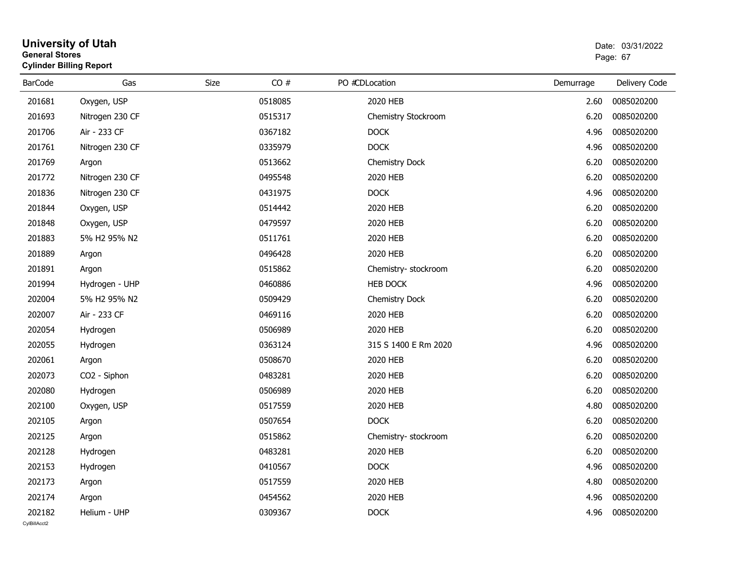# University of Utah
**General Stores**
**Cylinder Billing Report**

Date: 03/31/2022

| BarCode | Gas | Size | CO # | PO # | CDLocation | Demurrage | Delivery Code |
|---|---|---|---|---|---|---|---|
| 201681 | Oxygen, USP | | 0518085 | | 2020 HEB | 2.60 | 0085020200 |
| 201693 | Nitrogen 230 CF | | 0515317 | | Chemistry Stockroom | 6.20 | 0085020200 |
| 201706 | Air - 233 CF | | 0367182 | | DOCK | 4.96 | 0085020200 |
| 201761 | Nitrogen 230 CF | | 0335979 | | DOCK | 4.96 | 0085020200 |
| 201769 | Argon | | 0513662 | | Chemistry Dock | 6.20 | 0085020200 |
| 201772 | Nitrogen 230 CF | | 0495548 | | 2020 HEB | 6.20 | 0085020200 |
| 201836 | Nitrogen 230 CF | | 0431975 | | DOCK | 4.96 | 0085020200 |
| 201844 | Oxygen, USP | | 0514442 | | 2020 HEB | 6.20 | 0085020200 |
| 201848 | Oxygen, USP | | 0479597 | | 2020 HEB | 6.20 | 0085020200 |
| 201883 | 5% H2 95% N2 | | 0511761 | | 2020 HEB | 6.20 | 0085020200 |
| 201889 | Argon | | 0496428 | | 2020 HEB | 6.20 | 0085020200 |
| 201891 | Argon | | 0515862 | | Chemistry- stockroom | 6.20 | 0085020200 |
| 201994 | Hydrogen - UHP | | 0460886 | | HEB DOCK | 4.96 | 0085020200 |
| 202004 | 5% H2 95% N2 | | 0509429 | | Chemistry Dock | 6.20 | 0085020200 |
| 202007 | Air - 233 CF | | 0469116 | | 2020 HEB | 6.20 | 0085020200 |
| 202054 | Hydrogen | | 0506989 | | 2020 HEB | 6.20 | 0085020200 |
| 202055 | Hydrogen | | 0363124 | | 315 S 1400 E Rm 2020 | 4.96 | 0085020200 |
| 202061 | Argon | | 0508670 | | 2020 HEB | 6.20 | 0085020200 |
| 202073 | CO2 - Siphon | | 0483281 | | 2020 HEB | 6.20 | 0085020200 |
| 202080 | Hydrogen | | 0506989 | | 2020 HEB | 6.20 | 0085020200 |
| 202100 | Oxygen, USP | | 0517559 | | 2020 HEB | 4.80 | 0085020200 |
| 202105 | Argon | | 0507654 | | DOCK | 6.20 | 0085020200 |
| 202125 | Argon | | 0515862 | | Chemistry- stockroom | 6.20 | 0085020200 |
| 202128 | Hydrogen | | 0483281 | | 2020 HEB | 6.20 | 0085020200 |
| 202153 | Hydrogen | | 0410567 | | DOCK | 4.96 | 0085020200 |
| 202173 | Argon | | 0517559 | | 2020 HEB | 4.80 | 0085020200 |
| 202174 | Argon | | 0454562 | | 2020 HEB | 4.96 | 0085020200 |
| 202182 | Helium - UHP | | 0309367 | | DOCK | 4.96 | 0085020200 |

CylBillAcct2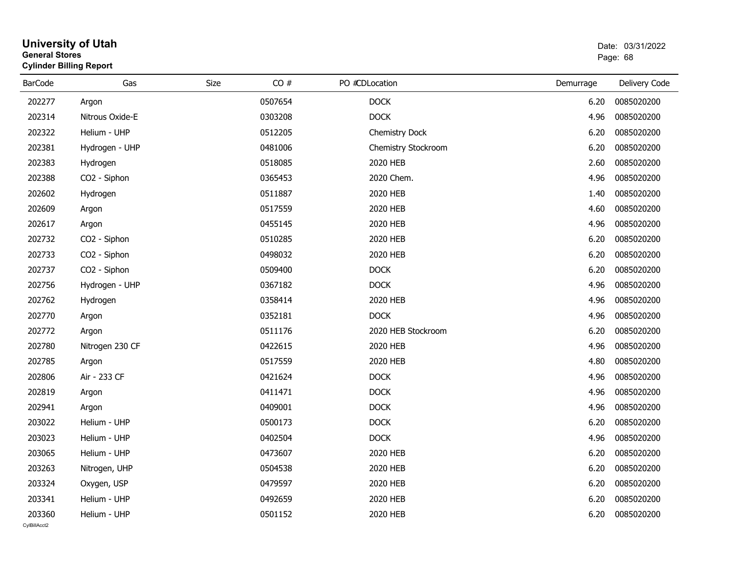# University of Utah
## General Stores
### Cylinder Billing Report

Date: 03/31/2022

| BarCode | Gas | Size | CO # | PO # | CDLocation | Demurrage | Delivery Code |
|---|---|---|---|---|---|---|---|
| 202277 | Argon | | 0507654 | | DOCK | 6.20 | 0085020200 |
| 202314 | Nitrous Oxide-E | | 0303208 | | DOCK | 4.96 | 0085020200 |
| 202322 | Helium - UHP | | 0512205 | | Chemistry Dock | 6.20 | 0085020200 |
| 202381 | Hydrogen - UHP | | 0481006 | | Chemistry Stockroom | 6.20 | 0085020200 |
| 202383 | Hydrogen | | 0518085 | | 2020 HEB | 2.60 | 0085020200 |
| 202388 | CO2 - Siphon | | 0365453 | | 2020 Chem. | 4.96 | 0085020200 |
| 202602 | Hydrogen | | 0511887 | | 2020 HEB | 1.40 | 0085020200 |
| 202609 | Argon | | 0517559 | | 2020 HEB | 4.60 | 0085020200 |
| 202617 | Argon | | 0455145 | | 2020 HEB | 4.96 | 0085020200 |
| 202732 | CO2 - Siphon | | 0510285 | | 2020 HEB | 6.20 | 0085020200 |
| 202733 | CO2 - Siphon | | 0498032 | | 2020 HEB | 6.20 | 0085020200 |
| 202737 | CO2 - Siphon | | 0509400 | | DOCK | 6.20 | 0085020200 |
| 202756 | Hydrogen - UHP | | 0367182 | | DOCK | 4.96 | 0085020200 |
| 202762 | Hydrogen | | 0358414 | | 2020 HEB | 4.96 | 0085020200 |
| 202770 | Argon | | 0352181 | | DOCK | 4.96 | 0085020200 |
| 202772 | Argon | | 0511176 | | 2020 HEB Stockroom | 6.20 | 0085020200 |
| 202780 | Nitrogen 230 CF | | 0422615 | | 2020 HEB | 4.96 | 0085020200 |
| 202785 | Argon | | 0517559 | | 2020 HEB | 4.80 | 0085020200 |
| 202806 | Air - 233 CF | | 0421624 | | DOCK | 4.96 | 0085020200 |
| 202819 | Argon | | 0411471 | | DOCK | 4.96 | 0085020200 |
| 202941 | Argon | | 0409001 | | DOCK | 4.96 | 0085020200 |
| 203022 | Helium - UHP | | 0500173 | | DOCK | 6.20 | 0085020200 |
| 203023 | Helium - UHP | | 0402504 | | DOCK | 4.96 | 0085020200 |
| 203065 | Helium - UHP | | 0473607 | | 2020 HEB | 6.20 | 0085020200 |
| 203263 | Nitrogen, UHP | | 0504538 | | 2020 HEB | 6.20 | 0085020200 |
| 203324 | Oxygen, USP | | 0479597 | | 2020 HEB | 6.20 | 0085020200 |
| 203341 | Helium - UHP | | 0492659 | | 2020 HEB | 6.20 | 0085020200 |
| 203360 | Helium - UHP | | 0501152 | | 2020 HEB | 6.20 | 0085020200 |

CylBillAcct2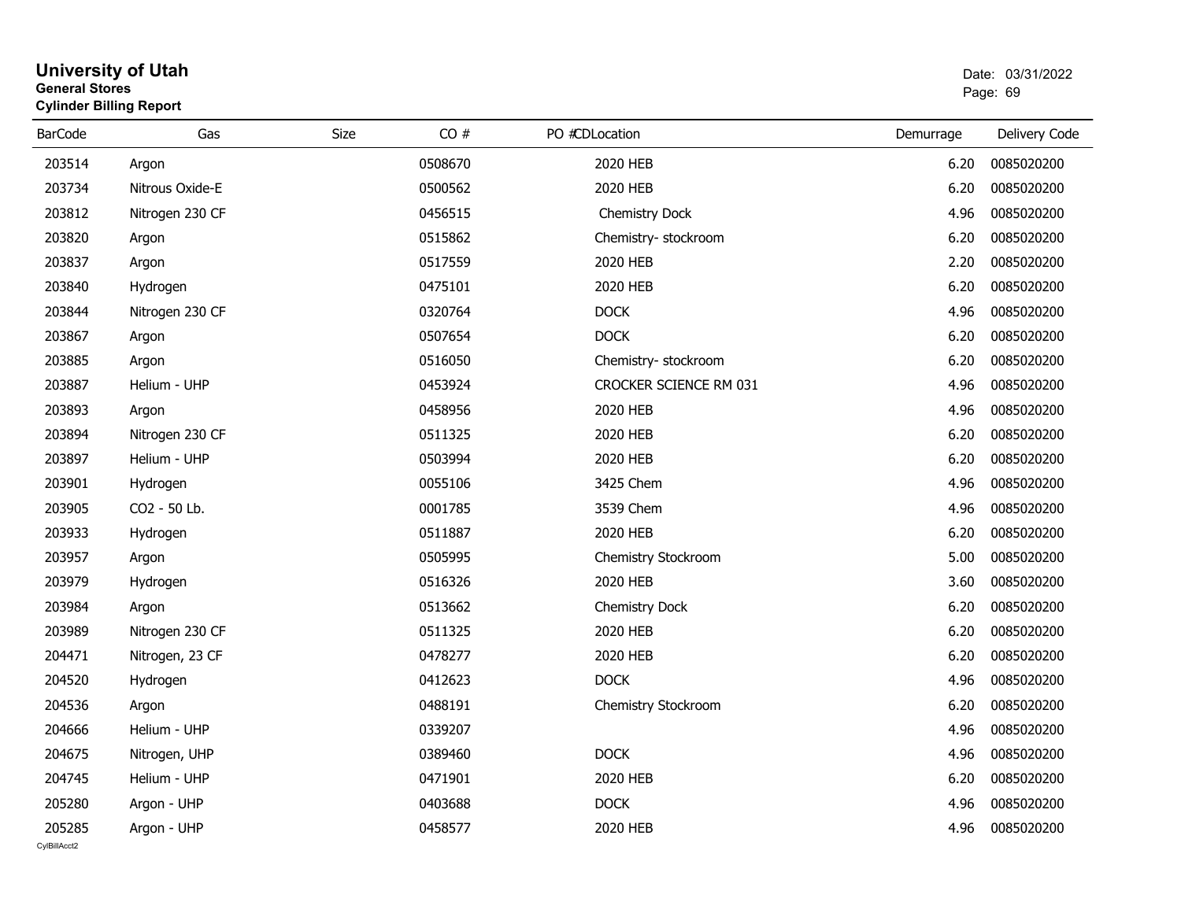# University of Utah

**General Stores**

**Cylinder Billing Report**

Date: 03/31/2022

| BarCode | Gas | Size | CO # | PO # | CDLocation | Demurrage | Delivery Code |
|---|---|---|---|---|---|---|---|
| 203514 | Argon | | 0508670 | | 2020 HEB | 6.20 | 0085020200 |
| 203734 | Nitrous Oxide-E | | 0500562 | | 2020 HEB | 6.20 | 0085020200 |
| 203812 | Nitrogen 230 CF | | 0456515 | | Chemistry Dock | 4.96 | 0085020200 |
| 203820 | Argon | | 0515862 | | Chemistry- stockroom | 6.20 | 0085020200 |
| 203837 | Argon | | 0517559 | | 2020 HEB | 2.20 | 0085020200 |
| 203840 | Hydrogen | | 0475101 | | 2020 HEB | 6.20 | 0085020200 |
| 203844 | Nitrogen 230 CF | | 0320764 | | DOCK | 4.96 | 0085020200 |
| 203867 | Argon | | 0507654 | | DOCK | 6.20 | 0085020200 |
| 203885 | Argon | | 0516050 | | Chemistry- stockroom | 6.20 | 0085020200 |
| 203887 | Helium - UHP | | 0453924 | | CROCKER SCIENCE RM 031 | 4.96 | 0085020200 |
| 203893 | Argon | | 0458956 | | 2020 HEB | 4.96 | 0085020200 |
| 203894 | Nitrogen 230 CF | | 0511325 | | 2020 HEB | 6.20 | 0085020200 |
| 203897 | Helium - UHP | | 0503994 | | 2020 HEB | 6.20 | 0085020200 |
| 203901 | Hydrogen | | 0055106 | | 3425 Chem | 4.96 | 0085020200 |
| 203905 | CO2 - 50 Lb. | | 0001785 | | 3539 Chem | 4.96 | 0085020200 |
| 203933 | Hydrogen | | 0511887 | | 2020 HEB | 6.20 | 0085020200 |
| 203957 | Argon | | 0505995 | | Chemistry Stockroom | 5.00 | 0085020200 |
| 203979 | Hydrogen | | 0516326 | | 2020 HEB | 3.60 | 0085020200 |
| 203984 | Argon | | 0513662 | | Chemistry Dock | 6.20 | 0085020200 |
| 203989 | Nitrogen 230 CF | | 0511325 | | 2020 HEB | 6.20 | 0085020200 |
| 204471 | Nitrogen, 23 CF | | 0478277 | | 2020 HEB | 6.20 | 0085020200 |
| 204520 | Hydrogen | | 0412623 | | DOCK | 4.96 | 0085020200 |
| 204536 | Argon | | 0488191 | | Chemistry Stockroom | 6.20 | 0085020200 |
| 204666 | Helium - UHP | | 0339207 | | | 4.96 | 0085020200 |
| 204675 | Nitrogen, UHP | | 0389460 | | DOCK | 4.96 | 0085020200 |
| 204745 | Helium - UHP | | 0471901 | | 2020 HEB | 6.20 | 0085020200 |
| 205280 | Argon - UHP | | 0403688 | | DOCK | 4.96 | 0085020200 |
| 205285 | Argon - UHP | | 0458577 | | 2020 HEB | 4.96 | 0085020200 |

CylBillAcct2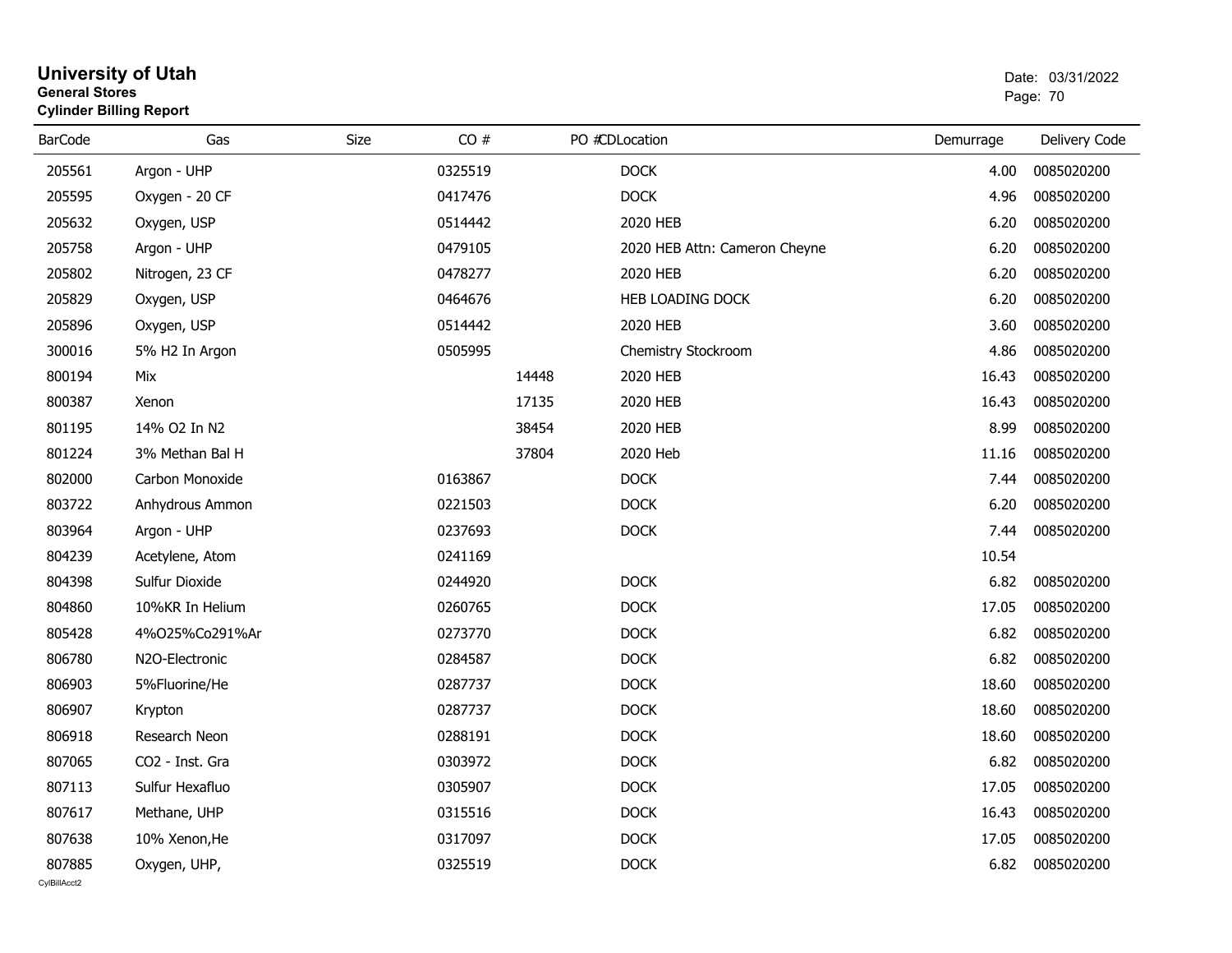# University of Utah
**General Stores**
**Cylinder Billing Report**

Date: 03/31/2022

| BarCode | Gas | Size | CO # | PO # | CDLocation | Demurrage | Delivery Code |
|---|---|---|---|---|---|---|---|
| 205561 | Argon - UHP | | 0325519 | | DOCK | 4.00 | 0085020200 |
| 205595 | Oxygen - 20 CF | | 0417476 | | DOCK | 4.96 | 0085020200 |
| 205632 | Oxygen, USP | | 0514442 | | 2020 HEB | 6.20 | 0085020200 |
| 205758 | Argon - UHP | | 0479105 | | 2020 HEB Attn: Cameron Cheyne | 6.20 | 0085020200 |
| 205802 | Nitrogen, 23 CF | | 0478277 | | 2020 HEB | 6.20 | 0085020200 |
| 205829 | Oxygen, USP | | 0464676 | | HEB LOADING DOCK | 6.20 | 0085020200 |
| 205896 | Oxygen, USP | | 0514442 | | 2020 HEB | 3.60 | 0085020200 |
| 300016 | 5% H2 In Argon | | 0505995 | | Chemistry Stockroom | 4.86 | 0085020200 |
| 800194 | Mix | | | 14448 | 2020 HEB | 16.43 | 0085020200 |
| 800387 | Xenon | | | 17135 | 2020 HEB | 16.43 | 0085020200 |
| 801195 | 14% O2 In N2 | | | 38454 | 2020 HEB | 8.99 | 0085020200 |
| 801224 | 3% Methan Bal H | | | 37804 | 2020 Heb | 11.16 | 0085020200 |
| 802000 | Carbon Monoxide | | 0163867 | | DOCK | 7.44 | 0085020200 |
| 803722 | Anhydrous Ammon | | 0221503 | | DOCK | 6.20 | 0085020200 |
| 803964 | Argon - UHP | | 0237693 | | DOCK | 7.44 | 0085020200 |
| 804239 | Acetylene, Atom | | 0241169 | | | 10.54 | |
| 804398 | Sulfur Dioxide | | 0244920 | | DOCK | 6.82 | 0085020200 |
| 804860 | 10%KR In Helium | | 0260765 | | DOCK | 17.05 | 0085020200 |
| 805428 | 4%O25%Co291%Ar | | 0273770 | | DOCK | 6.82 | 0085020200 |
| 806780 | N2O-Electronic | | 0284587 | | DOCK | 6.82 | 0085020200 |
| 806903 | 5%Fluorine/He | | 0287737 | | DOCK | 18.60 | 0085020200 |
| 806907 | Krypton | | 0287737 | | DOCK | 18.60 | 0085020200 |
| 806918 | Research Neon | | 0288191 | | DOCK | 18.60 | 0085020200 |
| 807065 | CO2 - Inst. Gra | | 0303972 | | DOCK | 6.82 | 0085020200 |
| 807113 | Sulfur Hexafluo | | 0305907 | | DOCK | 17.05 | 0085020200 |
| 807617 | Methane, UHP | | 0315516 | | DOCK | 16.43 | 0085020200 |
| 807638 | 10% Xenon,He | | 0317097 | | DOCK | 17.05 | 0085020200 |
| 807885 | Oxygen, UHP, | | 0325519 | | DOCK | 6.82 | 0085020200 |

CylBillAcct2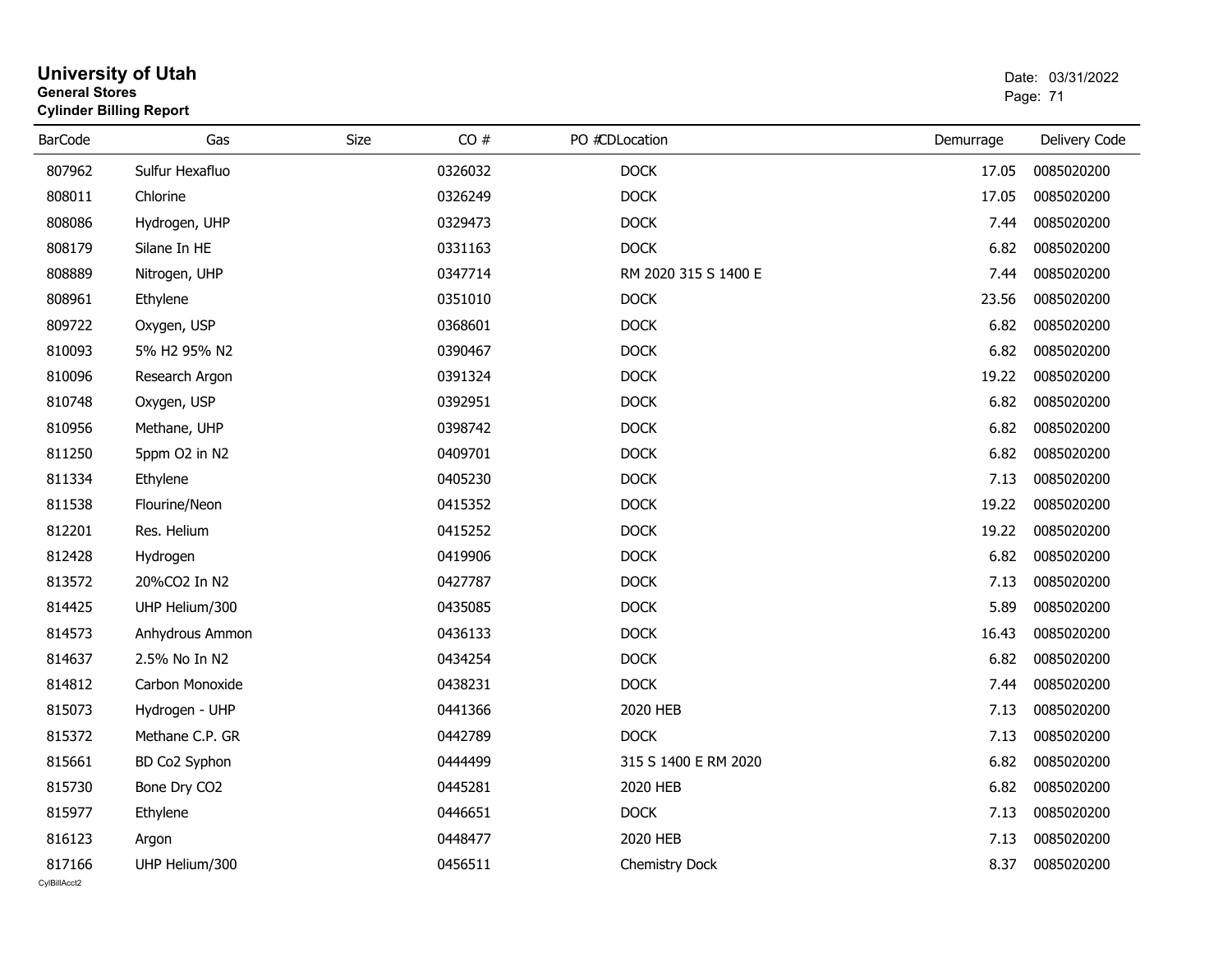# University of Utah
**General Stores**
**Cylinder Billing Report**

Date: 03/31/2022

| BarCode | Gas | Size | CO # | PO # | CDLocation | Demurrage | Delivery Code |
|---|---|---|---|---|---|---|---|
| 807962 | Sulfur Hexafluo | | 0326032 | | DOCK | 17.05 | 0085020200 |
| 808011 | Chlorine | | 0326249 | | DOCK | 17.05 | 0085020200 |
| 808086 | Hydrogen, UHP | | 0329473 | | DOCK | 7.44 | 0085020200 |
| 808179 | Silane In HE | | 0331163 | | DOCK | 6.82 | 0085020200 |
| 808889 | Nitrogen, UHP | | 0347714 | | RM 2020 315 S 1400 E | 7.44 | 0085020200 |
| 808961 | Ethylene | | 0351010 | | DOCK | 23.56 | 0085020200 |
| 809722 | Oxygen, USP | | 0368601 | | DOCK | 6.82 | 0085020200 |
| 810093 | 5% H2 95% N2 | | 0390467 | | DOCK | 6.82 | 0085020200 |
| 810096 | Research Argon | | 0391324 | | DOCK | 19.22 | 0085020200 |
| 810748 | Oxygen, USP | | 0392951 | | DOCK | 6.82 | 0085020200 |
| 810956 | Methane, UHP | | 0398742 | | DOCK | 6.82 | 0085020200 |
| 811250 | 5ppm O2 in N2 | | 0409701 | | DOCK | 6.82 | 0085020200 |
| 811334 | Ethylene | | 0405230 | | DOCK | 7.13 | 0085020200 |
| 811538 | Flourine/Neon | | 0415352 | | DOCK | 19.22 | 0085020200 |
| 812201 | Res. Helium | | 0415252 | | DOCK | 19.22 | 0085020200 |
| 812428 | Hydrogen | | 0419906 | | DOCK | 6.82 | 0085020200 |
| 813572 | 20%CO2 In N2 | | 0427787 | | DOCK | 7.13 | 0085020200 |
| 814425 | UHP Helium/300 | | 0435085 | | DOCK | 5.89 | 0085020200 |
| 814573 | Anhydrous Ammon | | 0436133 | | DOCK | 16.43 | 0085020200 |
| 814637 | 2.5% No In N2 | | 0434254 | | DOCK | 6.82 | 0085020200 |
| 814812 | Carbon Monoxide | | 0438231 | | DOCK | 7.44 | 0085020200 |
| 815073 | Hydrogen - UHP | | 0441366 | | 2020 HEB | 7.13 | 0085020200 |
| 815372 | Methane C.P. GR | | 0442789 | | DOCK | 7.13 | 0085020200 |
| 815661 | BD Co2 Syphon | | 0444499 | | 315 S 1400 E RM 2020 | 6.82 | 0085020200 |
| 815730 | Bone Dry CO2 | | 0445281 | | 2020 HEB | 6.82 | 0085020200 |
| 815977 | Ethylene | | 0446651 | | DOCK | 7.13 | 0085020200 |
| 816123 | Argon | | 0448477 | | 2020 HEB | 7.13 | 0085020200 |
| 817166 | UHP Helium/300 | | 0456511 | | Chemistry Dock | 8.37 | 0085020200 |

CylBillAcct2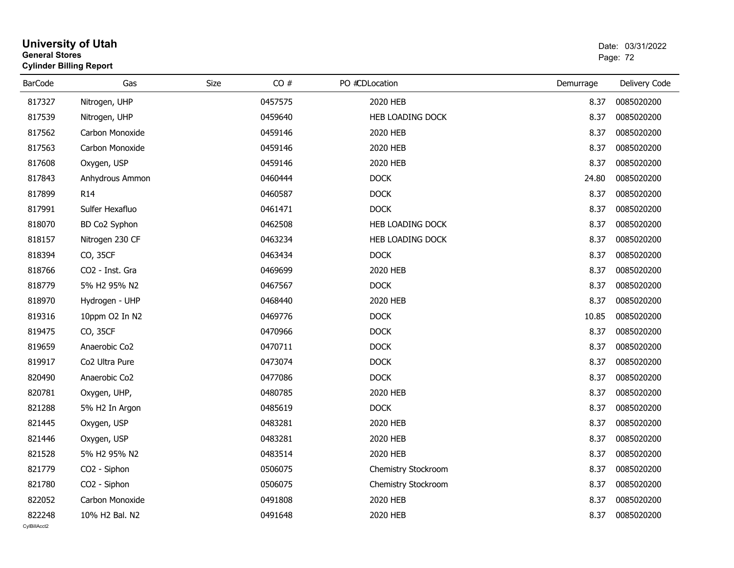# University of Utah

**General Stores**

**Cylinder Billing Report**

Date: 03/31/2022

| BarCode | Gas | Size | CO # | PO # | CDLocation | Demurrage | Delivery Code |
|---|---|---|---|---|---|---|---|
| 817327 | Nitrogen, UHP | | 0457575 | | 2020 HEB | 8.37 | 0085020200 |
| 817539 | Nitrogen, UHP | | 0459640 | | HEB LOADING DOCK | 8.37 | 0085020200 |
| 817562 | Carbon Monoxide | | 0459146 | | 2020 HEB | 8.37 | 0085020200 |
| 817563 | Carbon Monoxide | | 0459146 | | 2020 HEB | 8.37 | 0085020200 |
| 817608 | Oxygen, USP | | 0459146 | | 2020 HEB | 8.37 | 0085020200 |
| 817843 | Anhydrous Ammon | | 0460444 | | DOCK | 24.80 | 0085020200 |
| 817899 | R14 | | 0460587 | | DOCK | 8.37 | 0085020200 |
| 817991 | Sulfer Hexafluo | | 0461471 | | DOCK | 8.37 | 0085020200 |
| 818070 | BD Co2 Syphon | | 0462508 | | HEB LOADING DOCK | 8.37 | 0085020200 |
| 818157 | Nitrogen 230 CF | | 0463234 | | HEB LOADING DOCK | 8.37 | 0085020200 |
| 818394 | CO, 35CF | | 0463434 | | DOCK | 8.37 | 0085020200 |
| 818766 | CO2 - Inst. Gra | | 0469699 | | 2020 HEB | 8.37 | 0085020200 |
| 818779 | 5% H2 95% N2 | | 0467567 | | DOCK | 8.37 | 0085020200 |
| 818970 | Hydrogen - UHP | | 0468440 | | 2020 HEB | 8.37 | 0085020200 |
| 819316 | 10ppm O2 In N2 | | 0469776 | | DOCK | 10.85 | 0085020200 |
| 819475 | CO, 35CF | | 0470966 | | DOCK | 8.37 | 0085020200 |
| 819659 | Anaerobic Co2 | | 0470711 | | DOCK | 8.37 | 0085020200 |
| 819917 | Co2 Ultra Pure | | 0473074 | | DOCK | 8.37 | 0085020200 |
| 820490 | Anaerobic Co2 | | 0477086 | | DOCK | 8.37 | 0085020200 |
| 820781 | Oxygen, UHP, | | 0480785 | | 2020 HEB | 8.37 | 0085020200 |
| 821288 | 5% H2 In Argon | | 0485619 | | DOCK | 8.37 | 0085020200 |
| 821445 | Oxygen, USP | | 0483281 | | 2020 HEB | 8.37 | 0085020200 |
| 821446 | Oxygen, USP | | 0483281 | | 2020 HEB | 8.37 | 0085020200 |
| 821528 | 5% H2 95% N2 | | 0483514 | | 2020 HEB | 8.37 | 0085020200 |
| 821779 | CO2 - Siphon | | 0506075 | | Chemistry Stockroom | 8.37 | 0085020200 |
| 821780 | CO2 - Siphon | | 0506075 | | Chemistry Stockroom | 8.37 | 0085020200 |
| 822052 | Carbon Monoxide | | 0491808 | | 2020 HEB | 8.37 | 0085020200 |
| 822248 | 10% H2 Bal. N2 | | 0491648 | | 2020 HEB | 8.37 | 0085020200 |

CylBillAcct2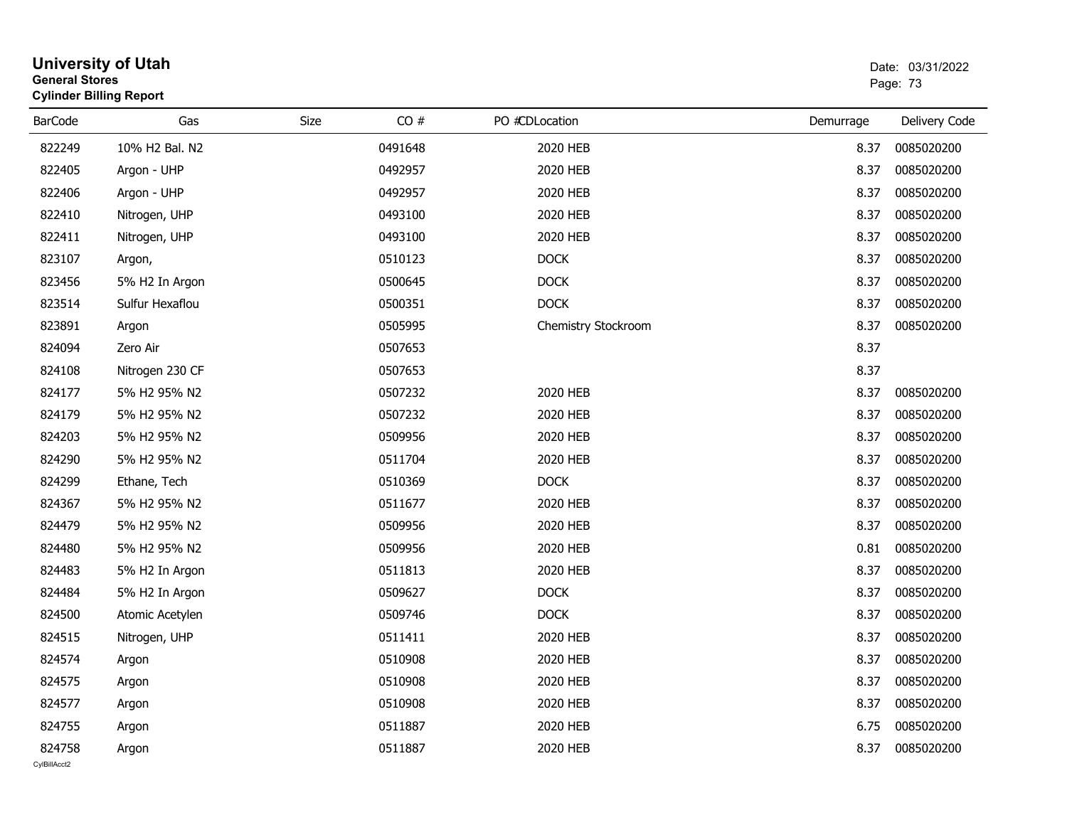# University of Utah

**General Stores**

**Cylinder Billing Report**

Date: 03/31/2022

| BarCode | Gas | Size | CO # | PO # | CDLocation | Demurrage | Delivery Code |
|---|---|---|---|---|---|---|---|
| 822249 | 10% H2 Bal. N2 | | 0491648 | | 2020 HEB | 8.37 | 0085020200 |
| 822405 | Argon - UHP | | 0492957 | | 2020 HEB | 8.37 | 0085020200 |
| 822406 | Argon - UHP | | 0492957 | | 2020 HEB | 8.37 | 0085020200 |
| 822410 | Nitrogen, UHP | | 0493100 | | 2020 HEB | 8.37 | 0085020200 |
| 822411 | Nitrogen, UHP | | 0493100 | | 2020 HEB | 8.37 | 0085020200 |
| 823107 | Argon, | | 0510123 | | DOCK | 8.37 | 0085020200 |
| 823456 | 5% H2 In Argon | | 0500645 | | DOCK | 8.37 | 0085020200 |
| 823514 | Sulfur Hexaflou | | 0500351 | | DOCK | 8.37 | 0085020200 |
| 823891 | Argon | | 0505995 | | Chemistry Stockroom | 8.37 | 0085020200 |
| 824094 | Zero Air | | 0507653 | | | 8.37 | |
| 824108 | Nitrogen 230 CF | | 0507653 | | | 8.37 | |
| 824177 | 5% H2 95% N2 | | 0507232 | | 2020 HEB | 8.37 | 0085020200 |
| 824179 | 5% H2 95% N2 | | 0507232 | | 2020 HEB | 8.37 | 0085020200 |
| 824203 | 5% H2 95% N2 | | 0509956 | | 2020 HEB | 8.37 | 0085020200 |
| 824290 | 5% H2 95% N2 | | 0511704 | | 2020 HEB | 8.37 | 0085020200 |
| 824299 | Ethane, Tech | | 0510369 | | DOCK | 8.37 | 0085020200 |
| 824367 | 5% H2 95% N2 | | 0511677 | | 2020 HEB | 8.37 | 0085020200 |
| 824479 | 5% H2 95% N2 | | 0509956 | | 2020 HEB | 8.37 | 0085020200 |
| 824480 | 5% H2 95% N2 | | 0509956 | | 2020 HEB | 0.81 | 0085020200 |
| 824483 | 5% H2 In Argon | | 0511813 | | 2020 HEB | 8.37 | 0085020200 |
| 824484 | 5% H2 In Argon | | 0509627 | | DOCK | 8.37 | 0085020200 |
| 824500 | Atomic Acetylen | | 0509746 | | DOCK | 8.37 | 0085020200 |
| 824515 | Nitrogen, UHP | | 0511411 | | 2020 HEB | 8.37 | 0085020200 |
| 824574 | Argon | | 0510908 | | 2020 HEB | 8.37 | 0085020200 |
| 824575 | Argon | | 0510908 | | 2020 HEB | 8.37 | 0085020200 |
| 824577 | Argon | | 0510908 | | 2020 HEB | 8.37 | 0085020200 |
| 824755 | Argon | | 0511887 | | 2020 HEB | 6.75 | 0085020200 |
| 824758 | Argon | | 0511887 | | 2020 HEB | 8.37 | 0085020200 |

CylBillAcct2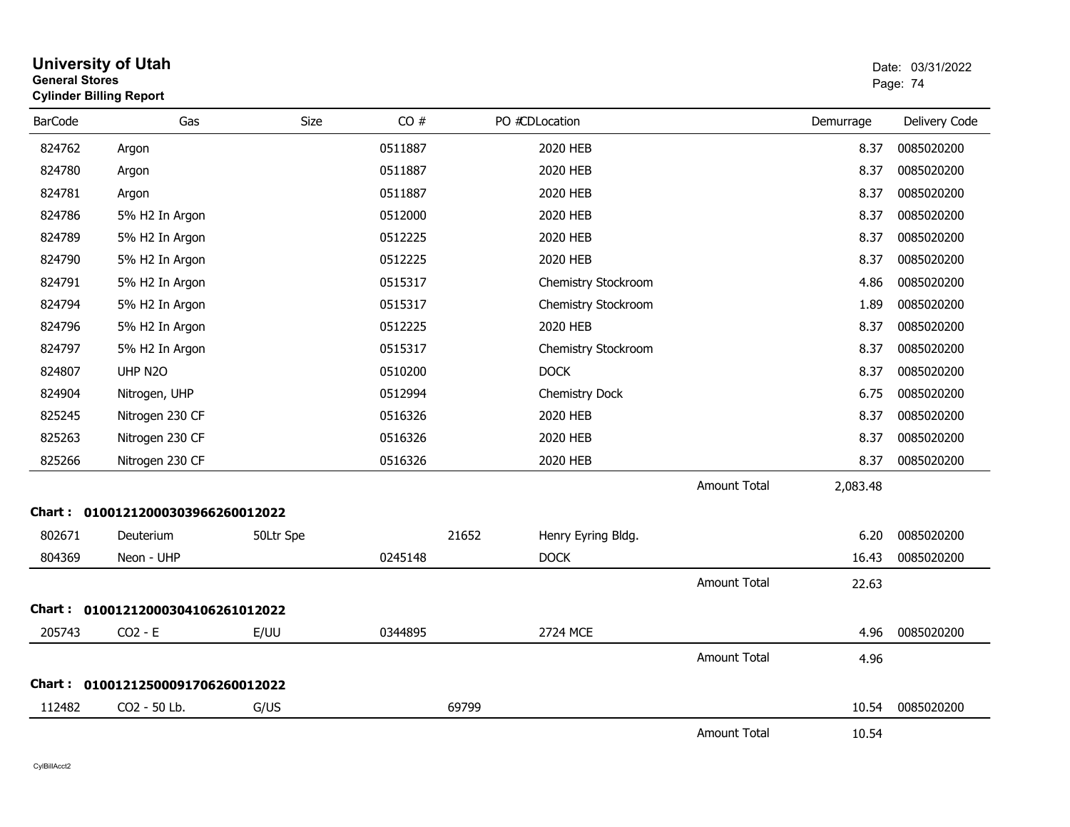# University of Utah

**General Stores**
**Cylinder Billing Report**

Date: 03/31/2022

| BarCode | Gas | Size | CO # | PO # | CDLocation | Demurrage | Delivery Code |
|---|---|---|---|---|---|---|---|
| 824762 | Argon | | 0511887 | | 2020 HEB | 8.37 | 0085020200 |
| 824780 | Argon | | 0511887 | | 2020 HEB | 8.37 | 0085020200 |
| 824781 | Argon | | 0511887 | | 2020 HEB | 8.37 | 0085020200 |
| 824786 | 5% H2 In Argon | | 0512000 | | 2020 HEB | 8.37 | 0085020200 |
| 824789 | 5% H2 In Argon | | 0512225 | | 2020 HEB | 8.37 | 0085020200 |
| 824790 | 5% H2 In Argon | | 0512225 | | 2020 HEB | 8.37 | 0085020200 |
| 824791 | 5% H2 In Argon | | 0515317 | | Chemistry Stockroom | 4.86 | 0085020200 |
| 824794 | 5% H2 In Argon | | 0515317 | | Chemistry Stockroom | 1.89 | 0085020200 |
| 824796 | 5% H2 In Argon | | 0512225 | | 2020 HEB | 8.37 | 0085020200 |
| 824797 | 5% H2 In Argon | | 0515317 | | Chemistry Stockroom | 8.37 | 0085020200 |
| 824807 | UHP N2O | | 0510200 | | DOCK | 8.37 | 0085020200 |
| 824904 | Nitrogen, UHP | | 0512994 | | Chemistry Dock | 6.75 | 0085020200 |
| 825245 | Nitrogen 230 CF | | 0516326 | | 2020 HEB | 8.37 | 0085020200 |
| 825263 | Nitrogen 230 CF | | 0516326 | | 2020 HEB | 8.37 | 0085020200 |
| 825266 | Nitrogen 230 CF | | 0516326 | | 2020 HEB | 8.37 | 0085020200 |
| | | | | | Amount Total | 2,083.48 | |

**Chart : 01001212000303966260012022**

| BarCode | Gas | Size | CO # | PO # | CDLocation | Demurrage | Delivery Code |
|---|---|---|---|---|---|---|---|
| 802671 | Deuterium | 50Ltr Spe | | 21652 | Henry Eyring Bldg. | 6.20 | 0085020200 |
| 804369 | Neon - UHP | | 0245148 | | DOCK | 16.43 | 0085020200 |
| | | | | | Amount Total | 22.63 | |

**Chart : 01001212000304106261012022**

| BarCode | Gas | Size | CO # | PO # | CDLocation | Demurrage | Delivery Code |
|---|---|---|---|---|---|---|---|
| 205743 | CO2 - E | E/UU | 0344895 | | 2724 MCE | 4.96 | 0085020200 |
| | | | | | Amount Total | 4.96 | |

**Chart : 01001212500091706260012022**

| BarCode | Gas | Size | CO # | PO # | CDLocation | Demurrage | Delivery Code |
|---|---|---|---|---|---|---|---|
| 112482 | CO2 - 50 Lb. | G/US | | 69799 | | 10.54 | 0085020200 |
| | | | | | Amount Total | 10.54 | |

CylBillAcct2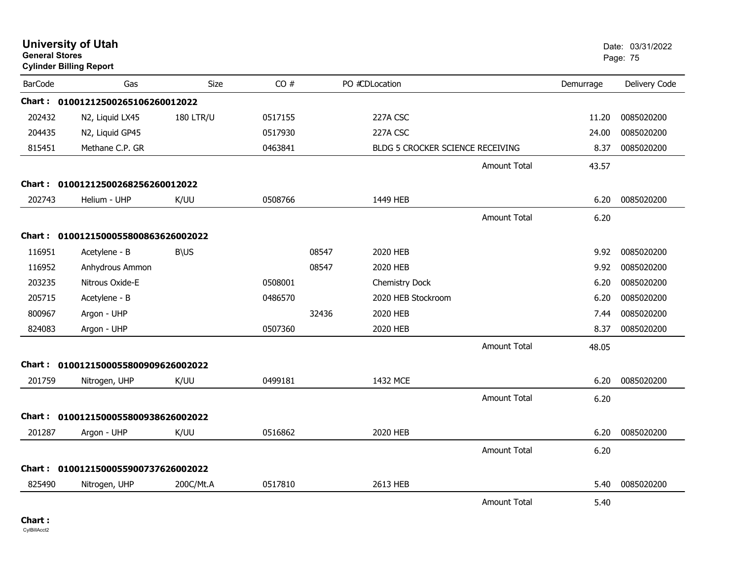# University of Utah
**General Stores**
**Cylinder Billing Report**

Date: 03/31/2022

| BarCode | Gas | Size | CO # | PO # | CD | Location | Demurrage | Delivery Code |
|---|---|---|---|---|---|---|---|---|
| **Chart : 01001212500265106260012022** | | | | | | | | |
| 202432 | N2, Liquid LX45 | 180 LTR/U | 0517155 | | | 227A CSC | 11.20 | 0085020200 |
| 204435 | N2, Liquid GP45 | | 0517930 | | | 227A CSC | 24.00 | 0085020200 |
| 815451 | Methane C.P. GR | | 0463841 | | | BLDG 5 CROCKER SCIENCE RECEIVING | 8.37 | 0085020200 |
| | | | | | | Amount Total | 43.57 | |
| **Chart : 01001212500268256260012022** | | | | | | | | |
| 202743 | Helium - UHP | K/UU | 0508766 | | | 1449 HEB | 6.20 | 0085020200 |
| | | | | | | Amount Total | 6.20 | |
| **Chart : 01001215000558008636260020 22** | | | | | | | | |
| 116951 | Acetylene - B | B\US | | 08547 | | 2020 HEB | 9.92 | 0085020200 |
| 116952 | Anhydrous Ammon | | | 08547 | | 2020 HEB | 9.92 | 0085020200 |
| 203235 | Nitrous Oxide-E | | 0508001 | | | Chemistry Dock | 6.20 | 0085020200 |
| 205715 | Acetylene - B | | 0486570 | | | 2020 HEB Stockroom | 6.20 | 0085020200 |
| 800967 | Argon - UHP | | | 32436 | | 2020 HEB | 7.44 | 0085020200 |
| 824083 | Argon - UHP | | 0507360 | | | 2020 HEB | 8.37 | 0085020200 |
| | | | | | | Amount Total | 48.05 | |
| **Chart : 01001215000558009096260020 22** | | | | | | | | |
| 201759 | Nitrogen, UHP | K/UU | 0499181 | | | 1432 MCE | 6.20 | 0085020200 |
| | | | | | | Amount Total | 6.20 | |
| **Chart : 01001215000558009386260020 22** | | | | | | | | |
| 201287 | Argon - UHP | K/UU | 0516862 | | | 2020 HEB | 6.20 | 0085020200 |
| | | | | | | Amount Total | 6.20 | |
| **Chart : 01001215000559007376260020 22** | | | | | | | | |
| 825490 | Nitrogen, UHP | 200C/Mt.A | 0517810 | | | 2613 HEB | 5.40 | 0085020200 |
| | | | | | | Amount Total | 5.40 | |

**Chart :**

CylBillAcct2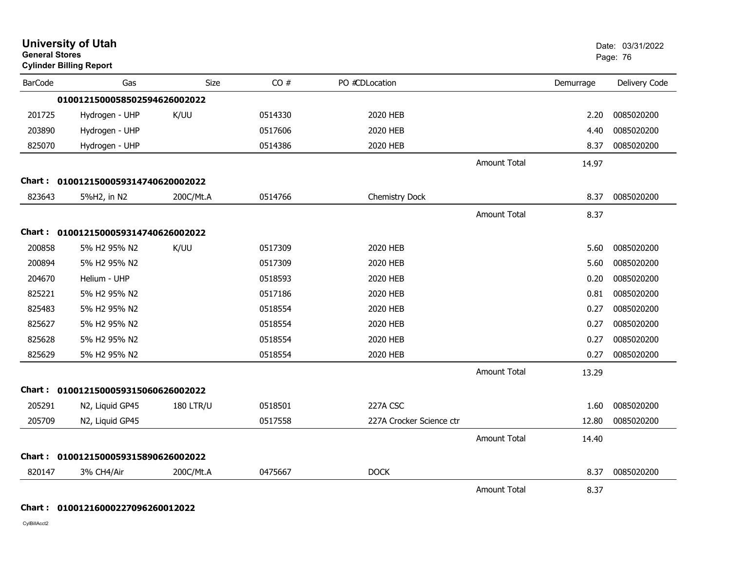# University of Utah

**General Stores**
**Cylinder Billing Report**

Date: 03/31/2022

| BarCode | Gas | Size | CO # | PO # CD Location | | Demurrage | Delivery Code |
|---|---|---|---|---|---|---|---|
| | **01001215000585025946260020​22** | | | | | | |
| 201725 | Hydrogen - UHP | K/UU | 0514330 | 2020 HEB | | 2.20 | 0085020200 |
| 203890 | Hydrogen - UHP | | 0517606 | 2020 HEB | | 4.40 | 0085020200 |
| 825070 | Hydrogen - UHP | | 0514386 | 2020 HEB | | 8.37 | 0085020200 |
| | | | | | Amount Total | 14.97 | |
| **Chart :** | **01001215000593147406200020​22** | | | | | | |
| 823643 | 5%H2, in N2 | 200C/Mt.A | 0514766 | Chemistry Dock | | 8.37 | 0085020200 |
| | | | | | Amount Total | 8.37 | |
| **Chart :** | **01001215000593147406260020​22** | | | | | | |
| 200858 | 5% H2 95% N2 | K/UU | 0517309 | 2020 HEB | | 5.60 | 0085020200 |
| 200894 | 5% H2 95% N2 | | 0517309 | 2020 HEB | | 5.60 | 0085020200 |
| 204670 | Helium - UHP | | 0518593 | 2020 HEB | | 0.20 | 0085020200 |
| 825221 | 5% H2 95% N2 | | 0517186 | 2020 HEB | | 0.81 | 0085020200 |
| 825483 | 5% H2 95% N2 | | 0518554 | 2020 HEB | | 0.27 | 0085020200 |
| 825627 | 5% H2 95% N2 | | 0518554 | 2020 HEB | | 0.27 | 0085020200 |
| 825628 | 5% H2 95% N2 | | 0518554 | 2020 HEB | | 0.27 | 0085020200 |
| 825629 | 5% H2 95% N2 | | 0518554 | 2020 HEB | | 0.27 | 0085020200 |
| | | | | | Amount Total | 13.29 | |
| **Chart :** | **01001215000593150606260020​22** | | | | | | |
| 205291 | N2, Liquid GP45 | 180 LTR/U | 0518501 | 227A CSC | | 1.60 | 0085020200 |
| 205709 | N2, Liquid GP45 | | 0517558 | 227A Crocker Science ctr | | 12.80 | 0085020200 |
| | | | | | Amount Total | 14.40 | |
| **Chart :** | **01001215000593158906260020​22** | | | | | | |
| 820147 | 3% CH4/Air | 200C/Mt.A | 0475667 | DOCK | | 8.37 | 0085020200 |
| | | | | | Amount Total | 8.37 | |
| **Chart :** | **010012160002270962600120​22** | | | | | | |

CylBillAcct2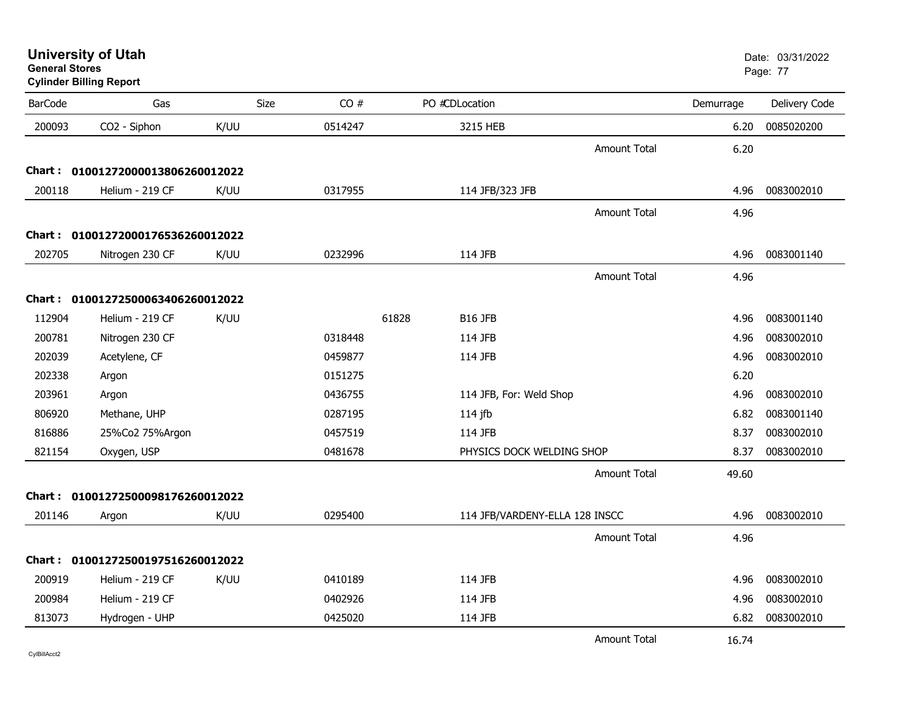# University of Utah

**General Stores**

**Cylinder Billing Report**

Date: 03/31/2022

| BarCode | Gas | Size | CO # | PO # | CDLocation | Demurrage | Delivery Code |
|---|---|---|---|---|---|---|---|
| 200093 | CO2 - Siphon | K/UU | 0514247 | | 3215 HEB | 6.20 | 0085020200 |
| | | | | | Amount Total | 6.20 | |
| **Chart :** | **01001272000013806260012022** | | | | | | |
| 200118 | Helium - 219 CF | K/UU | 0317955 | | 114 JFB/323 JFB | 4.96 | 0083002010 |
| | | | | | Amount Total | 4.96 | |
| **Chart :** | **01001272000176536260012022** | | | | | | |
| 202705 | Nitrogen 230 CF | K/UU | 0232996 | | 114 JFB | 4.96 | 0083001140 |
| | | | | | Amount Total | 4.96 | |
| **Chart :** | **01001272500063406260012022** | | | | | | |
| 112904 | Helium - 219 CF | K/UU | | 61828 | B16 JFB | 4.96 | 0083001140 |
| 200781 | Nitrogen 230 CF | | 0318448 | | 114 JFB | 4.96 | 0083002010 |
| 202039 | Acetylene, CF | | 0459877 | | 114 JFB | 4.96 | 0083002010 |
| 202338 | Argon | | 0151275 | | | 6.20 | |
| 203961 | Argon | | 0436755 | | 114 JFB, For: Weld Shop | 4.96 | 0083002010 |
| 806920 | Methane, UHP | | 0287195 | | 114 jfb | 6.82 | 0083001140 |
| 816886 | 25%Co2 75%Argon | | 0457519 | | 114 JFB | 8.37 | 0083002010 |
| 821154 | Oxygen, USP | | 0481678 | | PHYSICS DOCK WELDING SHOP | 8.37 | 0083002010 |
| | | | | | Amount Total | 49.60 | |
| **Chart :** | **01001272500098176260012022** | | | | | | |
| 201146 | Argon | K/UU | 0295400 | | 114 JFB/VARDENY-ELLA 128 INSCC | 4.96 | 0083002010 |
| | | | | | Amount Total | 4.96 | |
| **Chart :** | **01001272500197516260012022** | | | | | | |
| 200919 | Helium - 219 CF | K/UU | 0410189 | | 114 JFB | 4.96 | 0083002010 |
| 200984 | Helium - 219 CF | | 0402926 | | 114 JFB | 4.96 | 0083002010 |
| 813073 | Hydrogen - UHP | | 0425020 | | 114 JFB | 6.82 | 0083002010 |
| | | | | | Amount Total | 16.74 | |

CylBillAcct2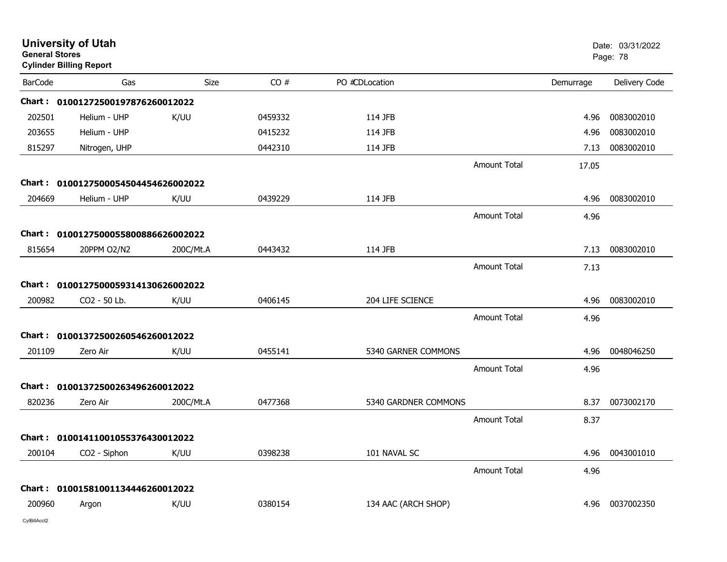# University of Utah
**General Stores**
**Cylinder Billing Report**

Date: 03/31/2022

| BarCode | Gas | Size | CO # | PO #CDLocation | | Demurrage | Delivery Code |
|---|---|---|---|---|---|---|---|
| **Chart : 01001272500197876260012022** | | | | | | | |
| 202501 | Helium - UHP | K/UU | 0459332 | 114 JFB | | 4.96 | 0083002010 |
| 203655 | Helium - UHP | | 0415232 | 114 JFB | | 4.96 | 0083002010 |
| 815297 | Nitrogen, UHP | | 0442310 | 114 JFB | | 7.13 | 0083002010 |
| | | | | | Amount Total | 17.05 | |
| **Chart : 01001275000545044546260020222** | | | | | | | |
| 204669 | Helium - UHP | K/UU | 0439229 | 114 JFB | | 4.96 | 0083002010 |
| | | | | | Amount Total | 4.96 | |
| **Chart : 01001275000558008866260020222** | | | | | | | |
| 815654 | 20PPM O2/N2 | 200C/Mt.A | 0443432 | 114 JFB | | 7.13 | 0083002010 |
| | | | | | Amount Total | 7.13 | |
| **Chart : 01001275000593141306260020222** | | | | | | | |
| 200982 | CO2 - 50 Lb. | K/UU | 0406145 | 204 LIFE SCIENCE | | 4.96 | 0083002010 |
| | | | | | Amount Total | 4.96 | |
| **Chart : 01001372500260546260012022** | | | | | | | |
| 201109 | Zero Air | K/UU | 0455141 | 5340 GARNER COMMONS | | 4.96 | 0048046250 |
| | | | | | Amount Total | 4.96 | |
| **Chart : 01001372500263496260012022** | | | | | | | |
| 820236 | Zero Air | 200C/Mt.A | 0477368 | 5340 GARDNER COMMONS | | 8.37 | 0073002170 |
| | | | | | Amount Total | 8.37 | |
| **Chart : 01001411001055376430012022** | | | | | | | |
| 200104 | CO2 - Siphon | K/UU | 0398238 | 101 NAVAL SC | | 4.96 | 0043001010 |
| | | | | | Amount Total | 4.96 | |
| **Chart : 01001581001134446260012022** | | | | | | | |
| 200960 | Argon | K/UU | 0380154 | 134 AAC (ARCH SHOP) | | 4.96 | 0037002350 |

CylBillAcct2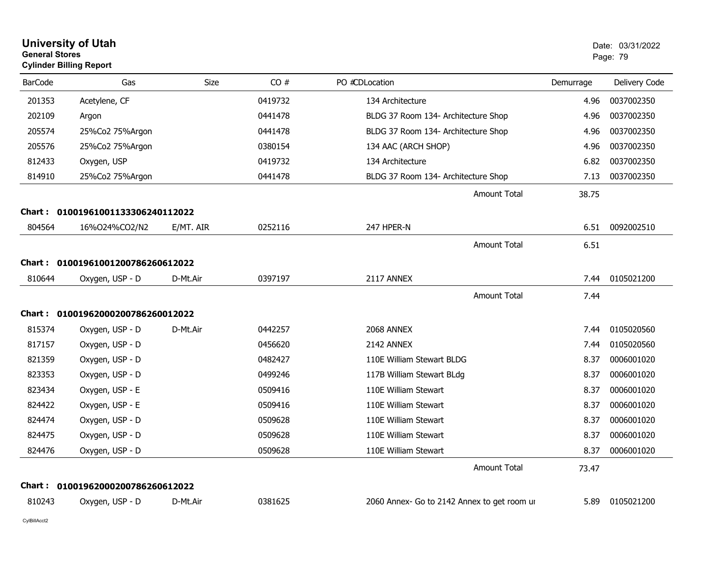# University of Utah

**General Stores**

**Cylinder Billing Report**

Date: 03/31/2022

| BarCode | Gas | Size | CO # | PO #CDLocation | Demurrage | Delivery Code |
|---|---|---|---|---|---|---|
| 201353 | Acetylene, CF | | 0419732 | 134 Architecture | 4.96 | 0037002350 |
| 202109 | Argon | | 0441478 | BLDG 37 Room 134- Architecture Shop | 4.96 | 0037002350 |
| 205574 | 25%Co2 75%Argon | | 0441478 | BLDG 37 Room 134- Architecture Shop | 4.96 | 0037002350 |
| 205576 | 25%Co2 75%Argon | | 0380154 | 134 AAC (ARCH SHOP) | 4.96 | 0037002350 |
| 812433 | Oxygen, USP | | 0419732 | 134 Architecture | 6.82 | 0037002350 |
| 814910 | 25%Co2 75%Argon | | 0441478 | BLDG 37 Room 134- Architecture Shop | 7.13 | 0037002350 |
| | | | | Amount Total | 38.75 | |

**Chart : 01001961001133306240112022**

| BarCode | Gas | Size | CO # | PO #CDLocation | Demurrage | Delivery Code |
|---|---|---|---|---|---|---|
| 804564 | 16%O24%CO2/N2 | E/MT. AIR | 0252116 | 247 HPER-N | 6.51 | 0092002510 |
| | | | | Amount Total | 6.51 | |

**Chart : 01001961001200786260612022**

| BarCode | Gas | Size | CO # | PO #CDLocation | Demurrage | Delivery Code |
|---|---|---|---|---|---|---|
| 810644 | Oxygen, USP - D | D-Mt.Air | 0397197 | 2117 ANNEX | 7.44 | 0105021200 |
| | | | | Amount Total | 7.44 | |

**Chart : 01001962000200786260012022**

| BarCode | Gas | Size | CO # | PO #CDLocation | Demurrage | Delivery Code |
|---|---|---|---|---|---|---|
| 815374 | Oxygen, USP - D | D-Mt.Air | 0442257 | 2068 ANNEX | 7.44 | 0105020560 |
| 817157 | Oxygen, USP - D | | 0456620 | 2142 ANNEX | 7.44 | 0105020560 |
| 821359 | Oxygen, USP - D | | 0482427 | 110E William Stewart BLDG | 8.37 | 0006001020 |
| 823353 | Oxygen, USP - D | | 0499246 | 117B William Stewart BLdg | 8.37 | 0006001020 |
| 823434 | Oxygen, USP - E | | 0509416 | 110E William Stewart | 8.37 | 0006001020 |
| 824422 | Oxygen, USP - E | | 0509416 | 110E William Stewart | 8.37 | 0006001020 |
| 824474 | Oxygen, USP - D | | 0509628 | 110E William Stewart | 8.37 | 0006001020 |
| 824475 | Oxygen, USP - D | | 0509628 | 110E William Stewart | 8.37 | 0006001020 |
| 824476 | Oxygen, USP - D | | 0509628 | 110E William Stewart | 8.37 | 0006001020 |
| | | | | Amount Total | 73.47 | |

**Chart : 01001962000200786260612022**

| BarCode | Gas | Size | CO # | PO #CDLocation | Demurrage | Delivery Code |
|---|---|---|---|---|---|---|
| 810243 | Oxygen, USP - D | D-Mt.Air | 0381625 | 2060 Annex- Go to 2142 Annex to get room ur | 5.89 | 0105021200 |

CylBillAcct2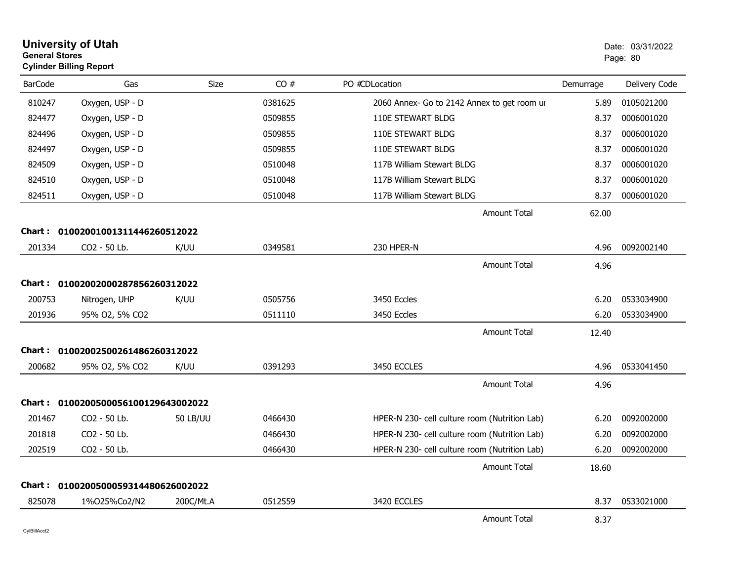# University of Utah
**General Stores**
**Cylinder Billing Report**

Date: 03/31/2022

| BarCode | Gas | Size | CO # | PO # | CD | Location | Demurrage | Delivery Code |
|---|---|---|---|---|---|---|---|---|
| 810247 | Oxygen, USP - D | | 0381625 | | | 2060 Annex- Go to 2142 Annex to get room ur | 5.89 | 0105021200 |
| 824477 | Oxygen, USP - D | | 0509855 | | | 110E STEWART BLDG | 8.37 | 0006001020 |
| 824496 | Oxygen, USP - D | | 0509855 | | | 110E STEWART BLDG | 8.37 | 0006001020 |
| 824497 | Oxygen, USP - D | | 0509855 | | | 110E STEWART BLDG | 8.37 | 0006001020 |
| 824509 | Oxygen, USP - D | | 0510048 | | | 117B William Stewart BLDG | 8.37 | 0006001020 |
| 824510 | Oxygen, USP - D | | 0510048 | | | 117B William Stewart BLDG | 8.37 | 0006001020 |
| 824511 | Oxygen, USP - D | | 0510048 | | | 117B William Stewart BLDG | 8.37 | 0006001020 |
| | | | | | | Amount Total | 62.00 | |

**Chart : 01002001001311446260512022**

| BarCode | Gas | Size | CO # | PO # | CD | Location | Demurrage | Delivery Code |
|---|---|---|---|---|---|---|---|---|
| 201334 | CO2 - 50 Lb. | K/UU | 0349581 | | | 230 HPER-N | 4.96 | 0092002140 |
| | | | | | | Amount Total | 4.96 | |

**Chart : 01002002000287856260312022**

| BarCode | Gas | Size | CO # | PO # | CD | Location | Demurrage | Delivery Code |
|---|---|---|---|---|---|---|---|---|
| 200753 | Nitrogen, UHP | K/UU | 0505756 | | | 3450 Eccles | 6.20 | 0533034900 |
| 201936 | 95% O2, 5% CO2 | | 0511110 | | | 3450 Eccles | 6.20 | 0533034900 |
| | | | | | | Amount Total | 12.40 | |

**Chart : 01002002500261486260312022**

| BarCode | Gas | Size | CO # | PO # | CD | Location | Demurrage | Delivery Code |
|---|---|---|---|---|---|---|---|---|
| 200682 | 95% O2, 5% CO2 | K/UU | 0391293 | | | 3450 ECCLES | 4.96 | 0533041450 |
| | | | | | | Amount Total | 4.96 | |

**Chart : 01002005000561001296430020022**

| BarCode | Gas | Size | CO # | PO # | CD | Location | Demurrage | Delivery Code |
|---|---|---|---|---|---|---|---|---|
| 201467 | CO2 - 50 Lb. | 50 LB/UU | 0466430 | | | HPER-N 230- cell culture room (Nutrition Lab) | 6.20 | 0092002000 |
| 201818 | CO2 - 50 Lb. | | 0466430 | | | HPER-N 230- cell culture room (Nutrition Lab) | 6.20 | 0092002000 |
| 202519 | CO2 - 50 Lb. | | 0466430 | | | HPER-N 230- cell culture room (Nutrition Lab) | 6.20 | 0092002000 |
| | | | | | | Amount Total | 18.60 | |

**Chart : 01002005000593144806260020022**

| BarCode | Gas | Size | CO # | PO # | CD | Location | Demurrage | Delivery Code |
|---|---|---|---|---|---|---|---|---|
| 825078 | 1%O25%Co2/N2 | 200C/Mt.A | 0512559 | | | 3420 ECCLES | 8.37 | 0533021000 |
| | | | | | | Amount Total | 8.37 | |

CylBillAcct2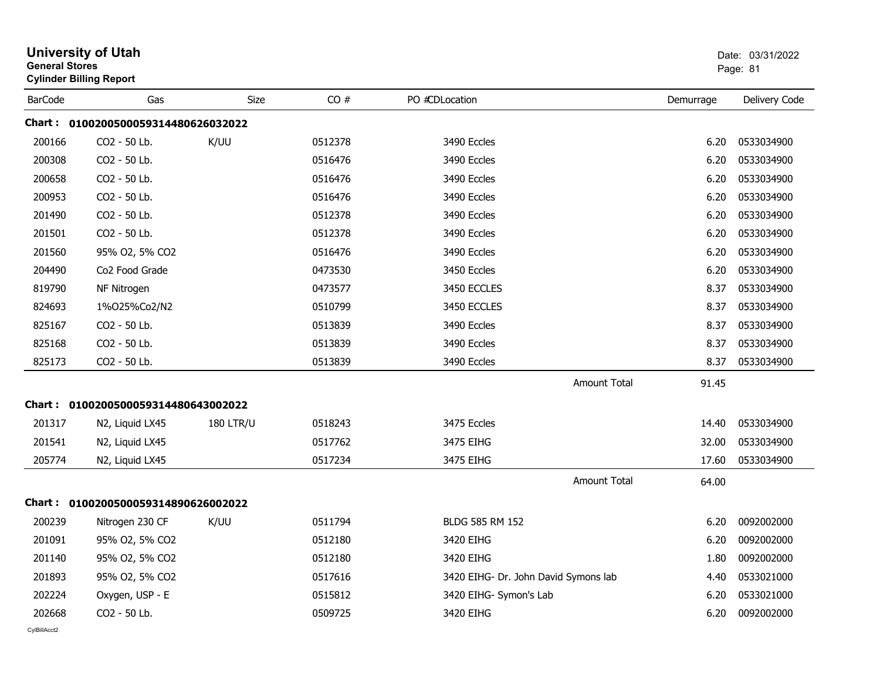# University of Utah
**General Stores**
**Cylinder Billing Report**

Date: 03/31/2022

| BarCode | Gas | Size | CO # | PO #CDLocation | Demurrage | Delivery Code |
|---|---|---|---|---|---|---|
| **Chart : 01002005000593144806260320​22** | | | | | | |
| 200166 | CO2 - 50 Lb. | K/UU | 0512378 | 3490 Eccles | 6.20 | 0533034900 |
| 200308 | CO2 - 50 Lb. | | 0516476 | 3490 Eccles | 6.20 | 0533034900 |
| 200658 | CO2 - 50 Lb. | | 0516476 | 3490 Eccles | 6.20 | 0533034900 |
| 200953 | CO2 - 50 Lb. | | 0516476 | 3490 Eccles | 6.20 | 0533034900 |
| 201490 | CO2 - 50 Lb. | | 0512378 | 3490 Eccles | 6.20 | 0533034900 |
| 201501 | CO2 - 50 Lb. | | 0512378 | 3490 Eccles | 6.20 | 0533034900 |
| 201560 | 95% O2, 5% CO2 | | 0516476 | 3490 Eccles | 6.20 | 0533034900 |
| 204490 | Co2 Food Grade | | 0473530 | 3450 Eccles | 6.20 | 0533034900 |
| 819790 | NF Nitrogen | | 0473577 | 3450 ECCLES | 8.37 | 0533034900 |
| 824693 | 1%O25%Co2/N2 | | 0510799 | 3450 ECCLES | 8.37 | 0533034900 |
| 825167 | CO2 - 50 Lb. | | 0513839 | 3490 Eccles | 8.37 | 0533034900 |
| 825168 | CO2 - 50 Lb. | | 0513839 | 3490 Eccles | 8.37 | 0533034900 |
| 825173 | CO2 - 50 Lb. | | 0513839 | 3490 Eccles | 8.37 | 0533034900 |
| | | | | Amount Total | 91.45 | |
| **Chart : 01002005000593144806430020​22** | | | | | | |
| 201317 | N2, Liquid LX45 | 180 LTR/U | 0518243 | 3475 Eccles | 14.40 | 0533034900 |
| 201541 | N2, Liquid LX45 | | 0517762 | 3475 EIHG | 32.00 | 0533034900 |
| 205774 | N2, Liquid LX45 | | 0517234 | 3475 EIHG | 17.60 | 0533034900 |
| | | | | Amount Total | 64.00 | |
| **Chart : 01002005000593148906260020​22** | | | | | | |
| 200239 | Nitrogen 230 CF | K/UU | 0511794 | BLDG 585 RM 152 | 6.20 | 0092002000 |
| 201091 | 95% O2, 5% CO2 | | 0512180 | 3420 EIHG | 6.20 | 0092002000 |
| 201140 | 95% O2, 5% CO2 | | 0512180 | 3420 EIHG | 1.80 | 0092002000 |
| 201893 | 95% O2, 5% CO2 | | 0517616 | 3420 EIHG- Dr. John David Symons lab | 4.40 | 0533021000 |
| 202224 | Oxygen, USP - E | | 0515812 | 3420 EIHG- Symon's Lab | 6.20 | 0533021000 |
| 202668 | CO2 - 50 Lb. | | 0509725 | 3420 EIHG | 6.20 | 0092002000 |

CylBillAcct2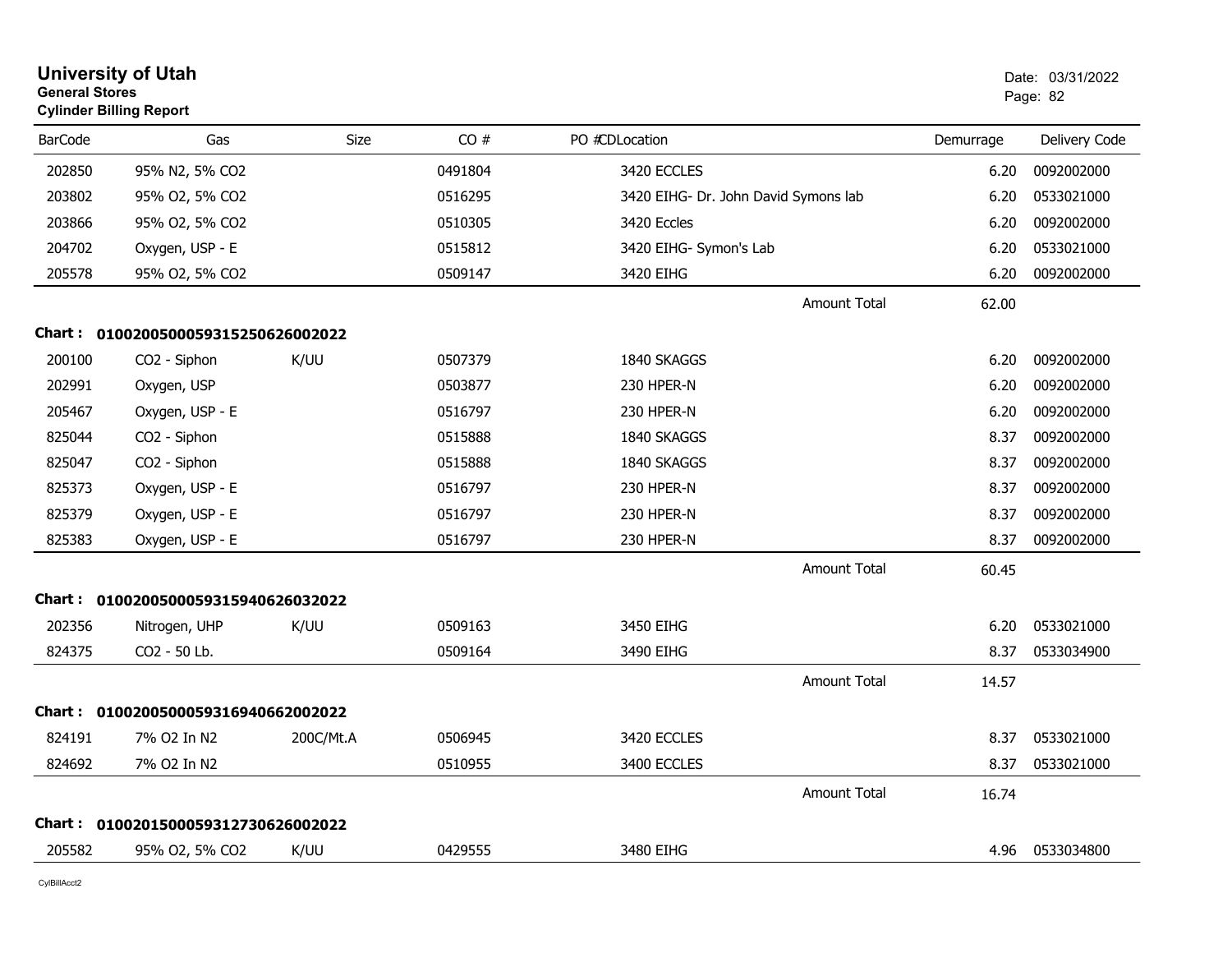**University of Utah**
**General Stores**
**Cylinder Billing Report**

Date: 03/31/2022

| BarCode | Gas | Size | CO # | PO # | CDLocation | Demurrage | Delivery Code |
|---|---|---|---|---|---|---|---|
| 202850 | 95% N2, 5% CO2 | | 0491804 | | 3420 ECCLES | 6.20 | 0092002000 |
| 203802 | 95% O2, 5% CO2 | | 0516295 | | 3420 EIHG- Dr. John David Symons lab | 6.20 | 0533021000 |
| 203866 | 95% O2, 5% CO2 | | 0510305 | | 3420 Eccles | 6.20 | 0092002000 |
| 204702 | Oxygen, USP - E | | 0515812 | | 3420 EIHG- Symon's Lab | 6.20 | 0533021000 |
| 205578 | 95% O2, 5% CO2 | | 0509147 | | 3420 EIHG | 6.20 | 0092002000 |
| | | | | | Amount Total | 62.00 | |

**Chart : 01002005000593152506260020​22**

| BarCode | Gas | Size | CO # | PO # | CDLocation | Demurrage | Delivery Code |
|---|---|---|---|---|---|---|---|
| 200100 | CO2 - Siphon | K/UU | 0507379 | | 1840 SKAGGS | 6.20 | 0092002000 |
| 202991 | Oxygen, USP | | 0503877 | | 230 HPER-N | 6.20 | 0092002000 |
| 205467 | Oxygen, USP - E | | 0516797 | | 230 HPER-N | 6.20 | 0092002000 |
| 825044 | CO2 - Siphon | | 0515888 | | 1840 SKAGGS | 8.37 | 0092002000 |
| 825047 | CO2 - Siphon | | 0515888 | | 1840 SKAGGS | 8.37 | 0092002000 |
| 825373 | Oxygen, USP - E | | 0516797 | | 230 HPER-N | 8.37 | 0092002000 |
| 825379 | Oxygen, USP - E | | 0516797 | | 230 HPER-N | 8.37 | 0092002000 |
| 825383 | Oxygen, USP - E | | 0516797 | | 230 HPER-N | 8.37 | 0092002000 |
| | | | | | Amount Total | 60.45 | |

**Chart : 01002005000593159406260320​22**

| BarCode | Gas | Size | CO # | PO # | CDLocation | Demurrage | Delivery Code |
|---|---|---|---|---|---|---|---|
| 202356 | Nitrogen, UHP | K/UU | 0509163 | | 3450 EIHG | 6.20 | 0533021000 |
| 824375 | CO2 - 50 Lb. | | 0509164 | | 3490 EIHG | 8.37 | 0533034900 |
| | | | | | Amount Total | 14.57 | |

**Chart : 01002005000593169406620020​22**

| BarCode | Gas | Size | CO # | PO # | CDLocation | Demurrage | Delivery Code |
|---|---|---|---|---|---|---|---|
| 824191 | 7% O2 In N2 | 200C/Mt.A | 0506945 | | 3420 ECCLES | 8.37 | 0533021000 |
| 824692 | 7% O2 In N2 | | 0510955 | | 3400 ECCLES | 8.37 | 0533021000 |
| | | | | | Amount Total | 16.74 | |

**Chart : 01002015000593127306260020​22**

| BarCode | Gas | Size | CO # | PO # | CDLocation | Demurrage | Delivery Code |
|---|---|---|---|---|---|---|---|
| 205582 | 95% O2, 5% CO2 | K/UU | 0429555 | | 3480 EIHG | 4.96 | 0533034800 |

CylBillAcct2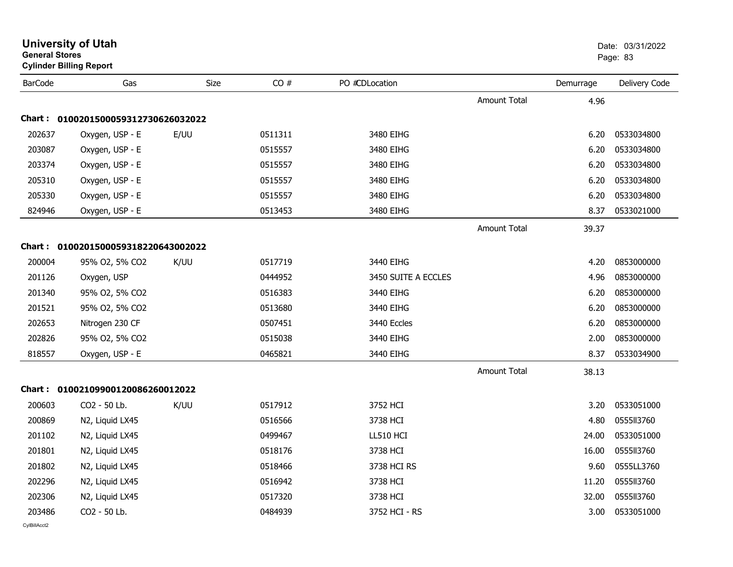# University of Utah

**General Stores**

**Cylinder Billing Report**

Date: 03/31/2022

| BarCode | Gas | Size | CO # | PO # | CDLocation | | Demurrage | Delivery Code |
|---|---|---|---|---|---|---|---|---|
| | | | | | | Amount Total | 4.96 | |
| **Chart :** | **01002015000593127306260 32022** | | | | | | | |
| 202637 | Oxygen, USP - E | E/UU | 0511311 | | 3480 EIHG | | 6.20 | 0533034800 |
| 203087 | Oxygen, USP - E | | 0515557 | | 3480 EIHG | | 6.20 | 0533034800 |
| 203374 | Oxygen, USP - E | | 0515557 | | 3480 EIHG | | 6.20 | 0533034800 |
| 205310 | Oxygen, USP - E | | 0515557 | | 3480 EIHG | | 6.20 | 0533034800 |
| 205330 | Oxygen, USP - E | | 0515557 | | 3480 EIHG | | 6.20 | 0533034800 |
| 824946 | Oxygen, USP - E | | 0513453 | | 3480 EIHG | | 8.37 | 0533021000 |
| | | | | | | Amount Total | 39.37 | |
| **Chart :** | **0100201500059318220643002022** | | | | | | | |
| 200004 | 95% O2, 5% CO2 | K/UU | 0517719 | | 3440 EIHG | | 4.20 | 0853000000 |
| 201126 | Oxygen, USP | | 0444952 | | 3450 SUITE A ECCLES | | 4.96 | 0853000000 |
| 201340 | 95% O2, 5% CO2 | | 0516383 | | 3440 EIHG | | 6.20 | 0853000000 |
| 201521 | 95% O2, 5% CO2 | | 0513680 | | 3440 EIHG | | 6.20 | 0853000000 |
| 202653 | Nitrogen 230 CF | | 0507451 | | 3440 Eccles | | 6.20 | 0853000000 |
| 202826 | 95% O2, 5% CO2 | | 0515038 | | 3440 EIHG | | 2.00 | 0853000000 |
| 818557 | Oxygen, USP - E | | 0465821 | | 3440 EIHG | | 8.37 | 0533034900 |
| | | | | | | Amount Total | 38.13 | |
| **Chart :** | **0100210990012008626001 2022** | | | | | | | |
| 200603 | CO2 - 50 Lb. | K/UU | 0517912 | | 3752 HCI | | 3.20 | 0533051000 |
| 200869 | N2, Liquid LX45 | | 0516566 | | 3738 HCI | | 4.80 | 0555ll3760 |
| 201102 | N2, Liquid LX45 | | 0499467 | | LL510 HCI | | 24.00 | 0533051000 |
| 201801 | N2, Liquid LX45 | | 0518176 | | 3738 HCI | | 16.00 | 0555ll3760 |
| 201802 | N2, Liquid LX45 | | 0518466 | | 3738 HCI RS | | 9.60 | 0555LL3760 |
| 202296 | N2, Liquid LX45 | | 0516942 | | 3738 HCI | | 11.20 | 0555ll3760 |
| 202306 | N2, Liquid LX45 | | 0517320 | | 3738 HCI | | 32.00 | 0555ll3760 |
| 203486 | CO2 - 50 Lb. | | 0484939 | | 3752 HCI - RS | | 3.00 | 0533051000 |

CylBillAcct2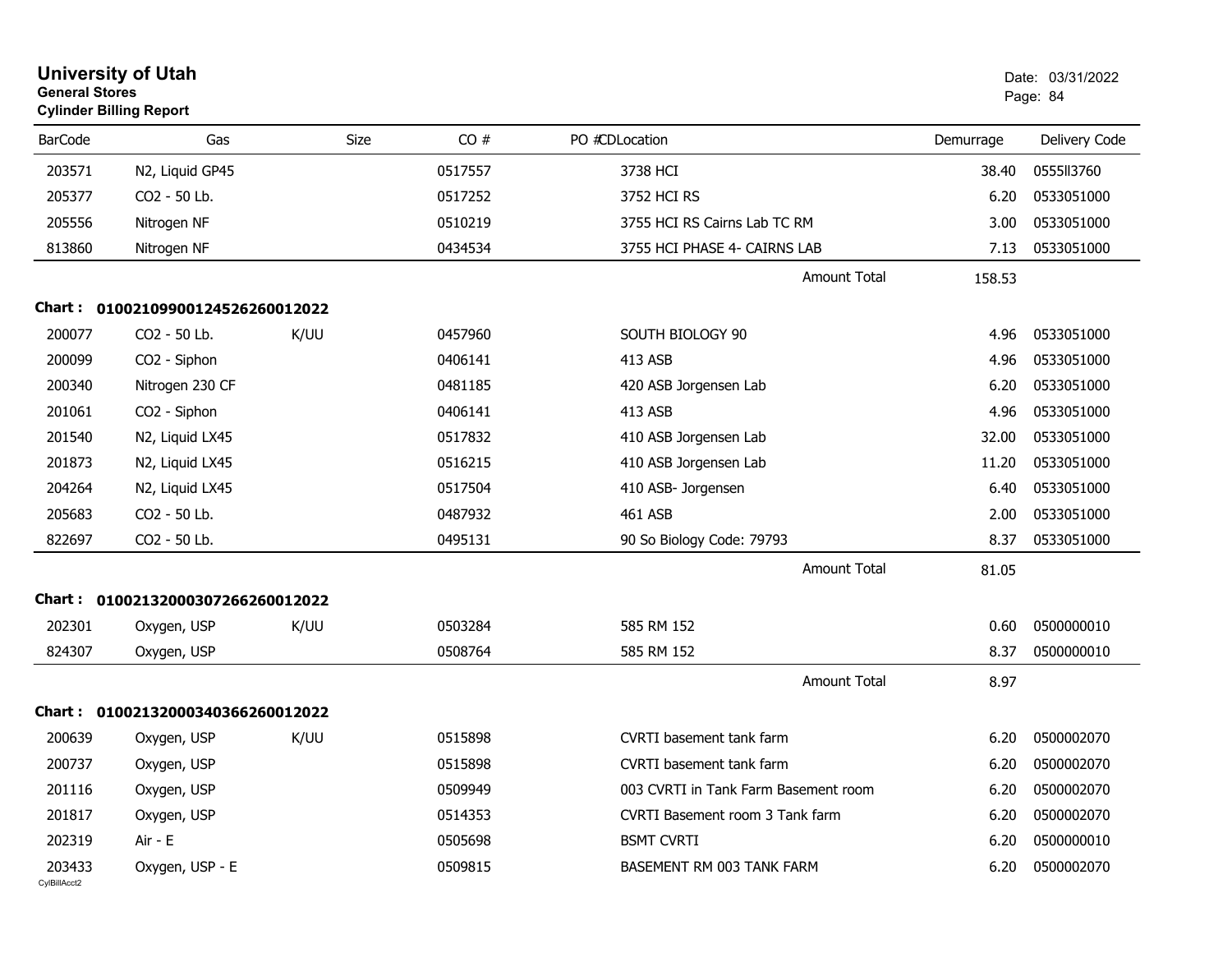# University of Utah
**General Stores**
**Cylinder Billing Report**

Date: 03/31/2022

| BarCode | Gas | Size | CO # | PO #CDLocation | Demurrage | Delivery Code |
|---|---|---|---|---|---|---|
| 203571 | N2, Liquid GP45 | | 0517557 | 3738 HCI | 38.40 | 0555ll3760 |
| 205377 | CO2 - 50 Lb. | | 0517252 | 3752 HCI RS | 6.20 | 0533051000 |
| 205556 | Nitrogen NF | | 0510219 | 3755 HCI RS Cairns Lab TC RM | 3.00 | 0533051000 |
| 813860 | Nitrogen NF | | 0434534 | 3755 HCI PHASE 4- CAIRNS LAB | 7.13 | 0533051000 |
| | | | | Amount Total | 158.53 | |

**Chart : 01002109900124526260012022**

| BarCode | Gas | Size | CO # | PO #CDLocation | Demurrage | Delivery Code |
|---|---|---|---|---|---|---|
| 200077 | CO2 - 50 Lb. | K/UU | 0457960 | SOUTH BIOLOGY 90 | 4.96 | 0533051000 |
| 200099 | CO2 - Siphon | | 0406141 | 413 ASB | 4.96 | 0533051000 |
| 200340 | Nitrogen 230 CF | | 0481185 | 420 ASB Jorgensen Lab | 6.20 | 0533051000 |
| 201061 | CO2 - Siphon | | 0406141 | 413 ASB | 4.96 | 0533051000 |
| 201540 | N2, Liquid LX45 | | 0517832 | 410 ASB Jorgensen Lab | 32.00 | 0533051000 |
| 201873 | N2, Liquid LX45 | | 0516215 | 410 ASB Jorgensen Lab | 11.20 | 0533051000 |
| 204264 | N2, Liquid LX45 | | 0517504 | 410 ASB- Jorgensen | 6.40 | 0533051000 |
| 205683 | CO2 - 50 Lb. | | 0487932 | 461 ASB | 2.00 | 0533051000 |
| 822697 | CO2 - 50 Lb. | | 0495131 | 90 So Biology Code: 79793 | 8.37 | 0533051000 |
| | | | | Amount Total | 81.05 | |

**Chart : 01002132000307266260012022**

| BarCode | Gas | Size | CO # | PO #CDLocation | Demurrage | Delivery Code |
|---|---|---|---|---|---|---|
| 202301 | Oxygen, USP | K/UU | 0503284 | 585 RM 152 | 0.60 | 0500000010 |
| 824307 | Oxygen, USP | | 0508764 | 585 RM 152 | 8.37 | 0500000010 |
| | | | | Amount Total | 8.97 | |

**Chart : 01002132000340366260012022**

| BarCode | Gas | Size | CO # | PO #CDLocation | Demurrage | Delivery Code |
|---|---|---|---|---|---|---|
| 200639 | Oxygen, USP | K/UU | 0515898 | CVRTI basement tank farm | 6.20 | 0500002070 |
| 200737 | Oxygen, USP | | 0515898 | CVRTI basement tank farm | 6.20 | 0500002070 |
| 201116 | Oxygen, USP | | 0509949 | 003 CVRTI in Tank Farm Basement room | 6.20 | 0500002070 |
| 201817 | Oxygen, USP | | 0514353 | CVRTI Basement room 3 Tank farm | 6.20 | 0500002070 |
| 202319 | Air - E | | 0505698 | BSMT CVRTI | 6.20 | 0500000010 |
| 203433 | Oxygen, USP - E | | 0509815 | BASEMENT RM 003 TANK FARM | 6.20 | 0500002070 |

CylBillAcct2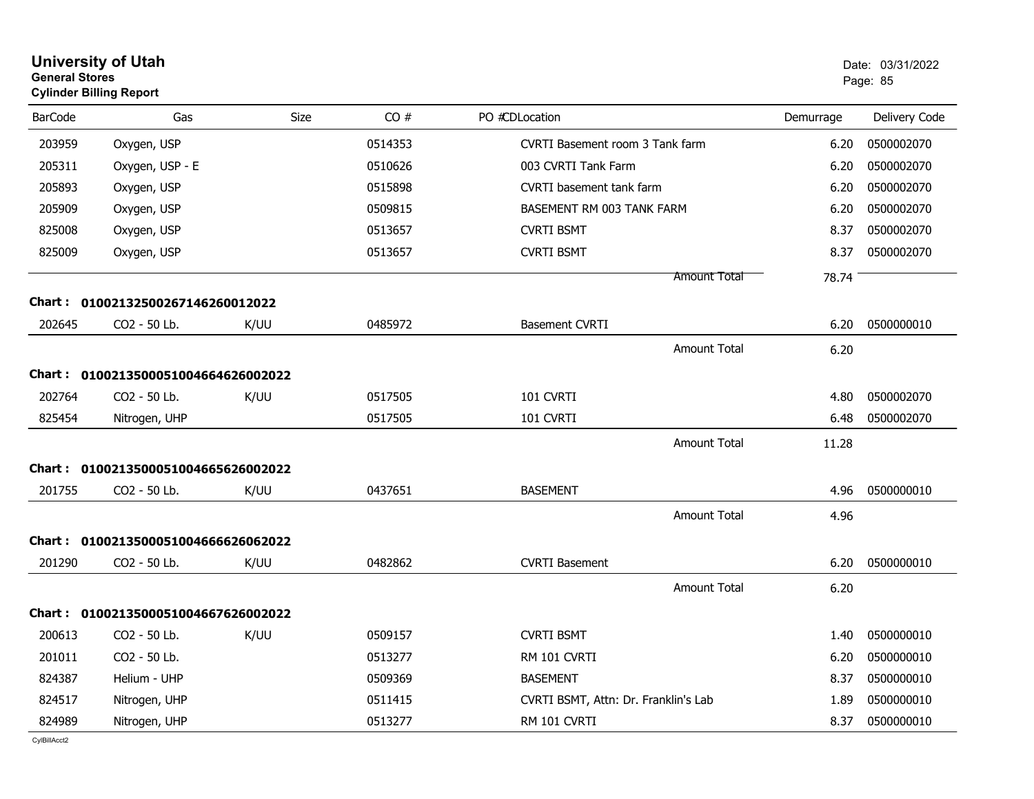# University of Utah
**General Stores**
**Cylinder Billing Report**

Date: 03/31/2022

| BarCode | Gas | Size | CO # | PO # | CD | Location | Demurrage | Delivery Code |
|---|---|---|---|---|---|---|---|---|
| 203959 | Oxygen, USP | | 0514353 | | | CVRTI Basement room 3 Tank farm | 6.20 | 0500002070 |
| 205311 | Oxygen, USP - E | | 0510626 | | | 003 CVRTI Tank Farm | 6.20 | 0500002070 |
| 205893 | Oxygen, USP | | 0515898 | | | CVRTI basement tank farm | 6.20 | 0500002070 |
| 205909 | Oxygen, USP | | 0509815 | | | BASEMENT RM 003 TANK FARM | 6.20 | 0500002070 |
| 825008 | Oxygen, USP | | 0513657 | | | CVRTI BSMT | 8.37 | 0500002070 |
| 825009 | Oxygen, USP | | 0513657 | | | CVRTI BSMT | 8.37 | 0500002070 |
| | | | | | | Amount Total | 78.74 | |

**Chart : 01002132500267146260012022**

| BarCode | Gas | Size | CO # | PO # | CD | Location | Demurrage | Delivery Code |
|---|---|---|---|---|---|---|---|---|
| 202645 | CO2 - 50 Lb. | K/UU | 0485972 | | | Basement CVRTI | 6.20 | 0500000010 |
| | | | | | | Amount Total | 6.20 | |

**Chart : 01002135000510046646260020​22**

| BarCode | Gas | Size | CO # | PO # | CD | Location | Demurrage | Delivery Code |
|---|---|---|---|---|---|---|---|---|
| 202764 | CO2 - 50 Lb. | K/UU | 0517505 | | | 101 CVRTI | 4.80 | 0500002070 |
| 825454 | Nitrogen, UHP | | 0517505 | | | 101 CVRTI | 6.48 | 0500002070 |
| | | | | | | Amount Total | 11.28 | |

**Chart : 01002135000510046656260020​22**

| BarCode | Gas | Size | CO # | PO # | CD | Location | Demurrage | Delivery Code |
|---|---|---|---|---|---|---|---|---|
| 201755 | CO2 - 50 Lb. | K/UU | 0437651 | | | BASEMENT | 4.96 | 0500000010 |
| | | | | | | Amount Total | 4.96 | |

**Chart : 01002135000510046666260620​22**

| BarCode | Gas | Size | CO # | PO # | CD | Location | Demurrage | Delivery Code |
|---|---|---|---|---|---|---|---|---|
| 201290 | CO2 - 50 Lb. | K/UU | 0482862 | | | CVRTI Basement | 6.20 | 0500000010 |
| | | | | | | Amount Total | 6.20 | |

**Chart : 01002135000510046676260020​22**

| BarCode | Gas | Size | CO # | PO # | CD | Location | Demurrage | Delivery Code |
|---|---|---|---|---|---|---|---|---|
| 200613 | CO2 - 50 Lb. | K/UU | 0509157 | | | CVRTI BSMT | 1.40 | 0500000010 |
| 201011 | CO2 - 50 Lb. | | 0513277 | | | RM 101 CVRTI | 6.20 | 0500000010 |
| 824387 | Helium - UHP | | 0509369 | | | BASEMENT | 8.37 | 0500000010 |
| 824517 | Nitrogen, UHP | | 0511415 | | | CVRTI BSMT, Attn: Dr. Franklin's Lab | 1.89 | 0500000010 |
| 824989 | Nitrogen, UHP | | 0513277 | | | RM 101 CVRTI | 8.37 | 0500000010 |

CylBillAcct2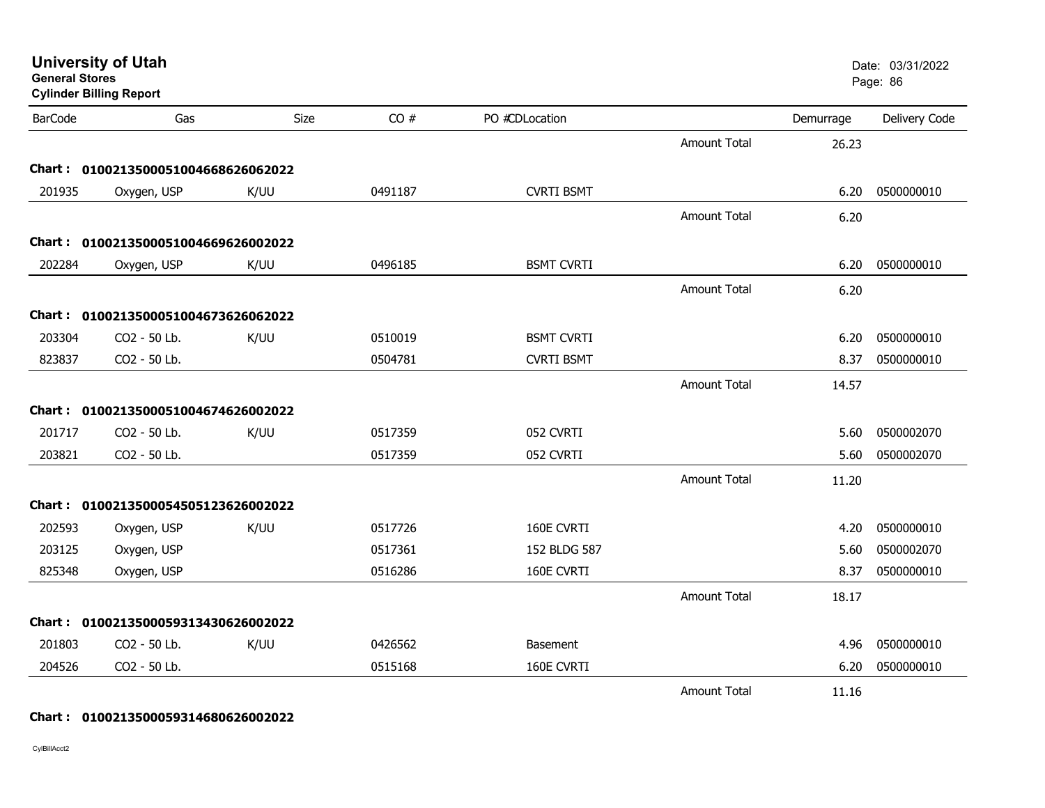**University of Utah**
**General Stores**
**Cylinder Billing Report**

Date: 03/31/2022

| BarCode | Gas | Size | CO # | PO #CDLocation | | Demurrage | Delivery Code |
|---|---|---|---|---|---|---|---|
| | | | | | Amount Total | 26.23 | |
| **Chart :** | **01002135000051004668626062022** | | | | | | |
| 201935 | Oxygen, USP | K/UU | 0491187 | CVRTI BSMT | | 6.20 | 0500000010 |
| | | | | | Amount Total | 6.20 | |
| **Chart :** | **01002135000051004669626002022** | | | | | | |
| 202284 | Oxygen, USP | K/UU | 0496185 | BSMT CVRTI | | 6.20 | 0500000010 |
| | | | | | Amount Total | 6.20 | |
| **Chart :** | **01002135000051004673626062022** | | | | | | |
| 203304 | CO2 - 50 Lb. | K/UU | 0510019 | BSMT CVRTI | | 6.20 | 0500000010 |
| 823837 | CO2 - 50 Lb. | | 0504781 | CVRTI BSMT | | 8.37 | 0500000010 |
| | | | | | Amount Total | 14.57 | |
| **Chart :** | **01002135000051004674626002022** | | | | | | |
| 201717 | CO2 - 50 Lb. | K/UU | 0517359 | 052 CVRTI | | 5.60 | 0500002070 |
| 203821 | CO2 - 50 Lb. | | 0517359 | 052 CVRTI | | 5.60 | 0500002070 |
| | | | | | Amount Total | 11.20 | |
| **Chart :** | **01002135000054505123626002022** | | | | | | |
| 202593 | Oxygen, USP | K/UU | 0517726 | 160E CVRTI | | 4.20 | 0500000010 |
| 203125 | Oxygen, USP | | 0517361 | 152 BLDG 587 | | 5.60 | 0500002070 |
| 825348 | Oxygen, USP | | 0516286 | 160E CVRTI | | 8.37 | 0500000010 |
| | | | | | Amount Total | 18.17 | |
| **Chart :** | **01002135000059313430626002022** | | | | | | |
| 201803 | CO2 - 50 Lb. | K/UU | 0426562 | Basement | | 4.96 | 0500000010 |
| 204526 | CO2 - 50 Lb. | | 0515168 | 160E CVRTI | | 6.20 | 0500000010 |
| | | | | | Amount Total | 11.16 | |
| **Chart :** | **01002135000059314680626002022** | | | | | | |

CylBillAcct2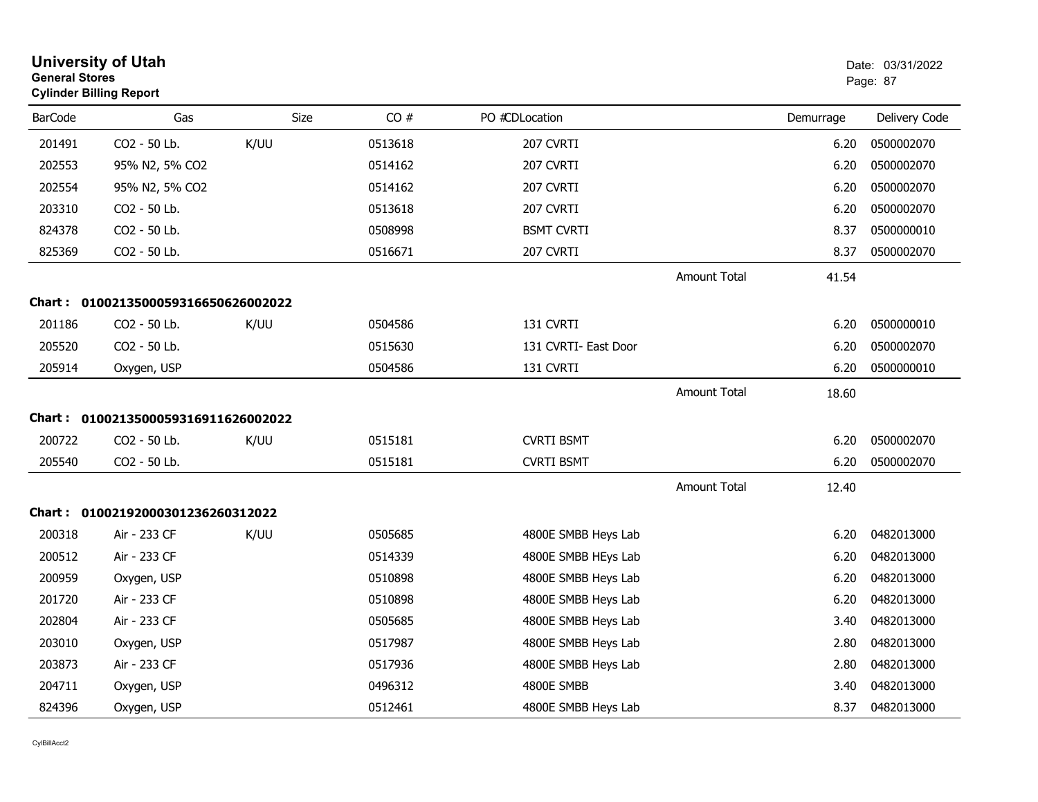**University of Utah**
**General Stores**
**Cylinder Billing Report**

Date: 03/31/2022

| BarCode | Gas | Size | CO # | PO # | CDLocation | | Demurrage | Delivery Code |
|---|---|---|---|---|---|---|---|---|
| 201491 | CO2 - 50 Lb. | K/UU | 0513618 | | 207 CVRTI | | 6.20 | 0500002070 |
| 202553 | 95% N2, 5% CO2 | | 0514162 | | 207 CVRTI | | 6.20 | 0500002070 |
| 202554 | 95% N2, 5% CO2 | | 0514162 | | 207 CVRTI | | 6.20 | 0500002070 |
| 203310 | CO2 - 50 Lb. | | 0513618 | | 207 CVRTI | | 6.20 | 0500002070 |
| 824378 | CO2 - 50 Lb. | | 0508998 | | BSMT CVRTI | | 8.37 | 0500000010 |
| 825369 | CO2 - 50 Lb. | | 0516671 | | 207 CVRTI | | 8.37 | 0500002070 |
| | | | | | | Amount Total | 41.54 | |

**Chart : 01002135000593166506260022022**

| BarCode | Gas | Size | CO # | PO # | CDLocation | | Demurrage | Delivery Code |
|---|---|---|---|---|---|---|---|---|
| 201186 | CO2 - 50 Lb. | K/UU | 0504586 | | 131 CVRTI | | 6.20 | 0500000010 |
| 205520 | CO2 - 50 Lb. | | 0515630 | | 131 CVRTI- East Door | | 6.20 | 0500002070 |
| 205914 | Oxygen, USP | | 0504586 | | 131 CVRTI | | 6.20 | 0500000010 |
| | | | | | | Amount Total | 18.60 | |

**Chart : 01002135000593169116260022022**

| BarCode | Gas | Size | CO # | PO # | CDLocation | | Demurrage | Delivery Code |
|---|---|---|---|---|---|---|---|---|
| 200722 | CO2 - 50 Lb. | K/UU | 0515181 | | CVRTI BSMT | | 6.20 | 0500002070 |
| 205540 | CO2 - 50 Lb. | | 0515181 | | CVRTI BSMT | | 6.20 | 0500002070 |
| | | | | | | Amount Total | 12.40 | |

**Chart : 0100219200030123626031 2022**

| BarCode | Gas | Size | CO # | PO # | CDLocation | | Demurrage | Delivery Code |
|---|---|---|---|---|---|---|---|---|
| 200318 | Air - 233 CF | K/UU | 0505685 | | 4800E SMBB Heys Lab | | 6.20 | 0482013000 |
| 200512 | Air - 233 CF | | 0514339 | | 4800E SMBB HEys Lab | | 6.20 | 0482013000 |
| 200959 | Oxygen, USP | | 0510898 | | 4800E SMBB Heys Lab | | 6.20 | 0482013000 |
| 201720 | Air - 233 CF | | 0510898 | | 4800E SMBB Heys Lab | | 6.20 | 0482013000 |
| 202804 | Air - 233 CF | | 0505685 | | 4800E SMBB Heys Lab | | 3.40 | 0482013000 |
| 203010 | Oxygen, USP | | 0517987 | | 4800E SMBB Heys Lab | | 2.80 | 0482013000 |
| 203873 | Air - 233 CF | | 0517936 | | 4800E SMBB Heys Lab | | 2.80 | 0482013000 |
| 204711 | Oxygen, USP | | 0496312 | | 4800E SMBB | | 3.40 | 0482013000 |
| 824396 | Oxygen, USP | | 0512461 | | 4800E SMBB Heys Lab | | 8.37 | 0482013000 |

CylBillAcct2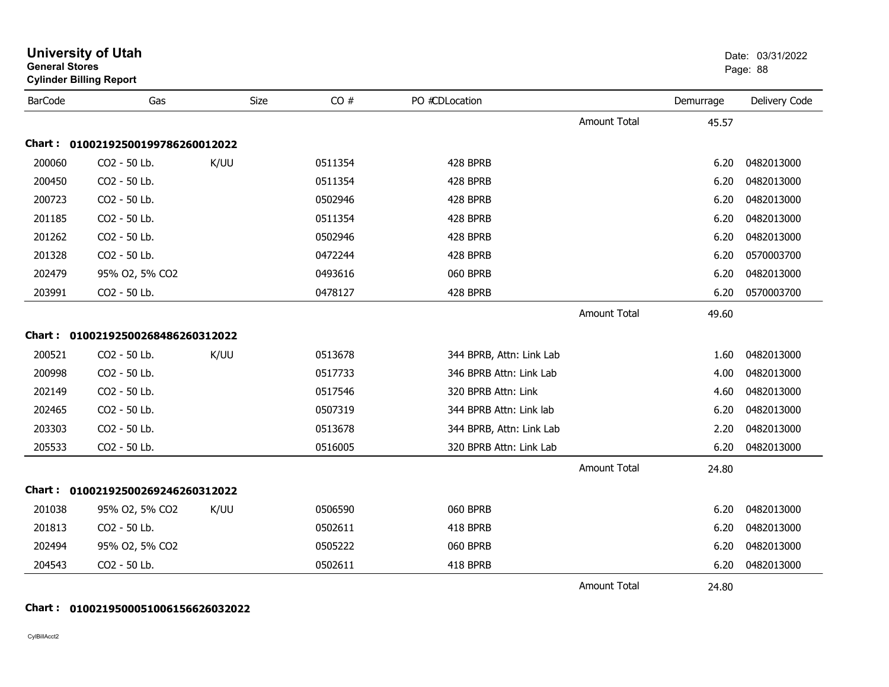# University of Utah

**General Stores**
**Cylinder Billing Report**

Date: 03/31/2022

| BarCode | Gas | Size | CO # | PO # | CD | Location | | Demurrage | Delivery Code |
|---|---|---|---|---|---|---|---|---|---|
| | | | | | | | Amount Total | 45.57 | |
| **Chart : 01002192500199786260012022** | | | | | | | | | |
| 200060 | CO2 - 50 Lb. | K/UU | 0511354 | | | 428 BPRB | | 6.20 | 0482013000 |
| 200450 | CO2 - 50 Lb. | | 0511354 | | | 428 BPRB | | 6.20 | 0482013000 |
| 200723 | CO2 - 50 Lb. | | 0502946 | | | 428 BPRB | | 6.20 | 0482013000 |
| 201185 | CO2 - 50 Lb. | | 0511354 | | | 428 BPRB | | 6.20 | 0482013000 |
| 201262 | CO2 - 50 Lb. | | 0502946 | | | 428 BPRB | | 6.20 | 0482013000 |
| 201328 | CO2 - 50 Lb. | | 0472244 | | | 428 BPRB | | 6.20 | 0570003700 |
| 202479 | 95% O2, 5% CO2 | | 0493616 | | | 060 BPRB | | 6.20 | 0482013000 |
| 203991 | CO2 - 50 Lb. | | 0478127 | | | 428 BPRB | | 6.20 | 0570003700 |
| | | | | | | | Amount Total | 49.60 | |
| **Chart : 01002192500268486260312022** | | | | | | | | | |
| 200521 | CO2 - 50 Lb. | K/UU | 0513678 | | | 344 BPRB, Attn: Link Lab | | 1.60 | 0482013000 |
| 200998 | CO2 - 50 Lb. | | 0517733 | | | 346 BPRB Attn: Link Lab | | 4.00 | 0482013000 |
| 202149 | CO2 - 50 Lb. | | 0517546 | | | 320 BPRB Attn: Link | | 4.60 | 0482013000 |
| 202465 | CO2 - 50 Lb. | | 0507319 | | | 344 BPRB Attn: Link lab | | 6.20 | 0482013000 |
| 203303 | CO2 - 50 Lb. | | 0513678 | | | 344 BPRB, Attn: Link Lab | | 2.20 | 0482013000 |
| 205533 | CO2 - 50 Lb. | | 0516005 | | | 320 BPRB Attn: Link Lab | | 6.20 | 0482013000 |
| | | | | | | | Amount Total | 24.80 | |
| **Chart : 01002192500269246260312022** | | | | | | | | | |
| 201038 | 95% O2, 5% CO2 | K/UU | 0506590 | | | 060 BPRB | | 6.20 | 0482013000 |
| 201813 | CO2 - 50 Lb. | | 0502611 | | | 418 BPRB | | 6.20 | 0482013000 |
| 202494 | 95% O2, 5% CO2 | | 0505222 | | | 060 BPRB | | 6.20 | 0482013000 |
| 204543 | CO2 - 50 Lb. | | 0502611 | | | 418 BPRB | | 6.20 | 0482013000 |
| | | | | | | | Amount Total | 24.80 | |
| **Chart : 01002195000051006156626032022** | | | | | | | | | |

CylBillAcct2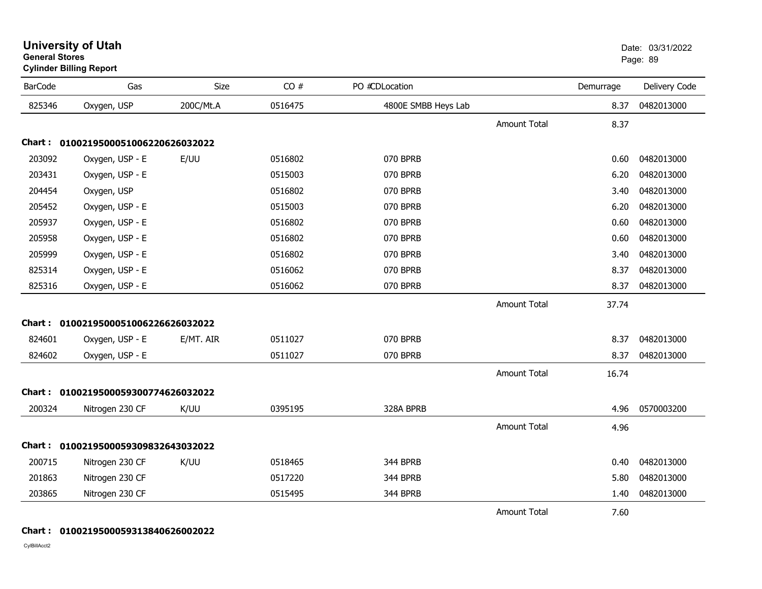# University of Utah
**General Stores**
**Cylinder Billing Report**

Date: 03/31/2022

| BarCode | Gas | Size | CO # | PO # | CDLocation | | Demurrage | Delivery Code |
|---|---|---|---|---|---|---|---|---|
| 825346 | Oxygen, USP | 200C/Mt.A | 0516475 | | 4800E SMBB Heys Lab | | 8.37 | 0482013000 |
| | | | | | | Amount Total | 8.37 | |
| **Chart :** | **01002195000510062206260320​22** | | | | | | | |
| 203092 | Oxygen, USP - E | E/UU | 0516802 | | 070 BPRB | | 0.60 | 0482013000 |
| 203431 | Oxygen, USP - E | | 0515003 | | 070 BPRB | | 6.20 | 0482013000 |
| 204454 | Oxygen, USP | | 0516802 | | 070 BPRB | | 3.40 | 0482013000 |
| 205452 | Oxygen, USP - E | | 0515003 | | 070 BPRB | | 6.20 | 0482013000 |
| 205937 | Oxygen, USP - E | | 0516802 | | 070 BPRB | | 0.60 | 0482013000 |
| 205958 | Oxygen, USP - E | | 0516802 | | 070 BPRB | | 0.60 | 0482013000 |
| 205999 | Oxygen, USP - E | | 0516802 | | 070 BPRB | | 3.40 | 0482013000 |
| 825314 | Oxygen, USP - E | | 0516062 | | 070 BPRB | | 8.37 | 0482013000 |
| 825316 | Oxygen, USP - E | | 0516062 | | 070 BPRB | | 8.37 | 0482013000 |
| | | | | | | Amount Total | 37.74 | |
| **Chart :** | **0100219500051006226626032022** | | | | | | | |
| 824601 | Oxygen, USP - E | E/MT. AIR | 0511027 | | 070 BPRB | | 8.37 | 0482013000 |
| 824602 | Oxygen, USP - E | | 0511027 | | 070 BPRB | | 8.37 | 0482013000 |
| | | | | | | Amount Total | 16.74 | |
| **Chart :** | **0100219500059300774626032022** | | | | | | | |
| 200324 | Nitrogen 230 CF | K/UU | 0395195 | | 328A BPRB | | 4.96 | 0570003200 |
| | | | | | | Amount Total | 4.96 | |
| **Chart :** | **0100219500059309832643032022** | | | | | | | |
| 200715 | Nitrogen 230 CF | K/UU | 0518465 | | 344 BPRB | | 0.40 | 0482013000 |
| 201863 | Nitrogen 230 CF | | 0517220 | | 344 BPRB | | 5.80 | 0482013000 |
| 203865 | Nitrogen 230 CF | | 0515495 | | 344 BPRB | | 1.40 | 0482013000 |
| | | | | | | Amount Total | 7.60 | |

**Chart : 0100219500059313840626002022**

CylBillAcct2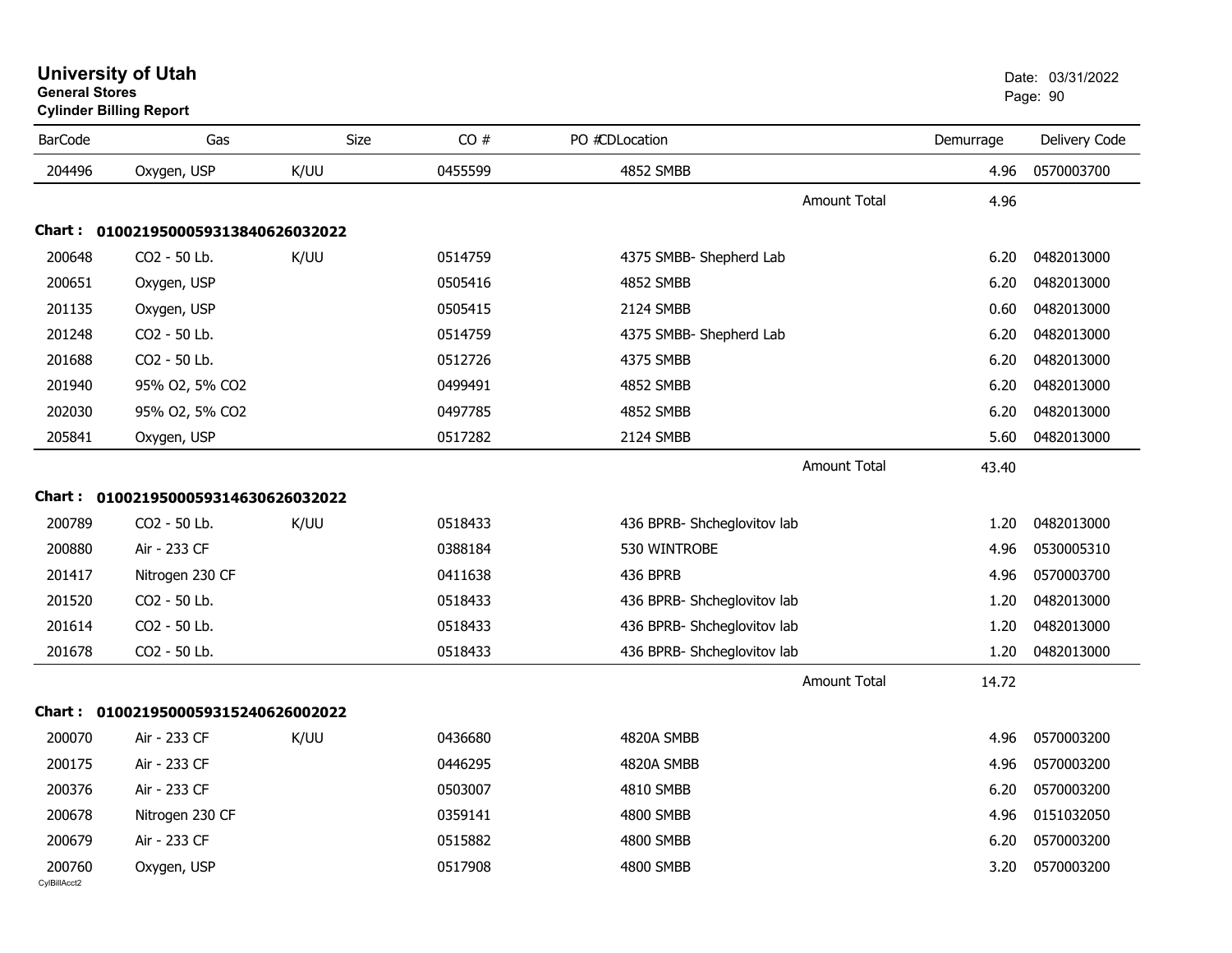# University of Utah
**General Stores**
**Cylinder Billing Report**

Date: 03/31/2022

| BarCode | Gas | Size | CO # | PO #CDLocation | Demurrage | Delivery Code |
|---|---|---|---|---|---|---|
| 204496 | Oxygen, USP | K/UU | 0455599 | 4852 SMBB | 4.96 | 0570003700 |
| | | | | Amount Total | 4.96 | |

**Chart : 01002195000593138406260320​22**

| BarCode | Gas | Size | CO # | PO #CDLocation | Demurrage | Delivery Code |
|---|---|---|---|---|---|---|
| 200648 | CO2 - 50 Lb. | K/UU | 0514759 | 4375 SMBB- Shepherd Lab | 6.20 | 0482013000 |
| 200651 | Oxygen, USP | | 0505416 | 4852 SMBB | 6.20 | 0482013000 |
| 201135 | Oxygen, USP | | 0505415 | 2124 SMBB | 0.60 | 0482013000 |
| 201248 | CO2 - 50 Lb. | | 0514759 | 4375 SMBB- Shepherd Lab | 6.20 | 0482013000 |
| 201688 | CO2 - 50 Lb. | | 0512726 | 4375 SMBB | 6.20 | 0482013000 |
| 201940 | 95% O2, 5% CO2 | | 0499491 | 4852 SMBB | 6.20 | 0482013000 |
| 202030 | 95% O2, 5% CO2 | | 0497785 | 4852 SMBB | 6.20 | 0482013000 |
| 205841 | Oxygen, USP | | 0517282 | 2124 SMBB | 5.60 | 0482013000 |
| | | | | Amount Total | 43.40 | |

**Chart : 01002195000593146306260320​22**

| BarCode | Gas | Size | CO # | PO #CDLocation | Demurrage | Delivery Code |
|---|---|---|---|---|---|---|
| 200789 | CO2 - 50 Lb. | K/UU | 0518433 | 436 BPRB- Shcheglovitov lab | 1.20 | 0482013000 |
| 200880 | Air - 233 CF | | 0388184 | 530 WINTROBE | 4.96 | 0530005310 |
| 201417 | Nitrogen 230 CF | | 0411638 | 436 BPRB | 4.96 | 0570003700 |
| 201520 | CO2 - 50 Lb. | | 0518433 | 436 BPRB- Shcheglovitov lab | 1.20 | 0482013000 |
| 201614 | CO2 - 50 Lb. | | 0518433 | 436 BPRB- Shcheglovitov lab | 1.20 | 0482013000 |
| 201678 | CO2 - 50 Lb. | | 0518433 | 436 BPRB- Shcheglovitov lab | 1.20 | 0482013000 |
| | | | | Amount Total | 14.72 | |

**Chart : 01002195000593152406260020​22**

| BarCode | Gas | Size | CO # | PO #CDLocation | Demurrage | Delivery Code |
|---|---|---|---|---|---|---|
| 200070 | Air - 233 CF | K/UU | 0436680 | 4820A SMBB | 4.96 | 0570003200 |
| 200175 | Air - 233 CF | | 0446295 | 4820A SMBB | 4.96 | 0570003200 |
| 200376 | Air - 233 CF | | 0503007 | 4810 SMBB | 6.20 | 0570003200 |
| 200678 | Nitrogen 230 CF | | 0359141 | 4800 SMBB | 4.96 | 0151032050 |
| 200679 | Air - 233 CF | | 0515882 | 4800 SMBB | 6.20 | 0570003200 |
| 200760 | Oxygen, USP | | 0517908 | 4800 SMBB | 3.20 | 0570003200 |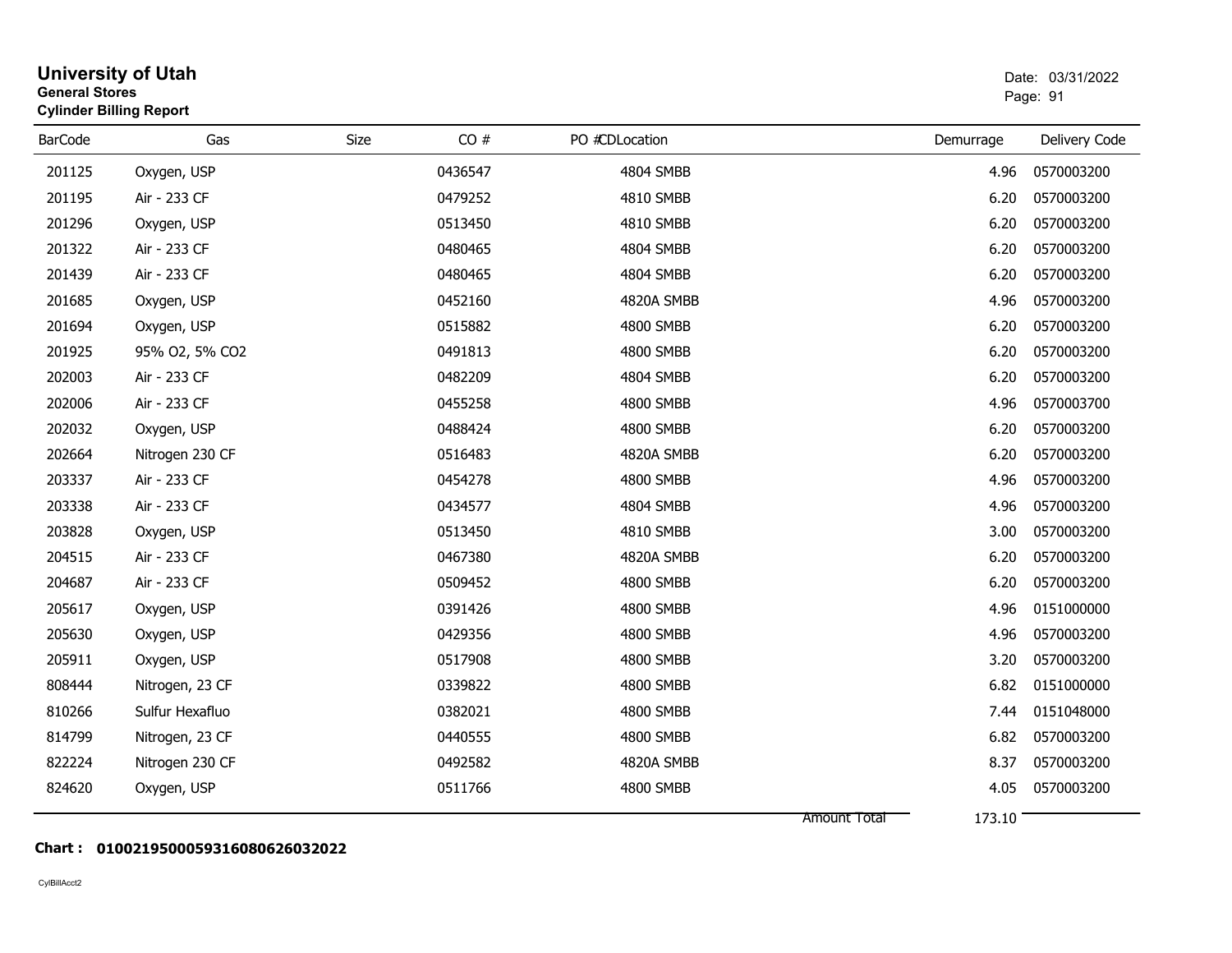# University of Utah
**General Stores**
**Cylinder Billing Report**

Date: 03/31/2022

| BarCode | Gas | Size | CO # | PO # | CDLocation | Demurrage | Delivery Code |
|---|---|---|---|---|---|---|---|
| 201125 | Oxygen, USP | | 0436547 | | 4804 SMBB | 4.96 | 0570003200 |
| 201195 | Air - 233 CF | | 0479252 | | 4810 SMBB | 6.20 | 0570003200 |
| 201296 | Oxygen, USP | | 0513450 | | 4810 SMBB | 6.20 | 0570003200 |
| 201322 | Air - 233 CF | | 0480465 | | 4804 SMBB | 6.20 | 0570003200 |
| 201439 | Air - 233 CF | | 0480465 | | 4804 SMBB | 6.20 | 0570003200 |
| 201685 | Oxygen, USP | | 0452160 | | 4820A SMBB | 4.96 | 0570003200 |
| 201694 | Oxygen, USP | | 0515882 | | 4800 SMBB | 6.20 | 0570003200 |
| 201925 | 95% O2, 5% CO2 | | 0491813 | | 4800 SMBB | 6.20 | 0570003200 |
| 202003 | Air - 233 CF | | 0482209 | | 4804 SMBB | 6.20 | 0570003200 |
| 202006 | Air - 233 CF | | 0455258 | | 4800 SMBB | 4.96 | 0570003700 |
| 202032 | Oxygen, USP | | 0488424 | | 4800 SMBB | 6.20 | 0570003200 |
| 202664 | Nitrogen 230 CF | | 0516483 | | 4820A SMBB | 6.20 | 0570003200 |
| 203337 | Air - 233 CF | | 0454278 | | 4800 SMBB | 4.96 | 0570003200 |
| 203338 | Air - 233 CF | | 0434577 | | 4804 SMBB | 4.96 | 0570003200 |
| 203828 | Oxygen, USP | | 0513450 | | 4810 SMBB | 3.00 | 0570003200 |
| 204515 | Air - 233 CF | | 0467380 | | 4820A SMBB | 6.20 | 0570003200 |
| 204687 | Air - 233 CF | | 0509452 | | 4800 SMBB | 6.20 | 0570003200 |
| 205617 | Oxygen, USP | | 0391426 | | 4800 SMBB | 4.96 | 0151000000 |
| 205630 | Oxygen, USP | | 0429356 | | 4800 SMBB | 4.96 | 0570003200 |
| 205911 | Oxygen, USP | | 0517908 | | 4800 SMBB | 3.20 | 0570003200 |
| 808444 | Nitrogen, 23 CF | | 0339822 | | 4800 SMBB | 6.82 | 0151000000 |
| 810266 | Sulfur Hexafluo | | 0382021 | | 4800 SMBB | 7.44 | 0151048000 |
| 814799 | Nitrogen, 23 CF | | 0440555 | | 4800 SMBB | 6.82 | 0570003200 |
| 822224 | Nitrogen 230 CF | | 0492582 | | 4820A SMBB | 8.37 | 0570003200 |
| 824620 | Oxygen, USP | | 0511766 | | 4800 SMBB | 4.05 | 0570003200 |
| | | | | | Amount Total | 173.10 | |

**Chart : 01002195000593160806260320222**

CylBillAcct2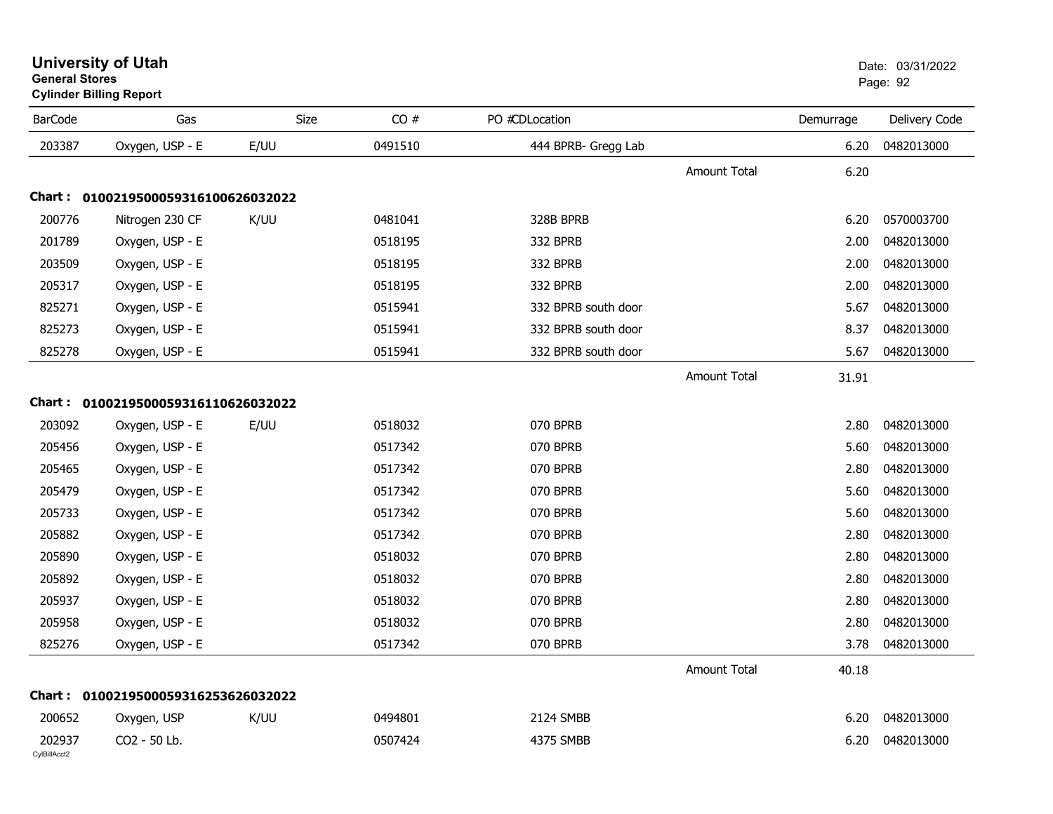**University of Utah**
**General Stores**
**Cylinder Billing Report**

Date: 03/31/2022

| BarCode | Gas | Size | CO # | PO # | CDLocation | | Demurrage | Delivery Code |
|---|---|---|---|---|---|---|---|---|
| 203387 | Oxygen, USP - E | E/UU | 0491510 | | 444 BPRB- Gregg Lab | | 6.20 | 0482013000 |
| | | | | | | Amount Total | 6.20 | |

**Chart : 01002195000593161006260320​22**

| BarCode | Gas | Size | CO # | PO # | CDLocation | | Demurrage | Delivery Code |
|---|---|---|---|---|---|---|---|---|
| 200776 | Nitrogen 230 CF | K/UU | 0481041 | | 328B BPRB | | 6.20 | 0570003700 |
| 201789 | Oxygen, USP - E | | 0518195 | | 332 BPRB | | 2.00 | 0482013000 |
| 203509 | Oxygen, USP - E | | 0518195 | | 332 BPRB | | 2.00 | 0482013000 |
| 205317 | Oxygen, USP - E | | 0518195 | | 332 BPRB | | 2.00 | 0482013000 |
| 825271 | Oxygen, USP - E | | 0515941 | | 332 BPRB south door | | 5.67 | 0482013000 |
| 825273 | Oxygen, USP - E | | 0515941 | | 332 BPRB south door | | 8.37 | 0482013000 |
| 825278 | Oxygen, USP - E | | 0515941 | | 332 BPRB south door | | 5.67 | 0482013000 |
| | | | | | | Amount Total | 31.91 | |

**Chart : 0100219500059316110626032022**

| BarCode | Gas | Size | CO # | PO # | CDLocation | | Demurrage | Delivery Code |
|---|---|---|---|---|---|---|---|---|
| 203092 | Oxygen, USP - E | E/UU | 0518032 | | 070 BPRB | | 2.80 | 0482013000 |
| 205456 | Oxygen, USP - E | | 0517342 | | 070 BPRB | | 5.60 | 0482013000 |
| 205465 | Oxygen, USP - E | | 0517342 | | 070 BPRB | | 2.80 | 0482013000 |
| 205479 | Oxygen, USP - E | | 0517342 | | 070 BPRB | | 5.60 | 0482013000 |
| 205733 | Oxygen, USP - E | | 0517342 | | 070 BPRB | | 5.60 | 0482013000 |
| 205882 | Oxygen, USP - E | | 0517342 | | 070 BPRB | | 2.80 | 0482013000 |
| 205890 | Oxygen, USP - E | | 0518032 | | 070 BPRB | | 2.80 | 0482013000 |
| 205892 | Oxygen, USP - E | | 0518032 | | 070 BPRB | | 2.80 | 0482013000 |
| 205937 | Oxygen, USP - E | | 0518032 | | 070 BPRB | | 2.80 | 0482013000 |
| 205958 | Oxygen, USP - E | | 0518032 | | 070 BPRB | | 2.80 | 0482013000 |
| 825276 | Oxygen, USP - E | | 0517342 | | 070 BPRB | | 3.78 | 0482013000 |
| | | | | | | Amount Total | 40.18 | |

**Chart : 0100219500059316253626032022**

| BarCode | Gas | Size | CO # | PO # | CDLocation | | Demurrage | Delivery Code |
|---|---|---|---|---|---|---|---|---|
| 200652 | Oxygen, USP | K/UU | 0494801 | | 2124 SMBB | | 6.20 | 0482013000 |
| 202937 | CO2 - 50 Lb. | | 0507424 | | 4375 SMBB | | 6.20 | 0482013000 |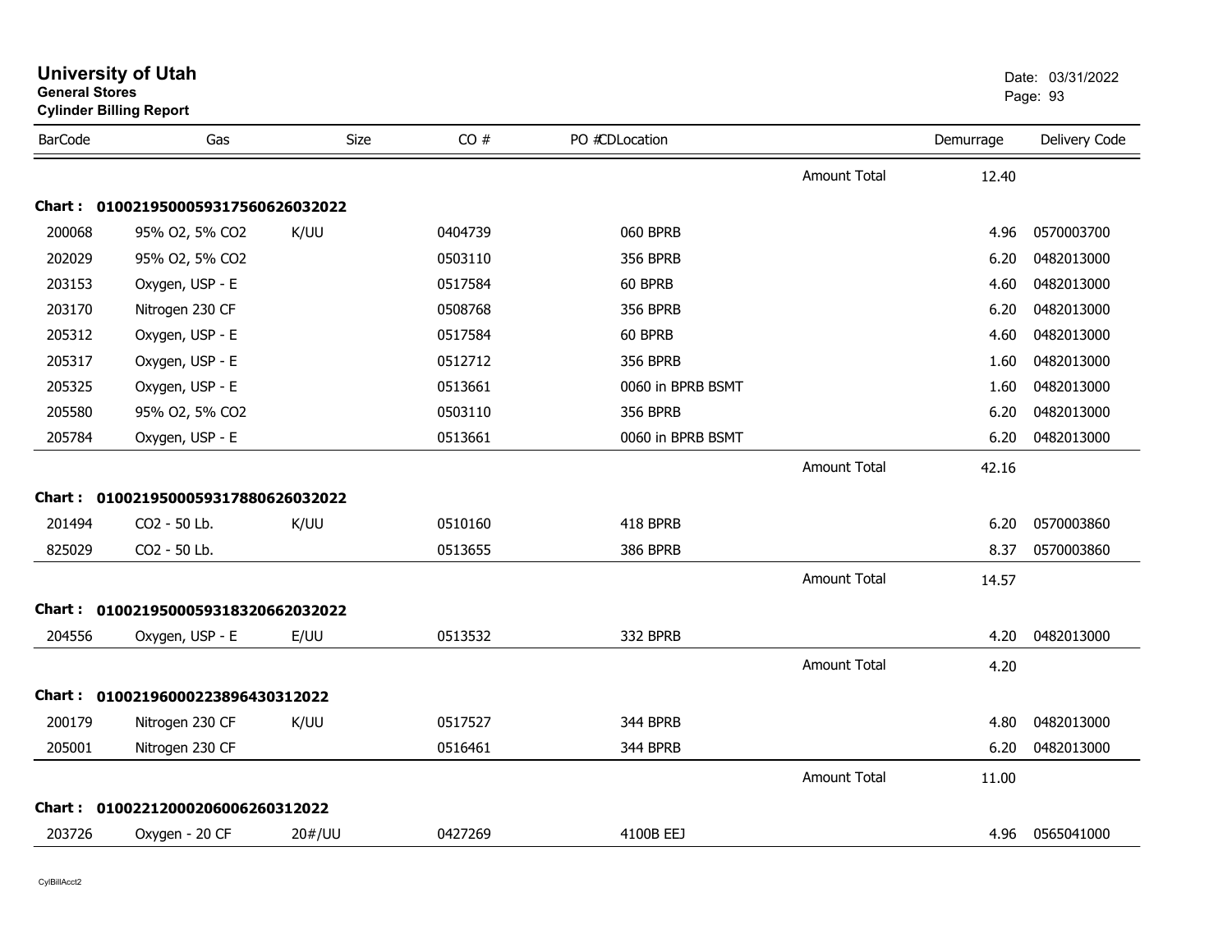# University of Utah
**General Stores**
**Cylinder Billing Report**

Date: 03/31/2022

| BarCode | Gas | Size | CO # | PO #CDLocation | | Demurrage | Delivery Code |
|---|---|---|---|---|---|---|---|
| | | | | | Amount Total | 12.40 | |
| **Chart : 01002195000593175606260320 22** | | | | | | | |
| 200068 | 95% O2, 5% CO2 | K/UU | 0404739 | 060 BPRB | | 4.96 | 0570003700 |
| 202029 | 95% O2, 5% CO2 | | 0503110 | 356 BPRB | | 6.20 | 0482013000 |
| 203153 | Oxygen, USP - E | | 0517584 | 60 BPRB | | 4.60 | 0482013000 |
| 203170 | Nitrogen 230 CF | | 0508768 | 356 BPRB | | 6.20 | 0482013000 |
| 205312 | Oxygen, USP - E | | 0517584 | 60 BPRB | | 4.60 | 0482013000 |
| 205317 | Oxygen, USP - E | | 0512712 | 356 BPRB | | 1.60 | 0482013000 |
| 205325 | Oxygen, USP - E | | 0513661 | 0060 in BPRB BSMT | | 1.60 | 0482013000 |
| 205580 | 95% O2, 5% CO2 | | 0503110 | 356 BPRB | | 6.20 | 0482013000 |
| 205784 | Oxygen, USP - E | | 0513661 | 0060 in BPRB BSMT | | 6.20 | 0482013000 |
| | | | | | Amount Total | 42.16 | |
| **Chart : 0100219500059317880626032022** | | | | | | | |
| 201494 | CO2 - 50 Lb. | K/UU | 0510160 | 418 BPRB | | 6.20 | 0570003860 |
| 825029 | CO2 - 50 Lb. | | 0513655 | 386 BPRB | | 8.37 | 0570003860 |
| | | | | | Amount Total | 14.57 | |
| **Chart : 0100219500059318320662032022** | | | | | | | |
| 204556 | Oxygen, USP - E | E/UU | 0513532 | 332 BPRB | | 4.20 | 0482013000 |
| | | | | | Amount Total | 4.20 | |
| **Chart : 0100219600022389643031 2022** | | | | | | | |
| 200179 | Nitrogen 230 CF | K/UU | 0517527 | 344 BPRB | | 4.80 | 0482013000 |
| 205001 | Nitrogen 230 CF | | 0516461 | 344 BPRB | | 6.20 | 0482013000 |
| | | | | | Amount Total | 11.00 | |
| **Chart : 0100221200020600626031 2022** | | | | | | | |
| 203726 | Oxygen - 20 CF | 20#/UU | 0427269 | 4100B EEJ | | 4.96 | 0565041000 |

CylBillAcct2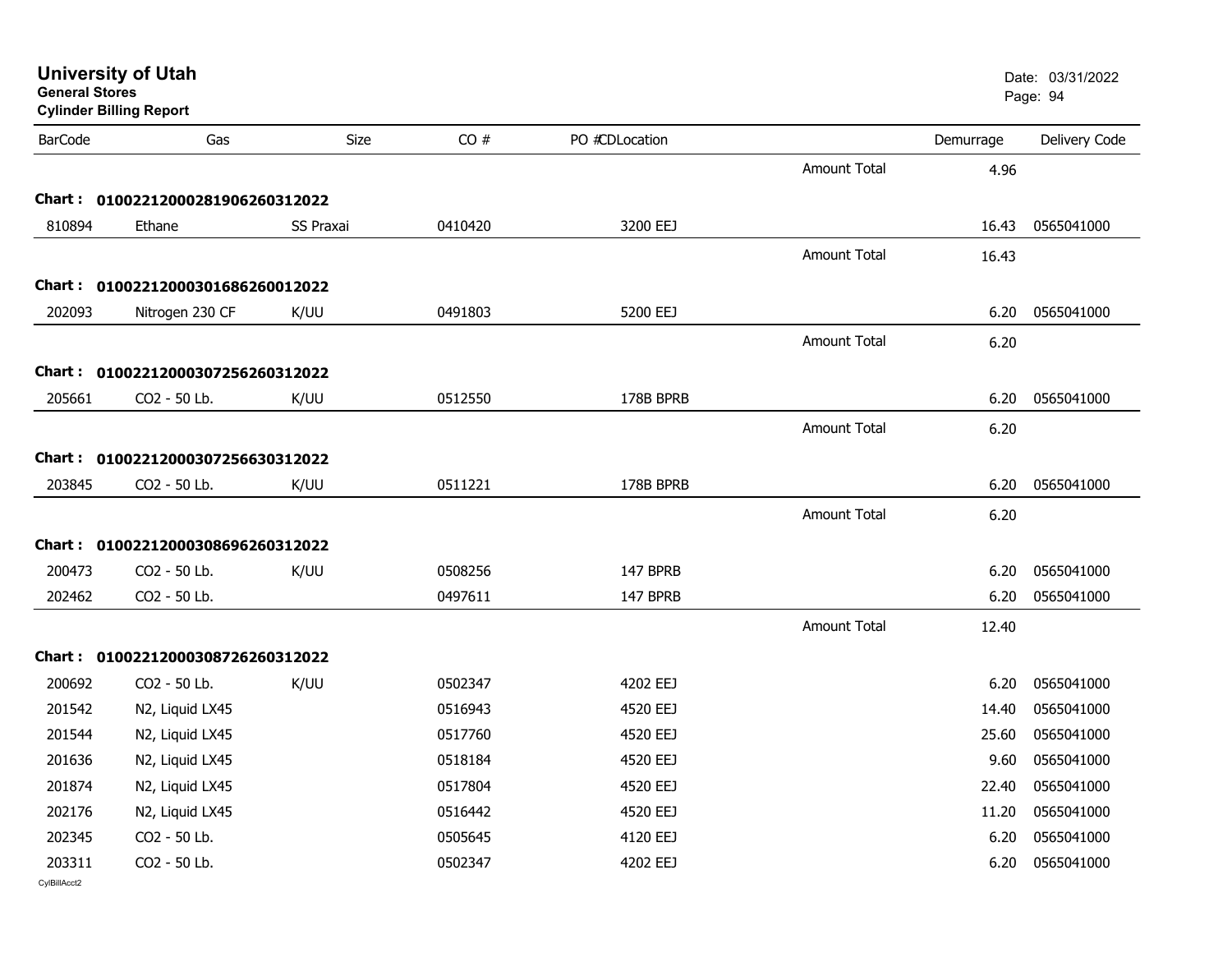# University of Utah
**General Stores**
**Cylinder Billing Report**

Date: 03/31/2022
Page: 94

| BarCode | Gas | Size | CO # | PO # | CDLocation | | Demurrage | Delivery Code |
|---|---|---|---|---|---|---|---|---|
| | | | | | | Amount Total | 4.96 | |
| **Chart :** | **01002212000281906260312022** | | | | | | | |
| 810894 | Ethane | SS Praxai | 0410420 | | 3200 EEJ | | 16.43 | 0565041000 |
| | | | | | | Amount Total | 16.43 | |
| **Chart :** | **01002212000301686260012022** | | | | | | | |
| 202093 | Nitrogen 230 CF | K/UU | 0491803 | | 5200 EEJ | | 6.20 | 0565041000 |
| | | | | | | Amount Total | 6.20 | |
| **Chart :** | **01002212000307256260312022** | | | | | | | |
| 205661 | CO2 - 50 Lb. | K/UU | 0512550 | | 178B BPRB | | 6.20 | 0565041000 |
| | | | | | | Amount Total | 6.20 | |
| **Chart :** | **01002212000307256630312022** | | | | | | | |
| 203845 | CO2 - 50 Lb. | K/UU | 0511221 | | 178B BPRB | | 6.20 | 0565041000 |
| | | | | | | Amount Total | 6.20 | |
| **Chart :** | **01002212000308696260312022** | | | | | | | |
| 200473 | CO2 - 50 Lb. | K/UU | 0508256 | | 147 BPRB | | 6.20 | 0565041000 |
| 202462 | CO2 - 50 Lb. | | 0497611 | | 147 BPRB | | 6.20 | 0565041000 |
| | | | | | | Amount Total | 12.40 | |
| **Chart :** | **01002212000308726260312022** | | | | | | | |
| 200692 | CO2 - 50 Lb. | K/UU | 0502347 | | 4202 EEJ | | 6.20 | 0565041000 |
| 201542 | N2, Liquid LX45 | | 0516943 | | 4520 EEJ | | 14.40 | 0565041000 |
| 201544 | N2, Liquid LX45 | | 0517760 | | 4520 EEJ | | 25.60 | 0565041000 |
| 201636 | N2, Liquid LX45 | | 0518184 | | 4520 EEJ | | 9.60 | 0565041000 |
| 201874 | N2, Liquid LX45 | | 0517804 | | 4520 EEJ | | 22.40 | 0565041000 |
| 202176 | N2, Liquid LX45 | | 0516442 | | 4520 EEJ | | 11.20 | 0565041000 |
| 202345 | CO2 - 50 Lb. | | 0505645 | | 4120 EEJ | | 6.20 | 0565041000 |
| 203311 | CO2 - 50 Lb. | | 0502347 | | 4202 EEJ | | 6.20 | 0565041000 |

CylBillAcct2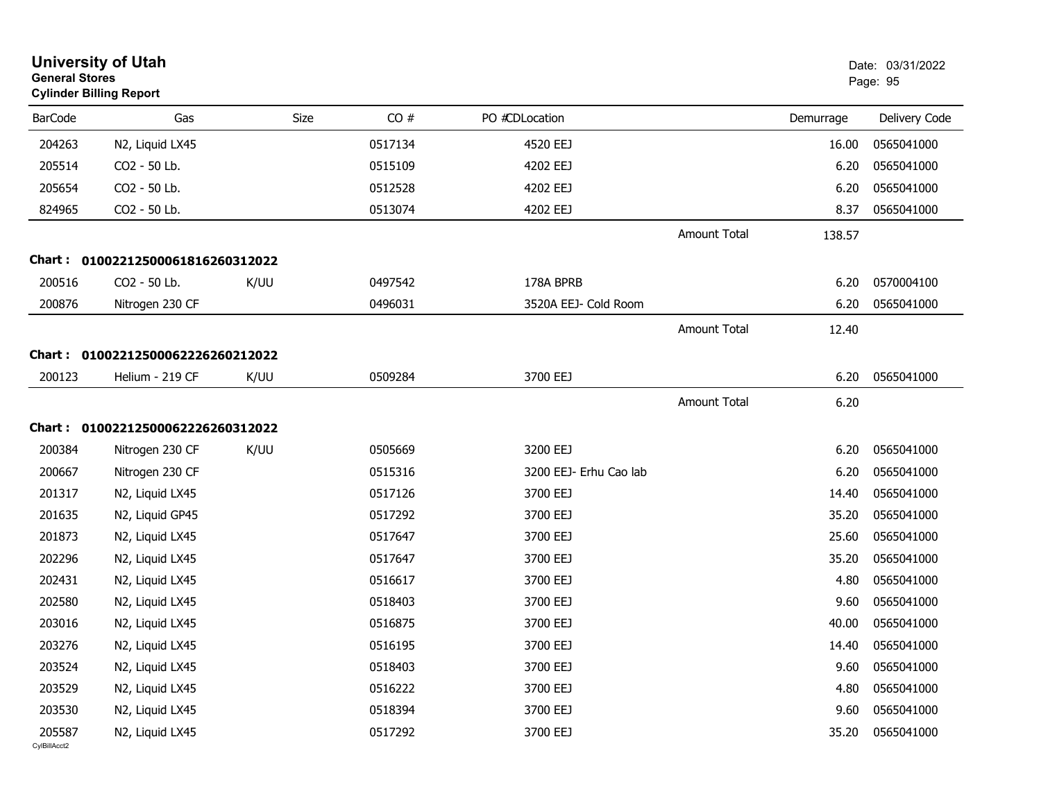**University of Utah**
**General Stores**
**Cylinder Billing Report**

Date: 03/31/2022

| BarCode | Gas | Size | CO # | PO #CDLocation | | Demurrage | Delivery Code |
|---|---|---|---|---|---|---|---|
| 204263 | N2, Liquid LX45 | | 0517134 | 4520 EEJ | | 16.00 | 0565041000 |
| 205514 | CO2 - 50 Lb. | | 0515109 | 4202 EEJ | | 6.20 | 0565041000 |
| 205654 | CO2 - 50 Lb. | | 0512528 | 4202 EEJ | | 6.20 | 0565041000 |
| 824965 | CO2 - 50 Lb. | | 0513074 | 4202 EEJ | | 8.37 | 0565041000 |
| | | | | | Amount Total | 138.57 | |

**Chart : 01002212500061816260312022**

| BarCode | Gas | Size | CO # | PO #CDLocation | | Demurrage | Delivery Code |
|---|---|---|---|---|---|---|---|
| 200516 | CO2 - 50 Lb. | K/UU | 0497542 | 178A BPRB | | 6.20 | 0570004100 |
| 200876 | Nitrogen 230 CF | | 0496031 | 3520A EEJ- Cold Room | | 6.20 | 0565041000 |
| | | | | | Amount Total | 12.40 | |

**Chart : 01002212500062226260212022**

| BarCode | Gas | Size | CO # | PO #CDLocation | | Demurrage | Delivery Code |
|---|---|---|---|---|---|---|---|
| 200123 | Helium - 219 CF | K/UU | 0509284 | 3700 EEJ | | 6.20 | 0565041000 |
| | | | | | Amount Total | 6.20 | |

**Chart : 01002212500062226260312022**

| BarCode | Gas | Size | CO # | PO #CDLocation | | Demurrage | Delivery Code |
|---|---|---|---|---|---|---|---|
| 200384 | Nitrogen 230 CF | K/UU | 0505669 | 3200 EEJ | | 6.20 | 0565041000 |
| 200667 | Nitrogen 230 CF | | 0515316 | 3200 EEJ- Erhu Cao lab | | 6.20 | 0565041000 |
| 201317 | N2, Liquid LX45 | | 0517126 | 3700 EEJ | | 14.40 | 0565041000 |
| 201635 | N2, Liquid GP45 | | 0517292 | 3700 EEJ | | 35.20 | 0565041000 |
| 201873 | N2, Liquid LX45 | | 0517647 | 3700 EEJ | | 25.60 | 0565041000 |
| 202296 | N2, Liquid LX45 | | 0517647 | 3700 EEJ | | 35.20 | 0565041000 |
| 202431 | N2, Liquid LX45 | | 0516617 | 3700 EEJ | | 4.80 | 0565041000 |
| 202580 | N2, Liquid LX45 | | 0518403 | 3700 EEJ | | 9.60 | 0565041000 |
| 203016 | N2, Liquid LX45 | | 0516875 | 3700 EEJ | | 40.00 | 0565041000 |
| 203276 | N2, Liquid LX45 | | 0516195 | 3700 EEJ | | 14.40 | 0565041000 |
| 203524 | N2, Liquid LX45 | | 0518403 | 3700 EEJ | | 9.60 | 0565041000 |
| 203529 | N2, Liquid LX45 | | 0516222 | 3700 EEJ | | 4.80 | 0565041000 |
| 203530 | N2, Liquid LX45 | | 0518394 | 3700 EEJ | | 9.60 | 0565041000 |
| 205587 | N2, Liquid LX45 | | 0517292 | 3700 EEJ | | 35.20 | 0565041000 |

CylBillAcct2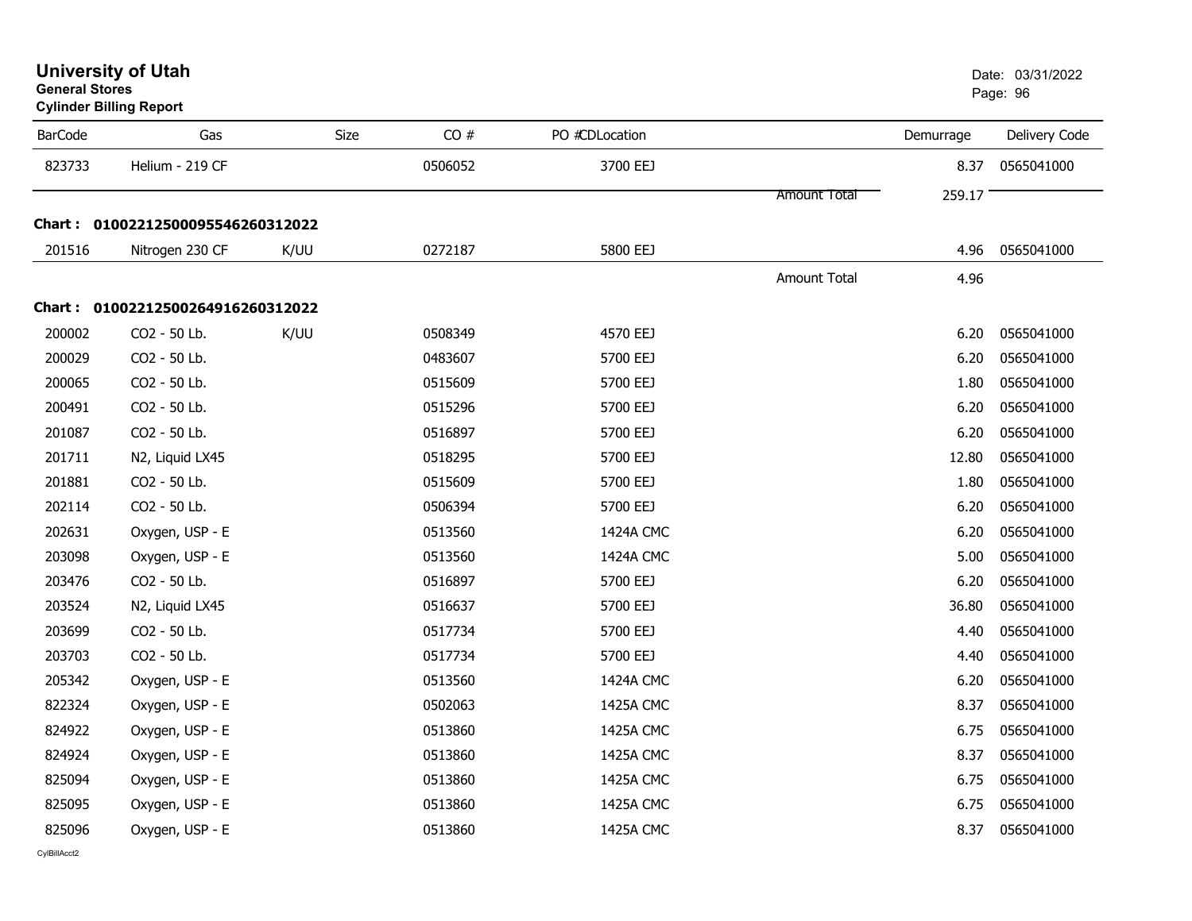# University of Utah

**General Stores**

**Cylinder Billing Report**

Date: 03/31/2022

| BarCode | Gas | Size | CO # | PO #CDLocation | | Demurrage | Delivery Code |
|---|---|---|---|---|---|---|---|
| 823733 | Helium - 219 CF | | 0506052 | 3700 EEJ | | 8.37 | 0565041000 |
| | | | | | Amount Total | 259.17 | |

**Chart : 01002212500095546260312022**

| BarCode | Gas | Size | CO # | PO #CDLocation | | Demurrage | Delivery Code |
|---|---|---|---|---|---|---|---|
| 201516 | Nitrogen 230 CF | K/UU | 0272187 | 5800 EEJ | | 4.96 | 0565041000 |
| | | | | | Amount Total | 4.96 | |

**Chart : 01002212500264916260312022**

| BarCode | Gas | Size | CO # | PO #CDLocation | | Demurrage | Delivery Code |
|---|---|---|---|---|---|---|---|
| 200002 | CO2 - 50 Lb. | K/UU | 0508349 | 4570 EEJ | | 6.20 | 0565041000 |
| 200029 | CO2 - 50 Lb. | | 0483607 | 5700 EEJ | | 6.20 | 0565041000 |
| 200065 | CO2 - 50 Lb. | | 0515609 | 5700 EEJ | | 1.80 | 0565041000 |
| 200491 | CO2 - 50 Lb. | | 0515296 | 5700 EEJ | | 6.20 | 0565041000 |
| 201087 | CO2 - 50 Lb. | | 0516897 | 5700 EEJ | | 6.20 | 0565041000 |
| 201711 | N2, Liquid LX45 | | 0518295 | 5700 EEJ | | 12.80 | 0565041000 |
| 201881 | CO2 - 50 Lb. | | 0515609 | 5700 EEJ | | 1.80 | 0565041000 |
| 202114 | CO2 - 50 Lb. | | 0506394 | 5700 EEJ | | 6.20 | 0565041000 |
| 202631 | Oxygen, USP - E | | 0513560 | 1424A CMC | | 6.20 | 0565041000 |
| 203098 | Oxygen, USP - E | | 0513560 | 1424A CMC | | 5.00 | 0565041000 |
| 203476 | CO2 - 50 Lb. | | 0516897 | 5700 EEJ | | 6.20 | 0565041000 |
| 203524 | N2, Liquid LX45 | | 0516637 | 5700 EEJ | | 36.80 | 0565041000 |
| 203699 | CO2 - 50 Lb. | | 0517734 | 5700 EEJ | | 4.40 | 0565041000 |
| 203703 | CO2 - 50 Lb. | | 0517734 | 5700 EEJ | | 4.40 | 0565041000 |
| 205342 | Oxygen, USP - E | | 0513560 | 1424A CMC | | 6.20 | 0565041000 |
| 822324 | Oxygen, USP - E | | 0502063 | 1425A CMC | | 8.37 | 0565041000 |
| 824922 | Oxygen, USP - E | | 0513860 | 1425A CMC | | 6.75 | 0565041000 |
| 824924 | Oxygen, USP - E | | 0513860 | 1425A CMC | | 8.37 | 0565041000 |
| 825094 | Oxygen, USP - E | | 0513860 | 1425A CMC | | 6.75 | 0565041000 |
| 825095 | Oxygen, USP - E | | 0513860 | 1425A CMC | | 6.75 | 0565041000 |
| 825096 | Oxygen, USP - E | | 0513860 | 1425A CMC | | 8.37 | 0565041000 |

CylBillAcct2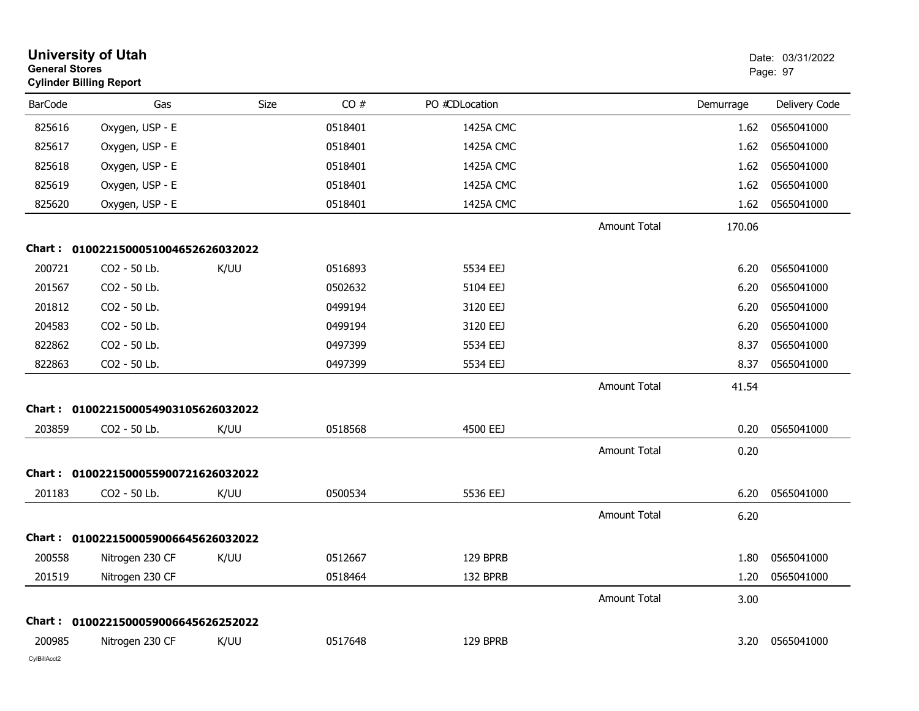# University of Utah

**General Stores**

**Cylinder Billing Report**

Date: 03/31/2022

| BarCode | Gas | Size | CO # | PO #CDLocation | | Demurrage | Delivery Code |
|---|---|---|---|---|---|---|---|
| 825616 | Oxygen, USP - E | | 0518401 | 1425A CMC | | 1.62 | 0565041000 |
| 825617 | Oxygen, USP - E | | 0518401 | 1425A CMC | | 1.62 | 0565041000 |
| 825618 | Oxygen, USP - E | | 0518401 | 1425A CMC | | 1.62 | 0565041000 |
| 825619 | Oxygen, USP - E | | 0518401 | 1425A CMC | | 1.62 | 0565041000 |
| 825620 | Oxygen, USP - E | | 0518401 | 1425A CMC | | 1.62 | 0565041000 |
| | | | | | Amount Total | 170.06 | |

**Chart : 01002215000510046526260320222**

| BarCode | Gas | Size | CO # | PO #CDLocation | | Demurrage | Delivery Code |
|---|---|---|---|---|---|---|---|
| 200721 | CO2 - 50 Lb. | K/UU | 0516893 | 5534 EEJ | | 6.20 | 0565041000 |
| 201567 | CO2 - 50 Lb. | | 0502632 | 5104 EEJ | | 6.20 | 0565041000 |
| 201812 | CO2 - 50 Lb. | | 0499194 | 3120 EEJ | | 6.20 | 0565041000 |
| 204583 | CO2 - 50 Lb. | | 0499194 | 3120 EEJ | | 6.20 | 0565041000 |
| 822862 | CO2 - 50 Lb. | | 0497399 | 5534 EEJ | | 8.37 | 0565041000 |
| 822863 | CO2 - 50 Lb. | | 0497399 | 5534 EEJ | | 8.37 | 0565041000 |
| | | | | | Amount Total | 41.54 | |

**Chart : 0100221500054903105626032022**

| BarCode | Gas | Size | CO # | PO #CDLocation | | Demurrage | Delivery Code |
|---|---|---|---|---|---|---|---|
| 203859 | CO2 - 50 Lb. | K/UU | 0518568 | 4500 EEJ | | 0.20 | 0565041000 |
| | | | | | Amount Total | 0.20 | |

**Chart : 0100221500055900721626032022**

| BarCode | Gas | Size | CO # | PO #CDLocation | | Demurrage | Delivery Code |
|---|---|---|---|---|---|---|---|
| 201183 | CO2 - 50 Lb. | K/UU | 0500534 | 5536 EEJ | | 6.20 | 0565041000 |
| | | | | | Amount Total | 6.20 | |

**Chart : 0100221500059006645626032022**

| BarCode | Gas | Size | CO # | PO #CDLocation | | Demurrage | Delivery Code |
|---|---|---|---|---|---|---|---|
| 200558 | Nitrogen 230 CF | K/UU | 0512667 | 129 BPRB | | 1.80 | 0565041000 |
| 201519 | Nitrogen 230 CF | | 0518464 | 132 BPRB | | 1.20 | 0565041000 |
| | | | | | Amount Total | 3.00 | |

**Chart : 0100221500059006645626252022**

| BarCode | Gas | Size | CO # | PO #CDLocation | | Demurrage | Delivery Code |
|---|---|---|---|---|---|---|---|
| 200985 | Nitrogen 230 CF | K/UU | 0517648 | 129 BPRB | | 3.20 | 0565041000 |

CylBillAcct2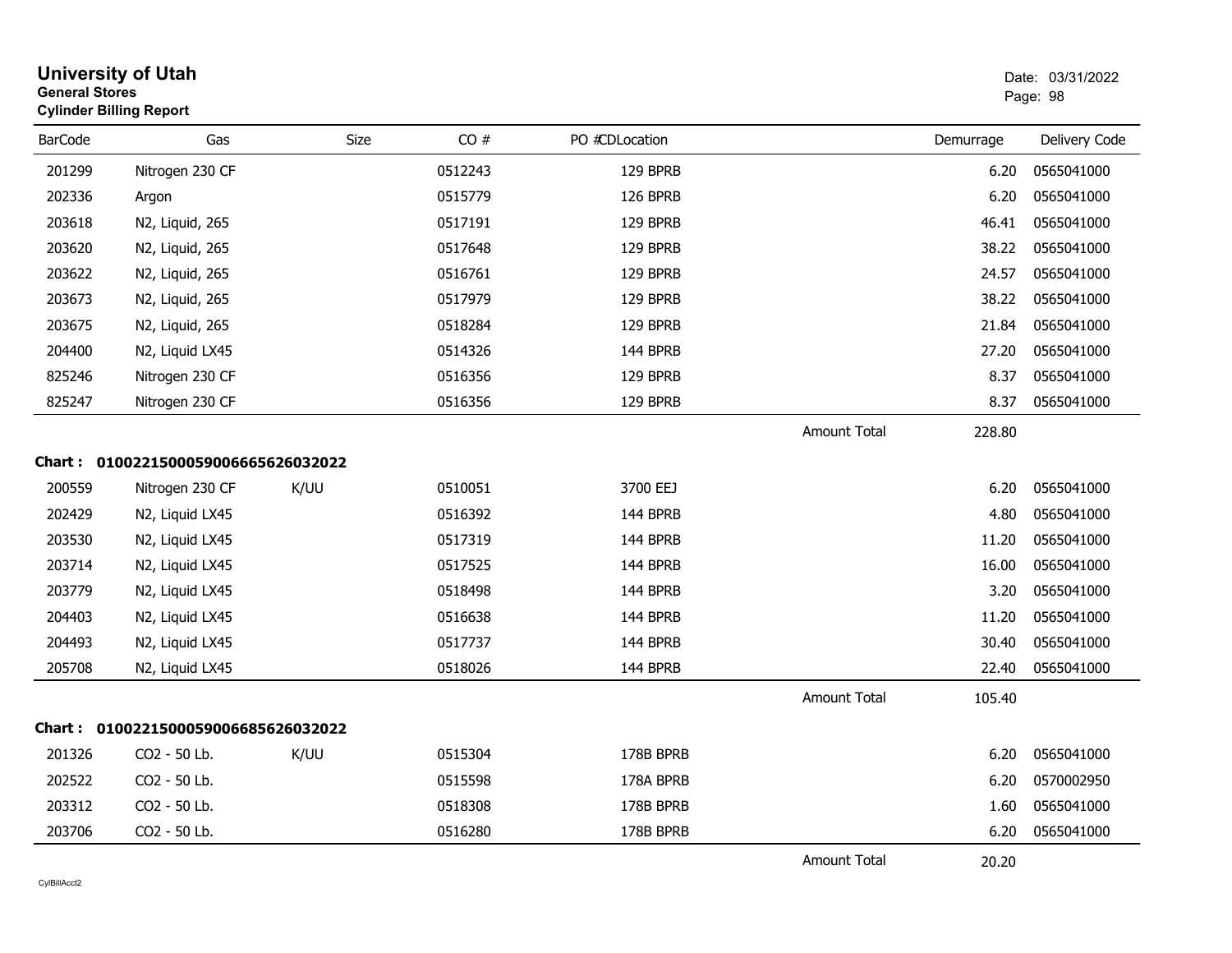# University of Utah

**General Stores**
**Cylinder Billing Report**

Date: 03/31/2022

| BarCode | Gas | Size | CO # | PO #CDLocation | | Demurrage | Delivery Code |
|---|---|---|---|---|---|---|---|
| 201299 | Nitrogen 230 CF | | 0512243 | 129 BPRB | | 6.20 | 0565041000 |
| 202336 | Argon | | 0515779 | 126 BPRB | | 6.20 | 0565041000 |
| 203618 | N2, Liquid, 265 | | 0517191 | 129 BPRB | | 46.41 | 0565041000 |
| 203620 | N2, Liquid, 265 | | 0517648 | 129 BPRB | | 38.22 | 0565041000 |
| 203622 | N2, Liquid, 265 | | 0516761 | 129 BPRB | | 24.57 | 0565041000 |
| 203673 | N2, Liquid, 265 | | 0517979 | 129 BPRB | | 38.22 | 0565041000 |
| 203675 | N2, Liquid, 265 | | 0518284 | 129 BPRB | | 21.84 | 0565041000 |
| 204400 | N2, Liquid LX45 | | 0514326 | 144 BPRB | | 27.20 | 0565041000 |
| 825246 | Nitrogen 230 CF | | 0516356 | 129 BPRB | | 8.37 | 0565041000 |
| 825247 | Nitrogen 230 CF | | 0516356 | 129 BPRB | | 8.37 | 0565041000 |
| | | | | | Amount Total | 228.80 | |

**Chart : 01002215000590066656260320 22**

| BarCode | Gas | Size | CO # | PO #CDLocation | | Demurrage | Delivery Code |
|---|---|---|---|---|---|---|---|
| 200559 | Nitrogen 230 CF | K/UU | 0510051 | 3700 EEJ | | 6.20 | 0565041000 |
| 202429 | N2, Liquid LX45 | | 0516392 | 144 BPRB | | 4.80 | 0565041000 |
| 203530 | N2, Liquid LX45 | | 0517319 | 144 BPRB | | 11.20 | 0565041000 |
| 203714 | N2, Liquid LX45 | | 0517525 | 144 BPRB | | 16.00 | 0565041000 |
| 203779 | N2, Liquid LX45 | | 0518498 | 144 BPRB | | 3.20 | 0565041000 |
| 204403 | N2, Liquid LX45 | | 0516638 | 144 BPRB | | 11.20 | 0565041000 |
| 204493 | N2, Liquid LX45 | | 0517737 | 144 BPRB | | 30.40 | 0565041000 |
| 205708 | N2, Liquid LX45 | | 0518026 | 144 BPRB | | 22.40 | 0565041000 |
| | | | | | Amount Total | 105.40 | |

**Chart : 0100221500059006685626032022**

| BarCode | Gas | Size | CO # | PO #CDLocation | | Demurrage | Delivery Code |
|---|---|---|---|---|---|---|---|
| 201326 | CO2 - 50 Lb. | K/UU | 0515304 | 178B BPRB | | 6.20 | 0565041000 |
| 202522 | CO2 - 50 Lb. | | 0515598 | 178A BPRB | | 6.20 | 0570002950 |
| 203312 | CO2 - 50 Lb. | | 0518308 | 178B BPRB | | 1.60 | 0565041000 |
| 203706 | CO2 - 50 Lb. | | 0516280 | 178B BPRB | | 6.20 | 0565041000 |
| | | | | | Amount Total | 20.20 | |

CylBillAcct2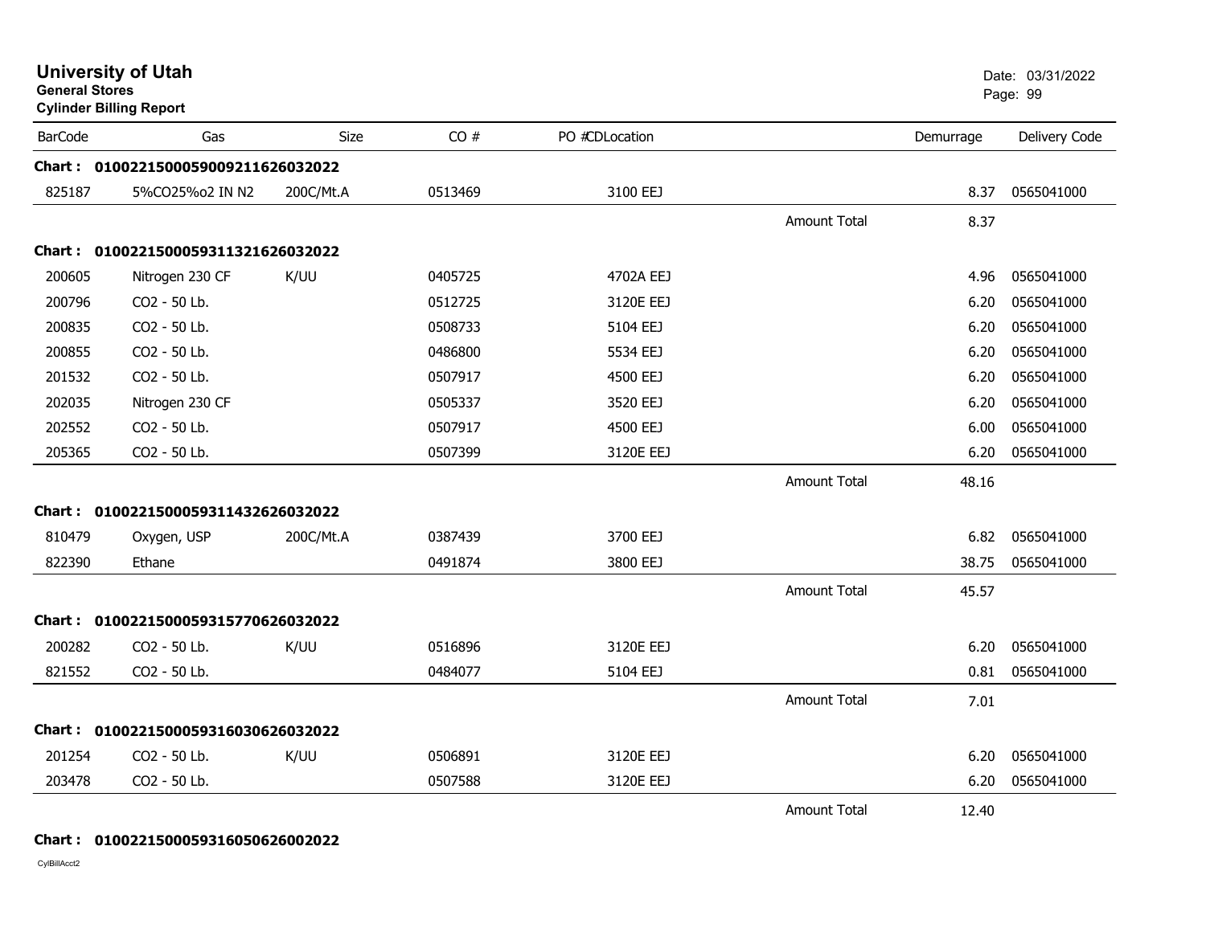# University of Utah

**General Stores**

**Cylinder Billing Report**

Date: 03/31/2022

| BarCode | Gas | Size | CO # | PO #CDLocation | | Demurrage | Delivery Code |
|---|---|---|---|---|---|---|---|
| **Chart : 01002215000590092116260320222** | | | | | | | |
| 825187 | 5%CO25%o2 IN N2 | 200C/Mt.A | 0513469 | 3100 EEJ | | 8.37 | 0565041000 |
| | | | | | Amount Total | 8.37 | |
| **Chart : 01002215000593113216260320222** | | | | | | | |
| 200605 | Nitrogen 230 CF | K/UU | 0405725 | 4702A EEJ | | 4.96 | 0565041000 |
| 200796 | CO2 - 50 Lb. | | 0512725 | 3120E EEJ | | 6.20 | 0565041000 |
| 200835 | CO2 - 50 Lb. | | 0508733 | 5104 EEJ | | 6.20 | 0565041000 |
| 200855 | CO2 - 50 Lb. | | 0486800 | 5534 EEJ | | 6.20 | 0565041000 |
| 201532 | CO2 - 50 Lb. | | 0507917 | 4500 EEJ | | 6.20 | 0565041000 |
| 202035 | Nitrogen 230 CF | | 0505337 | 3520 EEJ | | 6.20 | 0565041000 |
| 202552 | CO2 - 50 Lb. | | 0507917 | 4500 EEJ | | 6.00 | 0565041000 |
| 205365 | CO2 - 50 Lb. | | 0507399 | 3120E EEJ | | 6.20 | 0565041000 |
| | | | | | Amount Total | 48.16 | |
| **Chart : 01002215000593114326260320222** | | | | | | | |
| 810479 | Oxygen, USP | 200C/Mt.A | 0387439 | 3700 EEJ | | 6.82 | 0565041000 |
| 822390 | Ethane | | 0491874 | 3800 EEJ | | 38.75 | 0565041000 |
| | | | | | Amount Total | 45.57 | |
| **Chart : 01002215000593157706260320222** | | | | | | | |
| 200282 | CO2 - 50 Lb. | K/UU | 0516896 | 3120E EEJ | | 6.20 | 0565041000 |
| 821552 | CO2 - 50 Lb. | | 0484077 | 5104 EEJ | | 0.81 | 0565041000 |
| | | | | | Amount Total | 7.01 | |
| **Chart : 01002215000593160306260320222** | | | | | | | |
| 201254 | CO2 - 50 Lb. | K/UU | 0506891 | 3120E EEJ | | 6.20 | 0565041000 |
| 203478 | CO2 - 50 Lb. | | 0507588 | 3120E EEJ | | 6.20 | 0565041000 |
| | | | | | Amount Total | 12.40 | |
| **Chart : 01002215000593160506260020222** | | | | | | | |

CylBillAcct2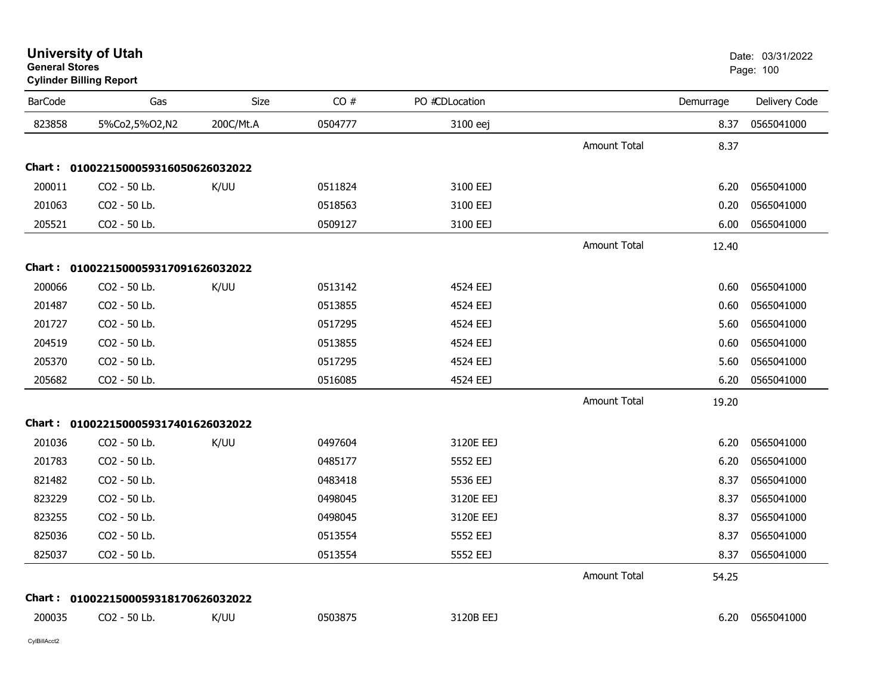# University of Utah

**General Stores**

**Cylinder Billing Report**

Date: 03/31/2022

| BarCode | Gas | Size | CO # | PO #CDLocation | | Demurrage | Delivery Code |
|---|---|---|---|---|---|---|---|
| 823858 | 5%Co2,5%O2,N2 | 200C/Mt.A | 0504777 | 3100 eej | | 8.37 | 0565041000 |
| | | | | | Amount Total | 8.37 | |
| **Chart :** | **01002215000593160506260320​22** | | | | | | |
| 200011 | CO2 - 50 Lb. | K/UU | 0511824 | 3100 EEJ | | 6.20 | 0565041000 |
| 201063 | CO2 - 50 Lb. | | 0518563 | 3100 EEJ | | 0.20 | 0565041000 |
| 205521 | CO2 - 50 Lb. | | 0509127 | 3100 EEJ | | 6.00 | 0565041000 |
| | | | | | Amount Total | 12.40 | |
| **Chart :** | **0100221500059317091626032022** | | | | | | |
| 200066 | CO2 - 50 Lb. | K/UU | 0513142 | 4524 EEJ | | 0.60 | 0565041000 |
| 201487 | CO2 - 50 Lb. | | 0513855 | 4524 EEJ | | 0.60 | 0565041000 |
| 201727 | CO2 - 50 Lb. | | 0517295 | 4524 EEJ | | 5.60 | 0565041000 |
| 204519 | CO2 - 50 Lb. | | 0513855 | 4524 EEJ | | 0.60 | 0565041000 |
| 205370 | CO2 - 50 Lb. | | 0517295 | 4524 EEJ | | 5.60 | 0565041000 |
| 205682 | CO2 - 50 Lb. | | 0516085 | 4524 EEJ | | 6.20 | 0565041000 |
| | | | | | Amount Total | 19.20 | |
| **Chart :** | **0100221500059317401626032022** | | | | | | |
| 201036 | CO2 - 50 Lb. | K/UU | 0497604 | 3120E EEJ | | 6.20 | 0565041000 |
| 201783 | CO2 - 50 Lb. | | 0485177 | 5552 EEJ | | 6.20 | 0565041000 |
| 821482 | CO2 - 50 Lb. | | 0483418 | 5536 EEJ | | 8.37 | 0565041000 |
| 823229 | CO2 - 50 Lb. | | 0498045 | 3120E EEJ | | 8.37 | 0565041000 |
| 823255 | CO2 - 50 Lb. | | 0498045 | 3120E EEJ | | 8.37 | 0565041000 |
| 825036 | CO2 - 50 Lb. | | 0513554 | 5552 EEJ | | 8.37 | 0565041000 |
| 825037 | CO2 - 50 Lb. | | 0513554 | 5552 EEJ | | 8.37 | 0565041000 |
| | | | | | Amount Total | 54.25 | |
| **Chart :** | **0100221500059318170626032022** | | | | | | |
| 200035 | CO2 - 50 Lb. | K/UU | 0503875 | 3120B EEJ | | 6.20 | 0565041000 |

CylBillAcct2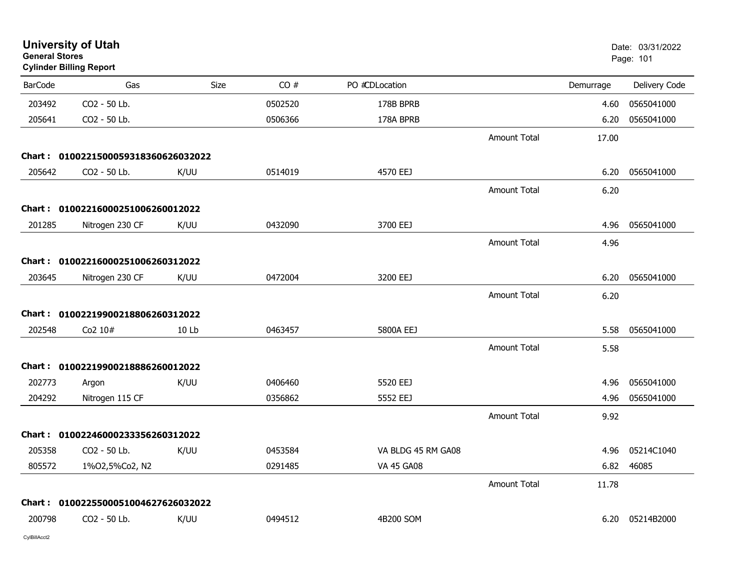# University of Utah

**General Stores**

**Cylinder Billing Report**

Date: 03/31/2022

| BarCode | Gas | Size | CO # | PO #CDLocation | | Demurrage | Delivery Code |
|---|---|---|---|---|---|---|---|
| 203492 | CO2 - 50 Lb. | | 0502520 | 178B BPRB | | 4.60 | 0565041000 |
| 205641 | CO2 - 50 Lb. | | 0506366 | 178A BPRB | | 6.20 | 0565041000 |
| | | | | | Amount Total | 17.00 | |
| **Chart :** | **01002215000593183606260320​22** | | | | | | |
| 205642 | CO2 - 50 Lb. | K/UU | 0514019 | 4570 EEJ | | 6.20 | 0565041000 |
| | | | | | Amount Total | 6.20 | |
| **Chart :** | **0100221600025100626001202​2** | | | | | | |
| 201285 | Nitrogen 230 CF | K/UU | 0432090 | 3700 EEJ | | 4.96 | 0565041000 |
| | | | | | Amount Total | 4.96 | |
| **Chart :** | **0100221600025100626031202​2** | | | | | | |
| 203645 | Nitrogen 230 CF | K/UU | 0472004 | 3200 EEJ | | 6.20 | 0565041000 |
| | | | | | Amount Total | 6.20 | |
| **Chart :** | **0100221990021880626031202​2** | | | | | | |
| 202548 | Co2 10# | 10 Lb | 0463457 | 5800A EEJ | | 5.58 | 0565041000 |
| | | | | | Amount Total | 5.58 | |
| **Chart :** | **0100221990021888626001202​2** | | | | | | |
| 202773 | Argon | K/UU | 0406460 | 5520 EEJ | | 4.96 | 0565041000 |
| 204292 | Nitrogen 115 CF | | 0356862 | 5552 EEJ | | 4.96 | 0565041000 |
| | | | | | Amount Total | 9.92 | |
| **Chart :** | **0100224600023335626031202​2** | | | | | | |
| 205358 | CO2 - 50 Lb. | K/UU | 0453584 | VA BLDG 45 RM GA08 | | 4.96 | 05214C1040 |
| 805572 | 1%O2,5%Co2, N2 | | 0291485 | VA 45 GA08 | | 6.82 | 46085 |
| | | | | | Amount Total | 11.78 | |
| **Chart :** | **01002255000510046276260320​22** | | | | | | |
| 200798 | CO2 - 50 Lb. | K/UU | 0494512 | 4B200 SOM | | 6.20 | 05214B2000 |

CylBillAcct2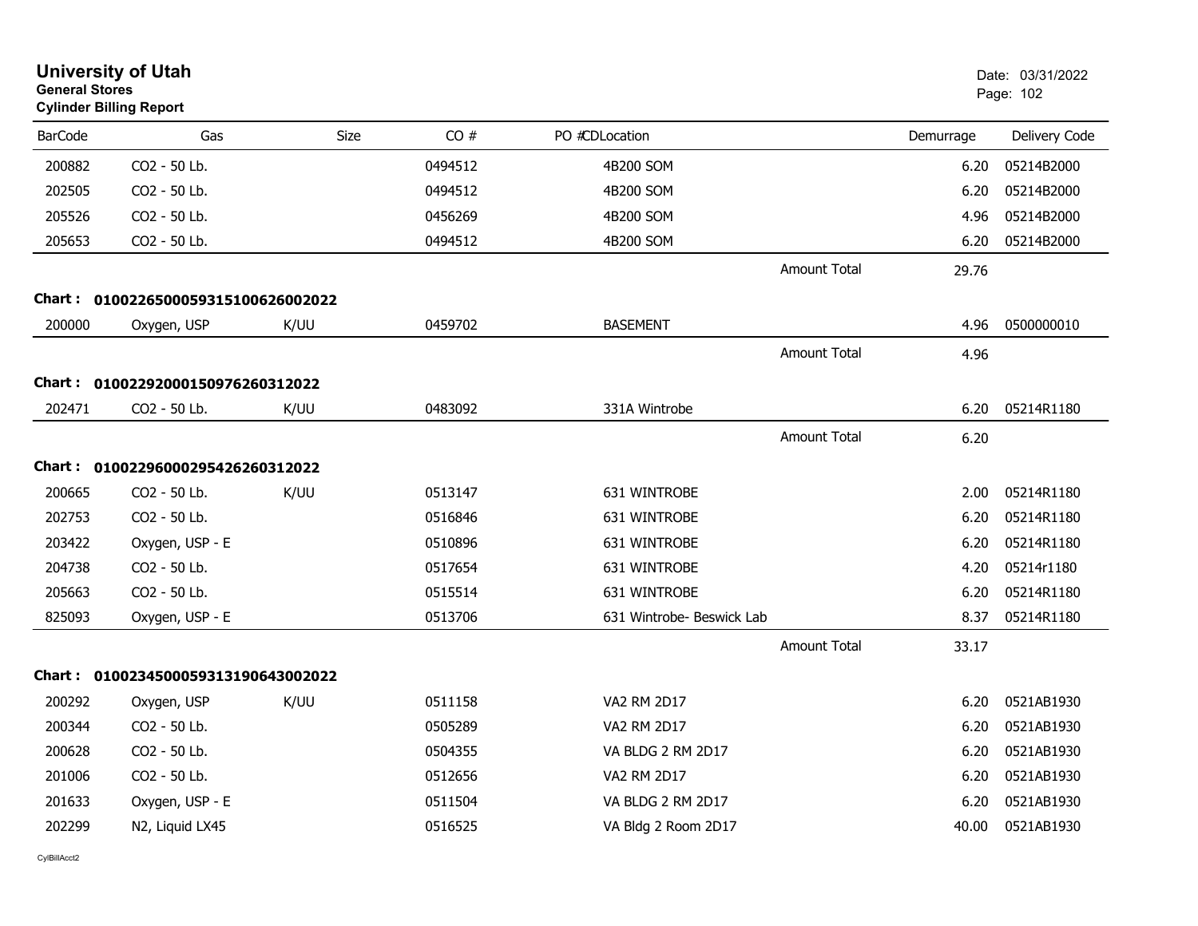# University of Utah
**General Stores**
**Cylinder Billing Report**

Date: 03/31/2022

| BarCode | Gas | Size | CO # | PO #CDLocation | | Demurrage | Delivery Code |
|---|---|---|---|---|---|---|---|
| 200882 | CO2 - 50 Lb. | | 0494512 | 4B200 SOM | | 6.20 | 05214B2000 |
| 202505 | CO2 - 50 Lb. | | 0494512 | 4B200 SOM | | 6.20 | 05214B2000 |
| 205526 | CO2 - 50 Lb. | | 0456269 | 4B200 SOM | | 4.96 | 05214B2000 |
| 205653 | CO2 - 50 Lb. | | 0494512 | 4B200 SOM | | 6.20 | 05214B2000 |
| | | | | | Amount Total | 29.76 | |
| **Chart :** | **01002265000593151006260022022** | | | | | | |
| 200000 | Oxygen, USP | K/UU | 0459702 | BASEMENT | | 4.96 | 0500000010 |
| | | | | | Amount Total | 4.96 | |
| **Chart :** | **01002292000150976260312022** | | | | | | |
| 202471 | CO2 - 50 Lb. | K/UU | 0483092 | 331A Wintrobe | | 6.20 | 05214R1180 |
| | | | | | Amount Total | 6.20 | |
| **Chart :** | **01002296000295426260312022** | | | | | | |
| 200665 | CO2 - 50 Lb. | K/UU | 0513147 | 631 WINTROBE | | 2.00 | 05214R1180 |
| 202753 | CO2 - 50 Lb. | | 0516846 | 631 WINTROBE | | 6.20 | 05214R1180 |
| 203422 | Oxygen, USP - E | | 0510896 | 631 WINTROBE | | 6.20 | 05214R1180 |
| 204738 | CO2 - 50 Lb. | | 0517654 | 631 WINTROBE | | 4.20 | 05214r1180 |
| 205663 | CO2 - 50 Lb. | | 0515514 | 631 WINTROBE | | 6.20 | 05214R1180 |
| 825093 | Oxygen, USP - E | | 0513706 | 631 Wintrobe- Beswick Lab | | 8.37 | 05214R1180 |
| | | | | | Amount Total | 33.17 | |
| **Chart :** | **01002345000593131906430022022** | | | | | | |
| 200292 | Oxygen, USP | K/UU | 0511158 | VA2 RM 2D17 | | 6.20 | 0521AB1930 |
| 200344 | CO2 - 50 Lb. | | 0505289 | VA2 RM 2D17 | | 6.20 | 0521AB1930 |
| 200628 | CO2 - 50 Lb. | | 0504355 | VA BLDG 2 RM 2D17 | | 6.20 | 0521AB1930 |
| 201006 | CO2 - 50 Lb. | | 0512656 | VA2 RM 2D17 | | 6.20 | 0521AB1930 |
| 201633 | Oxygen, USP - E | | 0511504 | VA BLDG 2 RM 2D17 | | 6.20 | 0521AB1930 |
| 202299 | N2, Liquid LX45 | | 0516525 | VA Bldg 2 Room 2D17 | | 40.00 | 0521AB1930 |

CylBillAcct2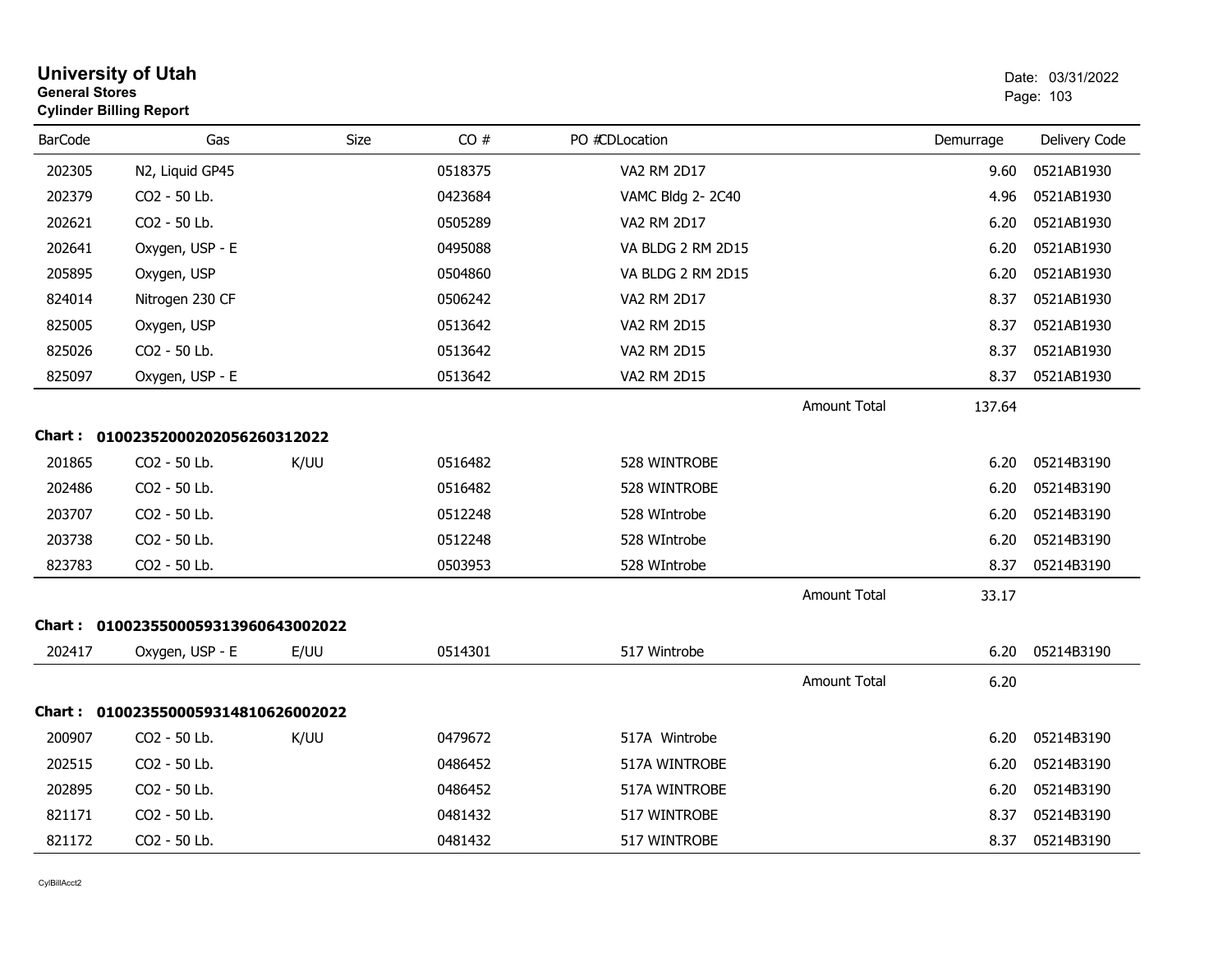# University of Utah
**General Stores**
**Cylinder Billing Report**

Date: 03/31/2022

| BarCode | Gas | Size | CO # | PO # | CD | Location | Demurrage | Delivery Code |
|---|---|---|---|---|---|---|---|---|
| 202305 | N2, Liquid GP45 | | 0518375 | | | VA2 RM 2D17 | 9.60 | 0521AB1930 |
| 202379 | CO2 - 50 Lb. | | 0423684 | | | VAMC Bldg 2- 2C40 | 4.96 | 0521AB1930 |
| 202621 | CO2 - 50 Lb. | | 0505289 | | | VA2 RM 2D17 | 6.20 | 0521AB1930 |
| 202641 | Oxygen, USP - E | | 0495088 | | | VA BLDG 2 RM 2D15 | 6.20 | 0521AB1930 |
| 205895 | Oxygen, USP | | 0504860 | | | VA BLDG 2 RM 2D15 | 6.20 | 0521AB1930 |
| 824014 | Nitrogen 230 CF | | 0506242 | | | VA2 RM 2D17 | 8.37 | 0521AB1930 |
| 825005 | Oxygen, USP | | 0513642 | | | VA2 RM 2D15 | 8.37 | 0521AB1930 |
| 825026 | CO2 - 50 Lb. | | 0513642 | | | VA2 RM 2D15 | 8.37 | 0521AB1930 |
| 825097 | Oxygen, USP - E | | 0513642 | | | VA2 RM 2D15 | 8.37 | 0521AB1930 |
| | | | | | | Amount Total | 137.64 | |

**Chart : 01002352000202056260312022**

| BarCode | Gas | Size | CO # | PO # | CD | Location | Demurrage | Delivery Code |
|---|---|---|---|---|---|---|---|---|
| 201865 | CO2 - 50 Lb. | K/UU | 0516482 | | | 528 WINTROBE | 6.20 | 05214B3190 |
| 202486 | CO2 - 50 Lb. | | 0516482 | | | 528 WINTROBE | 6.20 | 05214B3190 |
| 203707 | CO2 - 50 Lb. | | 0512248 | | | 528 WIntrobe | 6.20 | 05214B3190 |
| 203738 | CO2 - 50 Lb. | | 0512248 | | | 528 WIntrobe | 6.20 | 05214B3190 |
| 823783 | CO2 - 50 Lb. | | 0503953 | | | 528 WIntrobe | 8.37 | 05214B3190 |
| | | | | | | Amount Total | 33.17 | |

**Chart : 01002355000593139606430020222**

| BarCode | Gas | Size | CO # | PO # | CD | Location | Demurrage | Delivery Code |
|---|---|---|---|---|---|---|---|---|
| 202417 | Oxygen, USP - E | E/UU | 0514301 | | | 517 Wintrobe | 6.20 | 05214B3190 |
| | | | | | | Amount Total | 6.20 | |

**Chart : 01002355000593148106260020222**

| BarCode | Gas | Size | CO # | PO # | CD | Location | Demurrage | Delivery Code |
|---|---|---|---|---|---|---|---|---|
| 200907 | CO2 - 50 Lb. | K/UU | 0479672 | | | 517A Wintrobe | 6.20 | 05214B3190 |
| 202515 | CO2 - 50 Lb. | | 0486452 | | | 517A WINTROBE | 6.20 | 05214B3190 |
| 202895 | CO2 - 50 Lb. | | 0486452 | | | 517A WINTROBE | 6.20 | 05214B3190 |
| 821171 | CO2 - 50 Lb. | | 0481432 | | | 517 WINTROBE | 8.37 | 05214B3190 |
| 821172 | CO2 - 50 Lb. | | 0481432 | | | 517 WINTROBE | 8.37 | 05214B3190 |

CylBillAcct2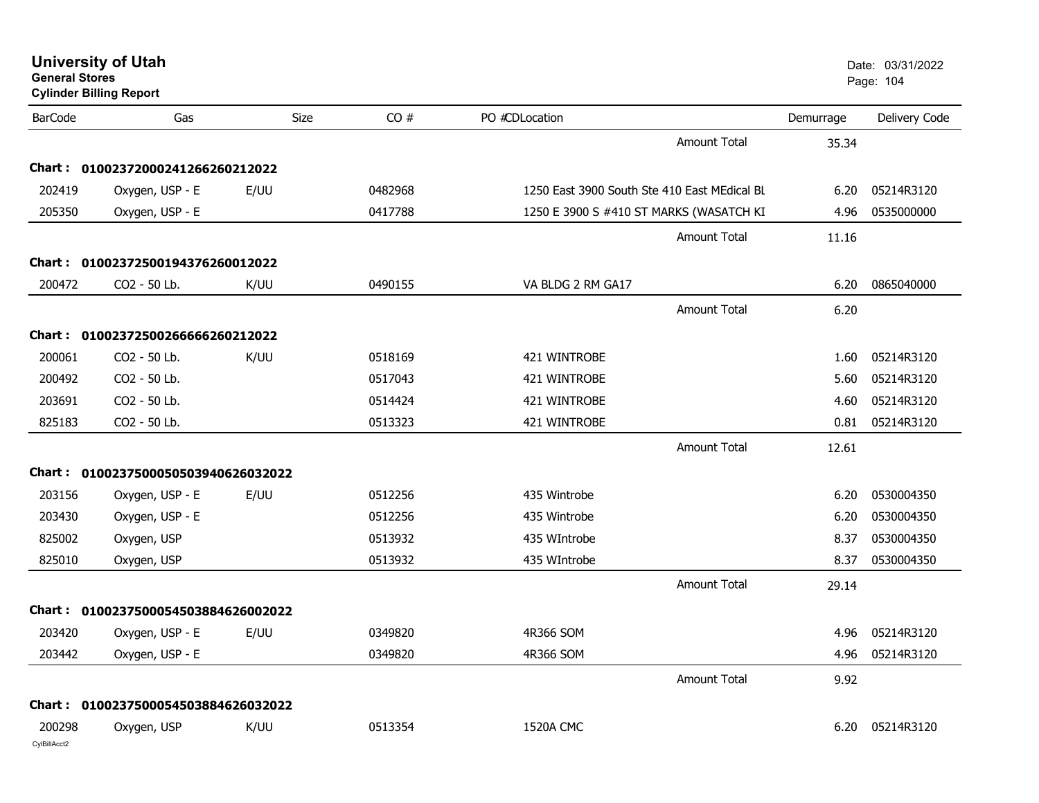# University of Utah

**General Stores**

**Cylinder Billing Report**

Date: 03/31/2022

| BarCode | Gas | Size | CO # | PO #CDLocation | Demurrage | Delivery Code |
|---|---|---|---|---|---|---|
| | | | | Amount Total | 35.34 | |
| **Chart : 01002372000241266260212022** | | | | | | |
| 202419 | Oxygen, USP - E | E/UU | 0482968 | 1250 East 3900 South Ste 410 East MEdical BL | 6.20 | 05214R3120 |
| 205350 | Oxygen, USP - E | | 0417788 | 1250 E 3900 S #410 ST MARKS (WASATCH KI | 4.96 | 0535000000 |
| | | | | Amount Total | 11.16 | |
| **Chart : 01002372500194376260012022** | | | | | | |
| 200472 | CO2 - 50 Lb. | K/UU | 0490155 | VA BLDG 2 RM GA17 | 6.20 | 0865040000 |
| | | | | Amount Total | 6.20 | |
| **Chart : 01002372500266666260212022** | | | | | | |
| 200061 | CO2 - 50 Lb. | K/UU | 0518169 | 421 WINTROBE | 1.60 | 05214R3120 |
| 200492 | CO2 - 50 Lb. | | 0517043 | 421 WINTROBE | 5.60 | 05214R3120 |
| 203691 | CO2 - 50 Lb. | | 0514424 | 421 WINTROBE | 4.60 | 05214R3120 |
| 825183 | CO2 - 50 Lb. | | 0513323 | 421 WINTROBE | 0.81 | 05214R3120 |
| | | | | Amount Total | 12.61 | |
| **Chart : 01002375000505039406260320​22** | | | | | | |
| 203156 | Oxygen, USP - E | E/UU | 0512256 | 435 Wintrobe | 6.20 | 0530004350 |
| 203430 | Oxygen, USP - E | | 0512256 | 435 Wintrobe | 6.20 | 0530004350 |
| 825002 | Oxygen, USP | | 0513932 | 435 WIntrobe | 8.37 | 0530004350 |
| 825010 | Oxygen, USP | | 0513932 | 435 WIntrobe | 8.37 | 0530004350 |
| | | | | Amount Total | 29.14 | |
| **Chart : 01002375000545038846260020​22** | | | | | | |
| 203420 | Oxygen, USP - E | E/UU | 0349820 | 4R366 SOM | 4.96 | 05214R3120 |
| 203442 | Oxygen, USP - E | | 0349820 | 4R366 SOM | 4.96 | 05214R3120 |
| | | | | Amount Total | 9.92 | |
| **Chart : 01002375000545038846260320​22** | | | | | | |
| 200298 | Oxygen, USP | K/UU | 0513354 | 1520A CMC | 6.20 | 05214R3120 |

CylBillAcct2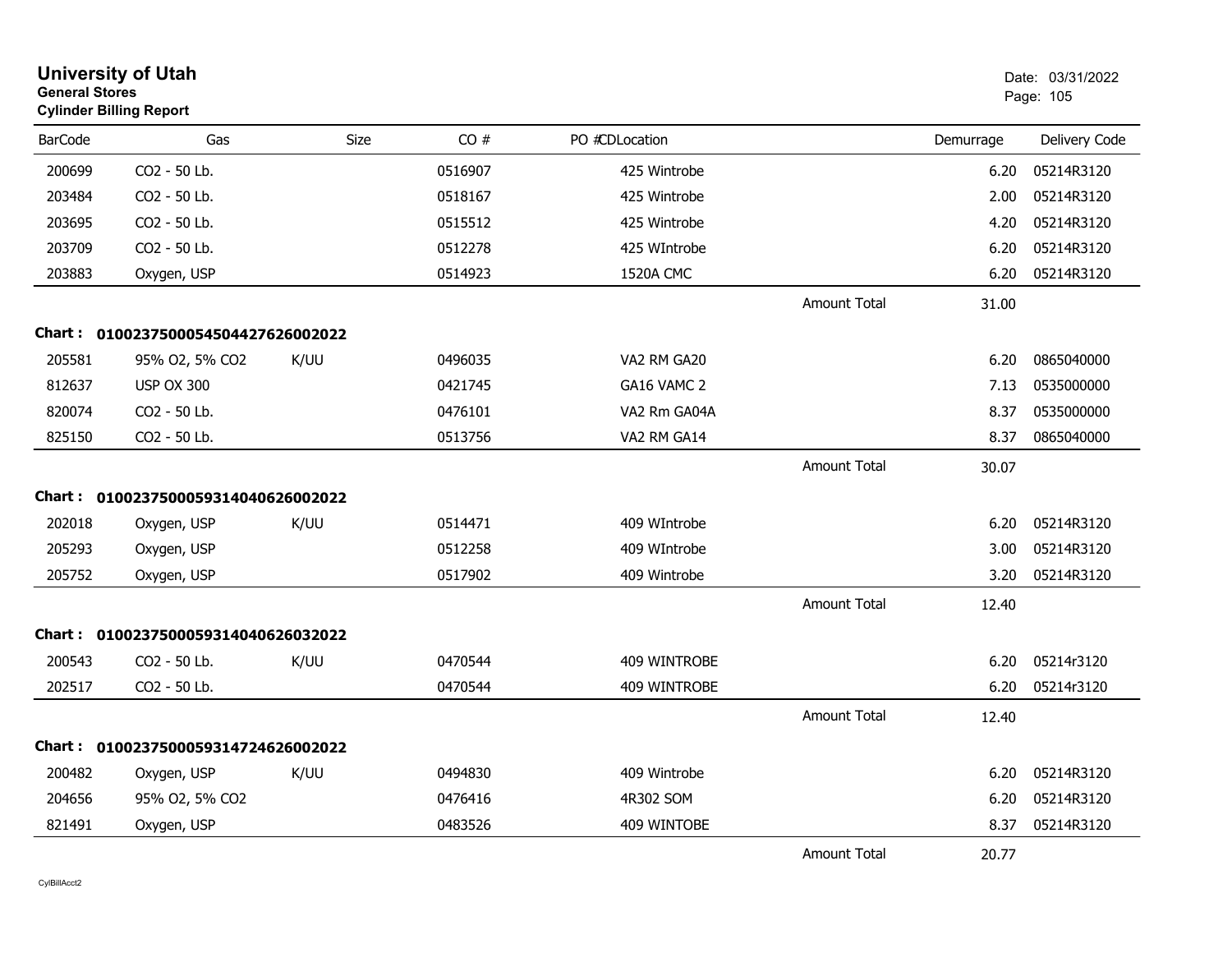# University of Utah
**General Stores**
**Cylinder Billing Report**

Date: 03/31/2022

| BarCode | Gas | Size | CO # | PO #CDLocation | | Demurrage | Delivery Code |
|---|---|---|---|---|---|---|---|
| 200699 | CO2 - 50 Lb. | | 0516907 | 425 Wintrobe | | 6.20 | 05214R3120 |
| 203484 | CO2 - 50 Lb. | | 0518167 | 425 Wintrobe | | 2.00 | 05214R3120 |
| 203695 | CO2 - 50 Lb. | | 0515512 | 425 Wintrobe | | 4.20 | 05214R3120 |
| 203709 | CO2 - 50 Lb. | | 0512278 | 425 WIntrobe | | 6.20 | 05214R3120 |
| 203883 | Oxygen, USP | | 0514923 | 1520A CMC | | 6.20 | 05214R3120 |
| | | | | | Amount Total | 31.00 | |

**Chart : 01002375000545044276260022022**

| BarCode | Gas | Size | CO # | PO #CDLocation | | Demurrage | Delivery Code |
|---|---|---|---|---|---|---|---|
| 205581 | 95% O2, 5% CO2 | K/UU | 0496035 | VA2 RM GA20 | | 6.20 | 0865040000 |
| 812637 | USP OX 300 | | 0421745 | GA16 VAMC 2 | | 7.13 | 0535000000 |
| 820074 | CO2 - 50 Lb. | | 0476101 | VA2 Rm GA04A | | 8.37 | 0535000000 |
| 825150 | CO2 - 50 Lb. | | 0513756 | VA2 RM GA14 | | 8.37 | 0865040000 |
| | | | | | Amount Total | 30.07 | |

**Chart : 01002375000593140406260022022**

| BarCode | Gas | Size | CO # | PO #CDLocation | | Demurrage | Delivery Code |
|---|---|---|---|---|---|---|---|
| 202018 | Oxygen, USP | K/UU | 0514471 | 409 WIntrobe | | 6.20 | 05214R3120 |
| 205293 | Oxygen, USP | | 0512258 | 409 WIntrobe | | 3.00 | 05214R3120 |
| 205752 | Oxygen, USP | | 0517902 | 409 Wintrobe | | 3.20 | 05214R3120 |
| | | | | | Amount Total | 12.40 | |

**Chart : 01002375000593140406260032022**

| BarCode | Gas | Size | CO # | PO #CDLocation | | Demurrage | Delivery Code |
|---|---|---|---|---|---|---|---|
| 200543 | CO2 - 50 Lb. | K/UU | 0470544 | 409 WINTROBE | | 6.20 | 05214r3120 |
| 202517 | CO2 - 50 Lb. | | 0470544 | 409 WINTROBE | | 6.20 | 05214r3120 |
| | | | | | Amount Total | 12.40 | |

**Chart : 01002375000593147246260022022**

| BarCode | Gas | Size | CO # | PO #CDLocation | | Demurrage | Delivery Code |
|---|---|---|---|---|---|---|---|
| 200482 | Oxygen, USP | K/UU | 0494830 | 409 Wintrobe | | 6.20 | 05214R3120 |
| 204656 | 95% O2, 5% CO2 | | 0476416 | 4R302 SOM | | 6.20 | 05214R3120 |
| 821491 | Oxygen, USP | | 0483526 | 409 WINTOBE | | 8.37 | 05214R3120 |
| | | | | | Amount Total | 20.77 | |

CylBillAcct2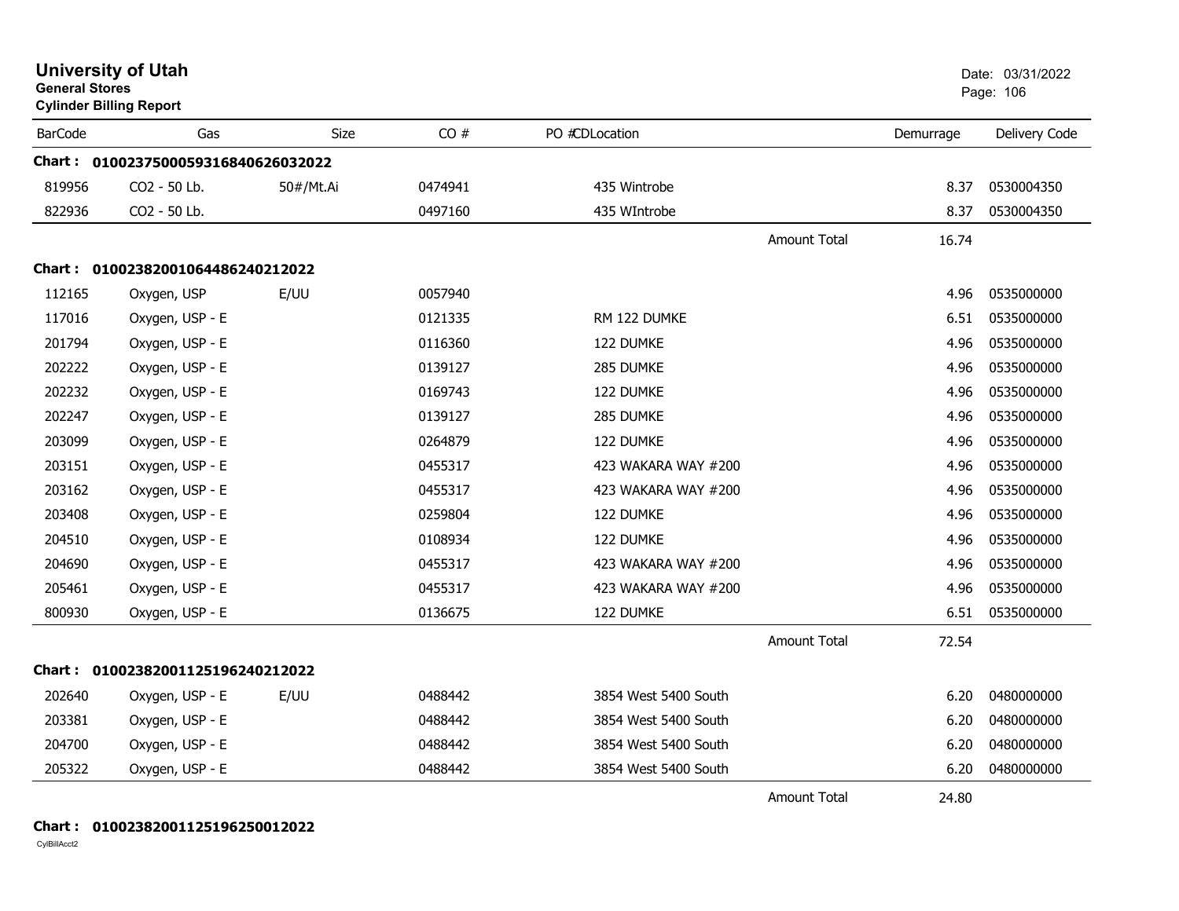# University of Utah

**General Stores**

**Cylinder Billing Report**

Date: 03/31/2022

| BarCode | Gas | Size | CO # | PO #CDLocation | | Demurrage | Delivery Code |
|---|---|---|---|---|---|---|---|
| **Chart : 0100237500059316840626032022** | | | | | | | |
| 819956 | CO2 - 50 Lb. | 50#/Mt.Ai | 0474941 | 435 Wintrobe | | 8.37 | 0530004350 |
| 822936 | CO2 - 50 Lb. | | 0497160 | 435 WIntrobe | | 8.37 | 0530004350 |
| | | | | | Amount Total | 16.74 | |
| **Chart : 0100238200106448624021202​2** | | | | | | | |
| 112165 | Oxygen, USP | E/UU | 0057940 | | | 4.96 | 0535000000 |
| 117016 | Oxygen, USP - E | | 0121335 | RM 122 DUMKE | | 6.51 | 0535000000 |
| 201794 | Oxygen, USP - E | | 0116360 | 122 DUMKE | | 4.96 | 0535000000 |
| 202222 | Oxygen, USP - E | | 0139127 | 285 DUMKE | | 4.96 | 0535000000 |
| 202232 | Oxygen, USP - E | | 0169743 | 122 DUMKE | | 4.96 | 0535000000 |
| 202247 | Oxygen, USP - E | | 0139127 | 285 DUMKE | | 4.96 | 0535000000 |
| 203099 | Oxygen, USP - E | | 0264879 | 122 DUMKE | | 4.96 | 0535000000 |
| 203151 | Oxygen, USP - E | | 0455317 | 423 WAKARA WAY #200 | | 4.96 | 0535000000 |
| 203162 | Oxygen, USP - E | | 0455317 | 423 WAKARA WAY #200 | | 4.96 | 0535000000 |
| 203408 | Oxygen, USP - E | | 0259804 | 122 DUMKE | | 4.96 | 0535000000 |
| 204510 | Oxygen, USP - E | | 0108934 | 122 DUMKE | | 4.96 | 0535000000 |
| 204690 | Oxygen, USP - E | | 0455317 | 423 WAKARA WAY #200 | | 4.96 | 0535000000 |
| 205461 | Oxygen, USP - E | | 0455317 | 423 WAKARA WAY #200 | | 4.96 | 0535000000 |
| 800930 | Oxygen, USP - E | | 0136675 | 122 DUMKE | | 6.51 | 0535000000 |
| | | | | | Amount Total | 72.54 | |
| **Chart : 0100238200112519624021202​2** | | | | | | | |
| 202640 | Oxygen, USP - E | E/UU | 0488442 | 3854 West 5400 South | | 6.20 | 0480000000 |
| 203381 | Oxygen, USP - E | | 0488442 | 3854 West 5400 South | | 6.20 | 0480000000 |
| 204700 | Oxygen, USP - E | | 0488442 | 3854 West 5400 South | | 6.20 | 0480000000 |
| 205322 | Oxygen, USP - E | | 0488442 | 3854 West 5400 South | | 6.20 | 0480000000 |
| | | | | | Amount Total | 24.80 | |

**Chart : 0100238200112519625001202​2**

CylBillAcct2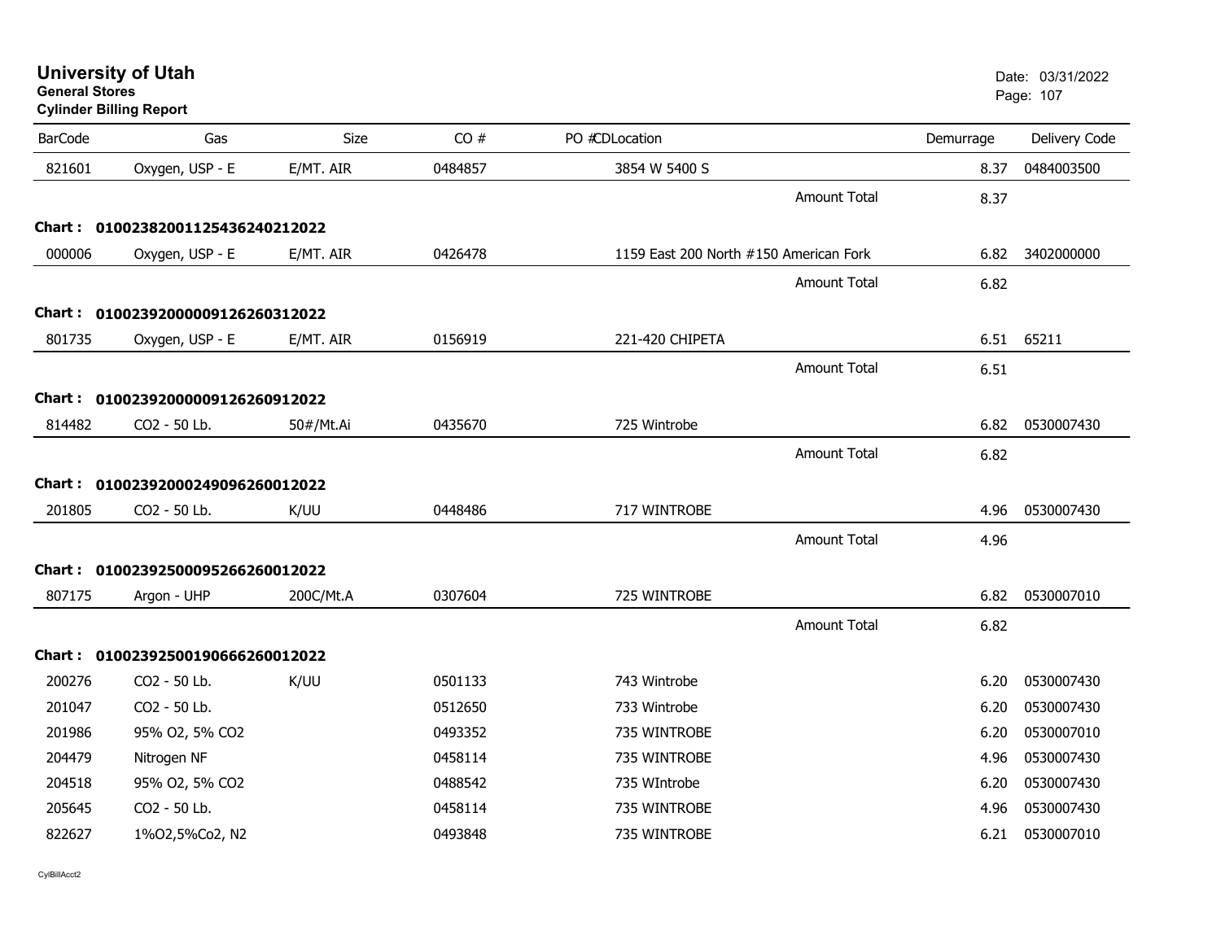# University of Utah

**General Stores**

**Cylinder Billing Report**

Date: 03/31/2022

| BarCode | Gas | Size | CO # | PO #CDLocation | Demurrage | Delivery Code |
|---|---|---|---|---|---|---|
| 821601 | Oxygen, USP - E | E/MT. AIR | 0484857 | 3854 W 5400 S | 8.37 | 0484003500 |
| | | | | Amount Total | 8.37 | |
| **Chart : 01002382001125436240212022** | | | | | | |
| 000006 | Oxygen, USP - E | E/MT. AIR | 0426478 | 1159 East 200 North #150 American Fork | 6.82 | 3402000000 |
| | | | | Amount Total | 6.82 | |
| **Chart : 01002392000009126260312022** | | | | | | |
| 801735 | Oxygen, USP - E | E/MT. AIR | 0156919 | 221-420 CHIPETA | 6.51 | 65211 |
| | | | | Amount Total | 6.51 | |
| **Chart : 01002392000009126260912022** | | | | | | |
| 814482 | CO2 - 50 Lb. | 50#/Mt.Ai | 0435670 | 725 Wintrobe | 6.82 | 0530007430 |
| | | | | Amount Total | 6.82 | |
| **Chart : 01002392000249096260012022** | | | | | | |
| 201805 | CO2 - 50 Lb. | K/UU | 0448486 | 717 WINTROBE | 4.96 | 0530007430 |
| | | | | Amount Total | 4.96 | |
| **Chart : 01002392500095266260012022** | | | | | | |
| 807175 | Argon - UHP | 200C/Mt.A | 0307604 | 725 WINTROBE | 6.82 | 0530007010 |
| | | | | Amount Total | 6.82 | |
| **Chart : 01002392500190666260012022** | | | | | | |
| 200276 | CO2 - 50 Lb. | K/UU | 0501133 | 743 Wintrobe | 6.20 | 0530007430 |
| 201047 | CO2 - 50 Lb. | | 0512650 | 733 Wintrobe | 6.20 | 0530007430 |
| 201986 | 95% O2, 5% CO2 | | 0493352 | 735 WINTROBE | 6.20 | 0530007010 |
| 204479 | Nitrogen NF | | 0458114 | 735 WINTROBE | 4.96 | 0530007430 |
| 204518 | 95% O2, 5% CO2 | | 0488542 | 735 WIntrobe | 6.20 | 0530007430 |
| 205645 | CO2 - 50 Lb. | | 0458114 | 735 WINTROBE | 4.96 | 0530007430 |
| 822627 | 1%O2,5%Co2, N2 | | 0493848 | 735 WINTROBE | 6.21 | 0530007010 |

CylBillAcct2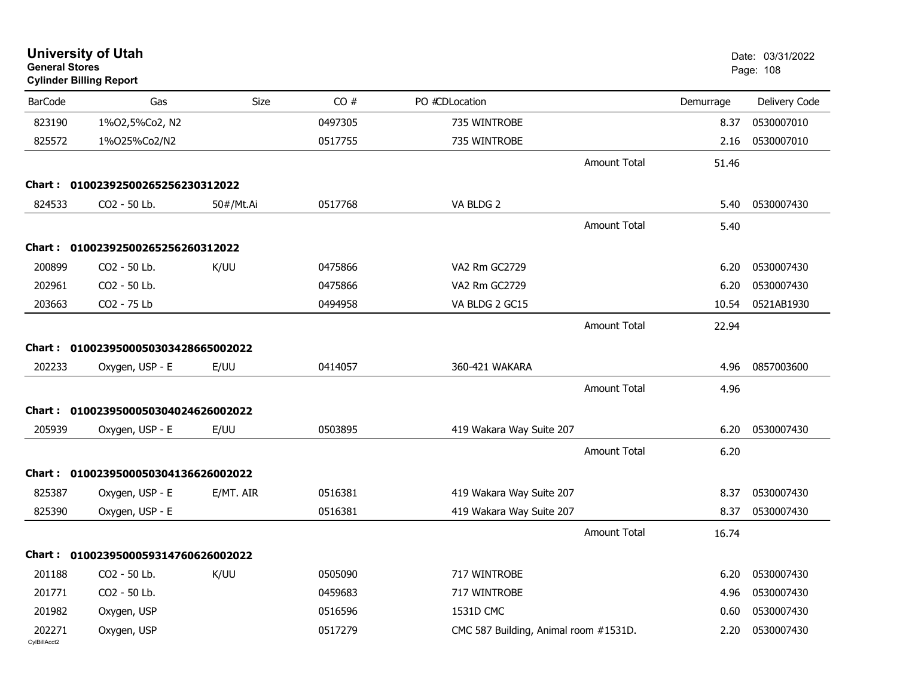# University of Utah

**General Stores**

**Cylinder Billing Report**

Date: 03/31/2022

| BarCode | Gas | Size | CO # | PO # | CD | Location | Demurrage | Delivery Code |
|---|---|---|---|---|---|---|---|---|
| 823190 | 1%O2,5%Co2, N2 | | 0497305 | | | 735 WINTROBE | 8.37 | 0530007010 |
| 825572 | 1%O25%Co2/N2 | | 0517755 | | | 735 WINTROBE | 2.16 | 0530007010 |
| | | | | | | Amount Total | 51.46 | |
| **Chart :** | **01002392500265256230312022** | | | | | | | |
| 824533 | CO2 - 50 Lb. | 50#/Mt.Ai | 0517768 | | | VA BLDG 2 | 5.40 | 0530007430 |
| | | | | | | Amount Total | 5.40 | |
| **Chart :** | **01002392500265256260312022** | | | | | | | |
| 200899 | CO2 - 50 Lb. | K/UU | 0475866 | | | VA2 Rm GC2729 | 6.20 | 0530007430 |
| 202961 | CO2 - 50 Lb. | | 0475866 | | | VA2 Rm GC2729 | 6.20 | 0530007430 |
| 203663 | CO2 - 75 Lb | | 0494958 | | | VA BLDG 2 GC15 | 10.54 | 0521AB1930 |
| | | | | | | Amount Total | 22.94 | |
| **Chart :** | **01002395000503034286650020​22** | | | | | | | |
| 202233 | Oxygen, USP - E | E/UU | 0414057 | | | 360-421 WAKARA | 4.96 | 0857003600 |
| | | | | | | Amount Total | 4.96 | |
| **Chart :** | **01002395000503040246260020​22** | | | | | | | |
| 205939 | Oxygen, USP - E | E/UU | 0503895 | | | 419 Wakara Way Suite 207 | 6.20 | 0530007430 |
| | | | | | | Amount Total | 6.20 | |
| **Chart :** | **01002395000503041366260020​22** | | | | | | | |
| 825387 | Oxygen, USP - E | E/MT. AIR | 0516381 | | | 419 Wakara Way Suite 207 | 8.37 | 0530007430 |
| 825390 | Oxygen, USP - E | | 0516381 | | | 419 Wakara Way Suite 207 | 8.37 | 0530007430 |
| | | | | | | Amount Total | 16.74 | |
| **Chart :** | **01002395000593147606260020​22** | | | | | | | |
| 201188 | CO2 - 50 Lb. | K/UU | 0505090 | | | 717 WINTROBE | 6.20 | 0530007430 |
| 201771 | CO2 - 50 Lb. | | 0459683 | | | 717 WINTROBE | 4.96 | 0530007430 |
| 201982 | Oxygen, USP | | 0516596 | | | 1531D CMC | 0.60 | 0530007430 |
| 202271 | Oxygen, USP | | 0517279 | | | CMC 587 Building, Animal room #1531D. | 2.20 | 0530007430 |

CylBillAcct2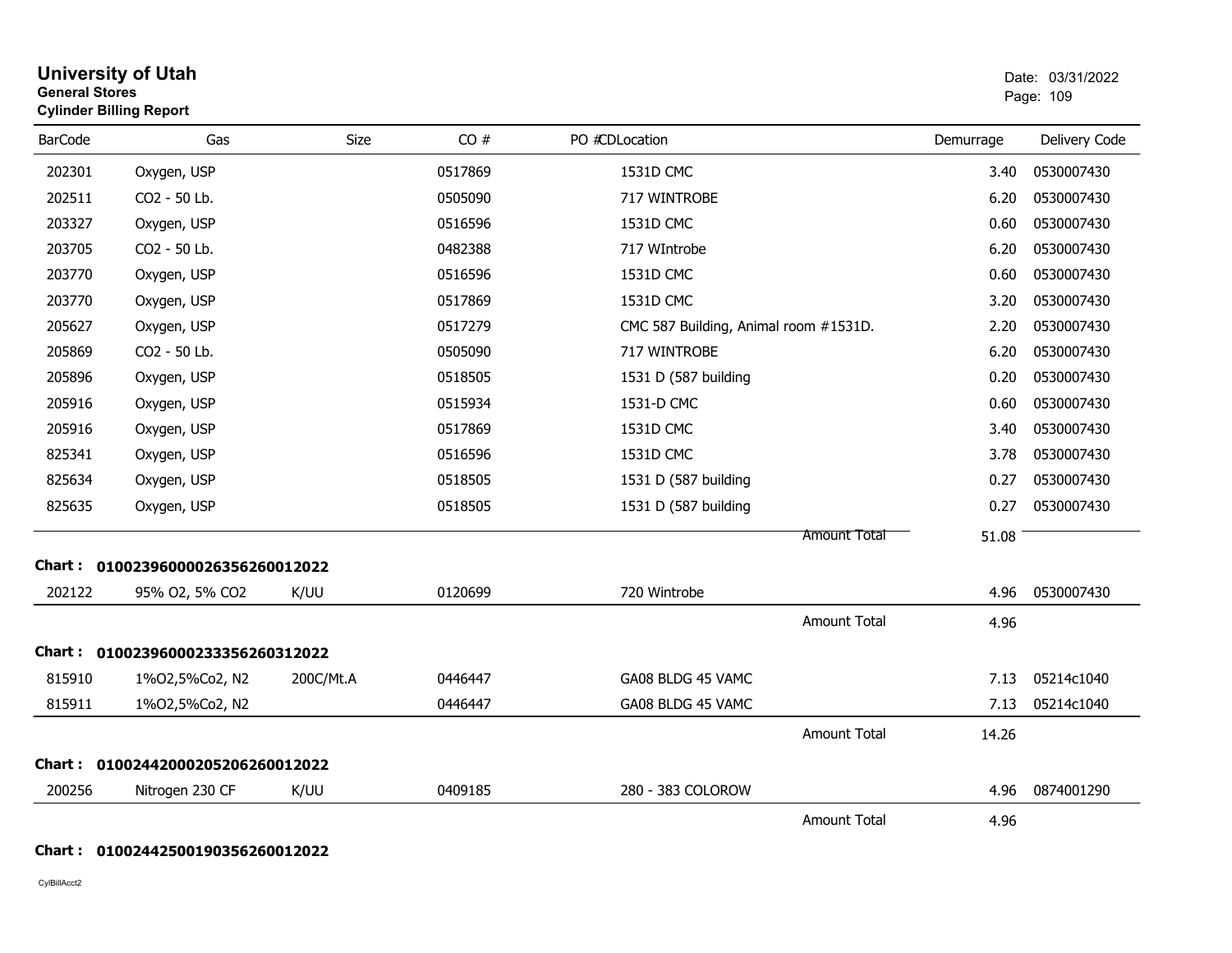# University of Utah

**General Stores**

**Cylinder Billing Report**

Date: 03/31/2022

| BarCode | Gas | Size | CO # | PO # | CDLocation | Demurrage | Delivery Code |
|---|---|---|---|---|---|---|---|
| 202301 | Oxygen, USP | | 0517869 | | 1531D CMC | 3.40 | 0530007430 |
| 202511 | CO2 - 50 Lb. | | 0505090 | | 717 WINTROBE | 6.20 | 0530007430 |
| 203327 | Oxygen, USP | | 0516596 | | 1531D CMC | 0.60 | 0530007430 |
| 203705 | CO2 - 50 Lb. | | 0482388 | | 717 WIntrobe | 6.20 | 0530007430 |
| 203770 | Oxygen, USP | | 0516596 | | 1531D CMC | 0.60 | 0530007430 |
| 203770 | Oxygen, USP | | 0517869 | | 1531D CMC | 3.20 | 0530007430 |
| 205627 | Oxygen, USP | | 0517279 | | CMC 587 Building, Animal room #1531D. | 2.20 | 0530007430 |
| 205869 | CO2 - 50 Lb. | | 0505090 | | 717 WINTROBE | 6.20 | 0530007430 |
| 205896 | Oxygen, USP | | 0518505 | | 1531 D (587 building | 0.20 | 0530007430 |
| 205916 | Oxygen, USP | | 0515934 | | 1531-D CMC | 0.60 | 0530007430 |
| 205916 | Oxygen, USP | | 0517869 | | 1531D CMC | 3.40 | 0530007430 |
| 825341 | Oxygen, USP | | 0516596 | | 1531D CMC | 3.78 | 0530007430 |
| 825634 | Oxygen, USP | | 0518505 | | 1531 D (587 building | 0.27 | 0530007430 |
| 825635 | Oxygen, USP | | 0518505 | | 1531 D (587 building | 0.27 | 0530007430 |
| | | | | | Amount Total | 51.08 | |

**Chart : 01002396000026356260012022**

| BarCode | Gas | Size | CO # | PO # | CDLocation | Demurrage | Delivery Code |
|---|---|---|---|---|---|---|---|
| 202122 | 95% O2, 5% CO2 | K/UU | 0120699 | | 720 Wintrobe | 4.96 | 0530007430 |
| | | | | | Amount Total | 4.96 | |

**Chart : 01002396000233356260312022**

| BarCode | Gas | Size | CO # | PO # | CDLocation | Demurrage | Delivery Code |
|---|---|---|---|---|---|---|---|
| 815910 | 1%O2,5%Co2, N2 | 200C/Mt.A | 0446447 | | GA08 BLDG 45 VAMC | 7.13 | 05214c1040 |
| 815911 | 1%O2,5%Co2, N2 | | 0446447 | | GA08 BLDG 45 VAMC | 7.13 | 05214c1040 |
| | | | | | Amount Total | 14.26 | |

**Chart : 01002442000205206260012022**

| BarCode | Gas | Size | CO # | PO # | CDLocation | Demurrage | Delivery Code |
|---|---|---|---|---|---|---|---|
| 200256 | Nitrogen 230 CF | K/UU | 0409185 | | 280 - 383 COLOROW | 4.96 | 0874001290 |
| | | | | | Amount Total | 4.96 | |

**Chart : 01002442500190356260012022**

CylBillAcct2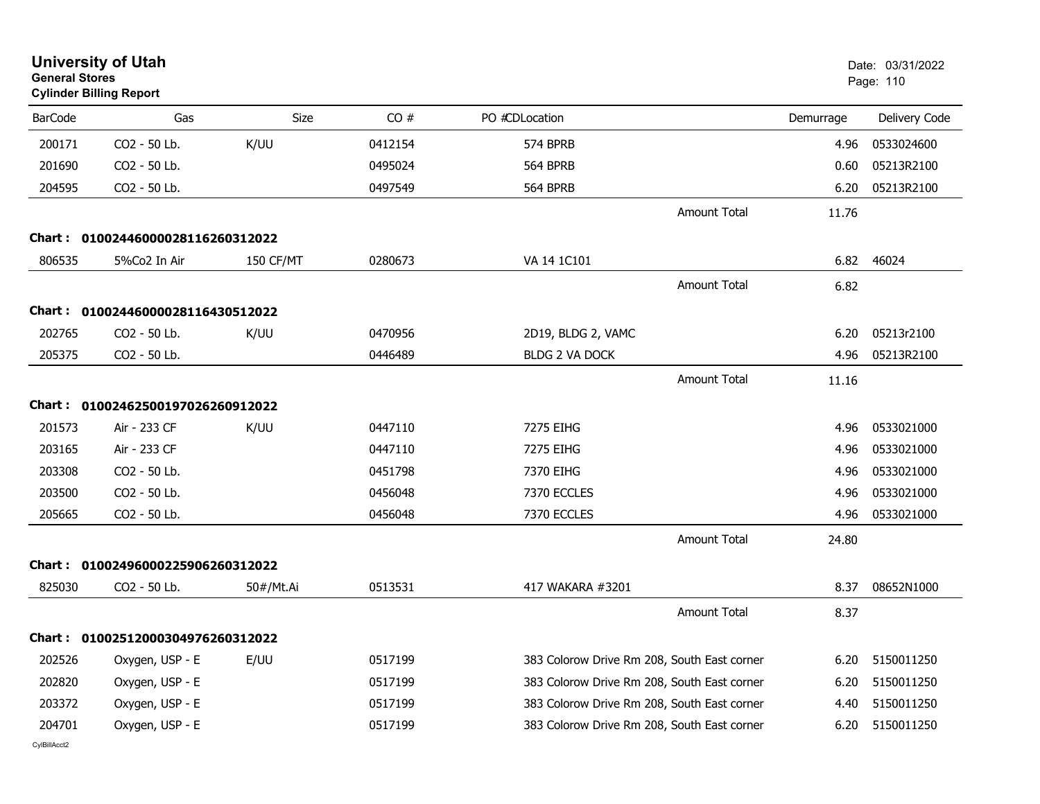# University of Utah
**General Stores**
**Cylinder Billing Report**

Date: 03/31/2022

| BarCode | Gas | Size | CO # | PO #CDLocation | | Demurrage | Delivery Code |
|---|---|---|---|---|---|---|---|
| 200171 | CO2 - 50 Lb. | K/UU | 0412154 | 574 BPRB | | 4.96 | 0533024600 |
| 201690 | CO2 - 50 Lb. | | 0495024 | 564 BPRB | | 0.60 | 05213R2100 |
| 204595 | CO2 - 50 Lb. | | 0497549 | 564 BPRB | | 6.20 | 05213R2100 |
| | | | | | Amount Total | 11.76 | |
| **Chart :** | **01002446000028116260312022** | | | | | | |
| 806535 | 5%Co2 In Air | 150 CF/MT | 0280673 | VA 14 1C101 | | 6.82 | 46024 |
| | | | | | Amount Total | 6.82 | |
| **Chart :** | **01002446000028116430512022** | | | | | | |
| 202765 | CO2 - 50 Lb. | K/UU | 0470956 | 2D19, BLDG 2, VAMC | | 6.20 | 05213r2100 |
| 205375 | CO2 - 50 Lb. | | 0446489 | BLDG 2 VA DOCK | | 4.96 | 05213R2100 |
| | | | | | Amount Total | 11.16 | |
| **Chart :** | **01002462500197026260912022** | | | | | | |
| 201573 | Air - 233 CF | K/UU | 0447110 | 7275 EIHG | | 4.96 | 0533021000 |
| 203165 | Air - 233 CF | | 0447110 | 7275 EIHG | | 4.96 | 0533021000 |
| 203308 | CO2 - 50 Lb. | | 0451798 | 7370 EIHG | | 4.96 | 0533021000 |
| 203500 | CO2 - 50 Lb. | | 0456048 | 7370 ECCLES | | 4.96 | 0533021000 |
| 205665 | CO2 - 50 Lb. | | 0456048 | 7370 ECCLES | | 4.96 | 0533021000 |
| | | | | | Amount Total | 24.80 | |
| **Chart :** | **01002496000225906260312022** | | | | | | |
| 825030 | CO2 - 50 Lb. | 50#/Mt.Ai | 0513531 | 417 WAKARA #3201 | | 8.37 | 08652N1000 |
| | | | | | Amount Total | 8.37 | |
| **Chart :** | **01002512000304976260312022** | | | | | | |
| 202526 | Oxygen, USP - E | E/UU | 0517199 | 383 Colorow Drive Rm 208, South East corner | | 6.20 | 5150011250 |
| 202820 | Oxygen, USP - E | | 0517199 | 383 Colorow Drive Rm 208, South East corner | | 6.20 | 5150011250 |
| 203372 | Oxygen, USP - E | | 0517199 | 383 Colorow Drive Rm 208, South East corner | | 4.40 | 5150011250 |
| 204701 | Oxygen, USP - E | | 0517199 | 383 Colorow Drive Rm 208, South East corner | | 6.20 | 5150011250 |

CylBillAcct2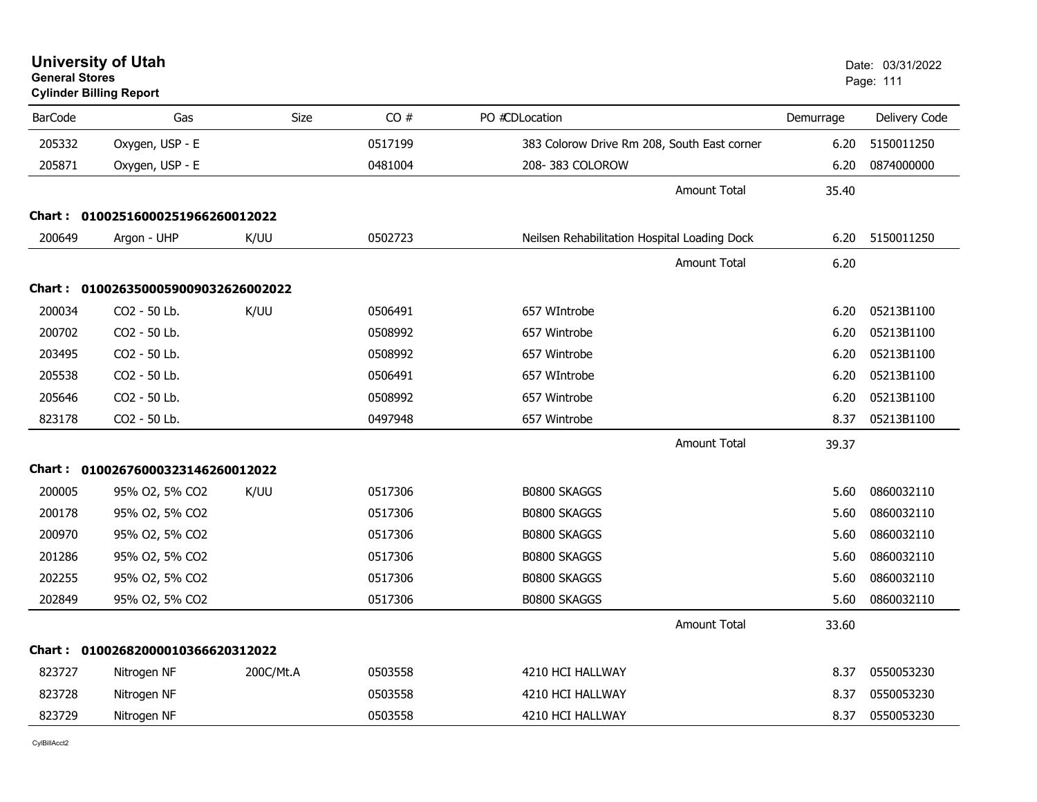# University of Utah

**General Stores**

**Cylinder Billing Report**

Date: 03/31/2022

| BarCode | Gas | Size | CO # | PO #CDLocation | Demurrage | Delivery Code |
|---|---|---|---|---|---|---|
| 205332 | Oxygen, USP - E | | 0517199 | 383 Colorow Drive Rm 208, South East corner | 6.20 | 5150011250 |
| 205871 | Oxygen, USP - E | | 0481004 | 208- 383 COLOROW | 6.20 | 0874000000 |
| | | | | Amount Total | 35.40 | |
| **Chart :** | **01002516000251966260012022** | | | | | |
| 200649 | Argon - UHP | K/UU | 0502723 | Neilsen Rehabilitation Hospital Loading Dock | 6.20 | 5150011250 |
| | | | | Amount Total | 6.20 | |
| **Chart :** | **01002635000590090326260022022** | | | | | |
| 200034 | CO2 - 50 Lb. | K/UU | 0506491 | 657 WIntrobe | 6.20 | 05213B1100 |
| 200702 | CO2 - 50 Lb. | | 0508992 | 657 Wintrobe | 6.20 | 05213B1100 |
| 203495 | CO2 - 50 Lb. | | 0508992 | 657 Wintrobe | 6.20 | 05213B1100 |
| 205538 | CO2 - 50 Lb. | | 0506491 | 657 WIntrobe | 6.20 | 05213B1100 |
| 205646 | CO2 - 50 Lb. | | 0508992 | 657 Wintrobe | 6.20 | 05213B1100 |
| 823178 | CO2 - 50 Lb. | | 0497948 | 657 Wintrobe | 8.37 | 05213B1100 |
| | | | | Amount Total | 39.37 | |
| **Chart :** | **01002676000323146260012022** | | | | | |
| 200005 | 95% O2, 5% CO2 | K/UU | 0517306 | B0800 SKAGGS | 5.60 | 0860032110 |
| 200178 | 95% O2, 5% CO2 | | 0517306 | B0800 SKAGGS | 5.60 | 0860032110 |
| 200970 | 95% O2, 5% CO2 | | 0517306 | B0800 SKAGGS | 5.60 | 0860032110 |
| 201286 | 95% O2, 5% CO2 | | 0517306 | B0800 SKAGGS | 5.60 | 0860032110 |
| 202255 | 95% O2, 5% CO2 | | 0517306 | B0800 SKAGGS | 5.60 | 0860032110 |
| 202849 | 95% O2, 5% CO2 | | 0517306 | B0800 SKAGGS | 5.60 | 0860032110 |
| | | | | Amount Total | 33.60 | |
| **Chart :** | **01002682000010366620312022** | | | | | |
| 823727 | Nitrogen NF | 200C/Mt.A | 0503558 | 4210 HCI HALLWAY | 8.37 | 0550053230 |
| 823728 | Nitrogen NF | | 0503558 | 4210 HCI HALLWAY | 8.37 | 0550053230 |
| 823729 | Nitrogen NF | | 0503558 | 4210 HCI HALLWAY | 8.37 | 0550053230 |

CylBillAcct2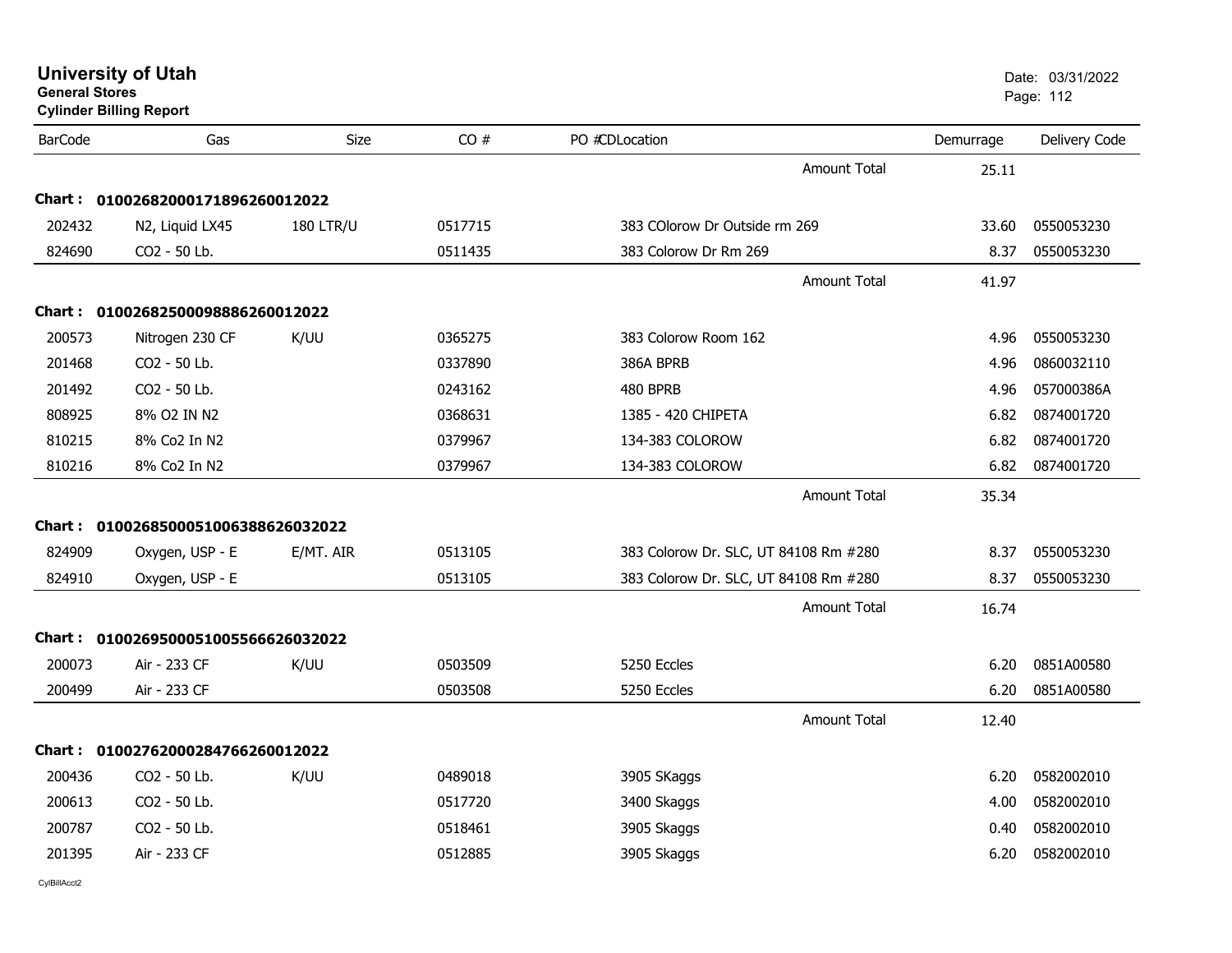# University of Utah

**General Stores**

**Cylinder Billing Report**

Date: 03/31/2022

| BarCode | Gas | Size | CO # | PO #CDLocation | Demurrage | Delivery Code |
|---|---|---|---|---|---|---|
| | | | | Amount Total | 25.11 | |
| **Chart : 01002682000171896260012022** | | | | | | |
| 202432 | N2, Liquid LX45 | 180 LTR/U | 0517715 | 383 COlorow Dr Outside rm 269 | 33.60 | 0550053230 |
| 824690 | CO2 - 50 Lb. | | 0511435 | 383 Colorow Dr Rm 269 | 8.37 | 0550053230 |
| | | | | Amount Total | 41.97 | |
| **Chart : 01002682500098886260012022** | | | | | | |
| 200573 | Nitrogen 230 CF | K/UU | 0365275 | 383 Colorow Room 162 | 4.96 | 0550053230 |
| 201468 | CO2 - 50 Lb. | | 0337890 | 386A BPRB | 4.96 | 0860032110 |
| 201492 | CO2 - 50 Lb. | | 0243162 | 480 BPRB | 4.96 | 057000386A |
| 808925 | 8% O2 IN N2 | | 0368631 | 1385 - 420 CHIPETA | 6.82 | 0874001720 |
| 810215 | 8% Co2 In N2 | | 0379967 | 134-383 COLOROW | 6.82 | 0874001720 |
| 810216 | 8% Co2 In N2 | | 0379967 | 134-383 COLOROW | 6.82 | 0874001720 |
| | | | | Amount Total | 35.34 | |
| **Chart : 01002685000510063886260320222** | | | | | | |
| 824909 | Oxygen, USP - E | E/MT. AIR | 0513105 | 383 Colorow Dr. SLC, UT 84108 Rm #280 | 8.37 | 0550053230 |
| 824910 | Oxygen, USP - E | | 0513105 | 383 Colorow Dr. SLC, UT 84108 Rm #280 | 8.37 | 0550053230 |
| | | | | Amount Total | 16.74 | |
| **Chart : 01002695000510055666260320222** | | | | | | |
| 200073 | Air - 233 CF | K/UU | 0503509 | 5250 Eccles | 6.20 | 0851A00580 |
| 200499 | Air - 233 CF | | 0503508 | 5250 Eccles | 6.20 | 0851A00580 |
| | | | | Amount Total | 12.40 | |
| **Chart : 01002762000284766260012022** | | | | | | |
| 200436 | CO2 - 50 Lb. | K/UU | 0489018 | 3905 SKaggs | 6.20 | 0582002010 |
| 200613 | CO2 - 50 Lb. | | 0517720 | 3400 Skaggs | 4.00 | 0582002010 |
| 200787 | CO2 - 50 Lb. | | 0518461 | 3905 Skaggs | 0.40 | 0582002010 |
| 201395 | Air - 233 CF | | 0512885 | 3905 Skaggs | 6.20 | 0582002010 |

CylBillAcct2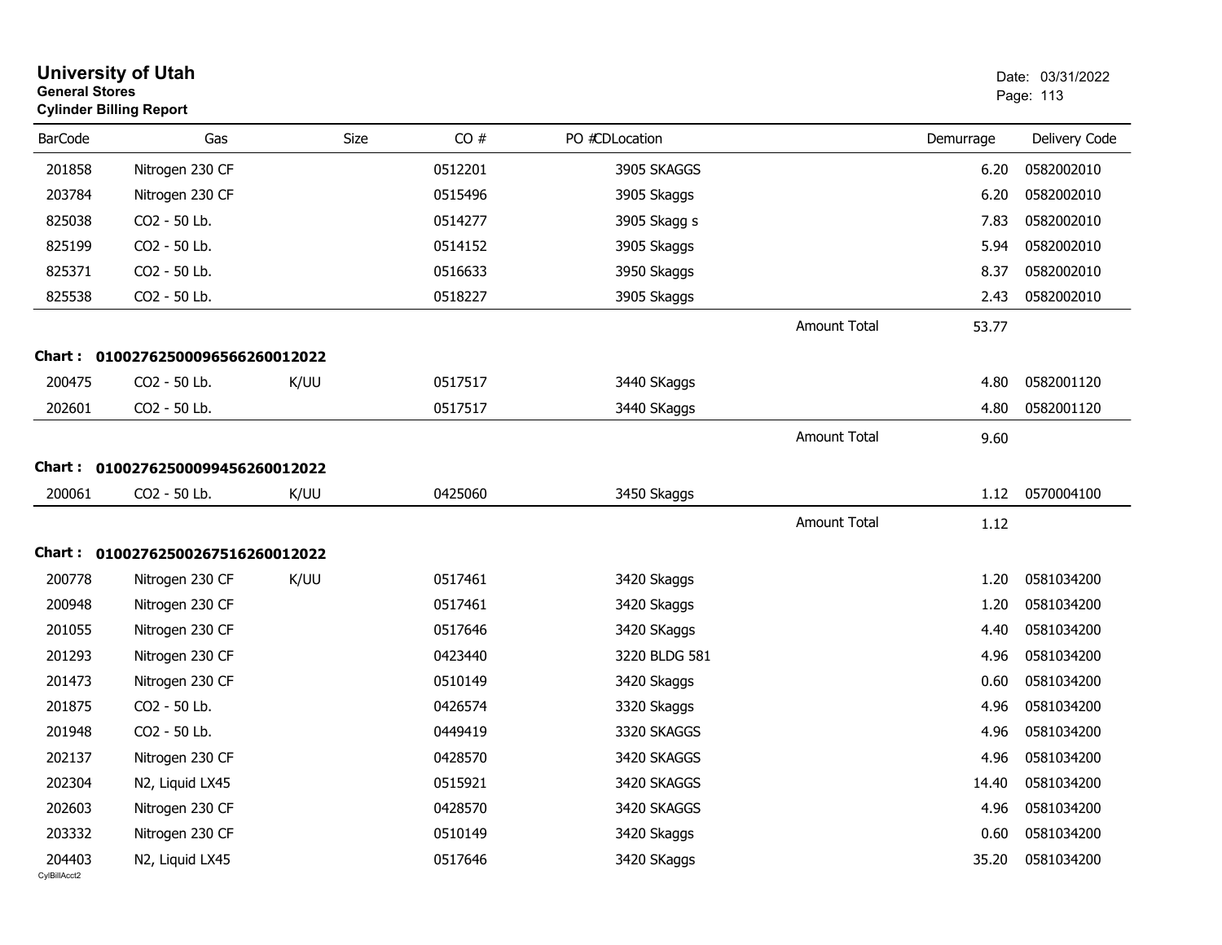# University of Utah
**General Stores**
**Cylinder Billing Report**

Date: 03/31/2022

| BarCode | Gas | Size | CO # | PO #CDLocation | | Demurrage | Delivery Code |
|---|---|---|---|---|---|---|---|
| 201858 | Nitrogen 230 CF | | 0512201 | 3905 SKAGGS | | 6.20 | 0582002010 |
| 203784 | Nitrogen 230 CF | | 0515496 | 3905 Skaggs | | 6.20 | 0582002010 |
| 825038 | CO2 - 50 Lb. | | 0514277 | 3905 Skagg s | | 7.83 | 0582002010 |
| 825199 | CO2 - 50 Lb. | | 0514152 | 3905 Skaggs | | 5.94 | 0582002010 |
| 825371 | CO2 - 50 Lb. | | 0516633 | 3950 Skaggs | | 8.37 | 0582002010 |
| 825538 | CO2 - 50 Lb. | | 0518227 | 3905 Skaggs | | 2.43 | 0582002010 |
| | | | | | Amount Total | 53.77 | |

**Chart : 01002762500096566260012022**

| BarCode | Gas | Size | CO # | PO #CDLocation | | Demurrage | Delivery Code |
|---|---|---|---|---|---|---|---|
| 200475 | CO2 - 50 Lb. | K/UU | 0517517 | 3440 SKaggs | | 4.80 | 0582001120 |
| 202601 | CO2 - 50 Lb. | | 0517517 | 3440 SKaggs | | 4.80 | 0582001120 |
| | | | | | Amount Total | 9.60 | |

**Chart : 01002762500099456260012022**

| BarCode | Gas | Size | CO # | PO #CDLocation | | Demurrage | Delivery Code |
|---|---|---|---|---|---|---|---|
| 200061 | CO2 - 50 Lb. | K/UU | 0425060 | 3450 Skaggs | | 1.12 | 0570004100 |
| | | | | | Amount Total | 1.12 | |

**Chart : 01002762500267516260012022**

| BarCode | Gas | Size | CO # | PO #CDLocation | | Demurrage | Delivery Code |
|---|---|---|---|---|---|---|---|
| 200778 | Nitrogen 230 CF | K/UU | 0517461 | 3420 Skaggs | | 1.20 | 0581034200 |
| 200948 | Nitrogen 230 CF | | 0517461 | 3420 Skaggs | | 1.20 | 0581034200 |
| 201055 | Nitrogen 230 CF | | 0517646 | 3420 SKaggs | | 4.40 | 0581034200 |
| 201293 | Nitrogen 230 CF | | 0423440 | 3220 BLDG 581 | | 4.96 | 0581034200 |
| 201473 | Nitrogen 230 CF | | 0510149 | 3420 Skaggs | | 0.60 | 0581034200 |
| 201875 | CO2 - 50 Lb. | | 0426574 | 3320 Skaggs | | 4.96 | 0581034200 |
| 201948 | CO2 - 50 Lb. | | 0449419 | 3320 SKAGGS | | 4.96 | 0581034200 |
| 202137 | Nitrogen 230 CF | | 0428570 | 3420 SKAGGS | | 4.96 | 0581034200 |
| 202304 | N2, Liquid LX45 | | 0515921 | 3420 SKAGGS | | 14.40 | 0581034200 |
| 202603 | Nitrogen 230 CF | | 0428570 | 3420 SKAGGS | | 4.96 | 0581034200 |
| 203332 | Nitrogen 230 CF | | 0510149 | 3420 Skaggs | | 0.60 | 0581034200 |
| 204403 | N2, Liquid LX45 | | 0517646 | 3420 SKaggs | | 35.20 | 0581034200 |

CylBillAcct2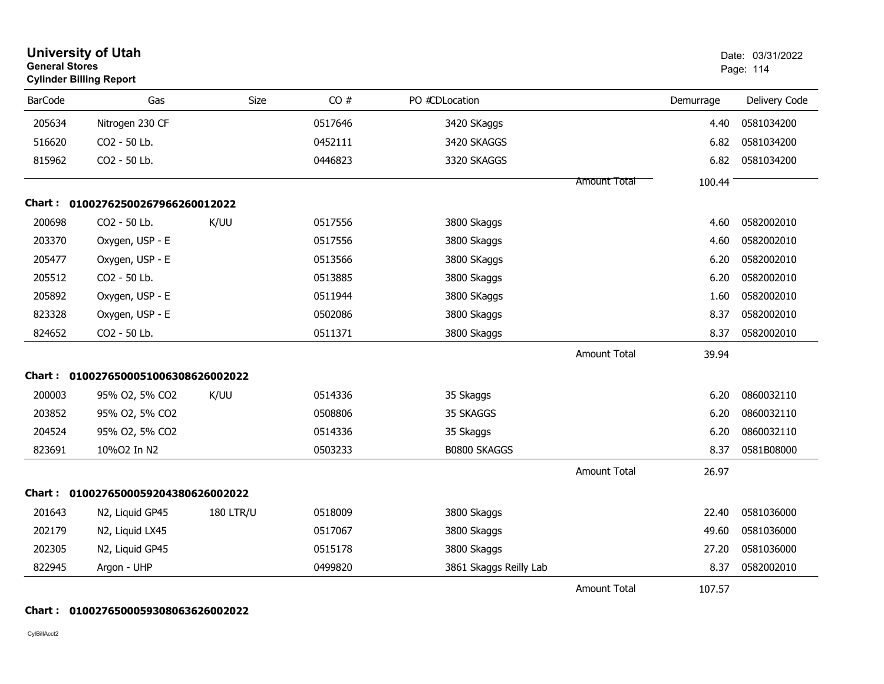# University of Utah
**General Stores**
**Cylinder Billing Report**

Date: 03/31/2022

| BarCode | Gas | Size | CO # | PO #CDLocation | | Demurrage | Delivery Code |
|---|---|---|---|---|---|---|---|
| 205634 | Nitrogen 230 CF | | 0517646 | 3420 SKaggs | | 4.40 | 0581034200 |
| 516620 | CO2 - 50 Lb. | | 0452111 | 3420 SKAGGS | | 6.82 | 0581034200 |
| 815962 | CO2 - 50 Lb. | | 0446823 | 3320 SKAGGS | | 6.82 | 0581034200 |
| | | | | | Amount Total | 100.44 | |

**Chart : 01002762500267966260012022**

| BarCode | Gas | Size | CO # | PO #CDLocation | | Demurrage | Delivery Code |
|---|---|---|---|---|---|---|---|
| 200698 | CO2 - 50 Lb. | K/UU | 0517556 | 3800 Skaggs | | 4.60 | 0582002010 |
| 203370 | Oxygen, USP - E | | 0517556 | 3800 Skaggs | | 4.60 | 0582002010 |
| 205477 | Oxygen, USP - E | | 0513566 | 3800 SKaggs | | 6.20 | 0582002010 |
| 205512 | CO2 - 50 Lb. | | 0513885 | 3800 Skaggs | | 6.20 | 0582002010 |
| 205892 | Oxygen, USP - E | | 0511944 | 3800 SKaggs | | 1.60 | 0582002010 |
| 823328 | Oxygen, USP - E | | 0502086 | 3800 Skaggs | | 8.37 | 0582002010 |
| 824652 | CO2 - 50 Lb. | | 0511371 | 3800 Skaggs | | 8.37 | 0582002010 |
| | | | | | Amount Total | 39.94 | |

**Chart : 01002765000510063086260020222**

| BarCode | Gas | Size | CO # | PO #CDLocation | | Demurrage | Delivery Code |
|---|---|---|---|---|---|---|---|
| 200003 | 95% O2, 5% CO2 | K/UU | 0514336 | 35 Skaggs | | 6.20 | 0860032110 |
| 203852 | 95% O2, 5% CO2 | | 0508806 | 35 SKAGGS | | 6.20 | 0860032110 |
| 204524 | 95% O2, 5% CO2 | | 0514336 | 35 Skaggs | | 6.20 | 0860032110 |
| 823691 | 10%O2 In N2 | | 0503233 | B0800 SKAGGS | | 8.37 | 0581B08000 |
| | | | | | Amount Total | 26.97 | |

**Chart : 01002765000592043806260020222**

| BarCode | Gas | Size | CO # | PO #CDLocation | | Demurrage | Delivery Code |
|---|---|---|---|---|---|---|---|
| 201643 | N2, Liquid GP45 | 180 LTR/U | 0518009 | 3800 Skaggs | | 22.40 | 0581036000 |
| 202179 | N2, Liquid LX45 | | 0517067 | 3800 Skaggs | | 49.60 | 0581036000 |
| 202305 | N2, Liquid GP45 | | 0515178 | 3800 Skaggs | | 27.20 | 0581036000 |
| 822945 | Argon - UHP | | 0499820 | 3861 Skaggs Reilly Lab | | 8.37 | 0582002010 |
| | | | | | Amount Total | 107.57 | |

**Chart : 01002765000593080636260020222**

CylBillAcct2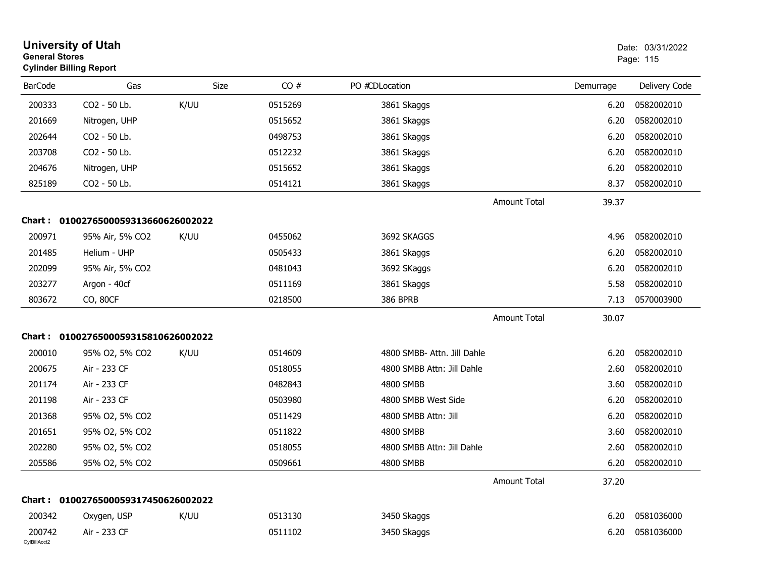# University of Utah
**General Stores**
**Cylinder Billing Report**

Date: 03/31/2022

| BarCode | Gas | Size | CO # | PO # | CDLocation | Demurrage | Delivery Code |
|---|---|---|---|---|---|---|---|
| 200333 | CO2 - 50 Lb. | K/UU | 0515269 | | 3861 Skaggs | 6.20 | 0582002010 |
| 201669 | Nitrogen, UHP | | 0515652 | | 3861 Skaggs | 6.20 | 0582002010 |
| 202644 | CO2 - 50 Lb. | | 0498753 | | 3861 Skaggs | 6.20 | 0582002010 |
| 203708 | CO2 - 50 Lb. | | 0512232 | | 3861 Skaggs | 6.20 | 0582002010 |
| 204676 | Nitrogen, UHP | | 0515652 | | 3861 Skaggs | 6.20 | 0582002010 |
| 825189 | CO2 - 50 Lb. | | 0514121 | | 3861 Skaggs | 8.37 | 0582002010 |
| | | | | | Amount Total | 39.37 | |

**Chart : 01002765000593136606260020 22**

| BarCode | Gas | Size | CO # | PO # | CDLocation | Demurrage | Delivery Code |
|---|---|---|---|---|---|---|---|
| 200971 | 95% Air, 5% CO2 | K/UU | 0455062 | | 3692 SKAGGS | 4.96 | 0582002010 |
| 201485 | Helium - UHP | | 0505433 | | 3861 Skaggs | 6.20 | 0582002010 |
| 202099 | 95% Air, 5% CO2 | | 0481043 | | 3692 SKaggs | 6.20 | 0582002010 |
| 203277 | Argon - 40cf | | 0511169 | | 3861 Skaggs | 5.58 | 0582002010 |
| 803672 | CO, 80CF | | 0218500 | | 386 BPRB | 7.13 | 0570003900 |
| | | | | | Amount Total | 30.07 | |

**Chart : 0100276500059315810626002022**

| BarCode | Gas | Size | CO # | PO # | CDLocation | Demurrage | Delivery Code |
|---|---|---|---|---|---|---|---|
| 200010 | 95% O2, 5% CO2 | K/UU | 0514609 | | 4800 SMBB- Attn. Jill Dahle | 6.20 | 0582002010 |
| 200675 | Air - 233 CF | | 0518055 | | 4800 SMBB Attn: Jill Dahle | 2.60 | 0582002010 |
| 201174 | Air - 233 CF | | 0482843 | | 4800 SMBB | 3.60 | 0582002010 |
| 201198 | Air - 233 CF | | 0503980 | | 4800 SMBB West Side | 6.20 | 0582002010 |
| 201368 | 95% O2, 5% CO2 | | 0511429 | | 4800 SMBB Attn: Jill | 6.20 | 0582002010 |
| 201651 | 95% O2, 5% CO2 | | 0511822 | | 4800 SMBB | 3.60 | 0582002010 |
| 202280 | 95% O2, 5% CO2 | | 0518055 | | 4800 SMBB Attn: Jill Dahle | 2.60 | 0582002010 |
| 205586 | 95% O2, 5% CO2 | | 0509661 | | 4800 SMBB | 6.20 | 0582002010 |
| | | | | | Amount Total | 37.20 | |

**Chart : 0100276500059317450626002022**

| BarCode | Gas | Size | CO # | PO # | CDLocation | Demurrage | Delivery Code |
|---|---|---|---|---|---|---|---|
| 200342 | Oxygen, USP | K/UU | 0513130 | | 3450 Skaggs | 6.20 | 0581036000 |
| 200742 | Air - 233 CF | | 0511102 | | 3450 Skaggs | 6.20 | 0581036000 |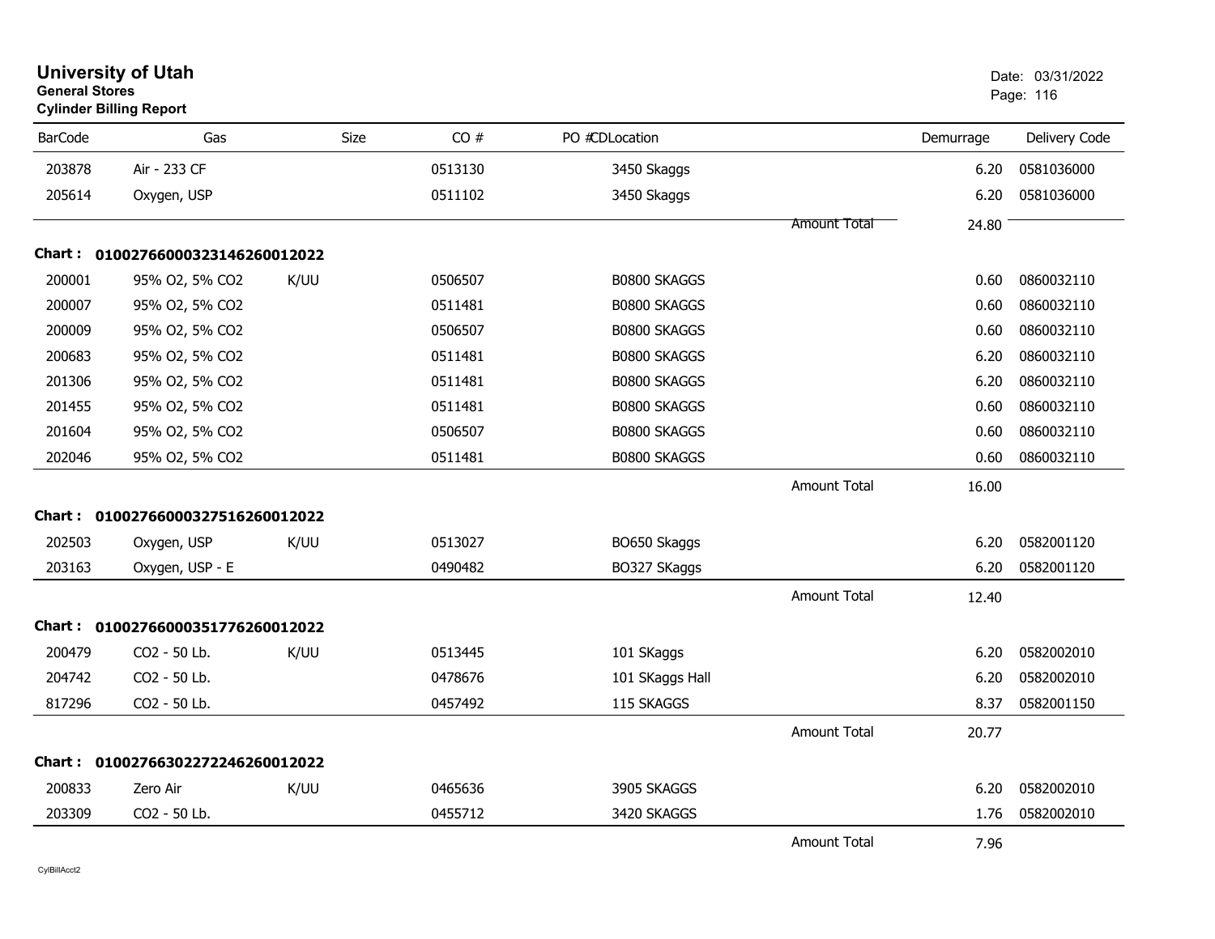**University of Utah**
**General Stores**
**Cylinder Billing Report**

Date: 03/31/2022

| BarCode | Gas | Size | CO # | PO #CDLocation | | Demurrage | Delivery Code |
|---|---|---|---|---|---|---|---|
| 203878 | Air - 233 CF | | 0513130 | 3450 Skaggs | | 6.20 | 0581036000 |
| 205614 | Oxygen, USP | | 0511102 | 3450 Skaggs | | 6.20 | 0581036000 |
| | | | | | Amount Total | 24.80 | |

**Chart : 01002766000323146260012022**

| BarCode | Gas | Size | CO # | PO #CDLocation | | Demurrage | Delivery Code |
|---|---|---|---|---|---|---|---|
| 200001 | 95% O2, 5% CO2 | K/UU | 0506507 | B0800 SKAGGS | | 0.60 | 0860032110 |
| 200007 | 95% O2, 5% CO2 | | 0511481 | B0800 SKAGGS | | 0.60 | 0860032110 |
| 200009 | 95% O2, 5% CO2 | | 0506507 | B0800 SKAGGS | | 0.60 | 0860032110 |
| 200683 | 95% O2, 5% CO2 | | 0511481 | B0800 SKAGGS | | 6.20 | 0860032110 |
| 201306 | 95% O2, 5% CO2 | | 0511481 | B0800 SKAGGS | | 6.20 | 0860032110 |
| 201455 | 95% O2, 5% CO2 | | 0511481 | B0800 SKAGGS | | 0.60 | 0860032110 |
| 201604 | 95% O2, 5% CO2 | | 0506507 | B0800 SKAGGS | | 0.60 | 0860032110 |
| 202046 | 95% O2, 5% CO2 | | 0511481 | B0800 SKAGGS | | 0.60 | 0860032110 |
| | | | | | Amount Total | 16.00 | |

**Chart : 01002766000327516260012022**

| BarCode | Gas | Size | CO # | PO #CDLocation | | Demurrage | Delivery Code |
|---|---|---|---|---|---|---|---|
| 202503 | Oxygen, USP | K/UU | 0513027 | BO650 Skaggs | | 6.20 | 0582001120 |
| 203163 | Oxygen, USP - E | | 0490482 | BO327 SKaggs | | 6.20 | 0582001120 |
| | | | | | Amount Total | 12.40 | |

**Chart : 01002766000351776260012022**

| BarCode | Gas | Size | CO # | PO #CDLocation | | Demurrage | Delivery Code |
|---|---|---|---|---|---|---|---|
| 200479 | CO2 - 50 Lb. | K/UU | 0513445 | 101 SKaggs | | 6.20 | 0582002010 |
| 204742 | CO2 - 50 Lb. | | 0478676 | 101 SKaggs Hall | | 6.20 | 0582002010 |
| 817296 | CO2 - 50 Lb. | | 0457492 | 115 SKAGGS | | 8.37 | 0582001150 |
| | | | | | Amount Total | 20.77 | |

**Chart : 01002766302272246260012022**

| BarCode | Gas | Size | CO # | PO #CDLocation | | Demurrage | Delivery Code |
|---|---|---|---|---|---|---|---|
| 200833 | Zero Air | K/UU | 0465636 | 3905 SKAGGS | | 6.20 | 0582002010 |
| 203309 | CO2 - 50 Lb. | | 0455712 | 3420 SKAGGS | | 1.76 | 0582002010 |
| | | | | | Amount Total | 7.96 | |

CylBillAcct2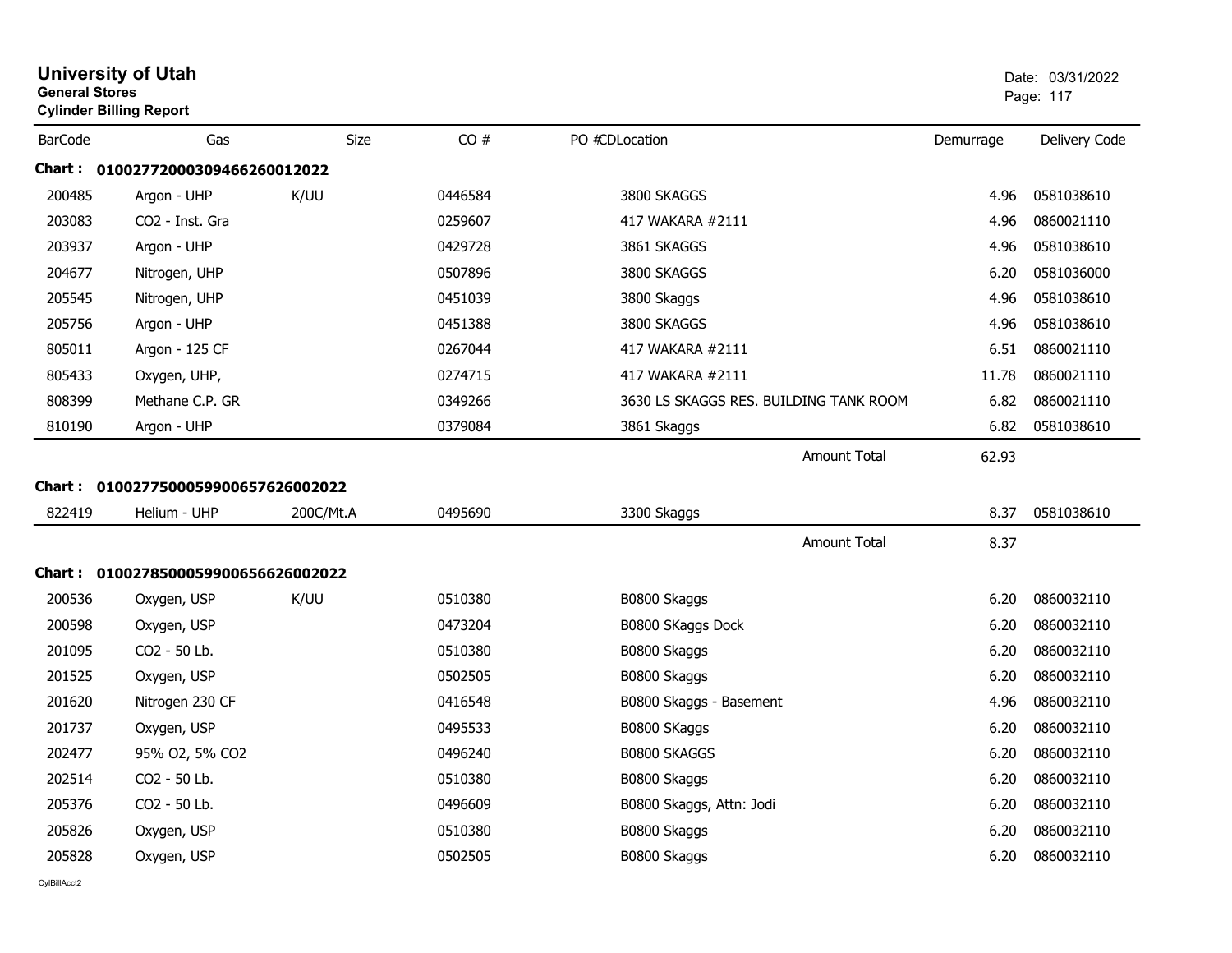# University of Utah

**General Stores**

**Cylinder Billing Report**

Date: 03/31/2022

| BarCode | Gas | Size | CO # | PO #CDLocation | Demurrage | Delivery Code |
|---|---|---|---|---|---|---|
| **Chart : 01002772000309466260012022** | | | | | | |
| 200485 | Argon - UHP | K/UU | 0446584 | 3800 SKAGGS | 4.96 | 0581038610 |
| 203083 | CO2 - Inst. Gra | | 0259607 | 417 WAKARA #2111 | 4.96 | 0860021110 |
| 203937 | Argon - UHP | | 0429728 | 3861 SKAGGS | 4.96 | 0581038610 |
| 204677 | Nitrogen, UHP | | 0507896 | 3800 SKAGGS | 6.20 | 0581036000 |
| 205545 | Nitrogen, UHP | | 0451039 | 3800 Skaggs | 4.96 | 0581038610 |
| 205756 | Argon - UHP | | 0451388 | 3800 SKAGGS | 4.96 | 0581038610 |
| 805011 | Argon - 125 CF | | 0267044 | 417 WAKARA #2111 | 6.51 | 0860021110 |
| 805433 | Oxygen, UHP, | | 0274715 | 417 WAKARA #2111 | 11.78 | 0860021110 |
| 808399 | Methane C.P. GR | | 0349266 | 3630 LS SKAGGS RES. BUILDING TANK ROOM | 6.82 | 0860021110 |
| 810190 | Argon - UHP | | 0379084 | 3861 Skaggs | 6.82 | 0581038610 |
| | | | | Amount Total | 62.93 | |
| **Chart : 01002775000599006576260020 22** | | | | | | |
| 822419 | Helium - UHP | 200C/Mt.A | 0495690 | 3300 Skaggs | 8.37 | 0581038610 |
| | | | | Amount Total | 8.37 | |
| **Chart : 01002785000599006566260020 22** | | | | | | |
| 200536 | Oxygen, USP | K/UU | 0510380 | B0800 Skaggs | 6.20 | 0860032110 |
| 200598 | Oxygen, USP | | 0473204 | B0800 SKaggs Dock | 6.20 | 0860032110 |
| 201095 | CO2 - 50 Lb. | | 0510380 | B0800 Skaggs | 6.20 | 0860032110 |
| 201525 | Oxygen, USP | | 0502505 | B0800 Skaggs | 6.20 | 0860032110 |
| 201620 | Nitrogen 230 CF | | 0416548 | B0800 Skaggs - Basement | 4.96 | 0860032110 |
| 201737 | Oxygen, USP | | 0495533 | B0800 SKaggs | 6.20 | 0860032110 |
| 202477 | 95% O2, 5% CO2 | | 0496240 | B0800 SKAGGS | 6.20 | 0860032110 |
| 202514 | CO2 - 50 Lb. | | 0510380 | B0800 Skaggs | 6.20 | 0860032110 |
| 205376 | CO2 - 50 Lb. | | 0496609 | B0800 Skaggs, Attn: Jodi | 6.20 | 0860032110 |
| 205826 | Oxygen, USP | | 0510380 | B0800 Skaggs | 6.20 | 0860032110 |
| 205828 | Oxygen, USP | | 0502505 | B0800 Skaggs | 6.20 | 0860032110 |

CylBillAcct2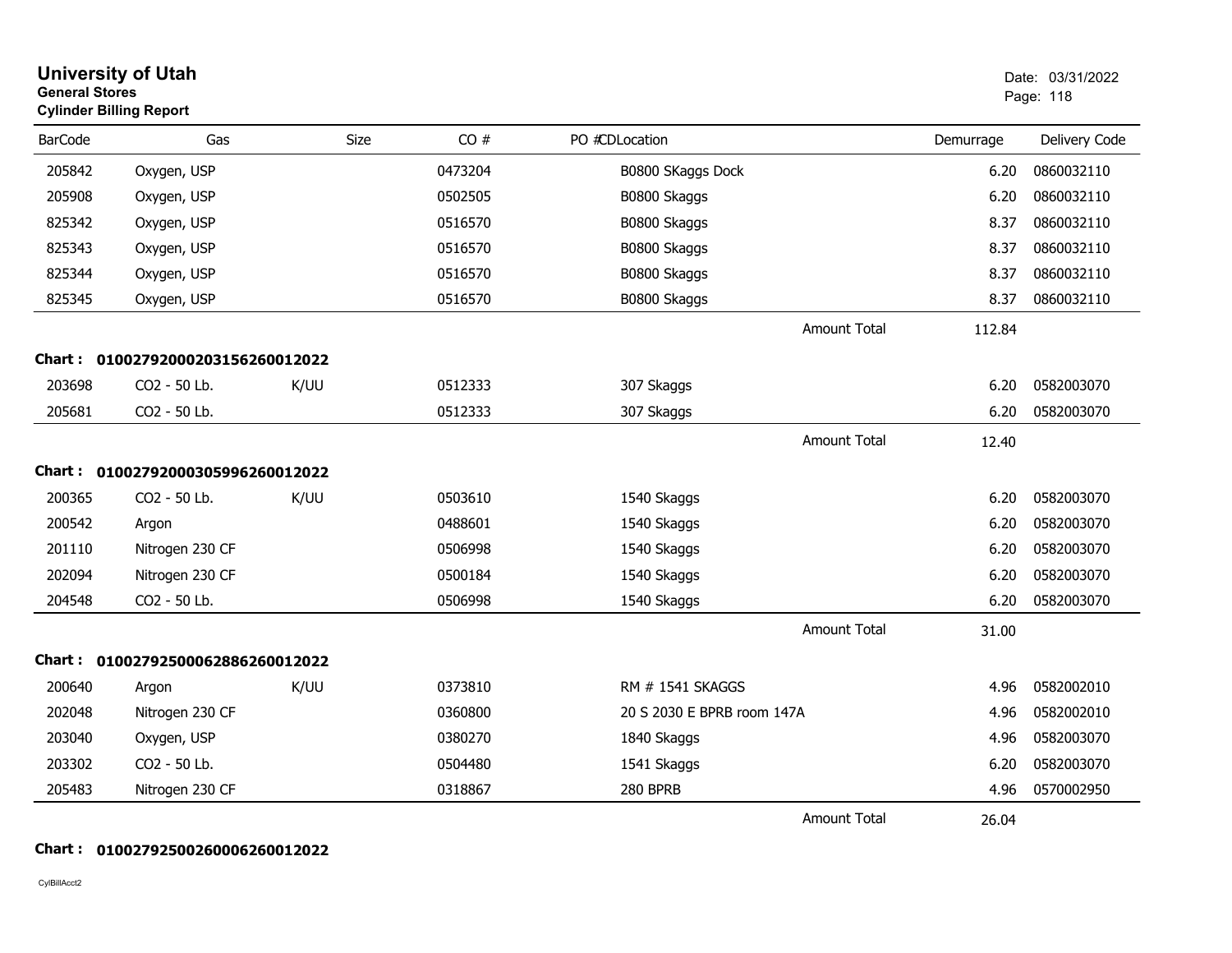**University of Utah**
**General Stores**
**Cylinder Billing Report**

Date: 03/31/2022

| BarCode | Gas | Size | CO # | PO #CDLocation | Demurrage | Delivery Code |
|---|---|---|---|---|---|---|
| 205842 | Oxygen, USP | | 0473204 | B0800 SKaggs Dock | 6.20 | 0860032110 |
| 205908 | Oxygen, USP | | 0502505 | B0800 Skaggs | 6.20 | 0860032110 |
| 825342 | Oxygen, USP | | 0516570 | B0800 Skaggs | 8.37 | 0860032110 |
| 825343 | Oxygen, USP | | 0516570 | B0800 Skaggs | 8.37 | 0860032110 |
| 825344 | Oxygen, USP | | 0516570 | B0800 Skaggs | 8.37 | 0860032110 |
| 825345 | Oxygen, USP | | 0516570 | B0800 Skaggs | 8.37 | 0860032110 |
| | | | | Amount Total | 112.84 | |

**Chart : 01002792000203156260012022**

| BarCode | Gas | Size | CO # | PO #CDLocation | Demurrage | Delivery Code |
|---|---|---|---|---|---|---|
| 203698 | CO2 - 50 Lb. | K/UU | 0512333 | 307 Skaggs | 6.20 | 0582003070 |
| 205681 | CO2 - 50 Lb. | | 0512333 | 307 Skaggs | 6.20 | 0582003070 |
| | | | | Amount Total | 12.40 | |

**Chart : 01002792000305996260012022**

| BarCode | Gas | Size | CO # | PO #CDLocation | Demurrage | Delivery Code |
|---|---|---|---|---|---|---|
| 200365 | CO2 - 50 Lb. | K/UU | 0503610 | 1540 Skaggs | 6.20 | 0582003070 |
| 200542 | Argon | | 0488601 | 1540 Skaggs | 6.20 | 0582003070 |
| 201110 | Nitrogen 230 CF | | 0506998 | 1540 Skaggs | 6.20 | 0582003070 |
| 202094 | Nitrogen 230 CF | | 0500184 | 1540 Skaggs | 6.20 | 0582003070 |
| 204548 | CO2 - 50 Lb. | | 0506998 | 1540 Skaggs | 6.20 | 0582003070 |
| | | | | Amount Total | 31.00 | |

**Chart : 01002792500062886260012022**

| BarCode | Gas | Size | CO # | PO #CDLocation | Demurrage | Delivery Code |
|---|---|---|---|---|---|---|
| 200640 | Argon | K/UU | 0373810 | RM # 1541 SKAGGS | 4.96 | 0582002010 |
| 202048 | Nitrogen 230 CF | | 0360800 | 20 S 2030 E BPRB room 147A | 4.96 | 0582002010 |
| 203040 | Oxygen, USP | | 0380270 | 1840 Skaggs | 4.96 | 0582003070 |
| 203302 | CO2 - 50 Lb. | | 0504480 | 1541 Skaggs | 6.20 | 0582003070 |
| 205483 | Nitrogen 230 CF | | 0318867 | 280 BPRB | 4.96 | 0570002950 |
| | | | | Amount Total | 26.04 | |

**Chart : 01002792500260006260012022**

CylBillAcct2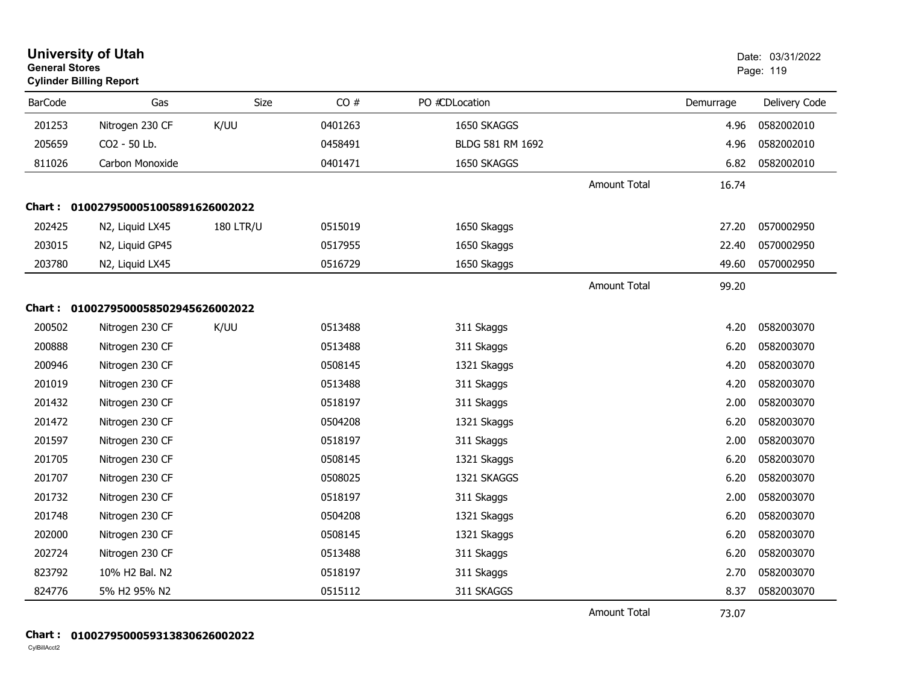# University of Utah

**General Stores**

**Cylinder Billing Report**

Date: 03/31/2022

| BarCode | Gas | Size | CO # | PO #CDLocation | | Demurrage | Delivery Code |
|---|---|---|---|---|---|---|---|
| 201253 | Nitrogen 230 CF | K/UU | 0401263 | 1650 SKAGGS | | 4.96 | 0582002010 |
| 205659 | CO2 - 50 Lb. | | 0458491 | BLDG 581 RM 1692 | | 4.96 | 0582002010 |
| 811026 | Carbon Monoxide | | 0401471 | 1650 SKAGGS | | 6.82 | 0582002010 |
| | | | | | Amount Total | 16.74 | |

**Chart : 01002795000510058916260020​22**

| BarCode | Gas | Size | CO # | PO #CDLocation | | Demurrage | Delivery Code |
|---|---|---|---|---|---|---|---|
| 202425 | N2, Liquid LX45 | 180 LTR/U | 0515019 | 1650 Skaggs | | 27.20 | 0570002950 |
| 203015 | N2, Liquid GP45 | | 0517955 | 1650 Skaggs | | 22.40 | 0570002950 |
| 203780 | N2, Liquid LX45 | | 0516729 | 1650 Skaggs | | 49.60 | 0570002950 |
| | | | | | Amount Total | 99.20 | |

**Chart : 0100279500058502945626002022**

| BarCode | Gas | Size | CO # | PO #CDLocation | | Demurrage | Delivery Code |
|---|---|---|---|---|---|---|---|
| 200502 | Nitrogen 230 CF | K/UU | 0513488 | 311 Skaggs | | 4.20 | 0582003070 |
| 200888 | Nitrogen 230 CF | | 0513488 | 311 Skaggs | | 6.20 | 0582003070 |
| 200946 | Nitrogen 230 CF | | 0508145 | 1321 Skaggs | | 4.20 | 0582003070 |
| 201019 | Nitrogen 230 CF | | 0513488 | 311 Skaggs | | 4.20 | 0582003070 |
| 201432 | Nitrogen 230 CF | | 0518197 | 311 Skaggs | | 2.00 | 0582003070 |
| 201472 | Nitrogen 230 CF | | 0504208 | 1321 Skaggs | | 6.20 | 0582003070 |
| 201597 | Nitrogen 230 CF | | 0518197 | 311 Skaggs | | 2.00 | 0582003070 |
| 201705 | Nitrogen 230 CF | | 0508145 | 1321 Skaggs | | 6.20 | 0582003070 |
| 201707 | Nitrogen 230 CF | | 0508025 | 1321 SKAGGS | | 6.20 | 0582003070 |
| 201732 | Nitrogen 230 CF | | 0518197 | 311 Skaggs | | 2.00 | 0582003070 |
| 201748 | Nitrogen 230 CF | | 0504208 | 1321 Skaggs | | 6.20 | 0582003070 |
| 202000 | Nitrogen 230 CF | | 0508145 | 1321 Skaggs | | 6.20 | 0582003070 |
| 202724 | Nitrogen 230 CF | | 0513488 | 311 Skaggs | | 6.20 | 0582003070 |
| 823792 | 10% H2 Bal. N2 | | 0518197 | 311 Skaggs | | 2.70 | 0582003070 |
| 824776 | 5% H2 95% N2 | | 0515112 | 311 SKAGGS | | 8.37 | 0582003070 |
| | | | | | Amount Total | 73.07 | |

**Chart : 0100279500059313830626002022**

CylBillAcct2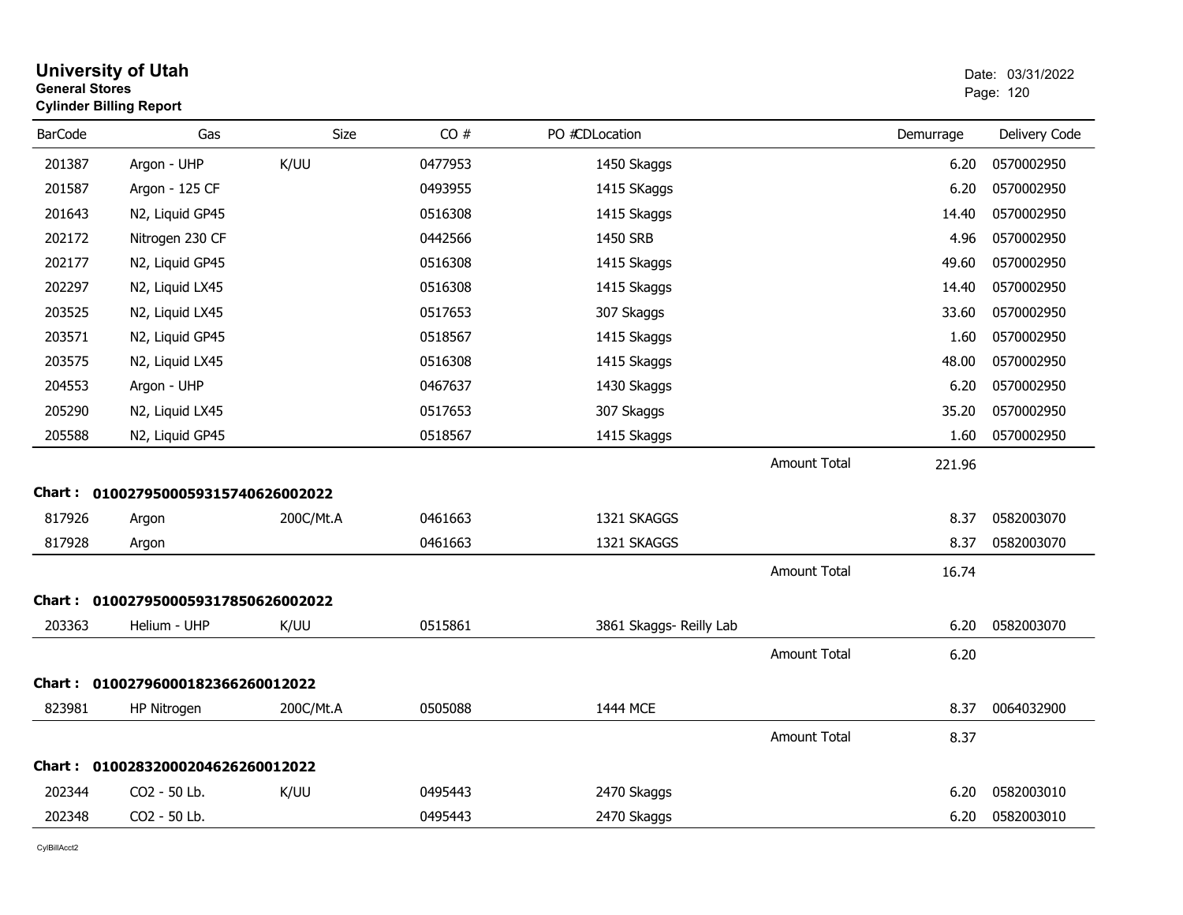# University of Utah
**General Stores**
**Cylinder Billing Report**

Date: 03/31/2022

| BarCode | Gas | Size | CO # | PO # | CDLocation | Demurrage | Delivery Code |
|---|---|---|---|---|---|---|---|
| 201387 | Argon - UHP | K/UU | 0477953 | | 1450 Skaggs | 6.20 | 0570002950 |
| 201587 | Argon - 125 CF | | 0493955 | | 1415 SKaggs | 6.20 | 0570002950 |
| 201643 | N2, Liquid GP45 | | 0516308 | | 1415 Skaggs | 14.40 | 0570002950 |
| 202172 | Nitrogen 230 CF | | 0442566 | | 1450 SRB | 4.96 | 0570002950 |
| 202177 | N2, Liquid GP45 | | 0516308 | | 1415 Skaggs | 49.60 | 0570002950 |
| 202297 | N2, Liquid LX45 | | 0516308 | | 1415 Skaggs | 14.40 | 0570002950 |
| 203525 | N2, Liquid LX45 | | 0517653 | | 307 Skaggs | 33.60 | 0570002950 |
| 203571 | N2, Liquid GP45 | | 0518567 | | 1415 Skaggs | 1.60 | 0570002950 |
| 203575 | N2, Liquid LX45 | | 0516308 | | 1415 Skaggs | 48.00 | 0570002950 |
| 204553 | Argon - UHP | | 0467637 | | 1430 Skaggs | 6.20 | 0570002950 |
| 205290 | N2, Liquid LX45 | | 0517653 | | 307 Skaggs | 35.20 | 0570002950 |
| 205588 | N2, Liquid GP45 | | 0518567 | | 1415 Skaggs | 1.60 | 0570002950 |
| | | | | | Amount Total | 221.96 | |

**Chart : 01002795000593157406260020 22**

| BarCode | Gas | Size | CO # | PO # | CDLocation | Demurrage | Delivery Code |
|---|---|---|---|---|---|---|---|
| 817926 | Argon | 200C/Mt.A | 0461663 | | 1321 SKAGGS | 8.37 | 0582003070 |
| 817928 | Argon | | 0461663 | | 1321 SKAGGS | 8.37 | 0582003070 |
| | | | | | Amount Total | 16.74 | |

**Chart : 01002795000593178506260020 22**

| BarCode | Gas | Size | CO # | PO # | CDLocation | Demurrage | Delivery Code |
|---|---|---|---|---|---|---|---|
| 203363 | Helium - UHP | K/UU | 0515861 | | 3861 Skaggs- Reilly Lab | 6.20 | 0582003070 |
| | | | | | Amount Total | 6.20 | |

**Chart : 0100279600018236626001 2022**

| BarCode | Gas | Size | CO # | PO # | CDLocation | Demurrage | Delivery Code |
|---|---|---|---|---|---|---|---|
| 823981 | HP Nitrogen | 200C/Mt.A | 0505088 | | 1444 MCE | 8.37 | 0064032900 |
| | | | | | Amount Total | 8.37 | |

**Chart : 0100283200020462626001 2022**

| BarCode | Gas | Size | CO # | PO # | CDLocation | Demurrage | Delivery Code |
|---|---|---|---|---|---|---|---|
| 202344 | CO2 - 50 Lb. | K/UU | 0495443 | | 2470 Skaggs | 6.20 | 0582003010 |
| 202348 | CO2 - 50 Lb. | | 0495443 | | 2470 Skaggs | 6.20 | 0582003010 |

CylBillAcct2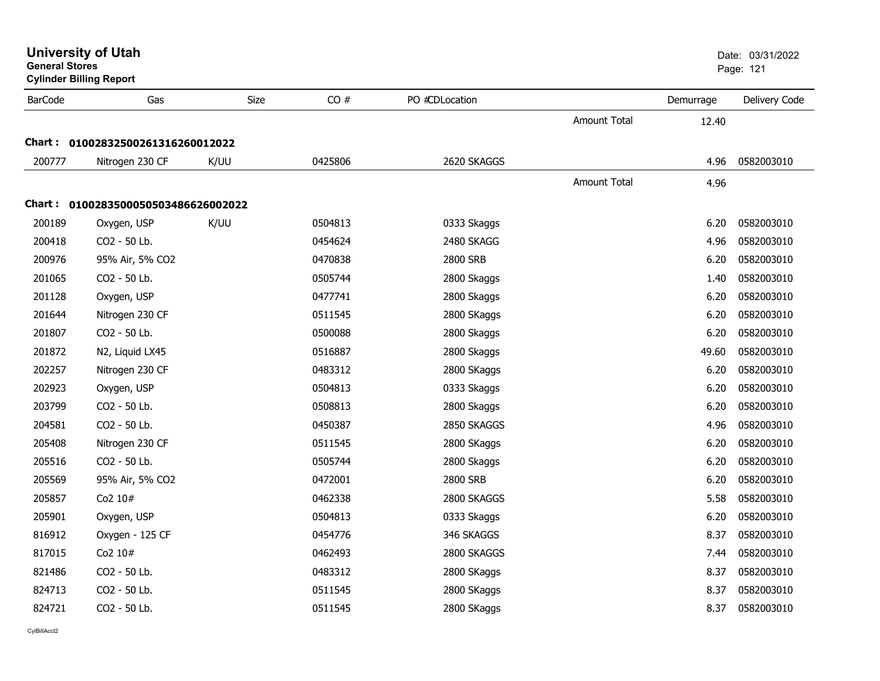**University of Utah**
**General Stores**
**Cylinder Billing Report**

Date: 03/31/2022

| BarCode | Gas | Size | CO # | PO #CDLocation | | Demurrage | Delivery Code |
|---|---|---|---|---|---|---|---|
| | | | | | Amount Total | 12.40 | |
| **Chart : 01002832500261316260012022** | | | | | | | |
| 200777 | Nitrogen 230 CF | K/UU | 0425806 | 2620 SKAGGS | | 4.96 | 0582003010 |
| | | | | | Amount Total | 4.96 | |
| **Chart : 01002835000505034866260020​22** | | | | | | | |
| 200189 | Oxygen, USP | K/UU | 0504813 | 0333 Skaggs | | 6.20 | 0582003010 |
| 200418 | CO2 - 50 Lb. | | 0454624 | 2480 SKAGG | | 4.96 | 0582003010 |
| 200976 | 95% Air, 5% CO2 | | 0470838 | 2800 SRB | | 6.20 | 0582003010 |
| 201065 | CO2 - 50 Lb. | | 0505744 | 2800 Skaggs | | 1.40 | 0582003010 |
| 201128 | Oxygen, USP | | 0477741 | 2800 Skaggs | | 6.20 | 0582003010 |
| 201644 | Nitrogen 230 CF | | 0511545 | 2800 SKaggs | | 6.20 | 0582003010 |
| 201807 | CO2 - 50 Lb. | | 0500088 | 2800 Skaggs | | 6.20 | 0582003010 |
| 201872 | N2, Liquid LX45 | | 0516887 | 2800 Skaggs | | 49.60 | 0582003010 |
| 202257 | Nitrogen 230 CF | | 0483312 | 2800 SKaggs | | 6.20 | 0582003010 |
| 202923 | Oxygen, USP | | 0504813 | 0333 Skaggs | | 6.20 | 0582003010 |
| 203799 | CO2 - 50 Lb. | | 0508813 | 2800 Skaggs | | 6.20 | 0582003010 |
| 204581 | CO2 - 50 Lb. | | 0450387 | 2850 SKAGGS | | 4.96 | 0582003010 |
| 205408 | Nitrogen 230 CF | | 0511545 | 2800 SKaggs | | 6.20 | 0582003010 |
| 205516 | CO2 - 50 Lb. | | 0505744 | 2800 Skaggs | | 6.20 | 0582003010 |
| 205569 | 95% Air, 5% CO2 | | 0472001 | 2800 SRB | | 6.20 | 0582003010 |
| 205857 | Co2 10# | | 0462338 | 2800 SKAGGS | | 5.58 | 0582003010 |
| 205901 | Oxygen, USP | | 0504813 | 0333 Skaggs | | 6.20 | 0582003010 |
| 816912 | Oxygen - 125 CF | | 0454776 | 346 SKAGGS | | 8.37 | 0582003010 |
| 817015 | Co2 10# | | 0462493 | 2800 SKAGGS | | 7.44 | 0582003010 |
| 821486 | CO2 - 50 Lb. | | 0483312 | 2800 SKaggs | | 8.37 | 0582003010 |
| 824713 | CO2 - 50 Lb. | | 0511545 | 2800 SKaggs | | 8.37 | 0582003010 |
| 824721 | CO2 - 50 Lb. | | 0511545 | 2800 SKaggs | | 8.37 | 0582003010 |

CylBillAcct2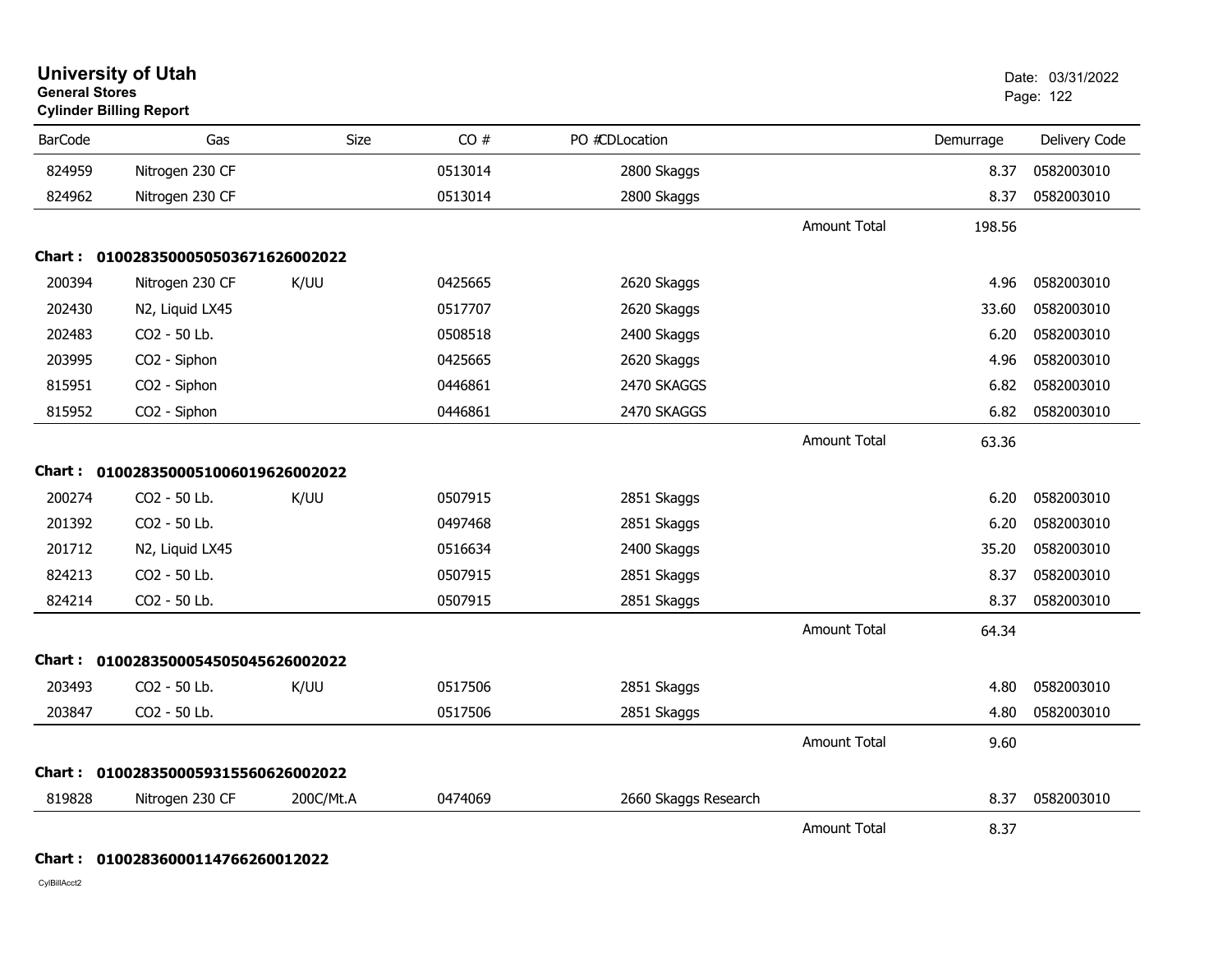**University of Utah**
**General Stores**
**Cylinder Billing Report**

Date: 03/31/2022

| BarCode | Gas | Size | CO # | PO #CDLocation | | Demurrage | Delivery Code |
|---|---|---|---|---|---|---|---|
| 824959 | Nitrogen 230 CF | | 0513014 | 2800 Skaggs | | 8.37 | 0582003010 |
| 824962 | Nitrogen 230 CF | | 0513014 | 2800 Skaggs | | 8.37 | 0582003010 |
| | | | | | Amount Total | 198.56 | |
| **Chart :** | **01002835000505036716260002022** | | | | | | |
| 200394 | Nitrogen 230 CF | K/UU | 0425665 | 2620 Skaggs | | 4.96 | 0582003010 |
| 202430 | N2, Liquid LX45 | | 0517707 | 2620 Skaggs | | 33.60 | 0582003010 |
| 202483 | CO2 - 50 Lb. | | 0508518 | 2400 Skaggs | | 6.20 | 0582003010 |
| 203995 | CO2 - Siphon | | 0425665 | 2620 Skaggs | | 4.96 | 0582003010 |
| 815951 | CO2 - Siphon | | 0446861 | 2470 SKAGGS | | 6.82 | 0582003010 |
| 815952 | CO2 - Siphon | | 0446861 | 2470 SKAGGS | | 6.82 | 0582003010 |
| | | | | | Amount Total | 63.36 | |
| **Chart :** | **01002835000510060196260002022** | | | | | | |
| 200274 | CO2 - 50 Lb. | K/UU | 0507915 | 2851 Skaggs | | 6.20 | 0582003010 |
| 201392 | CO2 - 50 Lb. | | 0497468 | 2851 Skaggs | | 6.20 | 0582003010 |
| 201712 | N2, Liquid LX45 | | 0516634 | 2400 Skaggs | | 35.20 | 0582003010 |
| 824213 | CO2 - 50 Lb. | | 0507915 | 2851 Skaggs | | 8.37 | 0582003010 |
| 824214 | CO2 - 50 Lb. | | 0507915 | 2851 Skaggs | | 8.37 | 0582003010 |
| | | | | | Amount Total | 64.34 | |
| **Chart :** | **01002835000545050456260002022** | | | | | | |
| 203493 | CO2 - 50 Lb. | K/UU | 0517506 | 2851 Skaggs | | 4.80 | 0582003010 |
| 203847 | CO2 - 50 Lb. | | 0517506 | 2851 Skaggs | | 4.80 | 0582003010 |
| | | | | | Amount Total | 9.60 | |
| **Chart :** | **01002835000593155606260002022** | | | | | | |
| 819828 | Nitrogen 230 CF | 200C/Mt.A | 0474069 | 2660 Skaggs Research | | 8.37 | 0582003010 |
| | | | | | Amount Total | 8.37 | |
| **Chart :** | **0100283600011476626001202​2** | | | | | | |

CylBillAcct2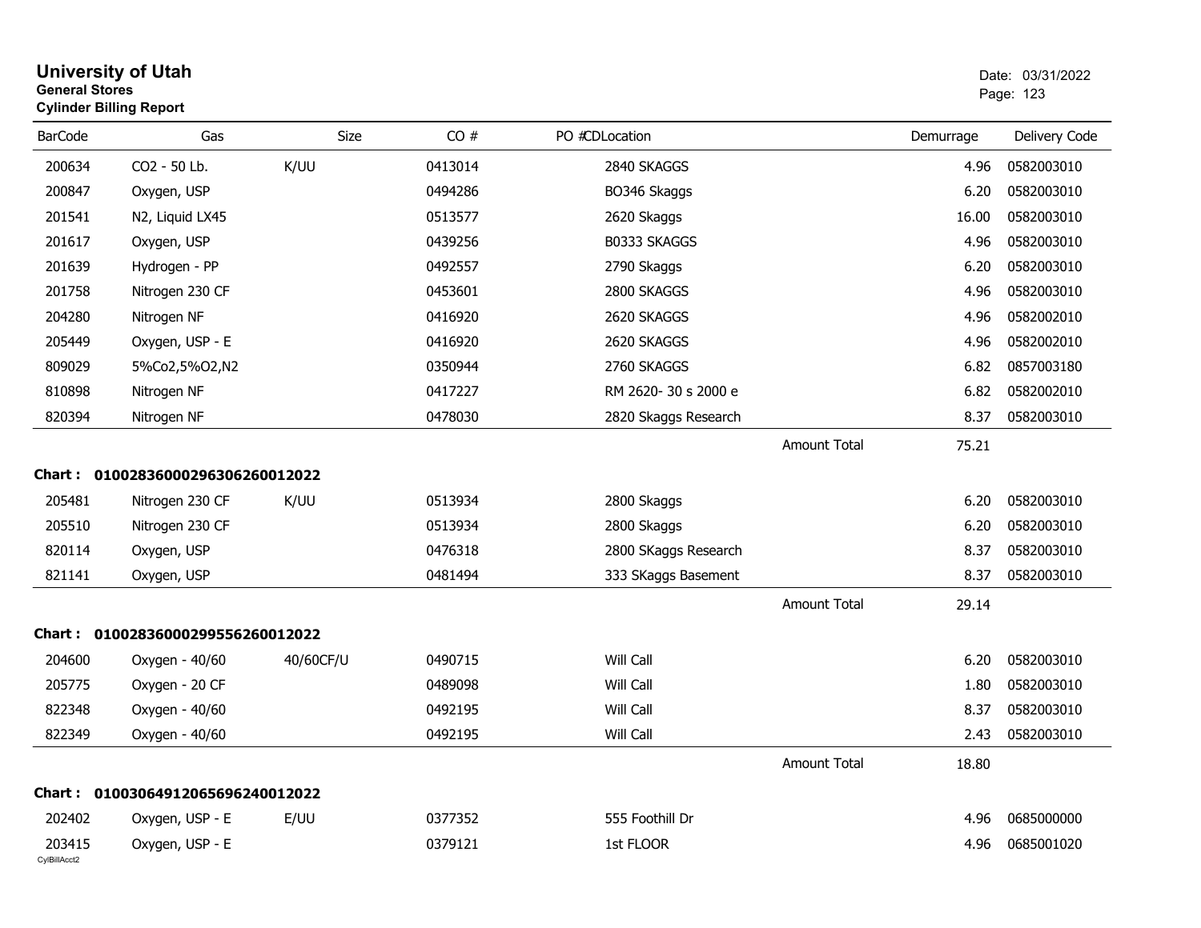# University of Utah
**General Stores**
**Cylinder Billing Report**

Date: 03/31/2022

| BarCode | Gas | Size | CO # | PO # | CDLocation | Demurrage | Delivery Code |
|---|---|---|---|---|---|---|---|
| 200634 | CO2 - 50 Lb. | K/UU | 0413014 | | 2840 SKAGGS | 4.96 | 0582003010 |
| 200847 | Oxygen, USP | | 0494286 | | BO346 Skaggs | 6.20 | 0582003010 |
| 201541 | N2, Liquid LX45 | | 0513577 | | 2620 Skaggs | 16.00 | 0582003010 |
| 201617 | Oxygen, USP | | 0439256 | | B0333 SKAGGS | 4.96 | 0582003010 |
| 201639 | Hydrogen - PP | | 0492557 | | 2790 Skaggs | 6.20 | 0582003010 |
| 201758 | Nitrogen 230 CF | | 0453601 | | 2800 SKAGGS | 4.96 | 0582003010 |
| 204280 | Nitrogen NF | | 0416920 | | 2620 SKAGGS | 4.96 | 0582002010 |
| 205449 | Oxygen, USP - E | | 0416920 | | 2620 SKAGGS | 4.96 | 0582002010 |
| 809029 | 5%Co2,5%O2,N2 | | 0350944 | | 2760 SKAGGS | 6.82 | 0857003180 |
| 810898 | Nitrogen NF | | 0417227 | | RM 2620- 30 s 2000 e | 6.82 | 0582002010 |
| 820394 | Nitrogen NF | | 0478030 | | 2820 Skaggs Research | 8.37 | 0582003010 |
| | | | | | Amount Total | 75.21 | |

**Chart : 01002836000296306260012022**

| BarCode | Gas | Size | CO # | PO # | CDLocation | Demurrage | Delivery Code |
|---|---|---|---|---|---|---|---|
| 205481 | Nitrogen 230 CF | K/UU | 0513934 | | 2800 Skaggs | 6.20 | 0582003010 |
| 205510 | Nitrogen 230 CF | | 0513934 | | 2800 Skaggs | 6.20 | 0582003010 |
| 820114 | Oxygen, USP | | 0476318 | | 2800 SKaggs Research | 8.37 | 0582003010 |
| 821141 | Oxygen, USP | | 0481494 | | 333 SKaggs Basement | 8.37 | 0582003010 |
| | | | | | Amount Total | 29.14 | |

**Chart : 01002836000299556260012022**

| BarCode | Gas | Size | CO # | PO # | CDLocation | Demurrage | Delivery Code |
|---|---|---|---|---|---|---|---|
| 204600 | Oxygen - 40/60 | 40/60CF/U | 0490715 | | Will Call | 6.20 | 0582003010 |
| 205775 | Oxygen - 20 CF | | 0489098 | | Will Call | 1.80 | 0582003010 |
| 822348 | Oxygen - 40/60 | | 0492195 | | Will Call | 8.37 | 0582003010 |
| 822349 | Oxygen - 40/60 | | 0492195 | | Will Call | 2.43 | 0582003010 |
| | | | | | Amount Total | 18.80 | |

**Chart : 01003064912065696240012022**

| BarCode | Gas | Size | CO # | PO # | CDLocation | Demurrage | Delivery Code |
|---|---|---|---|---|---|---|---|
| 202402 | Oxygen, USP - E | E/UU | 0377352 | | 555 Foothill Dr | 4.96 | 0685000000 |
| 203415 | Oxygen, USP - E | | 0379121 | | 1st FLOOR | 4.96 | 0685001020 |

CylBillAcct2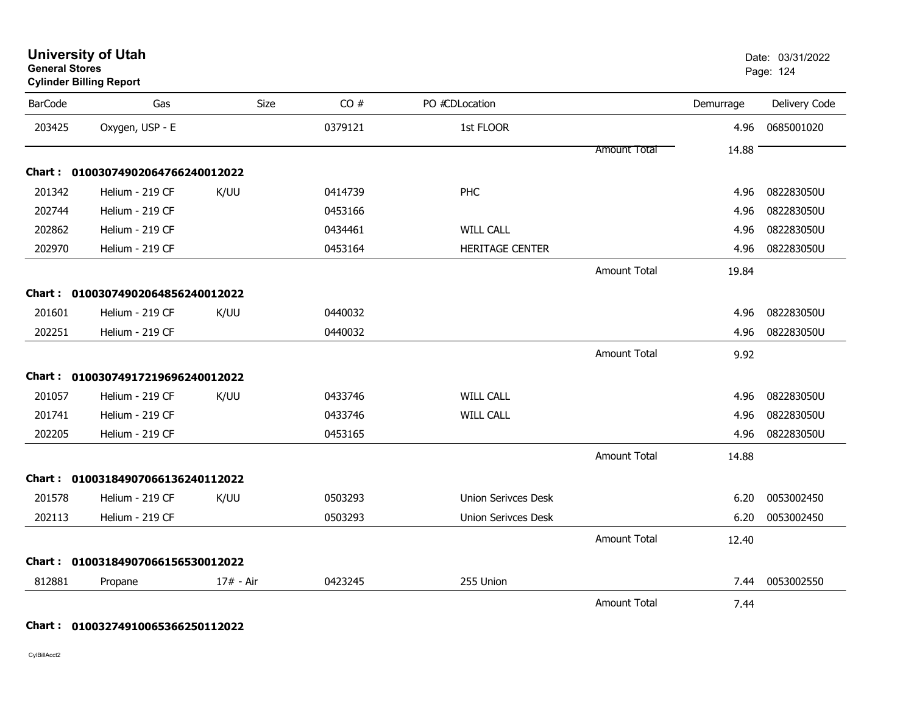# University of Utah

**General Stores**

**Cylinder Billing Report**

Date: 03/31/2022

| BarCode | Gas | Size | CO # | PO #CDLocation | | Demurrage | Delivery Code |
|---|---|---|---|---|---|---|---|
| 203425 | Oxygen, USP - E | | 0379121 | 1st FLOOR | | 4.96 | 0685001020 |
| | | | | | Amount Total | 14.88 | |
| **Chart :** | **01003074902064766240012022** | | | | | | |
| 201342 | Helium - 219 CF | K/UU | 0414739 | PHC | | 4.96 | 082283050U |
| 202744 | Helium - 219 CF | | 0453166 | | | 4.96 | 082283050U |
| 202862 | Helium - 219 CF | | 0434461 | WILL CALL | | 4.96 | 082283050U |
| 202970 | Helium - 219 CF | | 0453164 | HERITAGE CENTER | | 4.96 | 082283050U |
| | | | | | Amount Total | 19.84 | |
| **Chart :** | **01003074902064856240012022** | | | | | | |
| 201601 | Helium - 219 CF | K/UU | 0440032 | | | 4.96 | 082283050U |
| 202251 | Helium - 219 CF | | 0440032 | | | 4.96 | 082283050U |
| | | | | | Amount Total | 9.92 | |
| **Chart :** | **01003074917219696240012022** | | | | | | |
| 201057 | Helium - 219 CF | K/UU | 0433746 | WILL CALL | | 4.96 | 082283050U |
| 201741 | Helium - 219 CF | | 0433746 | WILL CALL | | 4.96 | 082283050U |
| 202205 | Helium - 219 CF | | 0453165 | | | 4.96 | 082283050U |
| | | | | | Amount Total | 14.88 | |
| **Chart :** | **01003184907066136240112022** | | | | | | |
| 201578 | Helium - 219 CF | K/UU | 0503293 | Union Serivces Desk | | 6.20 | 0053002450 |
| 202113 | Helium - 219 CF | | 0503293 | Union Serivces Desk | | 6.20 | 0053002450 |
| | | | | | Amount Total | 12.40 | |
| **Chart :** | **01003184907066156530012022** | | | | | | |
| 812881 | Propane | 17# - Air | 0423245 | 255 Union | | 7.44 | 0053002550 |
| | | | | | Amount Total | 7.44 | |
| **Chart :** | **01003274910065366250112022** | | | | | | |

CylBillAcct2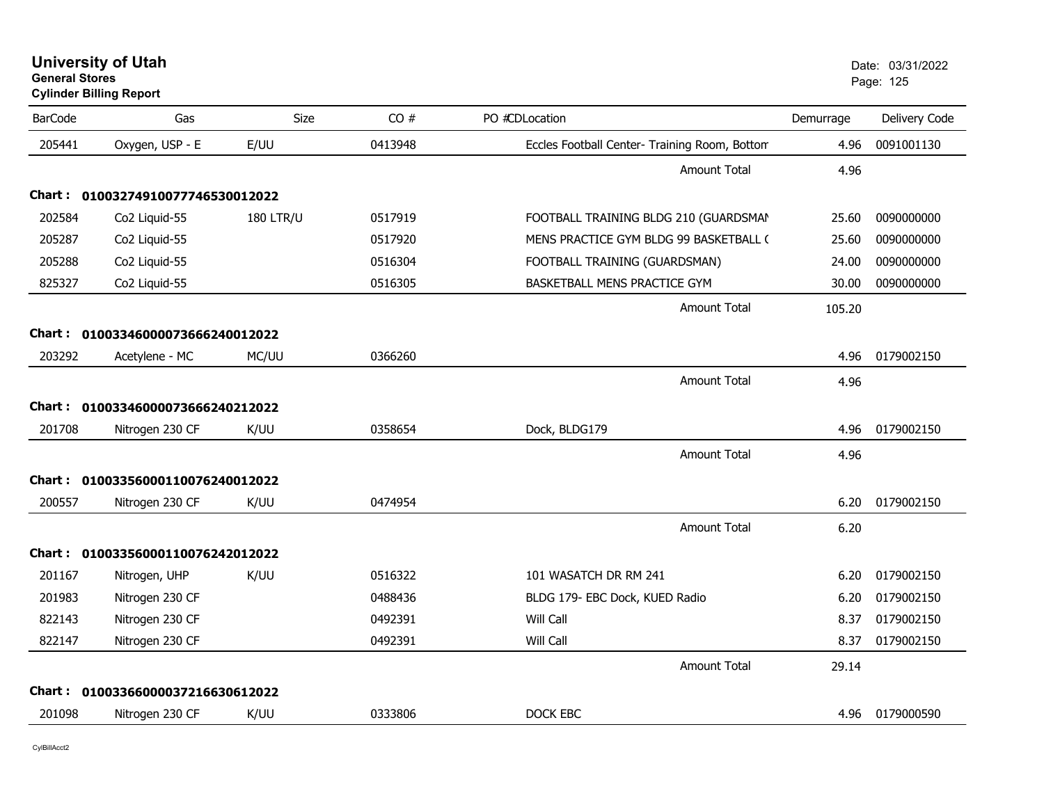**University of Utah**
**General Stores**
**Cylinder Billing Report**

Date: 03/31/2022

| BarCode | Gas | Size | CO # | PO # | CD | Location | Demurrage | Delivery Code |
|---|---|---|---|---|---|---|---|---|
| 205441 | Oxygen, USP - E | E/UU | 0413948 | | | Eccles Football Center- Training Room, Bottom | 4.96 | 0091001130 |
| | | | | | | Amount Total | 4.96 | |
| **Chart :** | **01003274910077746530012022** | | | | | | | |
| 202584 | Co2 Liquid-55 | 180 LTR/U | 0517919 | | | FOOTBALL TRAINING BLDG 210 (GUARDSMAN | 25.60 | 0090000000 |
| 205287 | Co2 Liquid-55 | | 0517920 | | | MENS PRACTICE GYM BLDG 99 BASKETBALL ( | 25.60 | 0090000000 |
| 205288 | Co2 Liquid-55 | | 0516304 | | | FOOTBALL TRAINING (GUARDSMAN) | 24.00 | 0090000000 |
| 825327 | Co2 Liquid-55 | | 0516305 | | | BASKETBALL MENS PRACTICE GYM | 30.00 | 0090000000 |
| | | | | | | Amount Total | 105.20 | |
| **Chart :** | **01003346000073666240012022** | | | | | | | |
| 203292 | Acetylene - MC | MC/UU | 0366260 | | | | 4.96 | 0179002150 |
| | | | | | | Amount Total | 4.96 | |
| **Chart :** | **01003346000073666240212022** | | | | | | | |
| 201708 | Nitrogen 230 CF | K/UU | 0358654 | | | Dock, BLDG179 | 4.96 | 0179002150 |
| | | | | | | Amount Total | 4.96 | |
| **Chart :** | **01003356000110076240012022** | | | | | | | |
| 200557 | Nitrogen 230 CF | K/UU | 0474954 | | | | 6.20 | 0179002150 |
| | | | | | | Amount Total | 6.20 | |
| **Chart :** | **01003356000110076242012022** | | | | | | | |
| 201167 | Nitrogen, UHP | K/UU | 0516322 | | | 101 WASATCH DR RM 241 | 6.20 | 0179002150 |
| 201983 | Nitrogen 230 CF | | 0488436 | | | BLDG 179- EBC Dock, KUED Radio | 6.20 | 0179002150 |
| 822143 | Nitrogen 230 CF | | 0492391 | | | Will Call | 8.37 | 0179002150 |
| 822147 | Nitrogen 230 CF | | 0492391 | | | Will Call | 8.37 | 0179002150 |
| | | | | | | Amount Total | 29.14 | |
| **Chart :** | **01003366000037216630612022** | | | | | | | |
| 201098 | Nitrogen 230 CF | K/UU | 0333806 | | | DOCK EBC | 4.96 | 0179000590 |

CylBillAcct2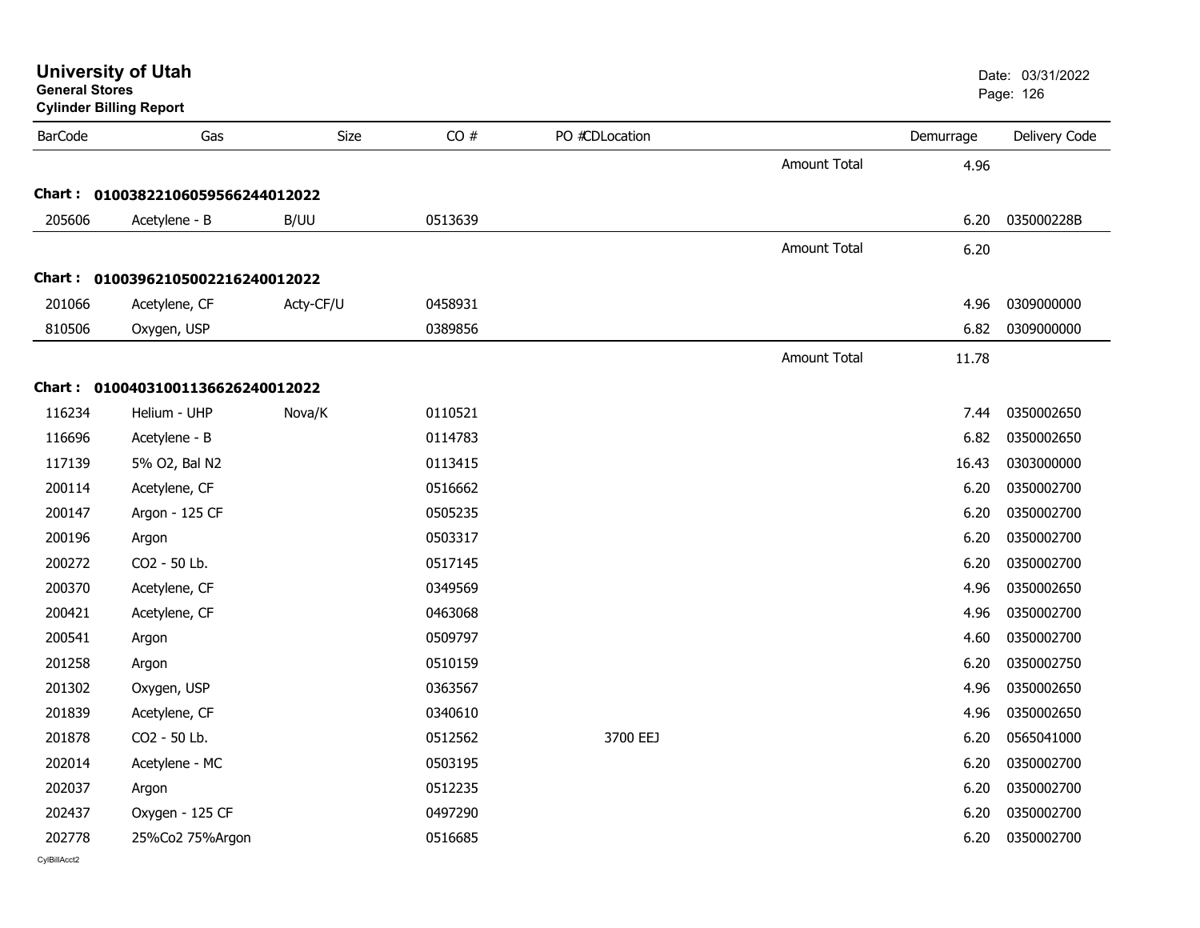# University of Utah

**General Stores**

**Cylinder Billing Report**

Date: 03/31/2022

| BarCode | Gas | Size | CO # | PO # | CDLocation | | Demurrage | Delivery Code |
|---|---|---|---|---|---|---|---|---|
| | | | | | | Amount Total | 4.96 | |
| **Chart :** | **0100382210605959566244012022** | | | | | | | |
| 205606 | Acetylene - B | B/UU | 0513639 | | | | 6.20 | 035000228B |
| | | | | | | Amount Total | 6.20 | |
| **Chart :** | **0100396210500221624001202​2** | | | | | | | |
| 201066 | Acetylene, CF | Acty-CF/U | 0458931 | | | | 4.96 | 0309000000 |
| 810506 | Oxygen, USP | | 0389856 | | | | 6.82 | 0309000000 |
| | | | | | | Amount Total | 11.78 | |
| **Chart :** | **0100403100113662624001​2022** | | | | | | | |
| 116234 | Helium - UHP | Nova/K | 0110521 | | | | 7.44 | 0350002650 |
| 116696 | Acetylene - B | | 0114783 | | | | 6.82 | 0350002650 |
| 117139 | 5% O2, Bal N2 | | 0113415 | | | | 16.43 | 0303000000 |
| 200114 | Acetylene, CF | | 0516662 | | | | 6.20 | 0350002700 |
| 200147 | Argon - 125 CF | | 0505235 | | | | 6.20 | 0350002700 |
| 200196 | Argon | | 0503317 | | | | 6.20 | 0350002700 |
| 200272 | CO2 - 50 Lb. | | 0517145 | | | | 6.20 | 0350002700 |
| 200370 | Acetylene, CF | | 0349569 | | | | 4.96 | 0350002650 |
| 200421 | Acetylene, CF | | 0463068 | | | | 4.96 | 0350002700 |
| 200541 | Argon | | 0509797 | | | | 4.60 | 0350002700 |
| 201258 | Argon | | 0510159 | | | | 6.20 | 0350002750 |
| 201302 | Oxygen, USP | | 0363567 | | | | 4.96 | 0350002650 |
| 201839 | Acetylene, CF | | 0340610 | | | | 4.96 | 0350002650 |
| 201878 | CO2 - 50 Lb. | | 0512562 | | 3700 EEJ | | 6.20 | 0565041000 |
| 202014 | Acetylene - MC | | 0503195 | | | | 6.20 | 0350002700 |
| 202037 | Argon | | 0512235 | | | | 6.20 | 0350002700 |
| 202437 | Oxygen - 125 CF | | 0497290 | | | | 6.20 | 0350002700 |
| 202778 | 25%Co2 75%Argon | | 0516685 | | | | 6.20 | 0350002700 |

CylBillAcct2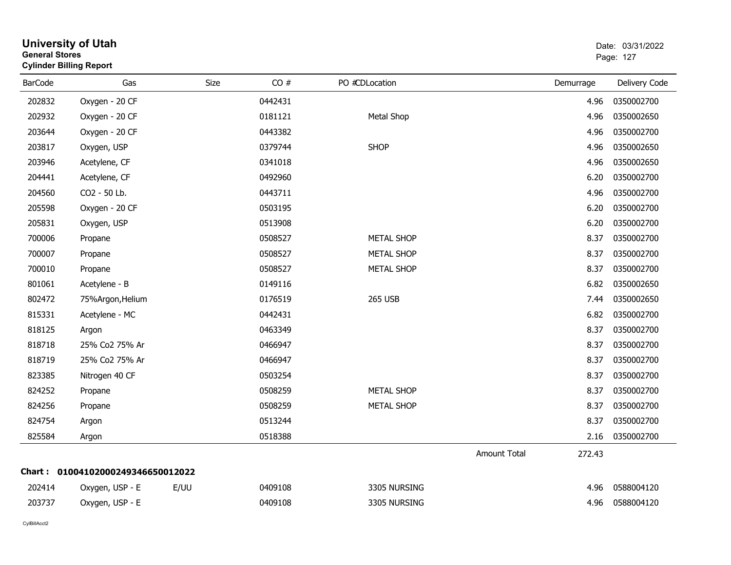# University of Utah

**General Stores**
**Cylinder Billing Report**

Date: 03/31/2022

| BarCode | Gas | Size | CO # | PO # | CDLocation | Demurrage | Delivery Code |
|---|---|---|---|---|---|---|---|
| 202832 | Oxygen - 20 CF | | 0442431 | | | 4.96 | 0350002700 |
| 202932 | Oxygen - 20 CF | | 0181121 | | Metal Shop | 4.96 | 0350002650 |
| 203644 | Oxygen - 20 CF | | 0443382 | | | 4.96 | 0350002700 |
| 203817 | Oxygen, USP | | 0379744 | | SHOP | 4.96 | 0350002650 |
| 203946 | Acetylene, CF | | 0341018 | | | 4.96 | 0350002650 |
| 204441 | Acetylene, CF | | 0492960 | | | 6.20 | 0350002700 |
| 204560 | CO2 - 50 Lb. | | 0443711 | | | 4.96 | 0350002700 |
| 205598 | Oxygen - 20 CF | | 0503195 | | | 6.20 | 0350002700 |
| 205831 | Oxygen, USP | | 0513908 | | | 6.20 | 0350002700 |
| 700006 | Propane | | 0508527 | | METAL SHOP | 8.37 | 0350002700 |
| 700007 | Propane | | 0508527 | | METAL SHOP | 8.37 | 0350002700 |
| 700010 | Propane | | 0508527 | | METAL SHOP | 8.37 | 0350002700 |
| 801061 | Acetylene - B | | 0149116 | | | 6.82 | 0350002650 |
| 802472 | 75%Argon,Helium | | 0176519 | | 265 USB | 7.44 | 0350002650 |
| 815331 | Acetylene - MC | | 0442431 | | | 6.82 | 0350002700 |
| 818125 | Argon | | 0463349 | | | 8.37 | 0350002700 |
| 818718 | 25% Co2 75% Ar | | 0466947 | | | 8.37 | 0350002700 |
| 818719 | 25% Co2 75% Ar | | 0466947 | | | 8.37 | 0350002700 |
| 823385 | Nitrogen 40 CF | | 0503254 | | | 8.37 | 0350002700 |
| 824252 | Propane | | 0508259 | | METAL SHOP | 8.37 | 0350002700 |
| 824256 | Propane | | 0508259 | | METAL SHOP | 8.37 | 0350002700 |
| 824754 | Argon | | 0513244 | | | 8.37 | 0350002700 |
| 825584 | Argon | | 0518388 | | | 2.16 | 0350002700 |
| | | | | | Amount Total | 272.43 | |

**Chart : 01004102000249346650012022**

| BarCode | Gas | Size | CO # | PO # | CDLocation | Demurrage | Delivery Code |
|---|---|---|---|---|---|---|---|
| 202414 | Oxygen, USP - E | E/UU | 0409108 | | 3305 NURSING | 4.96 | 0588004120 |
| 203737 | Oxygen, USP - E | | 0409108 | | 3305 NURSING | 4.96 | 0588004120 |

CylBillAcct2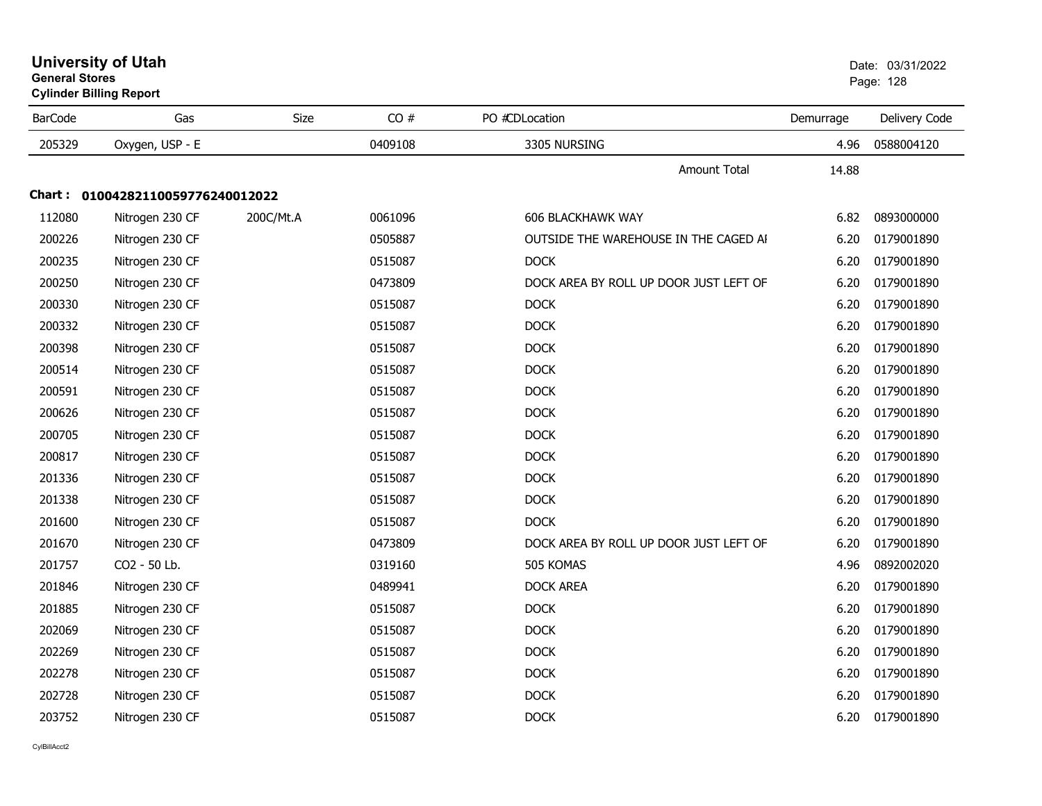# University of Utah

**General Stores**

**Cylinder Billing Report**

Date: 03/31/2022

| BarCode | Gas | Size | CO # | PO # | CD | Location | Demurrage | Delivery Code |
|---|---|---|---|---|---|---|---|---|
| 205329 | Oxygen, USP - E | | 0409108 | | | 3305 NURSING | 4.96 | 0588004120 |
| | | | | | | Amount Total | 14.88 | |

**Chart : 01004282110059776240012022**

| BarCode | Gas | Size | CO # | PO # | CD | Location | Demurrage | Delivery Code |
|---|---|---|---|---|---|---|---|---|
| 112080 | Nitrogen 230 CF | 200C/Mt.A | 0061096 | | | 606 BLACKHAWK WAY | 6.82 | 0893000000 |
| 200226 | Nitrogen 230 CF | | 0505887 | | | OUTSIDE THE WAREHOUSE IN THE CAGED AI | 6.20 | 0179001890 |
| 200235 | Nitrogen 230 CF | | 0515087 | | | DOCK | 6.20 | 0179001890 |
| 200250 | Nitrogen 230 CF | | 0473809 | | | DOCK AREA BY ROLL UP DOOR JUST LEFT OF | 6.20 | 0179001890 |
| 200330 | Nitrogen 230 CF | | 0515087 | | | DOCK | 6.20 | 0179001890 |
| 200332 | Nitrogen 230 CF | | 0515087 | | | DOCK | 6.20 | 0179001890 |
| 200398 | Nitrogen 230 CF | | 0515087 | | | DOCK | 6.20 | 0179001890 |
| 200514 | Nitrogen 230 CF | | 0515087 | | | DOCK | 6.20 | 0179001890 |
| 200591 | Nitrogen 230 CF | | 0515087 | | | DOCK | 6.20 | 0179001890 |
| 200626 | Nitrogen 230 CF | | 0515087 | | | DOCK | 6.20 | 0179001890 |
| 200705 | Nitrogen 230 CF | | 0515087 | | | DOCK | 6.20 | 0179001890 |
| 200817 | Nitrogen 230 CF | | 0515087 | | | DOCK | 6.20 | 0179001890 |
| 201336 | Nitrogen 230 CF | | 0515087 | | | DOCK | 6.20 | 0179001890 |
| 201338 | Nitrogen 230 CF | | 0515087 | | | DOCK | 6.20 | 0179001890 |
| 201600 | Nitrogen 230 CF | | 0515087 | | | DOCK | 6.20 | 0179001890 |
| 201670 | Nitrogen 230 CF | | 0473809 | | | DOCK AREA BY ROLL UP DOOR JUST LEFT OF | 6.20 | 0179001890 |
| 201757 | CO2 - 50 Lb. | | 0319160 | | | 505 KOMAS | 4.96 | 0892002020 |
| 201846 | Nitrogen 230 CF | | 0489941 | | | DOCK AREA | 6.20 | 0179001890 |
| 201885 | Nitrogen 230 CF | | 0515087 | | | DOCK | 6.20 | 0179001890 |
| 202069 | Nitrogen 230 CF | | 0515087 | | | DOCK | 6.20 | 0179001890 |
| 202269 | Nitrogen 230 CF | | 0515087 | | | DOCK | 6.20 | 0179001890 |
| 202278 | Nitrogen 230 CF | | 0515087 | | | DOCK | 6.20 | 0179001890 |
| 202728 | Nitrogen 230 CF | | 0515087 | | | DOCK | 6.20 | 0179001890 |
| 203752 | Nitrogen 230 CF | | 0515087 | | | DOCK | 6.20 | 0179001890 |

CylBillAcct2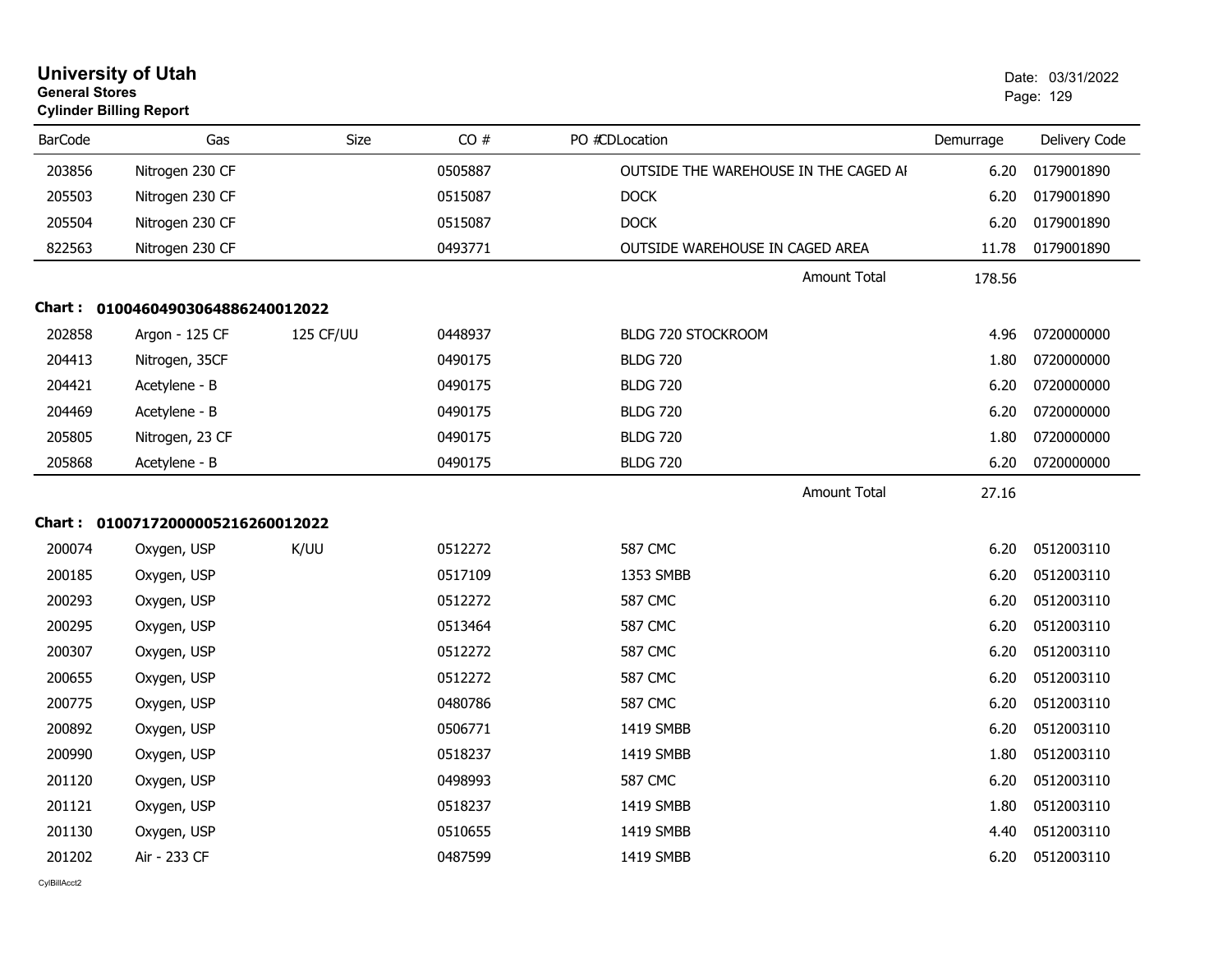# University of Utah

**General Stores**

**Cylinder Billing Report**

Date: 03/31/2022

| BarCode | Gas | Size | CO # | PO #CDLocation | Demurrage | Delivery Code |
|---|---|---|---|---|---|---|
| 203856 | Nitrogen 230 CF | | 0505887 | OUTSIDE THE WAREHOUSE IN THE CAGED AI | 6.20 | 0179001890 |
| 205503 | Nitrogen 230 CF | | 0515087 | DOCK | 6.20 | 0179001890 |
| 205504 | Nitrogen 230 CF | | 0515087 | DOCK | 6.20 | 0179001890 |
| 822563 | Nitrogen 230 CF | | 0493771 | OUTSIDE WAREHOUSE IN CAGED AREA | 11.78 | 0179001890 |
| | | | | Amount Total | 178.56 | |

**Chart : 01004604903064886240012022**

| BarCode | Gas | Size | CO # | PO #CDLocation | Demurrage | Delivery Code |
|---|---|---|---|---|---|---|
| 202858 | Argon - 125 CF | 125 CF/UU | 0448937 | BLDG 720 STOCKROOM | 4.96 | 0720000000 |
| 204413 | Nitrogen, 35CF | | 0490175 | BLDG 720 | 1.80 | 0720000000 |
| 204421 | Acetylene - B | | 0490175 | BLDG 720 | 6.20 | 0720000000 |
| 204469 | Acetylene - B | | 0490175 | BLDG 720 | 6.20 | 0720000000 |
| 205805 | Nitrogen, 23 CF | | 0490175 | BLDG 720 | 1.80 | 0720000000 |
| 205868 | Acetylene - B | | 0490175 | BLDG 720 | 6.20 | 0720000000 |
| | | | | Amount Total | 27.16 | |

**Chart : 01007172000005216260012022**

| BarCode | Gas | Size | CO # | PO #CDLocation | Demurrage | Delivery Code |
|---|---|---|---|---|---|---|
| 200074 | Oxygen, USP | K/UU | 0512272 | 587 CMC | 6.20 | 0512003110 |
| 200185 | Oxygen, USP | | 0517109 | 1353 SMBB | 6.20 | 0512003110 |
| 200293 | Oxygen, USP | | 0512272 | 587 CMC | 6.20 | 0512003110 |
| 200295 | Oxygen, USP | | 0513464 | 587 CMC | 6.20 | 0512003110 |
| 200307 | Oxygen, USP | | 0512272 | 587 CMC | 6.20 | 0512003110 |
| 200655 | Oxygen, USP | | 0512272 | 587 CMC | 6.20 | 0512003110 |
| 200775 | Oxygen, USP | | 0480786 | 587 CMC | 6.20 | 0512003110 |
| 200892 | Oxygen, USP | | 0506771 | 1419 SMBB | 6.20 | 0512003110 |
| 200990 | Oxygen, USP | | 0518237 | 1419 SMBB | 1.80 | 0512003110 |
| 201120 | Oxygen, USP | | 0498993 | 587 CMC | 6.20 | 0512003110 |
| 201121 | Oxygen, USP | | 0518237 | 1419 SMBB | 1.80 | 0512003110 |
| 201130 | Oxygen, USP | | 0510655 | 1419 SMBB | 4.40 | 0512003110 |
| 201202 | Air - 233 CF | | 0487599 | 1419 SMBB | 6.20 | 0512003110 |

CylBillAcct2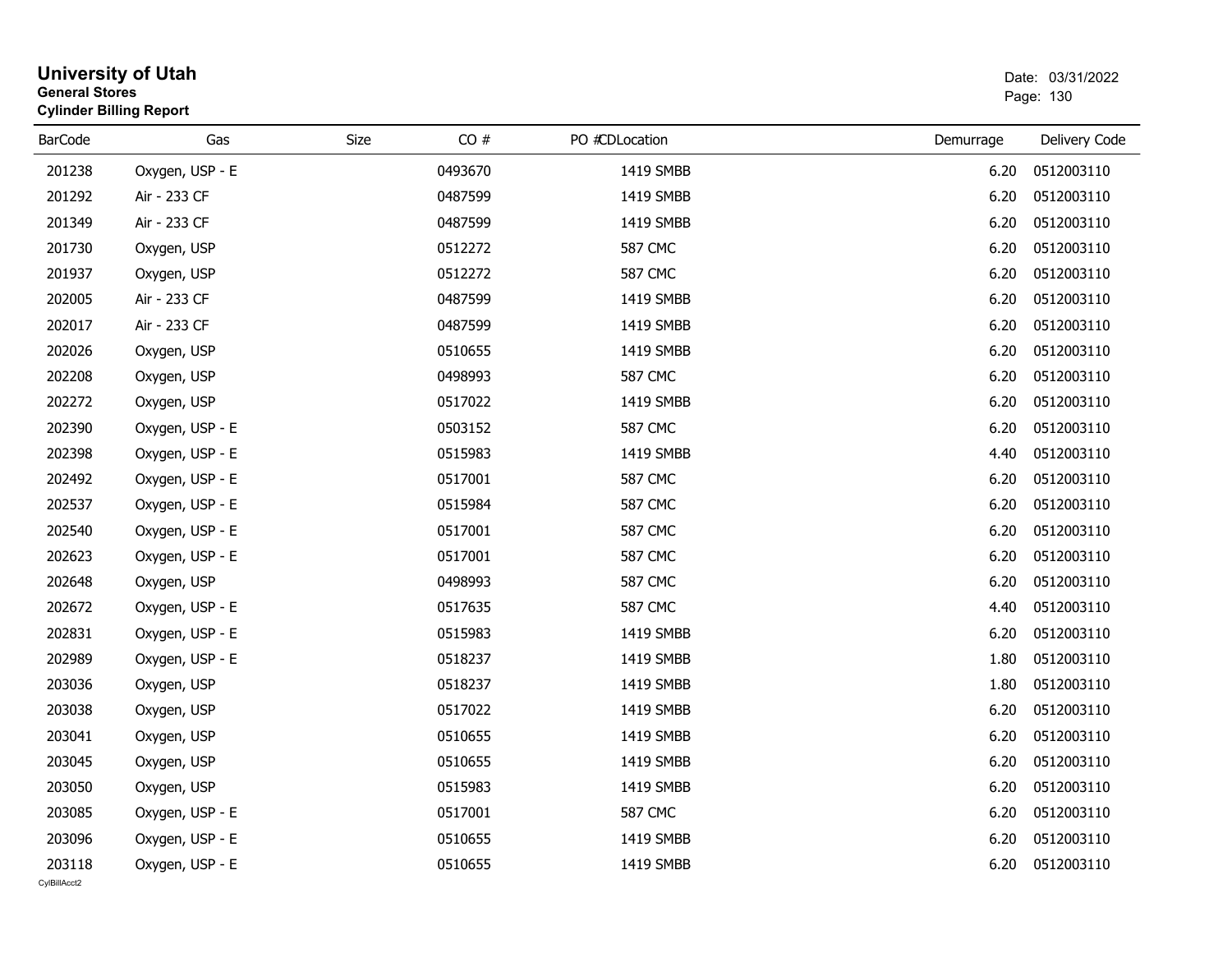# University of Utah
## General Stores
### Cylinder Billing Report

Date: 03/31/2022

| BarCode | Gas | Size | CO # | PO # | CDLocation | Demurrage | Delivery Code |
|---|---|---|---|---|---|---|---|
| 201238 | Oxygen, USP - E | | 0493670 | | 1419 SMBB | 6.20 | 0512003110 |
| 201292 | Air - 233 CF | | 0487599 | | 1419 SMBB | 6.20 | 0512003110 |
| 201349 | Air - 233 CF | | 0487599 | | 1419 SMBB | 6.20 | 0512003110 |
| 201730 | Oxygen, USP | | 0512272 | | 587 CMC | 6.20 | 0512003110 |
| 201937 | Oxygen, USP | | 0512272 | | 587 CMC | 6.20 | 0512003110 |
| 202005 | Air - 233 CF | | 0487599 | | 1419 SMBB | 6.20 | 0512003110 |
| 202017 | Air - 233 CF | | 0487599 | | 1419 SMBB | 6.20 | 0512003110 |
| 202026 | Oxygen, USP | | 0510655 | | 1419 SMBB | 6.20 | 0512003110 |
| 202208 | Oxygen, USP | | 0498993 | | 587 CMC | 6.20 | 0512003110 |
| 202272 | Oxygen, USP | | 0517022 | | 1419 SMBB | 6.20 | 0512003110 |
| 202390 | Oxygen, USP - E | | 0503152 | | 587 CMC | 6.20 | 0512003110 |
| 202398 | Oxygen, USP - E | | 0515983 | | 1419 SMBB | 4.40 | 0512003110 |
| 202492 | Oxygen, USP - E | | 0517001 | | 587 CMC | 6.20 | 0512003110 |
| 202537 | Oxygen, USP - E | | 0515984 | | 587 CMC | 6.20 | 0512003110 |
| 202540 | Oxygen, USP - E | | 0517001 | | 587 CMC | 6.20 | 0512003110 |
| 202623 | Oxygen, USP - E | | 0517001 | | 587 CMC | 6.20 | 0512003110 |
| 202648 | Oxygen, USP | | 0498993 | | 587 CMC | 6.20 | 0512003110 |
| 202672 | Oxygen, USP - E | | 0517635 | | 587 CMC | 4.40 | 0512003110 |
| 202831 | Oxygen, USP - E | | 0515983 | | 1419 SMBB | 6.20 | 0512003110 |
| 202989 | Oxygen, USP - E | | 0518237 | | 1419 SMBB | 1.80 | 0512003110 |
| 203036 | Oxygen, USP | | 0518237 | | 1419 SMBB | 1.80 | 0512003110 |
| 203038 | Oxygen, USP | | 0517022 | | 1419 SMBB | 6.20 | 0512003110 |
| 203041 | Oxygen, USP | | 0510655 | | 1419 SMBB | 6.20 | 0512003110 |
| 203045 | Oxygen, USP | | 0510655 | | 1419 SMBB | 6.20 | 0512003110 |
| 203050 | Oxygen, USP | | 0515983 | | 1419 SMBB | 6.20 | 0512003110 |
| 203085 | Oxygen, USP - E | | 0517001 | | 587 CMC | 6.20 | 0512003110 |
| 203096 | Oxygen, USP - E | | 0510655 | | 1419 SMBB | 6.20 | 0512003110 |
| 203118 | Oxygen, USP - E | | 0510655 | | 1419 SMBB | 6.20 | 0512003110 |

CylBillAcct2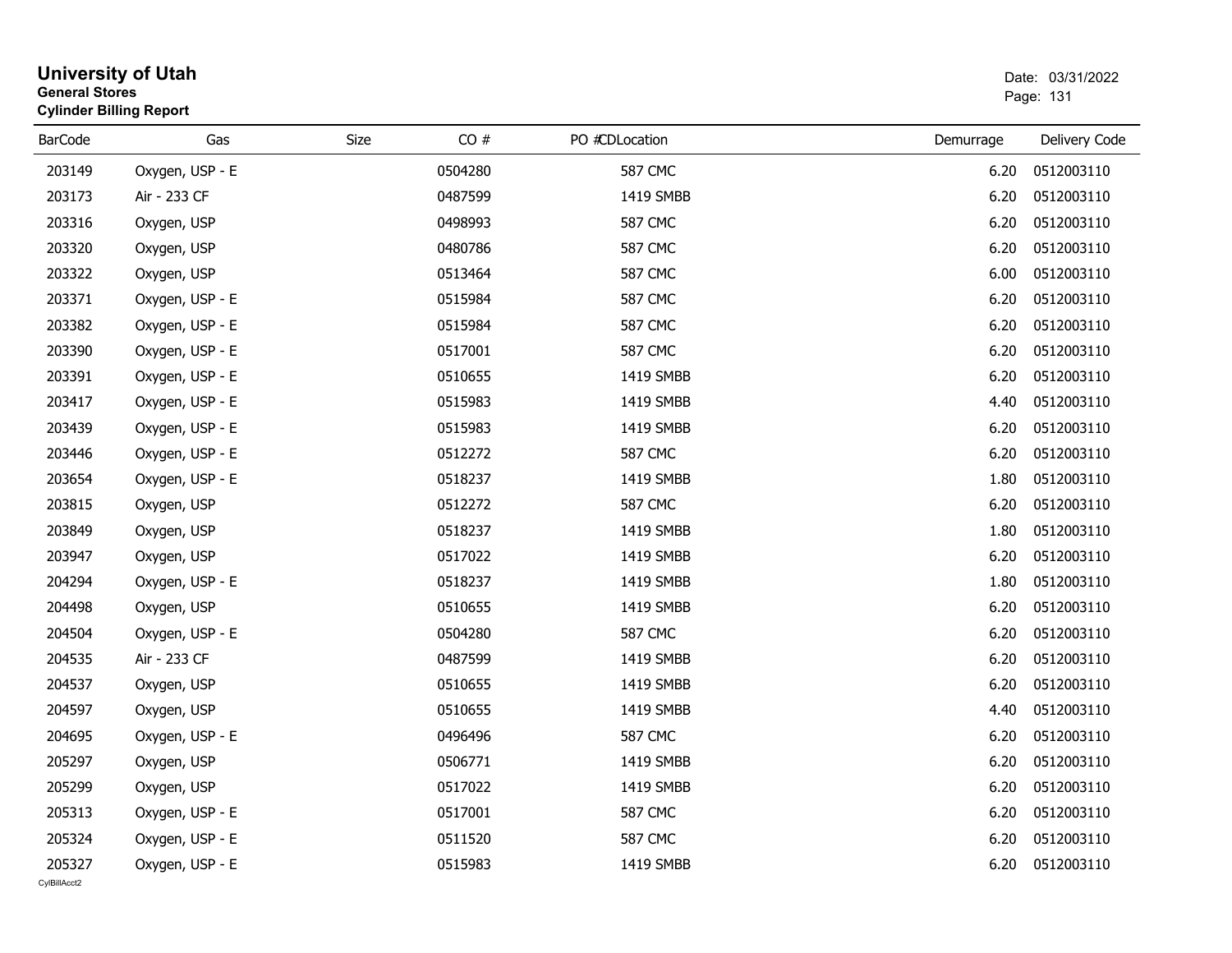# University of Utah

**General Stores**

**Cylinder Billing Report**

Date: 03/31/2022

| BarCode | Gas | Size | CO # | PO # | CDLocation | Demurrage | Delivery Code |
|---|---|---|---|---|---|---|---|
| 203149 | Oxygen, USP - E | | 0504280 | | 587 CMC | 6.20 | 0512003110 |
| 203173 | Air - 233 CF | | 0487599 | | 1419 SMBB | 6.20 | 0512003110 |
| 203316 | Oxygen, USP | | 0498993 | | 587 CMC | 6.20 | 0512003110 |
| 203320 | Oxygen, USP | | 0480786 | | 587 CMC | 6.20 | 0512003110 |
| 203322 | Oxygen, USP | | 0513464 | | 587 CMC | 6.00 | 0512003110 |
| 203371 | Oxygen, USP - E | | 0515984 | | 587 CMC | 6.20 | 0512003110 |
| 203382 | Oxygen, USP - E | | 0515984 | | 587 CMC | 6.20 | 0512003110 |
| 203390 | Oxygen, USP - E | | 0517001 | | 587 CMC | 6.20 | 0512003110 |
| 203391 | Oxygen, USP - E | | 0510655 | | 1419 SMBB | 6.20 | 0512003110 |
| 203417 | Oxygen, USP - E | | 0515983 | | 1419 SMBB | 4.40 | 0512003110 |
| 203439 | Oxygen, USP - E | | 0515983 | | 1419 SMBB | 6.20 | 0512003110 |
| 203446 | Oxygen, USP - E | | 0512272 | | 587 CMC | 6.20 | 0512003110 |
| 203654 | Oxygen, USP - E | | 0518237 | | 1419 SMBB | 1.80 | 0512003110 |
| 203815 | Oxygen, USP | | 0512272 | | 587 CMC | 6.20 | 0512003110 |
| 203849 | Oxygen, USP | | 0518237 | | 1419 SMBB | 1.80 | 0512003110 |
| 203947 | Oxygen, USP | | 0517022 | | 1419 SMBB | 6.20 | 0512003110 |
| 204294 | Oxygen, USP - E | | 0518237 | | 1419 SMBB | 1.80 | 0512003110 |
| 204498 | Oxygen, USP | | 0510655 | | 1419 SMBB | 6.20 | 0512003110 |
| 204504 | Oxygen, USP - E | | 0504280 | | 587 CMC | 6.20 | 0512003110 |
| 204535 | Air - 233 CF | | 0487599 | | 1419 SMBB | 6.20 | 0512003110 |
| 204537 | Oxygen, USP | | 0510655 | | 1419 SMBB | 6.20 | 0512003110 |
| 204597 | Oxygen, USP | | 0510655 | | 1419 SMBB | 4.40 | 0512003110 |
| 204695 | Oxygen, USP - E | | 0496496 | | 587 CMC | 6.20 | 0512003110 |
| 205297 | Oxygen, USP | | 0506771 | | 1419 SMBB | 6.20 | 0512003110 |
| 205299 | Oxygen, USP | | 0517022 | | 1419 SMBB | 6.20 | 0512003110 |
| 205313 | Oxygen, USP - E | | 0517001 | | 587 CMC | 6.20 | 0512003110 |
| 205324 | Oxygen, USP - E | | 0511520 | | 587 CMC | 6.20 | 0512003110 |
| 205327 | Oxygen, USP - E | | 0515983 | | 1419 SMBB | 6.20 | 0512003110 |

CylBillAcct2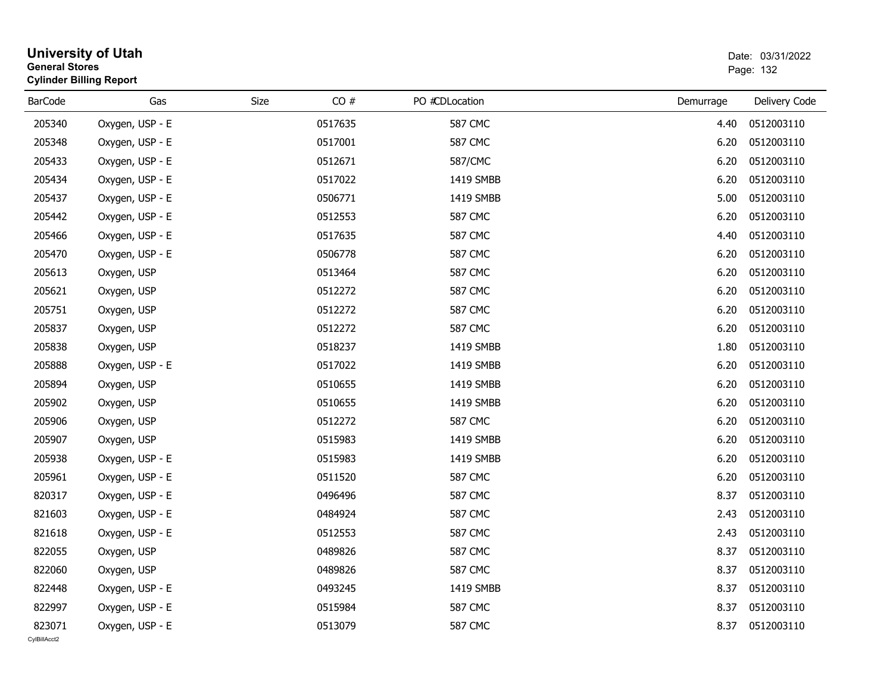# University of Utah

**General Stores**

**Cylinder Billing Report**

Date: 03/31/2022

| BarCode | Gas | Size | CO # | PO # | CDLocation | Demurrage | Delivery Code |
|---|---|---|---|---|---|---|---|
| 205340 | Oxygen, USP - E | | 0517635 | | 587 CMC | 4.40 | 0512003110 |
| 205348 | Oxygen, USP - E | | 0517001 | | 587 CMC | 6.20 | 0512003110 |
| 205433 | Oxygen, USP - E | | 0512671 | | 587/CMC | 6.20 | 0512003110 |
| 205434 | Oxygen, USP - E | | 0517022 | | 1419 SMBB | 6.20 | 0512003110 |
| 205437 | Oxygen, USP - E | | 0506771 | | 1419 SMBB | 5.00 | 0512003110 |
| 205442 | Oxygen, USP - E | | 0512553 | | 587 CMC | 6.20 | 0512003110 |
| 205466 | Oxygen, USP - E | | 0517635 | | 587 CMC | 4.40 | 0512003110 |
| 205470 | Oxygen, USP - E | | 0506778 | | 587 CMC | 6.20 | 0512003110 |
| 205613 | Oxygen, USP | | 0513464 | | 587 CMC | 6.20 | 0512003110 |
| 205621 | Oxygen, USP | | 0512272 | | 587 CMC | 6.20 | 0512003110 |
| 205751 | Oxygen, USP | | 0512272 | | 587 CMC | 6.20 | 0512003110 |
| 205837 | Oxygen, USP | | 0512272 | | 587 CMC | 6.20 | 0512003110 |
| 205838 | Oxygen, USP | | 0518237 | | 1419 SMBB | 1.80 | 0512003110 |
| 205888 | Oxygen, USP - E | | 0517022 | | 1419 SMBB | 6.20 | 0512003110 |
| 205894 | Oxygen, USP | | 0510655 | | 1419 SMBB | 6.20 | 0512003110 |
| 205902 | Oxygen, USP | | 0510655 | | 1419 SMBB | 6.20 | 0512003110 |
| 205906 | Oxygen, USP | | 0512272 | | 587 CMC | 6.20 | 0512003110 |
| 205907 | Oxygen, USP | | 0515983 | | 1419 SMBB | 6.20 | 0512003110 |
| 205938 | Oxygen, USP - E | | 0515983 | | 1419 SMBB | 6.20 | 0512003110 |
| 205961 | Oxygen, USP - E | | 0511520 | | 587 CMC | 6.20 | 0512003110 |
| 820317 | Oxygen, USP - E | | 0496496 | | 587 CMC | 8.37 | 0512003110 |
| 821603 | Oxygen, USP - E | | 0484924 | | 587 CMC | 2.43 | 0512003110 |
| 821618 | Oxygen, USP - E | | 0512553 | | 587 CMC | 2.43 | 0512003110 |
| 822055 | Oxygen, USP | | 0489826 | | 587 CMC | 8.37 | 0512003110 |
| 822060 | Oxygen, USP | | 0489826 | | 587 CMC | 8.37 | 0512003110 |
| 822448 | Oxygen, USP - E | | 0493245 | | 1419 SMBB | 8.37 | 0512003110 |
| 822997 | Oxygen, USP - E | | 0515984 | | 587 CMC | 8.37 | 0512003110 |
| 823071 | Oxygen, USP - E | | 0513079 | | 587 CMC | 8.37 | 0512003110 |

CylBillAcct2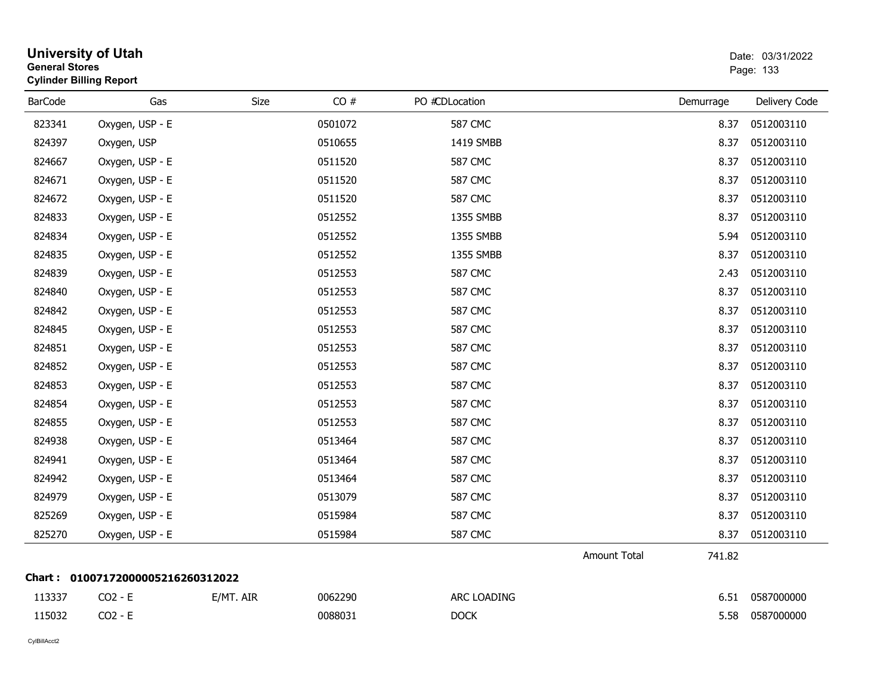# University of Utah
**General Stores**
**Cylinder Billing Report**

Date: 03/31/2022

| BarCode | Gas | Size | CO # | PO # | CD | Location | Demurrage | Delivery Code |
|---|---|---|---|---|---|---|---|---|
| 823341 | Oxygen, USP - E | | 0501072 | | | 587 CMC | 8.37 | 0512003110 |
| 824397 | Oxygen, USP | | 0510655 | | | 1419 SMBB | 8.37 | 0512003110 |
| 824667 | Oxygen, USP - E | | 0511520 | | | 587 CMC | 8.37 | 0512003110 |
| 824671 | Oxygen, USP - E | | 0511520 | | | 587 CMC | 8.37 | 0512003110 |
| 824672 | Oxygen, USP - E | | 0511520 | | | 587 CMC | 8.37 | 0512003110 |
| 824833 | Oxygen, USP - E | | 0512552 | | | 1355 SMBB | 8.37 | 0512003110 |
| 824834 | Oxygen, USP - E | | 0512552 | | | 1355 SMBB | 5.94 | 0512003110 |
| 824835 | Oxygen, USP - E | | 0512552 | | | 1355 SMBB | 8.37 | 0512003110 |
| 824839 | Oxygen, USP - E | | 0512553 | | | 587 CMC | 2.43 | 0512003110 |
| 824840 | Oxygen, USP - E | | 0512553 | | | 587 CMC | 8.37 | 0512003110 |
| 824842 | Oxygen, USP - E | | 0512553 | | | 587 CMC | 8.37 | 0512003110 |
| 824845 | Oxygen, USP - E | | 0512553 | | | 587 CMC | 8.37 | 0512003110 |
| 824851 | Oxygen, USP - E | | 0512553 | | | 587 CMC | 8.37 | 0512003110 |
| 824852 | Oxygen, USP - E | | 0512553 | | | 587 CMC | 8.37 | 0512003110 |
| 824853 | Oxygen, USP - E | | 0512553 | | | 587 CMC | 8.37 | 0512003110 |
| 824854 | Oxygen, USP - E | | 0512553 | | | 587 CMC | 8.37 | 0512003110 |
| 824855 | Oxygen, USP - E | | 0512553 | | | 587 CMC | 8.37 | 0512003110 |
| 824938 | Oxygen, USP - E | | 0513464 | | | 587 CMC | 8.37 | 0512003110 |
| 824941 | Oxygen, USP - E | | 0513464 | | | 587 CMC | 8.37 | 0512003110 |
| 824942 | Oxygen, USP - E | | 0513464 | | | 587 CMC | 8.37 | 0512003110 |
| 824979 | Oxygen, USP - E | | 0513079 | | | 587 CMC | 8.37 | 0512003110 |
| 825269 | Oxygen, USP - E | | 0515984 | | | 587 CMC | 8.37 | 0512003110 |
| 825270 | Oxygen, USP - E | | 0515984 | | | 587 CMC | 8.37 | 0512003110 |
| | | | | | | Amount Total | 741.82 | |

**Chart : 01007172000005216260312022**

| BarCode | Gas | Size | CO # | PO # | CD | Location | Demurrage | Delivery Code |
|---|---|---|---|---|---|---|---|---|
| 113337 | CO2 - E | E/MT. AIR | 0062290 | | | ARC LOADING | 6.51 | 0587000000 |
| 115032 | CO2 - E | | 0088031 | | | DOCK | 5.58 | 0587000000 |

CylBillAcct2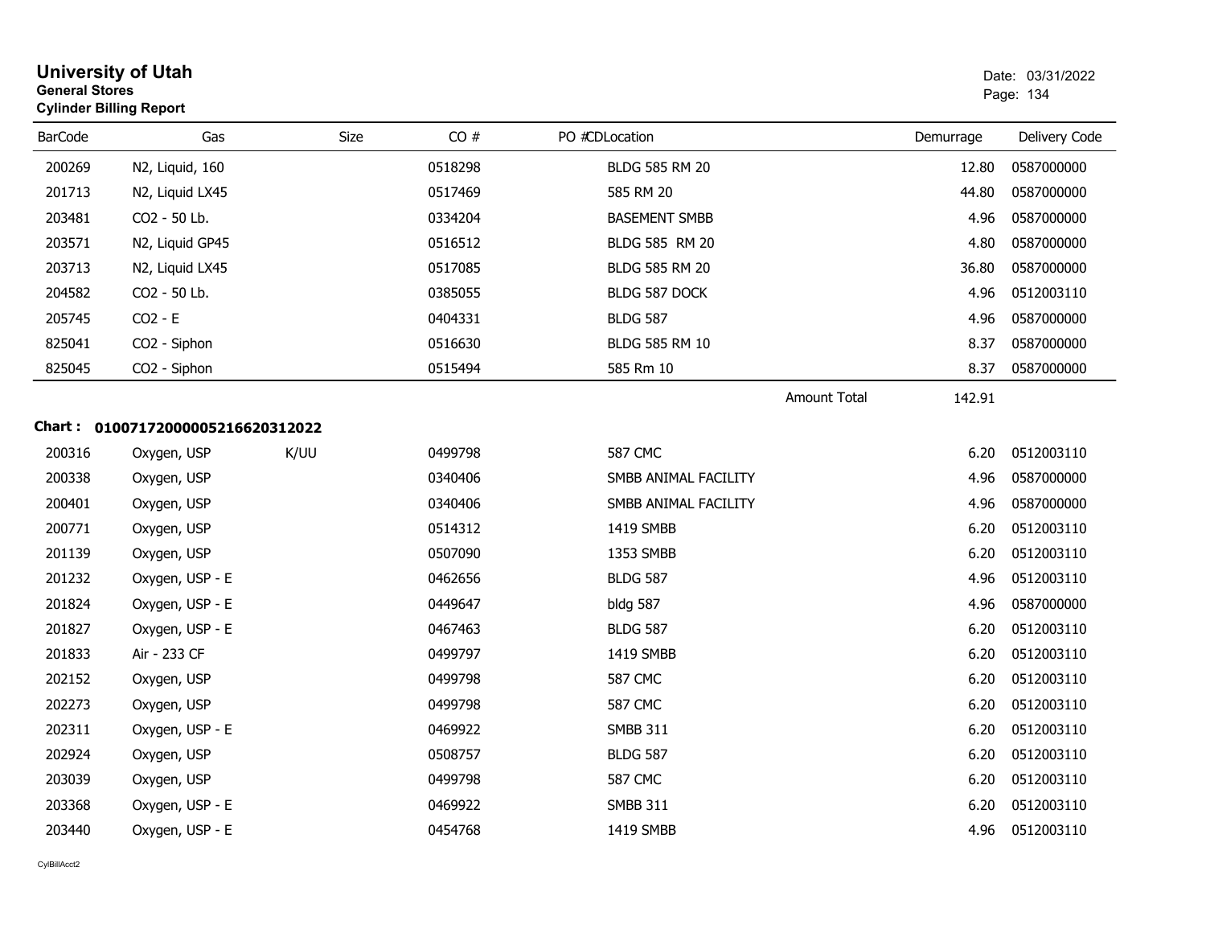# University of Utah

**General Stores**

**Cylinder Billing Report**

Date: 03/31/2022

| BarCode | Gas | Size | CO # | PO # | CDLocation | Demurrage | Delivery Code |
|---|---|---|---|---|---|---|---|
| 200269 | N2, Liquid, 160 | | 0518298 | | BLDG 585 RM 20 | 12.80 | 0587000000 |
| 201713 | N2, Liquid LX45 | | 0517469 | | 585 RM 20 | 44.80 | 0587000000 |
| 203481 | CO2 - 50 Lb. | | 0334204 | | BASEMENT SMBB | 4.96 | 0587000000 |
| 203571 | N2, Liquid GP45 | | 0516512 | | BLDG 585 RM 20 | 4.80 | 0587000000 |
| 203713 | N2, Liquid LX45 | | 0517085 | | BLDG 585 RM 20 | 36.80 | 0587000000 |
| 204582 | CO2 - 50 Lb. | | 0385055 | | BLDG 587 DOCK | 4.96 | 0512003110 |
| 205745 | CO2 - E | | 0404331 | | BLDG 587 | 4.96 | 0587000000 |
| 825041 | CO2 - Siphon | | 0516630 | | BLDG 585 RM 10 | 8.37 | 0587000000 |
| 825045 | CO2 - Siphon | | 0515494 | | 585 Rm 10 | 8.37 | 0587000000 |
| | | | | | Amount Total | 142.91 | |

**Chart : 01007172000005216620312022**

| BarCode | Gas | Size | CO # | PO # | CDLocation | Demurrage | Delivery Code |
|---|---|---|---|---|---|---|---|
| 200316 | Oxygen, USP | K/UU | 0499798 | | 587 CMC | 6.20 | 0512003110 |
| 200338 | Oxygen, USP | | 0340406 | | SMBB ANIMAL FACILITY | 4.96 | 0587000000 |
| 200401 | Oxygen, USP | | 0340406 | | SMBB ANIMAL FACILITY | 4.96 | 0587000000 |
| 200771 | Oxygen, USP | | 0514312 | | 1419 SMBB | 6.20 | 0512003110 |
| 201139 | Oxygen, USP | | 0507090 | | 1353 SMBB | 6.20 | 0512003110 |
| 201232 | Oxygen, USP - E | | 0462656 | | BLDG 587 | 4.96 | 0512003110 |
| 201824 | Oxygen, USP - E | | 0449647 | | bldg 587 | 4.96 | 0587000000 |
| 201827 | Oxygen, USP - E | | 0467463 | | BLDG 587 | 6.20 | 0512003110 |
| 201833 | Air - 233 CF | | 0499797 | | 1419 SMBB | 6.20 | 0512003110 |
| 202152 | Oxygen, USP | | 0499798 | | 587 CMC | 6.20 | 0512003110 |
| 202273 | Oxygen, USP | | 0499798 | | 587 CMC | 6.20 | 0512003110 |
| 202311 | Oxygen, USP - E | | 0469922 | | SMBB 311 | 6.20 | 0512003110 |
| 202924 | Oxygen, USP | | 0508757 | | BLDG 587 | 6.20 | 0512003110 |
| 203039 | Oxygen, USP | | 0499798 | | 587 CMC | 6.20 | 0512003110 |
| 203368 | Oxygen, USP - E | | 0469922 | | SMBB 311 | 6.20 | 0512003110 |
| 203440 | Oxygen, USP - E | | 0454768 | | 1419 SMBB | 4.96 | 0512003110 |

CylBillAcct2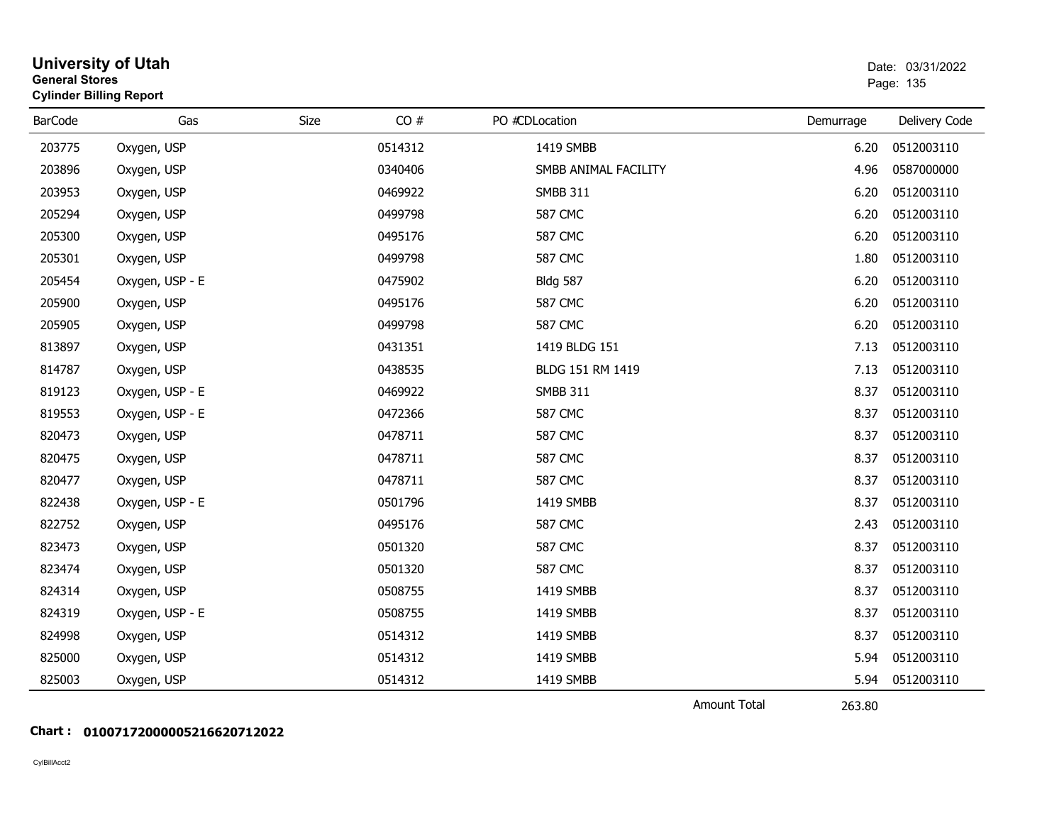# University of Utah

**General Stores**

**Cylinder Billing Report**

Date: 03/31/2022

| BarCode | Gas | Size | CO # | PO # | CDLocation | Demurrage | Delivery Code |
|---|---|---|---|---|---|---|---|
| 203775 | Oxygen, USP | | 0514312 | | 1419 SMBB | 6.20 | 0512003110 |
| 203896 | Oxygen, USP | | 0340406 | | SMBB ANIMAL FACILITY | 4.96 | 0587000000 |
| 203953 | Oxygen, USP | | 0469922 | | SMBB 311 | 6.20 | 0512003110 |
| 205294 | Oxygen, USP | | 0499798 | | 587 CMC | 6.20 | 0512003110 |
| 205300 | Oxygen, USP | | 0495176 | | 587 CMC | 6.20 | 0512003110 |
| 205301 | Oxygen, USP | | 0499798 | | 587 CMC | 1.80 | 0512003110 |
| 205454 | Oxygen, USP - E | | 0475902 | | Bldg 587 | 6.20 | 0512003110 |
| 205900 | Oxygen, USP | | 0495176 | | 587 CMC | 6.20 | 0512003110 |
| 205905 | Oxygen, USP | | 0499798 | | 587 CMC | 6.20 | 0512003110 |
| 813897 | Oxygen, USP | | 0431351 | | 1419 BLDG 151 | 7.13 | 0512003110 |
| 814787 | Oxygen, USP | | 0438535 | | BLDG 151 RM 1419 | 7.13 | 0512003110 |
| 819123 | Oxygen, USP - E | | 0469922 | | SMBB 311 | 8.37 | 0512003110 |
| 819553 | Oxygen, USP - E | | 0472366 | | 587 CMC | 8.37 | 0512003110 |
| 820473 | Oxygen, USP | | 0478711 | | 587 CMC | 8.37 | 0512003110 |
| 820475 | Oxygen, USP | | 0478711 | | 587 CMC | 8.37 | 0512003110 |
| 820477 | Oxygen, USP | | 0478711 | | 587 CMC | 8.37 | 0512003110 |
| 822438 | Oxygen, USP - E | | 0501796 | | 1419 SMBB | 8.37 | 0512003110 |
| 822752 | Oxygen, USP | | 0495176 | | 587 CMC | 2.43 | 0512003110 |
| 823473 | Oxygen, USP | | 0501320 | | 587 CMC | 8.37 | 0512003110 |
| 823474 | Oxygen, USP | | 0501320 | | 587 CMC | 8.37 | 0512003110 |
| 824314 | Oxygen, USP | | 0508755 | | 1419 SMBB | 8.37 | 0512003110 |
| 824319 | Oxygen, USP - E | | 0508755 | | 1419 SMBB | 8.37 | 0512003110 |
| 824998 | Oxygen, USP | | 0514312 | | 1419 SMBB | 8.37 | 0512003110 |
| 825000 | Oxygen, USP | | 0514312 | | 1419 SMBB | 5.94 | 0512003110 |
| 825003 | Oxygen, USP | | 0514312 | | 1419 SMBB | 5.94 | 0512003110 |
| | | | | | Amount Total | 263.80 | |

**Chart : 01007172000005216620712022**

CylBillAcct2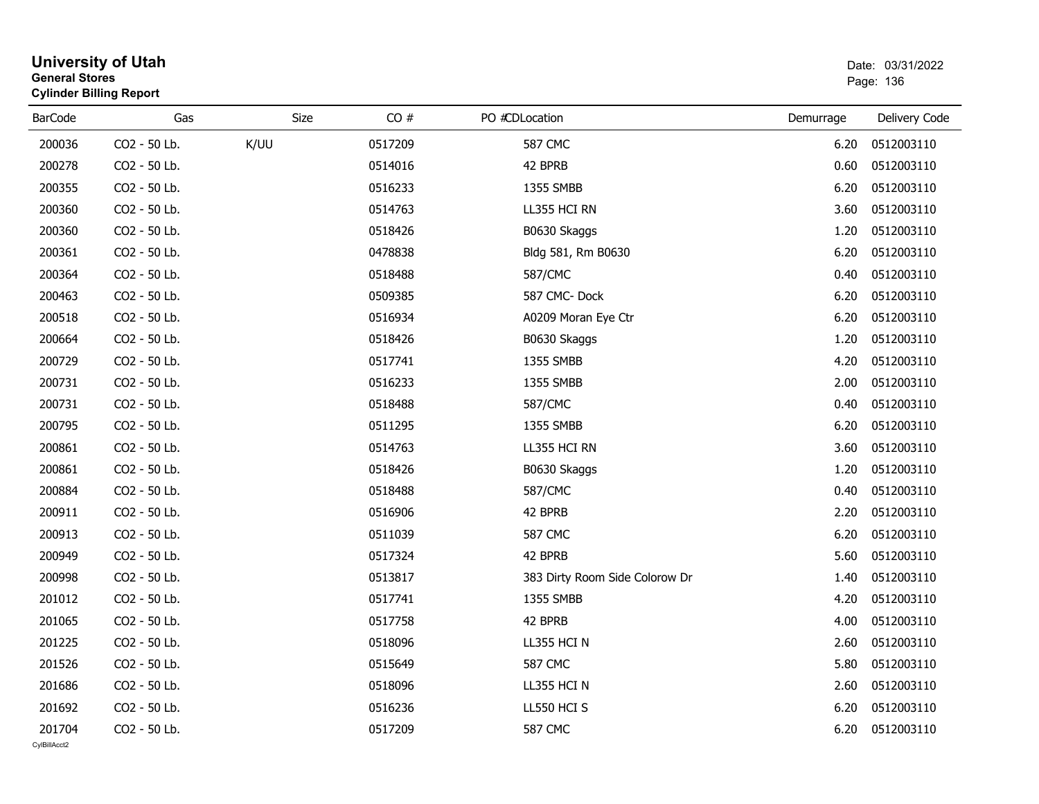# University of Utah
**General Stores**
**Cylinder Billing Report**

Date: 03/31/2022

| BarCode | Gas | Size | CO # | PO # | CD | Location | Demurrage | Delivery Code |
|---|---|---|---|---|---|---|---|---|
| 200036 | CO2 - 50 Lb. | K/UU | 0517209 | | | 587 CMC | 6.20 | 0512003110 |
| 200278 | CO2 - 50 Lb. | | 0514016 | | | 42 BPRB | 0.60 | 0512003110 |
| 200355 | CO2 - 50 Lb. | | 0516233 | | | 1355 SMBB | 6.20 | 0512003110 |
| 200360 | CO2 - 50 Lb. | | 0514763 | | | LL355 HCI RN | 3.60 | 0512003110 |
| 200360 | CO2 - 50 Lb. | | 0518426 | | | B0630 Skaggs | 1.20 | 0512003110 |
| 200361 | CO2 - 50 Lb. | | 0478838 | | | Bldg 581, Rm B0630 | 6.20 | 0512003110 |
| 200364 | CO2 - 50 Lb. | | 0518488 | | | 587/CMC | 0.40 | 0512003110 |
| 200463 | CO2 - 50 Lb. | | 0509385 | | | 587 CMC- Dock | 6.20 | 0512003110 |
| 200518 | CO2 - 50 Lb. | | 0516934 | | | A0209 Moran Eye Ctr | 6.20 | 0512003110 |
| 200664 | CO2 - 50 Lb. | | 0518426 | | | B0630 Skaggs | 1.20 | 0512003110 |
| 200729 | CO2 - 50 Lb. | | 0517741 | | | 1355 SMBB | 4.20 | 0512003110 |
| 200731 | CO2 - 50 Lb. | | 0516233 | | | 1355 SMBB | 2.00 | 0512003110 |
| 200731 | CO2 - 50 Lb. | | 0518488 | | | 587/CMC | 0.40 | 0512003110 |
| 200795 | CO2 - 50 Lb. | | 0511295 | | | 1355 SMBB | 6.20 | 0512003110 |
| 200861 | CO2 - 50 Lb. | | 0514763 | | | LL355 HCI RN | 3.60 | 0512003110 |
| 200861 | CO2 - 50 Lb. | | 0518426 | | | B0630 Skaggs | 1.20 | 0512003110 |
| 200884 | CO2 - 50 Lb. | | 0518488 | | | 587/CMC | 0.40 | 0512003110 |
| 200911 | CO2 - 50 Lb. | | 0516906 | | | 42 BPRB | 2.20 | 0512003110 |
| 200913 | CO2 - 50 Lb. | | 0511039 | | | 587 CMC | 6.20 | 0512003110 |
| 200949 | CO2 - 50 Lb. | | 0517324 | | | 42 BPRB | 5.60 | 0512003110 |
| 200998 | CO2 - 50 Lb. | | 0513817 | | | 383 Dirty Room Side Colorow Dr | 1.40 | 0512003110 |
| 201012 | CO2 - 50 Lb. | | 0517741 | | | 1355 SMBB | 4.20 | 0512003110 |
| 201065 | CO2 - 50 Lb. | | 0517758 | | | 42 BPRB | 4.00 | 0512003110 |
| 201225 | CO2 - 50 Lb. | | 0518096 | | | LL355 HCI N | 2.60 | 0512003110 |
| 201526 | CO2 - 50 Lb. | | 0515649 | | | 587 CMC | 5.80 | 0512003110 |
| 201686 | CO2 - 50 Lb. | | 0518096 | | | LL355 HCI N | 2.60 | 0512003110 |
| 201692 | CO2 - 50 Lb. | | 0516236 | | | LL550 HCI S | 6.20 | 0512003110 |
| 201704 | CO2 - 50 Lb. | | 0517209 | | | 587 CMC | 6.20 | 0512003110 |

CylBillAcct2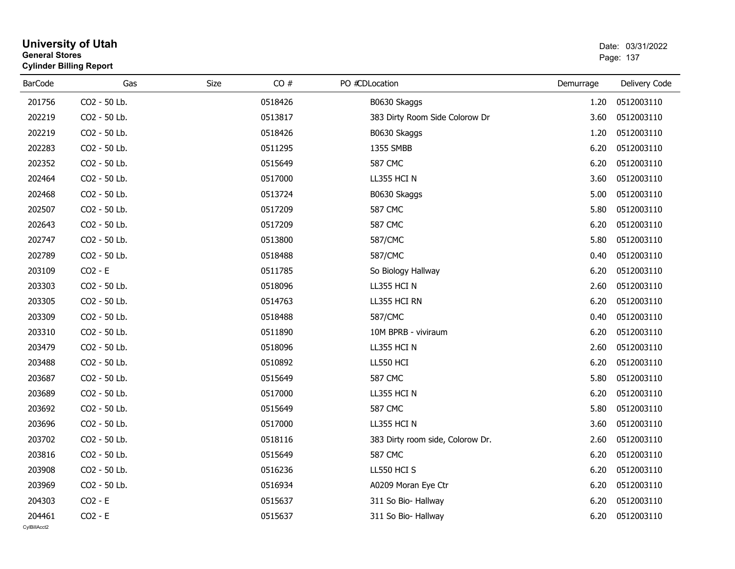# University of Utah

**General Stores**

**Cylinder Billing Report**

Date: 03/31/2022

| BarCode | Gas | Size | CO # | PO # | CDLocation | Demurrage | Delivery Code |
|---|---|---|---|---|---|---|---|
| 201756 | CO2 - 50 Lb. | | 0518426 | | B0630 Skaggs | 1.20 | 0512003110 |
| 202219 | CO2 - 50 Lb. | | 0513817 | | 383 Dirty Room Side Colorow Dr | 3.60 | 0512003110 |
| 202219 | CO2 - 50 Lb. | | 0518426 | | B0630 Skaggs | 1.20 | 0512003110 |
| 202283 | CO2 - 50 Lb. | | 0511295 | | 1355 SMBB | 6.20 | 0512003110 |
| 202352 | CO2 - 50 Lb. | | 0515649 | | 587 CMC | 6.20 | 0512003110 |
| 202464 | CO2 - 50 Lb. | | 0517000 | | LL355 HCI N | 3.60 | 0512003110 |
| 202468 | CO2 - 50 Lb. | | 0513724 | | B0630 Skaggs | 5.00 | 0512003110 |
| 202507 | CO2 - 50 Lb. | | 0517209 | | 587 CMC | 5.80 | 0512003110 |
| 202643 | CO2 - 50 Lb. | | 0517209 | | 587 CMC | 6.20 | 0512003110 |
| 202747 | CO2 - 50 Lb. | | 0513800 | | 587/CMC | 5.80 | 0512003110 |
| 202789 | CO2 - 50 Lb. | | 0518488 | | 587/CMC | 0.40 | 0512003110 |
| 203109 | CO2 - E | | 0511785 | | So Biology Hallway | 6.20 | 0512003110 |
| 203303 | CO2 - 50 Lb. | | 0518096 | | LL355 HCI N | 2.60 | 0512003110 |
| 203305 | CO2 - 50 Lb. | | 0514763 | | LL355 HCI RN | 6.20 | 0512003110 |
| 203309 | CO2 - 50 Lb. | | 0518488 | | 587/CMC | 0.40 | 0512003110 |
| 203310 | CO2 - 50 Lb. | | 0511890 | | 10M BPRB - viviraum | 6.20 | 0512003110 |
| 203479 | CO2 - 50 Lb. | | 0518096 | | LL355 HCI N | 2.60 | 0512003110 |
| 203488 | CO2 - 50 Lb. | | 0510892 | | LL550 HCI | 6.20 | 0512003110 |
| 203687 | CO2 - 50 Lb. | | 0515649 | | 587 CMC | 5.80 | 0512003110 |
| 203689 | CO2 - 50 Lb. | | 0517000 | | LL355 HCI N | 6.20 | 0512003110 |
| 203692 | CO2 - 50 Lb. | | 0515649 | | 587 CMC | 5.80 | 0512003110 |
| 203696 | CO2 - 50 Lb. | | 0517000 | | LL355 HCI N | 3.60 | 0512003110 |
| 203702 | CO2 - 50 Lb. | | 0518116 | | 383 Dirty room side, Colorow Dr. | 2.60 | 0512003110 |
| 203816 | CO2 - 50 Lb. | | 0515649 | | 587 CMC | 6.20 | 0512003110 |
| 203908 | CO2 - 50 Lb. | | 0516236 | | LL550 HCI S | 6.20 | 0512003110 |
| 203969 | CO2 - 50 Lb. | | 0516934 | | A0209 Moran Eye Ctr | 6.20 | 0512003110 |
| 204303 | CO2 - E | | 0515637 | | 311 So Bio- Hallway | 6.20 | 0512003110 |
| 204461 | CO2 - E | | 0515637 | | 311 So Bio- Hallway | 6.20 | 0512003110 |

CylBillAcct2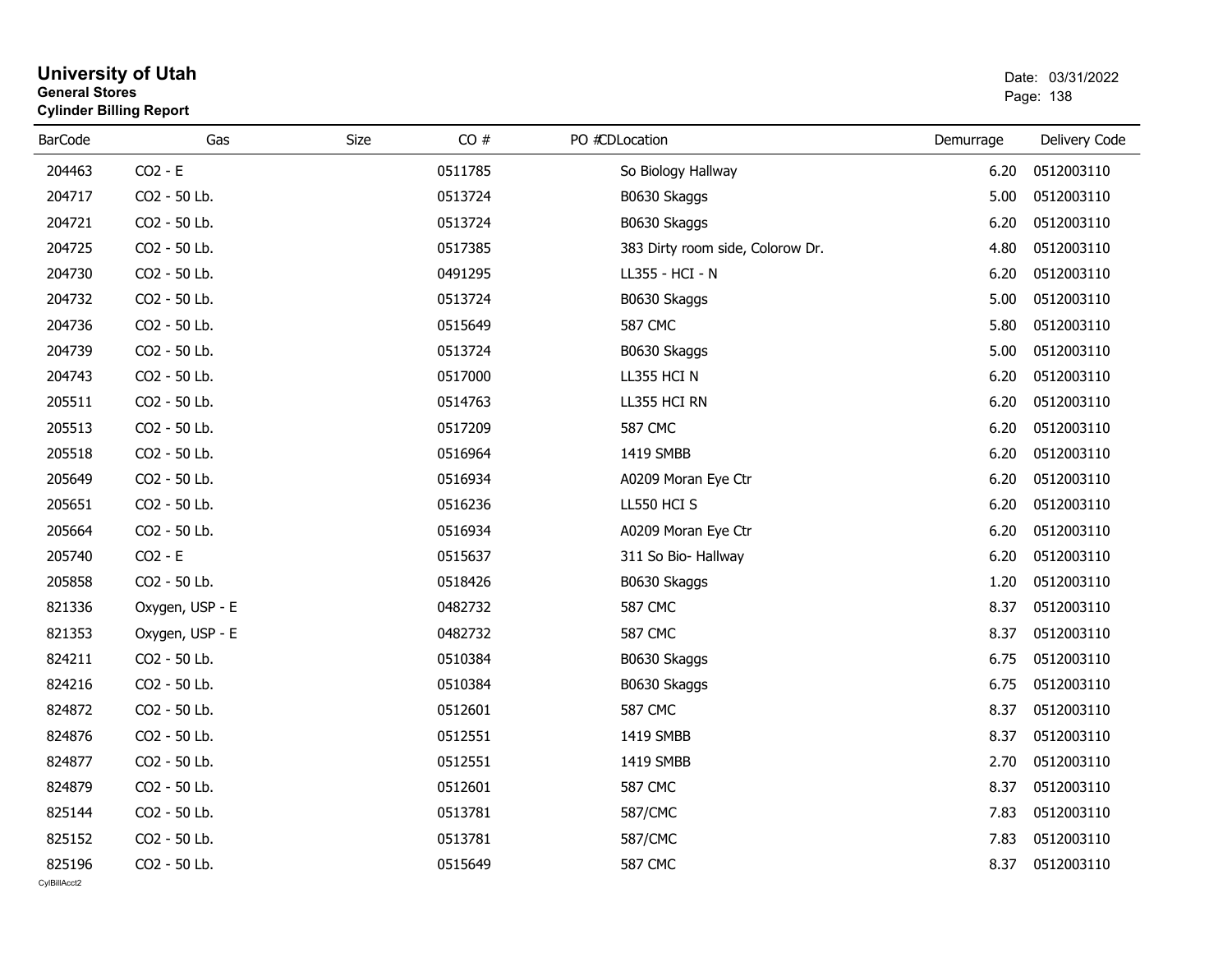# University of Utah
**General Stores**
**Cylinder Billing Report**

Date: 03/31/2022

| BarCode | Gas | Size | CO # | PO # | CD | Location | Demurrage | Delivery Code |
|---|---|---|---|---|---|---|---|---|
| 204463 | $CO_2$ - E | | 0511785 | | | So Biology Hallway | 6.20 | 0512003110 |
| 204717 | $CO_2$ - 50 Lb. | | 0513724 | | | B0630 Skaggs | 5.00 | 0512003110 |
| 204721 | $CO_2$ - 50 Lb. | | 0513724 | | | B0630 Skaggs | 6.20 | 0512003110 |
| 204725 | $CO_2$ - 50 Lb. | | 0517385 | | | 383 Dirty room side, Colorow Dr. | 4.80 | 0512003110 |
| 204730 | $CO_2$ - 50 Lb. | | 0491295 | | | LL355 - HCI - N | 6.20 | 0512003110 |
| 204732 | $CO_2$ - 50 Lb. | | 0513724 | | | B0630 Skaggs | 5.00 | 0512003110 |
| 204736 | $CO_2$ - 50 Lb. | | 0515649 | | | 587 CMC | 5.80 | 0512003110 |
| 204739 | $CO_2$ - 50 Lb. | | 0513724 | | | B0630 Skaggs | 5.00 | 0512003110 |
| 204743 | $CO_2$ - 50 Lb. | | 0517000 | | | LL355 HCI N | 6.20 | 0512003110 |
| 205511 | $CO_2$ - 50 Lb. | | 0514763 | | | LL355 HCI RN | 6.20 | 0512003110 |
| 205513 | $CO_2$ - 50 Lb. | | 0517209 | | | 587 CMC | 6.20 | 0512003110 |
| 205518 | $CO_2$ - 50 Lb. | | 0516964 | | | 1419 SMBB | 6.20 | 0512003110 |
| 205649 | $CO_2$ - 50 Lb. | | 0516934 | | | A0209 Moran Eye Ctr | 6.20 | 0512003110 |
| 205651 | $CO_2$ - 50 Lb. | | 0516236 | | | LL550 HCI S | 6.20 | 0512003110 |
| 205664 | $CO_2$ - 50 Lb. | | 0516934 | | | A0209 Moran Eye Ctr | 6.20 | 0512003110 |
| 205740 | $CO_2$ - E | | 0515637 | | | 311 So Bio- Hallway | 6.20 | 0512003110 |
| 205858 | $CO_2$ - 50 Lb. | | 0518426 | | | B0630 Skaggs | 1.20 | 0512003110 |
| 821336 | Oxygen, USP - E | | 0482732 | | | 587 CMC | 8.37 | 0512003110 |
| 821353 | Oxygen, USP - E | | 0482732 | | | 587 CMC | 8.37 | 0512003110 |
| 824211 | $CO_2$ - 50 Lb. | | 0510384 | | | B0630 Skaggs | 6.75 | 0512003110 |
| 824216 | $CO_2$ - 50 Lb. | | 0510384 | | | B0630 Skaggs | 6.75 | 0512003110 |
| 824872 | $CO_2$ - 50 Lb. | | 0512601 | | | 587 CMC | 8.37 | 0512003110 |
| 824876 | $CO_2$ - 50 Lb. | | 0512551 | | | 1419 SMBB | 8.37 | 0512003110 |
| 824877 | $CO_2$ - 50 Lb. | | 0512551 | | | 1419 SMBB | 2.70 | 0512003110 |
| 824879 | $CO_2$ - 50 Lb. | | 0512601 | | | 587 CMC | 8.37 | 0512003110 |
| 825144 | $CO_2$ - 50 Lb. | | 0513781 | | | 587/CMC | 7.83 | 0512003110 |
| 825152 | $CO_2$ - 50 Lb. | | 0513781 | | | 587/CMC | 7.83 | 0512003110 |
| 825196 | $CO_2$ - 50 Lb. | | 0515649 | | | 587 CMC | 8.37 | 0512003110 |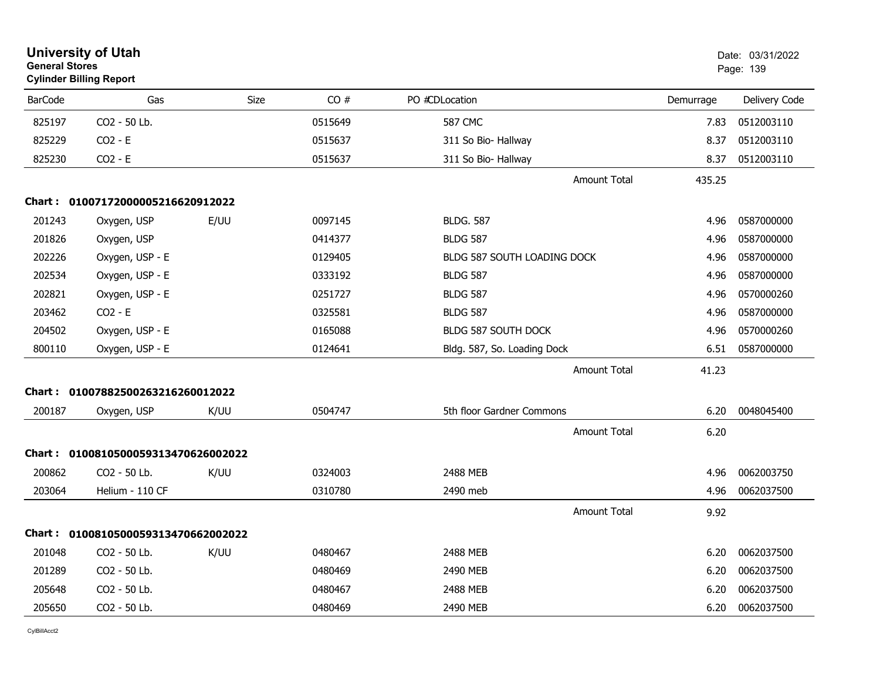# University of Utah

**General Stores**
**Cylinder Billing Report**

Date: 03/31/2022

| BarCode | Gas | Size | CO # | PO # | CDLocation | Demurrage | Delivery Code |
|---|---|---|---|---|---|---|---|
| 825197 | CO2 - 50 Lb. | | 0515649 | | 587 CMC | 7.83 | 0512003110 |
| 825229 | CO2 - E | | 0515637 | | 311 So Bio- Hallway | 8.37 | 0512003110 |
| 825230 | CO2 - E | | 0515637 | | 311 So Bio- Hallway | 8.37 | 0512003110 |
| | | | | | Amount Total | 435.25 | |

**Chart : 01007172000005216620912022**

| BarCode | Gas | Size | CO # | PO # | CDLocation | Demurrage | Delivery Code |
|---|---|---|---|---|---|---|---|
| 201243 | Oxygen, USP | E/UU | 0097145 | | BLDG. 587 | 4.96 | 0587000000 |
| 201826 | Oxygen, USP | | 0414377 | | BLDG 587 | 4.96 | 0587000000 |
| 202226 | Oxygen, USP - E | | 0129405 | | BLDG 587 SOUTH LOADING DOCK | 4.96 | 0587000000 |
| 202534 | Oxygen, USP - E | | 0333192 | | BLDG 587 | 4.96 | 0587000000 |
| 202821 | Oxygen, USP - E | | 0251727 | | BLDG 587 | 4.96 | 0570000260 |
| 203462 | CO2 - E | | 0325581 | | BLDG 587 | 4.96 | 0587000000 |
| 204502 | Oxygen, USP - E | | 0165088 | | BLDG 587 SOUTH DOCK | 4.96 | 0570000260 |
| 800110 | Oxygen, USP - E | | 0124641 | | Bldg. 587, So. Loading Dock | 6.51 | 0587000000 |
| | | | | | Amount Total | 41.23 | |

**Chart : 01007882500263216260012022**

| BarCode | Gas | Size | CO # | PO # | CDLocation | Demurrage | Delivery Code |
|---|---|---|---|---|---|---|---|
| 200187 | Oxygen, USP | K/UU | 0504747 | | 5th floor Gardner Commons | 6.20 | 0048045400 |
| | | | | | Amount Total | 6.20 | |

**Chart : 01008105000593134706260020​22**

| BarCode | Gas | Size | CO # | PO # | CDLocation | Demurrage | Delivery Code |
|---|---|---|---|---|---|---|---|
| 200862 | CO2 - 50 Lb. | K/UU | 0324003 | | 2488 MEB | 4.96 | 0062003750 |
| 203064 | Helium - 110 CF | | 0310780 | | 2490 meb | 4.96 | 0062037500 |
| | | | | | Amount Total | 9.92 | |

**Chart : 010081050005931347066200​2022**

| BarCode | Gas | Size | CO # | PO # | CDLocation | Demurrage | Delivery Code |
|---|---|---|---|---|---|---|---|
| 201048 | CO2 - 50 Lb. | K/UU | 0480467 | | 2488 MEB | 6.20 | 0062037500 |
| 201289 | CO2 - 50 Lb. | | 0480469 | | 2490 MEB | 6.20 | 0062037500 |
| 205648 | CO2 - 50 Lb. | | 0480467 | | 2488 MEB | 6.20 | 0062037500 |
| 205650 | CO2 - 50 Lb. | | 0480469 | | 2490 MEB | 6.20 | 0062037500 |

CylBillAcct2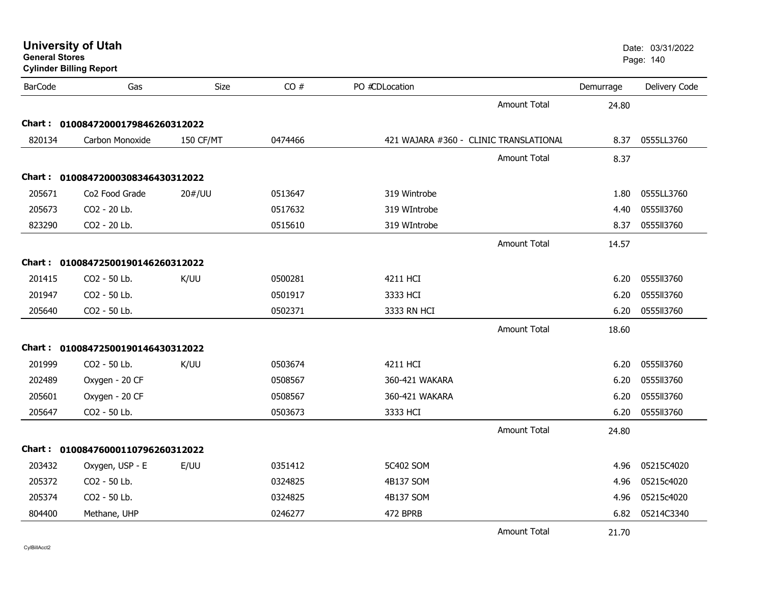# University of Utah

**General Stores**

**Cylinder Billing Report**

Date: 03/31/2022

| BarCode | Gas | Size | CO # | PO #CDLocation | Demurrage | Delivery Code |
|---|---|---|---|---|---|---|
| | | | | Amount Total | 24.80 | |
| **Chart : 01008472000179846260312022** | | | | | | |
| 820134 | Carbon Monoxide | 150 CF/MT | 0474466 | 421 WAJARA #360 - CLINIC TRANSLATIONAL | 8.37 | 0555LL3760 |
| | | | | Amount Total | 8.37 | |
| **Chart : 01008472000308346430312022** | | | | | | |
| 205671 | Co2 Food Grade | 20#/UU | 0513647 | 319 Wintrobe | 1.80 | 0555LL3760 |
| 205673 | CO2 - 20 Lb. | | 0517632 | 319 WIntrobe | 4.40 | 0555ll3760 |
| 823290 | CO2 - 20 Lb. | | 0515610 | 319 WIntrobe | 8.37 | 0555ll3760 |
| | | | | Amount Total | 14.57 | |
| **Chart : 01008472500190146260312022** | | | | | | |
| 201415 | CO2 - 50 Lb. | K/UU | 0500281 | 4211 HCI | 6.20 | 0555ll3760 |
| 201947 | CO2 - 50 Lb. | | 0501917 | 3333 HCI | 6.20 | 0555ll3760 |
| 205640 | CO2 - 50 Lb. | | 0502371 | 3333 RN HCI | 6.20 | 0555ll3760 |
| | | | | Amount Total | 18.60 | |
| **Chart : 01008472500190146430312022** | | | | | | |
| 201999 | CO2 - 50 Lb. | K/UU | 0503674 | 4211 HCI | 6.20 | 0555ll3760 |
| 202489 | Oxygen - 20 CF | | 0508567 | 360-421 WAKARA | 6.20 | 0555ll3760 |
| 205601 | Oxygen - 20 CF | | 0508567 | 360-421 WAKARA | 6.20 | 0555ll3760 |
| 205647 | CO2 - 50 Lb. | | 0503673 | 3333 HCI | 6.20 | 0555ll3760 |
| | | | | Amount Total | 24.80 | |
| **Chart : 01008476000110796260312022** | | | | | | |
| 203432 | Oxygen, USP - E | E/UU | 0351412 | 5C402 SOM | 4.96 | 05215C4020 |
| 205372 | CO2 - 50 Lb. | | 0324825 | 4B137 SOM | 4.96 | 05215c4020 |
| 205374 | CO2 - 50 Lb. | | 0324825 | 4B137 SOM | 4.96 | 05215c4020 |
| 804400 | Methane, UHP | | 0246277 | 472 BPRB | 6.82 | 05214C3340 |
| | | | | Amount Total | 21.70 | |

CylBillAcct2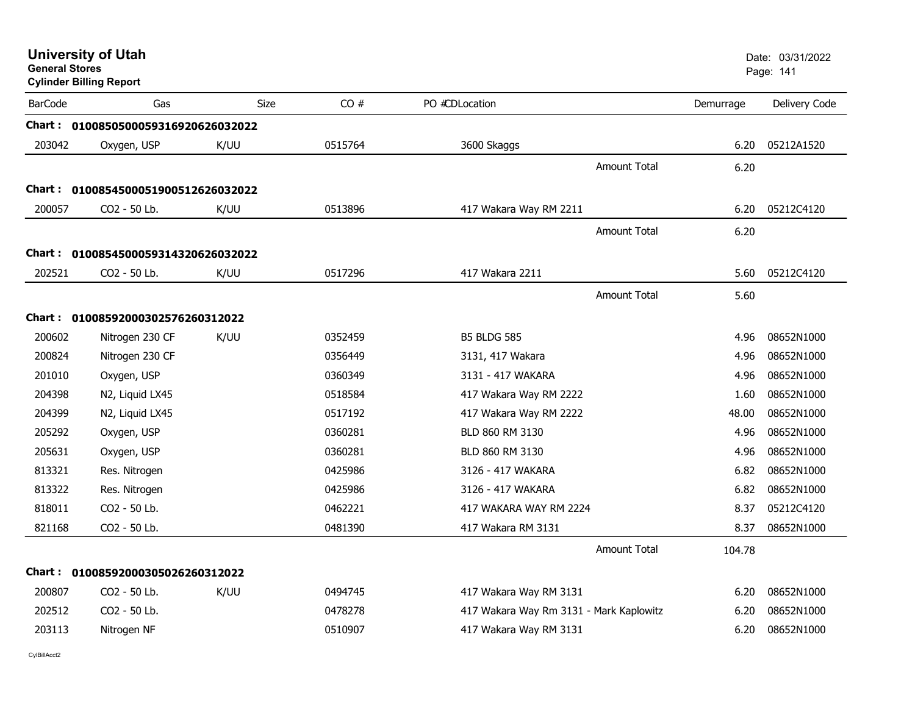# University of Utah

**General Stores**

**Cylinder Billing Report**

Date: 03/31/2022

| BarCode | Gas | Size | CO # | PO #CDLocation | Demurrage | Delivery Code |
|---|---|---|---|---|---|---|
| **Chart : 01008505000593169206260320​22** | | | | | | |
| 203042 | Oxygen, USP | K/UU | 0515764 | 3600 Skaggs | 6.20 | 05212A1520 |
| | | | | Amount Total | 6.20 | |
| **Chart : 0100854500051900512626032022** | | | | | | |
| 200057 | CO2 - 50 Lb. | K/UU | 0513896 | 417 Wakara Way RM 2211 | 6.20 | 05212C4120 |
| | | | | Amount Total | 6.20 | |
| **Chart : 0100854500059314320626032022** | | | | | | |
| 202521 | CO2 - 50 Lb. | K/UU | 0517296 | 417 Wakara 2211 | 5.60 | 05212C4120 |
| | | | | Amount Total | 5.60 | |
| **Chart : 010085920003025762603​12022** | | | | | | |
| 200602 | Nitrogen 230 CF | K/UU | 0352459 | B5 BLDG 585 | 4.96 | 08652N1000 |
| 200824 | Nitrogen 230 CF | | 0356449 | 3131, 417 Wakara | 4.96 | 08652N1000 |
| 201010 | Oxygen, USP | | 0360349 | 3131 - 417 WAKARA | 4.96 | 08652N1000 |
| 204398 | N2, Liquid LX45 | | 0518584 | 417 Wakara Way RM 2222 | 1.60 | 08652N1000 |
| 204399 | N2, Liquid LX45 | | 0517192 | 417 Wakara Way RM 2222 | 48.00 | 08652N1000 |
| 205292 | Oxygen, USP | | 0360281 | BLD 860 RM 3130 | 4.96 | 08652N1000 |
| 205631 | Oxygen, USP | | 0360281 | BLD 860 RM 3130 | 4.96 | 08652N1000 |
| 813321 | Res. Nitrogen | | 0425986 | 3126 - 417 WAKARA | 6.82 | 08652N1000 |
| 813322 | Res. Nitrogen | | 0425986 | 3126 - 417 WAKARA | 6.82 | 08652N1000 |
| 818011 | CO2 - 50 Lb. | | 0462221 | 417 WAKARA WAY RM 2224 | 8.37 | 05212C4120 |
| 821168 | CO2 - 50 Lb. | | 0481390 | 417 Wakara RM 3131 | 8.37 | 08652N1000 |
| | | | | Amount Total | 104.78 | |
| **Chart : 010085920003050262603​12022** | | | | | | |
| 200807 | CO2 - 50 Lb. | K/UU | 0494745 | 417 Wakara Way RM 3131 | 6.20 | 08652N1000 |
| 202512 | CO2 - 50 Lb. | | 0478278 | 417 Wakara Way Rm 3131 - Mark Kaplowitz | 6.20 | 08652N1000 |
| 203113 | Nitrogen NF | | 0510907 | 417 Wakara Way RM 3131 | 6.20 | 08652N1000 |

CylBillAcct2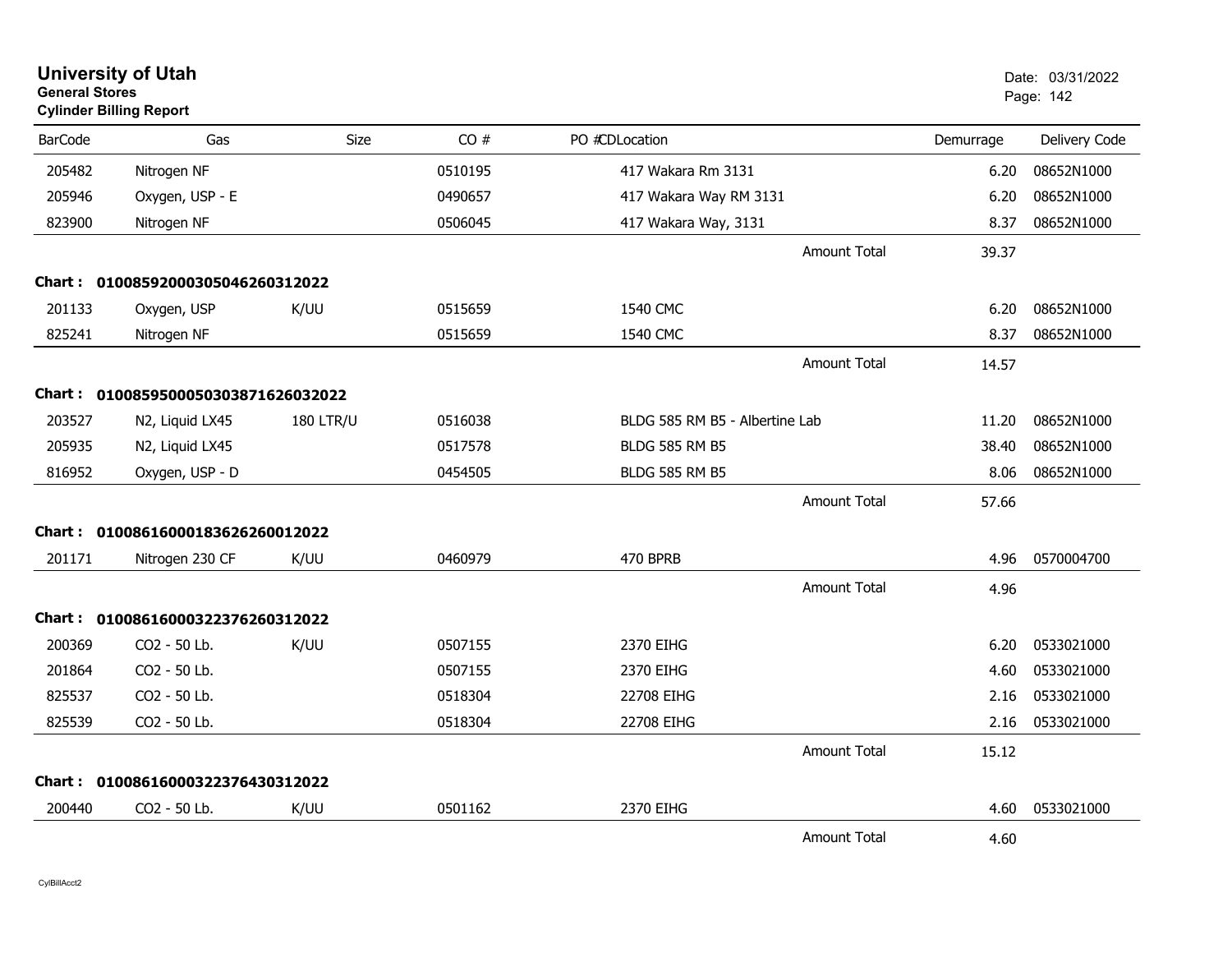**University of Utah**
**General Stores**
**Cylinder Billing Report**

Date: 03/31/2022

| BarCode | Gas | Size | CO # | PO # | CD | Location | Demurrage | Delivery Code |
|---|---|---|---|---|---|---|---|---|
| 205482 | Nitrogen NF | | 0510195 | | | 417 Wakara Rm 3131 | 6.20 | 08652N1000 |
| 205946 | Oxygen, USP - E | | 0490657 | | | 417 Wakara Way RM 3131 | 6.20 | 08652N1000 |
| 823900 | Nitrogen NF | | 0506045 | | | 417 Wakara Way, 3131 | 8.37 | 08652N1000 |
| | | | | | | Amount Total | 39.37 | |
| **Chart :** | **01008592000305046260312022** | | | | | | | |
| 201133 | Oxygen, USP | K/UU | 0515659 | | | 1540 CMC | 6.20 | 08652N1000 |
| 825241 | Nitrogen NF | | 0515659 | | | 1540 CMC | 8.37 | 08652N1000 |
| | | | | | | Amount Total | 14.57 | |
| **Chart :** | **01008595000503038716260320 22** | | | | | | | |
| 203527 | N2, Liquid LX45 | 180 LTR/U | 0516038 | | | BLDG 585 RM B5 - Albertine Lab | 11.20 | 08652N1000 |
| 205935 | N2, Liquid LX45 | | 0517578 | | | BLDG 585 RM B5 | 38.40 | 08652N1000 |
| 816952 | Oxygen, USP - D | | 0454505 | | | BLDG 585 RM B5 | 8.06 | 08652N1000 |
| | | | | | | Amount Total | 57.66 | |
| **Chart :** | **01008616000183626260012022** | | | | | | | |
| 201171 | Nitrogen 230 CF | K/UU | 0460979 | | | 470 BPRB | 4.96 | 0570004700 |
| | | | | | | Amount Total | 4.96 | |
| **Chart :** | **01008616000322376260312022** | | | | | | | |
| 200369 | CO2 - 50 Lb. | K/UU | 0507155 | | | 2370 EIHG | 6.20 | 0533021000 |
| 201864 | CO2 - 50 Lb. | | 0507155 | | | 2370 EIHG | 4.60 | 0533021000 |
| 825537 | CO2 - 50 Lb. | | 0518304 | | | 22708 EIHG | 2.16 | 0533021000 |
| 825539 | CO2 - 50 Lb. | | 0518304 | | | 22708 EIHG | 2.16 | 0533021000 |
| | | | | | | Amount Total | 15.12 | |
| **Chart :** | **01008616000322376430312022** | | | | | | | |
| 200440 | CO2 - 50 Lb. | K/UU | 0501162 | | | 2370 EIHG | 4.60 | 0533021000 |
| | | | | | | Amount Total | 4.60 | |

CylBillAcct2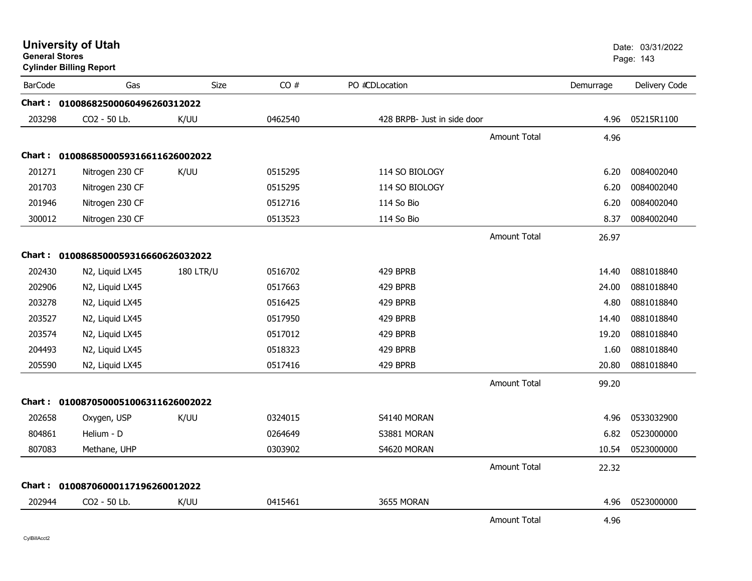# University of Utah

**General Stores**

**Cylinder Billing Report**

Date: 03/31/2022

| BarCode | Gas | Size | CO # | PO #CDLocation | Demurrage | Delivery Code |
|---|---|---|---|---|---|---|
| **Chart :** | **01008682500060496260312022** | | | | | |
| 203298 | CO2 - 50 Lb. | K/UU | 0462540 | 428 BRPB- Just in side door | 4.96 | 05215R1100 |
| | | | | Amount Total | 4.96 | |
| **Chart :** | **01008685000593166116260020222** | | | | | |
| 201271 | Nitrogen 230 CF | K/UU | 0515295 | 114 SO BIOLOGY | 6.20 | 0084002040 |
| 201703 | Nitrogen 230 CF | | 0515295 | 114 SO BIOLOGY | 6.20 | 0084002040 |
| 201946 | Nitrogen 230 CF | | 0512716 | 114 So Bio | 6.20 | 0084002040 |
| 300012 | Nitrogen 230 CF | | 0513523 | 114 So Bio | 8.37 | 0084002040 |
| | | | | Amount Total | 26.97 | |
| **Chart :** | **01008685000593166606260320222** | | | | | |
| 202430 | N2, Liquid LX45 | 180 LTR/U | 0516702 | 429 BPRB | 14.40 | 0881018840 |
| 202906 | N2, Liquid LX45 | | 0517663 | 429 BPRB | 24.00 | 0881018840 |
| 203278 | N2, Liquid LX45 | | 0516425 | 429 BPRB | 4.80 | 0881018840 |
| 203527 | N2, Liquid LX45 | | 0517950 | 429 BPRB | 14.40 | 0881018840 |
| 203574 | N2, Liquid LX45 | | 0517012 | 429 BPRB | 19.20 | 0881018840 |
| 204493 | N2, Liquid LX45 | | 0518323 | 429 BPRB | 1.60 | 0881018840 |
| 205590 | N2, Liquid LX45 | | 0517416 | 429 BPRB | 20.80 | 0881018840 |
| | | | | Amount Total | 99.20 | |
| **Chart :** | **01008705000510063116260020222** | | | | | |
| 202658 | Oxygen, USP | K/UU | 0324015 | S4140 MORAN | 4.96 | 0533032900 |
| 804861 | Helium - D | | 0264649 | S3881 MORAN | 6.82 | 0523000000 |
| 807083 | Methane, UHP | | 0303902 | S4620 MORAN | 10.54 | 0523000000 |
| | | | | Amount Total | 22.32 | |
| **Chart :** | **01008706000117196260012022** | | | | | |
| 202944 | CO2 - 50 Lb. | K/UU | 0415461 | 3655 MORAN | 4.96 | 0523000000 |
| | | | | Amount Total | 4.96 | |

CylBillAcct2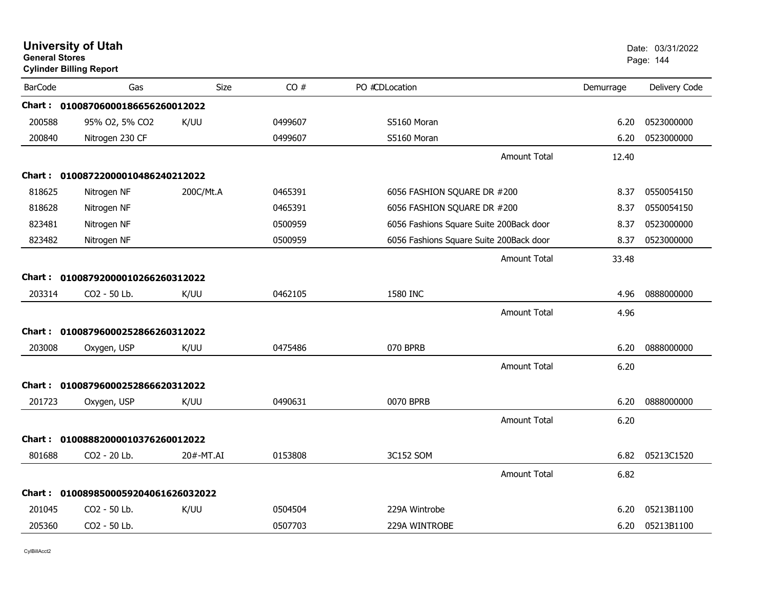# University of Utah
**General Stores**
**Cylinder Billing Report**

Date: 03/31/2022

| BarCode | Gas | Size | CO # | PO #CDLocation | Demurrage | Delivery Code |
|---|---|---|---|---|---|---|
| **Chart : 01008706000186656260012022** | | | | | | |
| 200588 | 95% O2, 5% CO2 | K/UU | 0499607 | S5160 Moran | 6.20 | 0523000000 |
| 200840 | Nitrogen 230 CF | | 0499607 | S5160 Moran | 6.20 | 0523000000 |
| | | | | Amount Total | 12.40 | |
| **Chart : 01008722000010486240212022** | | | | | | |
| 818625 | Nitrogen NF | 200C/Mt.A | 0465391 | 6056 FASHION SQUARE DR #200 | 8.37 | 0550054150 |
| 818628 | Nitrogen NF | | 0465391 | 6056 FASHION SQUARE DR #200 | 8.37 | 0550054150 |
| 823481 | Nitrogen NF | | 0500959 | 6056 Fashions Square Suite 200Back door | 8.37 | 0523000000 |
| 823482 | Nitrogen NF | | 0500959 | 6056 Fashions Square Suite 200Back door | 8.37 | 0523000000 |
| | | | | Amount Total | 33.48 | |
| **Chart : 01008792000010266260312022** | | | | | | |
| 203314 | CO2 - 50 Lb. | K/UU | 0462105 | 1580 INC | 4.96 | 0888000000 |
| | | | | Amount Total | 4.96 | |
| **Chart : 01008796000252866260312022** | | | | | | |
| 203008 | Oxygen, USP | K/UU | 0475486 | 070 BPRB | 6.20 | 0888000000 |
| | | | | Amount Total | 6.20 | |
| **Chart : 01008796000252866620312022** | | | | | | |
| 201723 | Oxygen, USP | K/UU | 0490631 | 0070 BPRB | 6.20 | 0888000000 |
| | | | | Amount Total | 6.20 | |
| **Chart : 01008882000010376260012022** | | | | | | |
| 801688 | CO2 - 20 Lb. | 20#-MT.AI | 0153808 | 3C152 SOM | 6.82 | 05213C1520 |
| | | | | Amount Total | 6.82 | |
| **Chart : 010089850005920406162603 2022** | | | | | | |
| 201045 | CO2 - 50 Lb. | K/UU | 0504504 | 229A Wintrobe | 6.20 | 05213B1100 |
| 205360 | CO2 - 50 Lb. | | 0507703 | 229A WINTROBE | 6.20 | 05213B1100 |

CylBillAcct2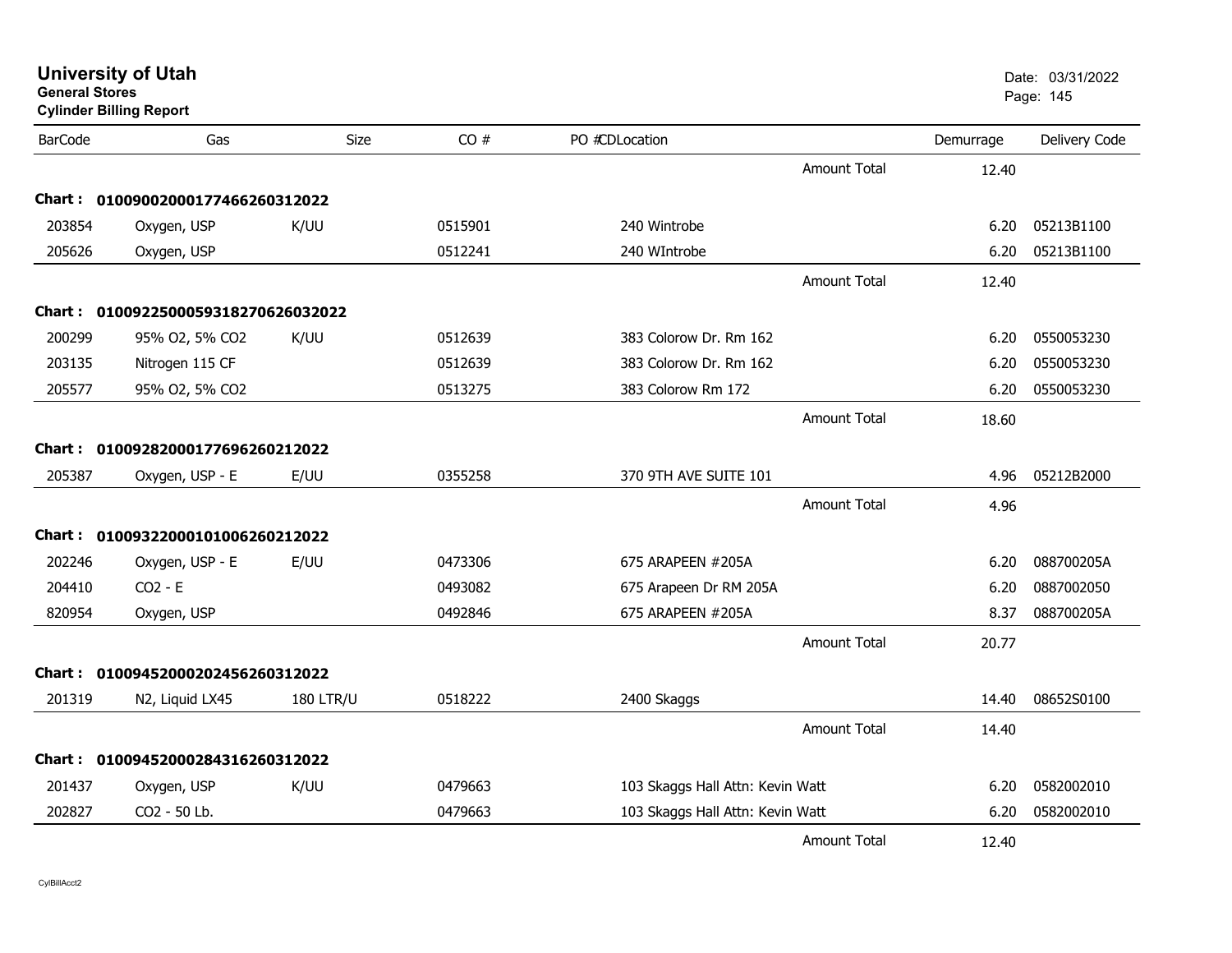# University of Utah

**General Stores**

**Cylinder Billing Report**

Date: 03/31/2022

| BarCode | Gas | Size | CO # | PO # | CDLocation | | Demurrage | Delivery Code |
|---|---|---|---|---|---|---|---|---|
| | | | | | | Amount Total | 12.40 | |
| **Chart :** | **01009002000177466260312022** | | | | | | | |
| 203854 | Oxygen, USP | K/UU | 0515901 | | 240 Wintrobe | | 6.20 | 05213B1100 |
| 205626 | Oxygen, USP | | 0512241 | | 240 WIntrobe | | 6.20 | 05213B1100 |
| | | | | | | Amount Total | 12.40 | |
| **Chart :** | **01009225000593182706260320222** | | | | | | | |
| 200299 | 95% O2, 5% CO2 | K/UU | 0512639 | | 383 Colorow Dr. Rm 162 | | 6.20 | 0550053230 |
| 203135 | Nitrogen 115 CF | | 0512639 | | 383 Colorow Dr. Rm 162 | | 6.20 | 0550053230 |
| 205577 | 95% O2, 5% CO2 | | 0513275 | | 383 Colorow Rm 172 | | 6.20 | 0550053230 |
| | | | | | | Amount Total | 18.60 | |
| **Chart :** | **01009282000177696260212022** | | | | | | | |
| 205387 | Oxygen, USP - E | E/UU | 0355258 | | 370 9TH AVE SUITE 101 | | 4.96 | 05212B2000 |
| | | | | | | Amount Total | 4.96 | |
| **Chart :** | **01009322000101006260212022** | | | | | | | |
| 202246 | Oxygen, USP - E | E/UU | 0473306 | | 675 ARAPEEN #205A | | 6.20 | 088700205A |
| 204410 | CO2 - E | | 0493082 | | 675 Arapeen Dr RM 205A | | 6.20 | 0887002050 |
| 820954 | Oxygen, USP | | 0492846 | | 675 ARAPEEN #205A | | 8.37 | 088700205A |
| | | | | | | Amount Total | 20.77 | |
| **Chart :** | **01009452000202456260312022** | | | | | | | |
| 201319 | N2, Liquid LX45 | 180 LTR/U | 0518222 | | 2400 Skaggs | | 14.40 | 08652S0100 |
| | | | | | | Amount Total | 14.40 | |
| **Chart :** | **01009452000284316260312022** | | | | | | | |
| 201437 | Oxygen, USP | K/UU | 0479663 | | 103 Skaggs Hall Attn: Kevin Watt | | 6.20 | 0582002010 |
| 202827 | CO2 - 50 Lb. | | 0479663 | | 103 Skaggs Hall Attn: Kevin Watt | | 6.20 | 0582002010 |
| | | | | | | Amount Total | 12.40 | |

CylBillAcct2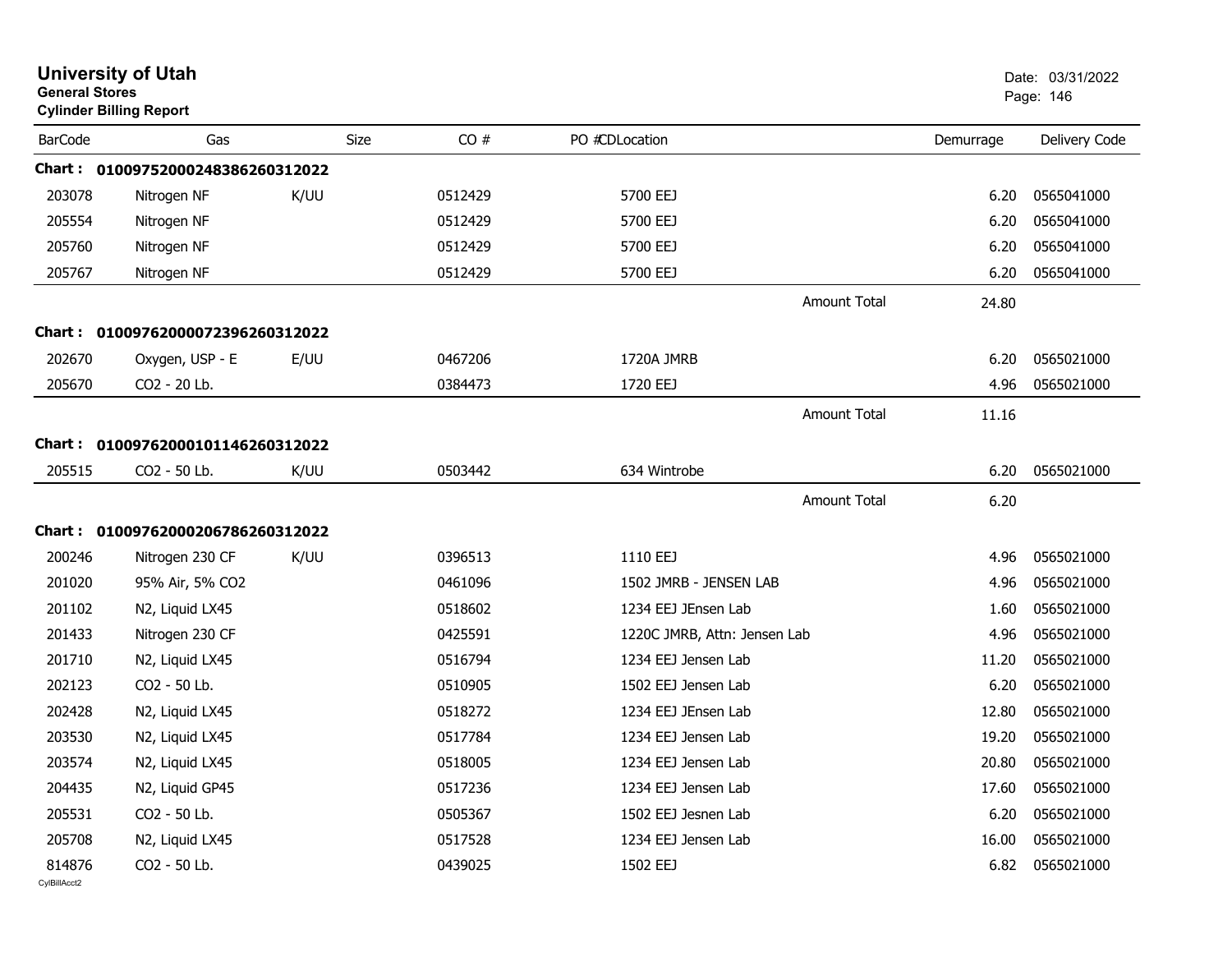**University of Utah**
**General Stores**
**Cylinder Billing Report**

Date: 03/31/2022

| BarCode | Gas | Size | CO # | PO #CDLocation | Demurrage | Delivery Code |
|---|---|---|---|---|---|---|
| **Chart : 01009752000248386260312022** | | | | | | |
| 203078 | Nitrogen NF | K/UU | 0512429 | 5700 EEJ | 6.20 | 0565041000 |
| 205554 | Nitrogen NF | | 0512429 | 5700 EEJ | 6.20 | 0565041000 |
| 205760 | Nitrogen NF | | 0512429 | 5700 EEJ | 6.20 | 0565041000 |
| 205767 | Nitrogen NF | | 0512429 | 5700 EEJ | 6.20 | 0565041000 |
| | | | | Amount Total | 24.80 | |
| **Chart : 01009762000072396260312022** | | | | | | |
| 202670 | Oxygen, USP - E | E/UU | 0467206 | 1720A JMRB | 6.20 | 0565021000 |
| 205670 | CO2 - 20 Lb. | | 0384473 | 1720 EEJ | 4.96 | 0565021000 |
| | | | | Amount Total | 11.16 | |
| **Chart : 01009762000101146260312022** | | | | | | |
| 205515 | CO2 - 50 Lb. | K/UU | 0503442 | 634 Wintrobe | 6.20 | 0565021000 |
| | | | | Amount Total | 6.20 | |
| **Chart : 01009762000206786260312022** | | | | | | |
| 200246 | Nitrogen 230 CF | K/UU | 0396513 | 1110 EEJ | 4.96 | 0565021000 |
| 201020 | 95% Air, 5% CO2 | | 0461096 | 1502 JMRB - JENSEN LAB | 4.96 | 0565021000 |
| 201102 | N2, Liquid LX45 | | 0518602 | 1234 EEJ JEnsen Lab | 1.60 | 0565021000 |
| 201433 | Nitrogen 230 CF | | 0425591 | 1220C JMRB, Attn: Jensen Lab | 4.96 | 0565021000 |
| 201710 | N2, Liquid LX45 | | 0516794 | 1234 EEJ Jensen Lab | 11.20 | 0565021000 |
| 202123 | CO2 - 50 Lb. | | 0510905 | 1502 EEJ Jensen Lab | 6.20 | 0565021000 |
| 202428 | N2, Liquid LX45 | | 0518272 | 1234 EEJ JEnsen Lab | 12.80 | 0565021000 |
| 203530 | N2, Liquid LX45 | | 0517784 | 1234 EEJ Jensen Lab | 19.20 | 0565021000 |
| 203574 | N2, Liquid LX45 | | 0518005 | 1234 EEJ Jensen Lab | 20.80 | 0565021000 |
| 204435 | N2, Liquid GP45 | | 0517236 | 1234 EEJ Jensen Lab | 17.60 | 0565021000 |
| 205531 | CO2 - 50 Lb. | | 0505367 | 1502 EEJ Jesnen Lab | 6.20 | 0565021000 |
| 205708 | N2, Liquid LX45 | | 0517528 | 1234 EEJ Jensen Lab | 16.00 | 0565021000 |
| 814876 | CO2 - 50 Lb. | | 0439025 | 1502 EEJ | 6.82 | 0565021000 |

CylBillAcct2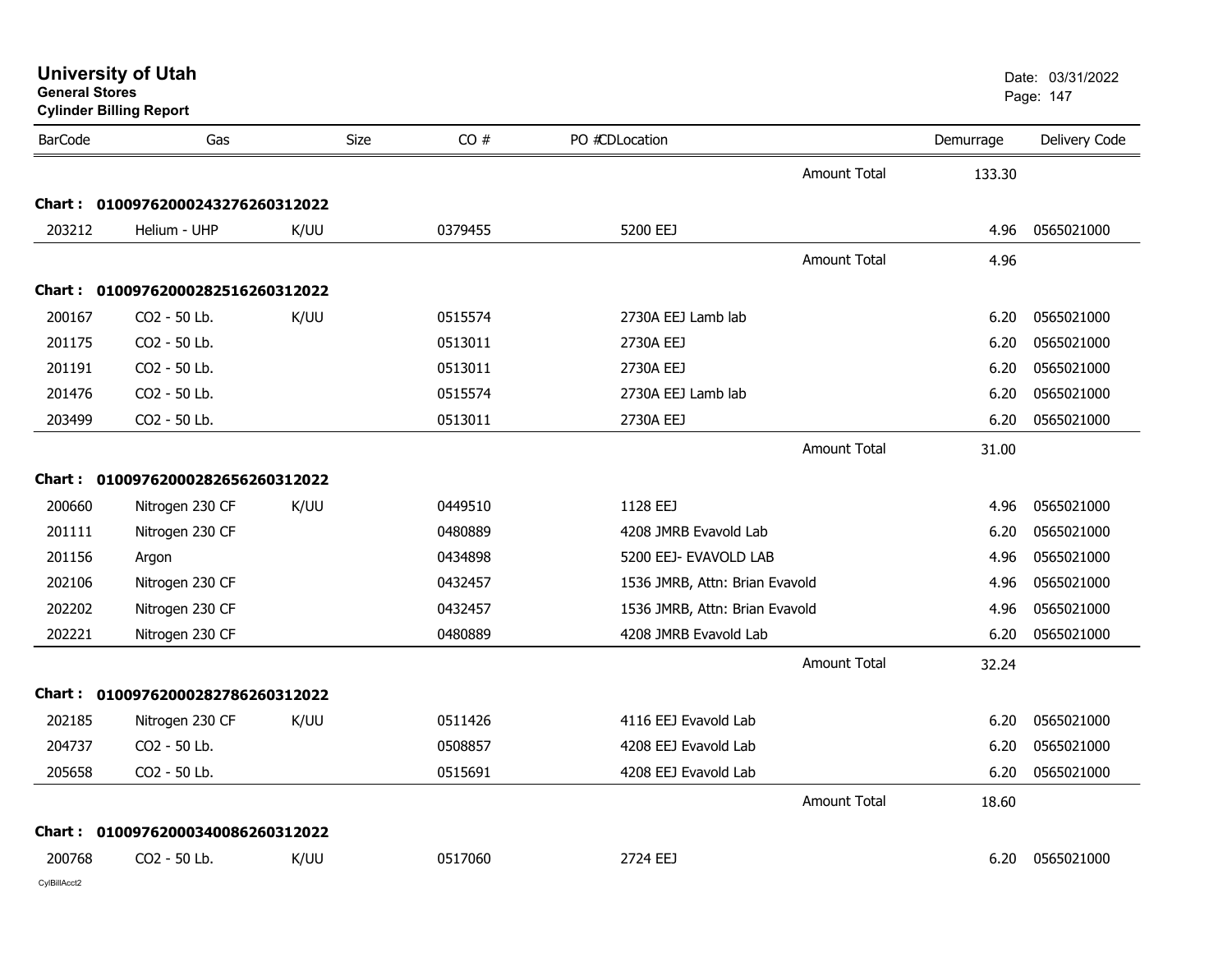# University of Utah

**General Stores**

**Cylinder Billing Report**

Date: 03/31/2022

| BarCode | Gas | Size | CO # | PO #CDLocation | | Demurrage | Delivery Code |
|---|---|---|---|---|---|---|---|
| | | | | | Amount Total | 133.30 | |
| **Chart :** | **01009762000243276260312022** | | | | | | |
| 203212 | Helium - UHP | K/UU | 0379455 | 5200 EEJ | | 4.96 | 0565021000 |
| | | | | | Amount Total | 4.96 | |
| **Chart :** | **01009762000282516260312022** | | | | | | |
| 200167 | CO2 - 50 Lb. | K/UU | 0515574 | 2730A EEJ Lamb lab | | 6.20 | 0565021000 |
| 201175 | CO2 - 50 Lb. | | 0513011 | 2730A EEJ | | 6.20 | 0565021000 |
| 201191 | CO2 - 50 Lb. | | 0513011 | 2730A EEJ | | 6.20 | 0565021000 |
| 201476 | CO2 - 50 Lb. | | 0515574 | 2730A EEJ Lamb lab | | 6.20 | 0565021000 |
| 203499 | CO2 - 50 Lb. | | 0513011 | 2730A EEJ | | 6.20 | 0565021000 |
| | | | | | Amount Total | 31.00 | |
| **Chart :** | **01009762000282656260312022** | | | | | | |
| 200660 | Nitrogen 230 CF | K/UU | 0449510 | 1128 EEJ | | 4.96 | 0565021000 |
| 201111 | Nitrogen 230 CF | | 0480889 | 4208 JMRB Evavold Lab | | 6.20 | 0565021000 |
| 201156 | Argon | | 0434898 | 5200 EEJ- EVAVOLD LAB | | 4.96 | 0565021000 |
| 202106 | Nitrogen 230 CF | | 0432457 | 1536 JMRB, Attn: Brian Evavold | | 4.96 | 0565021000 |
| 202202 | Nitrogen 230 CF | | 0432457 | 1536 JMRB, Attn: Brian Evavold | | 4.96 | 0565021000 |
| 202221 | Nitrogen 230 CF | | 0480889 | 4208 JMRB Evavold Lab | | 6.20 | 0565021000 |
| | | | | | Amount Total | 32.24 | |
| **Chart :** | **01009762000282786260312022** | | | | | | |
| 202185 | Nitrogen 230 CF | K/UU | 0511426 | 4116 EEJ Evavold Lab | | 6.20 | 0565021000 |
| 204737 | CO2 - 50 Lb. | | 0508857 | 4208 EEJ Evavold Lab | | 6.20 | 0565021000 |
| 205658 | CO2 - 50 Lb. | | 0515691 | 4208 EEJ Evavold Lab | | 6.20 | 0565021000 |
| | | | | | Amount Total | 18.60 | |
| **Chart :** | **01009762000340086260312022** | | | | | | |
| 200768 | CO2 - 50 Lb. | K/UU | 0517060 | 2724 EEJ | | 6.20 | 0565021000 |

CylBillAcct2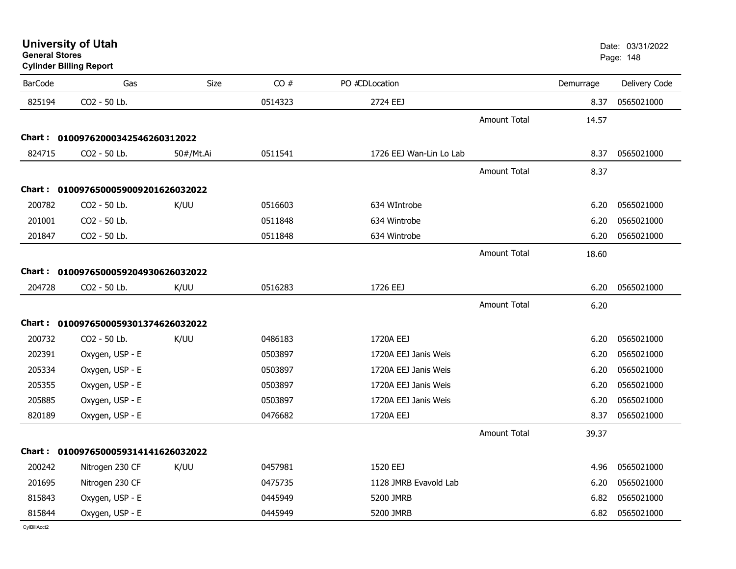# University of Utah

**General Stores**

**Cylinder Billing Report**

Date: 03/31/2022

| BarCode | Gas | Size | CO # | PO #CDLocation | | Demurrage | Delivery Code |
|---|---|---|---|---|---|---|---|
| 825194 | CO2 - 50 Lb. | | 0514323 | 2724 EEJ | | 8.37 | 0565021000 |
| | | | | | Amount Total | 14.57 | |

**Chart : 01009762000342546260312022**

| BarCode | Gas | Size | CO # | PO #CDLocation | | Demurrage | Delivery Code |
|---|---|---|---|---|---|---|---|
| 824715 | CO2 - 50 Lb. | 50#/Mt.Ai | 0511541 | 1726 EEJ Wan-Lin Lo Lab | | 8.37 | 0565021000 |
| | | | | | Amount Total | 8.37 | |

**Chart : 01009765000590092016260320​22**

| BarCode | Gas | Size | CO # | PO #CDLocation | | Demurrage | Delivery Code |
|---|---|---|---|---|---|---|---|
| 200782 | CO2 - 50 Lb. | K/UU | 0516603 | 634 WIntrobe | | 6.20 | 0565021000 |
| 201001 | CO2 - 50 Lb. | | 0511848 | 634 Wintrobe | | 6.20 | 0565021000 |
| 201847 | CO2 - 50 Lb. | | 0511848 | 634 Wintrobe | | 6.20 | 0565021000 |
| | | | | | Amount Total | 18.60 | |

**Chart : 01009765000592049306260320​22**

| BarCode | Gas | Size | CO # | PO #CDLocation | | Demurrage | Delivery Code |
|---|---|---|---|---|---|---|---|
| 204728 | CO2 - 50 Lb. | K/UU | 0516283 | 1726 EEJ | | 6.20 | 0565021000 |
| | | | | | Amount Total | 6.20 | |

**Chart : 01009765000593013746260320​22**

| BarCode | Gas | Size | CO # | PO #CDLocation | | Demurrage | Delivery Code |
|---|---|---|---|---|---|---|---|
| 200732 | CO2 - 50 Lb. | K/UU | 0486183 | 1720A EEJ | | 6.20 | 0565021000 |
| 202391 | Oxygen, USP - E | | 0503897 | 1720A EEJ Janis Weis | | 6.20 | 0565021000 |
| 205334 | Oxygen, USP - E | | 0503897 | 1720A EEJ Janis Weis | | 6.20 | 0565021000 |
| 205355 | Oxygen, USP - E | | 0503897 | 1720A EEJ Janis Weis | | 6.20 | 0565021000 |
| 205885 | Oxygen, USP - E | | 0503897 | 1720A EEJ Janis Weis | | 6.20 | 0565021000 |
| 820189 | Oxygen, USP - E | | 0476682 | 1720A EEJ | | 8.37 | 0565021000 |
| | | | | | Amount Total | 39.37 | |

**Chart : 01009765000593141416260320​22**

| BarCode | Gas | Size | CO # | PO #CDLocation | | Demurrage | Delivery Code |
|---|---|---|---|---|---|---|---|
| 200242 | Nitrogen 230 CF | K/UU | 0457981 | 1520 EEJ | | 4.96 | 0565021000 |
| 201695 | Nitrogen 230 CF | | 0475735 | 1128 JMRB Evavold Lab | | 6.20 | 0565021000 |
| 815843 | Oxygen, USP - E | | 0445949 | 5200 JMRB | | 6.82 | 0565021000 |
| 815844 | Oxygen, USP - E | | 0445949 | 5200 JMRB | | 6.82 | 0565021000 |

CylBillAcct2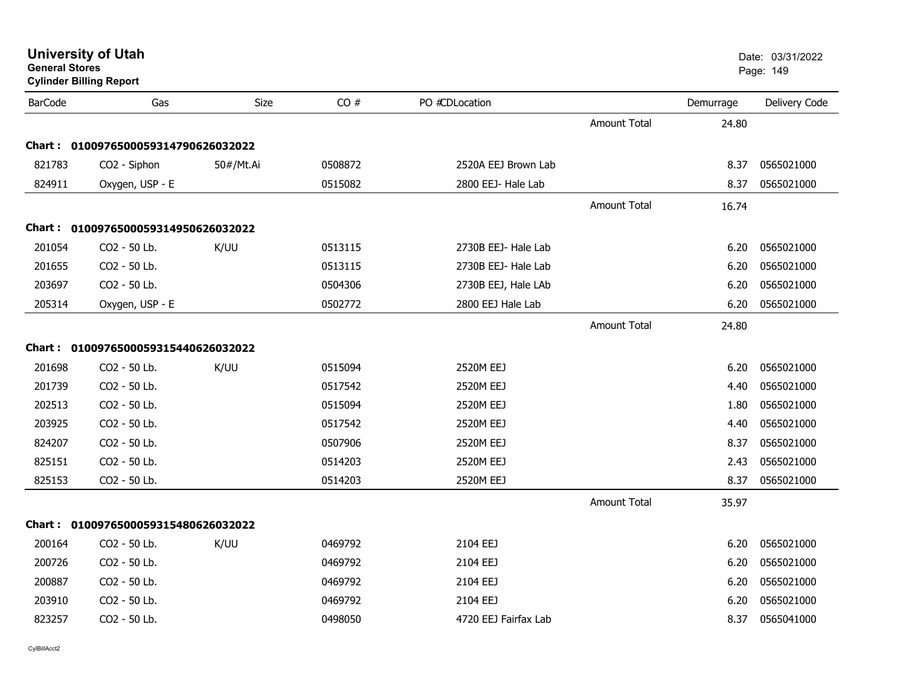# University of Utah

**General Stores**

**Cylinder Billing Report**

Date: 03/31/2022

| BarCode | Gas | Size | CO # | PO # | CD | Location | | Demurrage | Delivery Code |
|---|---|---|---|---|---|---|---|---|---|
| | | | | | | | Amount Total | 24.80 | |
| **Chart :** | **01009765000593147906260320​22** | | | | | | | | |
| 821783 | CO2 - Siphon | 50#/Mt.Ai | 0508872 | | | 2520A EEJ Brown Lab | | 8.37 | 0565021000 |
| 824911 | Oxygen, USP - E | | 0515082 | | | 2800 EEJ- Hale Lab | | 8.37 | 0565021000 |
| | | | | | | | Amount Total | 16.74 | |
| **Chart :** | **0100976500059314950626032022** | | | | | | | | |
| 201054 | CO2 - 50 Lb. | K/UU | 0513115 | | | 2730B EEJ- Hale Lab | | 6.20 | 0565021000 |
| 201655 | CO2 - 50 Lb. | | 0513115 | | | 2730B EEJ- Hale Lab | | 6.20 | 0565021000 |
| 203697 | CO2 - 50 Lb. | | 0504306 | | | 2730B EEJ, Hale LAb | | 6.20 | 0565021000 |
| 205314 | Oxygen, USP - E | | 0502772 | | | 2800 EEJ Hale Lab | | 6.20 | 0565021000 |
| | | | | | | | Amount Total | 24.80 | |
| **Chart :** | **0100976500059315440626032022** | | | | | | | | |
| 201698 | CO2 - 50 Lb. | K/UU | 0515094 | | | 2520M EEJ | | 6.20 | 0565021000 |
| 201739 | CO2 - 50 Lb. | | 0517542 | | | 2520M EEJ | | 4.40 | 0565021000 |
| 202513 | CO2 - 50 Lb. | | 0515094 | | | 2520M EEJ | | 1.80 | 0565021000 |
| 203925 | CO2 - 50 Lb. | | 0517542 | | | 2520M EEJ | | 4.40 | 0565021000 |
| 824207 | CO2 - 50 Lb. | | 0507906 | | | 2520M EEJ | | 8.37 | 0565021000 |
| 825151 | CO2 - 50 Lb. | | 0514203 | | | 2520M EEJ | | 2.43 | 0565021000 |
| 825153 | CO2 - 50 Lb. | | 0514203 | | | 2520M EEJ | | 8.37 | 0565021000 |
| | | | | | | | Amount Total | 35.97 | |
| **Chart :** | **0100976500059315480626032022** | | | | | | | | |
| 200164 | CO2 - 50 Lb. | K/UU | 0469792 | | | 2104 EEJ | | 6.20 | 0565021000 |
| 200726 | CO2 - 50 Lb. | | 0469792 | | | 2104 EEJ | | 6.20 | 0565021000 |
| 200887 | CO2 - 50 Lb. | | 0469792 | | | 2104 EEJ | | 6.20 | 0565021000 |
| 203910 | CO2 - 50 Lb. | | 0469792 | | | 2104 EEJ | | 6.20 | 0565021000 |
| 823257 | CO2 - 50 Lb. | | 0498050 | | | 4720 EEJ Fairfax Lab | | 8.37 | 0565041000 |

CylBillAcct2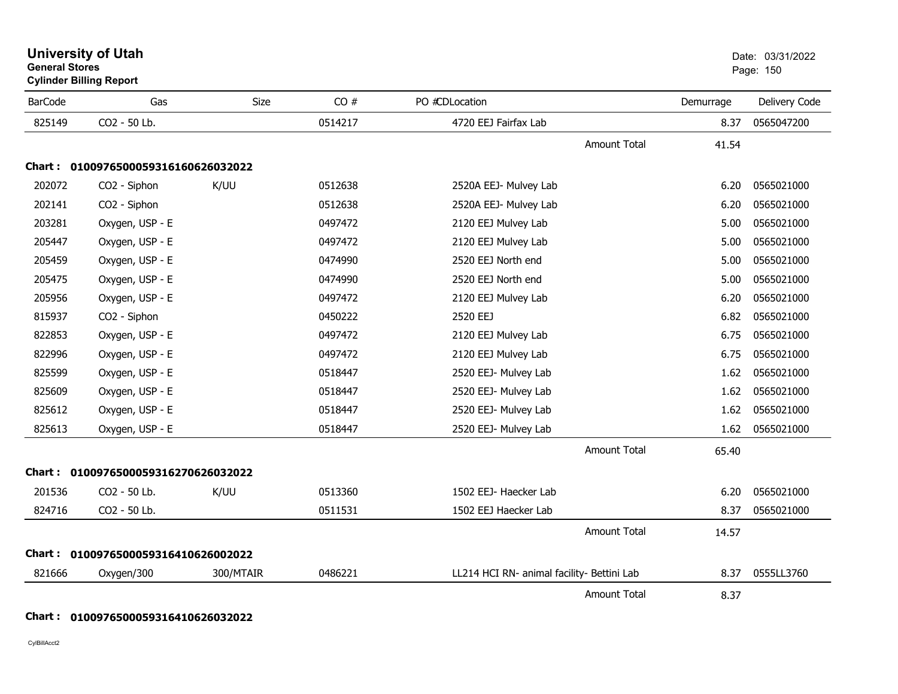**University of Utah**
**General Stores**
**Cylinder Billing Report**

Date: 03/31/2022

| BarCode | Gas | Size | CO # | PO # | CDLocation | Demurrage | Delivery Code |
|---|---|---|---|---|---|---|---|
| 825149 | CO2 - 50 Lb. | | 0514217 | | 4720 EEJ Fairfax Lab | 8.37 | 0565047200 |
| | | | | | Amount Total | 41.54 | |

**Chart : 01009765000593161606260 32022**

| BarCode | Gas | Size | CO # | PO # | CDLocation | Demurrage | Delivery Code |
|---|---|---|---|---|---|---|---|
| 202072 | CO2 - Siphon | K/UU | 0512638 | | 2520A EEJ- Mulvey Lab | 6.20 | 0565021000 |
| 202141 | CO2 - Siphon | | 0512638 | | 2520A EEJ- Mulvey Lab | 6.20 | 0565021000 |
| 203281 | Oxygen, USP - E | | 0497472 | | 2120 EEJ Mulvey Lab | 5.00 | 0565021000 |
| 205447 | Oxygen, USP - E | | 0497472 | | 2120 EEJ Mulvey Lab | 5.00 | 0565021000 |
| 205459 | Oxygen, USP - E | | 0474990 | | 2520 EEJ North end | 5.00 | 0565021000 |
| 205475 | Oxygen, USP - E | | 0474990 | | 2520 EEJ North end | 5.00 | 0565021000 |
| 205956 | Oxygen, USP - E | | 0497472 | | 2120 EEJ Mulvey Lab | 6.20 | 0565021000 |
| 815937 | CO2 - Siphon | | 0450222 | | 2520 EEJ | 6.82 | 0565021000 |
| 822853 | Oxygen, USP - E | | 0497472 | | 2120 EEJ Mulvey Lab | 6.75 | 0565021000 |
| 822996 | Oxygen, USP - E | | 0497472 | | 2120 EEJ Mulvey Lab | 6.75 | 0565021000 |
| 825599 | Oxygen, USP - E | | 0518447 | | 2520 EEJ- Mulvey Lab | 1.62 | 0565021000 |
| 825609 | Oxygen, USP - E | | 0518447 | | 2520 EEJ- Mulvey Lab | 1.62 | 0565021000 |
| 825612 | Oxygen, USP - E | | 0518447 | | 2520 EEJ- Mulvey Lab | 1.62 | 0565021000 |
| 825613 | Oxygen, USP - E | | 0518447 | | 2520 EEJ- Mulvey Lab | 1.62 | 0565021000 |
| | | | | | Amount Total | 65.40 | |

**Chart : 01009765000593162706260 32022**

| BarCode | Gas | Size | CO # | PO # | CDLocation | Demurrage | Delivery Code |
|---|---|---|---|---|---|---|---|
| 201536 | CO2 - 50 Lb. | K/UU | 0513360 | | 1502 EEJ- Haecker Lab | 6.20 | 0565021000 |
| 824716 | CO2 - 50 Lb. | | 0511531 | | 1502 EEJ Haecker Lab | 8.37 | 0565021000 |
| | | | | | Amount Total | 14.57 | |

**Chart : 01009765000593164106260 02022**

| BarCode | Gas | Size | CO # | PO # | CDLocation | Demurrage | Delivery Code |
|---|---|---|---|---|---|---|---|
| 821666 | Oxygen/300 | 300/MTAIR | 0486221 | | LL214 HCI RN- animal facility- Bettini Lab | 8.37 | 0555LL3760 |
| | | | | | Amount Total | 8.37 | |

**Chart : 01009765000593164106260 32022**

CylBillAcct2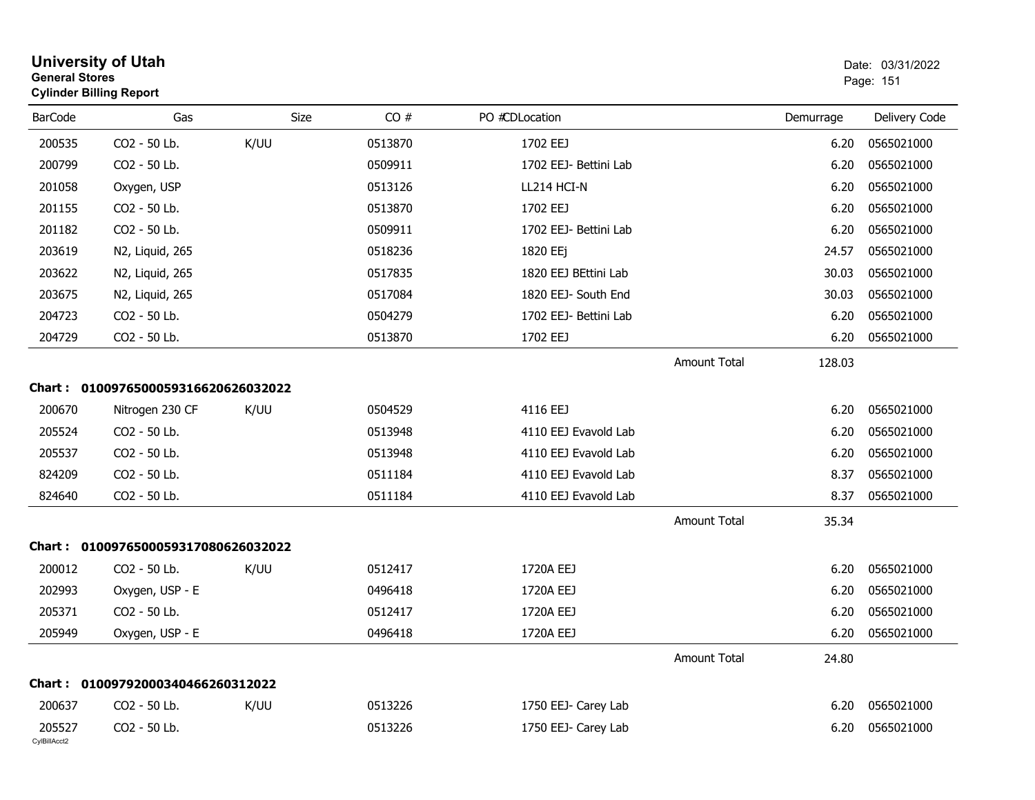# University of Utah
**General Stores**
**Cylinder Billing Report**

Date: 03/31/2022

| BarCode | Gas | Size | CO # | PO # | CDLocation | Demurrage | Delivery Code |
|---|---|---|---|---|---|---|---|
| 200535 | CO2 - 50 Lb. | K/UU | 0513870 | | 1702 EEJ | 6.20 | 0565021000 |
| 200799 | CO2 - 50 Lb. | | 0509911 | | 1702 EEJ- Bettini Lab | 6.20 | 0565021000 |
| 201058 | Oxygen, USP | | 0513126 | | LL214 HCI-N | 6.20 | 0565021000 |
| 201155 | CO2 - 50 Lb. | | 0513870 | | 1702 EEJ | 6.20 | 0565021000 |
| 201182 | CO2 - 50 Lb. | | 0509911 | | 1702 EEJ- Bettini Lab | 6.20 | 0565021000 |
| 203619 | N2, Liquid, 265 | | 0518236 | | 1820 EEj | 24.57 | 0565021000 |
| 203622 | N2, Liquid, 265 | | 0517835 | | 1820 EEJ BEttini Lab | 30.03 | 0565021000 |
| 203675 | N2, Liquid, 265 | | 0517084 | | 1820 EEJ- South End | 30.03 | 0565021000 |
| 204723 | CO2 - 50 Lb. | | 0504279 | | 1702 EEJ- Bettini Lab | 6.20 | 0565021000 |
| 204729 | CO2 - 50 Lb. | | 0513870 | | 1702 EEJ | 6.20 | 0565021000 |
| | | | | | Amount Total | 128.03 | |

**Chart : 01009765000593166206260320​22**

| BarCode | Gas | Size | CO # | PO # | CDLocation | Demurrage | Delivery Code |
|---|---|---|---|---|---|---|---|
| 200670 | Nitrogen 230 CF | K/UU | 0504529 | | 4116 EEJ | 6.20 | 0565021000 |
| 205524 | CO2 - 50 Lb. | | 0513948 | | 4110 EEJ Evavold Lab | 6.20 | 0565021000 |
| 205537 | CO2 - 50 Lb. | | 0513948 | | 4110 EEJ Evavold Lab | 6.20 | 0565021000 |
| 824209 | CO2 - 50 Lb. | | 0511184 | | 4110 EEJ Evavold Lab | 8.37 | 0565021000 |
| 824640 | CO2 - 50 Lb. | | 0511184 | | 4110 EEJ Evavold Lab | 8.37 | 0565021000 |
| | | | | | Amount Total | 35.34 | |

**Chart : 01009765000593170806260320​22**

| BarCode | Gas | Size | CO # | PO # | CDLocation | Demurrage | Delivery Code |
|---|---|---|---|---|---|---|---|
| 200012 | CO2 - 50 Lb. | K/UU | 0512417 | | 1720A EEJ | 6.20 | 0565021000 |
| 202993 | Oxygen, USP - E | | 0496418 | | 1720A EEJ | 6.20 | 0565021000 |
| 205371 | CO2 - 50 Lb. | | 0512417 | | 1720A EEJ | 6.20 | 0565021000 |
| 205949 | Oxygen, USP - E | | 0496418 | | 1720A EEJ | 6.20 | 0565021000 |
| | | | | | Amount Total | 24.80 | |

**Chart : 01009792000340466260312022**

| BarCode | Gas | Size | CO # | PO # | CDLocation | Demurrage | Delivery Code |
|---|---|---|---|---|---|---|---|
| 200637 | CO2 - 50 Lb. | K/UU | 0513226 | | 1750 EEJ- Carey Lab | 6.20 | 0565021000 |
| 205527 | CO2 - 50 Lb. | | 0513226 | | 1750 EEJ- Carey Lab | 6.20 | 0565021000 |

CylBillAcct2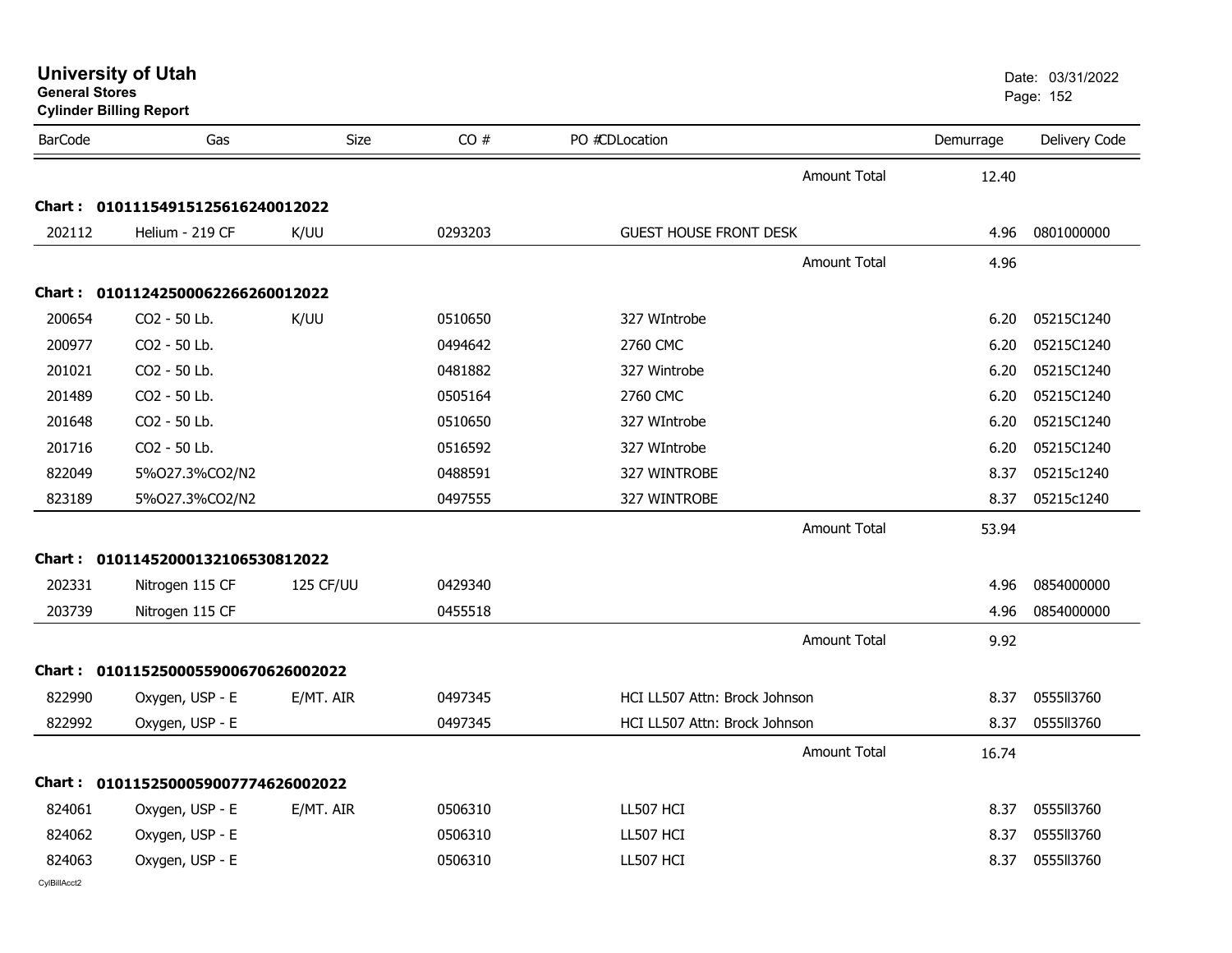# University of Utah
**General Stores**
**Cylinder Billing Report**

Date: 03/31/2022

| BarCode | Gas | Size | CO # | PO #CDLocation | Demurrage | Delivery Code |
|---|---|---|---|---|---|---|
| | | | | Amount Total | 12.40 | |
| **Chart : 01011154915125616240012022** | | | | | | |
| 202112 | Helium - 219 CF | K/UU | 0293203 | GUEST HOUSE FRONT DESK | 4.96 | 0801000000 |
| | | | | Amount Total | 4.96 | |
| **Chart : 01011242500062266260012022** | | | | | | |
| 200654 | CO2 - 50 Lb. | K/UU | 0510650 | 327 WIntrobe | 6.20 | 05215C1240 |
| 200977 | CO2 - 50 Lb. | | 0494642 | 2760 CMC | 6.20 | 05215C1240 |
| 201021 | CO2 - 50 Lb. | | 0481882 | 327 Wintrobe | 6.20 | 05215C1240 |
| 201489 | CO2 - 50 Lb. | | 0505164 | 2760 CMC | 6.20 | 05215C1240 |
| 201648 | CO2 - 50 Lb. | | 0510650 | 327 WIntrobe | 6.20 | 05215C1240 |
| 201716 | CO2 - 50 Lb. | | 0516592 | 327 WIntrobe | 6.20 | 05215C1240 |
| 822049 | 5%O27.3%CO2/N2 | | 0488591 | 327 WINTROBE | 8.37 | 05215c1240 |
| 823189 | 5%O27.3%CO2/N2 | | 0497555 | 327 WINTROBE | 8.37 | 05215c1240 |
| | | | | Amount Total | 53.94 | |
| **Chart : 01011452000132106530812022** | | | | | | |
| 202331 | Nitrogen 115 CF | 125 CF/UU | 0429340 | | 4.96 | 0854000000 |
| 203739 | Nitrogen 115 CF | | 0455518 | | 4.96 | 0854000000 |
| | | | | Amount Total | 9.92 | |
| **Chart : 01011525000559006706260022022** | | | | | | |
| 822990 | Oxygen, USP - E | E/MT. AIR | 0497345 | HCI LL507 Attn: Brock Johnson | 8.37 | 0555lI3760 |
| 822992 | Oxygen, USP - E | | 0497345 | HCI LL507 Attn: Brock Johnson | 8.37 | 0555lI3760 |
| | | | | Amount Total | 16.74 | |
| **Chart : 01011525000590077746260022022** | | | | | | |
| 824061 | Oxygen, USP - E | E/MT. AIR | 0506310 | LL507 HCI | 8.37 | 0555lI3760 |
| 824062 | Oxygen, USP - E | | 0506310 | LL507 HCI | 8.37 | 0555lI3760 |
| 824063 | Oxygen, USP - E | | 0506310 | LL507 HCI | 8.37 | 0555lI3760 |

CylBillAcct2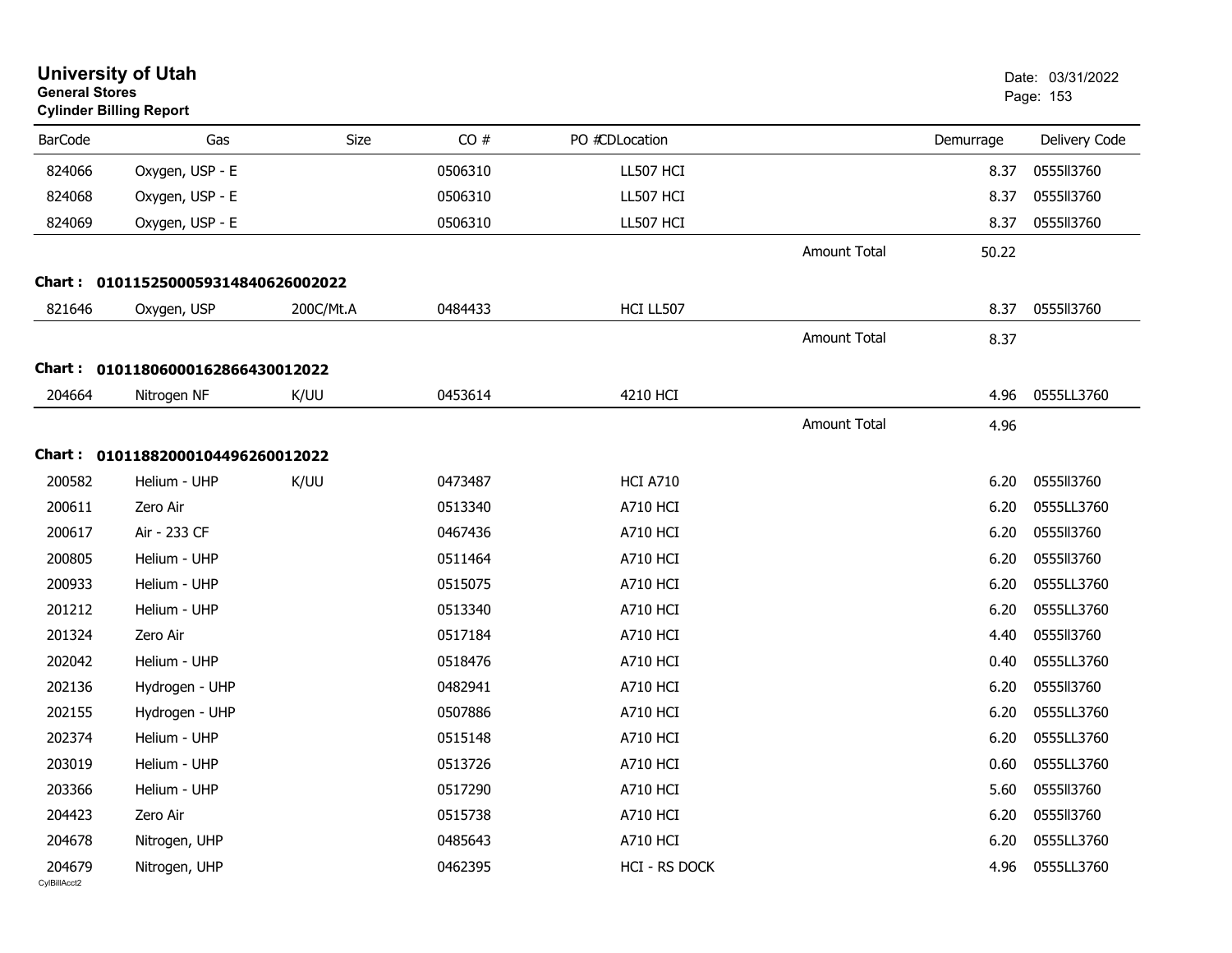# University of Utah
**General Stores**
**Cylinder Billing Report**

Date: 03/31/2022

| BarCode | Gas | Size | CO # | PO #CDLocation | | Demurrage | Delivery Code |
|---|---|---|---|---|---|---|---|
| 824066 | Oxygen, USP - E | | 0506310 | LL507 HCI | | 8.37 | 0555ll3760 |
| 824068 | Oxygen, USP - E | | 0506310 | LL507 HCI | | 8.37 | 0555ll3760 |
| 824069 | Oxygen, USP - E | | 0506310 | LL507 HCI | | 8.37 | 0555ll3760 |
| | | | | | Amount Total | 50.22 | |

**Chart : 01011525000593148406260022022**

| BarCode | Gas | Size | CO # | PO #CDLocation | | Demurrage | Delivery Code |
|---|---|---|---|---|---|---|---|
| 821646 | Oxygen, USP | 200C/Mt.A | 0484433 | HCI LL507 | | 8.37 | 0555ll3760 |
| | | | | | Amount Total | 8.37 | |

**Chart : 0101180600016286643001202**

| BarCode | Gas | Size | CO # | PO #CDLocation | | Demurrage | Delivery Code |
|---|---|---|---|---|---|---|---|
| 204664 | Nitrogen NF | K/UU | 0453614 | 4210 HCI | | 4.96 | 0555LL3760 |
| | | | | | Amount Total | 4.96 | |

**Chart : 0101188200010449626001202**

| BarCode | Gas | Size | CO # | PO #CDLocation | | Demurrage | Delivery Code |
|---|---|---|---|---|---|---|---|
| 200582 | Helium - UHP | K/UU | 0473487 | HCI A710 | | 6.20 | 0555ll3760 |
| 200611 | Zero Air | | 0513340 | A710 HCI | | 6.20 | 0555LL3760 |
| 200617 | Air - 233 CF | | 0467436 | A710 HCI | | 6.20 | 0555ll3760 |
| 200805 | Helium - UHP | | 0511464 | A710 HCI | | 6.20 | 0555ll3760 |
| 200933 | Helium - UHP | | 0515075 | A710 HCI | | 6.20 | 0555LL3760 |
| 201212 | Helium - UHP | | 0513340 | A710 HCI | | 6.20 | 0555LL3760 |
| 201324 | Zero Air | | 0517184 | A710 HCI | | 4.40 | 0555ll3760 |
| 202042 | Helium - UHP | | 0518476 | A710 HCI | | 0.40 | 0555LL3760 |
| 202136 | Hydrogen - UHP | | 0482941 | A710 HCI | | 6.20 | 0555ll3760 |
| 202155 | Hydrogen - UHP | | 0507886 | A710 HCI | | 6.20 | 0555LL3760 |
| 202374 | Helium - UHP | | 0515148 | A710 HCI | | 6.20 | 0555LL3760 |
| 203019 | Helium - UHP | | 0513726 | A710 HCI | | 0.60 | 0555LL3760 |
| 203366 | Helium - UHP | | 0517290 | A710 HCI | | 5.60 | 0555ll3760 |
| 204423 | Zero Air | | 0515738 | A710 HCI | | 6.20 | 0555ll3760 |
| 204678 | Nitrogen, UHP | | 0485643 | A710 HCI | | 6.20 | 0555LL3760 |
| 204679 | Nitrogen, UHP | | 0462395 | HCI - RS DOCK | | 4.96 | 0555LL3760 |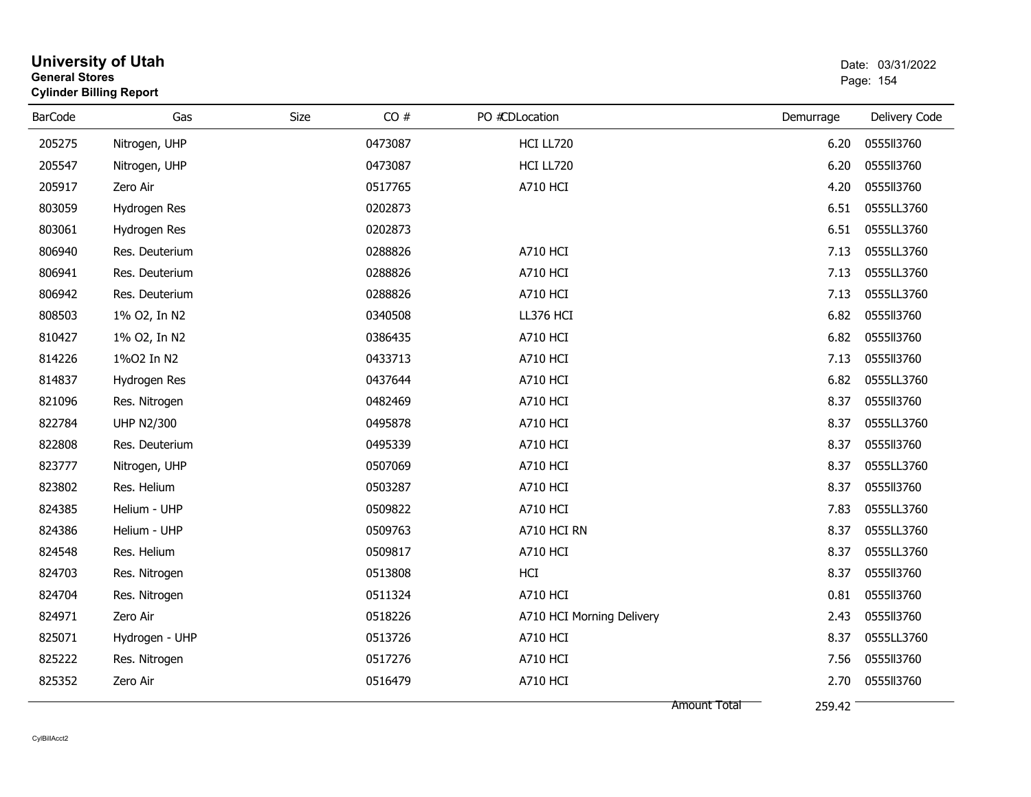# University of Utah
**General Stores**
**Cylinder Billing Report**

Date: 03/31/2022

| BarCode | Gas | Size | CO # | PO #CDLocation | Demurrage | Delivery Code |
|---|---|---|---|---|---|---|
| 205275 | Nitrogen, UHP | | 0473087 | HCI LL720 | 6.20 | 0555ll3760 |
| 205547 | Nitrogen, UHP | | 0473087 | HCI LL720 | 6.20 | 0555ll3760 |
| 205917 | Zero Air | | 0517765 | A710 HCI | 4.20 | 0555ll3760 |
| 803059 | Hydrogen Res | | 0202873 | | 6.51 | 0555LL3760 |
| 803061 | Hydrogen Res | | 0202873 | | 6.51 | 0555LL3760 |
| 806940 | Res. Deuterium | | 0288826 | A710 HCI | 7.13 | 0555LL3760 |
| 806941 | Res. Deuterium | | 0288826 | A710 HCI | 7.13 | 0555LL3760 |
| 806942 | Res. Deuterium | | 0288826 | A710 HCI | 7.13 | 0555LL3760 |
| 808503 | 1% O2, In N2 | | 0340508 | LL376 HCI | 6.82 | 0555ll3760 |
| 810427 | 1% O2, In N2 | | 0386435 | A710 HCI | 6.82 | 0555ll3760 |
| 814226 | 1%O2 In N2 | | 0433713 | A710 HCI | 7.13 | 0555ll3760 |
| 814837 | Hydrogen Res | | 0437644 | A710 HCI | 6.82 | 0555LL3760 |
| 821096 | Res. Nitrogen | | 0482469 | A710 HCI | 8.37 | 0555ll3760 |
| 822784 | UHP N2/300 | | 0495878 | A710 HCI | 8.37 | 0555LL3760 |
| 822808 | Res. Deuterium | | 0495339 | A710 HCI | 8.37 | 0555ll3760 |
| 823777 | Nitrogen, UHP | | 0507069 | A710 HCI | 8.37 | 0555LL3760 |
| 823802 | Res. Helium | | 0503287 | A710 HCI | 8.37 | 0555ll3760 |
| 824385 | Helium - UHP | | 0509822 | A710 HCI | 7.83 | 0555LL3760 |
| 824386 | Helium - UHP | | 0509763 | A710 HCI RN | 8.37 | 0555LL3760 |
| 824548 | Res. Helium | | 0509817 | A710 HCI | 8.37 | 0555LL3760 |
| 824703 | Res. Nitrogen | | 0513808 | HCI | 8.37 | 0555ll3760 |
| 824704 | Res. Nitrogen | | 0511324 | A710 HCI | 0.81 | 0555ll3760 |
| 824971 | Zero Air | | 0518226 | A710 HCI Morning Delivery | 2.43 | 0555ll3760 |
| 825071 | Hydrogen - UHP | | 0513726 | A710 HCI | 8.37 | 0555LL3760 |
| 825222 | Res. Nitrogen | | 0517276 | A710 HCI | 7.56 | 0555ll3760 |
| 825352 | Zero Air | | 0516479 | A710 HCI | 2.70 | 0555ll3760 |
| | | | | Amount Total | 259.42 | |

CylBillAcct2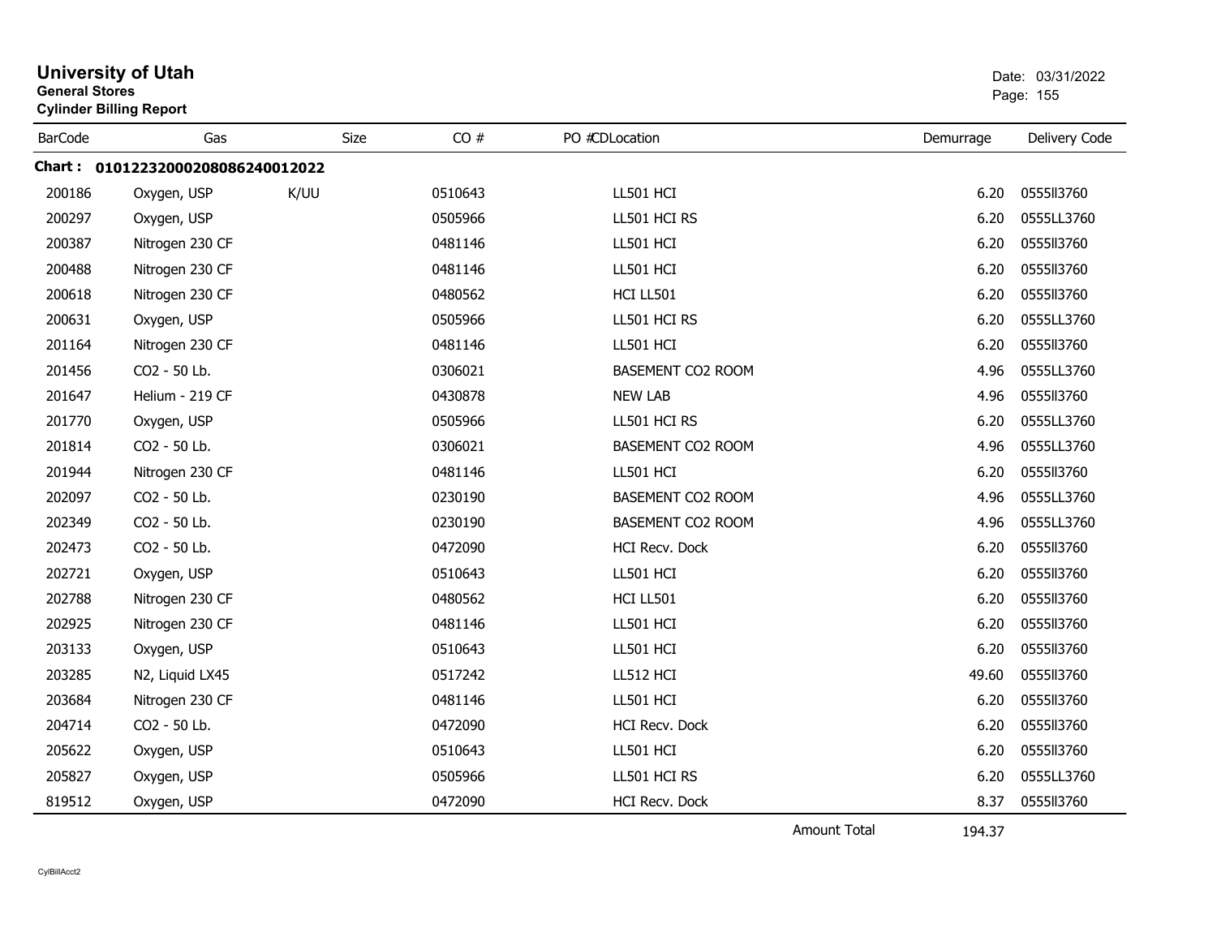# University of Utah

**General Stores**

**Cylinder Billing Report**

Date: 03/31/2022

| BarCode | Gas | Size | CO # | PO # | CDLocation | Demurrage | Delivery Code |
|---|---|---|---|---|---|---|---|
| **Chart : 01012232000208086240012022** | | | | | | | |
| 200186 | Oxygen, USP | K/UU | 0510643 | | LL501 HCI | 6.20 | 0555ll3760 |
| 200297 | Oxygen, USP | | 0505966 | | LL501 HCI RS | 6.20 | 0555LL3760 |
| 200387 | Nitrogen 230 CF | | 0481146 | | LL501 HCI | 6.20 | 0555ll3760 |
| 200488 | Nitrogen 230 CF | | 0481146 | | LL501 HCI | 6.20 | 0555ll3760 |
| 200618 | Nitrogen 230 CF | | 0480562 | | HCI LL501 | 6.20 | 0555ll3760 |
| 200631 | Oxygen, USP | | 0505966 | | LL501 HCI RS | 6.20 | 0555LL3760 |
| 201164 | Nitrogen 230 CF | | 0481146 | | LL501 HCI | 6.20 | 0555ll3760 |
| 201456 | CO2 - 50 Lb. | | 0306021 | | BASEMENT CO2 ROOM | 4.96 | 0555LL3760 |
| 201647 | Helium - 219 CF | | 0430878 | | NEW LAB | 4.96 | 0555ll3760 |
| 201770 | Oxygen, USP | | 0505966 | | LL501 HCI RS | 6.20 | 0555LL3760 |
| 201814 | CO2 - 50 Lb. | | 0306021 | | BASEMENT CO2 ROOM | 4.96 | 0555LL3760 |
| 201944 | Nitrogen 230 CF | | 0481146 | | LL501 HCI | 6.20 | 0555ll3760 |
| 202097 | CO2 - 50 Lb. | | 0230190 | | BASEMENT CO2 ROOM | 4.96 | 0555LL3760 |
| 202349 | CO2 - 50 Lb. | | 0230190 | | BASEMENT CO2 ROOM | 4.96 | 0555LL3760 |
| 202473 | CO2 - 50 Lb. | | 0472090 | | HCI Recv. Dock | 6.20 | 0555ll3760 |
| 202721 | Oxygen, USP | | 0510643 | | LL501 HCI | 6.20 | 0555ll3760 |
| 202788 | Nitrogen 230 CF | | 0480562 | | HCI LL501 | 6.20 | 0555ll3760 |
| 202925 | Nitrogen 230 CF | | 0481146 | | LL501 HCI | 6.20 | 0555ll3760 |
| 203133 | Oxygen, USP | | 0510643 | | LL501 HCI | 6.20 | 0555ll3760 |
| 203285 | N2, Liquid LX45 | | 0517242 | | LL512 HCI | 49.60 | 0555ll3760 |
| 203684 | Nitrogen 230 CF | | 0481146 | | LL501 HCI | 6.20 | 0555ll3760 |
| 204714 | CO2 - 50 Lb. | | 0472090 | | HCI Recv. Dock | 6.20 | 0555ll3760 |
| 205622 | Oxygen, USP | | 0510643 | | LL501 HCI | 6.20 | 0555ll3760 |
| 205827 | Oxygen, USP | | 0505966 | | LL501 HCI RS | 6.20 | 0555LL3760 |
| 819512 | Oxygen, USP | | 0472090 | | HCI Recv. Dock | 8.37 | 0555ll3760 |
| | | | | | Amount Total | 194.37 | |

CylBillAcct2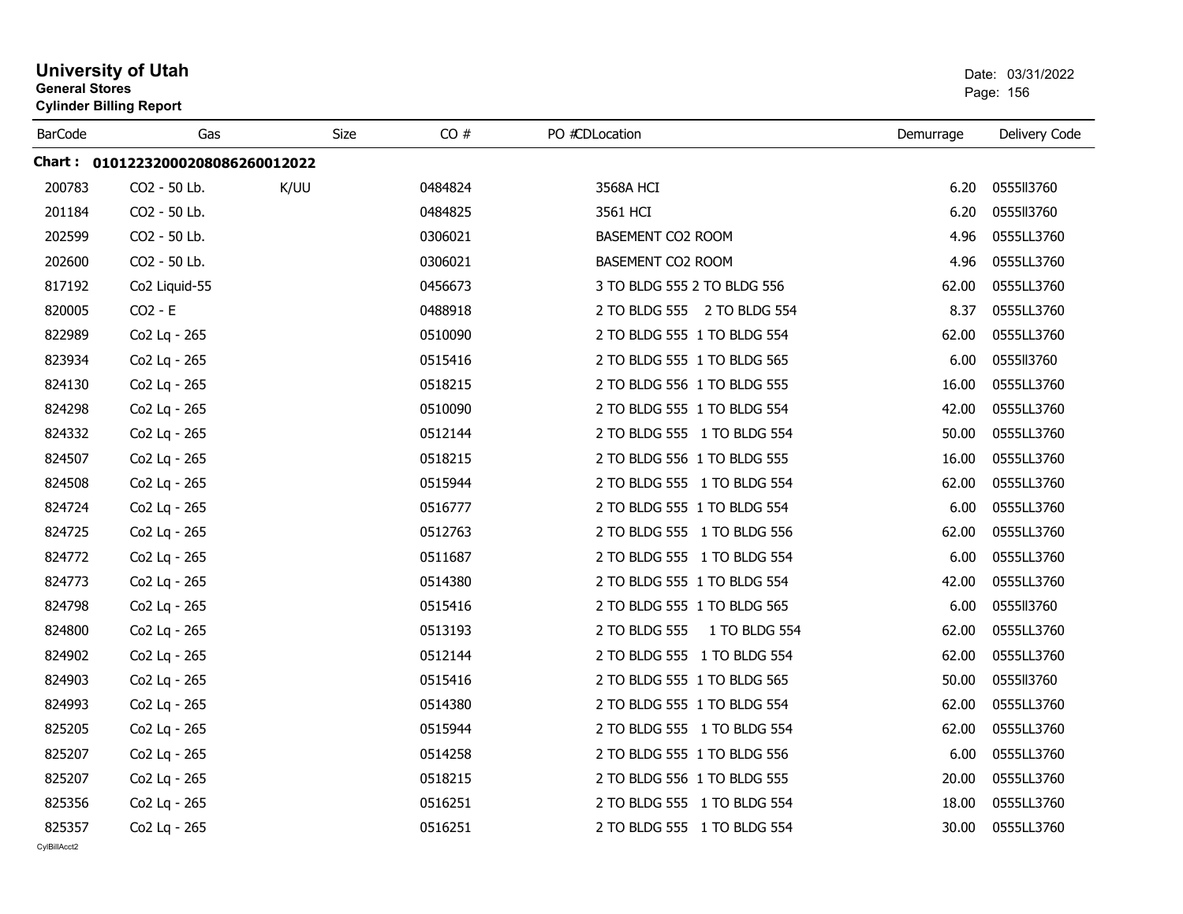# University of Utah

**General Stores**
**Cylinder Billing Report**

Date: 03/31/2022

| BarCode | Gas | Size | CO # | PO #CDLocation | Demurrage | Delivery Code |
|---|---|---|---|---|---|---|
| **Chart :** | **01012232000208086260012022** | | | | | |
| 200783 | CO2 - 50 Lb. | K/UU | 0484824 | 3568A HCI | 6.20 | 0555ll3760 |
| 201184 | CO2 - 50 Lb. | | 0484825 | 3561 HCI | 6.20 | 0555ll3760 |
| 202599 | CO2 - 50 Lb. | | 0306021 | BASEMENT CO2 ROOM | 4.96 | 0555LL3760 |
| 202600 | CO2 - 50 Lb. | | 0306021 | BASEMENT CO2 ROOM | 4.96 | 0555LL3760 |
| 817192 | Co2 Liquid-55 | | 0456673 | 3 TO BLDG 555 2 TO BLDG 556 | 62.00 | 0555LL3760 |
| 820005 | CO2 - E | | 0488918 | 2 TO BLDG 555 2 TO BLDG 554 | 8.37 | 0555LL3760 |
| 822989 | Co2 Lq - 265 | | 0510090 | 2 TO BLDG 555 1 TO BLDG 554 | 62.00 | 0555LL3760 |
| 823934 | Co2 Lq - 265 | | 0515416 | 2 TO BLDG 555 1 TO BLDG 565 | 6.00 | 0555ll3760 |
| 824130 | Co2 Lq - 265 | | 0518215 | 2 TO BLDG 556 1 TO BLDG 555 | 16.00 | 0555LL3760 |
| 824298 | Co2 Lq - 265 | | 0510090 | 2 TO BLDG 555 1 TO BLDG 554 | 42.00 | 0555LL3760 |
| 824332 | Co2 Lq - 265 | | 0512144 | 2 TO BLDG 555 1 TO BLDG 554 | 50.00 | 0555LL3760 |
| 824507 | Co2 Lq - 265 | | 0518215 | 2 TO BLDG 556 1 TO BLDG 555 | 16.00 | 0555LL3760 |
| 824508 | Co2 Lq - 265 | | 0515944 | 2 TO BLDG 555 1 TO BLDG 554 | 62.00 | 0555LL3760 |
| 824724 | Co2 Lq - 265 | | 0516777 | 2 TO BLDG 555 1 TO BLDG 554 | 6.00 | 0555LL3760 |
| 824725 | Co2 Lq - 265 | | 0512763 | 2 TO BLDG 555 1 TO BLDG 556 | 62.00 | 0555LL3760 |
| 824772 | Co2 Lq - 265 | | 0511687 | 2 TO BLDG 555 1 TO BLDG 554 | 6.00 | 0555LL3760 |
| 824773 | Co2 Lq - 265 | | 0514380 | 2 TO BLDG 555 1 TO BLDG 554 | 42.00 | 0555LL3760 |
| 824798 | Co2 Lq - 265 | | 0515416 | 2 TO BLDG 555 1 TO BLDG 565 | 6.00 | 0555ll3760 |
| 824800 | Co2 Lq - 265 | | 0513193 | 2 TO BLDG 555 1 TO BLDG 554 | 62.00 | 0555LL3760 |
| 824902 | Co2 Lq - 265 | | 0512144 | 2 TO BLDG 555 1 TO BLDG 554 | 62.00 | 0555LL3760 |
| 824903 | Co2 Lq - 265 | | 0515416 | 2 TO BLDG 555 1 TO BLDG 565 | 50.00 | 0555ll3760 |
| 824993 | Co2 Lq - 265 | | 0514380 | 2 TO BLDG 555 1 TO BLDG 554 | 62.00 | 0555LL3760 |
| 825205 | Co2 Lq - 265 | | 0515944 | 2 TO BLDG 555 1 TO BLDG 554 | 62.00 | 0555LL3760 |
| 825207 | Co2 Lq - 265 | | 0514258 | 2 TO BLDG 555 1 TO BLDG 556 | 6.00 | 0555LL3760 |
| 825207 | Co2 Lq - 265 | | 0518215 | 2 TO BLDG 556 1 TO BLDG 555 | 20.00 | 0555LL3760 |
| 825356 | Co2 Lq - 265 | | 0516251 | 2 TO BLDG 555 1 TO BLDG 554 | 18.00 | 0555LL3760 |
| 825357 | Co2 Lq - 265 | | 0516251 | 2 TO BLDG 555 1 TO BLDG 554 | 30.00 | 0555LL3760 |

CylBillAcct2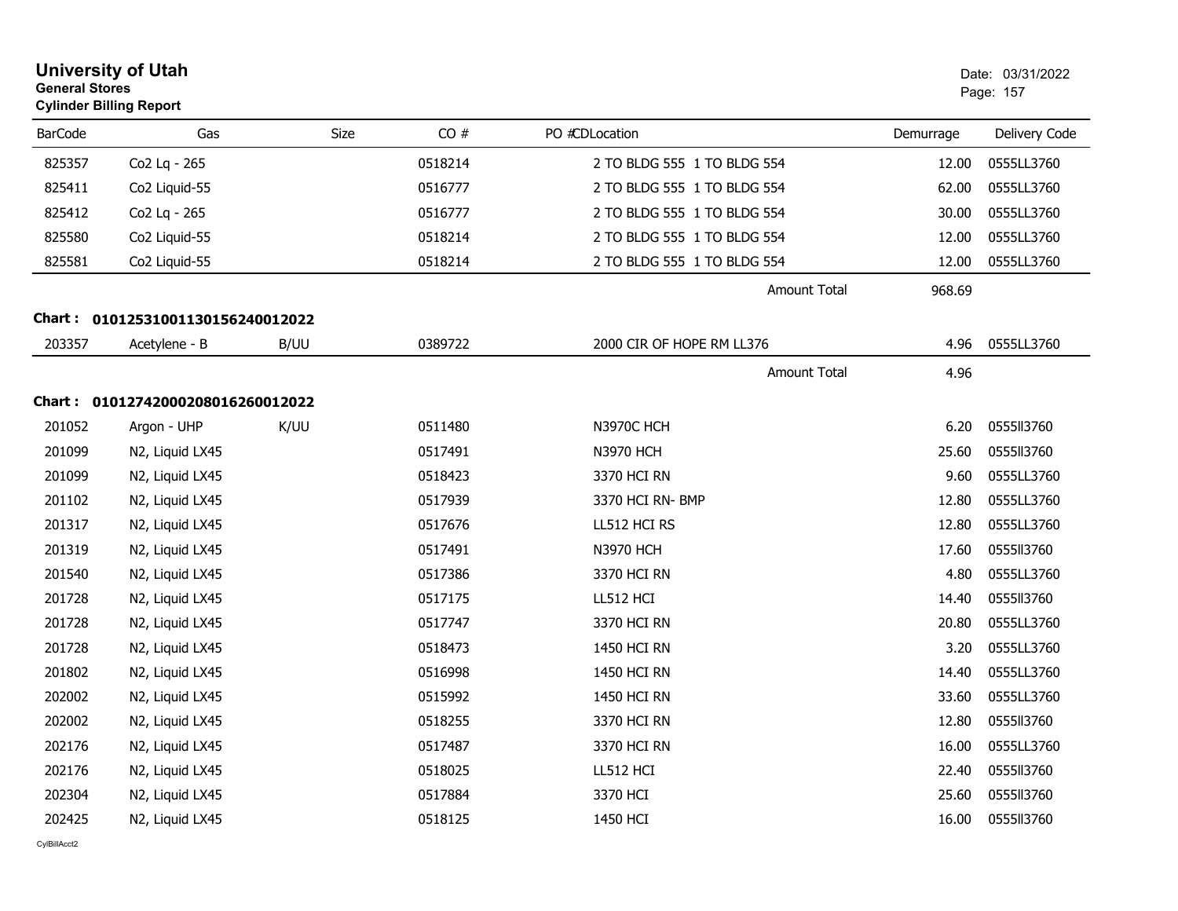# University of Utah
**General Stores**
**Cylinder Billing Report**

Date: 03/31/2022
Page: 157

| BarCode | Gas | Size | CO # | PO # | CDLocation | Demurrage | Delivery Code |
|---|---|---|---|---|---|---|---|
| 825357 | Co2 Lq - 265 | | 0518214 | | 2 TO BLDG 555 1 TO BLDG 554 | 12.00 | 0555LL3760 |
| 825411 | Co2 Liquid-55 | | 0516777 | | 2 TO BLDG 555 1 TO BLDG 554 | 62.00 | 0555LL3760 |
| 825412 | Co2 Lq - 265 | | 0516777 | | 2 TO BLDG 555 1 TO BLDG 554 | 30.00 | 0555LL3760 |
| 825580 | Co2 Liquid-55 | | 0518214 | | 2 TO BLDG 555 1 TO BLDG 554 | 12.00 | 0555LL3760 |
| 825581 | Co2 Liquid-55 | | 0518214 | | 2 TO BLDG 555 1 TO BLDG 554 | 12.00 | 0555LL3760 |
| | | | | | Amount Total | 968.69 | |

**Chart : 01012531001130156240012022**

| BarCode | Gas | Size | CO # | PO # | CDLocation | Demurrage | Delivery Code |
|---|---|---|---|---|---|---|---|
| 203357 | Acetylene - B | B/UU | 0389722 | | 2000 CIR OF HOPE RM LL376 | 4.96 | 0555LL3760 |
| | | | | | Amount Total | 4.96 | |

**Chart : 01012742000208016260012022**

| BarCode | Gas | Size | CO # | PO # | CDLocation | Demurrage | Delivery Code |
|---|---|---|---|---|---|---|---|
| 201052 | Argon - UHP | K/UU | 0511480 | | N3970C HCH | 6.20 | 0555ll3760 |
| 201099 | N2, Liquid LX45 | | 0517491 | | N3970 HCH | 25.60 | 0555ll3760 |
| 201099 | N2, Liquid LX45 | | 0518423 | | 3370 HCI RN | 9.60 | 0555LL3760 |
| 201102 | N2, Liquid LX45 | | 0517939 | | 3370 HCI RN- BMP | 12.80 | 0555LL3760 |
| 201317 | N2, Liquid LX45 | | 0517676 | | LL512 HCI RS | 12.80 | 0555LL3760 |
| 201319 | N2, Liquid LX45 | | 0517491 | | N3970 HCH | 17.60 | 0555ll3760 |
| 201540 | N2, Liquid LX45 | | 0517386 | | 3370 HCI RN | 4.80 | 0555LL3760 |
| 201728 | N2, Liquid LX45 | | 0517175 | | LL512 HCI | 14.40 | 0555ll3760 |
| 201728 | N2, Liquid LX45 | | 0517747 | | 3370 HCI RN | 20.80 | 0555LL3760 |
| 201728 | N2, Liquid LX45 | | 0518473 | | 1450 HCI RN | 3.20 | 0555LL3760 |
| 201802 | N2, Liquid LX45 | | 0516998 | | 1450 HCI RN | 14.40 | 0555LL3760 |
| 202002 | N2, Liquid LX45 | | 0515992 | | 1450 HCI RN | 33.60 | 0555LL3760 |
| 202002 | N2, Liquid LX45 | | 0518255 | | 3370 HCI RN | 12.80 | 0555ll3760 |
| 202176 | N2, Liquid LX45 | | 0517487 | | 3370 HCI RN | 16.00 | 0555LL3760 |
| 202176 | N2, Liquid LX45 | | 0518025 | | LL512 HCI | 22.40 | 0555ll3760 |
| 202304 | N2, Liquid LX45 | | 0517884 | | 3370 HCI | 25.60 | 0555ll3760 |
| 202425 | N2, Liquid LX45 | | 0518125 | | 1450 HCI | 16.00 | 0555ll3760 |

CylBillAcct2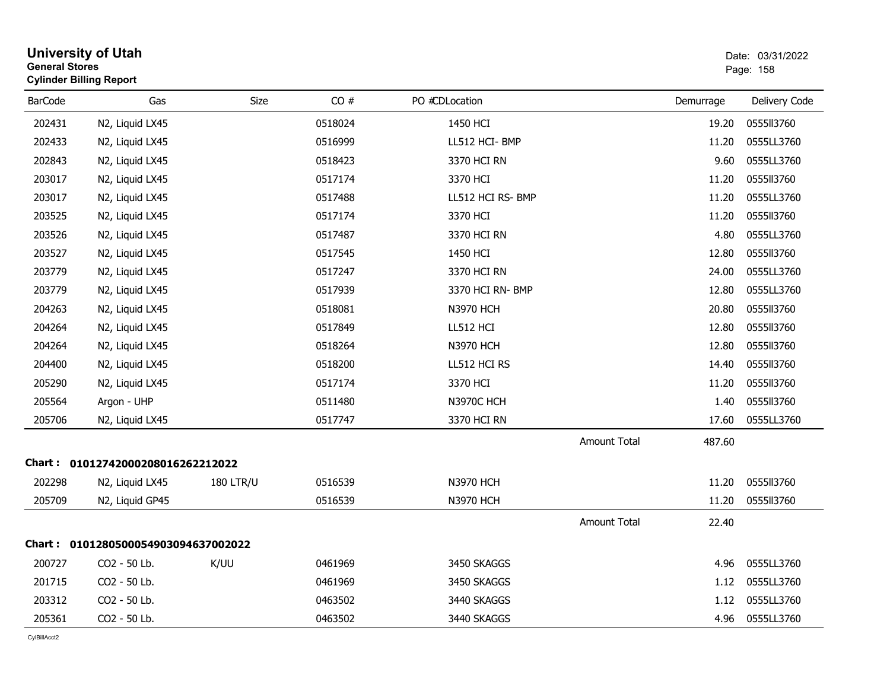**University of Utah**
**General Stores**
**Cylinder Billing Report**

Date: 03/31/2022

| BarCode | Gas | Size | CO # | PO #CDLocation | | Demurrage | Delivery Code |
|---|---|---|---|---|---|---|---|
| 202431 | N2, Liquid LX45 | | 0518024 | 1450 HCI | | 19.20 | 0555ll3760 |
| 202433 | N2, Liquid LX45 | | 0516999 | LL512 HCI- BMP | | 11.20 | 0555LL3760 |
| 202843 | N2, Liquid LX45 | | 0518423 | 3370 HCI RN | | 9.60 | 0555LL3760 |
| 203017 | N2, Liquid LX45 | | 0517174 | 3370 HCI | | 11.20 | 0555ll3760 |
| 203017 | N2, Liquid LX45 | | 0517488 | LL512 HCI RS- BMP | | 11.20 | 0555LL3760 |
| 203525 | N2, Liquid LX45 | | 0517174 | 3370 HCI | | 11.20 | 0555ll3760 |
| 203526 | N2, Liquid LX45 | | 0517487 | 3370 HCI RN | | 4.80 | 0555LL3760 |
| 203527 | N2, Liquid LX45 | | 0517545 | 1450 HCI | | 12.80 | 0555ll3760 |
| 203779 | N2, Liquid LX45 | | 0517247 | 3370 HCI RN | | 24.00 | 0555LL3760 |
| 203779 | N2, Liquid LX45 | | 0517939 | 3370 HCI RN- BMP | | 12.80 | 0555LL3760 |
| 204263 | N2, Liquid LX45 | | 0518081 | N3970 HCH | | 20.80 | 0555ll3760 |
| 204264 | N2, Liquid LX45 | | 0517849 | LL512 HCI | | 12.80 | 0555ll3760 |
| 204264 | N2, Liquid LX45 | | 0518264 | N3970 HCH | | 12.80 | 0555ll3760 |
| 204400 | N2, Liquid LX45 | | 0518200 | LL512 HCI RS | | 14.40 | 0555ll3760 |
| 205290 | N2, Liquid LX45 | | 0517174 | 3370 HCI | | 11.20 | 0555ll3760 |
| 205564 | Argon - UHP | | 0511480 | N3970C HCH | | 1.40 | 0555ll3760 |
| 205706 | N2, Liquid LX45 | | 0517747 | 3370 HCI RN | | 17.60 | 0555LL3760 |
| | | | | | Amount Total | 487.60 | |

**Chart : 01012742000208016262212022**

| BarCode | Gas | Size | CO # | PO #CDLocation | | Demurrage | Delivery Code |
|---|---|---|---|---|---|---|---|
| 202298 | N2, Liquid LX45 | 180 LTR/U | 0516539 | N3970 HCH | | 11.20 | 0555ll3760 |
| 205709 | N2, Liquid GP45 | | 0516539 | N3970 HCH | | 11.20 | 0555ll3760 |
| | | | | | Amount Total | 22.40 | |

**Chart : 01012805000549030946370020 22**

| BarCode | Gas | Size | CO # | PO #CDLocation | | Demurrage | Delivery Code |
|---|---|---|---|---|---|---|---|
| 200727 | CO2 - 50 Lb. | K/UU | 0461969 | 3450 SKAGGS | | 4.96 | 0555LL3760 |
| 201715 | CO2 - 50 Lb. | | 0461969 | 3450 SKAGGS | | 1.12 | 0555LL3760 |
| 203312 | CO2 - 50 Lb. | | 0463502 | 3440 SKAGGS | | 1.12 | 0555LL3760 |
| 205361 | CO2 - 50 Lb. | | 0463502 | 3440 SKAGGS | | 4.96 | 0555LL3760 |

CylBillAcct2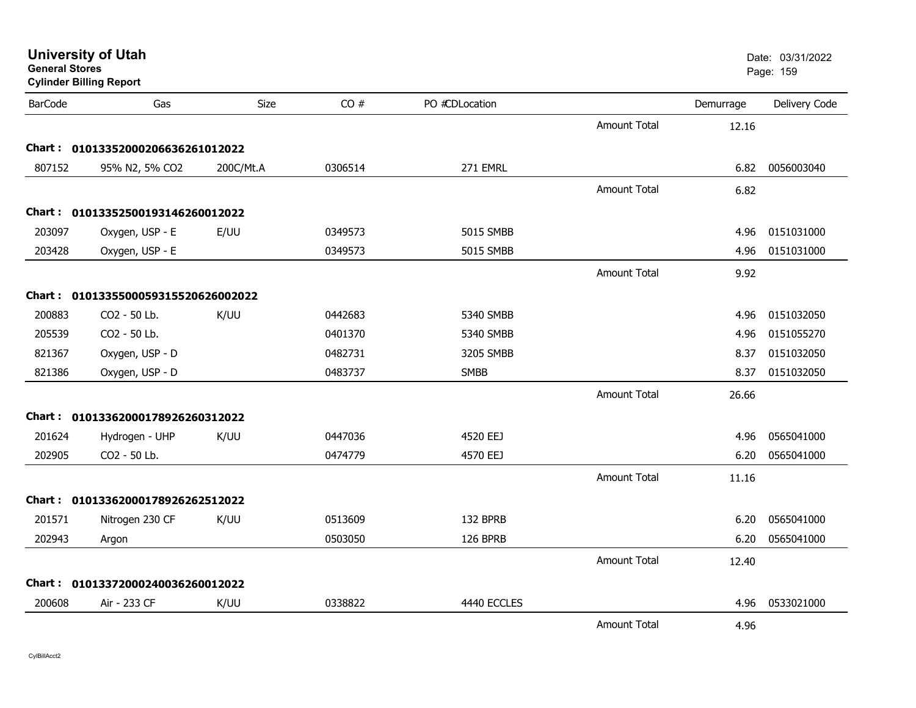# University of Utah
**General Stores**
**Cylinder Billing Report**

Date: 03/31/2022

| BarCode | Gas | Size | CO # | PO # | CDLocation | | Demurrage | Delivery Code |
|---|---|---|---|---|---|---|---|---|
| | | | | | | Amount Total | 12.16 | |
| **Chart :** | **01013352000206636261012022** | | | | | | | |
| 807152 | 95% N2, 5% CO2 | 200C/Mt.A | 0306514 | | 271 EMRL | | 6.82 | 0056003040 |
| | | | | | | Amount Total | 6.82 | |
| **Chart :** | **01013352500193146260012022** | | | | | | | |
| 203097 | Oxygen, USP - E | E/UU | 0349573 | | 5015 SMBB | | 4.96 | 0151031000 |
| 203428 | Oxygen, USP - E | | 0349573 | | 5015 SMBB | | 4.96 | 0151031000 |
| | | | | | | Amount Total | 9.92 | |
| **Chart :** | **01013355000593155206260020 22** | | | | | | | |
| 200883 | CO2 - 50 Lb. | K/UU | 0442683 | | 5340 SMBB | | 4.96 | 0151032050 |
| 205539 | CO2 - 50 Lb. | | 0401370 | | 5340 SMBB | | 4.96 | 0151055270 |
| 821367 | Oxygen, USP - D | | 0482731 | | 3205 SMBB | | 8.37 | 0151032050 |
| 821386 | Oxygen, USP - D | | 0483737 | | SMBB | | 8.37 | 0151032050 |
| | | | | | | Amount Total | 26.66 | |
| **Chart :** | **01013362000178926260312022** | | | | | | | |
| 201624 | Hydrogen - UHP | K/UU | 0447036 | | 4520 EEJ | | 4.96 | 0565041000 |
| 202905 | CO2 - 50 Lb. | | 0474779 | | 4570 EEJ | | 6.20 | 0565041000 |
| | | | | | | Amount Total | 11.16 | |
| **Chart :** | **01013362000178926262512022** | | | | | | | |
| 201571 | Nitrogen 230 CF | K/UU | 0513609 | | 132 BPRB | | 6.20 | 0565041000 |
| 202943 | Argon | | 0503050 | | 126 BPRB | | 6.20 | 0565041000 |
| | | | | | | Amount Total | 12.40 | |
| **Chart :** | **01013372000240036260012022** | | | | | | | |
| 200608 | Air - 233 CF | K/UU | 0338822 | | 4440 ECCLES | | 4.96 | 0533021000 |
| | | | | | | Amount Total | 4.96 | |

CylBillAcct2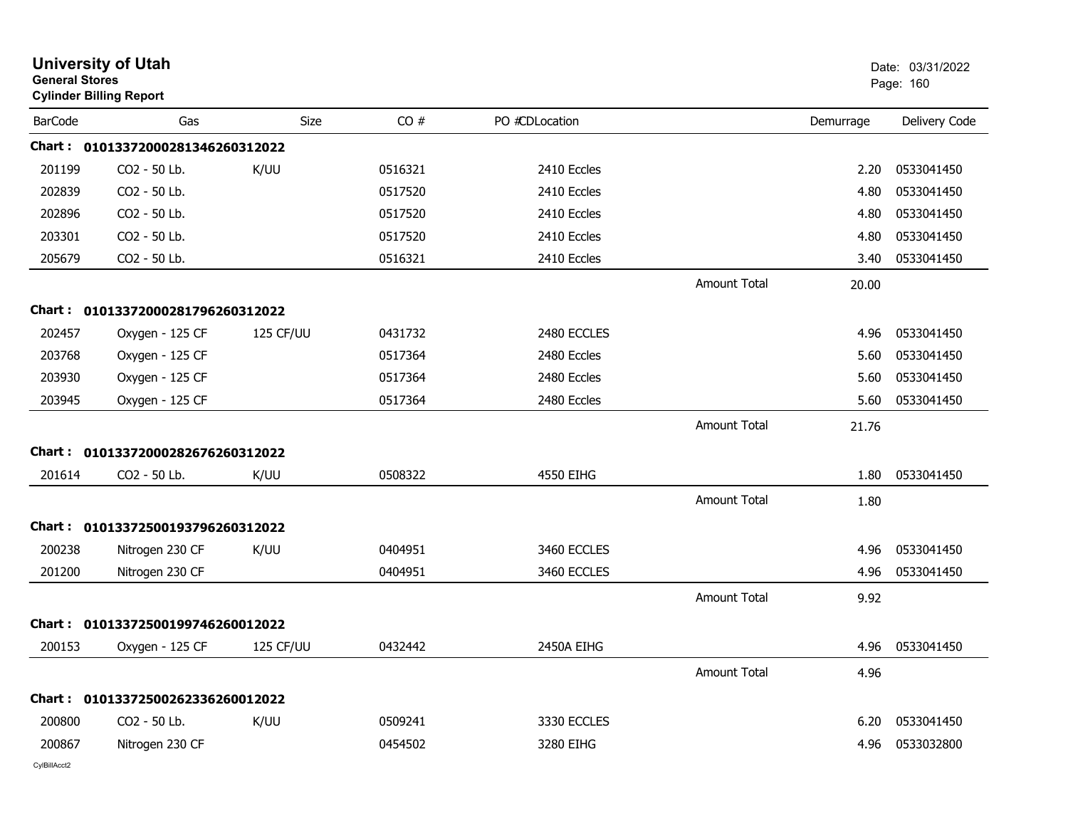# University of Utah

**General Stores**

**Cylinder Billing Report**

Date: 03/31/2022

| BarCode | Gas | Size | CO # | PO #CDLocation | | Demurrage | Delivery Code |
|---|---|---|---|---|---|---|---|
| **Chart :** | **0101337200028134626031​2022** | | | | | | |
| 201199 | CO2 - 50 Lb. | K/UU | 0516321 | 2410 Eccles | | 2.20 | 0533041450 |
| 202839 | CO2 - 50 Lb. | | 0517520 | 2410 Eccles | | 4.80 | 0533041450 |
| 202896 | CO2 - 50 Lb. | | 0517520 | 2410 Eccles | | 4.80 | 0533041450 |
| 203301 | CO2 - 50 Lb. | | 0517520 | 2410 Eccles | | 4.80 | 0533041450 |
| 205679 | CO2 - 50 Lb. | | 0516321 | 2410 Eccles | | 3.40 | 0533041450 |
| | | | | | Amount Total | 20.00 | |
| **Chart :** | **01013372000281796260312022** | | | | | | |
| 202457 | Oxygen - 125 CF | 125 CF/UU | 0431732 | 2480 ECCLES | | 4.96 | 0533041450 |
| 203768 | Oxygen - 125 CF | | 0517364 | 2480 Eccles | | 5.60 | 0533041450 |
| 203930 | Oxygen - 125 CF | | 0517364 | 2480 Eccles | | 5.60 | 0533041450 |
| 203945 | Oxygen - 125 CF | | 0517364 | 2480 Eccles | | 5.60 | 0533041450 |
| | | | | | Amount Total | 21.76 | |
| **Chart :** | **01013372000282676260312022** | | | | | | |
| 201614 | CO2 - 50 Lb. | K/UU | 0508322 | 4550 EIHG | | 1.80 | 0533041450 |
| | | | | | Amount Total | 1.80 | |
| **Chart :** | **01013372500193796260312022** | | | | | | |
| 200238 | Nitrogen 230 CF | K/UU | 0404951 | 3460 ECCLES | | 4.96 | 0533041450 |
| 201200 | Nitrogen 230 CF | | 0404951 | 3460 ECCLES | | 4.96 | 0533041450 |
| | | | | | Amount Total | 9.92 | |
| **Chart :** | **01013372500199746260012022** | | | | | | |
| 200153 | Oxygen - 125 CF | 125 CF/UU | 0432442 | 2450A EIHG | | 4.96 | 0533041450 |
| | | | | | Amount Total | 4.96 | |
| **Chart :** | **01013372500262336260012022** | | | | | | |
| 200800 | CO2 - 50 Lb. | K/UU | 0509241 | 3330 ECCLES | | 6.20 | 0533041450 |
| 200867 | Nitrogen 230 CF | | 0454502 | 3280 EIHG | | 4.96 | 0533032800 |

CylBillAcct2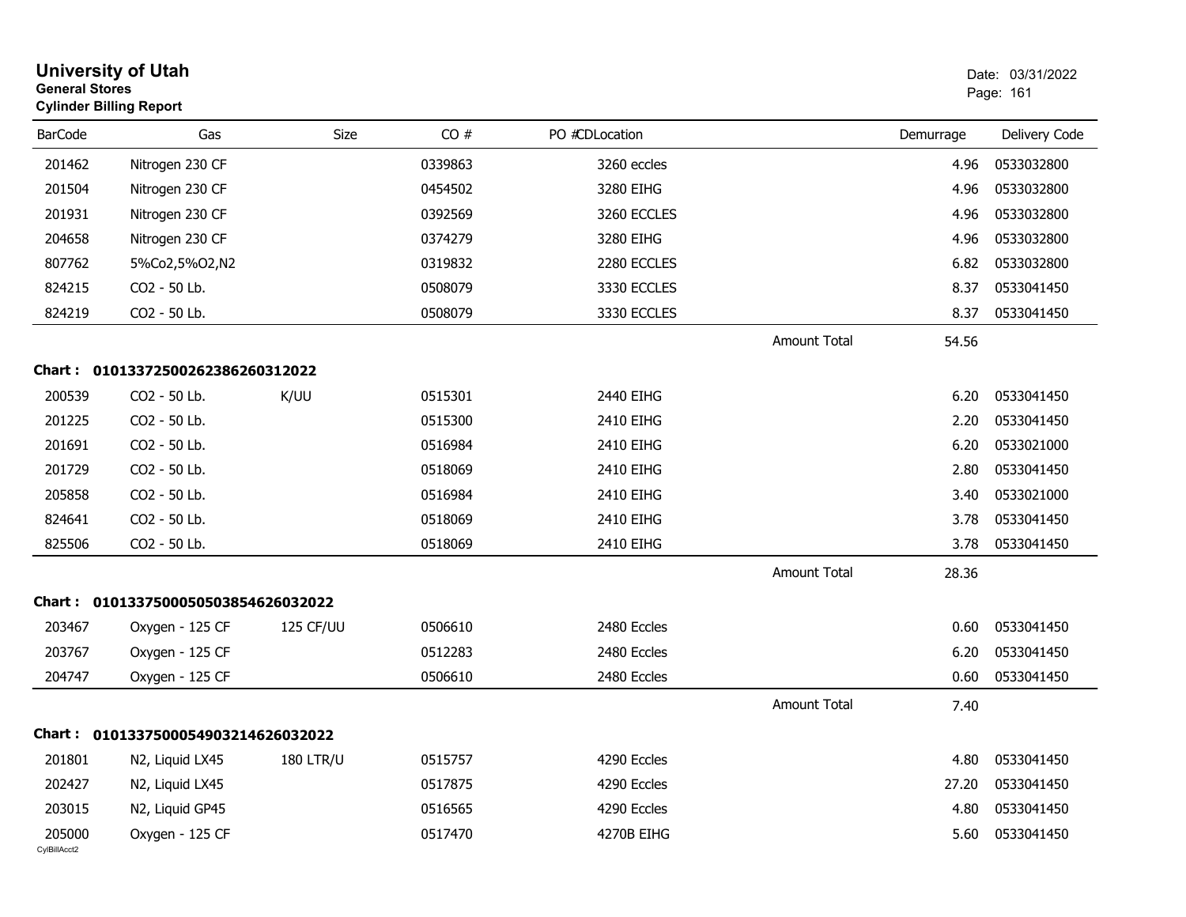# University of Utah
**General Stores**
**Cylinder Billing Report**

Date: 03/31/2022

| BarCode | Gas | Size | CO # | PO #CDLocation | | Demurrage | Delivery Code |
|---|---|---|---|---|---|---|---|
| 201462 | Nitrogen 230 CF | | 0339863 | 3260 eccles | | 4.96 | 0533032800 |
| 201504 | Nitrogen 230 CF | | 0454502 | 3280 EIHG | | 4.96 | 0533032800 |
| 201931 | Nitrogen 230 CF | | 0392569 | 3260 ECCLES | | 4.96 | 0533032800 |
| 204658 | Nitrogen 230 CF | | 0374279 | 3280 EIHG | | 4.96 | 0533032800 |
| 807762 | 5%Co2,5%O2,N2 | | 0319832 | 2280 ECCLES | | 6.82 | 0533032800 |
| 824215 | CO2 - 50 Lb. | | 0508079 | 3330 ECCLES | | 8.37 | 0533041450 |
| 824219 | CO2 - 50 Lb. | | 0508079 | 3330 ECCLES | | 8.37 | 0533041450 |
| | | | | | Amount Total | 54.56 | |

**Chart : 01013372500262386260312022**

| BarCode | Gas | Size | CO # | PO #CDLocation | | Demurrage | Delivery Code |
|---|---|---|---|---|---|---|---|
| 200539 | CO2 - 50 Lb. | K/UU | 0515301 | 2440 EIHG | | 6.20 | 0533041450 |
| 201225 | CO2 - 50 Lb. | | 0515300 | 2410 EIHG | | 2.20 | 0533041450 |
| 201691 | CO2 - 50 Lb. | | 0516984 | 2410 EIHG | | 6.20 | 0533021000 |
| 201729 | CO2 - 50 Lb. | | 0518069 | 2410 EIHG | | 2.80 | 0533041450 |
| 205858 | CO2 - 50 Lb. | | 0516984 | 2410 EIHG | | 3.40 | 0533021000 |
| 824641 | CO2 - 50 Lb. | | 0518069 | 2410 EIHG | | 3.78 | 0533041450 |
| 825506 | CO2 - 50 Lb. | | 0518069 | 2410 EIHG | | 3.78 | 0533041450 |
| | | | | | Amount Total | 28.36 | |

**Chart : 01013375000505038546260320222**

| BarCode | Gas | Size | CO # | PO #CDLocation | | Demurrage | Delivery Code |
|---|---|---|---|---|---|---|---|
| 203467 | Oxygen - 125 CF | 125 CF/UU | 0506610 | 2480 Eccles | | 0.60 | 0533041450 |
| 203767 | Oxygen - 125 CF | | 0512283 | 2480 Eccles | | 6.20 | 0533041450 |
| 204747 | Oxygen - 125 CF | | 0506610 | 2480 Eccles | | 0.60 | 0533041450 |
| | | | | | Amount Total | 7.40 | |

**Chart : 01013375000549032146260320222**

| BarCode | Gas | Size | CO # | PO #CDLocation | | Demurrage | Delivery Code |
|---|---|---|---|---|---|---|---|
| 201801 | N2, Liquid LX45 | 180 LTR/U | 0515757 | 4290 Eccles | | 4.80 | 0533041450 |
| 202427 | N2, Liquid LX45 | | 0517875 | 4290 Eccles | | 27.20 | 0533041450 |
| 203015 | N2, Liquid GP45 | | 0516565 | 4290 Eccles | | 4.80 | 0533041450 |
| 205000 | Oxygen - 125 CF | | 0517470 | 4270B EIHG | | 5.60 | 0533041450 |

CylBillAcct2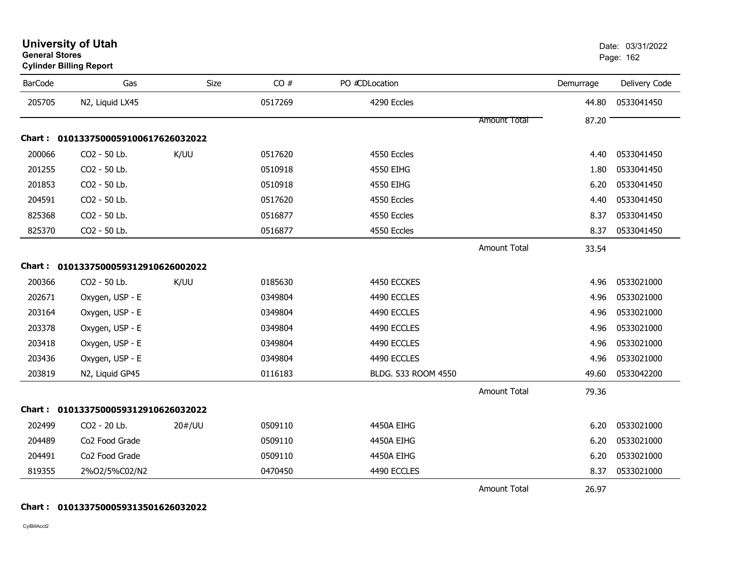# University of Utah
**General Stores**
**Cylinder Billing Report**

Date: 03/31/2022

| BarCode | Gas | Size | CO # | PO #CDLocation | | Demurrage | Delivery Code |
|---|---|---|---|---|---|---|---|
| 205705 | N2, Liquid LX45 | | 0517269 | 4290 Eccles | | 44.80 | 0533041450 |
| | | | | | Amount Total | 87.20 | |

**Chart : 01013375000591006176260320 22**

| BarCode | Gas | Size | CO # | PO #CDLocation | | Demurrage | Delivery Code |
|---|---|---|---|---|---|---|---|
| 200066 | CO2 - 50 Lb. | K/UU | 0517620 | 4550 Eccles | | 4.40 | 0533041450 |
| 201255 | CO2 - 50 Lb. | | 0510918 | 4550 EIHG | | 1.80 | 0533041450 |
| 201853 | CO2 - 50 Lb. | | 0510918 | 4550 EIHG | | 6.20 | 0533041450 |
| 204591 | CO2 - 50 Lb. | | 0517620 | 4550 Eccles | | 4.40 | 0533041450 |
| 825368 | CO2 - 50 Lb. | | 0516877 | 4550 Eccles | | 8.37 | 0533041450 |
| 825370 | CO2 - 50 Lb. | | 0516877 | 4550 Eccles | | 8.37 | 0533041450 |
| | | | | | Amount Total | 33.54 | |

**Chart : 0101337500059312910626002022**

| BarCode | Gas | Size | CO # | PO #CDLocation | | Demurrage | Delivery Code |
|---|---|---|---|---|---|---|---|
| 200366 | CO2 - 50 Lb. | K/UU | 0185630 | 4450 ECCKES | | 4.96 | 0533021000 |
| 202671 | Oxygen, USP - E | | 0349804 | 4490 ECCLES | | 4.96 | 0533021000 |
| 203164 | Oxygen, USP - E | | 0349804 | 4490 ECCLES | | 4.96 | 0533021000 |
| 203378 | Oxygen, USP - E | | 0349804 | 4490 ECCLES | | 4.96 | 0533021000 |
| 203418 | Oxygen, USP - E | | 0349804 | 4490 ECCLES | | 4.96 | 0533021000 |
| 203436 | Oxygen, USP - E | | 0349804 | 4490 ECCLES | | 4.96 | 0533021000 |
| 203819 | N2, Liquid GP45 | | 0116183 | BLDG. 533 ROOM 4550 | | 49.60 | 0533042200 |
| | | | | | Amount Total | 79.36 | |

**Chart : 0101337500059312910626032022**

| BarCode | Gas | Size | CO # | PO #CDLocation | | Demurrage | Delivery Code |
|---|---|---|---|---|---|---|---|
| 202499 | CO2 - 20 Lb. | 20#/UU | 0509110 | 4450A EIHG | | 6.20 | 0533021000 |
| 204489 | Co2 Food Grade | | 0509110 | 4450A EIHG | | 6.20 | 0533021000 |
| 204491 | Co2 Food Grade | | 0509110 | 4450A EIHG | | 6.20 | 0533021000 |
| 819355 | 2%O2/5%C02/N2 | | 0470450 | 4490 ECCLES | | 8.37 | 0533021000 |
| | | | | | Amount Total | 26.97 | |

**Chart : 0101337500059313501626032022**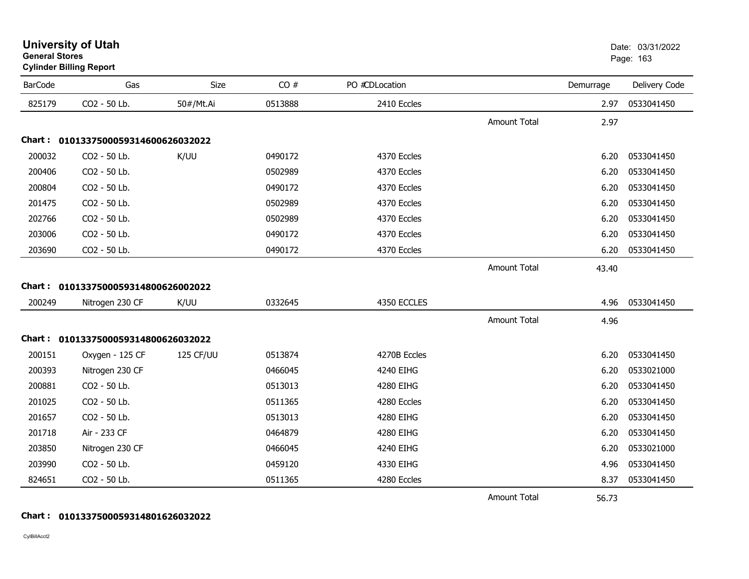**University of Utah**
**General Stores**
**Cylinder Billing Report**

Date: 03/31/2022

| BarCode | Gas | Size | CO # | PO #CDLocation | | Demurrage | Delivery Code |
|---|---|---|---|---|---|---|---|
| 825179 | CO2 - 50 Lb. | 50#/Mt.Ai | 0513888 | 2410 Eccles | | 2.97 | 0533041450 |
| | | | | | Amount Total | 2.97 | |

**Chart : 01013375000593146006260320​22**

| BarCode | Gas | Size | CO # | PO #CDLocation | | Demurrage | Delivery Code |
|---|---|---|---|---|---|---|---|
| 200032 | CO2 - 50 Lb. | K/UU | 0490172 | 4370 Eccles | | 6.20 | 0533041450 |
| 200406 | CO2 - 50 Lb. | | 0502989 | 4370 Eccles | | 6.20 | 0533041450 |
| 200804 | CO2 - 50 Lb. | | 0490172 | 4370 Eccles | | 6.20 | 0533041450 |
| 201475 | CO2 - 50 Lb. | | 0502989 | 4370 Eccles | | 6.20 | 0533041450 |
| 202766 | CO2 - 50 Lb. | | 0502989 | 4370 Eccles | | 6.20 | 0533041450 |
| 203006 | CO2 - 50 Lb. | | 0490172 | 4370 Eccles | | 6.20 | 0533041450 |
| 203690 | CO2 - 50 Lb. | | 0490172 | 4370 Eccles | | 6.20 | 0533041450 |
| | | | | | Amount Total | 43.40 | |

**Chart : 0101337500059314800626002022**

| BarCode | Gas | Size | CO # | PO #CDLocation | | Demurrage | Delivery Code |
|---|---|---|---|---|---|---|---|
| 200249 | Nitrogen 230 CF | K/UU | 0332645 | 4350 ECCLES | | 4.96 | 0533041450 |
| | | | | | Amount Total | 4.96 | |

**Chart : 0101337500059314800626032022**

| BarCode | Gas | Size | CO # | PO #CDLocation | | Demurrage | Delivery Code |
|---|---|---|---|---|---|---|---|
| 200151 | Oxygen - 125 CF | 125 CF/UU | 0513874 | 4270B Eccles | | 6.20 | 0533041450 |
| 200393 | Nitrogen 230 CF | | 0466045 | 4240 EIHG | | 6.20 | 0533021000 |
| 200881 | CO2 - 50 Lb. | | 0513013 | 4280 EIHG | | 6.20 | 0533041450 |
| 201025 | CO2 - 50 Lb. | | 0511365 | 4280 Eccles | | 6.20 | 0533041450 |
| 201657 | CO2 - 50 Lb. | | 0513013 | 4280 EIHG | | 6.20 | 0533041450 |
| 201718 | Air - 233 CF | | 0464879 | 4280 EIHG | | 6.20 | 0533041450 |
| 203850 | Nitrogen 230 CF | | 0466045 | 4240 EIHG | | 6.20 | 0533021000 |
| 203990 | CO2 - 50 Lb. | | 0459120 | 4330 EIHG | | 4.96 | 0533041450 |
| 824651 | CO2 - 50 Lb. | | 0511365 | 4280 Eccles | | 8.37 | 0533041450 |
| | | | | | Amount Total | 56.73 | |

**Chart : 0101337500059314801626032022**

CylBillAcct2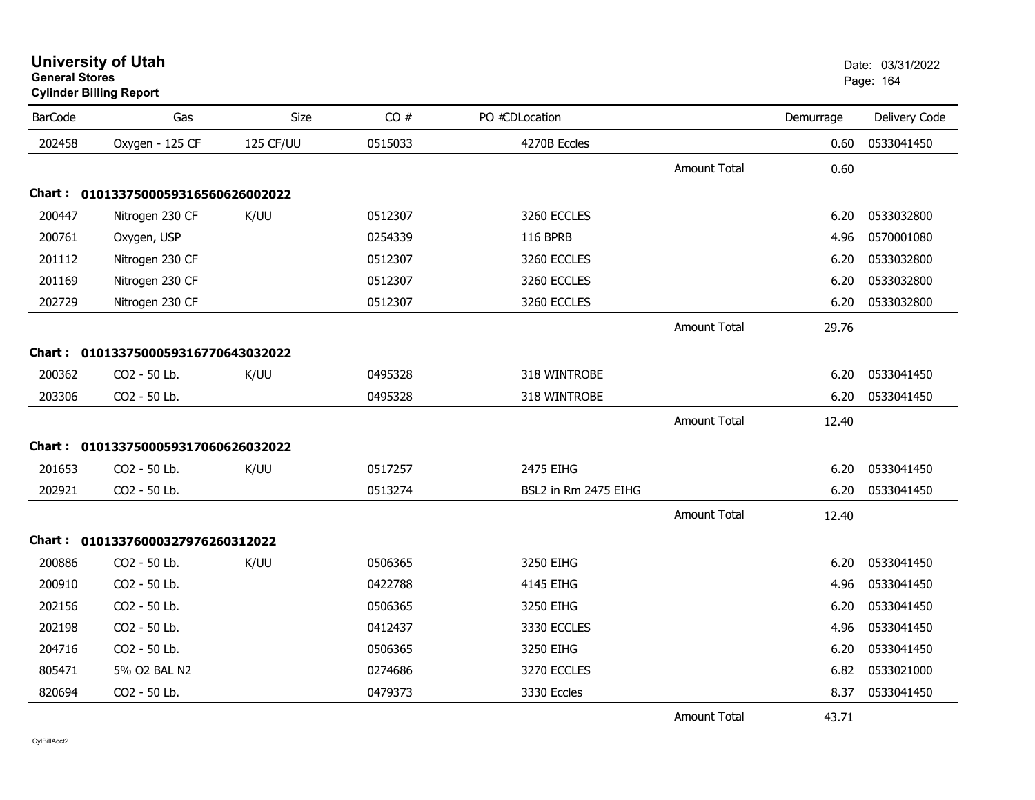**University of Utah**
**General Stores**
**Cylinder Billing Report**

Date: 03/31/2022

| BarCode | Gas | Size | CO # | PO #CDLocation | | Demurrage | Delivery Code |
|---|---|---|---|---|---|---|---|
| 202458 | Oxygen - 125 CF | 125 CF/UU | 0515033 | 4270B Eccles | | 0.60 | 0533041450 |
| | | | | | Amount Total | 0.60 | |
| **Chart :** | **0101337500059316560626002022** | | | | | | |
| 200447 | Nitrogen 230 CF | K/UU | 0512307 | 3260 ECCLES | | 6.20 | 0533032800 |
| 200761 | Oxygen, USP | | 0254339 | 116 BPRB | | 4.96 | 0570001080 |
| 201112 | Nitrogen 230 CF | | 0512307 | 3260 ECCLES | | 6.20 | 0533032800 |
| 201169 | Nitrogen 230 CF | | 0512307 | 3260 ECCLES | | 6.20 | 0533032800 |
| 202729 | Nitrogen 230 CF | | 0512307 | 3260 ECCLES | | 6.20 | 0533032800 |
| | | | | | Amount Total | 29.76 | |
| **Chart :** | **01013375000593167706430320022** | | | | | | |
| 200362 | CO2 - 50 Lb. | K/UU | 0495328 | 318 WINTROBE | | 6.20 | 0533041450 |
| 203306 | CO2 - 50 Lb. | | 0495328 | 318 WINTROBE | | 6.20 | 0533041450 |
| | | | | | Amount Total | 12.40 | |
| **Chart :** | **01013375000593170606260320022** | | | | | | |
| 201653 | CO2 - 50 Lb. | K/UU | 0517257 | 2475 EIHG | | 6.20 | 0533041450 |
| 202921 | CO2 - 50 Lb. | | 0513274 | BSL2 in Rm 2475 EIHG | | 6.20 | 0533041450 |
| | | | | | Amount Total | 12.40 | |
| **Chart :** | **0101337600032797626031202022** | | | | | | |
| 200886 | CO2 - 50 Lb. | K/UU | 0506365 | 3250 EIHG | | 6.20 | 0533041450 |
| 200910 | CO2 - 50 Lb. | | 0422788 | 4145 EIHG | | 4.96 | 0533041450 |
| 202156 | CO2 - 50 Lb. | | 0506365 | 3250 EIHG | | 6.20 | 0533041450 |
| 202198 | CO2 - 50 Lb. | | 0412437 | 3330 ECCLES | | 4.96 | 0533041450 |
| 204716 | CO2 - 50 Lb. | | 0506365 | 3250 EIHG | | 6.20 | 0533041450 |
| 805471 | 5% O2 BAL N2 | | 0274686 | 3270 ECCLES | | 6.82 | 0533021000 |
| 820694 | CO2 - 50 Lb. | | 0479373 | 3330 Eccles | | 8.37 | 0533041450 |
| | | | | | Amount Total | 43.71 | |

CylBillAcct2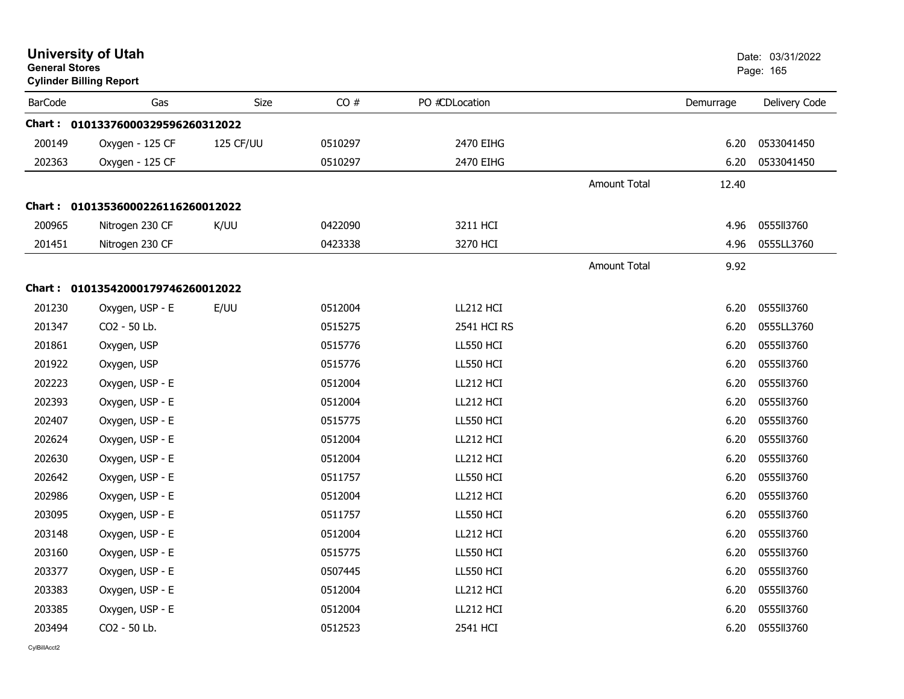# University of Utah
**General Stores**
**Cylinder Billing Report**

Date: 03/31/2022

| BarCode | Gas | Size | CO # | PO #CDLocation | | Demurrage | Delivery Code |
|---|---|---|---|---|---|---|---|
| **Chart :** | **0101337600032959626031 2022** | | | | | | |
| 200149 | Oxygen - 125 CF | 125 CF/UU | 0510297 | 2470 EIHG | | 6.20 | 0533041450 |
| 202363 | Oxygen - 125 CF | | 0510297 | 2470 EIHG | | 6.20 | 0533041450 |
| | | | | | Amount Total | 12.40 | |
| **Chart :** | **01013536000226116260012022** | | | | | | |
| 200965 | Nitrogen 230 CF | K/UU | 0422090 | 3211 HCI | | 4.96 | 0555Il3760 |
| 201451 | Nitrogen 230 CF | | 0423338 | 3270 HCI | | 4.96 | 0555LL3760 |
| | | | | | Amount Total | 9.92 | |
| **Chart :** | **01013542000179746260012022** | | | | | | |
| 201230 | Oxygen, USP - E | E/UU | 0512004 | LL212 HCI | | 6.20 | 0555Il3760 |
| 201347 | CO2 - 50 Lb. | | 0515275 | 2541 HCI RS | | 6.20 | 0555LL3760 |
| 201861 | Oxygen, USP | | 0515776 | LL550 HCI | | 6.20 | 0555Il3760 |
| 201922 | Oxygen, USP | | 0515776 | LL550 HCI | | 6.20 | 0555Il3760 |
| 202223 | Oxygen, USP - E | | 0512004 | LL212 HCI | | 6.20 | 0555Il3760 |
| 202393 | Oxygen, USP - E | | 0512004 | LL212 HCI | | 6.20 | 0555Il3760 |
| 202407 | Oxygen, USP - E | | 0515775 | LL550 HCI | | 6.20 | 0555Il3760 |
| 202624 | Oxygen, USP - E | | 0512004 | LL212 HCI | | 6.20 | 0555Il3760 |
| 202630 | Oxygen, USP - E | | 0512004 | LL212 HCI | | 6.20 | 0555Il3760 |
| 202642 | Oxygen, USP - E | | 0511757 | LL550 HCI | | 6.20 | 0555Il3760 |
| 202986 | Oxygen, USP - E | | 0512004 | LL212 HCI | | 6.20 | 0555Il3760 |
| 203095 | Oxygen, USP - E | | 0511757 | LL550 HCI | | 6.20 | 0555Il3760 |
| 203148 | Oxygen, USP - E | | 0512004 | LL212 HCI | | 6.20 | 0555Il3760 |
| 203160 | Oxygen, USP - E | | 0515775 | LL550 HCI | | 6.20 | 0555Il3760 |
| 203377 | Oxygen, USP - E | | 0507445 | LL550 HCI | | 6.20 | 0555Il3760 |
| 203383 | Oxygen, USP - E | | 0512004 | LL212 HCI | | 6.20 | 0555Il3760 |
| 203385 | Oxygen, USP - E | | 0512004 | LL212 HCI | | 6.20 | 0555Il3760 |
| 203494 | CO2 - 50 Lb. | | 0512523 | 2541 HCI | | 6.20 | 0555Il3760 |

CylBillAcct2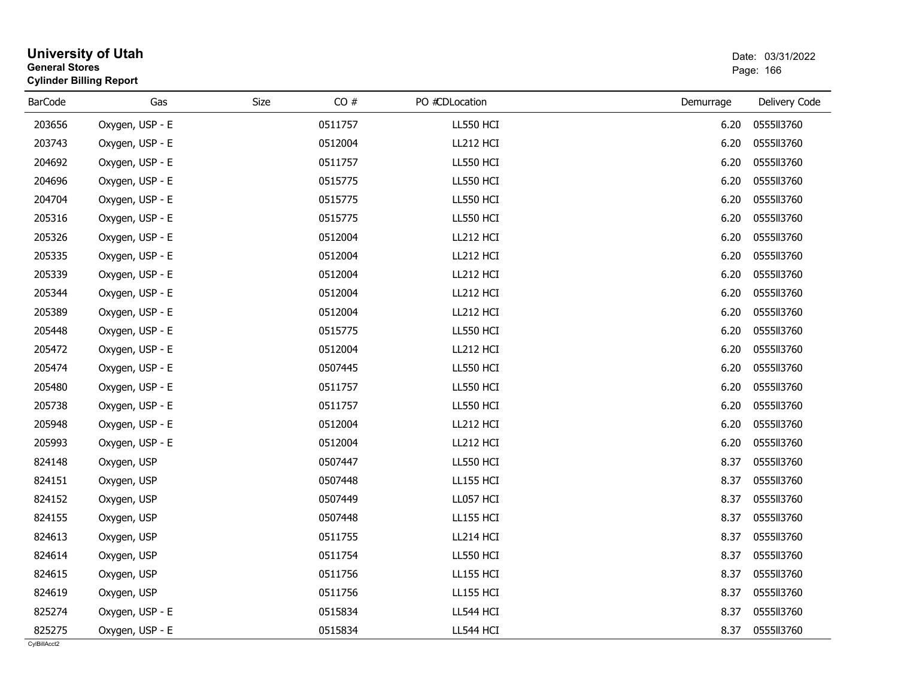# University of Utah

**General Stores**

**Cylinder Billing Report**

Date: 03/31/2022

| BarCode | Gas | Size | CO # | PO # | CDLocation | Demurrage | Delivery Code |
|---|---|---|---|---|---|---|---|
| 203656 | Oxygen, USP - E | | 0511757 | | LL550 HCI | 6.20 | 0555ll3760 |
| 203743 | Oxygen, USP - E | | 0512004 | | LL212 HCI | 6.20 | 0555ll3760 |
| 204692 | Oxygen, USP - E | | 0511757 | | LL550 HCI | 6.20 | 0555ll3760 |
| 204696 | Oxygen, USP - E | | 0515775 | | LL550 HCI | 6.20 | 0555ll3760 |
| 204704 | Oxygen, USP - E | | 0515775 | | LL550 HCI | 6.20 | 0555ll3760 |
| 205316 | Oxygen, USP - E | | 0515775 | | LL550 HCI | 6.20 | 0555ll3760 |
| 205326 | Oxygen, USP - E | | 0512004 | | LL212 HCI | 6.20 | 0555ll3760 |
| 205335 | Oxygen, USP - E | | 0512004 | | LL212 HCI | 6.20 | 0555ll3760 |
| 205339 | Oxygen, USP - E | | 0512004 | | LL212 HCI | 6.20 | 0555ll3760 |
| 205344 | Oxygen, USP - E | | 0512004 | | LL212 HCI | 6.20 | 0555ll3760 |
| 205389 | Oxygen, USP - E | | 0512004 | | LL212 HCI | 6.20 | 0555ll3760 |
| 205448 | Oxygen, USP - E | | 0515775 | | LL550 HCI | 6.20 | 0555ll3760 |
| 205472 | Oxygen, USP - E | | 0512004 | | LL212 HCI | 6.20 | 0555ll3760 |
| 205474 | Oxygen, USP - E | | 0507445 | | LL550 HCI | 6.20 | 0555ll3760 |
| 205480 | Oxygen, USP - E | | 0511757 | | LL550 HCI | 6.20 | 0555ll3760 |
| 205738 | Oxygen, USP - E | | 0511757 | | LL550 HCI | 6.20 | 0555ll3760 |
| 205948 | Oxygen, USP - E | | 0512004 | | LL212 HCI | 6.20 | 0555ll3760 |
| 205993 | Oxygen, USP - E | | 0512004 | | LL212 HCI | 6.20 | 0555ll3760 |
| 824148 | Oxygen, USP | | 0507447 | | LL550 HCI | 8.37 | 0555ll3760 |
| 824151 | Oxygen, USP | | 0507448 | | LL155 HCI | 8.37 | 0555ll3760 |
| 824152 | Oxygen, USP | | 0507449 | | LL057 HCI | 8.37 | 0555ll3760 |
| 824155 | Oxygen, USP | | 0507448 | | LL155 HCI | 8.37 | 0555ll3760 |
| 824613 | Oxygen, USP | | 0511755 | | LL214 HCI | 8.37 | 0555ll3760 |
| 824614 | Oxygen, USP | | 0511754 | | LL550 HCI | 8.37 | 0555ll3760 |
| 824615 | Oxygen, USP | | 0511756 | | LL155 HCI | 8.37 | 0555ll3760 |
| 824619 | Oxygen, USP | | 0511756 | | LL155 HCI | 8.37 | 0555ll3760 |
| 825274 | Oxygen, USP - E | | 0515834 | | LL544 HCI | 8.37 | 0555ll3760 |
| 825275 | Oxygen, USP - E | | 0515834 | | LL544 HCI | 8.37 | 0555ll3760 |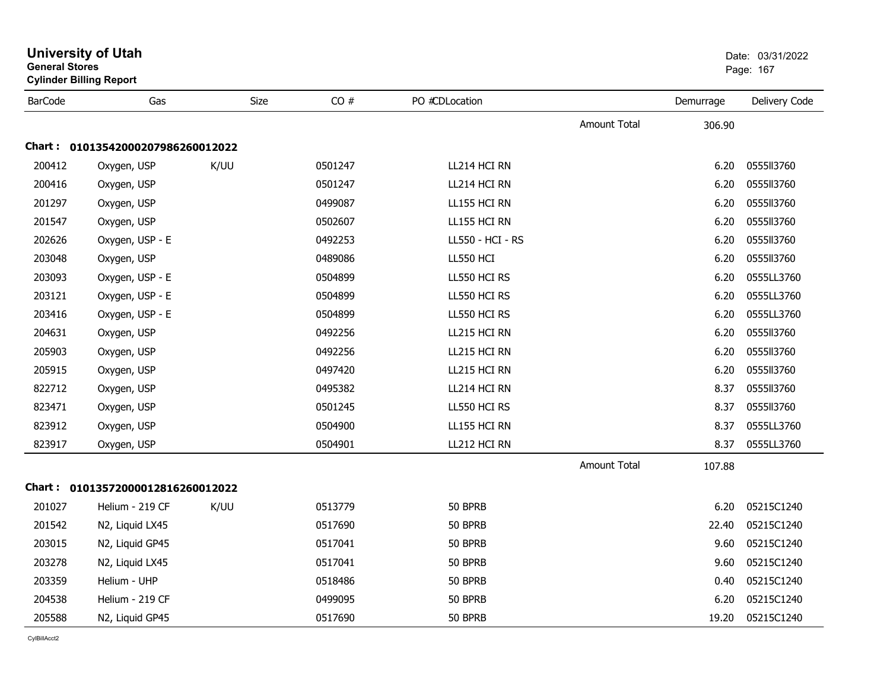# University of Utah

**General Stores**
**Cylinder Billing Report**

Date: 03/31/2022

| BarCode | Gas | Size | CO # | PO # | CD | Location | Demurrage | Delivery Code |
|---|---|---|---|---|---|---|---|---|
| | | | | | | Amount Total | 306.90 | |

**Chart : 01013542000207986260012022**

| BarCode | Gas | Size | CO # | PO # | CD | Location | Demurrage | Delivery Code |
|---|---|---|---|---|---|---|---|---|
| 200412 | Oxygen, USP | K/UU | 0501247 | | | LL214 HCI RN | 6.20 | 0555ll3760 |
| 200416 | Oxygen, USP | | 0501247 | | | LL214 HCI RN | 6.20 | 0555ll3760 |
| 201297 | Oxygen, USP | | 0499087 | | | LL155 HCI RN | 6.20 | 0555ll3760 |
| 201547 | Oxygen, USP | | 0502607 | | | LL155 HCI RN | 6.20 | 0555ll3760 |
| 202626 | Oxygen, USP - E | | 0492253 | | | LL550 - HCI - RS | 6.20 | 0555ll3760 |
| 203048 | Oxygen, USP | | 0489086 | | | LL550 HCI | 6.20 | 0555ll3760 |
| 203093 | Oxygen, USP - E | | 0504899 | | | LL550 HCI RS | 6.20 | 0555LL3760 |
| 203121 | Oxygen, USP - E | | 0504899 | | | LL550 HCI RS | 6.20 | 0555LL3760 |
| 203416 | Oxygen, USP - E | | 0504899 | | | LL550 HCI RS | 6.20 | 0555LL3760 |
| 204631 | Oxygen, USP | | 0492256 | | | LL215 HCI RN | 6.20 | 0555ll3760 |
| 205903 | Oxygen, USP | | 0492256 | | | LL215 HCI RN | 6.20 | 0555ll3760 |
| 205915 | Oxygen, USP | | 0497420 | | | LL215 HCI RN | 6.20 | 0555ll3760 |
| 822712 | Oxygen, USP | | 0495382 | | | LL214 HCI RN | 8.37 | 0555ll3760 |
| 823471 | Oxygen, USP | | 0501245 | | | LL550 HCI RS | 8.37 | 0555ll3760 |
| 823912 | Oxygen, USP | | 0504900 | | | LL155 HCI RN | 8.37 | 0555LL3760 |
| 823917 | Oxygen, USP | | 0504901 | | | LL212 HCI RN | 8.37 | 0555LL3760 |
| | | | | | | Amount Total | 107.88 | |

**Chart : 01013572000012816260012022**

| BarCode | Gas | Size | CO # | PO # | CD | Location | Demurrage | Delivery Code |
|---|---|---|---|---|---|---|---|---|
| 201027 | Helium - 219 CF | K/UU | 0513779 | | | 50 BPRB | 6.20 | 05215C1240 |
| 201542 | N2, Liquid LX45 | | 0517690 | | | 50 BPRB | 22.40 | 05215C1240 |
| 203015 | N2, Liquid GP45 | | 0517041 | | | 50 BPRB | 9.60 | 05215C1240 |
| 203278 | N2, Liquid LX45 | | 0517041 | | | 50 BPRB | 9.60 | 05215C1240 |
| 203359 | Helium - UHP | | 0518486 | | | 50 BPRB | 0.40 | 05215C1240 |
| 204538 | Helium - 219 CF | | 0499095 | | | 50 BPRB | 6.20 | 05215C1240 |
| 205588 | N2, Liquid GP45 | | 0517690 | | | 50 BPRB | 19.20 | 05215C1240 |

CylBillAcct2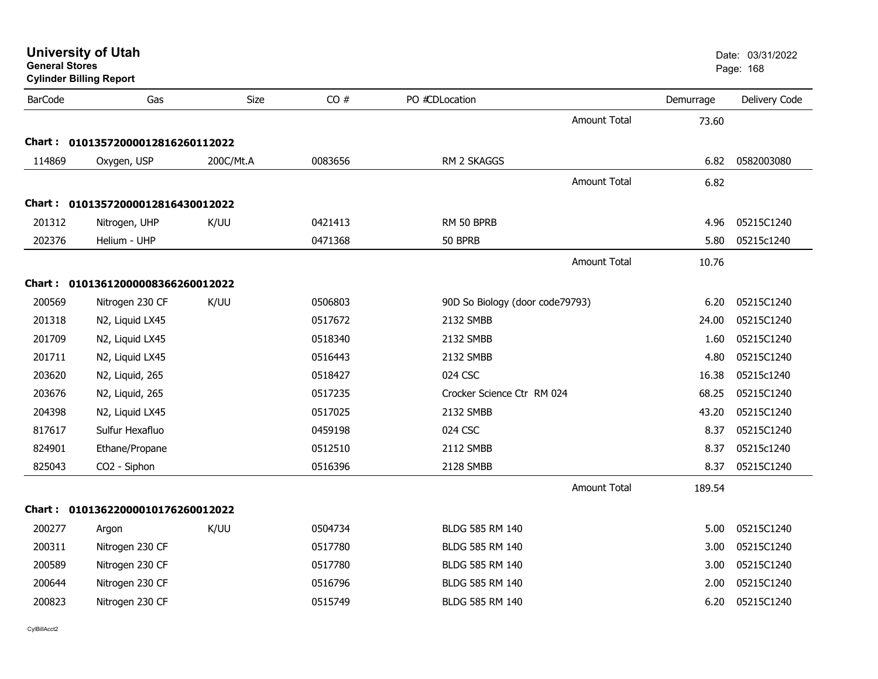# University of Utah

**General Stores**

**Cylinder Billing Report**

Date: 03/31/2022

| BarCode | Gas | Size | CO # | PO # | CDLocation | Demurrage | Delivery Code |
|---|---|---|---|---|---|---|---|
| | | | | | Amount Total | 73.60 | |
| **Chart : 0101357200001281626011 2022** | | | | | | | |
| 114869 | Oxygen, USP | 200C/Mt.A | 0083656 | | RM 2 SKAGGS | 6.82 | 0582003080 |
| | | | | | Amount Total | 6.82 | |
| **Chart : 01013572000012816430012022** | | | | | | | |
| 201312 | Nitrogen, UHP | K/UU | 0421413 | | RM 50 BPRB | 4.96 | 05215C1240 |
| 202376 | Helium - UHP | | 0471368 | | 50 BPRB | 5.80 | 05215c1240 |
| | | | | | Amount Total | 10.76 | |
| **Chart : 01013612000008366260012022** | | | | | | | |
| 200569 | Nitrogen 230 CF | K/UU | 0506803 | | 90D So Biology (door code79793) | 6.20 | 05215C1240 |
| 201318 | N2, Liquid LX45 | | 0517672 | | 2132 SMBB | 24.00 | 05215C1240 |
| 201709 | N2, Liquid LX45 | | 0518340 | | 2132 SMBB | 1.60 | 05215C1240 |
| 201711 | N2, Liquid LX45 | | 0516443 | | 2132 SMBB | 4.80 | 05215C1240 |
| 203620 | N2, Liquid, 265 | | 0518427 | | 024 CSC | 16.38 | 05215c1240 |
| 203676 | N2, Liquid, 265 | | 0517235 | | Crocker Science Ctr RM 024 | 68.25 | 05215C1240 |
| 204398 | N2, Liquid LX45 | | 0517025 | | 2132 SMBB | 43.20 | 05215C1240 |
| 817617 | Sulfur Hexafluo | | 0459198 | | 024 CSC | 8.37 | 05215C1240 |
| 824901 | Ethane/Propane | | 0512510 | | 2112 SMBB | 8.37 | 05215c1240 |
| 825043 | CO2 - Siphon | | 0516396 | | 2128 SMBB | 8.37 | 05215C1240 |
| | | | | | Amount Total | 189.54 | |
| **Chart : 01013622000010176260012022** | | | | | | | |
| 200277 | Argon | K/UU | 0504734 | | BLDG 585 RM 140 | 5.00 | 05215C1240 |
| 200311 | Nitrogen 230 CF | | 0517780 | | BLDG 585 RM 140 | 3.00 | 05215C1240 |
| 200589 | Nitrogen 230 CF | | 0517780 | | BLDG 585 RM 140 | 3.00 | 05215C1240 |
| 200644 | Nitrogen 230 CF | | 0516796 | | BLDG 585 RM 140 | 2.00 | 05215C1240 |
| 200823 | Nitrogen 230 CF | | 0515749 | | BLDG 585 RM 140 | 6.20 | 05215C1240 |

CylBillAcct2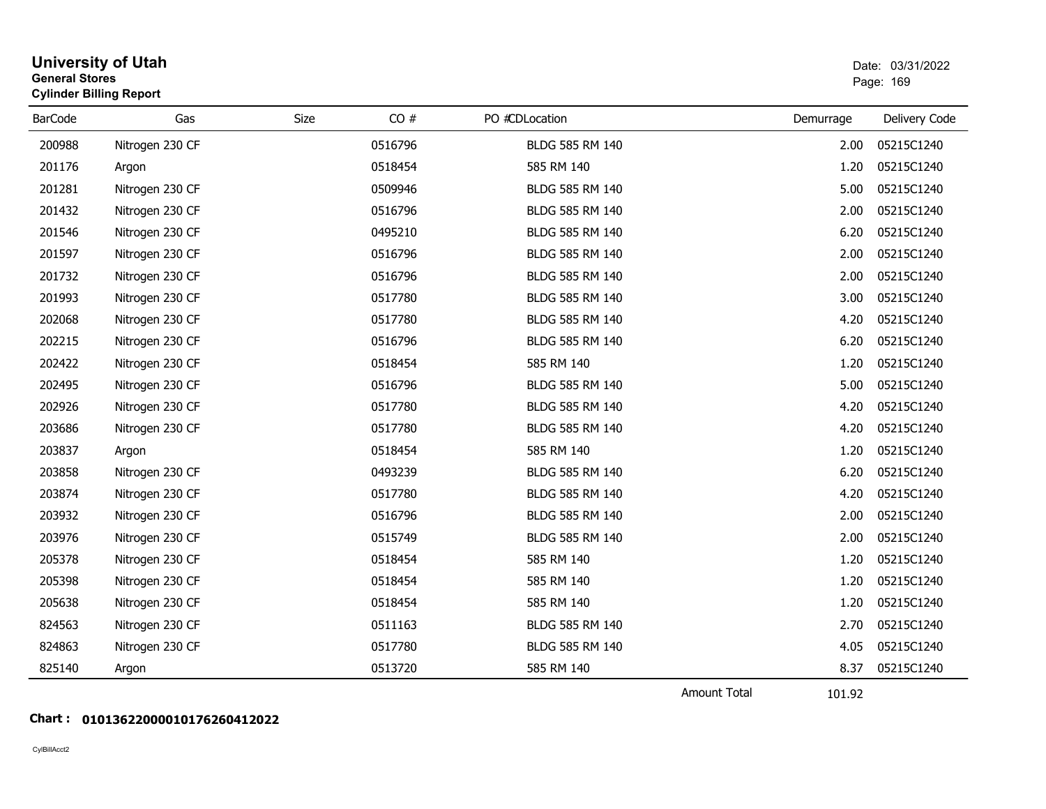# University of Utah

**General Stores**

**Cylinder Billing Report**

Date: 03/31/2022

| BarCode | Gas | Size | CO # | PO # | CDLocation | Demurrage | Delivery Code |
|---|---|---|---|---|---|---|---|
| 200988 | Nitrogen 230 CF | | 0516796 | | BLDG 585 RM 140 | 2.00 | 05215C1240 |
| 201176 | Argon | | 0518454 | | 585 RM 140 | 1.20 | 05215C1240 |
| 201281 | Nitrogen 230 CF | | 0509946 | | BLDG 585 RM 140 | 5.00 | 05215C1240 |
| 201432 | Nitrogen 230 CF | | 0516796 | | BLDG 585 RM 140 | 2.00 | 05215C1240 |
| 201546 | Nitrogen 230 CF | | 0495210 | | BLDG 585 RM 140 | 6.20 | 05215C1240 |
| 201597 | Nitrogen 230 CF | | 0516796 | | BLDG 585 RM 140 | 2.00 | 05215C1240 |
| 201732 | Nitrogen 230 CF | | 0516796 | | BLDG 585 RM 140 | 2.00 | 05215C1240 |
| 201993 | Nitrogen 230 CF | | 0517780 | | BLDG 585 RM 140 | 3.00 | 05215C1240 |
| 202068 | Nitrogen 230 CF | | 0517780 | | BLDG 585 RM 140 | 4.20 | 05215C1240 |
| 202215 | Nitrogen 230 CF | | 0516796 | | BLDG 585 RM 140 | 6.20 | 05215C1240 |
| 202422 | Nitrogen 230 CF | | 0518454 | | 585 RM 140 | 1.20 | 05215C1240 |
| 202495 | Nitrogen 230 CF | | 0516796 | | BLDG 585 RM 140 | 5.00 | 05215C1240 |
| 202926 | Nitrogen 230 CF | | 0517780 | | BLDG 585 RM 140 | 4.20 | 05215C1240 |
| 203686 | Nitrogen 230 CF | | 0517780 | | BLDG 585 RM 140 | 4.20 | 05215C1240 |
| 203837 | Argon | | 0518454 | | 585 RM 140 | 1.20 | 05215C1240 |
| 203858 | Nitrogen 230 CF | | 0493239 | | BLDG 585 RM 140 | 6.20 | 05215C1240 |
| 203874 | Nitrogen 230 CF | | 0517780 | | BLDG 585 RM 140 | 4.20 | 05215C1240 |
| 203932 | Nitrogen 230 CF | | 0516796 | | BLDG 585 RM 140 | 2.00 | 05215C1240 |
| 203976 | Nitrogen 230 CF | | 0515749 | | BLDG 585 RM 140 | 2.00 | 05215C1240 |
| 205378 | Nitrogen 230 CF | | 0518454 | | 585 RM 140 | 1.20 | 05215C1240 |
| 205398 | Nitrogen 230 CF | | 0518454 | | 585 RM 140 | 1.20 | 05215C1240 |
| 205638 | Nitrogen 230 CF | | 0518454 | | 585 RM 140 | 1.20 | 05215C1240 |
| 824563 | Nitrogen 230 CF | | 0511163 | | BLDG 585 RM 140 | 2.70 | 05215C1240 |
| 824863 | Nitrogen 230 CF | | 0517780 | | BLDG 585 RM 140 | 4.05 | 05215C1240 |
| 825140 | Argon | | 0513720 | | 585 RM 140 | 8.37 | 05215C1240 |
| | | | | | Amount Total | 101.92 | |

**Chart : 01013622000010176260412022**

CylBillAcct2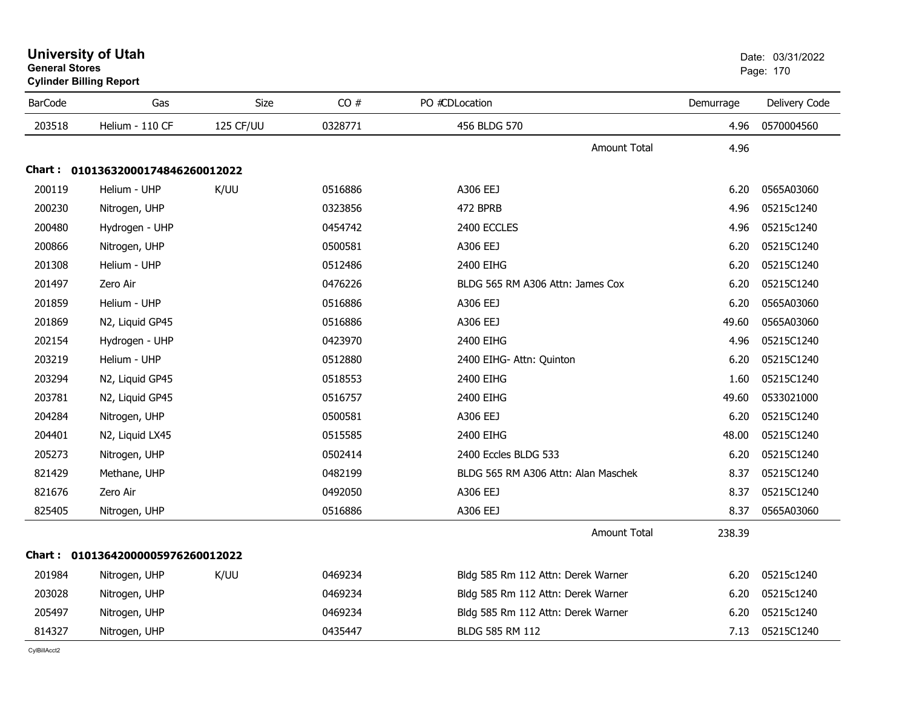# University of Utah
**General Stores**
**Cylinder Billing Report**

Date: 03/31/2022

| BarCode | Gas | Size | CO # | PO #CDLocation | Demurrage | Delivery Code |
|---|---|---|---|---|---|---|
| 203518 | Helium - 110 CF | 125 CF/UU | 0328771 | 456 BLDG 570 | 4.96 | 0570004560 |
| | | | | Amount Total | 4.96 | |

**Chart : 01013632000174846260012022**

| BarCode | Gas | Size | CO # | PO #CDLocation | Demurrage | Delivery Code |
|---|---|---|---|---|---|---|
| 200119 | Helium - UHP | K/UU | 0516886 | A306 EEJ | 6.20 | 0565A03060 |
| 200230 | Nitrogen, UHP | | 0323856 | 472 BPRB | 4.96 | 05215c1240 |
| 200480 | Hydrogen - UHP | | 0454742 | 2400 ECCLES | 4.96 | 05215c1240 |
| 200866 | Nitrogen, UHP | | 0500581 | A306 EEJ | 6.20 | 05215C1240 |
| 201308 | Helium - UHP | | 0512486 | 2400 EIHG | 6.20 | 05215C1240 |
| 201497 | Zero Air | | 0476226 | BLDG 565 RM A306 Attn: James Cox | 6.20 | 05215C1240 |
| 201859 | Helium - UHP | | 0516886 | A306 EEJ | 6.20 | 0565A03060 |
| 201869 | N2, Liquid GP45 | | 0516886 | A306 EEJ | 49.60 | 0565A03060 |
| 202154 | Hydrogen - UHP | | 0423970 | 2400 EIHG | 4.96 | 05215C1240 |
| 203219 | Helium - UHP | | 0512880 | 2400 EIHG- Attn: Quinton | 6.20 | 05215C1240 |
| 203294 | N2, Liquid GP45 | | 0518553 | 2400 EIHG | 1.60 | 05215C1240 |
| 203781 | N2, Liquid GP45 | | 0516757 | 2400 EIHG | 49.60 | 0533021000 |
| 204284 | Nitrogen, UHP | | 0500581 | A306 EEJ | 6.20 | 05215C1240 |
| 204401 | N2, Liquid LX45 | | 0515585 | 2400 EIHG | 48.00 | 05215C1240 |
| 205273 | Nitrogen, UHP | | 0502414 | 2400 Eccles BLDG 533 | 6.20 | 05215C1240 |
| 821429 | Methane, UHP | | 0482199 | BLDG 565 RM A306 Attn: Alan Maschek | 8.37 | 05215C1240 |
| 821676 | Zero Air | | 0492050 | A306 EEJ | 8.37 | 05215C1240 |
| 825405 | Nitrogen, UHP | | 0516886 | A306 EEJ | 8.37 | 0565A03060 |
| | | | | Amount Total | 238.39 | |

**Chart : 01013642000005976260012022**

| BarCode | Gas | Size | CO # | PO #CDLocation | Demurrage | Delivery Code |
|---|---|---|---|---|---|---|
| 201984 | Nitrogen, UHP | K/UU | 0469234 | Bldg 585 Rm 112 Attn: Derek Warner | 6.20 | 05215c1240 |
| 203028 | Nitrogen, UHP | | 0469234 | Bldg 585 Rm 112 Attn: Derek Warner | 6.20 | 05215c1240 |
| 205497 | Nitrogen, UHP | | 0469234 | Bldg 585 Rm 112 Attn: Derek Warner | 6.20 | 05215c1240 |
| 814327 | Nitrogen, UHP | | 0435447 | BLDG 585 RM 112 | 7.13 | 05215C1240 |

CylBillAcct2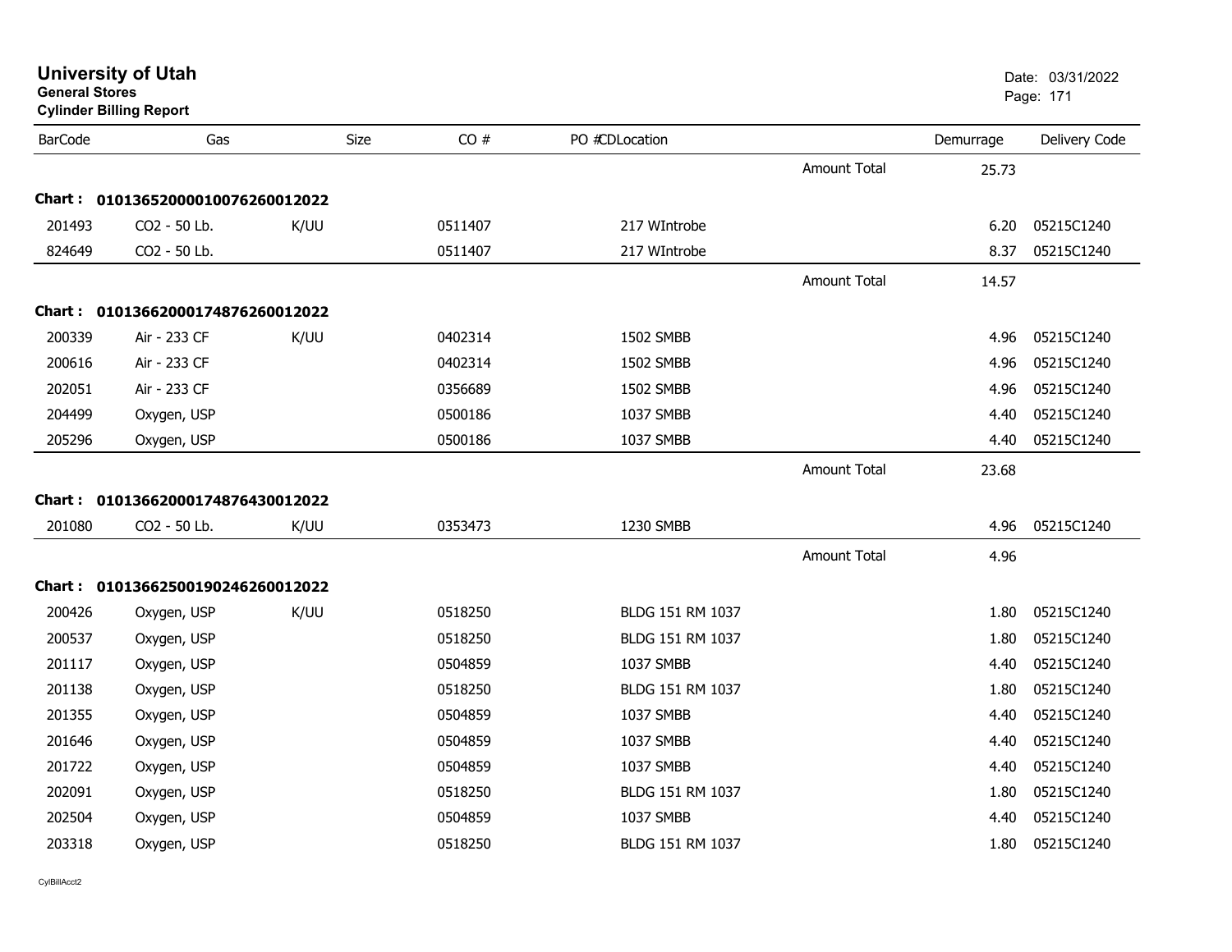# University of Utah

**General Stores**

**Cylinder Billing Report**

Date: 03/31/2022

| BarCode | Gas | Size | CO # | PO #CDLocation | | Demurrage | Delivery Code |
|---|---|---|---|---|---|---|---|
| | | | | | Amount Total | 25.73 | |
| **Chart :** | **01013652000010076260012022** | | | | | | |
| 201493 | CO2 - 50 Lb. | K/UU | 0511407 | 217 WIntrobe | | 6.20 | 05215C1240 |
| 824649 | CO2 - 50 Lb. | | 0511407 | 217 WIntrobe | | 8.37 | 05215C1240 |
| | | | | | Amount Total | 14.57 | |
| **Chart :** | **01013662000174876260012022** | | | | | | |
| 200339 | Air - 233 CF | K/UU | 0402314 | 1502 SMBB | | 4.96 | 05215C1240 |
| 200616 | Air - 233 CF | | 0402314 | 1502 SMBB | | 4.96 | 05215C1240 |
| 202051 | Air - 233 CF | | 0356689 | 1502 SMBB | | 4.96 | 05215C1240 |
| 204499 | Oxygen, USP | | 0500186 | 1037 SMBB | | 4.40 | 05215C1240 |
| 205296 | Oxygen, USP | | 0500186 | 1037 SMBB | | 4.40 | 05215C1240 |
| | | | | | Amount Total | 23.68 | |
| **Chart :** | **01013662000174876430012022** | | | | | | |
| 201080 | CO2 - 50 Lb. | K/UU | 0353473 | 1230 SMBB | | 4.96 | 05215C1240 |
| | | | | | Amount Total | 4.96 | |
| **Chart :** | **01013662500190246260012022** | | | | | | |
| 200426 | Oxygen, USP | K/UU | 0518250 | BLDG 151 RM 1037 | | 1.80 | 05215C1240 |
| 200537 | Oxygen, USP | | 0518250 | BLDG 151 RM 1037 | | 1.80 | 05215C1240 |
| 201117 | Oxygen, USP | | 0504859 | 1037 SMBB | | 4.40 | 05215C1240 |
| 201138 | Oxygen, USP | | 0518250 | BLDG 151 RM 1037 | | 1.80 | 05215C1240 |
| 201355 | Oxygen, USP | | 0504859 | 1037 SMBB | | 4.40 | 05215C1240 |
| 201646 | Oxygen, USP | | 0504859 | 1037 SMBB | | 4.40 | 05215C1240 |
| 201722 | Oxygen, USP | | 0504859 | 1037 SMBB | | 4.40 | 05215C1240 |
| 202091 | Oxygen, USP | | 0518250 | BLDG 151 RM 1037 | | 1.80 | 05215C1240 |
| 202504 | Oxygen, USP | | 0504859 | 1037 SMBB | | 4.40 | 05215C1240 |
| 203318 | Oxygen, USP | | 0518250 | BLDG 151 RM 1037 | | 1.80 | 05215C1240 |

CylBillAcct2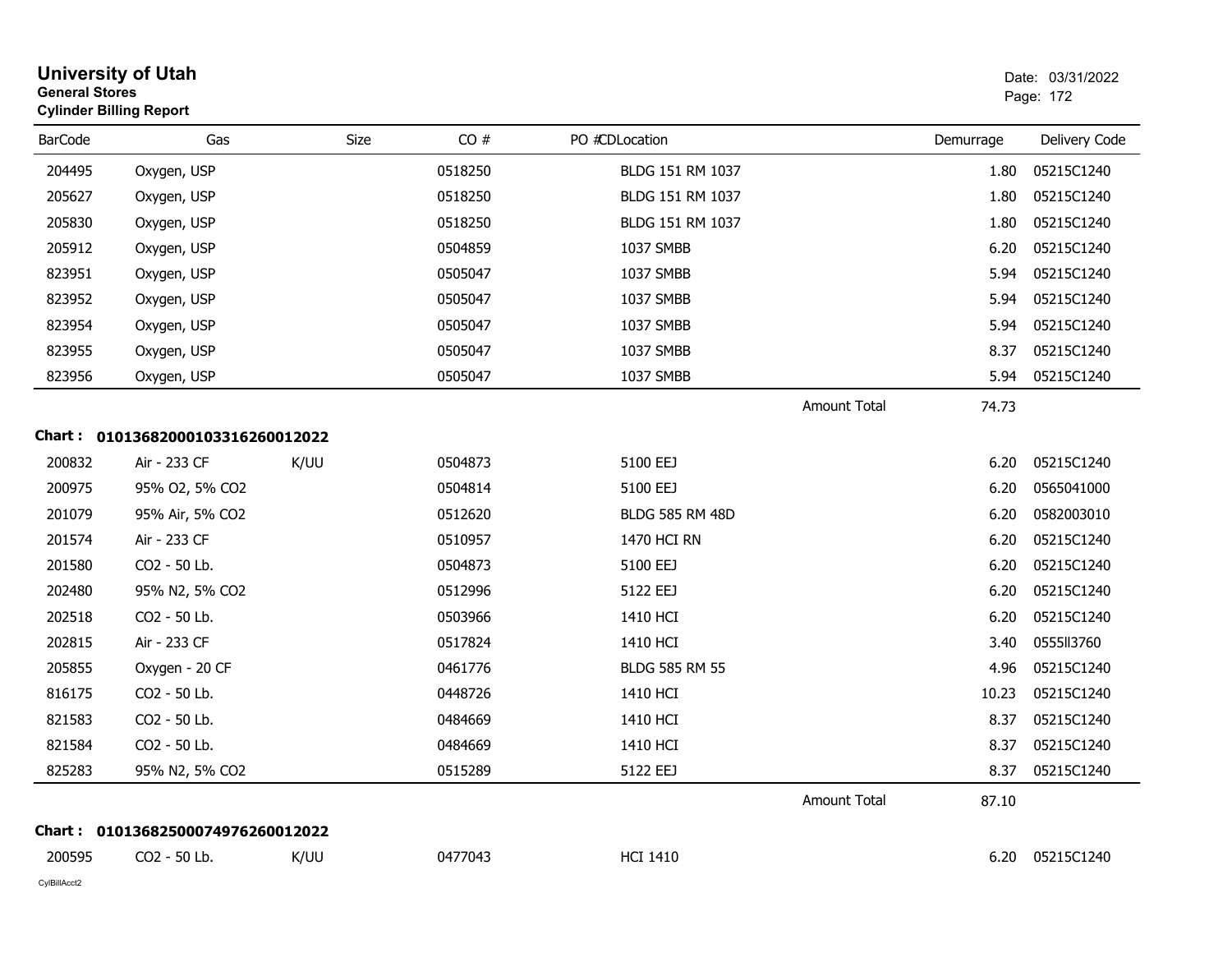# University of Utah
**General Stores**
**Cylinder Billing Report**

Date: 03/31/2022

| BarCode | Gas | Size | CO # | PO # | CDLocation | Demurrage | Delivery Code |
|---|---|---|---|---|---|---|---|
| 204495 | Oxygen, USP | | 0518250 | | BLDG 151 RM 1037 | 1.80 | 05215C1240 |
| 205627 | Oxygen, USP | | 0518250 | | BLDG 151 RM 1037 | 1.80 | 05215C1240 |
| 205830 | Oxygen, USP | | 0518250 | | BLDG 151 RM 1037 | 1.80 | 05215C1240 |
| 205912 | Oxygen, USP | | 0504859 | | 1037 SMBB | 6.20 | 05215C1240 |
| 823951 | Oxygen, USP | | 0505047 | | 1037 SMBB | 5.94 | 05215C1240 |
| 823952 | Oxygen, USP | | 0505047 | | 1037 SMBB | 5.94 | 05215C1240 |
| 823954 | Oxygen, USP | | 0505047 | | 1037 SMBB | 5.94 | 05215C1240 |
| 823955 | Oxygen, USP | | 0505047 | | 1037 SMBB | 8.37 | 05215C1240 |
| 823956 | Oxygen, USP | | 0505047 | | 1037 SMBB | 5.94 | 05215C1240 |
| | | | | | Amount Total | 74.73 | |

**Chart : 01013682000103316260012022**

| BarCode | Gas | Size | CO # | PO # | CDLocation | Demurrage | Delivery Code |
|---|---|---|---|---|---|---|---|
| 200832 | Air - 233 CF | K/UU | 0504873 | | 5100 EEJ | 6.20 | 05215C1240 |
| 200975 | 95% O2, 5% CO2 | | 0504814 | | 5100 EEJ | 6.20 | 0565041000 |
| 201079 | 95% Air, 5% CO2 | | 0512620 | | BLDG 585 RM 48D | 6.20 | 0582003010 |
| 201574 | Air - 233 CF | | 0510957 | | 1470 HCI RN | 6.20 | 05215C1240 |
| 201580 | CO2 - 50 Lb. | | 0504873 | | 5100 EEJ | 6.20 | 05215C1240 |
| 202480 | 95% N2, 5% CO2 | | 0512996 | | 5122 EEJ | 6.20 | 05215C1240 |
| 202518 | CO2 - 50 Lb. | | 0503966 | | 1410 HCI | 6.20 | 05215C1240 |
| 202815 | Air - 233 CF | | 0517824 | | 1410 HCI | 3.40 | 0555II3760 |
| 205855 | Oxygen - 20 CF | | 0461776 | | BLDG 585 RM 55 | 4.96 | 05215C1240 |
| 816175 | CO2 - 50 Lb. | | 0448726 | | 1410 HCI | 10.23 | 05215C1240 |
| 821583 | CO2 - 50 Lb. | | 0484669 | | 1410 HCI | 8.37 | 05215C1240 |
| 821584 | CO2 - 50 Lb. | | 0484669 | | 1410 HCI | 8.37 | 05215C1240 |
| 825283 | 95% N2, 5% CO2 | | 0515289 | | 5122 EEJ | 8.37 | 05215C1240 |
| | | | | | Amount Total | 87.10 | |

**Chart : 01013682500074976260012022**

| BarCode | Gas | Size | CO # | PO # | CDLocation | Demurrage | Delivery Code |
|---|---|---|---|---|---|---|---|
| 200595 | CO2 - 50 Lb. | K/UU | 0477043 | | HCI 1410 | 6.20 | 05215C1240 |

CylBillAcct2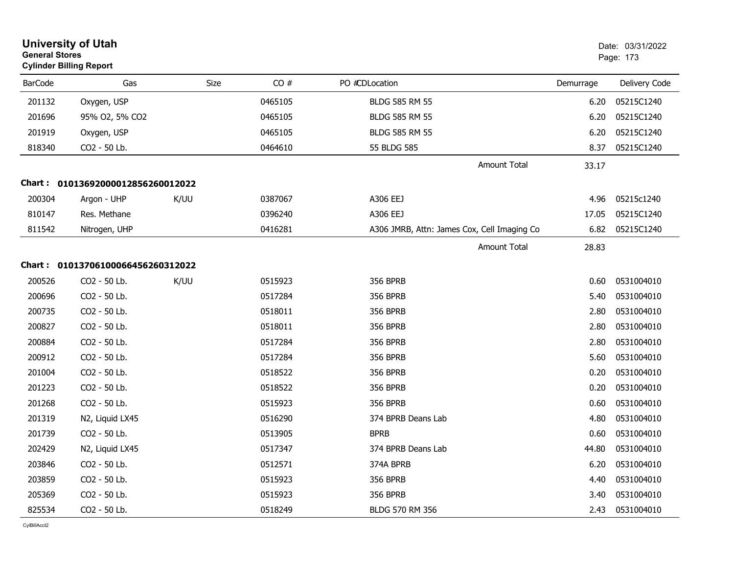# University of Utah
**General Stores**
**Cylinder Billing Report**

Date: 03/31/2022

| BarCode | Gas | Size | CO # | PO # | CDLocation | Demurrage | Delivery Code |
|---|---|---|---|---|---|---|---|
| 201132 | Oxygen, USP | | 0465105 | | BLDG 585 RM 55 | 6.20 | 05215C1240 |
| 201696 | 95% O2, 5% CO2 | | 0465105 | | BLDG 585 RM 55 | 6.20 | 05215C1240 |
| 201919 | Oxygen, USP | | 0465105 | | BLDG 585 RM 55 | 6.20 | 05215C1240 |
| 818340 | CO2 - 50 Lb. | | 0464610 | | 55 BLDG 585 | 8.37 | 05215C1240 |
| | | | | | Amount Total | 33.17 | |

**Chart : 01013692000012856260012022**

| BarCode | Gas | Size | CO # | PO # | CDLocation | Demurrage | Delivery Code |
|---|---|---|---|---|---|---|---|
| 200304 | Argon - UHP | K/UU | 0387067 | | A306 EEJ | 4.96 | 05215c1240 |
| 810147 | Res. Methane | | 0396240 | | A306 EEJ | 17.05 | 05215C1240 |
| 811542 | Nitrogen, UHP | | 0416281 | | A306 JMRB, Attn: James Cox, Cell Imaging Co | 6.82 | 05215C1240 |
| | | | | | Amount Total | 28.83 | |

**Chart : 01013706100066456260312022**

| BarCode | Gas | Size | CO # | PO # | CDLocation | Demurrage | Delivery Code |
|---|---|---|---|---|---|---|---|
| 200526 | CO2 - 50 Lb. | K/UU | 0515923 | | 356 BPRB | 0.60 | 0531004010 |
| 200696 | CO2 - 50 Lb. | | 0517284 | | 356 BPRB | 5.40 | 0531004010 |
| 200735 | CO2 - 50 Lb. | | 0518011 | | 356 BPRB | 2.80 | 0531004010 |
| 200827 | CO2 - 50 Lb. | | 0518011 | | 356 BPRB | 2.80 | 0531004010 |
| 200884 | CO2 - 50 Lb. | | 0517284 | | 356 BPRB | 2.80 | 0531004010 |
| 200912 | CO2 - 50 Lb. | | 0517284 | | 356 BPRB | 5.60 | 0531004010 |
| 201004 | CO2 - 50 Lb. | | 0518522 | | 356 BPRB | 0.20 | 0531004010 |
| 201223 | CO2 - 50 Lb. | | 0518522 | | 356 BPRB | 0.20 | 0531004010 |
| 201268 | CO2 - 50 Lb. | | 0515923 | | 356 BPRB | 0.60 | 0531004010 |
| 201319 | N2, Liquid LX45 | | 0516290 | | 374 BPRB Deans Lab | 4.80 | 0531004010 |
| 201739 | CO2 - 50 Lb. | | 0513905 | | BPRB | 0.60 | 0531004010 |
| 202429 | N2, Liquid LX45 | | 0517347 | | 374 BPRB Deans Lab | 44.80 | 0531004010 |
| 203846 | CO2 - 50 Lb. | | 0512571 | | 374A BPRB | 6.20 | 0531004010 |
| 203859 | CO2 - 50 Lb. | | 0515923 | | 356 BPRB | 4.40 | 0531004010 |
| 205369 | CO2 - 50 Lb. | | 0515923 | | 356 BPRB | 3.40 | 0531004010 |
| 825534 | CO2 - 50 Lb. | | 0518249 | | BLDG 570 RM 356 | 2.43 | 0531004010 |

CylBillAcct2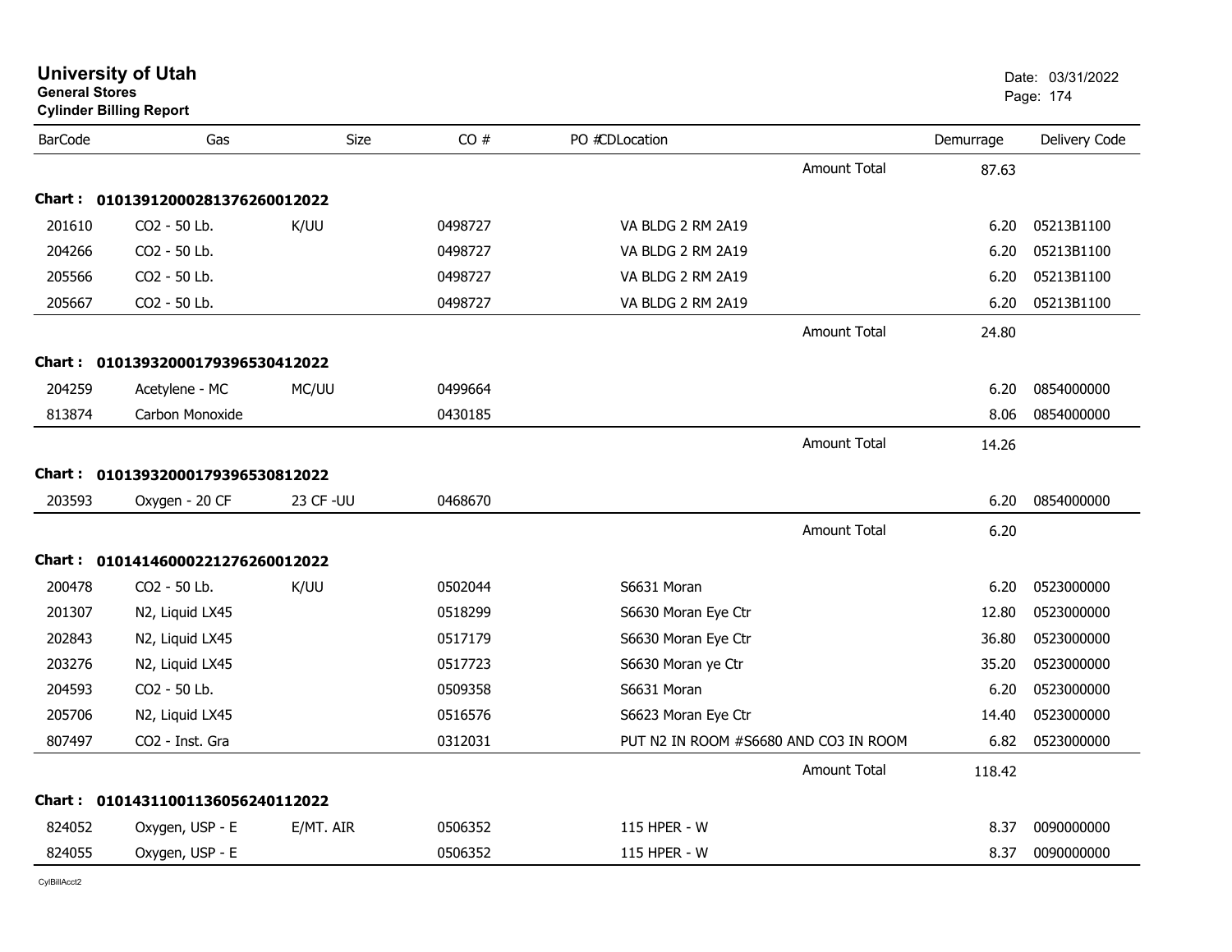# University of Utah
**General Stores**
**Cylinder Billing Report**

Date: 03/31/2022

| BarCode | Gas | Size | CO # | PO # | CD | Location | Demurrage | Delivery Code |
|---|---|---|---|---|---|---|---|---|
| | | | | | | Amount Total | 87.63 | |
| **Chart :** | **01013912000281376260012022** | | | | | | | |
| 201610 | CO2 - 50 Lb. | K/UU | 0498727 | | | VA BLDG 2 RM 2A19 | 6.20 | 05213B1100 |
| 204266 | CO2 - 50 Lb. | | 0498727 | | | VA BLDG 2 RM 2A19 | 6.20 | 05213B1100 |
| 205566 | CO2 - 50 Lb. | | 0498727 | | | VA BLDG 2 RM 2A19 | 6.20 | 05213B1100 |
| 205667 | CO2 - 50 Lb. | | 0498727 | | | VA BLDG 2 RM 2A19 | 6.20 | 05213B1100 |
| | | | | | | Amount Total | 24.80 | |
| **Chart :** | **01013932000179396530412022** | | | | | | | |
| 204259 | Acetylene - MC | MC/UU | 0499664 | | | | 6.20 | 0854000000 |
| 813874 | Carbon Monoxide | | 0430185 | | | | 8.06 | 0854000000 |
| | | | | | | Amount Total | 14.26 | |
| **Chart :** | **01013932000179396530812022** | | | | | | | |
| 203593 | Oxygen - 20 CF | 23 CF -UU | 0468670 | | | | 6.20 | 0854000000 |
| | | | | | | Amount Total | 6.20 | |
| **Chart :** | **01014146000221276260012022** | | | | | | | |
| 200478 | CO2 - 50 Lb. | K/UU | 0502044 | | | S6631 Moran | 6.20 | 0523000000 |
| 201307 | N2, Liquid LX45 | | 0518299 | | | S6630 Moran Eye Ctr | 12.80 | 0523000000 |
| 202843 | N2, Liquid LX45 | | 0517179 | | | S6630 Moran Eye Ctr | 36.80 | 0523000000 |
| 203276 | N2, Liquid LX45 | | 0517723 | | | S6630 Moran ye Ctr | 35.20 | 0523000000 |
| 204593 | CO2 - 50 Lb. | | 0509358 | | | S6631 Moran | 6.20 | 0523000000 |
| 205706 | N2, Liquid LX45 | | 0516576 | | | S6623 Moran Eye Ctr | 14.40 | 0523000000 |
| 807497 | CO2 - Inst. Gra | | 0312031 | | | PUT N2 IN ROOM #S6680 AND CO3 IN ROOM | 6.82 | 0523000000 |
| | | | | | | Amount Total | 118.42 | |
| **Chart :** | **01014311001136056240112022** | | | | | | | |
| 824052 | Oxygen, USP - E | E/MT. AIR | 0506352 | | | 115 HPER - W | 8.37 | 0090000000 |
| 824055 | Oxygen, USP - E | | 0506352 | | | 115 HPER - W | 8.37 | 0090000000 |

CylBillAcct2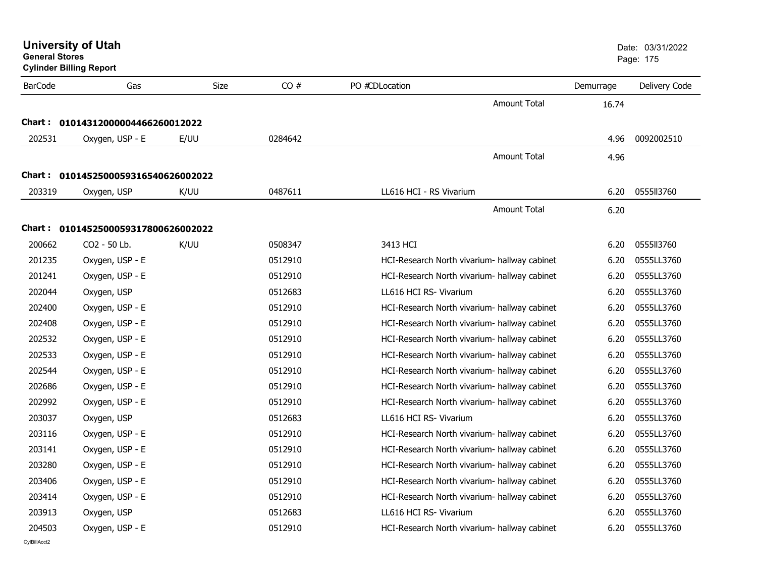# University of Utah

**General Stores**
**Cylinder Billing Report**

Date: 03/31/2022

| BarCode | Gas | Size | CO # | PO # | CD | Location | Demurrage | Delivery Code |
|---|---|---|---|---|---|---|---|---|
| | | | | | | Amount Total | 16.74 | |
| **Chart : 01014312000004466260012022** | | | | | | | | |
| 202531 | Oxygen, USP - E | E/UU | 0284642 | | | | 4.96 | 0092002510 |
| | | | | | | Amount Total | 4.96 | |
| **Chart : 01014525000593165406260022022** | | | | | | | | |
| 203319 | Oxygen, USP | K/UU | 0487611 | | | LL616 HCI - RS Vivarium | 6.20 | 0555ll3760 |
| | | | | | | Amount Total | 6.20 | |
| **Chart : 01014525000593178006260022022** | | | | | | | | |
| 200662 | CO2 - 50 Lb. | K/UU | 0508347 | | | 3413 HCI | 6.20 | 0555ll3760 |
| 201235 | Oxygen, USP - E | | 0512910 | | | HCI-Research North vivarium- hallway cabinet | 6.20 | 0555LL3760 |
| 201241 | Oxygen, USP - E | | 0512910 | | | HCI-Research North vivarium- hallway cabinet | 6.20 | 0555LL3760 |
| 202044 | Oxygen, USP | | 0512683 | | | LL616 HCI RS- Vivarium | 6.20 | 0555LL3760 |
| 202400 | Oxygen, USP - E | | 0512910 | | | HCI-Research North vivarium- hallway cabinet | 6.20 | 0555LL3760 |
| 202408 | Oxygen, USP - E | | 0512910 | | | HCI-Research North vivarium- hallway cabinet | 6.20 | 0555LL3760 |
| 202532 | Oxygen, USP - E | | 0512910 | | | HCI-Research North vivarium- hallway cabinet | 6.20 | 0555LL3760 |
| 202533 | Oxygen, USP - E | | 0512910 | | | HCI-Research North vivarium- hallway cabinet | 6.20 | 0555LL3760 |
| 202544 | Oxygen, USP - E | | 0512910 | | | HCI-Research North vivarium- hallway cabinet | 6.20 | 0555LL3760 |
| 202686 | Oxygen, USP - E | | 0512910 | | | HCI-Research North vivarium- hallway cabinet | 6.20 | 0555LL3760 |
| 202992 | Oxygen, USP - E | | 0512910 | | | HCI-Research North vivarium- hallway cabinet | 6.20 | 0555LL3760 |
| 203037 | Oxygen, USP | | 0512683 | | | LL616 HCI RS- Vivarium | 6.20 | 0555LL3760 |
| 203116 | Oxygen, USP - E | | 0512910 | | | HCI-Research North vivarium- hallway cabinet | 6.20 | 0555LL3760 |
| 203141 | Oxygen, USP - E | | 0512910 | | | HCI-Research North vivarium- hallway cabinet | 6.20 | 0555LL3760 |
| 203280 | Oxygen, USP - E | | 0512910 | | | HCI-Research North vivarium- hallway cabinet | 6.20 | 0555LL3760 |
| 203406 | Oxygen, USP - E | | 0512910 | | | HCI-Research North vivarium- hallway cabinet | 6.20 | 0555LL3760 |
| 203414 | Oxygen, USP - E | | 0512910 | | | HCI-Research North vivarium- hallway cabinet | 6.20 | 0555LL3760 |
| 203913 | Oxygen, USP | | 0512683 | | | LL616 HCI RS- Vivarium | 6.20 | 0555LL3760 |
| 204503 | Oxygen, USP - E | | 0512910 | | | HCI-Research North vivarium- hallway cabinet | 6.20 | 0555LL3760 |

CylBillAcct2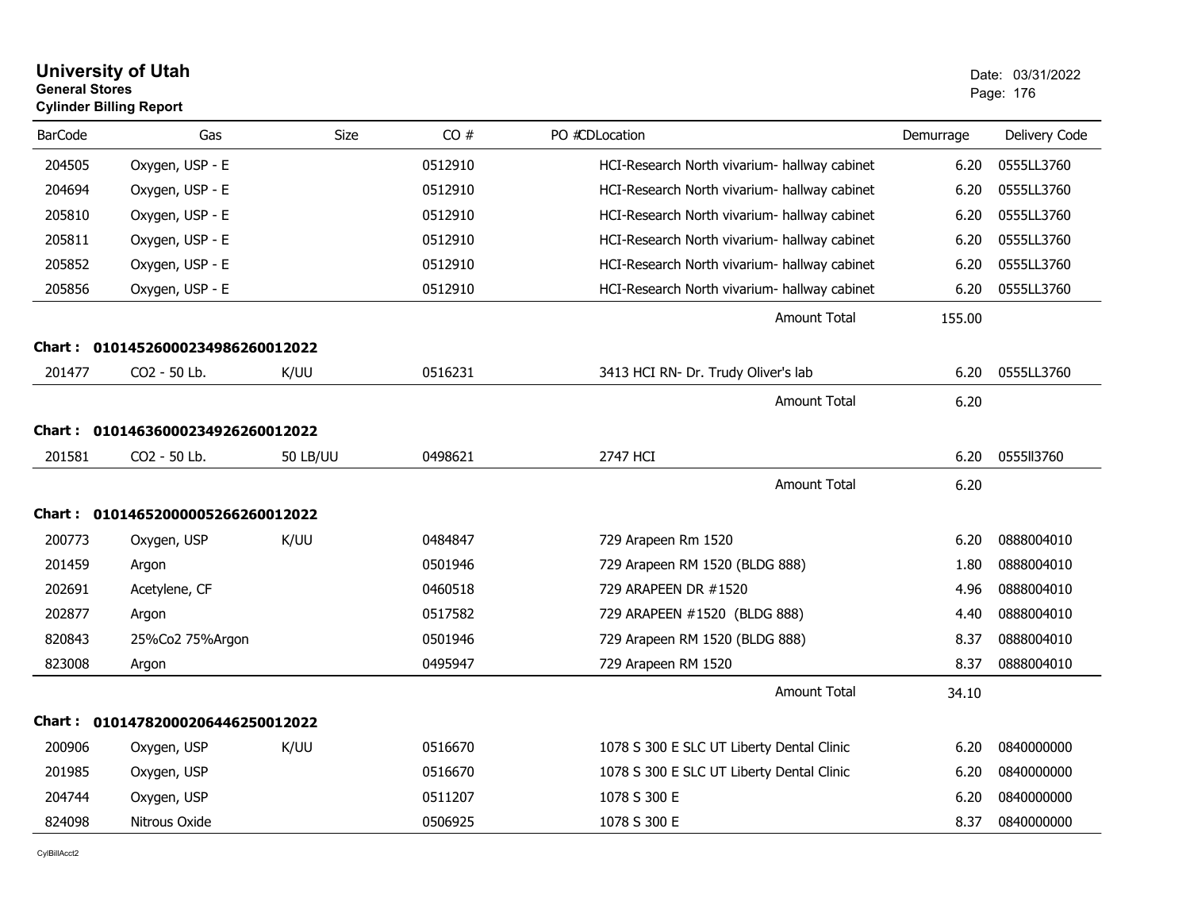# University of Utah

**General Stores**

**Cylinder Billing Report**

Date: 03/31/2022

| BarCode | Gas | Size | CO # | PO # | CD | Location | Demurrage | Delivery Code |
|---|---|---|---|---|---|---|---|---|
| 204505 | Oxygen, USP - E | | 0512910 | | | HCI-Research North vivarium- hallway cabinet | 6.20 | 0555LL3760 |
| 204694 | Oxygen, USP - E | | 0512910 | | | HCI-Research North vivarium- hallway cabinet | 6.20 | 0555LL3760 |
| 205810 | Oxygen, USP - E | | 0512910 | | | HCI-Research North vivarium- hallway cabinet | 6.20 | 0555LL3760 |
| 205811 | Oxygen, USP - E | | 0512910 | | | HCI-Research North vivarium- hallway cabinet | 6.20 | 0555LL3760 |
| 205852 | Oxygen, USP - E | | 0512910 | | | HCI-Research North vivarium- hallway cabinet | 6.20 | 0555LL3760 |
| 205856 | Oxygen, USP - E | | 0512910 | | | HCI-Research North vivarium- hallway cabinet | 6.20 | 0555LL3760 |
| | | | | | | Amount Total | 155.00 | |

**Chart : 01014526000234986260012022**

| BarCode | Gas | Size | CO # | PO # | CD | Location | Demurrage | Delivery Code |
|---|---|---|---|---|---|---|---|---|
| 201477 | CO2 - 50 Lb. | K/UU | 0516231 | | | 3413 HCI RN- Dr. Trudy Oliver's lab | 6.20 | 0555LL3760 |
| | | | | | | Amount Total | 6.20 | |

**Chart : 01014636000234926260012022**

| BarCode | Gas | Size | CO # | PO # | CD | Location | Demurrage | Delivery Code |
|---|---|---|---|---|---|---|---|---|
| 201581 | CO2 - 50 Lb. | 50 LB/UU | 0498621 | | | 2747 HCI | 6.20 | 0555ll3760 |
| | | | | | | Amount Total | 6.20 | |

**Chart : 01014652000005266260012022**

| BarCode | Gas | Size | CO # | PO # | CD | Location | Demurrage | Delivery Code |
|---|---|---|---|---|---|---|---|---|
| 200773 | Oxygen, USP | K/UU | 0484847 | | | 729 Arapeen Rm 1520 | 6.20 | 0888004010 |
| 201459 | Argon | | 0501946 | | | 729 Arapeen RM 1520 (BLDG 888) | 1.80 | 0888004010 |
| 202691 | Acetylene, CF | | 0460518 | | | 729 ARAPEEN DR #1520 | 4.96 | 0888004010 |
| 202877 | Argon | | 0517582 | | | 729 ARAPEEN #1520 (BLDG 888) | 4.40 | 0888004010 |
| 820843 | 25%Co2 75%Argon | | 0501946 | | | 729 Arapeen RM 1520 (BLDG 888) | 8.37 | 0888004010 |
| 823008 | Argon | | 0495947 | | | 729 Arapeen RM 1520 | 8.37 | 0888004010 |
| | | | | | | Amount Total | 34.10 | |

**Chart : 01014782000206446250012022**

| BarCode | Gas | Size | CO # | PO # | CD | Location | Demurrage | Delivery Code |
|---|---|---|---|---|---|---|---|---|
| 200906 | Oxygen, USP | K/UU | 0516670 | | | 1078 S 300 E SLC UT Liberty Dental Clinic | 6.20 | 0840000000 |
| 201985 | Oxygen, USP | | 0516670 | | | 1078 S 300 E SLC UT Liberty Dental Clinic | 6.20 | 0840000000 |
| 204744 | Oxygen, USP | | 0511207 | | | 1078 S 300 E | 6.20 | 0840000000 |
| 824098 | Nitrous Oxide | | 0506925 | | | 1078 S 300 E | 8.37 | 0840000000 |

CylBillAcct2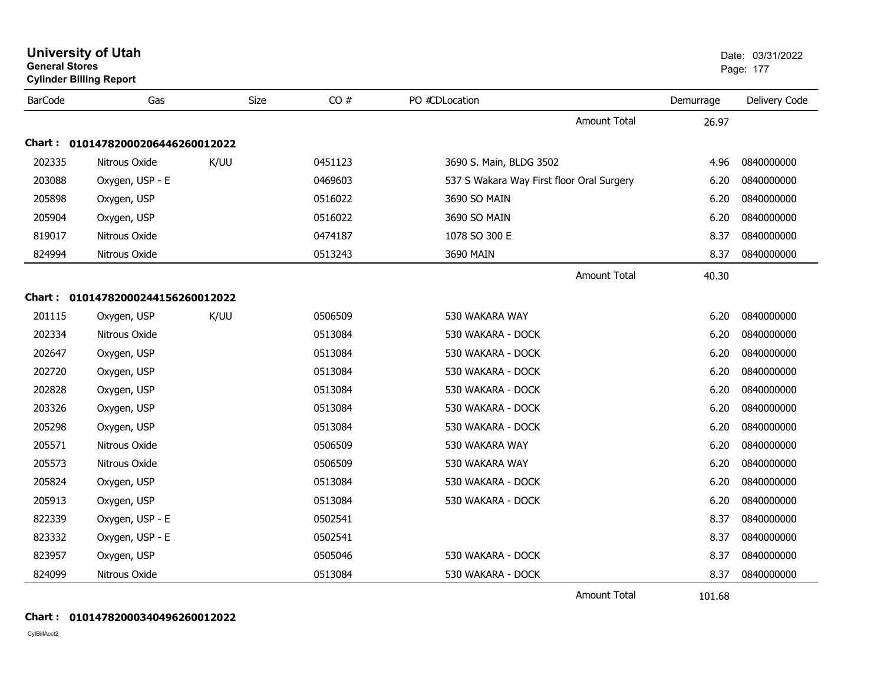**University of Utah**
**General Stores**
**Cylinder Billing Report**

Date: 03/31/2022

| BarCode | Gas | Size | CO # | PO # | CD | Location | Demurrage | Delivery Code |
|---|---|---|---|---|---|---|---|---|
| | | | | | | Amount Total | 26.97 | |

**Chart : 01014782000206446260012022**

| BarCode | Gas | Size | CO # | PO # | CD | Location | Demurrage | Delivery Code |
|---|---|---|---|---|---|---|---|---|
| 202335 | Nitrous Oxide | K/UU | 0451123 | | | 3690 S. Main, BLDG 3502 | 4.96 | 0840000000 |
| 203088 | Oxygen, USP - E | | 0469603 | | | 537 S Wakara Way First floor Oral Surgery | 6.20 | 0840000000 |
| 205898 | Oxygen, USP | | 0516022 | | | 3690 SO MAIN | 6.20 | 0840000000 |
| 205904 | Oxygen, USP | | 0516022 | | | 3690 SO MAIN | 6.20 | 0840000000 |
| 819017 | Nitrous Oxide | | 0474187 | | | 1078 SO 300 E | 8.37 | 0840000000 |
| 824994 | Nitrous Oxide | | 0513243 | | | 3690 MAIN | 8.37 | 0840000000 |
| | | | | | | Amount Total | 40.30 | |

**Chart : 01014782000244156260012022**

| BarCode | Gas | Size | CO # | PO # | CD | Location | Demurrage | Delivery Code |
|---|---|---|---|---|---|---|---|---|
| 201115 | Oxygen, USP | K/UU | 0506509 | | | 530 WAKARA WAY | 6.20 | 0840000000 |
| 202334 | Nitrous Oxide | | 0513084 | | | 530 WAKARA - DOCK | 6.20 | 0840000000 |
| 202647 | Oxygen, USP | | 0513084 | | | 530 WAKARA - DOCK | 6.20 | 0840000000 |
| 202720 | Oxygen, USP | | 0513084 | | | 530 WAKARA - DOCK | 6.20 | 0840000000 |
| 202828 | Oxygen, USP | | 0513084 | | | 530 WAKARA - DOCK | 6.20 | 0840000000 |
| 203326 | Oxygen, USP | | 0513084 | | | 530 WAKARA - DOCK | 6.20 | 0840000000 |
| 205298 | Oxygen, USP | | 0513084 | | | 530 WAKARA - DOCK | 6.20 | 0840000000 |
| 205571 | Nitrous Oxide | | 0506509 | | | 530 WAKARA WAY | 6.20 | 0840000000 |
| 205573 | Nitrous Oxide | | 0506509 | | | 530 WAKARA WAY | 6.20 | 0840000000 |
| 205824 | Oxygen, USP | | 0513084 | | | 530 WAKARA - DOCK | 6.20 | 0840000000 |
| 205913 | Oxygen, USP | | 0513084 | | | 530 WAKARA - DOCK | 6.20 | 0840000000 |
| 822339 | Oxygen, USP - E | | 0502541 | | | | 8.37 | 0840000000 |
| 823332 | Oxygen, USP - E | | 0502541 | | | | 8.37 | 0840000000 |
| 823957 | Oxygen, USP | | 0505046 | | | 530 WAKARA - DOCK | 8.37 | 0840000000 |
| 824099 | Nitrous Oxide | | 0513084 | | | 530 WAKARA - DOCK | 8.37 | 0840000000 |
| | | | | | | Amount Total | 101.68 | |

**Chart : 01014782000340496260012022**

CylBillAcct2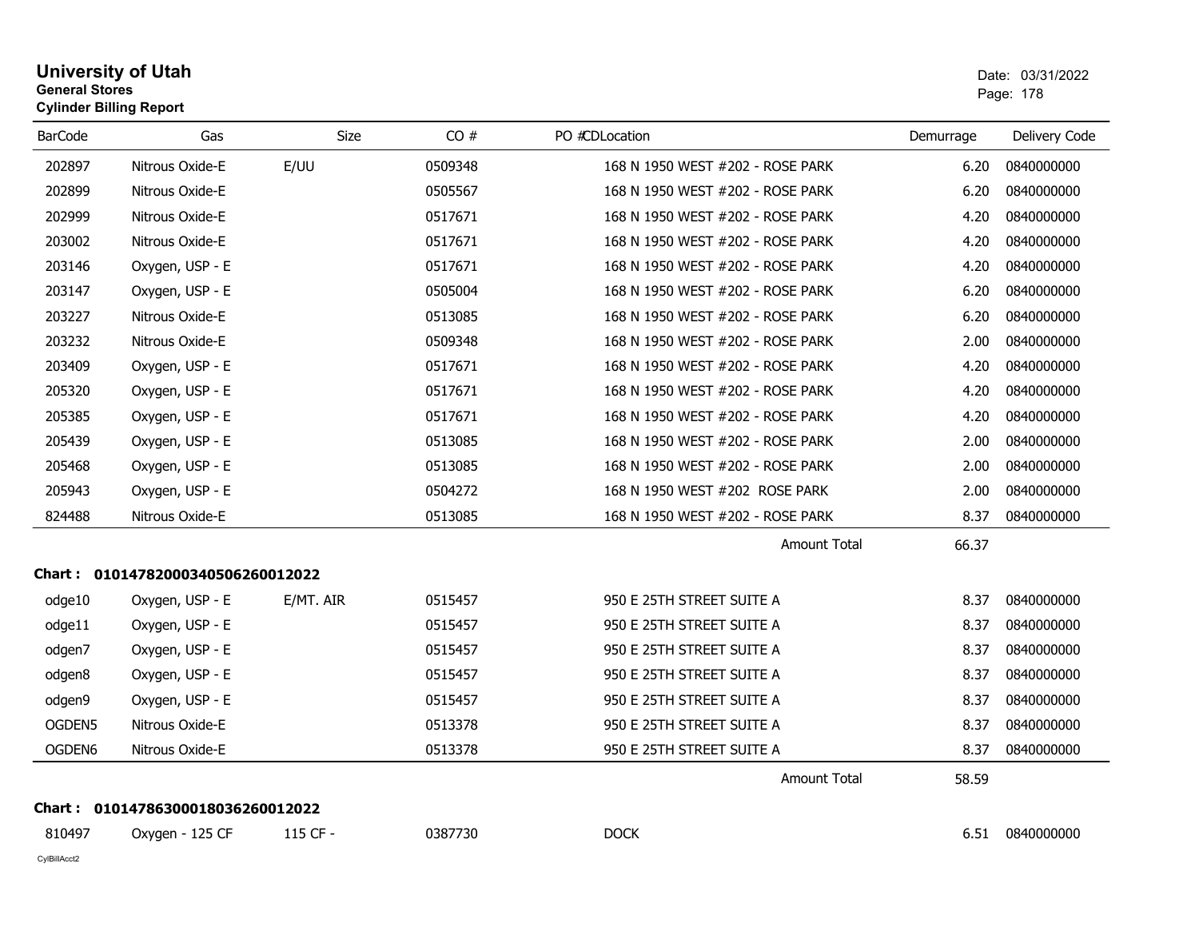# University of Utah

**General Stores**

**Cylinder Billing Report**

Date: 03/31/2022

| BarCode | Gas | Size | CO # | PO # | CD | Location | Demurrage | Delivery Code |
|---|---|---|---|---|---|---|---|---|
| 202897 | Nitrous Oxide-E | E/UU | 0509348 | | | 168 N 1950 WEST #202 - ROSE PARK | 6.20 | 0840000000 |
| 202899 | Nitrous Oxide-E | | 0505567 | | | 168 N 1950 WEST #202 - ROSE PARK | 6.20 | 0840000000 |
| 202999 | Nitrous Oxide-E | | 0517671 | | | 168 N 1950 WEST #202 - ROSE PARK | 4.20 | 0840000000 |
| 203002 | Nitrous Oxide-E | | 0517671 | | | 168 N 1950 WEST #202 - ROSE PARK | 4.20 | 0840000000 |
| 203146 | Oxygen, USP - E | | 0517671 | | | 168 N 1950 WEST #202 - ROSE PARK | 4.20 | 0840000000 |
| 203147 | Oxygen, USP - E | | 0505004 | | | 168 N 1950 WEST #202 - ROSE PARK | 6.20 | 0840000000 |
| 203227 | Nitrous Oxide-E | | 0513085 | | | 168 N 1950 WEST #202 - ROSE PARK | 6.20 | 0840000000 |
| 203232 | Nitrous Oxide-E | | 0509348 | | | 168 N 1950 WEST #202 - ROSE PARK | 2.00 | 0840000000 |
| 203409 | Oxygen, USP - E | | 0517671 | | | 168 N 1950 WEST #202 - ROSE PARK | 4.20 | 0840000000 |
| 205320 | Oxygen, USP - E | | 0517671 | | | 168 N 1950 WEST #202 - ROSE PARK | 4.20 | 0840000000 |
| 205385 | Oxygen, USP - E | | 0517671 | | | 168 N 1950 WEST #202 - ROSE PARK | 4.20 | 0840000000 |
| 205439 | Oxygen, USP - E | | 0513085 | | | 168 N 1950 WEST #202 - ROSE PARK | 2.00 | 0840000000 |
| 205468 | Oxygen, USP - E | | 0513085 | | | 168 N 1950 WEST #202 - ROSE PARK | 2.00 | 0840000000 |
| 205943 | Oxygen, USP - E | | 0504272 | | | 168 N 1950 WEST #202 ROSE PARK | 2.00 | 0840000000 |
| 824488 | Nitrous Oxide-E | | 0513085 | | | 168 N 1950 WEST #202 - ROSE PARK | 8.37 | 0840000000 |
| | | | | | | Amount Total | 66.37 | |

**Chart : 01014782000340506260012022**

| BarCode | Gas | Size | CO # | PO # | CD | Location | Demurrage | Delivery Code |
|---|---|---|---|---|---|---|---|---|
| odge10 | Oxygen, USP - E | E/MT. AIR | 0515457 | | | 950 E 25TH STREET SUITE A | 8.37 | 0840000000 |
| odge11 | Oxygen, USP - E | | 0515457 | | | 950 E 25TH STREET SUITE A | 8.37 | 0840000000 |
| odgen7 | Oxygen, USP - E | | 0515457 | | | 950 E 25TH STREET SUITE A | 8.37 | 0840000000 |
| odgen8 | Oxygen, USP - E | | 0515457 | | | 950 E 25TH STREET SUITE A | 8.37 | 0840000000 |
| odgen9 | Oxygen, USP - E | | 0515457 | | | 950 E 25TH STREET SUITE A | 8.37 | 0840000000 |
| OGDEN5 | Nitrous Oxide-E | | 0513378 | | | 950 E 25TH STREET SUITE A | 8.37 | 0840000000 |
| OGDEN6 | Nitrous Oxide-E | | 0513378 | | | 950 E 25TH STREET SUITE A | 8.37 | 0840000000 |
| | | | | | | Amount Total | 58.59 | |

**Chart : 01014786300018036260012022**

| BarCode | Gas | Size | CO # | PO # | CD | Location | Demurrage | Delivery Code |
|---|---|---|---|---|---|---|---|---|
| 810497 | Oxygen - 125 CF | 115 CF - | 0387730 | | | DOCK | 6.51 | 0840000000 |

CylBillAcct2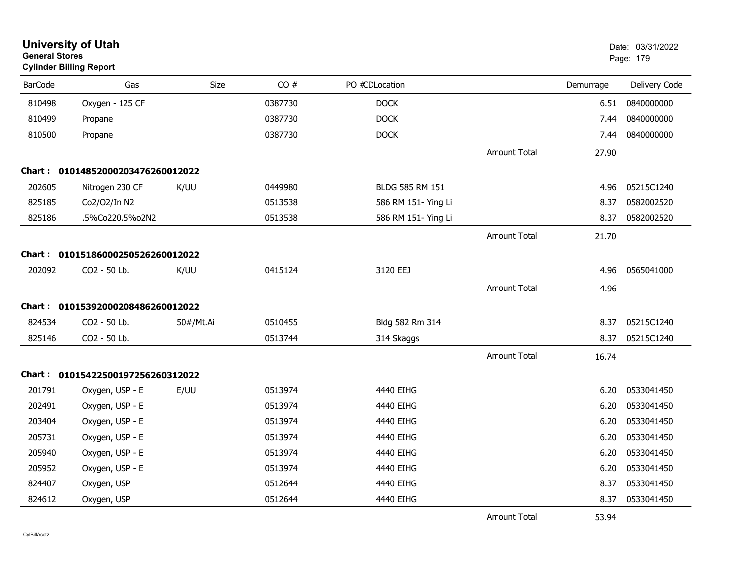# University of Utah
**General Stores**
**Cylinder Billing Report**

Date: 03/31/2022

| BarCode | Gas | Size | CO # | PO # | CDLocation | | Demurrage | Delivery Code |
|---|---|---|---|---|---|---|---|---|
| 810498 | Oxygen - 125 CF | | 0387730 | | DOCK | | 6.51 | 0840000000 |
| 810499 | Propane | | 0387730 | | DOCK | | 7.44 | 0840000000 |
| 810500 | Propane | | 0387730 | | DOCK | | 7.44 | 0840000000 |
| | | | | | | Amount Total | 27.90 | |
| **Chart :** | **0101485200020347626001 2022** | | | | | | | |
| 202605 | Nitrogen 230 CF | K/UU | 0449980 | | BLDG 585 RM 151 | | 4.96 | 05215C1240 |
| 825185 | Co2/O2/In N2 | | 0513538 | | 586 RM 151- Ying Li | | 8.37 | 0582002520 |
| 825186 | .5%Co220.5%o2N2 | | 0513538 | | 586 RM 151- Ying Li | | 8.37 | 0582002520 |
| | | | | | | Amount Total | 21.70 | |
| **Chart :** | **01015186000250526260012022** | | | | | | | |
| 202092 | CO2 - 50 Lb. | K/UU | 0415124 | | 3120 EEJ | | 4.96 | 0565041000 |
| | | | | | | Amount Total | 4.96 | |
| **Chart :** | **01015392000208486260012022** | | | | | | | |
| 824534 | CO2 - 50 Lb. | 50#/Mt.Ai | 0510455 | | Bldg 582 Rm 314 | | 8.37 | 05215C1240 |
| 825146 | CO2 - 50 Lb. | | 0513744 | | 314 Skaggs | | 8.37 | 05215C1240 |
| | | | | | | Amount Total | 16.74 | |
| **Chart :** | **01015422500197256260312022** | | | | | | | |
| 201791 | Oxygen, USP - E | E/UU | 0513974 | | 4440 EIHG | | 6.20 | 0533041450 |
| 202491 | Oxygen, USP - E | | 0513974 | | 4440 EIHG | | 6.20 | 0533041450 |
| 203404 | Oxygen, USP - E | | 0513974 | | 4440 EIHG | | 6.20 | 0533041450 |
| 205731 | Oxygen, USP - E | | 0513974 | | 4440 EIHG | | 6.20 | 0533041450 |
| 205940 | Oxygen, USP - E | | 0513974 | | 4440 EIHG | | 6.20 | 0533041450 |
| 205952 | Oxygen, USP - E | | 0513974 | | 4440 EIHG | | 6.20 | 0533041450 |
| 824407 | Oxygen, USP | | 0512644 | | 4440 EIHG | | 8.37 | 0533041450 |
| 824612 | Oxygen, USP | | 0512644 | | 4440 EIHG | | 8.37 | 0533041450 |
| | | | | | | Amount Total | 53.94 | |

CylBillAcct2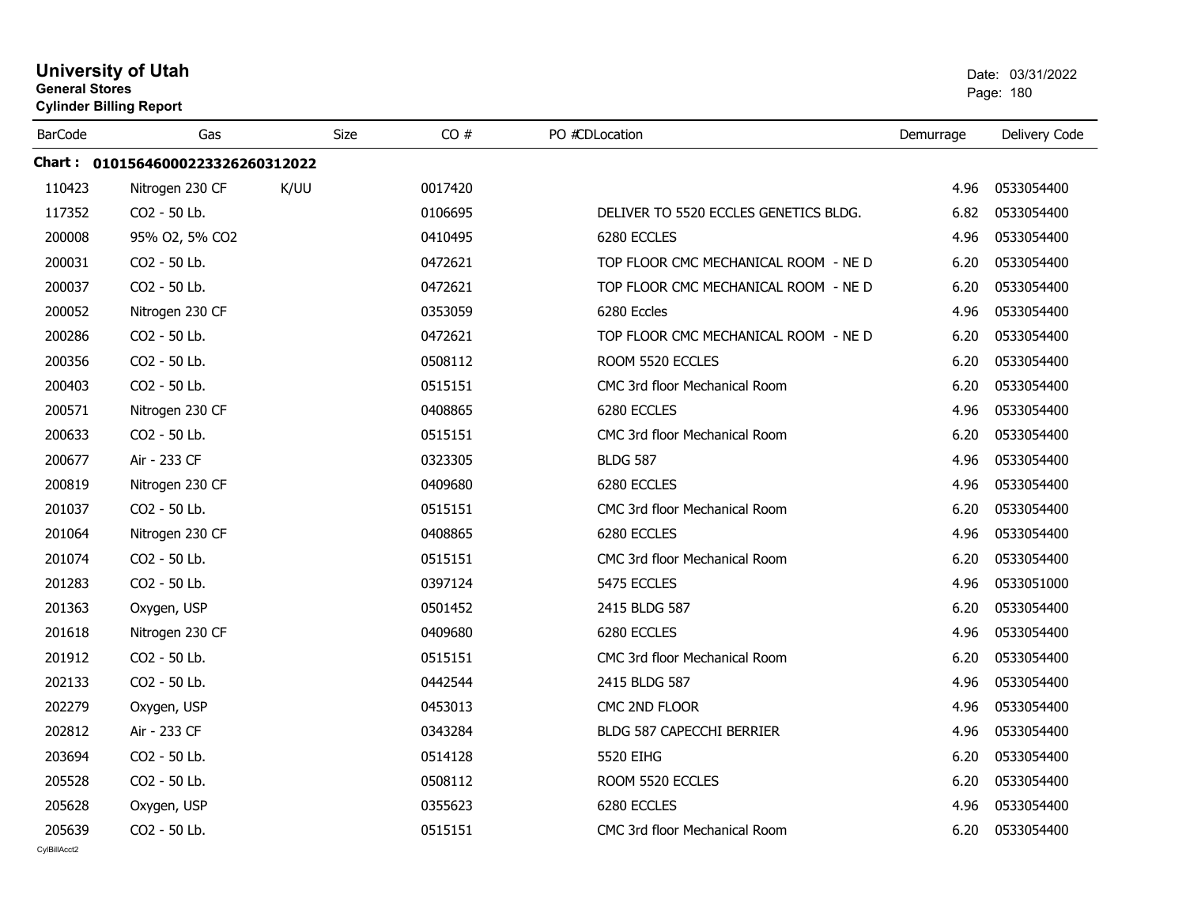# University of Utah
**General Stores**
**Cylinder Billing Report**

Date: 03/31/2022

| BarCode | Gas | Size | CO # | PO #CDLocation | Demurrage | Delivery Code |
|---|---|---|---|---|---|---|
| **Chart : 0101564600022332626031202​2** | | | | | | |
| 110423 | Nitrogen 230 CF | K/UU | 0017420 | | 4.96 | 0533054400 |
| 117352 | CO2 - 50 Lb. | | 0106695 | DELIVER TO 5520 ECCLES GENETICS BLDG. | 6.82 | 0533054400 |
| 200008 | 95% O2, 5% CO2 | | 0410495 | 6280 ECCLES | 4.96 | 0533054400 |
| 200031 | CO2 - 50 Lb. | | 0472621 | TOP FLOOR CMC MECHANICAL ROOM - NE D | 6.20 | 0533054400 |
| 200037 | CO2 - 50 Lb. | | 0472621 | TOP FLOOR CMC MECHANICAL ROOM - NE D | 6.20 | 0533054400 |
| 200052 | Nitrogen 230 CF | | 0353059 | 6280 Eccles | 4.96 | 0533054400 |
| 200286 | CO2 - 50 Lb. | | 0472621 | TOP FLOOR CMC MECHANICAL ROOM - NE D | 6.20 | 0533054400 |
| 200356 | CO2 - 50 Lb. | | 0508112 | ROOM 5520 ECCLES | 6.20 | 0533054400 |
| 200403 | CO2 - 50 Lb. | | 0515151 | CMC 3rd floor Mechanical Room | 6.20 | 0533054400 |
| 200571 | Nitrogen 230 CF | | 0408865 | 6280 ECCLES | 4.96 | 0533054400 |
| 200633 | CO2 - 50 Lb. | | 0515151 | CMC 3rd floor Mechanical Room | 6.20 | 0533054400 |
| 200677 | Air - 233 CF | | 0323305 | BLDG 587 | 4.96 | 0533054400 |
| 200819 | Nitrogen 230 CF | | 0409680 | 6280 ECCLES | 4.96 | 0533054400 |
| 201037 | CO2 - 50 Lb. | | 0515151 | CMC 3rd floor Mechanical Room | 6.20 | 0533054400 |
| 201064 | Nitrogen 230 CF | | 0408865 | 6280 ECCLES | 4.96 | 0533054400 |
| 201074 | CO2 - 50 Lb. | | 0515151 | CMC 3rd floor Mechanical Room | 6.20 | 0533054400 |
| 201283 | CO2 - 50 Lb. | | 0397124 | 5475 ECCLES | 4.96 | 0533051000 |
| 201363 | Oxygen, USP | | 0501452 | 2415 BLDG 587 | 6.20 | 0533054400 |
| 201618 | Nitrogen 230 CF | | 0409680 | 6280 ECCLES | 4.96 | 0533054400 |
| 201912 | CO2 - 50 Lb. | | 0515151 | CMC 3rd floor Mechanical Room | 6.20 | 0533054400 |
| 202133 | CO2 - 50 Lb. | | 0442544 | 2415 BLDG 587 | 4.96 | 0533054400 |
| 202279 | Oxygen, USP | | 0453013 | CMC 2ND FLOOR | 4.96 | 0533054400 |
| 202812 | Air - 233 CF | | 0343284 | BLDG 587 CAPECCHI BERRIER | 4.96 | 0533054400 |
| 203694 | CO2 - 50 Lb. | | 0514128 | 5520 EIHG | 6.20 | 0533054400 |
| 205528 | CO2 - 50 Lb. | | 0508112 | ROOM 5520 ECCLES | 6.20 | 0533054400 |
| 205628 | Oxygen, USP | | 0355623 | 6280 ECCLES | 4.96 | 0533054400 |
| 205639 | CO2 - 50 Lb. | | 0515151 | CMC 3rd floor Mechanical Room | 6.20 | 0533054400 |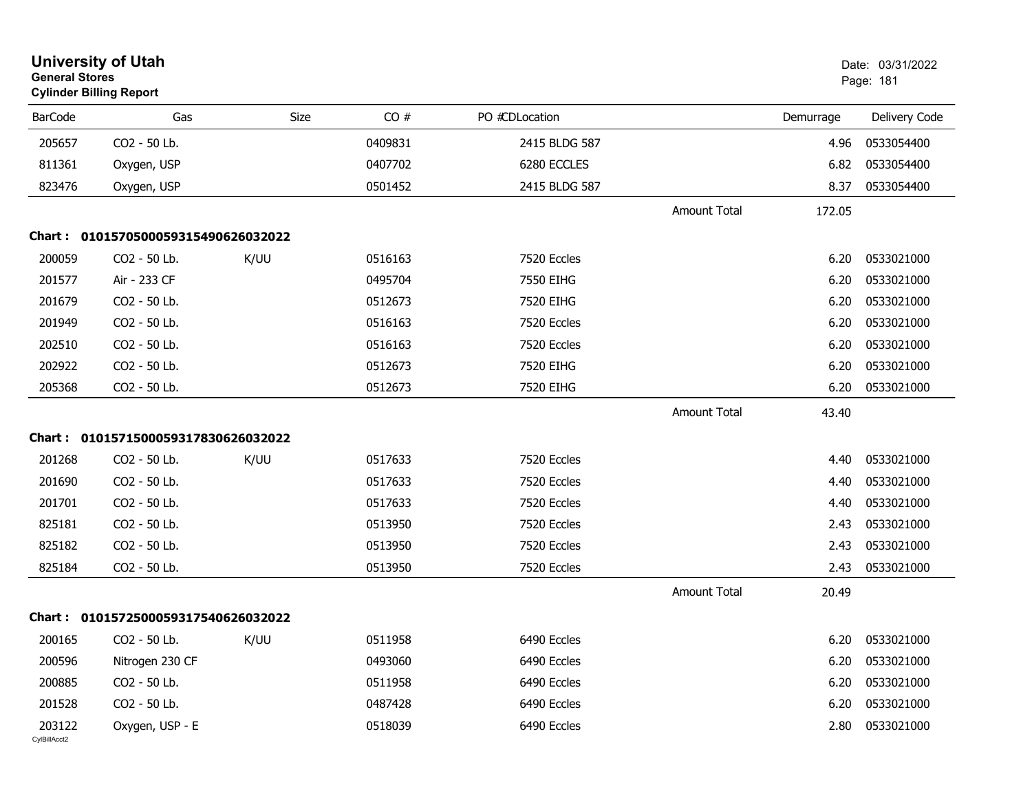# University of Utah

**General Stores**

**Cylinder Billing Report**

Date: 03/31/2022

| BarCode | Gas | Size | CO # | PO #CDLocation | | Demurrage | Delivery Code |
|---|---|---|---|---|---|---|---|
| 205657 | CO2 - 50 Lb. | | 0409831 | 2415 BLDG 587 | | 4.96 | 0533054400 |
| 811361 | Oxygen, USP | | 0407702 | 6280 ECCLES | | 6.82 | 0533054400 |
| 823476 | Oxygen, USP | | 0501452 | 2415 BLDG 587 | | 8.37 | 0533054400 |
| | | | | | Amount Total | 172.05 | |

**Chart : 01015705000593154906260320 22**

| BarCode | Gas | Size | CO # | PO #CDLocation | | Demurrage | Delivery Code |
|---|---|---|---|---|---|---|---|
| 200059 | CO2 - 50 Lb. | K/UU | 0516163 | 7520 Eccles | | 6.20 | 0533021000 |
| 201577 | Air - 233 CF | | 0495704 | 7550 EIHG | | 6.20 | 0533021000 |
| 201679 | CO2 - 50 Lb. | | 0512673 | 7520 EIHG | | 6.20 | 0533021000 |
| 201949 | CO2 - 50 Lb. | | 0516163 | 7520 Eccles | | 6.20 | 0533021000 |
| 202510 | CO2 - 50 Lb. | | 0516163 | 7520 Eccles | | 6.20 | 0533021000 |
| 202922 | CO2 - 50 Lb. | | 0512673 | 7520 EIHG | | 6.20 | 0533021000 |
| 205368 | CO2 - 50 Lb. | | 0512673 | 7520 EIHG | | 6.20 | 0533021000 |
| | | | | | Amount Total | 43.40 | |

**Chart : 0101571500059317830626032022**

| BarCode | Gas | Size | CO # | PO #CDLocation | | Demurrage | Delivery Code |
|---|---|---|---|---|---|---|---|
| 201268 | CO2 - 50 Lb. | K/UU | 0517633 | 7520 Eccles | | 4.40 | 0533021000 |
| 201690 | CO2 - 50 Lb. | | 0517633 | 7520 Eccles | | 4.40 | 0533021000 |
| 201701 | CO2 - 50 Lb. | | 0517633 | 7520 Eccles | | 4.40 | 0533021000 |
| 825181 | CO2 - 50 Lb. | | 0513950 | 7520 Eccles | | 2.43 | 0533021000 |
| 825182 | CO2 - 50 Lb. | | 0513950 | 7520 Eccles | | 2.43 | 0533021000 |
| 825184 | CO2 - 50 Lb. | | 0513950 | 7520 Eccles | | 2.43 | 0533021000 |
| | | | | | Amount Total | 20.49 | |

**Chart : 0101572500059317540626032022**

| BarCode | Gas | Size | CO # | PO #CDLocation | | Demurrage | Delivery Code |
|---|---|---|---|---|---|---|---|
| 200165 | CO2 - 50 Lb. | K/UU | 0511958 | 6490 Eccles | | 6.20 | 0533021000 |
| 200596 | Nitrogen 230 CF | | 0493060 | 6490 Eccles | | 6.20 | 0533021000 |
| 200885 | CO2 - 50 Lb. | | 0511958 | 6490 Eccles | | 6.20 | 0533021000 |
| 201528 | CO2 - 50 Lb. | | 0487428 | 6490 Eccles | | 6.20 | 0533021000 |
| 203122 | Oxygen, USP - E | | 0518039 | 6490 Eccles | | 2.80 | 0533021000 |

CylBillAcct2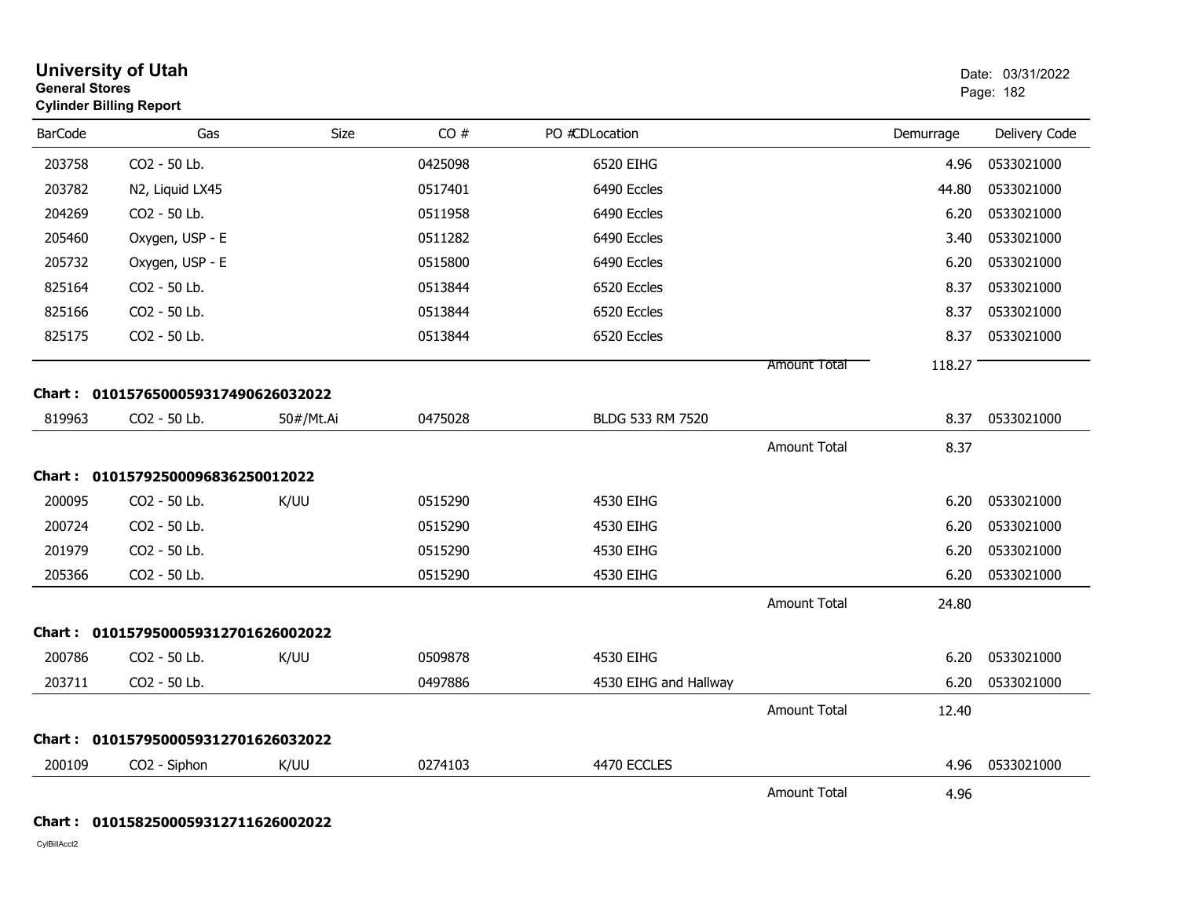# University of Utah
**General Stores**
**Cylinder Billing Report**

Date: 03/31/2022

| BarCode | Gas | Size | CO # | PO # | CDLocation | | Demurrage | Delivery Code |
|---|---|---|---|---|---|---|---|---|
| 203758 | CO2 - 50 Lb. | | 0425098 | | 6520 EIHG | | 4.96 | 0533021000 |
| 203782 | N2, Liquid LX45 | | 0517401 | | 6490 Eccles | | 44.80 | 0533021000 |
| 204269 | CO2 - 50 Lb. | | 0511958 | | 6490 Eccles | | 6.20 | 0533021000 |
| 205460 | Oxygen, USP - E | | 0511282 | | 6490 Eccles | | 3.40 | 0533021000 |
| 205732 | Oxygen, USP - E | | 0515800 | | 6490 Eccles | | 6.20 | 0533021000 |
| 825164 | CO2 - 50 Lb. | | 0513844 | | 6520 Eccles | | 8.37 | 0533021000 |
| 825166 | CO2 - 50 Lb. | | 0513844 | | 6520 Eccles | | 8.37 | 0533021000 |
| 825175 | CO2 - 50 Lb. | | 0513844 | | 6520 Eccles | | 8.37 | 0533021000 |
| | | | | | | Amount Total | 118.27 | |

**Chart : 01015765000593174906260320 22**

| BarCode | Gas | Size | CO # | PO # | CDLocation | | Demurrage | Delivery Code |
|---|---|---|---|---|---|---|---|---|
| 819963 | CO2 - 50 Lb. | 50#/Mt.Ai | 0475028 | | BLDG 533 RM 7520 | | 8.37 | 0533021000 |
| | | | | | | Amount Total | 8.37 | |

**Chart : 0101579250009683625001 2022**

| BarCode | Gas | Size | CO # | PO # | CDLocation | | Demurrage | Delivery Code |
|---|---|---|---|---|---|---|---|---|
| 200095 | CO2 - 50 Lb. | K/UU | 0515290 | | 4530 EIHG | | 6.20 | 0533021000 |
| 200724 | CO2 - 50 Lb. | | 0515290 | | 4530 EIHG | | 6.20 | 0533021000 |
| 201979 | CO2 - 50 Lb. | | 0515290 | | 4530 EIHG | | 6.20 | 0533021000 |
| 205366 | CO2 - 50 Lb. | | 0515290 | | 4530 EIHG | | 6.20 | 0533021000 |
| | | | | | | Amount Total | 24.80 | |

**Chart : 01015795000593127016260020 22**

| BarCode | Gas | Size | CO # | PO # | CDLocation | | Demurrage | Delivery Code |
|---|---|---|---|---|---|---|---|---|
| 200786 | CO2 - 50 Lb. | K/UU | 0509878 | | 4530 EIHG | | 6.20 | 0533021000 |
| 203711 | CO2 - 50 Lb. | | 0497886 | | 4530 EIHG and Hallway | | 6.20 | 0533021000 |
| | | | | | | Amount Total | 12.40 | |

**Chart : 01015795000593127016260320 22**

| BarCode | Gas | Size | CO # | PO # | CDLocation | | Demurrage | Delivery Code |
|---|---|---|---|---|---|---|---|---|
| 200109 | CO2 - Siphon | K/UU | 0274103 | | 4470 ECCLES | | 4.96 | 0533021000 |
| | | | | | | Amount Total | 4.96 | |

**Chart : 01015825000593127116260020 22**

CylBillAcct2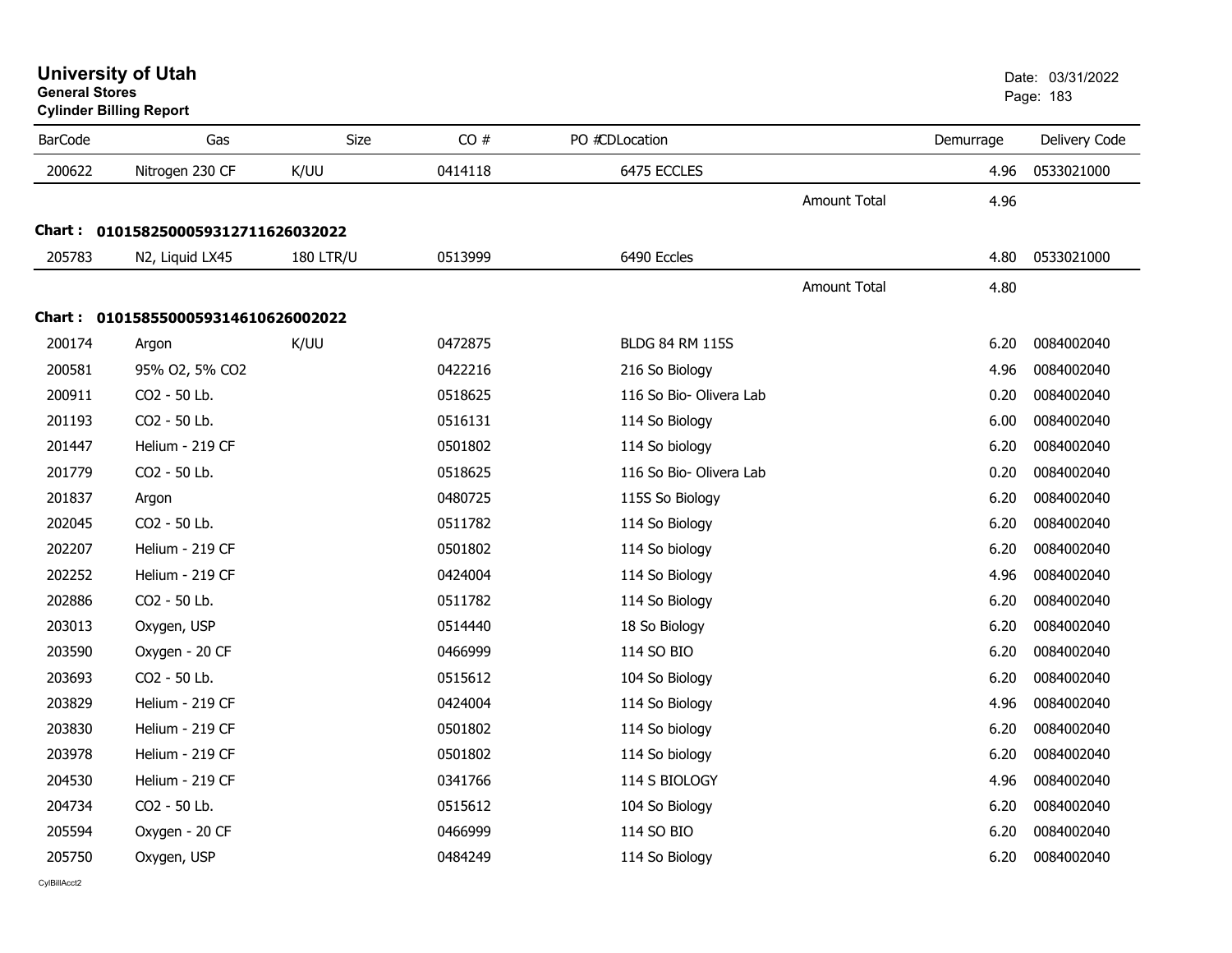# University of Utah
**General Stores**
**Cylinder Billing Report**

Date: 03/31/2022

| BarCode | Gas | Size | CO # | PO #CDLocation | | Demurrage | Delivery Code |
|---|---|---|---|---|---|---|---|
| 200622 | Nitrogen 230 CF | K/UU | 0414118 | 6475 ECCLES | | 4.96 | 0533021000 |
| | | | | | Amount Total | 4.96 | |

**Chart : 01015825000593127116260320​22**

| BarCode | Gas | Size | CO # | PO #CDLocation | | Demurrage | Delivery Code |
|---|---|---|---|---|---|---|---|
| 205783 | N2, Liquid LX45 | 180 LTR/U | 0513999 | 6490 Eccles | | 4.80 | 0533021000 |
| | | | | | Amount Total | 4.80 | |

**Chart : 01015855000593146106260020​22**

| BarCode | Gas | Size | CO # | PO #CDLocation | | Demurrage | Delivery Code |
|---|---|---|---|---|---|---|---|
| 200174 | Argon | K/UU | 0472875 | BLDG 84 RM 115S | | 6.20 | 0084002040 |
| 200581 | 95% O2, 5% CO2 | | 0422216 | 216 So Biology | | 4.96 | 0084002040 |
| 200911 | CO2 - 50 Lb. | | 0518625 | 116 So Bio- Olivera Lab | | 0.20 | 0084002040 |
| 201193 | CO2 - 50 Lb. | | 0516131 | 114 So Biology | | 6.00 | 0084002040 |
| 201447 | Helium - 219 CF | | 0501802 | 114 So biology | | 6.20 | 0084002040 |
| 201779 | CO2 - 50 Lb. | | 0518625 | 116 So Bio- Olivera Lab | | 0.20 | 0084002040 |
| 201837 | Argon | | 0480725 | 115S So Biology | | 6.20 | 0084002040 |
| 202045 | CO2 - 50 Lb. | | 0511782 | 114 So Biology | | 6.20 | 0084002040 |
| 202207 | Helium - 219 CF | | 0501802 | 114 So biology | | 6.20 | 0084002040 |
| 202252 | Helium - 219 CF | | 0424004 | 114 So Biology | | 4.96 | 0084002040 |
| 202886 | CO2 - 50 Lb. | | 0511782 | 114 So Biology | | 6.20 | 0084002040 |
| 203013 | Oxygen, USP | | 0514440 | 18 So Biology | | 6.20 | 0084002040 |
| 203590 | Oxygen - 20 CF | | 0466999 | 114 SO BIO | | 6.20 | 0084002040 |
| 203693 | CO2 - 50 Lb. | | 0515612 | 104 So Biology | | 6.20 | 0084002040 |
| 203829 | Helium - 219 CF | | 0424004 | 114 So Biology | | 4.96 | 0084002040 |
| 203830 | Helium - 219 CF | | 0501802 | 114 So biology | | 6.20 | 0084002040 |
| 203978 | Helium - 219 CF | | 0501802 | 114 So biology | | 6.20 | 0084002040 |
| 204530 | Helium - 219 CF | | 0341766 | 114 S BIOLOGY | | 4.96 | 0084002040 |
| 204734 | CO2 - 50 Lb. | | 0515612 | 104 So Biology | | 6.20 | 0084002040 |
| 205594 | Oxygen - 20 CF | | 0466999 | 114 SO BIO | | 6.20 | 0084002040 |
| 205750 | Oxygen, USP | | 0484249 | 114 So Biology | | 6.20 | 0084002040 |

CylBillAcct2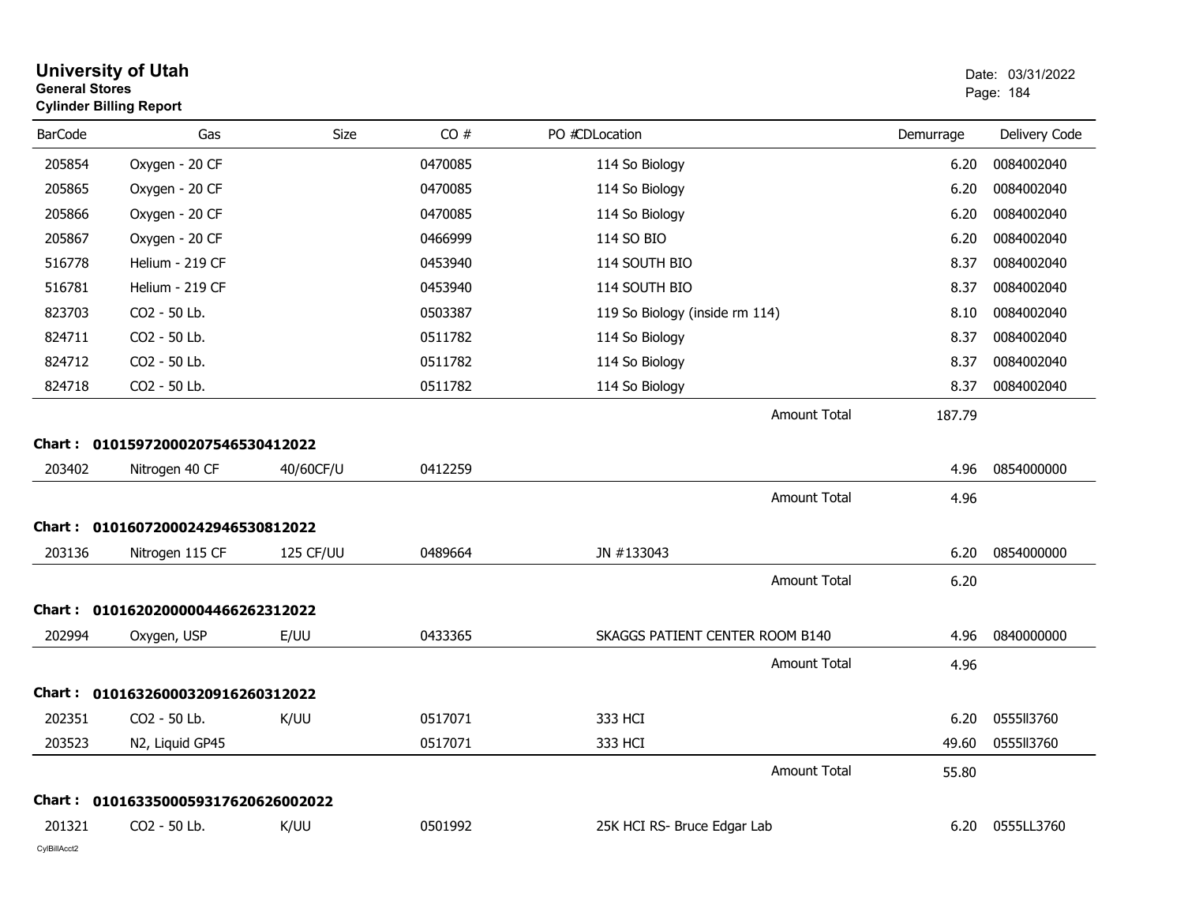# University of Utah
**General Stores**
**Cylinder Billing Report**

Date: 03/31/2022

| BarCode | Gas | Size | CO # | PO #CDLocation | Demurrage | Delivery Code |
|---|---|---|---|---|---|---|
| 205854 | Oxygen - 20 CF | | 0470085 | 114 So Biology | 6.20 | 0084002040 |
| 205865 | Oxygen - 20 CF | | 0470085 | 114 So Biology | 6.20 | 0084002040 |
| 205866 | Oxygen - 20 CF | | 0470085 | 114 So Biology | 6.20 | 0084002040 |
| 205867 | Oxygen - 20 CF | | 0466999 | 114 SO BIO | 6.20 | 0084002040 |
| 516778 | Helium - 219 CF | | 0453940 | 114 SOUTH BIO | 8.37 | 0084002040 |
| 516781 | Helium - 219 CF | | 0453940 | 114 SOUTH BIO | 8.37 | 0084002040 |
| 823703 | CO2 - 50 Lb. | | 0503387 | 119 So Biology (inside rm 114) | 8.10 | 0084002040 |
| 824711 | CO2 - 50 Lb. | | 0511782 | 114 So Biology | 8.37 | 0084002040 |
| 824712 | CO2 - 50 Lb. | | 0511782 | 114 So Biology | 8.37 | 0084002040 |
| 824718 | CO2 - 50 Lb. | | 0511782 | 114 So Biology | 8.37 | 0084002040 |
| | | | | Amount Total | 187.79 | |

**Chart : 01015972000207546530412022**

| BarCode | Gas | Size | CO # | PO #CDLocation | Demurrage | Delivery Code |
|---|---|---|---|---|---|---|
| 203402 | Nitrogen 40 CF | 40/60CF/U | 0412259 | | 4.96 | 0854000000 |
| | | | | Amount Total | 4.96 | |

**Chart : 01016072000242946530812022**

| BarCode | Gas | Size | CO # | PO #CDLocation | Demurrage | Delivery Code |
|---|---|---|---|---|---|---|
| 203136 | Nitrogen 115 CF | 125 CF/UU | 0489664 | JN #133043 | 6.20 | 0854000000 |
| | | | | Amount Total | 6.20 | |

**Chart : 01016202000004466262312022**

| BarCode | Gas | Size | CO # | PO #CDLocation | Demurrage | Delivery Code |
|---|---|---|---|---|---|---|
| 202994 | Oxygen, USP | E/UU | 0433365 | SKAGGS PATIENT CENTER ROOM B140 | 4.96 | 0840000000 |
| | | | | Amount Total | 4.96 | |

**Chart : 01016326000320916260312022**

| BarCode | Gas | Size | CO # | PO #CDLocation | Demurrage | Delivery Code |
|---|---|---|---|---|---|---|
| 202351 | CO2 - 50 Lb. | K/UU | 0517071 | 333 HCI | 6.20 | 0555ll3760 |
| 203523 | N2, Liquid GP45 | | 0517071 | 333 HCI | 49.60 | 0555ll3760 |
| | | | | Amount Total | 55.80 | |

**Chart : 01016335000593176206260022**

| BarCode | Gas | Size | CO # | PO #CDLocation | Demurrage | Delivery Code |
|---|---|---|---|---|---|---|
| 201321 | CO2 - 50 Lb. | K/UU | 0501992 | 25K HCI RS- Bruce Edgar Lab | 6.20 | 0555LL3760 |

CylBillAcct2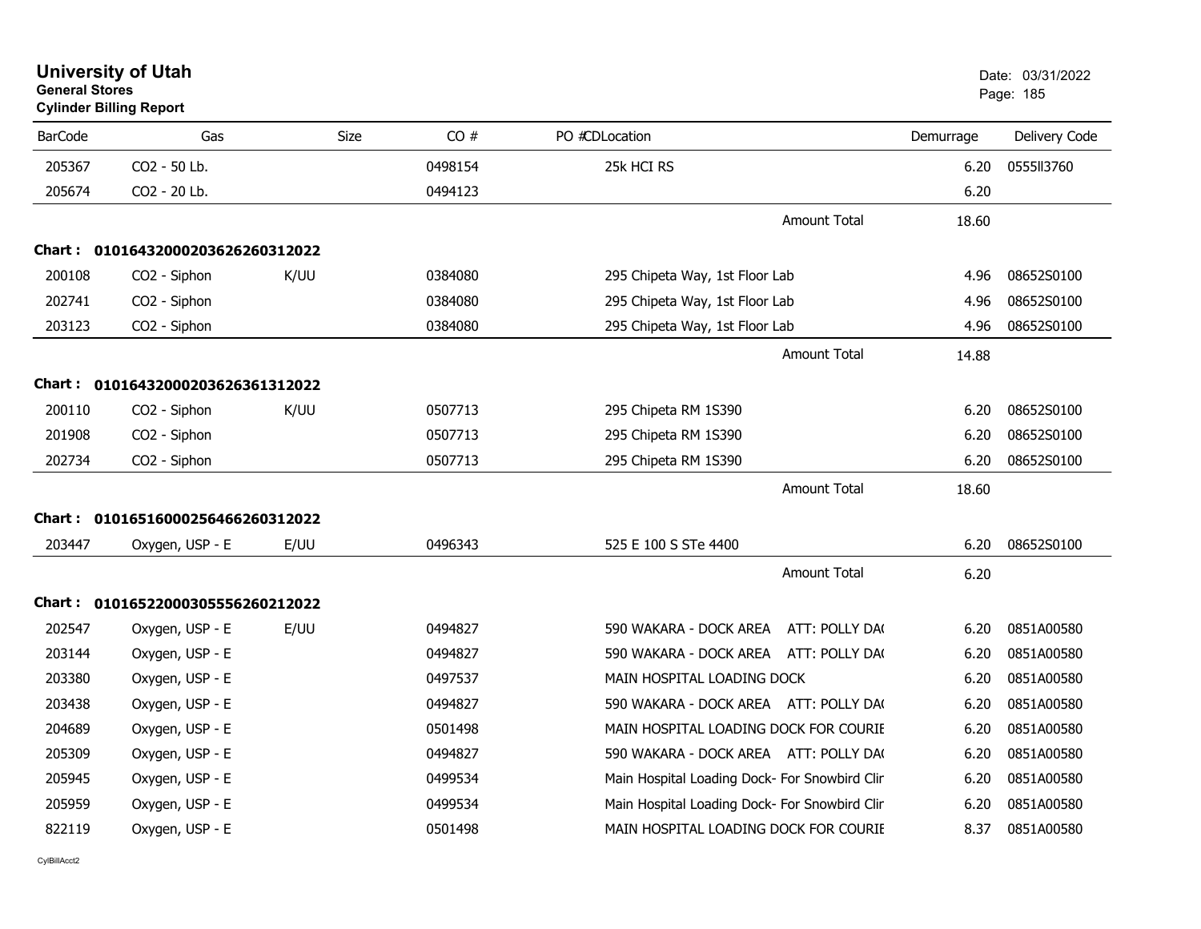# University of Utah
**General Stores**
**Cylinder Billing Report**

Date: 03/31/2022

| BarCode | Gas | Size | CO # | PO #CDLocation | Demurrage | Delivery Code |
|---|---|---|---|---|---|---|
| 205367 | CO2 - 50 Lb. | | 0498154 | 25k HCI RS | 6.20 | 0555ll3760 |
| 205674 | CO2 - 20 Lb. | | 0494123 | | 6.20 | |
| | | | | Amount Total | 18.60 | |
| **Chart : 01016432000203626260312022** | | | | | | |
| 200108 | CO2 - Siphon | K/UU | 0384080 | 295 Chipeta Way, 1st Floor Lab | 4.96 | 08652S0100 |
| 202741 | CO2 - Siphon | | 0384080 | 295 Chipeta Way, 1st Floor Lab | 4.96 | 08652S0100 |
| 203123 | CO2 - Siphon | | 0384080 | 295 Chipeta Way, 1st Floor Lab | 4.96 | 08652S0100 |
| | | | | Amount Total | 14.88 | |
| **Chart : 01016432000203626361312022** | | | | | | |
| 200110 | CO2 - Siphon | K/UU | 0507713 | 295 Chipeta RM 1S390 | 6.20 | 08652S0100 |
| 201908 | CO2 - Siphon | | 0507713 | 295 Chipeta RM 1S390 | 6.20 | 08652S0100 |
| 202734 | CO2 - Siphon | | 0507713 | 295 Chipeta RM 1S390 | 6.20 | 08652S0100 |
| | | | | Amount Total | 18.60 | |
| **Chart : 01016516000256466260312022** | | | | | | |
| 203447 | Oxygen, USP - E | E/UU | 0496343 | 525 E 100 S STe 4400 | 6.20 | 08652S0100 |
| | | | | Amount Total | 6.20 | |
| **Chart : 01016522000305556260212022** | | | | | | |
| 202547 | Oxygen, USP - E | E/UU | 0494827 | 590 WAKARA - DOCK AREA ATT: POLLY DA( | 6.20 | 0851A00580 |
| 203144 | Oxygen, USP - E | | 0494827 | 590 WAKARA - DOCK AREA ATT: POLLY DA( | 6.20 | 0851A00580 |
| 203380 | Oxygen, USP - E | | 0497537 | MAIN HOSPITAL LOADING DOCK | 6.20 | 0851A00580 |
| 203438 | Oxygen, USP - E | | 0494827 | 590 WAKARA - DOCK AREA ATT: POLLY DA( | 6.20 | 0851A00580 |
| 204689 | Oxygen, USP - E | | 0501498 | MAIN HOSPITAL LOADING DOCK FOR COURIE | 6.20 | 0851A00580 |
| 205309 | Oxygen, USP - E | | 0494827 | 590 WAKARA - DOCK AREA ATT: POLLY DA( | 6.20 | 0851A00580 |
| 205945 | Oxygen, USP - E | | 0499534 | Main Hospital Loading Dock- For Snowbird Clir | 6.20 | 0851A00580 |
| 205959 | Oxygen, USP - E | | 0499534 | Main Hospital Loading Dock- For Snowbird Clir | 6.20 | 0851A00580 |
| 822119 | Oxygen, USP - E | | 0501498 | MAIN HOSPITAL LOADING DOCK FOR COURIE | 8.37 | 0851A00580 |

CylBillAcct2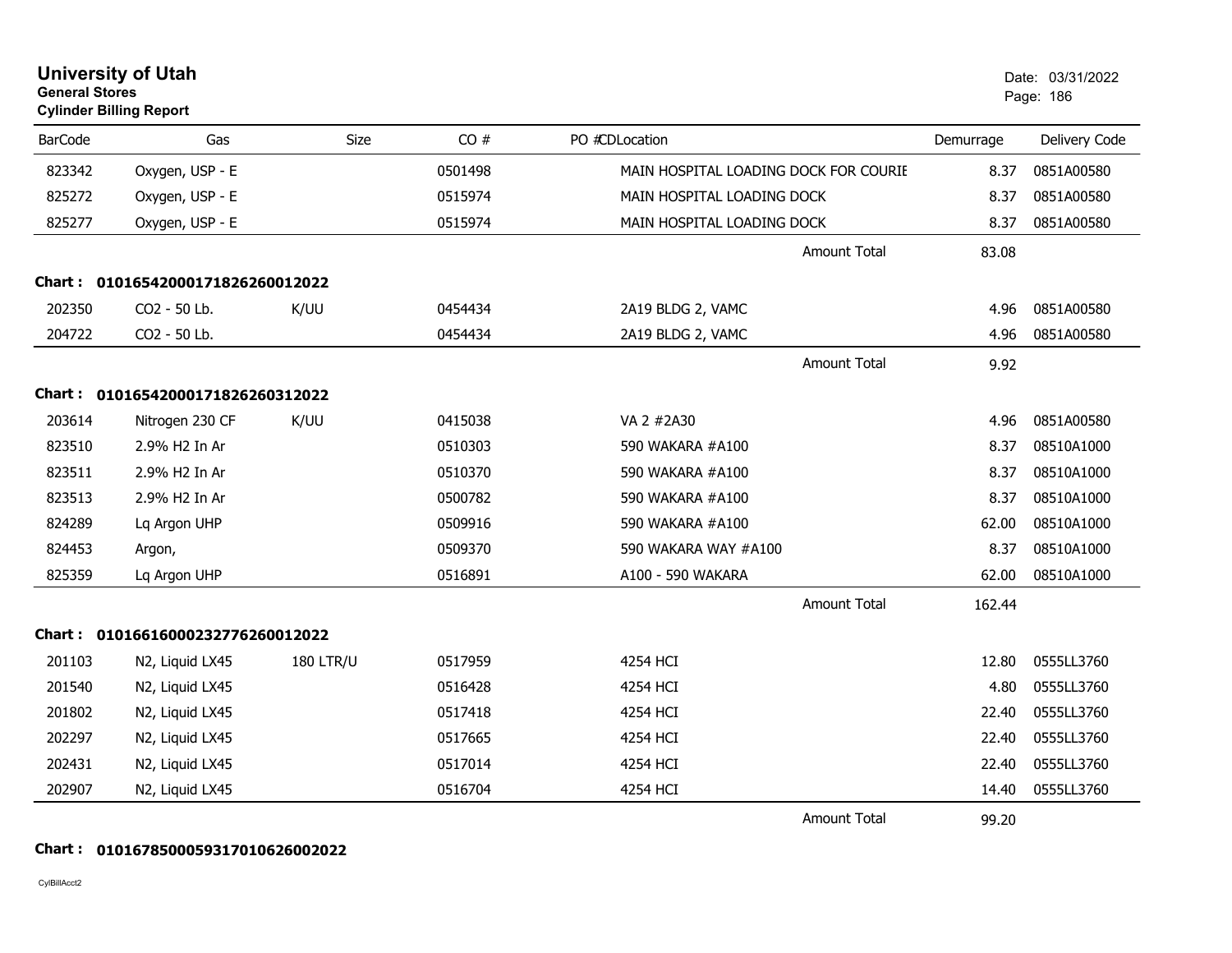# University of Utah

**General Stores**

**Cylinder Billing Report**

Date: 03/31/2022

| BarCode | Gas | Size | CO # | PO #CDLocation | Demurrage | Delivery Code |
|---|---|---|---|---|---|---|
| 823342 | Oxygen, USP - E | | 0501498 | MAIN HOSPITAL LOADING DOCK FOR COURIE | 8.37 | 0851A00580 |
| 825272 | Oxygen, USP - E | | 0515974 | MAIN HOSPITAL LOADING DOCK | 8.37 | 0851A00580 |
| 825277 | Oxygen, USP - E | | 0515974 | MAIN HOSPITAL LOADING DOCK | 8.37 | 0851A00580 |
| | | | | Amount Total | 83.08 | |

**Chart : 01016542000171826260012022**

| BarCode | Gas | Size | CO # | PO #CDLocation | Demurrage | Delivery Code |
|---|---|---|---|---|---|---|
| 202350 | CO2 - 50 Lb. | K/UU | 0454434 | 2A19 BLDG 2, VAMC | 4.96 | 0851A00580 |
| 204722 | CO2 - 50 Lb. | | 0454434 | 2A19 BLDG 2, VAMC | 4.96 | 0851A00580 |
| | | | | Amount Total | 9.92 | |

**Chart : 01016542000171826260312022**

| BarCode | Gas | Size | CO # | PO #CDLocation | Demurrage | Delivery Code |
|---|---|---|---|---|---|---|
| 203614 | Nitrogen 230 CF | K/UU | 0415038 | VA 2 #2A30 | 4.96 | 0851A00580 |
| 823510 | 2.9% H2 In Ar | | 0510303 | 590 WAKARA #A100 | 8.37 | 08510A1000 |
| 823511 | 2.9% H2 In Ar | | 0510370 | 590 WAKARA #A100 | 8.37 | 08510A1000 |
| 823513 | 2.9% H2 In Ar | | 0500782 | 590 WAKARA #A100 | 8.37 | 08510A1000 |
| 824289 | Lq Argon UHP | | 0509916 | 590 WAKARA #A100 | 62.00 | 08510A1000 |
| 824453 | Argon, | | 0509370 | 590 WAKARA WAY #A100 | 8.37 | 08510A1000 |
| 825359 | Lq Argon UHP | | 0516891 | A100 - 590 WAKARA | 62.00 | 08510A1000 |
| | | | | Amount Total | 162.44 | |

**Chart : 01016616000232776260012022**

| BarCode | Gas | Size | CO # | PO #CDLocation | Demurrage | Delivery Code |
|---|---|---|---|---|---|---|
| 201103 | N2, Liquid LX45 | 180 LTR/U | 0517959 | 4254 HCI | 12.80 | 0555LL3760 |
| 201540 | N2, Liquid LX45 | | 0516428 | 4254 HCI | 4.80 | 0555LL3760 |
| 201802 | N2, Liquid LX45 | | 0517418 | 4254 HCI | 22.40 | 0555LL3760 |
| 202297 | N2, Liquid LX45 | | 0517665 | 4254 HCI | 22.40 | 0555LL3760 |
| 202431 | N2, Liquid LX45 | | 0517014 | 4254 HCI | 22.40 | 0555LL3760 |
| 202907 | N2, Liquid LX45 | | 0516704 | 4254 HCI | 14.40 | 0555LL3760 |
| | | | | Amount Total | 99.20 | |

**Chart : 01016785000593170106260022022**

CylBillAcct2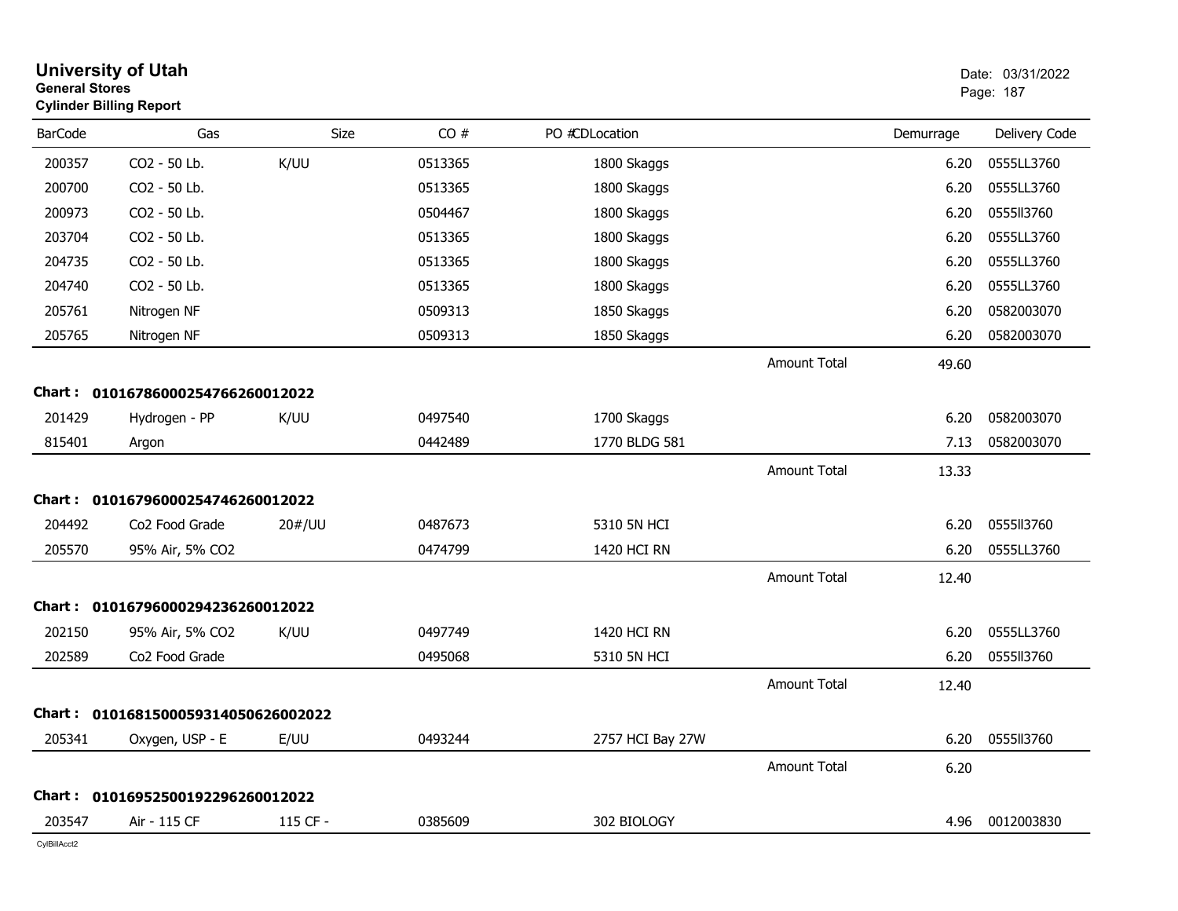# University of Utah
**General Stores**
**Cylinder Billing Report**

Date: 03/31/2022

| BarCode | Gas | Size | CO # | PO #CDLocation | | Demurrage | Delivery Code |
|---|---|---|---|---|---|---|---|
| 200357 | CO2 - 50 Lb. | K/UU | 0513365 | 1800 Skaggs | | 6.20 | 0555LL3760 |
| 200700 | CO2 - 50 Lb. | | 0513365 | 1800 Skaggs | | 6.20 | 0555LL3760 |
| 200973 | CO2 - 50 Lb. | | 0504467 | 1800 Skaggs | | 6.20 | 0555ll3760 |
| 203704 | CO2 - 50 Lb. | | 0513365 | 1800 Skaggs | | 6.20 | 0555LL3760 |
| 204735 | CO2 - 50 Lb. | | 0513365 | 1800 Skaggs | | 6.20 | 0555LL3760 |
| 204740 | CO2 - 50 Lb. | | 0513365 | 1800 Skaggs | | 6.20 | 0555LL3760 |
| 205761 | Nitrogen NF | | 0509313 | 1850 Skaggs | | 6.20 | 0582003070 |
| 205765 | Nitrogen NF | | 0509313 | 1850 Skaggs | | 6.20 | 0582003070 |
| | | | | | Amount Total | 49.60 | |

**Chart : 01016786000254766260012022**

| BarCode | Gas | Size | CO # | PO #CDLocation | | Demurrage | Delivery Code |
|---|---|---|---|---|---|---|---|
| 201429 | Hydrogen - PP | K/UU | 0497540 | 1700 Skaggs | | 6.20 | 0582003070 |
| 815401 | Argon | | 0442489 | 1770 BLDG 581 | | 7.13 | 0582003070 |
| | | | | | Amount Total | 13.33 | |

**Chart : 01016796000254746260012022**

| BarCode | Gas | Size | CO # | PO #CDLocation | | Demurrage | Delivery Code |
|---|---|---|---|---|---|---|---|
| 204492 | Co2 Food Grade | 20#/UU | 0487673 | 5310 5N HCI | | 6.20 | 0555ll3760 |
| 205570 | 95% Air, 5% CO2 | | 0474799 | 1420 HCI RN | | 6.20 | 0555LL3760 |
| | | | | | Amount Total | 12.40 | |

**Chart : 01016796000294236260012022**

| BarCode | Gas | Size | CO # | PO #CDLocation | | Demurrage | Delivery Code |
|---|---|---|---|---|---|---|---|
| 202150 | 95% Air, 5% CO2 | K/UU | 0497749 | 1420 HCI RN | | 6.20 | 0555LL3760 |
| 202589 | Co2 Food Grade | | 0495068 | 5310 5N HCI | | 6.20 | 0555ll3760 |
| | | | | | Amount Total | 12.40 | |

**Chart : 01016815000593140506260020​22**

| BarCode | Gas | Size | CO # | PO #CDLocation | | Demurrage | Delivery Code |
|---|---|---|---|---|---|---|---|
| 205341 | Oxygen, USP - E | E/UU | 0493244 | 2757 HCI Bay 27W | | 6.20 | 0555ll3760 |
| | | | | | Amount Total | 6.20 | |

**Chart : 01016952500192296260012022**

| BarCode | Gas | Size | CO # | PO #CDLocation | | Demurrage | Delivery Code |
|---|---|---|---|---|---|---|---|
| 203547 | Air - 115 CF | 115 CF - | 0385609 | 302 BIOLOGY | | 4.96 | 0012003830 |

CylBillAcct2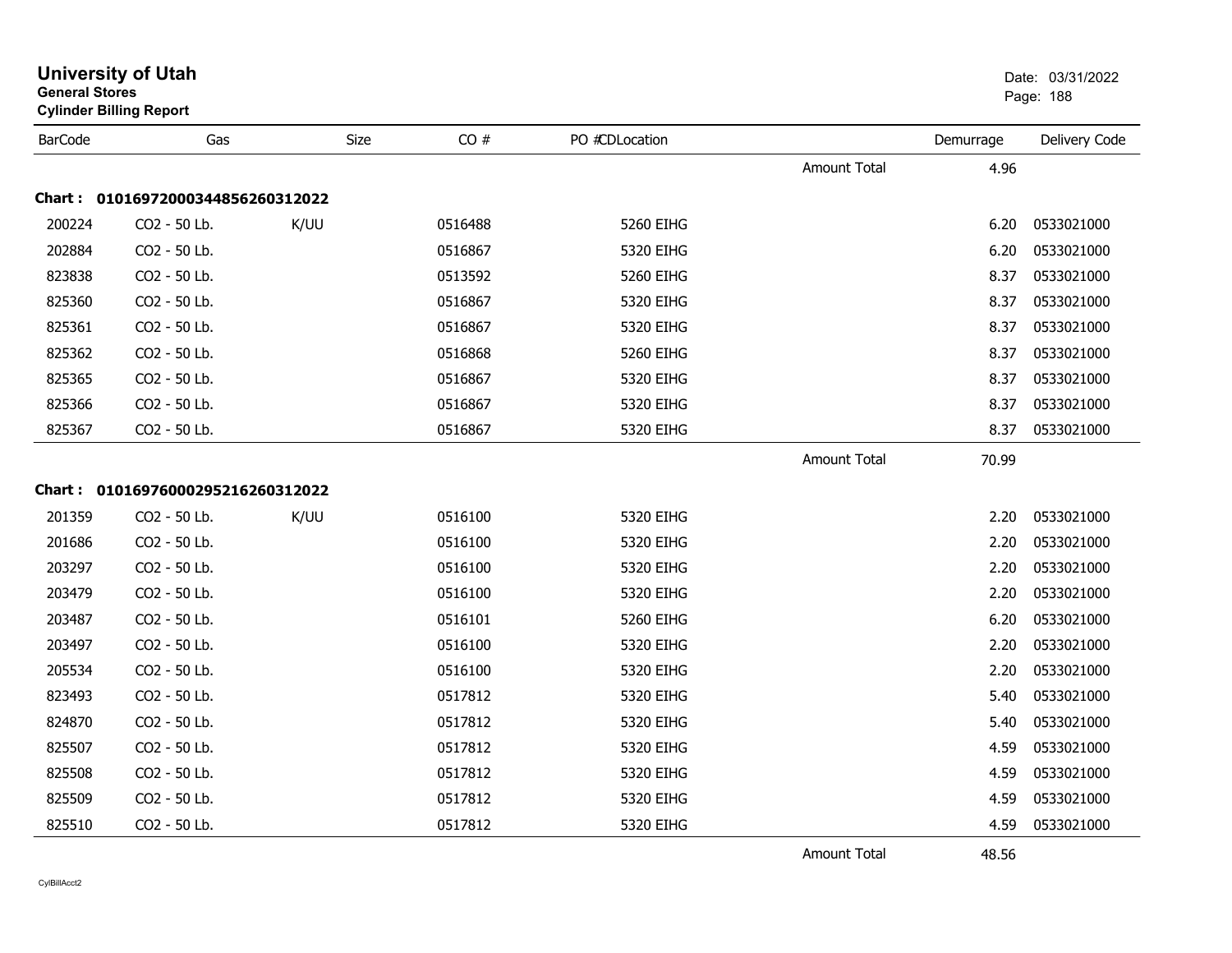# University of Utah

**General Stores**
**Cylinder Billing Report**

Date: 03/31/2022

| BarCode | Gas | Size | CO # | PO #CDLocation | | Demurrage | Delivery Code |
|---|---|---|---|---|---|---|---|
| | | | | | Amount Total | 4.96 | |

**Chart : 01016972000344856260312022**

| BarCode | Gas | Size | CO # | PO #CDLocation | | Demurrage | Delivery Code |
|---|---|---|---|---|---|---|---|
| 200224 | CO2 - 50 Lb. | K/UU | 0516488 | 5260 EIHG | | 6.20 | 0533021000 |
| 202884 | CO2 - 50 Lb. | | 0516867 | 5320 EIHG | | 6.20 | 0533021000 |
| 823838 | CO2 - 50 Lb. | | 0513592 | 5260 EIHG | | 8.37 | 0533021000 |
| 825360 | CO2 - 50 Lb. | | 0516867 | 5320 EIHG | | 8.37 | 0533021000 |
| 825361 | CO2 - 50 Lb. | | 0516867 | 5320 EIHG | | 8.37 | 0533021000 |
| 825362 | CO2 - 50 Lb. | | 0516868 | 5260 EIHG | | 8.37 | 0533021000 |
| 825365 | CO2 - 50 Lb. | | 0516867 | 5320 EIHG | | 8.37 | 0533021000 |
| 825366 | CO2 - 50 Lb. | | 0516867 | 5320 EIHG | | 8.37 | 0533021000 |
| 825367 | CO2 - 50 Lb. | | 0516867 | 5320 EIHG | | 8.37 | 0533021000 |
| | | | | | Amount Total | 70.99 | |

**Chart : 01016976000295216260312022**

| BarCode | Gas | Size | CO # | PO #CDLocation | | Demurrage | Delivery Code |
|---|---|---|---|---|---|---|---|
| 201359 | CO2 - 50 Lb. | K/UU | 0516100 | 5320 EIHG | | 2.20 | 0533021000 |
| 201686 | CO2 - 50 Lb. | | 0516100 | 5320 EIHG | | 2.20 | 0533021000 |
| 203297 | CO2 - 50 Lb. | | 0516100 | 5320 EIHG | | 2.20 | 0533021000 |
| 203479 | CO2 - 50 Lb. | | 0516100 | 5320 EIHG | | 2.20 | 0533021000 |
| 203487 | CO2 - 50 Lb. | | 0516101 | 5260 EIHG | | 6.20 | 0533021000 |
| 203497 | CO2 - 50 Lb. | | 0516100 | 5320 EIHG | | 2.20 | 0533021000 |
| 205534 | CO2 - 50 Lb. | | 0516100 | 5320 EIHG | | 2.20 | 0533021000 |
| 823493 | CO2 - 50 Lb. | | 0517812 | 5320 EIHG | | 5.40 | 0533021000 |
| 824870 | CO2 - 50 Lb. | | 0517812 | 5320 EIHG | | 5.40 | 0533021000 |
| 825507 | CO2 - 50 Lb. | | 0517812 | 5320 EIHG | | 4.59 | 0533021000 |
| 825508 | CO2 - 50 Lb. | | 0517812 | 5320 EIHG | | 4.59 | 0533021000 |
| 825509 | CO2 - 50 Lb. | | 0517812 | 5320 EIHG | | 4.59 | 0533021000 |
| 825510 | CO2 - 50 Lb. | | 0517812 | 5320 EIHG | | 4.59 | 0533021000 |
| | | | | | Amount Total | 48.56 | |

CylBillAcct2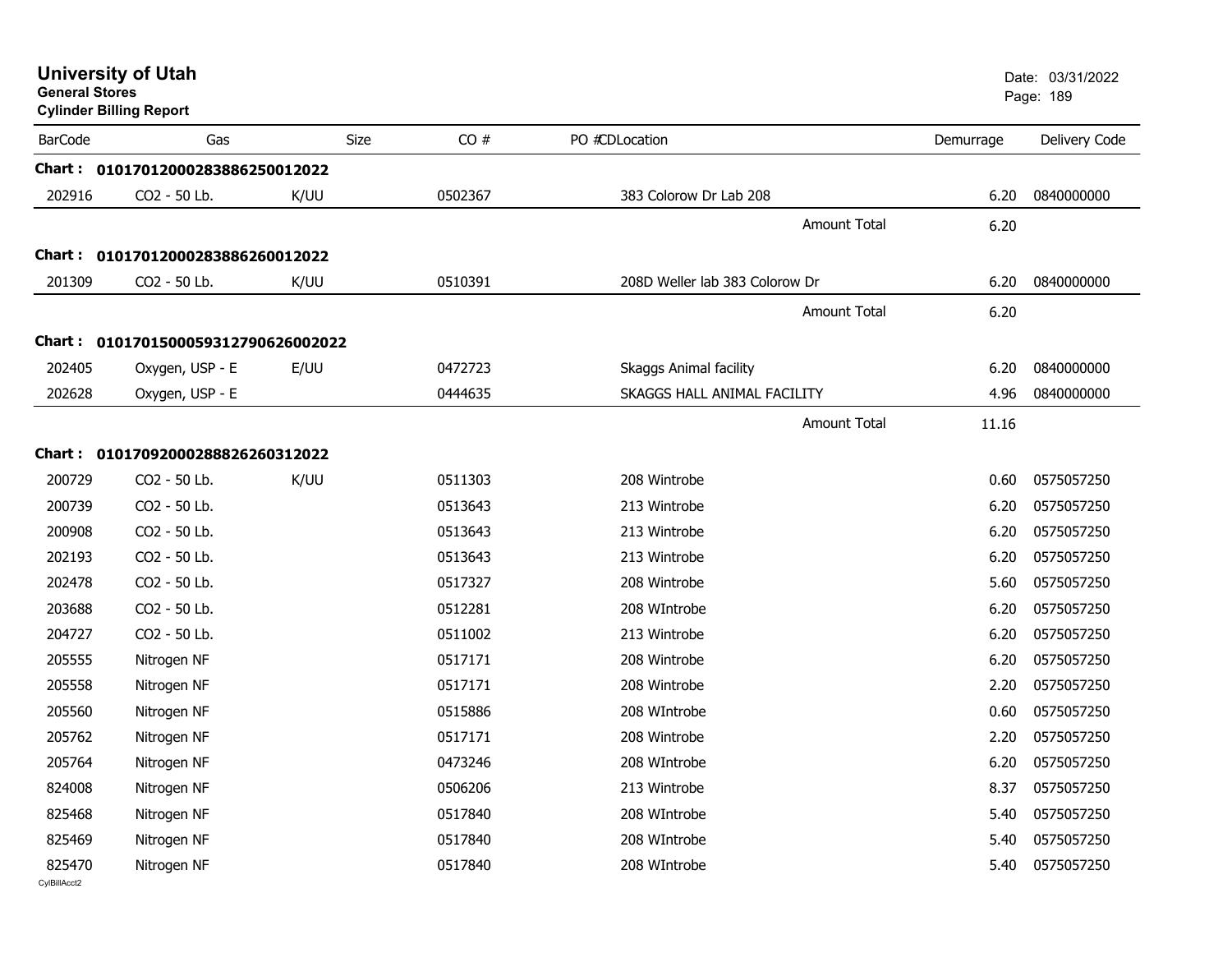# University of Utah

**General Stores**

**Cylinder Billing Report**

Date: 03/31/2022

| BarCode | Gas | Size | CO # | PO # | CD | Location | Demurrage | Delivery Code |
|---|---|---|---|---|---|---|---|---|
| **Chart :** | **01017012000283886250012022** | | | | | | | |
| 202916 | CO2 - 50 Lb. | K/UU | 0502367 | | | 383 Colorow Dr Lab 208 | 6.20 | 0840000000 |
| | | | | | | Amount Total | 6.20 | |
| **Chart :** | **01017012000283886260012022** | | | | | | | |
| 201309 | CO2 - 50 Lb. | K/UU | 0510391 | | | 208D Weller lab 383 Colorow Dr | 6.20 | 0840000000 |
| | | | | | | Amount Total | 6.20 | |
| **Chart :** | **01017015000593127906260002022** | | | | | | | |
| 202405 | Oxygen, USP - E | E/UU | 0472723 | | | Skaggs Animal facility | 6.20 | 0840000000 |
| 202628 | Oxygen, USP - E | | 0444635 | | | SKAGGS HALL ANIMAL FACILITY | 4.96 | 0840000000 |
| | | | | | | Amount Total | 11.16 | |
| **Chart :** | **01017092000288826260312022** | | | | | | | |
| 200729 | CO2 - 50 Lb. | K/UU | 0511303 | | | 208 Wintrobe | 0.60 | 0575057250 |
| 200739 | CO2 - 50 Lb. | | 0513643 | | | 213 Wintrobe | 6.20 | 0575057250 |
| 200908 | CO2 - 50 Lb. | | 0513643 | | | 213 Wintrobe | 6.20 | 0575057250 |
| 202193 | CO2 - 50 Lb. | | 0513643 | | | 213 Wintrobe | 6.20 | 0575057250 |
| 202478 | CO2 - 50 Lb. | | 0517327 | | | 208 Wintrobe | 5.60 | 0575057250 |
| 203688 | CO2 - 50 Lb. | | 0512281 | | | 208 WIntrobe | 6.20 | 0575057250 |
| 204727 | CO2 - 50 Lb. | | 0511002 | | | 213 Wintrobe | 6.20 | 0575057250 |
| 205555 | Nitrogen NF | | 0517171 | | | 208 Wintrobe | 6.20 | 0575057250 |
| 205558 | Nitrogen NF | | 0517171 | | | 208 Wintrobe | 2.20 | 0575057250 |
| 205560 | Nitrogen NF | | 0515886 | | | 208 WIntrobe | 0.60 | 0575057250 |
| 205762 | Nitrogen NF | | 0517171 | | | 208 Wintrobe | 2.20 | 0575057250 |
| 205764 | Nitrogen NF | | 0473246 | | | 208 WIntrobe | 6.20 | 0575057250 |
| 824008 | Nitrogen NF | | 0506206 | | | 213 Wintrobe | 8.37 | 0575057250 |
| 825468 | Nitrogen NF | | 0517840 | | | 208 WIntrobe | 5.40 | 0575057250 |
| 825469 | Nitrogen NF | | 0517840 | | | 208 WIntrobe | 5.40 | 0575057250 |
| 825470 | Nitrogen NF | | 0517840 | | | 208 WIntrobe | 5.40 | 0575057250 |

CylBillAcct2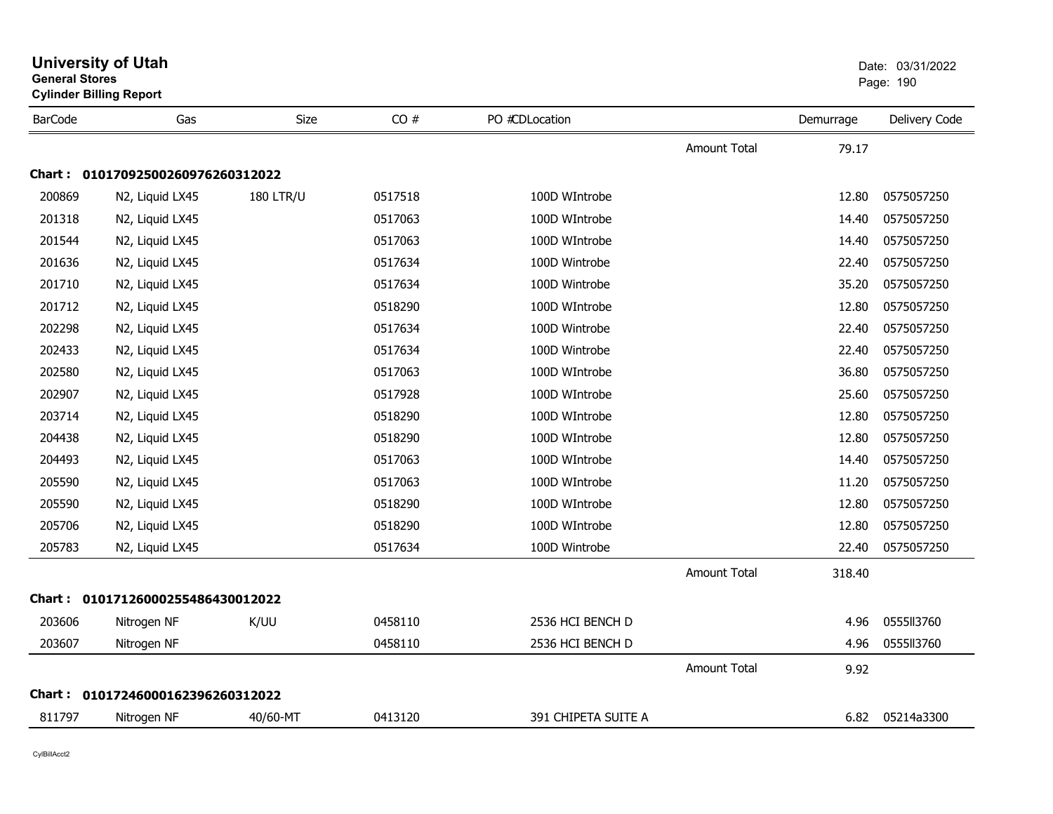# University of Utah
**General Stores**
**Cylinder Billing Report**

Date: 03/31/2022

| BarCode | Gas | Size | CO # | PO # | CD | Location | | Demurrage | Delivery Code |
|---|---|---|---|---|---|---|---|---|---|
| | | | | | | | Amount Total | 79.17 | |
| **Chart : 01017092500260976260312022** | | | | | | | | | |
| 200869 | N2, Liquid LX45 | 180 LTR/U | 0517518 | | | 100D WIntrobe | | 12.80 | 0575057250 |
| 201318 | N2, Liquid LX45 | | 0517063 | | | 100D WIntrobe | | 14.40 | 0575057250 |
| 201544 | N2, Liquid LX45 | | 0517063 | | | 100D WIntrobe | | 14.40 | 0575057250 |
| 201636 | N2, Liquid LX45 | | 0517634 | | | 100D Wintrobe | | 22.40 | 0575057250 |
| 201710 | N2, Liquid LX45 | | 0517634 | | | 100D Wintrobe | | 35.20 | 0575057250 |
| 201712 | N2, Liquid LX45 | | 0518290 | | | 100D WIntrobe | | 12.80 | 0575057250 |
| 202298 | N2, Liquid LX45 | | 0517634 | | | 100D Wintrobe | | 22.40 | 0575057250 |
| 202433 | N2, Liquid LX45 | | 0517634 | | | 100D Wintrobe | | 22.40 | 0575057250 |
| 202580 | N2, Liquid LX45 | | 0517063 | | | 100D WIntrobe | | 36.80 | 0575057250 |
| 202907 | N2, Liquid LX45 | | 0517928 | | | 100D WIntrobe | | 25.60 | 0575057250 |
| 203714 | N2, Liquid LX45 | | 0518290 | | | 100D WIntrobe | | 12.80 | 0575057250 |
| 204438 | N2, Liquid LX45 | | 0518290 | | | 100D WIntrobe | | 12.80 | 0575057250 |
| 204493 | N2, Liquid LX45 | | 0517063 | | | 100D WIntrobe | | 14.40 | 0575057250 |
| 205590 | N2, Liquid LX45 | | 0517063 | | | 100D WIntrobe | | 11.20 | 0575057250 |
| 205590 | N2, Liquid LX45 | | 0518290 | | | 100D WIntrobe | | 12.80 | 0575057250 |
| 205706 | N2, Liquid LX45 | | 0518290 | | | 100D WIntrobe | | 12.80 | 0575057250 |
| 205783 | N2, Liquid LX45 | | 0517634 | | | 100D Wintrobe | | 22.40 | 0575057250 |
| | | | | | | | Amount Total | 318.40 | |
| **Chart : 01017126000255486430012022** | | | | | | | | | |
| 203606 | Nitrogen NF | K/UU | 0458110 | | | 2536 HCI BENCH D | | 4.96 | 0555ll3760 |
| 203607 | Nitrogen NF | | 0458110 | | | 2536 HCI BENCH D | | 4.96 | 0555ll3760 |
| | | | | | | | Amount Total | 9.92 | |
| **Chart : 01017246000162396260312022** | | | | | | | | | |
| 811797 | Nitrogen NF | 40/60-MT | 0413120 | | | 391 CHIPETA SUITE A | | 6.82 | 05214a3300 |

CylBillAcct2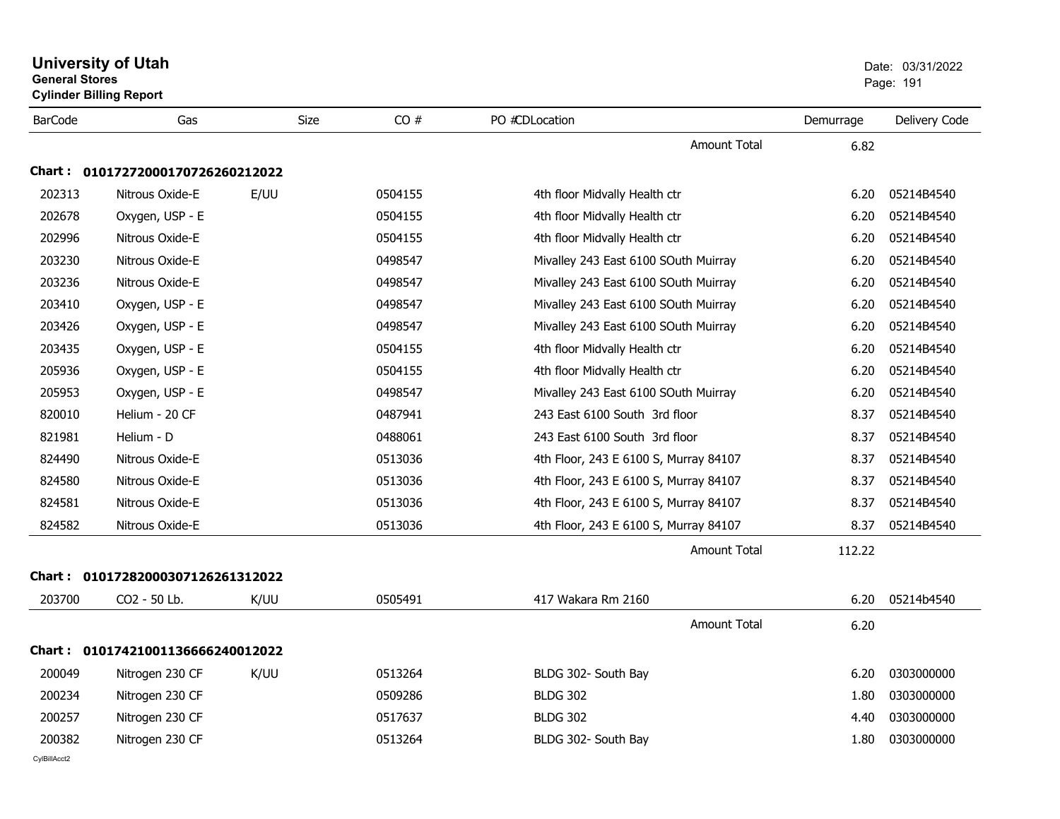# University of Utah

**General Stores**

**Cylinder Billing Report**

Date: 03/31/2022

| BarCode | Gas | Size | CO # | PO #CDLocation | Demurrage | Delivery Code |
|---|---|---|---|---|---|---|
| | | | | Amount Total | 6.82 | |
| **Chart : 01017272000170726260212022** | | | | | | |
| 202313 | Nitrous Oxide-E | E/UU | 0504155 | 4th floor Midvally Health ctr | 6.20 | 05214B4540 |
| 202678 | Oxygen, USP - E | | 0504155 | 4th floor Midvally Health ctr | 6.20 | 05214B4540 |
| 202996 | Nitrous Oxide-E | | 0504155 | 4th floor Midvally Health ctr | 6.20 | 05214B4540 |
| 203230 | Nitrous Oxide-E | | 0498547 | Mivalley 243 East 6100 SOuth Muirray | 6.20 | 05214B4540 |
| 203236 | Nitrous Oxide-E | | 0498547 | Mivalley 243 East 6100 SOuth Muirray | 6.20 | 05214B4540 |
| 203410 | Oxygen, USP - E | | 0498547 | Mivalley 243 East 6100 SOuth Muirray | 6.20 | 05214B4540 |
| 203426 | Oxygen, USP - E | | 0498547 | Mivalley 243 East 6100 SOuth Muirray | 6.20 | 05214B4540 |
| 203435 | Oxygen, USP - E | | 0504155 | 4th floor Midvally Health ctr | 6.20 | 05214B4540 |
| 205936 | Oxygen, USP - E | | 0504155 | 4th floor Midvally Health ctr | 6.20 | 05214B4540 |
| 205953 | Oxygen, USP - E | | 0498547 | Mivalley 243 East 6100 SOuth Muirray | 6.20 | 05214B4540 |
| 820010 | Helium - 20 CF | | 0487941 | 243 East 6100 South 3rd floor | 8.37 | 05214B4540 |
| 821981 | Helium - D | | 0488061 | 243 East 6100 South 3rd floor | 8.37 | 05214B4540 |
| 824490 | Nitrous Oxide-E | | 0513036 | 4th Floor, 243 E 6100 S, Murray 84107 | 8.37 | 05214B4540 |
| 824580 | Nitrous Oxide-E | | 0513036 | 4th Floor, 243 E 6100 S, Murray 84107 | 8.37 | 05214B4540 |
| 824581 | Nitrous Oxide-E | | 0513036 | 4th Floor, 243 E 6100 S, Murray 84107 | 8.37 | 05214B4540 |
| 824582 | Nitrous Oxide-E | | 0513036 | 4th Floor, 243 E 6100 S, Murray 84107 | 8.37 | 05214B4540 |
| | | | | Amount Total | 112.22 | |
| **Chart : 01017282000307126261312022** | | | | | | |
| 203700 | CO2 - 50 Lb. | K/UU | 0505491 | 417 Wakara Rm 2160 | 6.20 | 05214b4540 |
| | | | | Amount Total | 6.20 | |
| **Chart : 01017421001136666240012022** | | | | | | |
| 200049 | Nitrogen 230 CF | K/UU | 0513264 | BLDG 302- South Bay | 6.20 | 0303000000 |
| 200234 | Nitrogen 230 CF | | 0509286 | BLDG 302 | 1.80 | 0303000000 |
| 200257 | Nitrogen 230 CF | | 0517637 | BLDG 302 | 4.40 | 0303000000 |
| 200382 | Nitrogen 230 CF | | 0513264 | BLDG 302- South Bay | 1.80 | 0303000000 |

CylBillAcct2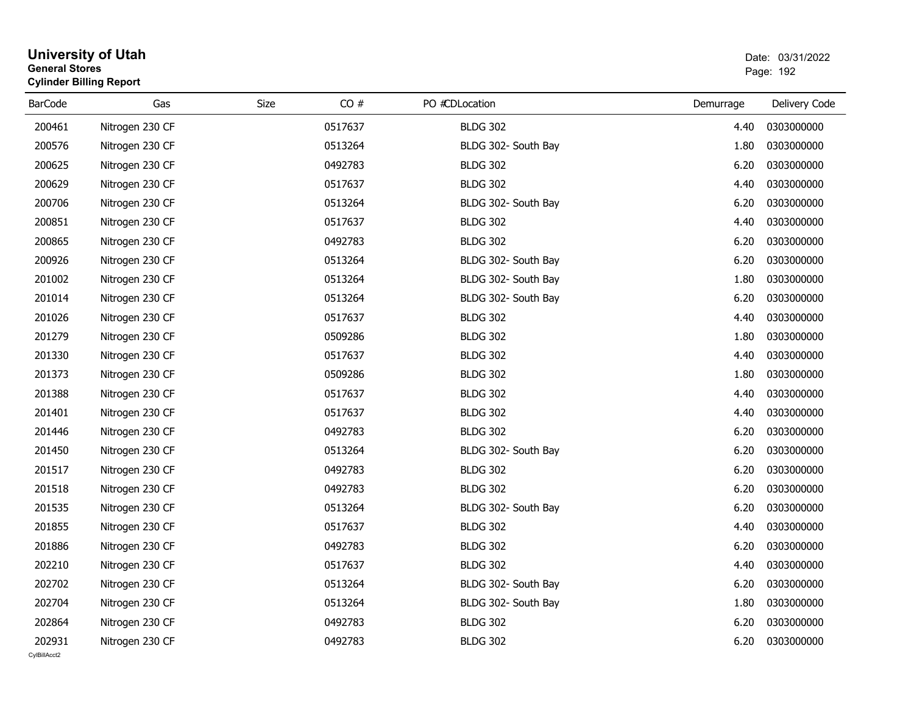# University of Utah
**General Stores**
**Cylinder Billing Report**

Date: 03/31/2022

| BarCode | Gas | Size | CO # | PO #CDLocation | Demurrage | Delivery Code |
|---|---|---|---|---|---|---|
| 200461 | Nitrogen 230 CF | | 0517637 | BLDG 302 | 4.40 | 0303000000 |
| 200576 | Nitrogen 230 CF | | 0513264 | BLDG 302- South Bay | 1.80 | 0303000000 |
| 200625 | Nitrogen 230 CF | | 0492783 | BLDG 302 | 6.20 | 0303000000 |
| 200629 | Nitrogen 230 CF | | 0517637 | BLDG 302 | 4.40 | 0303000000 |
| 200706 | Nitrogen 230 CF | | 0513264 | BLDG 302- South Bay | 6.20 | 0303000000 |
| 200851 | Nitrogen 230 CF | | 0517637 | BLDG 302 | 4.40 | 0303000000 |
| 200865 | Nitrogen 230 CF | | 0492783 | BLDG 302 | 6.20 | 0303000000 |
| 200926 | Nitrogen 230 CF | | 0513264 | BLDG 302- South Bay | 6.20 | 0303000000 |
| 201002 | Nitrogen 230 CF | | 0513264 | BLDG 302- South Bay | 1.80 | 0303000000 |
| 201014 | Nitrogen 230 CF | | 0513264 | BLDG 302- South Bay | 6.20 | 0303000000 |
| 201026 | Nitrogen 230 CF | | 0517637 | BLDG 302 | 4.40 | 0303000000 |
| 201279 | Nitrogen 230 CF | | 0509286 | BLDG 302 | 1.80 | 0303000000 |
| 201330 | Nitrogen 230 CF | | 0517637 | BLDG 302 | 4.40 | 0303000000 |
| 201373 | Nitrogen 230 CF | | 0509286 | BLDG 302 | 1.80 | 0303000000 |
| 201388 | Nitrogen 230 CF | | 0517637 | BLDG 302 | 4.40 | 0303000000 |
| 201401 | Nitrogen 230 CF | | 0517637 | BLDG 302 | 4.40 | 0303000000 |
| 201446 | Nitrogen 230 CF | | 0492783 | BLDG 302 | 6.20 | 0303000000 |
| 201450 | Nitrogen 230 CF | | 0513264 | BLDG 302- South Bay | 6.20 | 0303000000 |
| 201517 | Nitrogen 230 CF | | 0492783 | BLDG 302 | 6.20 | 0303000000 |
| 201518 | Nitrogen 230 CF | | 0492783 | BLDG 302 | 6.20 | 0303000000 |
| 201535 | Nitrogen 230 CF | | 0513264 | BLDG 302- South Bay | 6.20 | 0303000000 |
| 201855 | Nitrogen 230 CF | | 0517637 | BLDG 302 | 4.40 | 0303000000 |
| 201886 | Nitrogen 230 CF | | 0492783 | BLDG 302 | 6.20 | 0303000000 |
| 202210 | Nitrogen 230 CF | | 0517637 | BLDG 302 | 4.40 | 0303000000 |
| 202702 | Nitrogen 230 CF | | 0513264 | BLDG 302- South Bay | 6.20 | 0303000000 |
| 202704 | Nitrogen 230 CF | | 0513264 | BLDG 302- South Bay | 1.80 | 0303000000 |
| 202864 | Nitrogen 230 CF | | 0492783 | BLDG 302 | 6.20 | 0303000000 |
| 202931 | Nitrogen 230 CF | | 0492783 | BLDG 302 | 6.20 | 0303000000 |

CylBillAcct2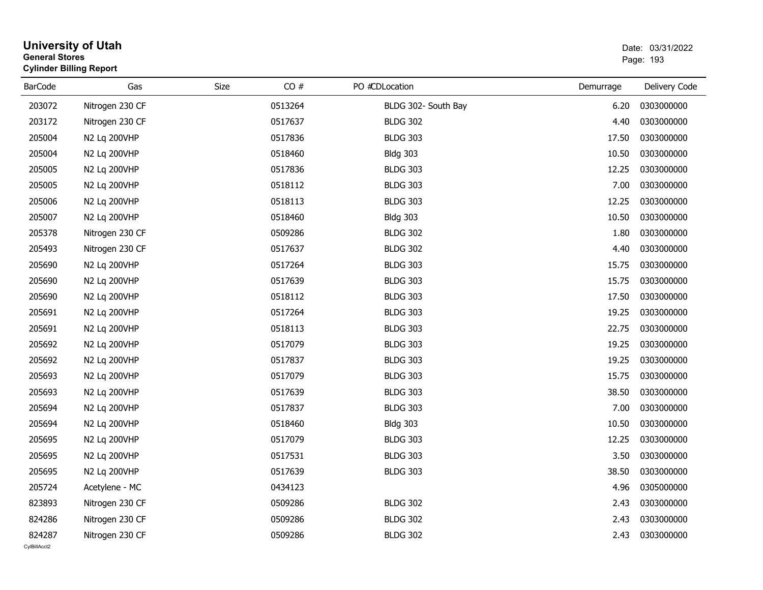# University of Utah

**General Stores**

**Cylinder Billing Report**

Date: 03/31/2022

| BarCode | Gas | Size | CO # | PO # | CDLocation | Demurrage | Delivery Code |
|---|---|---|---|---|---|---|---|
| 203072 | Nitrogen 230 CF | | 0513264 | | BLDG 302- South Bay | 6.20 | 0303000000 |
| 203172 | Nitrogen 230 CF | | 0517637 | | BLDG 302 | 4.40 | 0303000000 |
| 205004 | N2 Lq 200VHP | | 0517836 | | BLDG 303 | 17.50 | 0303000000 |
| 205004 | N2 Lq 200VHP | | 0518460 | | Bldg 303 | 10.50 | 0303000000 |
| 205005 | N2 Lq 200VHP | | 0517836 | | BLDG 303 | 12.25 | 0303000000 |
| 205005 | N2 Lq 200VHP | | 0518112 | | BLDG 303 | 7.00 | 0303000000 |
| 205006 | N2 Lq 200VHP | | 0518113 | | BLDG 303 | 12.25 | 0303000000 |
| 205007 | N2 Lq 200VHP | | 0518460 | | Bldg 303 | 10.50 | 0303000000 |
| 205378 | Nitrogen 230 CF | | 0509286 | | BLDG 302 | 1.80 | 0303000000 |
| 205493 | Nitrogen 230 CF | | 0517637 | | BLDG 302 | 4.40 | 0303000000 |
| 205690 | N2 Lq 200VHP | | 0517264 | | BLDG 303 | 15.75 | 0303000000 |
| 205690 | N2 Lq 200VHP | | 0517639 | | BLDG 303 | 15.75 | 0303000000 |
| 205690 | N2 Lq 200VHP | | 0518112 | | BLDG 303 | 17.50 | 0303000000 |
| 205691 | N2 Lq 200VHP | | 0517264 | | BLDG 303 | 19.25 | 0303000000 |
| 205691 | N2 Lq 200VHP | | 0518113 | | BLDG 303 | 22.75 | 0303000000 |
| 205692 | N2 Lq 200VHP | | 0517079 | | BLDG 303 | 19.25 | 0303000000 |
| 205692 | N2 Lq 200VHP | | 0517837 | | BLDG 303 | 19.25 | 0303000000 |
| 205693 | N2 Lq 200VHP | | 0517079 | | BLDG 303 | 15.75 | 0303000000 |
| 205693 | N2 Lq 200VHP | | 0517639 | | BLDG 303 | 38.50 | 0303000000 |
| 205694 | N2 Lq 200VHP | | 0517837 | | BLDG 303 | 7.00 | 0303000000 |
| 205694 | N2 Lq 200VHP | | 0518460 | | Bldg 303 | 10.50 | 0303000000 |
| 205695 | N2 Lq 200VHP | | 0517079 | | BLDG 303 | 12.25 | 0303000000 |
| 205695 | N2 Lq 200VHP | | 0517531 | | BLDG 303 | 3.50 | 0303000000 |
| 205695 | N2 Lq 200VHP | | 0517639 | | BLDG 303 | 38.50 | 0303000000 |
| 205724 | Acetylene - MC | | 0434123 | | | 4.96 | 0305000000 |
| 823893 | Nitrogen 230 CF | | 0509286 | | BLDG 302 | 2.43 | 0303000000 |
| 824286 | Nitrogen 230 CF | | 0509286 | | BLDG 302 | 2.43 | 0303000000 |
| 824287 | Nitrogen 230 CF | | 0509286 | | BLDG 302 | 2.43 | 0303000000 |

CylBillAcct2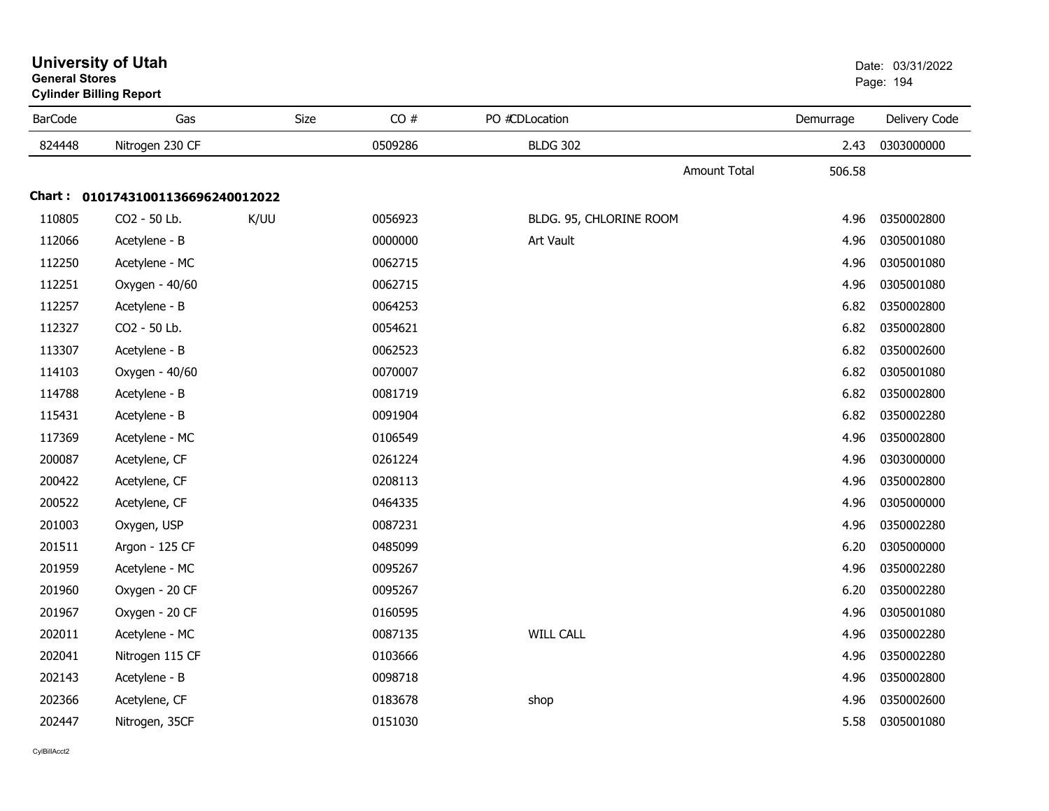# University of Utah
**General Stores**
**Cylinder Billing Report**

Date: 03/31/2022

| BarCode | Gas | Size | CO # | PO #CDLocation | Demurrage | Delivery Code |
|---|---|---|---|---|---|---|
| 824448 | Nitrogen 230 CF | | 0509286 | BLDG 302 | 2.43 | 0303000000 |
| | | | | Amount Total | 506.58 | |

**Chart : 01017431001136696240012022**

| BarCode | Gas | Size | CO # | PO #CDLocation | Demurrage | Delivery Code |
|---|---|---|---|---|---|---|
| 110805 | CO2 - 50 Lb. | K/UU | 0056923 | BLDG. 95, CHLORINE ROOM | 4.96 | 0350002800 |
| 112066 | Acetylene - B | | 0000000 | Art Vault | 4.96 | 0305001080 |
| 112250 | Acetylene - MC | | 0062715 | | 4.96 | 0305001080 |
| 112251 | Oxygen - 40/60 | | 0062715 | | 4.96 | 0305001080 |
| 112257 | Acetylene - B | | 0064253 | | 6.82 | 0350002800 |
| 112327 | CO2 - 50 Lb. | | 0054621 | | 6.82 | 0350002800 |
| 113307 | Acetylene - B | | 0062523 | | 6.82 | 0350002600 |
| 114103 | Oxygen - 40/60 | | 0070007 | | 6.82 | 0305001080 |
| 114788 | Acetylene - B | | 0081719 | | 6.82 | 0350002800 |
| 115431 | Acetylene - B | | 0091904 | | 6.82 | 0350002280 |
| 117369 | Acetylene - MC | | 0106549 | | 4.96 | 0350002800 |
| 200087 | Acetylene, CF | | 0261224 | | 4.96 | 0303000000 |
| 200422 | Acetylene, CF | | 0208113 | | 4.96 | 0350002800 |
| 200522 | Acetylene, CF | | 0464335 | | 4.96 | 0305000000 |
| 201003 | Oxygen, USP | | 0087231 | | 4.96 | 0350002280 |
| 201511 | Argon - 125 CF | | 0485099 | | 6.20 | 0305000000 |
| 201959 | Acetylene - MC | | 0095267 | | 4.96 | 0350002280 |
| 201960 | Oxygen - 20 CF | | 0095267 | | 6.20 | 0350002280 |
| 201967 | Oxygen - 20 CF | | 0160595 | | 4.96 | 0305001080 |
| 202011 | Acetylene - MC | | 0087135 | WILL CALL | 4.96 | 0350002280 |
| 202041 | Nitrogen 115 CF | | 0103666 | | 4.96 | 0350002280 |
| 202143 | Acetylene - B | | 0098718 | | 4.96 | 0350002800 |
| 202366 | Acetylene, CF | | 0183678 | shop | 4.96 | 0350002600 |
| 202447 | Nitrogen, 35CF | | 0151030 | | 5.58 | 0305001080 |

CylBillAcct2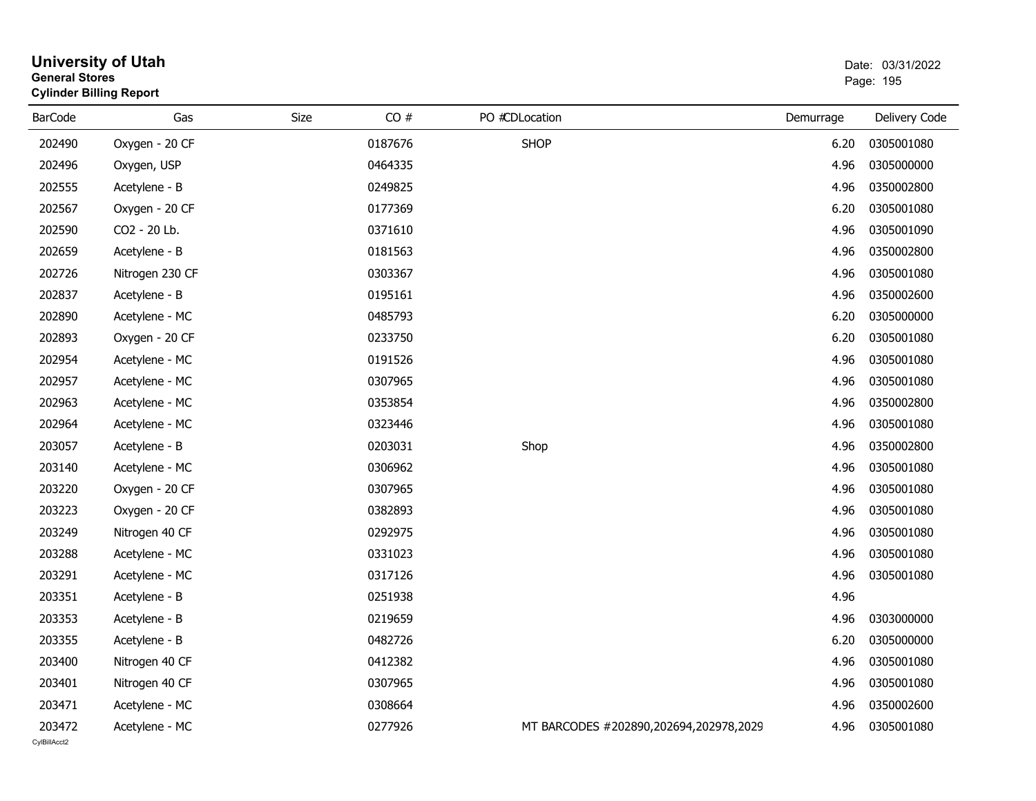# University of Utah
**General Stores**
**Cylinder Billing Report**

Date: 03/31/2022

| BarCode | Gas | Size | CO # | PO #CDLocation | Demurrage | Delivery Code |
|---|---|---|---|---|---|---|
| 202490 | Oxygen - 20 CF | | 0187676 | SHOP | 6.20 | 0305001080 |
| 202496 | Oxygen, USP | | 0464335 | | 4.96 | 0305000000 |
| 202555 | Acetylene - B | | 0249825 | | 4.96 | 0350002800 |
| 202567 | Oxygen - 20 CF | | 0177369 | | 6.20 | 0305001080 |
| 202590 | CO2 - 20 Lb. | | 0371610 | | 4.96 | 0305001090 |
| 202659 | Acetylene - B | | 0181563 | | 4.96 | 0350002800 |
| 202726 | Nitrogen 230 CF | | 0303367 | | 4.96 | 0305001080 |
| 202837 | Acetylene - B | | 0195161 | | 4.96 | 0350002600 |
| 202890 | Acetylene - MC | | 0485793 | | 6.20 | 0305000000 |
| 202893 | Oxygen - 20 CF | | 0233750 | | 6.20 | 0305001080 |
| 202954 | Acetylene - MC | | 0191526 | | 4.96 | 0305001080 |
| 202957 | Acetylene - MC | | 0307965 | | 4.96 | 0305001080 |
| 202963 | Acetylene - MC | | 0353854 | | 4.96 | 0350002800 |
| 202964 | Acetylene - MC | | 0323446 | | 4.96 | 0305001080 |
| 203057 | Acetylene - B | | 0203031 | Shop | 4.96 | 0350002800 |
| 203140 | Acetylene - MC | | 0306962 | | 4.96 | 0305001080 |
| 203220 | Oxygen - 20 CF | | 0307965 | | 4.96 | 0305001080 |
| 203223 | Oxygen - 20 CF | | 0382893 | | 4.96 | 0305001080 |
| 203249 | Nitrogen 40 CF | | 0292975 | | 4.96 | 0305001080 |
| 203288 | Acetylene - MC | | 0331023 | | 4.96 | 0305001080 |
| 203291 | Acetylene - MC | | 0317126 | | 4.96 | 0305001080 |
| 203351 | Acetylene - B | | 0251938 | | 4.96 | |
| 203353 | Acetylene - B | | 0219659 | | 4.96 | 0303000000 |
| 203355 | Acetylene - B | | 0482726 | | 6.20 | 0305000000 |
| 203400 | Nitrogen 40 CF | | 0412382 | | 4.96 | 0305001080 |
| 203401 | Nitrogen 40 CF | | 0307965 | | 4.96 | 0305001080 |
| 203471 | Acetylene - MC | | 0308664 | | 4.96 | 0350002600 |
| 203472 | Acetylene - MC | | 0277926 | MT BARCODES #202890,202694,202978,2029 | 4.96 | 0305001080 |

CylBillAcct2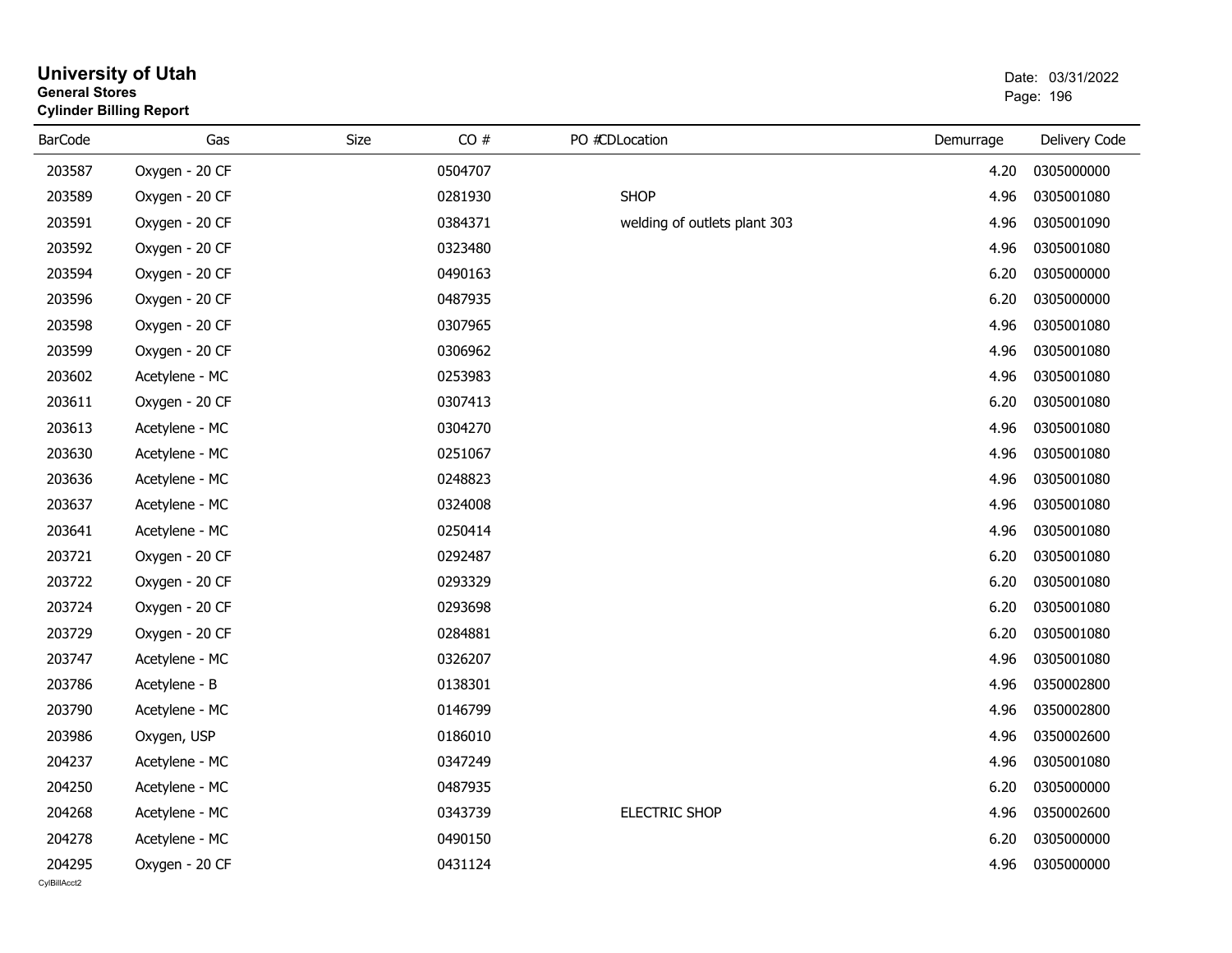# University of Utah
**General Stores**
**Cylinder Billing Report**

Date: 03/31/2022

| BarCode | Gas | Size | CO # | PO # | CDLocation | Demurrage | Delivery Code |
|---|---|---|---|---|---|---|---|
| 203587 | Oxygen - 20 CF | | 0504707 | | | 4.20 | 0305000000 |
| 203589 | Oxygen - 20 CF | | 0281930 | | SHOP | 4.96 | 0305001080 |
| 203591 | Oxygen - 20 CF | | 0384371 | | welding of outlets plant 303 | 4.96 | 0305001090 |
| 203592 | Oxygen - 20 CF | | 0323480 | | | 4.96 | 0305001080 |
| 203594 | Oxygen - 20 CF | | 0490163 | | | 6.20 | 0305000000 |
| 203596 | Oxygen - 20 CF | | 0487935 | | | 6.20 | 0305000000 |
| 203598 | Oxygen - 20 CF | | 0307965 | | | 4.96 | 0305001080 |
| 203599 | Oxygen - 20 CF | | 0306962 | | | 4.96 | 0305001080 |
| 203602 | Acetylene - MC | | 0253983 | | | 4.96 | 0305001080 |
| 203611 | Oxygen - 20 CF | | 0307413 | | | 6.20 | 0305001080 |
| 203613 | Acetylene - MC | | 0304270 | | | 4.96 | 0305001080 |
| 203630 | Acetylene - MC | | 0251067 | | | 4.96 | 0305001080 |
| 203636 | Acetylene - MC | | 0248823 | | | 4.96 | 0305001080 |
| 203637 | Acetylene - MC | | 0324008 | | | 4.96 | 0305001080 |
| 203641 | Acetylene - MC | | 0250414 | | | 4.96 | 0305001080 |
| 203721 | Oxygen - 20 CF | | 0292487 | | | 6.20 | 0305001080 |
| 203722 | Oxygen - 20 CF | | 0293329 | | | 6.20 | 0305001080 |
| 203724 | Oxygen - 20 CF | | 0293698 | | | 6.20 | 0305001080 |
| 203729 | Oxygen - 20 CF | | 0284881 | | | 6.20 | 0305001080 |
| 203747 | Acetylene - MC | | 0326207 | | | 4.96 | 0305001080 |
| 203786 | Acetylene - B | | 0138301 | | | 4.96 | 0350002800 |
| 203790 | Acetylene - MC | | 0146799 | | | 4.96 | 0350002800 |
| 203986 | Oxygen, USP | | 0186010 | | | 4.96 | 0350002600 |
| 204237 | Acetylene - MC | | 0347249 | | | 4.96 | 0305001080 |
| 204250 | Acetylene - MC | | 0487935 | | | 6.20 | 0305000000 |
| 204268 | Acetylene - MC | | 0343739 | | ELECTRIC SHOP | 4.96 | 0350002600 |
| 204278 | Acetylene - MC | | 0490150 | | | 6.20 | 0305000000 |
| 204295 | Oxygen - 20 CF | | 0431124 | | | 4.96 | 0305000000 |

CylBillAcct2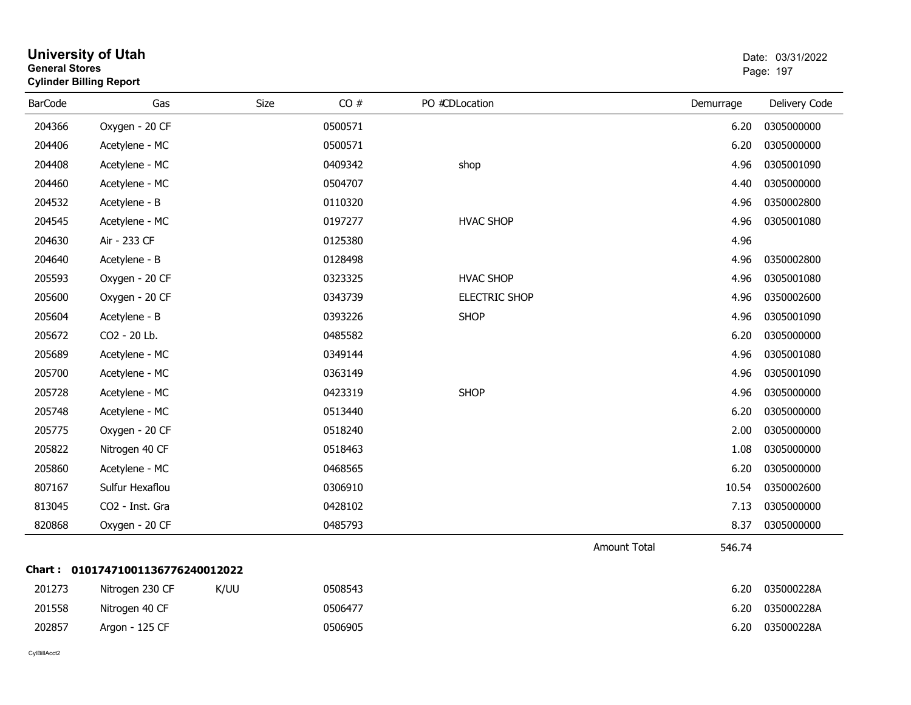# University of Utah
**General Stores**
**Cylinder Billing Report**

Date: 03/31/2022

| BarCode | Gas | Size | CO # | PO # | CDLocation | Demurrage | Delivery Code |
|---|---|---|---|---|---|---|---|
| 204366 | Oxygen - 20 CF | | 0500571 | | | 6.20 | 0305000000 |
| 204406 | Acetylene - MC | | 0500571 | | | 6.20 | 0305000000 |
| 204408 | Acetylene - MC | | 0409342 | | shop | 4.96 | 0305001090 |
| 204460 | Acetylene - MC | | 0504707 | | | 4.40 | 0305000000 |
| 204532 | Acetylene - B | | 0110320 | | | 4.96 | 0350002800 |
| 204545 | Acetylene - MC | | 0197277 | | HVAC SHOP | 4.96 | 0305001080 |
| 204630 | Air - 233 CF | | 0125380 | | | 4.96 | |
| 204640 | Acetylene - B | | 0128498 | | | 4.96 | 0350002800 |
| 205593 | Oxygen - 20 CF | | 0323325 | | HVAC SHOP | 4.96 | 0305001080 |
| 205600 | Oxygen - 20 CF | | 0343739 | | ELECTRIC SHOP | 4.96 | 0350002600 |
| 205604 | Acetylene - B | | 0393226 | | SHOP | 4.96 | 0305001090 |
| 205672 | CO2 - 20 Lb. | | 0485582 | | | 6.20 | 0305000000 |
| 205689 | Acetylene - MC | | 0349144 | | | 4.96 | 0305001080 |
| 205700 | Acetylene - MC | | 0363149 | | | 4.96 | 0305001090 |
| 205728 | Acetylene - MC | | 0423319 | | SHOP | 4.96 | 0305000000 |
| 205748 | Acetylene - MC | | 0513440 | | | 6.20 | 0305000000 |
| 205775 | Oxygen - 20 CF | | 0518240 | | | 2.00 | 0305000000 |
| 205822 | Nitrogen 40 CF | | 0518463 | | | 1.08 | 0305000000 |
| 205860 | Acetylene - MC | | 0468565 | | | 6.20 | 0305000000 |
| 807167 | Sulfur Hexaflou | | 0306910 | | | 10.54 | 0350002600 |
| 813045 | CO2 - Inst. Gra | | 0428102 | | | 7.13 | 0305000000 |
| 820868 | Oxygen - 20 CF | | 0485793 | | | 8.37 | 0305000000 |
| | | | | | Amount Total | 546.74 | |

**Chart : 01017471001136776240012022**

| BarCode | Gas | Size | CO # | PO # | CDLocation | Demurrage | Delivery Code |
|---|---|---|---|---|---|---|---|
| 201273 | Nitrogen 230 CF | K/UU | 0508543 | | | 6.20 | 035000228A |
| 201558 | Nitrogen 40 CF | | 0506477 | | | 6.20 | 035000228A |
| 202857 | Argon - 125 CF | | 0506905 | | | 6.20 | 035000228A |

CylBillAcct2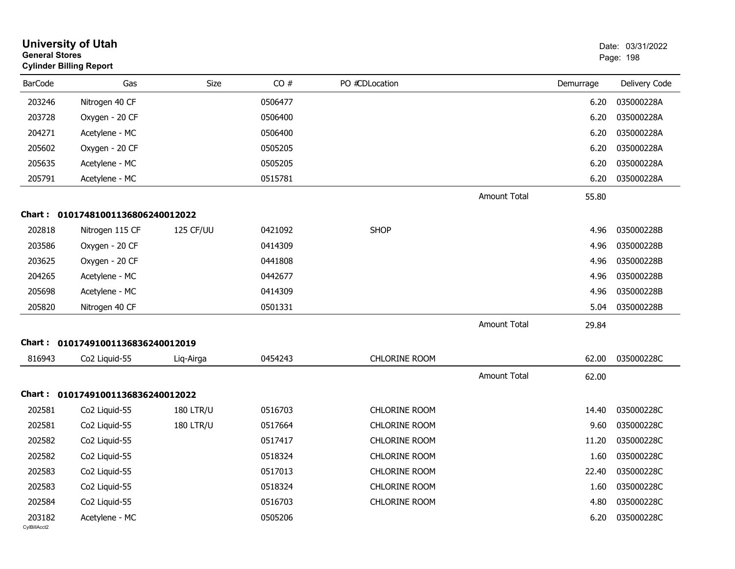# University of Utah
**General Stores**
**Cylinder Billing Report**

Date: 03/31/2022

| BarCode | Gas | Size | CO # | PO #CDLocation | | Demurrage | Delivery Code |
|---|---|---|---|---|---|---|---|
| 203246 | Nitrogen 40 CF | | 0506477 | | | 6.20 | 035000228A |
| 203728 | Oxygen - 20 CF | | 0506400 | | | 6.20 | 035000228A |
| 204271 | Acetylene - MC | | 0506400 | | | 6.20 | 035000228A |
| 205602 | Oxygen - 20 CF | | 0505205 | | | 6.20 | 035000228A |
| 205635 | Acetylene - MC | | 0505205 | | | 6.20 | 035000228A |
| 205791 | Acetylene - MC | | 0515781 | | | 6.20 | 035000228A |
| | | | | | Amount Total | 55.80 | |

**Chart : 01017481001136806240012022**

| BarCode | Gas | Size | CO # | PO #CDLocation | | Demurrage | Delivery Code |
|---|---|---|---|---|---|---|---|
| 202818 | Nitrogen 115 CF | 125 CF/UU | 0421092 | SHOP | | 4.96 | 035000228B |
| 203586 | Oxygen - 20 CF | | 0414309 | | | 4.96 | 035000228B |
| 203625 | Oxygen - 20 CF | | 0441808 | | | 4.96 | 035000228B |
| 204265 | Acetylene - MC | | 0442677 | | | 4.96 | 035000228B |
| 205698 | Acetylene - MC | | 0414309 | | | 4.96 | 035000228B |
| 205820 | Nitrogen 40 CF | | 0501331 | | | 5.04 | 035000228B |
| | | | | | Amount Total | 29.84 | |

**Chart : 01017491001136836240012019**

| BarCode | Gas | Size | CO # | PO #CDLocation | | Demurrage | Delivery Code |
|---|---|---|---|---|---|---|---|
| 816943 | Co2 Liquid-55 | Liq-Airga | 0454243 | CHLORINE ROOM | | 62.00 | 035000228C |
| | | | | | Amount Total | 62.00 | |

**Chart : 01017491001136836240012022**

| BarCode | Gas | Size | CO # | PO #CDLocation | | Demurrage | Delivery Code |
|---|---|---|---|---|---|---|---|
| 202581 | Co2 Liquid-55 | 180 LTR/U | 0516703 | CHLORINE ROOM | | 14.40 | 035000228C |
| 202581 | Co2 Liquid-55 | 180 LTR/U | 0517664 | CHLORINE ROOM | | 9.60 | 035000228C |
| 202582 | Co2 Liquid-55 | | 0517417 | CHLORINE ROOM | | 11.20 | 035000228C |
| 202582 | Co2 Liquid-55 | | 0518324 | CHLORINE ROOM | | 1.60 | 035000228C |
| 202583 | Co2 Liquid-55 | | 0517013 | CHLORINE ROOM | | 22.40 | 035000228C |
| 202583 | Co2 Liquid-55 | | 0518324 | CHLORINE ROOM | | 1.60 | 035000228C |
| 202584 | Co2 Liquid-55 | | 0516703 | CHLORINE ROOM | | 4.80 | 035000228C |
| 203182 | Acetylene - MC | | 0505206 | | | 6.20 | 035000228C |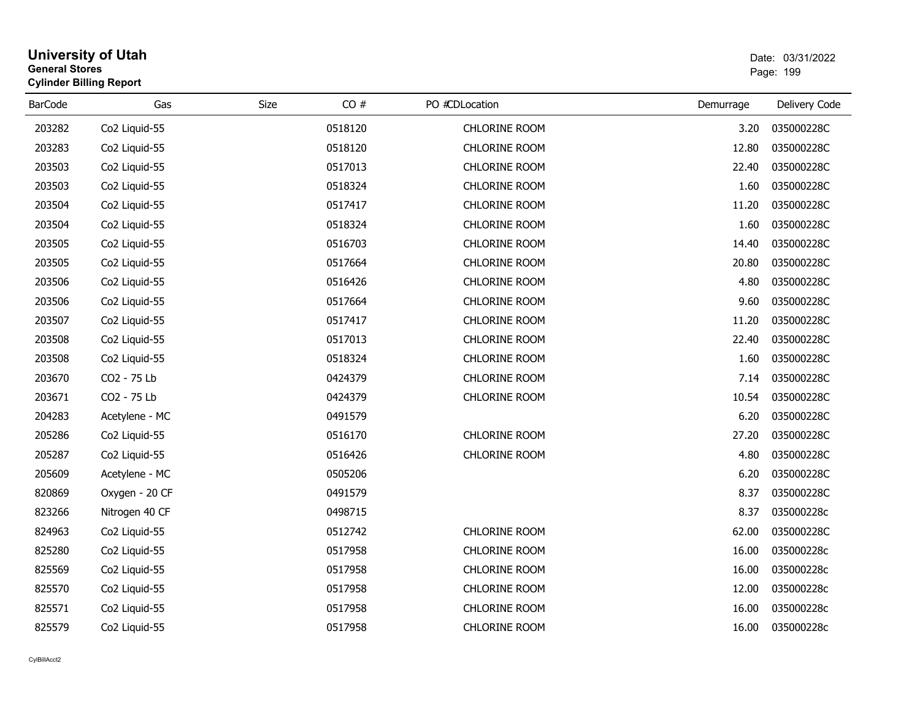# University of Utah
**General Stores**
**Cylinder Billing Report**

Date: 03/31/2022

| BarCode | Gas | Size | CO # | PO # | CDLocation | Demurrage | Delivery Code |
|---|---|---|---|---|---|---|---|
| 203282 | Co2 Liquid-55 | | 0518120 | | CHLORINE ROOM | 3.20 | 035000228C |
| 203283 | Co2 Liquid-55 | | 0518120 | | CHLORINE ROOM | 12.80 | 035000228C |
| 203503 | Co2 Liquid-55 | | 0517013 | | CHLORINE ROOM | 22.40 | 035000228C |
| 203503 | Co2 Liquid-55 | | 0518324 | | CHLORINE ROOM | 1.60 | 035000228C |
| 203504 | Co2 Liquid-55 | | 0517417 | | CHLORINE ROOM | 11.20 | 035000228C |
| 203504 | Co2 Liquid-55 | | 0518324 | | CHLORINE ROOM | 1.60 | 035000228C |
| 203505 | Co2 Liquid-55 | | 0516703 | | CHLORINE ROOM | 14.40 | 035000228C |
| 203505 | Co2 Liquid-55 | | 0517664 | | CHLORINE ROOM | 20.80 | 035000228C |
| 203506 | Co2 Liquid-55 | | 0516426 | | CHLORINE ROOM | 4.80 | 035000228C |
| 203506 | Co2 Liquid-55 | | 0517664 | | CHLORINE ROOM | 9.60 | 035000228C |
| 203507 | Co2 Liquid-55 | | 0517417 | | CHLORINE ROOM | 11.20 | 035000228C |
| 203508 | Co2 Liquid-55 | | 0517013 | | CHLORINE ROOM | 22.40 | 035000228C |
| 203508 | Co2 Liquid-55 | | 0518324 | | CHLORINE ROOM | 1.60 | 035000228C |
| 203670 | CO2 - 75 Lb | | 0424379 | | CHLORINE ROOM | 7.14 | 035000228C |
| 203671 | CO2 - 75 Lb | | 0424379 | | CHLORINE ROOM | 10.54 | 035000228C |
| 204283 | Acetylene - MC | | 0491579 | | | 6.20 | 035000228C |
| 205286 | Co2 Liquid-55 | | 0516170 | | CHLORINE ROOM | 27.20 | 035000228C |
| 205287 | Co2 Liquid-55 | | 0516426 | | CHLORINE ROOM | 4.80 | 035000228C |
| 205609 | Acetylene - MC | | 0505206 | | | 6.20 | 035000228C |
| 820869 | Oxygen - 20 CF | | 0491579 | | | 8.37 | 035000228C |
| 823266 | Nitrogen 40 CF | | 0498715 | | | 8.37 | 035000228c |
| 824963 | Co2 Liquid-55 | | 0512742 | | CHLORINE ROOM | 62.00 | 035000228C |
| 825280 | Co2 Liquid-55 | | 0517958 | | CHLORINE ROOM | 16.00 | 035000228c |
| 825569 | Co2 Liquid-55 | | 0517958 | | CHLORINE ROOM | 16.00 | 035000228c |
| 825570 | Co2 Liquid-55 | | 0517958 | | CHLORINE ROOM | 12.00 | 035000228c |
| 825571 | Co2 Liquid-55 | | 0517958 | | CHLORINE ROOM | 16.00 | 035000228c |
| 825579 | Co2 Liquid-55 | | 0517958 | | CHLORINE ROOM | 16.00 | 035000228c |

CylBillAcct2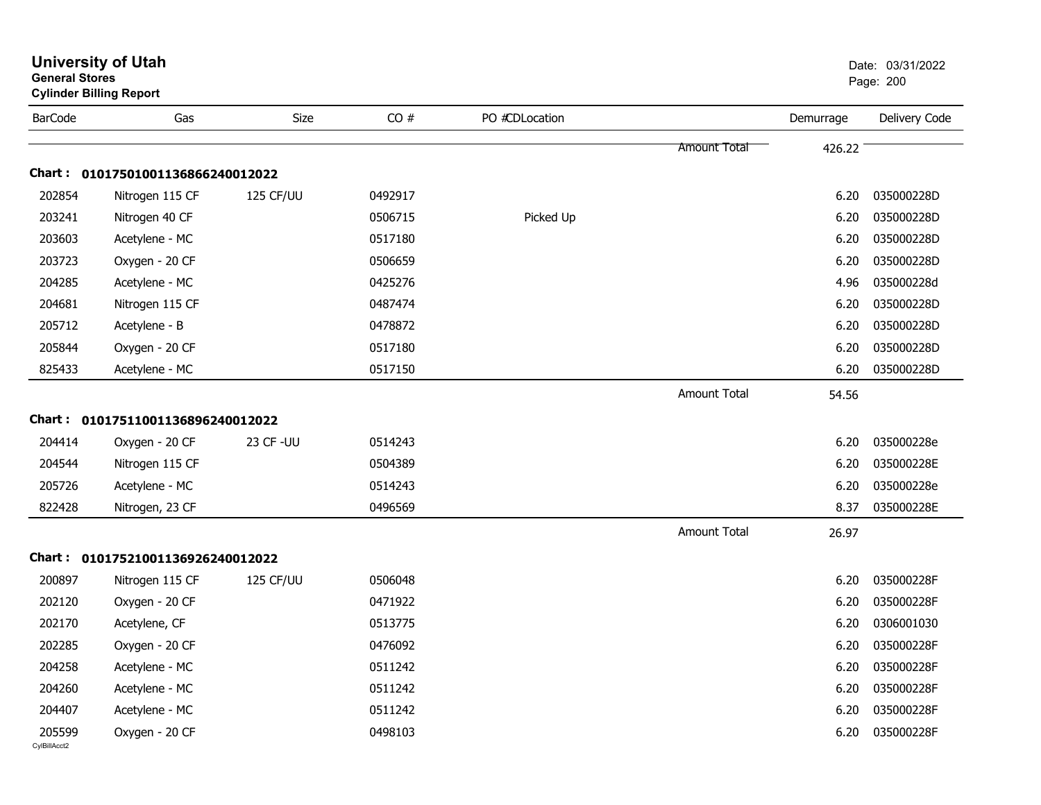# University of Utah

**General Stores**

**Cylinder Billing Report**

Date: 03/31/2022

| BarCode | Gas | Size | CO # | PO # | CDLocation | Demurrage | Delivery Code |
|---|---|---|---|---|---|---|---|
| | | | | | Amount Total | 426.22 | |

**Chart : 01017501001136866240012022**

| BarCode | Gas | Size | CO # | PO # | CDLocation | Demurrage | Delivery Code |
|---|---|---|---|---|---|---|---|
| 202854 | Nitrogen 115 CF | 125 CF/UU | 0492917 | | | 6.20 | 035000228D |
| 203241 | Nitrogen 40 CF | | 0506715 | | Picked Up | 6.20 | 035000228D |
| 203603 | Acetylene - MC | | 0517180 | | | 6.20 | 035000228D |
| 203723 | Oxygen - 20 CF | | 0506659 | | | 6.20 | 035000228D |
| 204285 | Acetylene - MC | | 0425276 | | | 4.96 | 035000228d |
| 204681 | Nitrogen 115 CF | | 0487474 | | | 6.20 | 035000228D |
| 205712 | Acetylene - B | | 0478872 | | | 6.20 | 035000228D |
| 205844 | Oxygen - 20 CF | | 0517180 | | | 6.20 | 035000228D |
| 825433 | Acetylene - MC | | 0517150 | | | 6.20 | 035000228D |
| | | | | | Amount Total | 54.56 | |

**Chart : 01017511001136896240012022**

| BarCode | Gas | Size | CO # | PO # | CDLocation | Demurrage | Delivery Code |
|---|---|---|---|---|---|---|---|
| 204414 | Oxygen - 20 CF | 23 CF -UU | 0514243 | | | 6.20 | 035000228e |
| 204544 | Nitrogen 115 CF | | 0504389 | | | 6.20 | 035000228E |
| 205726 | Acetylene - MC | | 0514243 | | | 6.20 | 035000228e |
| 822428 | Nitrogen, 23 CF | | 0496569 | | | 8.37 | 035000228E |
| | | | | | Amount Total | 26.97 | |

**Chart : 01017521001136926240012022**

| BarCode | Gas | Size | CO # | PO # | CDLocation | Demurrage | Delivery Code |
|---|---|---|---|---|---|---|---|
| 200897 | Nitrogen 115 CF | 125 CF/UU | 0506048 | | | 6.20 | 035000228F |
| 202120 | Oxygen - 20 CF | | 0471922 | | | 6.20 | 035000228F |
| 202170 | Acetylene, CF | | 0513775 | | | 6.20 | 0306001030 |
| 202285 | Oxygen - 20 CF | | 0476092 | | | 6.20 | 035000228F |
| 204258 | Acetylene - MC | | 0511242 | | | 6.20 | 035000228F |
| 204260 | Acetylene - MC | | 0511242 | | | 6.20 | 035000228F |
| 204407 | Acetylene - MC | | 0511242 | | | 6.20 | 035000228F |
| 205599 | Oxygen - 20 CF | | 0498103 | | | 6.20 | 035000228F |

CylBillAcct2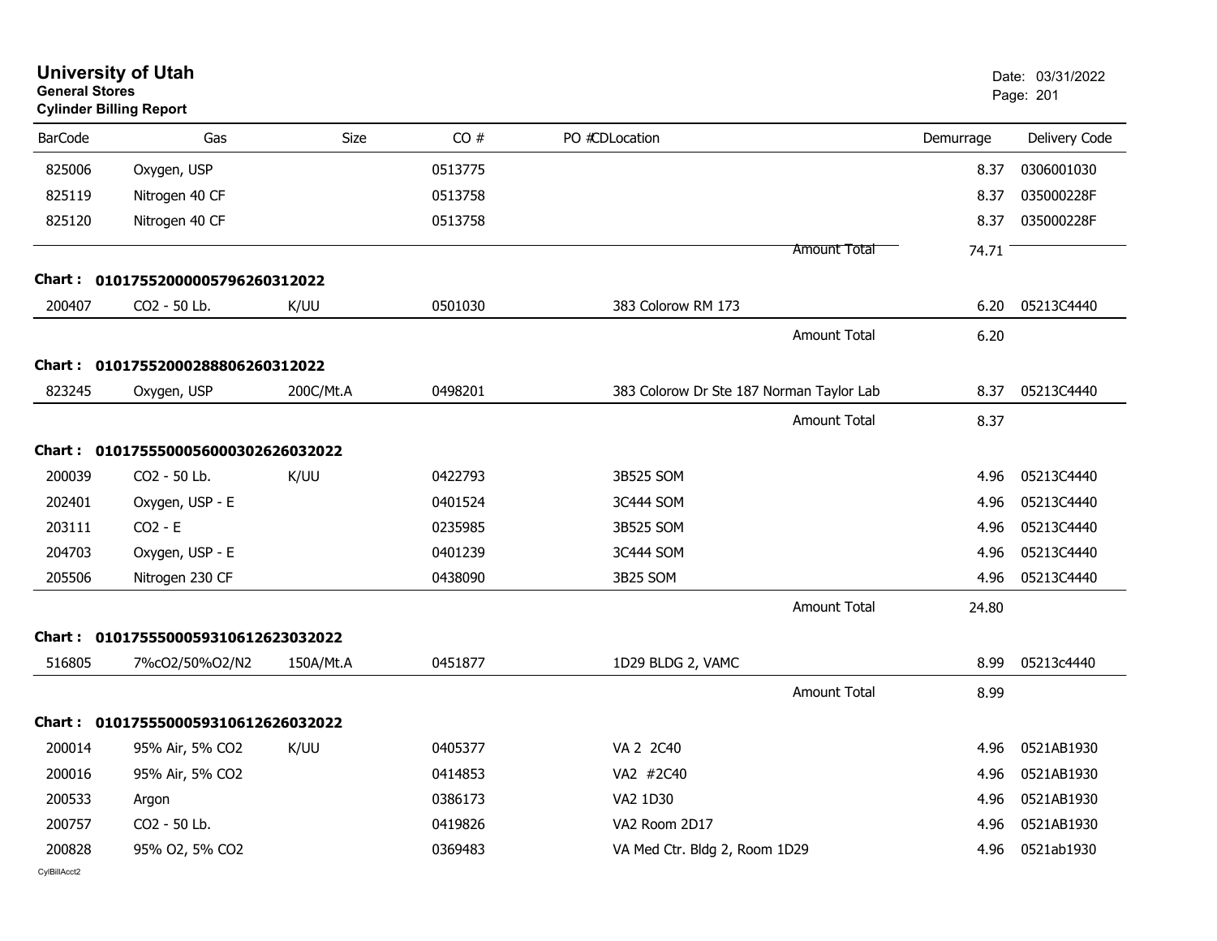# University of Utah
**General Stores**
**Cylinder Billing Report**

Date: 03/31/2022
Page: 201

| BarCode | Gas | Size | CO # | PO #CDLocation | Demurrage | Delivery Code |
|---|---|---|---|---|---|---|
| 825006 | Oxygen, USP | | 0513775 | | 8.37 | 0306001030 |
| 825119 | Nitrogen 40 CF | | 0513758 | | 8.37 | 035000228F |
| 825120 | Nitrogen 40 CF | | 0513758 | | 8.37 | 035000228F |
| | | | | Amount Total | 74.71 | |

**Chart : 01017552000005796260312022**

| BarCode | Gas | Size | CO # | PO #CDLocation | Demurrage | Delivery Code |
|---|---|---|---|---|---|---|
| 200407 | CO2 - 50 Lb. | K/UU | 0501030 | 383 Colorow RM 173 | 6.20 | 05213C4440 |
| | | | | Amount Total | 6.20 | |

**Chart : 01017552000288806260312022**

| BarCode | Gas | Size | CO # | PO #CDLocation | Demurrage | Delivery Code |
|---|---|---|---|---|---|---|
| 823245 | Oxygen, USP | 200C/Mt.A | 0498201 | 383 Colorow Dr Ste 187 Norman Taylor Lab | 8.37 | 05213C4440 |
| | | | | Amount Total | 8.37 | |

**Chart : 01017555000560003026260320222**

| BarCode | Gas | Size | CO # | PO #CDLocation | Demurrage | Delivery Code |
|---|---|---|---|---|---|---|
| 200039 | CO2 - 50 Lb. | K/UU | 0422793 | 3B525 SOM | 4.96 | 05213C4440 |
| 202401 | Oxygen, USP - E | | 0401524 | 3C444 SOM | 4.96 | 05213C4440 |
| 203111 | CO2 - E | | 0235985 | 3B525 SOM | 4.96 | 05213C4440 |
| 204703 | Oxygen, USP - E | | 0401239 | 3C444 SOM | 4.96 | 05213C4440 |
| 205506 | Nitrogen 230 CF | | 0438090 | 3B25 SOM | 4.96 | 05213C4440 |
| | | | | Amount Total | 24.80 | |

**Chart : 01017555000593106126230320222**

| BarCode | Gas | Size | CO # | PO #CDLocation | Demurrage | Delivery Code |
|---|---|---|---|---|---|---|
| 516805 | 7%cO2/50%O2/N2 | 150A/Mt.A | 0451877 | 1D29 BLDG 2, VAMC | 8.99 | 05213c4440 |
| | | | | Amount Total | 8.99 | |

**Chart : 01017555000593106126260320222**

| BarCode | Gas | Size | CO # | PO #CDLocation | Demurrage | Delivery Code |
|---|---|---|---|---|---|---|
| 200014 | 95% Air, 5% CO2 | K/UU | 0405377 | VA 2 2C40 | 4.96 | 0521AB1930 |
| 200016 | 95% Air, 5% CO2 | | 0414853 | VA2 #2C40 | 4.96 | 0521AB1930 |
| 200533 | Argon | | 0386173 | VA2 1D30 | 4.96 | 0521AB1930 |
| 200757 | CO2 - 50 Lb. | | 0419826 | VA2 Room 2D17 | 4.96 | 0521AB1930 |
| 200828 | 95% O2, 5% CO2 | | 0369483 | VA Med Ctr. Bldg 2, Room 1D29 | 4.96 | 0521ab1930 |

CylBillAcct2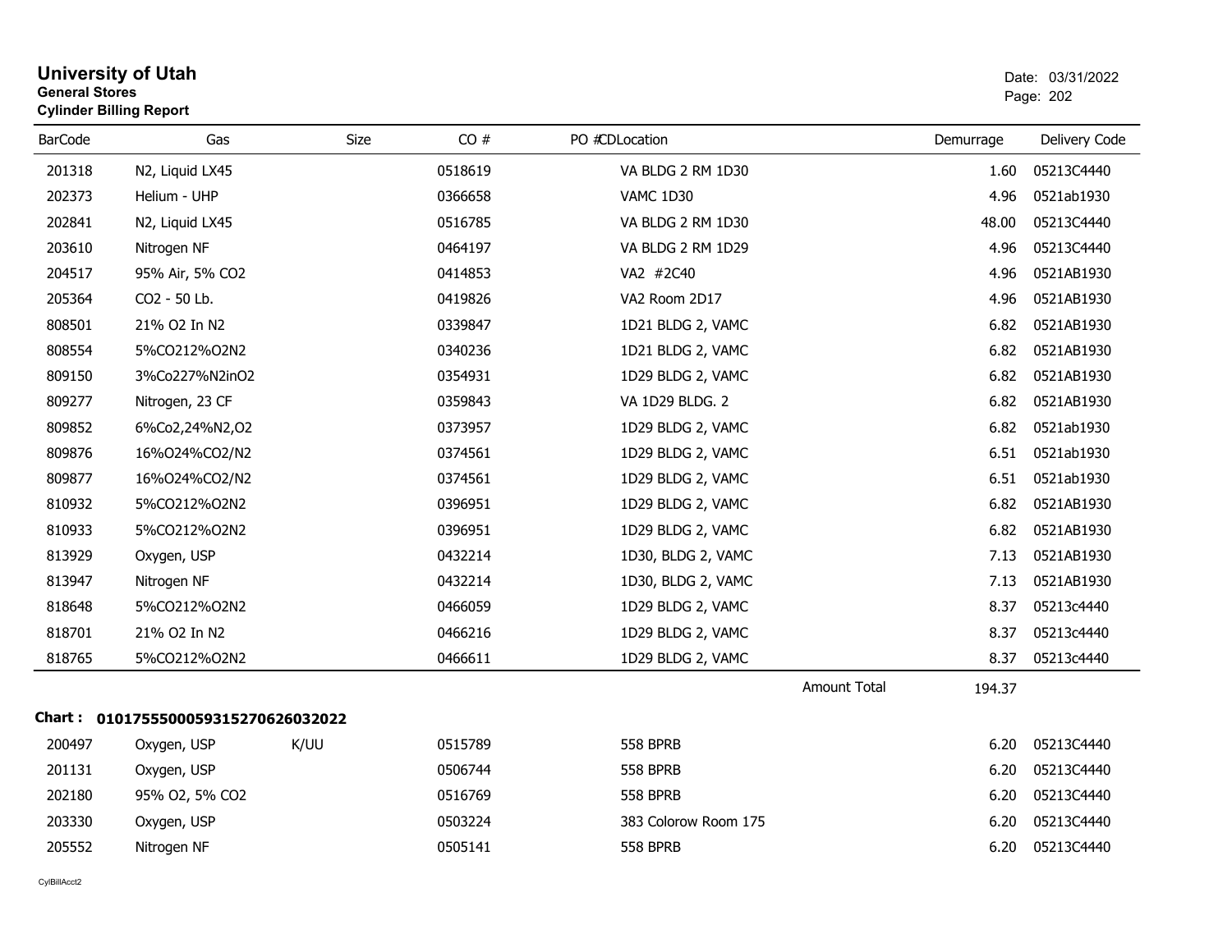**University of Utah**
**General Stores**
**Cylinder Billing Report**

Date: 03/31/2022

| BarCode | Gas | Size | CO # | PO # | CDLocation | Demurrage | Delivery Code |
|---|---|---|---|---|---|---|---|
| 201318 | N2, Liquid LX45 | | 0518619 | | VA BLDG 2 RM 1D30 | 1.60 | 05213C4440 |
| 202373 | Helium - UHP | | 0366658 | | VAMC 1D30 | 4.96 | 0521ab1930 |
| 202841 | N2, Liquid LX45 | | 0516785 | | VA BLDG 2 RM 1D30 | 48.00 | 05213C4440 |
| 203610 | Nitrogen NF | | 0464197 | | VA BLDG 2 RM 1D29 | 4.96 | 05213C4440 |
| 204517 | 95% Air, 5% CO2 | | 0414853 | | VA2 #2C40 | 4.96 | 0521AB1930 |
| 205364 | CO2 - 50 Lb. | | 0419826 | | VA2 Room 2D17 | 4.96 | 0521AB1930 |
| 808501 | 21% O2 In N2 | | 0339847 | | 1D21 BLDG 2, VAMC | 6.82 | 0521AB1930 |
| 808554 | 5%CO212%O2N2 | | 0340236 | | 1D21 BLDG 2, VAMC | 6.82 | 0521AB1930 |
| 809150 | 3%Co227%N2inO2 | | 0354931 | | 1D29 BLDG 2, VAMC | 6.82 | 0521AB1930 |
| 809277 | Nitrogen, 23 CF | | 0359843 | | VA 1D29 BLDG. 2 | 6.82 | 0521AB1930 |
| 809852 | 6%Co2,24%N2,O2 | | 0373957 | | 1D29 BLDG 2, VAMC | 6.82 | 0521ab1930 |
| 809876 | 16%O24%CO2/N2 | | 0374561 | | 1D29 BLDG 2, VAMC | 6.51 | 0521ab1930 |
| 809877 | 16%O24%CO2/N2 | | 0374561 | | 1D29 BLDG 2, VAMC | 6.51 | 0521ab1930 |
| 810932 | 5%CO212%O2N2 | | 0396951 | | 1D29 BLDG 2, VAMC | 6.82 | 0521AB1930 |
| 810933 | 5%CO212%O2N2 | | 0396951 | | 1D29 BLDG 2, VAMC | 6.82 | 0521AB1930 |
| 813929 | Oxygen, USP | | 0432214 | | 1D30, BLDG 2, VAMC | 7.13 | 0521AB1930 |
| 813947 | Nitrogen NF | | 0432214 | | 1D30, BLDG 2, VAMC | 7.13 | 0521AB1930 |
| 818648 | 5%CO212%O2N2 | | 0466059 | | 1D29 BLDG 2, VAMC | 8.37 | 05213c4440 |
| 818701 | 21% O2 In N2 | | 0466216 | | 1D29 BLDG 2, VAMC | 8.37 | 05213c4440 |
| 818765 | 5%CO212%O2N2 | | 0466611 | | 1D29 BLDG 2, VAMC | 8.37 | 05213c4440 |
| | | | | | Amount Total | 194.37 | |

**Chart : 01017555000593152706260320222**

| BarCode | Gas | Size | CO # | PO # | CDLocation | Demurrage | Delivery Code |
|---|---|---|---|---|---|---|---|
| 200497 | Oxygen, USP | K/UU | 0515789 | | 558 BPRB | 6.20 | 05213C4440 |
| 201131 | Oxygen, USP | | 0506744 | | 558 BPRB | 6.20 | 05213C4440 |
| 202180 | 95% O2, 5% CO2 | | 0516769 | | 558 BPRB | 6.20 | 05213C4440 |
| 203330 | Oxygen, USP | | 0503224 | | 383 Colorow Room 175 | 6.20 | 05213C4440 |
| 205552 | Nitrogen NF | | 0505141 | | 558 BPRB | 6.20 | 05213C4440 |

CylBillAcct2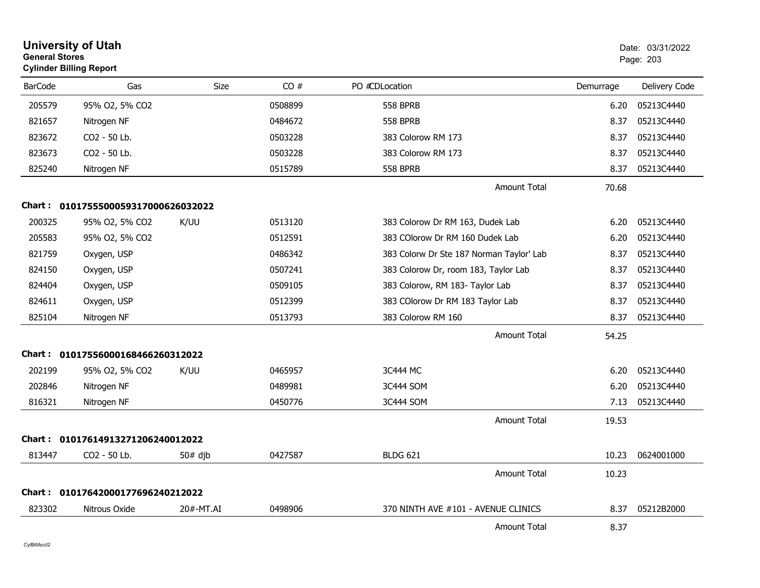# University of Utah

**General Stores**

**Cylinder Billing Report**

Date: 03/31/2022

| BarCode | Gas | Size | CO # | PO #CDLocation | Demurrage | Delivery Code |
|---|---|---|---|---|---|---|
| 205579 | 95% O2, 5% CO2 | | 0508899 | 558 BPRB | 6.20 | 05213C4440 |
| 821657 | Nitrogen NF | | 0484672 | 558 BPRB | 8.37 | 05213C4440 |
| 823672 | CO2 - 50 Lb. | | 0503228 | 383 Colorow RM 173 | 8.37 | 05213C4440 |
| 823673 | CO2 - 50 Lb. | | 0503228 | 383 Colorow RM 173 | 8.37 | 05213C4440 |
| 825240 | Nitrogen NF | | 0515789 | 558 BPRB | 8.37 | 05213C4440 |
| | | | | Amount Total | 70.68 | |

**Chart : 01017555000593170006260320 22**

| BarCode | Gas | Size | CO # | PO #CDLocation | Demurrage | Delivery Code |
|---|---|---|---|---|---|---|
| 200325 | 95% O2, 5% CO2 | K/UU | 0513120 | 383 Colorow Dr RM 163, Dudek Lab | 6.20 | 05213C4440 |
| 205583 | 95% O2, 5% CO2 | | 0512591 | 383 COlorow Dr RM 160 Dudek Lab | 6.20 | 05213C4440 |
| 821759 | Oxygen, USP | | 0486342 | 383 Colorw Dr Ste 187 Norman Taylor' Lab | 8.37 | 05213C4440 |
| 824150 | Oxygen, USP | | 0507241 | 383 Colorow Dr, room 183, Taylor Lab | 8.37 | 05213C4440 |
| 824404 | Oxygen, USP | | 0509105 | 383 Colorow, RM 183- Taylor Lab | 8.37 | 05213C4440 |
| 824611 | Oxygen, USP | | 0512399 | 383 COlorow Dr RM 183 Taylor Lab | 8.37 | 05213C4440 |
| 825104 | Nitrogen NF | | 0513793 | 383 Colorow RM 160 | 8.37 | 05213C4440 |
| | | | | Amount Total | 54.25 | |

**Chart : 01017556000168466260312022**

| BarCode | Gas | Size | CO # | PO #CDLocation | Demurrage | Delivery Code |
|---|---|---|---|---|---|---|
| 202199 | 95% O2, 5% CO2 | K/UU | 0465957 | 3C444 MC | 6.20 | 05213C4440 |
| 202846 | Nitrogen NF | | 0489981 | 3C444 SOM | 6.20 | 05213C4440 |
| 816321 | Nitrogen NF | | 0450776 | 3C444 SOM | 7.13 | 05213C4440 |
| | | | | Amount Total | 19.53 | |

**Chart : 01017614913271206240012022**

| BarCode | Gas | Size | CO # | PO #CDLocation | Demurrage | Delivery Code |
|---|---|---|---|---|---|---|
| 813447 | CO2 - 50 Lb. | 50# djb | 0427587 | BLDG 621 | 10.23 | 0624001000 |
| | | | | Amount Total | 10.23 | |

**Chart : 01017642000177696240212022**

| BarCode | Gas | Size | CO # | PO #CDLocation | Demurrage | Delivery Code |
|---|---|---|---|---|---|---|
| 823302 | Nitrous Oxide | 20#-MT.AI | 0498906 | 370 NINTH AVE #101 - AVENUE CLINICS | 8.37 | 05212B2000 |
| | | | | Amount Total | 8.37 | |

CylBillAcct2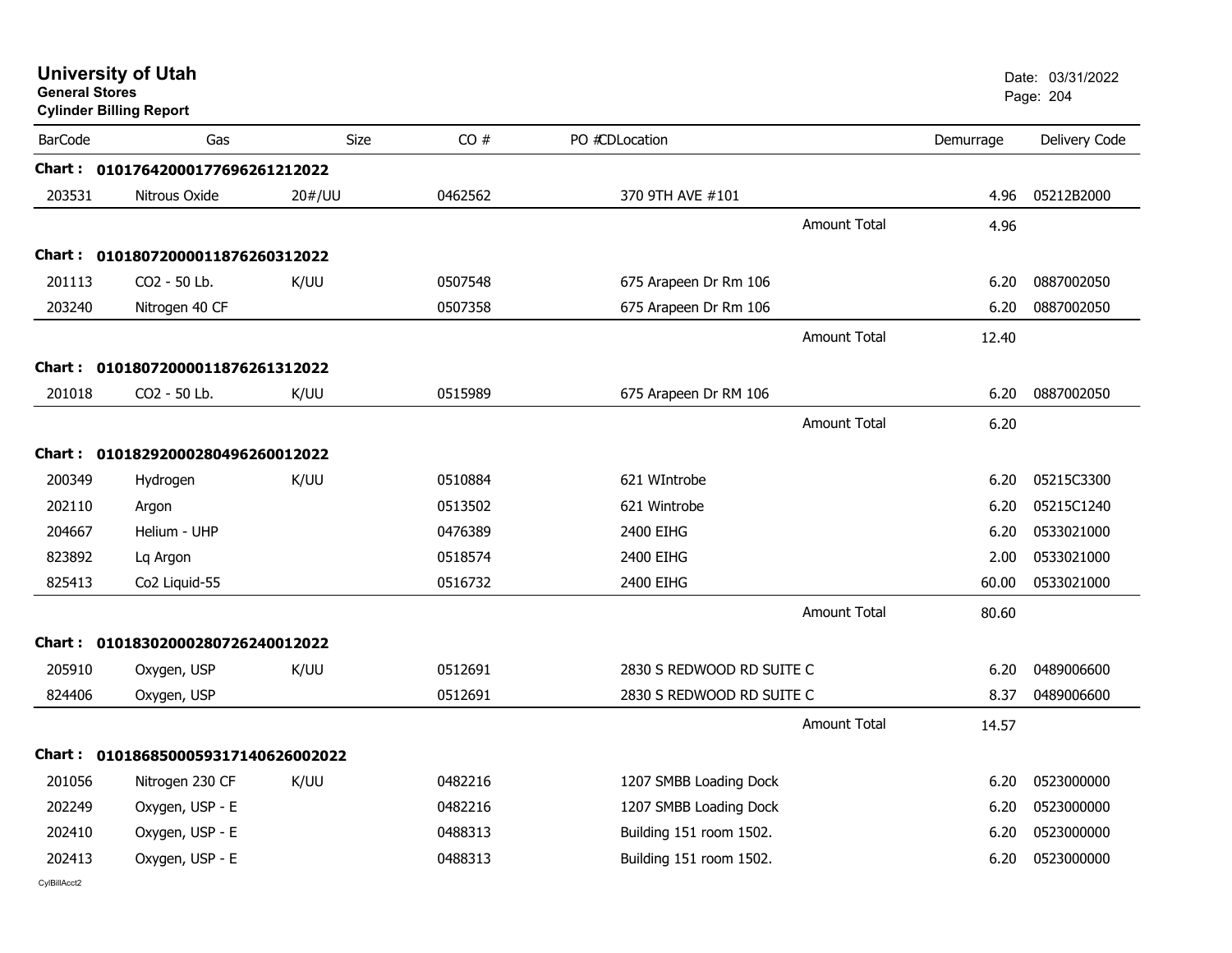# University of Utah

**General Stores**

**Cylinder Billing Report**

Date: 03/31/2022

| BarCode | Gas | Size | CO # | PO #CDLocation | Demurrage | Delivery Code |
|---|---|---|---|---|---|---|
| **Chart : 01017642000177696261212022** | | | | | | |
| 203531 | Nitrous Oxide | 20#/UU | 0462562 | 370 9TH AVE #101 | 4.96 | 05212B2000 |
| | | | | Amount Total | 4.96 | |
| **Chart : 01018072000011876260312022** | | | | | | |
| 201113 | CO2 - 50 Lb. | K/UU | 0507548 | 675 Arapeen Dr Rm 106 | 6.20 | 0887002050 |
| 203240 | Nitrogen 40 CF | | 0507358 | 675 Arapeen Dr Rm 106 | 6.20 | 0887002050 |
| | | | | Amount Total | 12.40 | |
| **Chart : 01018072000011876261312022** | | | | | | |
| 201018 | CO2 - 50 Lb. | K/UU | 0515989 | 675 Arapeen Dr RM 106 | 6.20 | 0887002050 |
| | | | | Amount Total | 6.20 | |
| **Chart : 01018292000280496260012022** | | | | | | |
| 200349 | Hydrogen | K/UU | 0510884 | 621 WIntrobe | 6.20 | 05215C3300 |
| 202110 | Argon | | 0513502 | 621 Wintrobe | 6.20 | 05215C1240 |
| 204667 | Helium - UHP | | 0476389 | 2400 EIHG | 6.20 | 0533021000 |
| 823892 | Lq Argon | | 0518574 | 2400 EIHG | 2.00 | 0533021000 |
| 825413 | Co2 Liquid-55 | | 0516732 | 2400 EIHG | 60.00 | 0533021000 |
| | | | | Amount Total | 80.60 | |
| **Chart : 01018302000280726240012022** | | | | | | |
| 205910 | Oxygen, USP | K/UU | 0512691 | 2830 S REDWOOD RD SUITE C | 6.20 | 0489006600 |
| 824406 | Oxygen, USP | | 0512691 | 2830 S REDWOOD RD SUITE C | 8.37 | 0489006600 |
| | | | | Amount Total | 14.57 | |
| **Chart : 01018685000593171406260020​22** | | | | | | |
| 201056 | Nitrogen 230 CF | K/UU | 0482216 | 1207 SMBB Loading Dock | 6.20 | 0523000000 |
| 202249 | Oxygen, USP - E | | 0482216 | 1207 SMBB Loading Dock | 6.20 | 0523000000 |
| 202410 | Oxygen, USP - E | | 0488313 | Building 151 room 1502. | 6.20 | 0523000000 |
| 202413 | Oxygen, USP - E | | 0488313 | Building 151 room 1502. | 6.20 | 0523000000 |

CylBillAcct2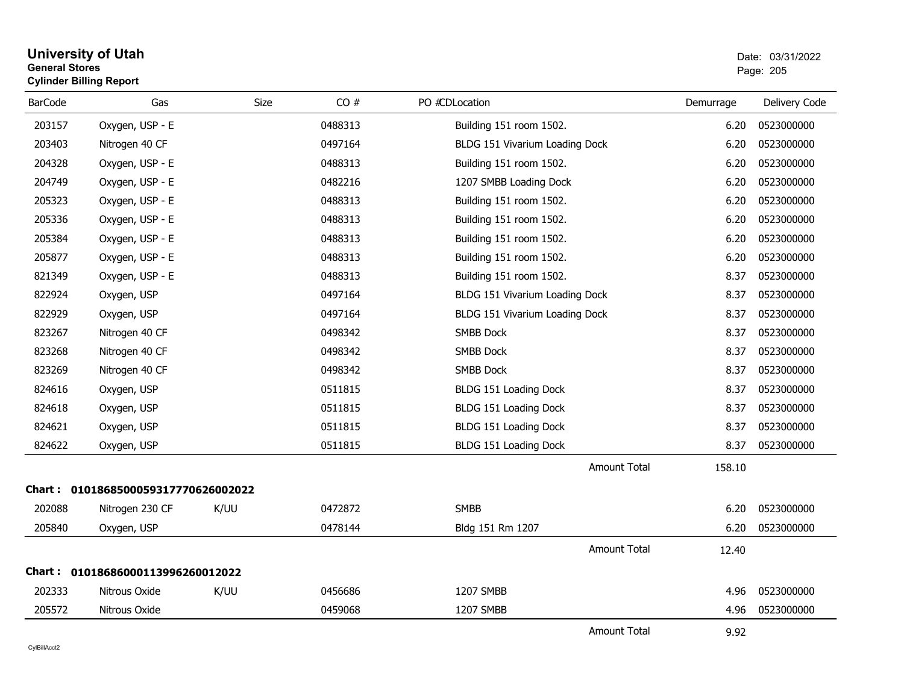# University of Utah

**General Stores**

**Cylinder Billing Report**

Date: 03/31/2022

| BarCode | Gas | Size | CO # | PO #CDLocation | Demurrage | Delivery Code |
|---|---|---|---|---|---|---|
| 203157 | Oxygen, USP - E | | 0488313 | Building 151 room 1502. | 6.20 | 0523000000 |
| 203403 | Nitrogen 40 CF | | 0497164 | BLDG 151 Vivarium Loading Dock | 6.20 | 0523000000 |
| 204328 | Oxygen, USP - E | | 0488313 | Building 151 room 1502. | 6.20 | 0523000000 |
| 204749 | Oxygen, USP - E | | 0482216 | 1207 SMBB Loading Dock | 6.20 | 0523000000 |
| 205323 | Oxygen, USP - E | | 0488313 | Building 151 room 1502. | 6.20 | 0523000000 |
| 205336 | Oxygen, USP - E | | 0488313 | Building 151 room 1502. | 6.20 | 0523000000 |
| 205384 | Oxygen, USP - E | | 0488313 | Building 151 room 1502. | 6.20 | 0523000000 |
| 205877 | Oxygen, USP - E | | 0488313 | Building 151 room 1502. | 6.20 | 0523000000 |
| 821349 | Oxygen, USP - E | | 0488313 | Building 151 room 1502. | 8.37 | 0523000000 |
| 822924 | Oxygen, USP | | 0497164 | BLDG 151 Vivarium Loading Dock | 8.37 | 0523000000 |
| 822929 | Oxygen, USP | | 0497164 | BLDG 151 Vivarium Loading Dock | 8.37 | 0523000000 |
| 823267 | Nitrogen 40 CF | | 0498342 | SMBB Dock | 8.37 | 0523000000 |
| 823268 | Nitrogen 40 CF | | 0498342 | SMBB Dock | 8.37 | 0523000000 |
| 823269 | Nitrogen 40 CF | | 0498342 | SMBB Dock | 8.37 | 0523000000 |
| 824616 | Oxygen, USP | | 0511815 | BLDG 151 Loading Dock | 8.37 | 0523000000 |
| 824618 | Oxygen, USP | | 0511815 | BLDG 151 Loading Dock | 8.37 | 0523000000 |
| 824621 | Oxygen, USP | | 0511815 | BLDG 151 Loading Dock | 8.37 | 0523000000 |
| 824622 | Oxygen, USP | | 0511815 | BLDG 151 Loading Dock | 8.37 | 0523000000 |
| | | | | Amount Total | 158.10 | |

**Chart : 01018685000593177706260022022**

| BarCode | Gas | Size | CO # | PO #CDLocation | Demurrage | Delivery Code |
|---|---|---|---|---|---|---|
| 202088 | Nitrogen 230 CF | K/UU | 0472872 | SMBB | 6.20 | 0523000000 |
| 205840 | Oxygen, USP | | 0478144 | Bldg 151 Rm 1207 | 6.20 | 0523000000 |
| | | | | Amount Total | 12.40 | |

**Chart : 0101868600011399626001 2022**

| BarCode | Gas | Size | CO # | PO #CDLocation | Demurrage | Delivery Code |
|---|---|---|---|---|---|---|
| 202333 | Nitrous Oxide | K/UU | 0456686 | 1207 SMBB | 4.96 | 0523000000 |
| 205572 | Nitrous Oxide | | 0459068 | 1207 SMBB | 4.96 | 0523000000 |
| | | | | Amount Total | 9.92 | |

CylBillAcct2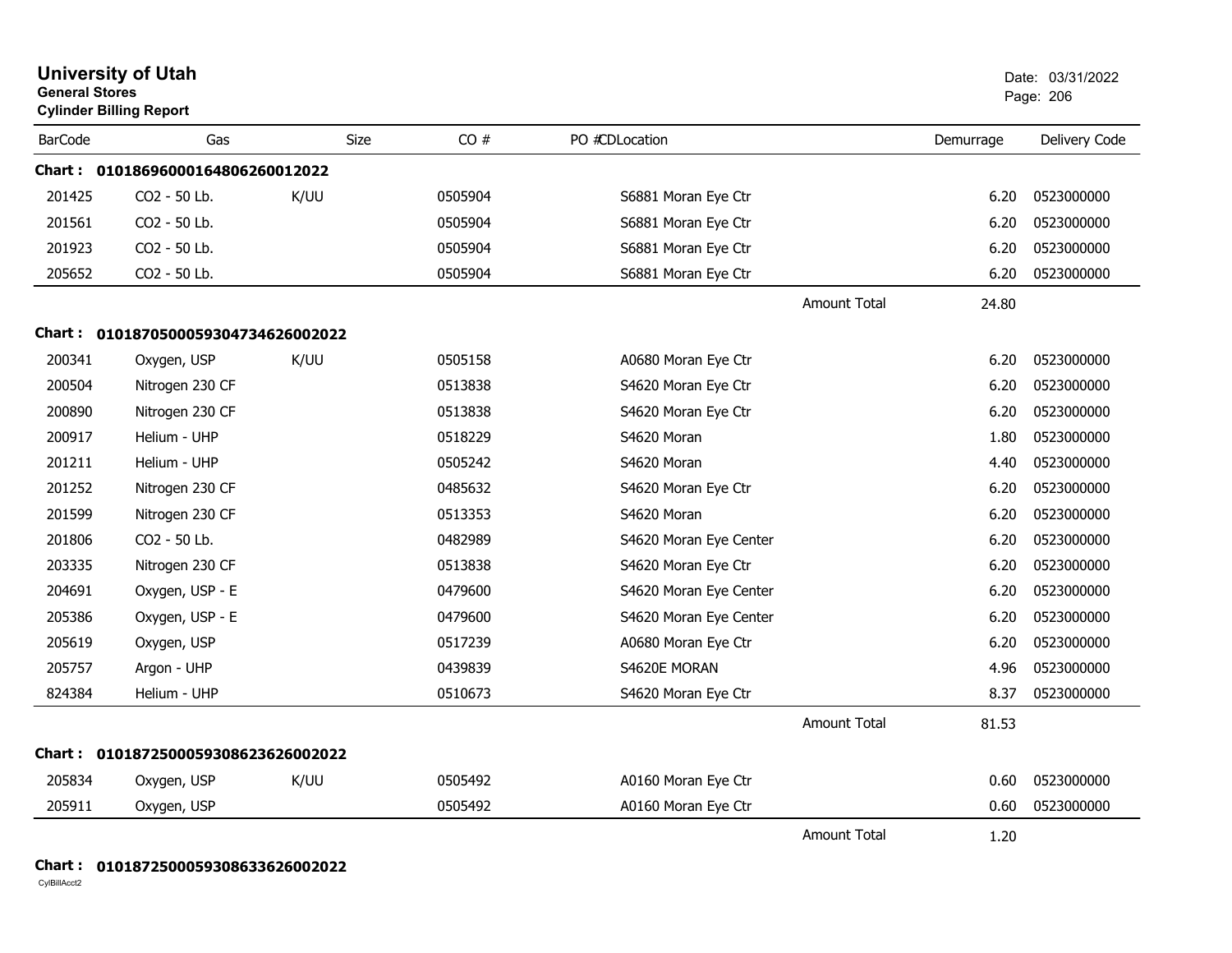# University of Utah
**General Stores**
**Cylinder Billing Report**

Date: 03/31/2022

| BarCode | Gas | Size | CO # | PO #CDLocation | Demurrage | Delivery Code |
|---|---|---|---|---|---|---|
| **Chart : 01018696000164806260012022** | | | | | | |
| 201425 | CO2 - 50 Lb. | K/UU | 0505904 | S6881 Moran Eye Ctr | 6.20 | 0523000000 |
| 201561 | CO2 - 50 Lb. | | 0505904 | S6881 Moran Eye Ctr | 6.20 | 0523000000 |
| 201923 | CO2 - 50 Lb. | | 0505904 | S6881 Moran Eye Ctr | 6.20 | 0523000000 |
| 205652 | CO2 - 50 Lb. | | 0505904 | S6881 Moran Eye Ctr | 6.20 | 0523000000 |
| | | | | Amount Total | 24.80 | |
| **Chart : 01018705000593047346260022022** | | | | | | |
| 200341 | Oxygen, USP | K/UU | 0505158 | A0680 Moran Eye Ctr | 6.20 | 0523000000 |
| 200504 | Nitrogen 230 CF | | 0513838 | S4620 Moran Eye Ctr | 6.20 | 0523000000 |
| 200890 | Nitrogen 230 CF | | 0513838 | S4620 Moran Eye Ctr | 6.20 | 0523000000 |
| 200917 | Helium - UHP | | 0518229 | S4620 Moran | 1.80 | 0523000000 |
| 201211 | Helium - UHP | | 0505242 | S4620 Moran | 4.40 | 0523000000 |
| 201252 | Nitrogen 230 CF | | 0485632 | S4620 Moran Eye Ctr | 6.20 | 0523000000 |
| 201599 | Nitrogen 230 CF | | 0513353 | S4620 Moran | 6.20 | 0523000000 |
| 201806 | CO2 - 50 Lb. | | 0482989 | S4620 Moran Eye Center | 6.20 | 0523000000 |
| 203335 | Nitrogen 230 CF | | 0513838 | S4620 Moran Eye Ctr | 6.20 | 0523000000 |
| 204691 | Oxygen, USP - E | | 0479600 | S4620 Moran Eye Center | 6.20 | 0523000000 |
| 205386 | Oxygen, USP - E | | 0479600 | S4620 Moran Eye Center | 6.20 | 0523000000 |
| 205619 | Oxygen, USP | | 0517239 | A0680 Moran Eye Ctr | 6.20 | 0523000000 |
| 205757 | Argon - UHP | | 0439839 | S4620E MORAN | 4.96 | 0523000000 |
| 824384 | Helium - UHP | | 0510673 | S4620 Moran Eye Ctr | 8.37 | 0523000000 |
| | | | | Amount Total | 81.53 | |
| **Chart : 01018725000593086236260022022** | | | | | | |
| 205834 | Oxygen, USP | K/UU | 0505492 | A0160 Moran Eye Ctr | 0.60 | 0523000000 |
| 205911 | Oxygen, USP | | 0505492 | A0160 Moran Eye Ctr | 0.60 | 0523000000 |
| | | | | Amount Total | 1.20 | |

**Chart : 01018725000593086336260022022**

CylBillAcct2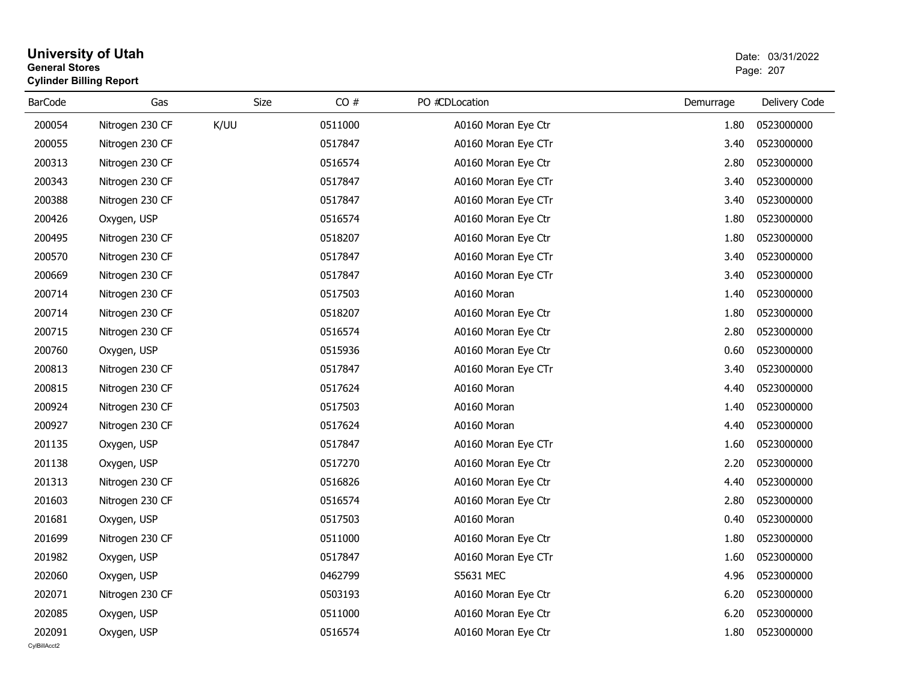# University of Utah

**General Stores**

**Cylinder Billing Report**

Date: 03/31/2022

| BarCode | Gas | Size | CO # | PO # | CD | Location | Demurrage | Delivery Code |
|---|---|---|---|---|---|---|---|---|
| 200054 | Nitrogen 230 CF | K/UU | 0511000 | | | A0160 Moran Eye Ctr | 1.80 | 0523000000 |
| 200055 | Nitrogen 230 CF | | 0517847 | | | A0160 Moran Eye CTr | 3.40 | 0523000000 |
| 200313 | Nitrogen 230 CF | | 0516574 | | | A0160 Moran Eye Ctr | 2.80 | 0523000000 |
| 200343 | Nitrogen 230 CF | | 0517847 | | | A0160 Moran Eye CTr | 3.40 | 0523000000 |
| 200388 | Nitrogen 230 CF | | 0517847 | | | A0160 Moran Eye CTr | 3.40 | 0523000000 |
| 200426 | Oxygen, USP | | 0516574 | | | A0160 Moran Eye Ctr | 1.80 | 0523000000 |
| 200495 | Nitrogen 230 CF | | 0518207 | | | A0160 Moran Eye Ctr | 1.80 | 0523000000 |
| 200570 | Nitrogen 230 CF | | 0517847 | | | A0160 Moran Eye CTr | 3.40 | 0523000000 |
| 200669 | Nitrogen 230 CF | | 0517847 | | | A0160 Moran Eye CTr | 3.40 | 0523000000 |
| 200714 | Nitrogen 230 CF | | 0517503 | | | A0160 Moran | 1.40 | 0523000000 |
| 200714 | Nitrogen 230 CF | | 0518207 | | | A0160 Moran Eye Ctr | 1.80 | 0523000000 |
| 200715 | Nitrogen 230 CF | | 0516574 | | | A0160 Moran Eye Ctr | 2.80 | 0523000000 |
| 200760 | Oxygen, USP | | 0515936 | | | A0160 Moran Eye Ctr | 0.60 | 0523000000 |
| 200813 | Nitrogen 230 CF | | 0517847 | | | A0160 Moran Eye CTr | 3.40 | 0523000000 |
| 200815 | Nitrogen 230 CF | | 0517624 | | | A0160 Moran | 4.40 | 0523000000 |
| 200924 | Nitrogen 230 CF | | 0517503 | | | A0160 Moran | 1.40 | 0523000000 |
| 200927 | Nitrogen 230 CF | | 0517624 | | | A0160 Moran | 4.40 | 0523000000 |
| 201135 | Oxygen, USP | | 0517847 | | | A0160 Moran Eye CTr | 1.60 | 0523000000 |
| 201138 | Oxygen, USP | | 0517270 | | | A0160 Moran Eye Ctr | 2.20 | 0523000000 |
| 201313 | Nitrogen 230 CF | | 0516826 | | | A0160 Moran Eye Ctr | 4.40 | 0523000000 |
| 201603 | Nitrogen 230 CF | | 0516574 | | | A0160 Moran Eye Ctr | 2.80 | 0523000000 |
| 201681 | Oxygen, USP | | 0517503 | | | A0160 Moran | 0.40 | 0523000000 |
| 201699 | Nitrogen 230 CF | | 0511000 | | | A0160 Moran Eye Ctr | 1.80 | 0523000000 |
| 201982 | Oxygen, USP | | 0517847 | | | A0160 Moran Eye CTr | 1.60 | 0523000000 |
| 202060 | Oxygen, USP | | 0462799 | | | S5631 MEC | 4.96 | 0523000000 |
| 202071 | Nitrogen 230 CF | | 0503193 | | | A0160 Moran Eye Ctr | 6.20 | 0523000000 |
| 202085 | Oxygen, USP | | 0511000 | | | A0160 Moran Eye Ctr | 6.20 | 0523000000 |
| 202091 | Oxygen, USP | | 0516574 | | | A0160 Moran Eye Ctr | 1.80 | 0523000000 |

CylBillAcct2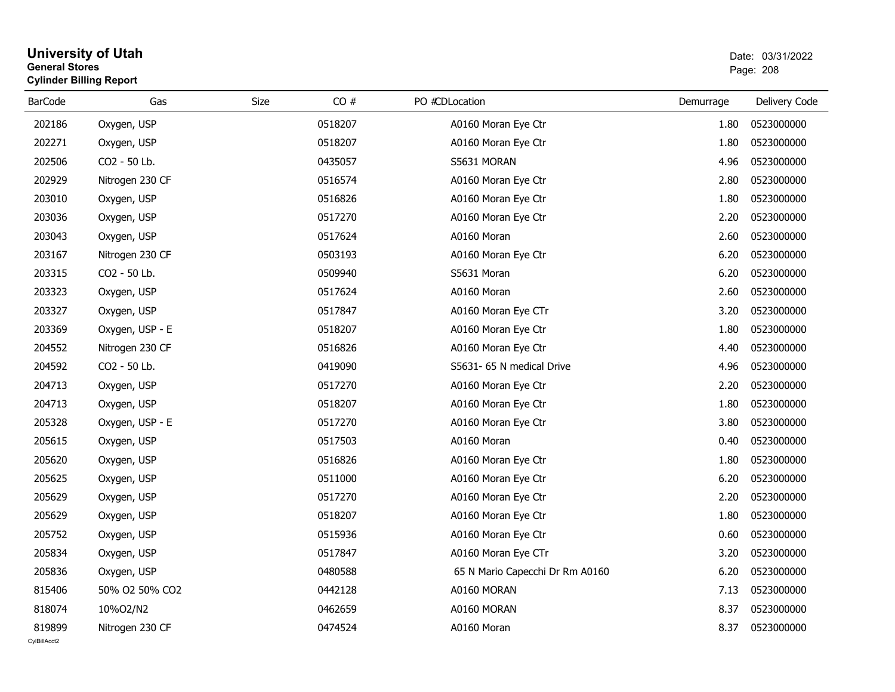# University of Utah

**General Stores**

**Cylinder Billing Report**

Date: 03/31/2022

| BarCode | Gas | Size | CO # | PO # | CDLocation | Demurrage | Delivery Code |
|---|---|---|---|---|---|---|---|
| 202186 | Oxygen, USP | | 0518207 | | A0160 Moran Eye Ctr | 1.80 | 0523000000 |
| 202271 | Oxygen, USP | | 0518207 | | A0160 Moran Eye Ctr | 1.80 | 0523000000 |
| 202506 | CO2 - 50 Lb. | | 0435057 | | S5631 MORAN | 4.96 | 0523000000 |
| 202929 | Nitrogen 230 CF | | 0516574 | | A0160 Moran Eye Ctr | 2.80 | 0523000000 |
| 203010 | Oxygen, USP | | 0516826 | | A0160 Moran Eye Ctr | 1.80 | 0523000000 |
| 203036 | Oxygen, USP | | 0517270 | | A0160 Moran Eye Ctr | 2.20 | 0523000000 |
| 203043 | Oxygen, USP | | 0517624 | | A0160 Moran | 2.60 | 0523000000 |
| 203167 | Nitrogen 230 CF | | 0503193 | | A0160 Moran Eye Ctr | 6.20 | 0523000000 |
| 203315 | CO2 - 50 Lb. | | 0509940 | | S5631 Moran | 6.20 | 0523000000 |
| 203323 | Oxygen, USP | | 0517624 | | A0160 Moran | 2.60 | 0523000000 |
| 203327 | Oxygen, USP | | 0517847 | | A0160 Moran Eye CTr | 3.20 | 0523000000 |
| 203369 | Oxygen, USP - E | | 0518207 | | A0160 Moran Eye Ctr | 1.80 | 0523000000 |
| 204552 | Nitrogen 230 CF | | 0516826 | | A0160 Moran Eye Ctr | 4.40 | 0523000000 |
| 204592 | CO2 - 50 Lb. | | 0419090 | | S5631- 65 N medical Drive | 4.96 | 0523000000 |
| 204713 | Oxygen, USP | | 0517270 | | A0160 Moran Eye Ctr | 2.20 | 0523000000 |
| 204713 | Oxygen, USP | | 0518207 | | A0160 Moran Eye Ctr | 1.80 | 0523000000 |
| 205328 | Oxygen, USP - E | | 0517270 | | A0160 Moran Eye Ctr | 3.80 | 0523000000 |
| 205615 | Oxygen, USP | | 0517503 | | A0160 Moran | 0.40 | 0523000000 |
| 205620 | Oxygen, USP | | 0516826 | | A0160 Moran Eye Ctr | 1.80 | 0523000000 |
| 205625 | Oxygen, USP | | 0511000 | | A0160 Moran Eye Ctr | 6.20 | 0523000000 |
| 205629 | Oxygen, USP | | 0517270 | | A0160 Moran Eye Ctr | 2.20 | 0523000000 |
| 205629 | Oxygen, USP | | 0518207 | | A0160 Moran Eye Ctr | 1.80 | 0523000000 |
| 205752 | Oxygen, USP | | 0515936 | | A0160 Moran Eye Ctr | 0.60 | 0523000000 |
| 205834 | Oxygen, USP | | 0517847 | | A0160 Moran Eye CTr | 3.20 | 0523000000 |
| 205836 | Oxygen, USP | | 0480588 | | 65 N Mario Capecchi Dr Rm A0160 | 6.20 | 0523000000 |
| 815406 | 50% O2 50% CO2 | | 0442128 | | A0160 MORAN | 7.13 | 0523000000 |
| 818074 | 10%O2/N2 | | 0462659 | | A0160 MORAN | 8.37 | 0523000000 |
| 819899 | Nitrogen 230 CF | | 0474524 | | A0160 Moran | 8.37 | 0523000000 |

CylBillAcct2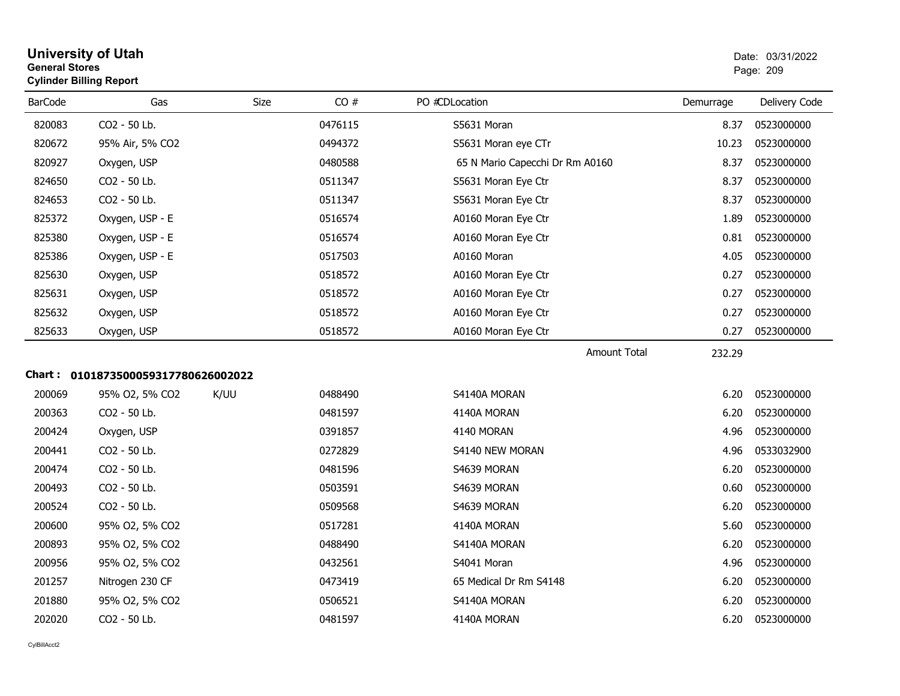# University of Utah
**General Stores**
**Cylinder Billing Report**

Date: 03/31/2022

| BarCode | Gas | Size | CO # | PO #CDLocation | Demurrage | Delivery Code |
|---|---|---|---|---|---|---|
| 820083 | CO2 - 50 Lb. | | 0476115 | S5631 Moran | 8.37 | 0523000000 |
| 820672 | 95% Air, 5% CO2 | | 0494372 | S5631 Moran eye CTr | 10.23 | 0523000000 |
| 820927 | Oxygen, USP | | 0480588 | 65 N Mario Capecchi Dr Rm A0160 | 8.37 | 0523000000 |
| 824650 | CO2 - 50 Lb. | | 0511347 | S5631 Moran Eye Ctr | 8.37 | 0523000000 |
| 824653 | CO2 - 50 Lb. | | 0511347 | S5631 Moran Eye Ctr | 8.37 | 0523000000 |
| 825372 | Oxygen, USP - E | | 0516574 | A0160 Moran Eye Ctr | 1.89 | 0523000000 |
| 825380 | Oxygen, USP - E | | 0516574 | A0160 Moran Eye Ctr | 0.81 | 0523000000 |
| 825386 | Oxygen, USP - E | | 0517503 | A0160 Moran | 4.05 | 0523000000 |
| 825630 | Oxygen, USP | | 0518572 | A0160 Moran Eye Ctr | 0.27 | 0523000000 |
| 825631 | Oxygen, USP | | 0518572 | A0160 Moran Eye Ctr | 0.27 | 0523000000 |
| 825632 | Oxygen, USP | | 0518572 | A0160 Moran Eye Ctr | 0.27 | 0523000000 |
| 825633 | Oxygen, USP | | 0518572 | A0160 Moran Eye Ctr | 0.27 | 0523000000 |
| | | | | Amount Total | 232.29 | |

**Chart : 01018735000593177806260022022**

| BarCode | Gas | Size | CO # | PO #CDLocation | Demurrage | Delivery Code |
|---|---|---|---|---|---|---|
| 200069 | 95% O2, 5% CO2 | K/UU | 0488490 | S4140A MORAN | 6.20 | 0523000000 |
| 200363 | CO2 - 50 Lb. | | 0481597 | 4140A MORAN | 6.20 | 0523000000 |
| 200424 | Oxygen, USP | | 0391857 | 4140 MORAN | 4.96 | 0523000000 |
| 200441 | CO2 - 50 Lb. | | 0272829 | S4140 NEW MORAN | 4.96 | 0533032900 |
| 200474 | CO2 - 50 Lb. | | 0481596 | S4639 MORAN | 6.20 | 0523000000 |
| 200493 | CO2 - 50 Lb. | | 0503591 | S4639 MORAN | 0.60 | 0523000000 |
| 200524 | CO2 - 50 Lb. | | 0509568 | S4639 MORAN | 6.20 | 0523000000 |
| 200600 | 95% O2, 5% CO2 | | 0517281 | 4140A MORAN | 5.60 | 0523000000 |
| 200893 | 95% O2, 5% CO2 | | 0488490 | S4140A MORAN | 6.20 | 0523000000 |
| 200956 | 95% O2, 5% CO2 | | 0432561 | S4041 Moran | 4.96 | 0523000000 |
| 201257 | Nitrogen 230 CF | | 0473419 | 65 Medical Dr Rm S4148 | 6.20 | 0523000000 |
| 201880 | 95% O2, 5% CO2 | | 0506521 | S4140A MORAN | 6.20 | 0523000000 |
| 202020 | CO2 - 50 Lb. | | 0481597 | 4140A MORAN | 6.20 | 0523000000 |

CylBillAcct2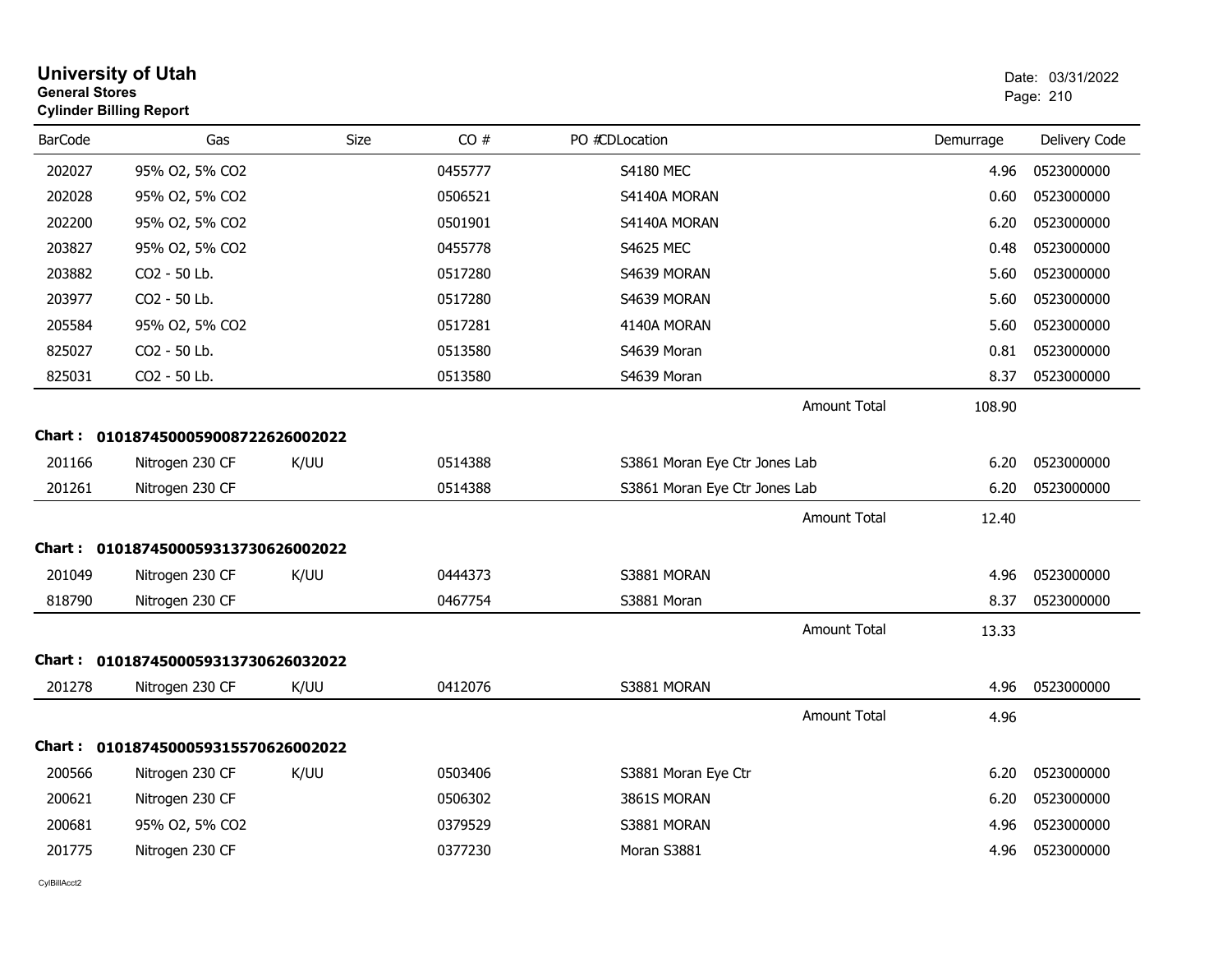# University of Utah
**General Stores**
**Cylinder Billing Report**

Date: 03/31/2022

| BarCode | Gas | Size | CO # | PO # | CDLocation | Demurrage | Delivery Code |
|---|---|---|---|---|---|---|---|
| 202027 | 95% O2, 5% CO2 | | 0455777 | | S4180 MEC | 4.96 | 0523000000 |
| 202028 | 95% O2, 5% CO2 | | 0506521 | | S4140A MORAN | 0.60 | 0523000000 |
| 202200 | 95% O2, 5% CO2 | | 0501901 | | S4140A MORAN | 6.20 | 0523000000 |
| 203827 | 95% O2, 5% CO2 | | 0455778 | | S4625 MEC | 0.48 | 0523000000 |
| 203882 | CO2 - 50 Lb. | | 0517280 | | S4639 MORAN | 5.60 | 0523000000 |
| 203977 | CO2 - 50 Lb. | | 0517280 | | S4639 MORAN | 5.60 | 0523000000 |
| 205584 | 95% O2, 5% CO2 | | 0517281 | | 4140A MORAN | 5.60 | 0523000000 |
| 825027 | CO2 - 50 Lb. | | 0513580 | | S4639 Moran | 0.81 | 0523000000 |
| 825031 | CO2 - 50 Lb. | | 0513580 | | S4639 Moran | 8.37 | 0523000000 |
| | | | | | Amount Total | 108.90 | |

**Chart : 01018745000590087226260020​22**

| BarCode | Gas | Size | CO # | PO # | CDLocation | Demurrage | Delivery Code |
|---|---|---|---|---|---|---|---|
| 201166 | Nitrogen 230 CF | K/UU | 0514388 | | S3861 Moran Eye Ctr Jones Lab | 6.20 | 0523000000 |
| 201261 | Nitrogen 230 CF | | 0514388 | | S3861 Moran Eye Ctr Jones Lab | 6.20 | 0523000000 |
| | | | | | Amount Total | 12.40 | |

**Chart : 01018745000593137306260020​22**

| BarCode | Gas | Size | CO # | PO # | CDLocation | Demurrage | Delivery Code |
|---|---|---|---|---|---|---|---|
| 201049 | Nitrogen 230 CF | K/UU | 0444373 | | S3881 MORAN | 4.96 | 0523000000 |
| 818790 | Nitrogen 230 CF | | 0467754 | | S3881 Moran | 8.37 | 0523000000 |
| | | | | | Amount Total | 13.33 | |

**Chart : 01018745000593137306260320​22**

| BarCode | Gas | Size | CO # | PO # | CDLocation | Demurrage | Delivery Code |
|---|---|---|---|---|---|---|---|
| 201278 | Nitrogen 230 CF | K/UU | 0412076 | | S3881 MORAN | 4.96 | 0523000000 |
| | | | | | Amount Total | 4.96 | |

**Chart : 01018745000593155706260020​22**

| BarCode | Gas | Size | CO # | PO # | CDLocation | Demurrage | Delivery Code |
|---|---|---|---|---|---|---|---|
| 200566 | Nitrogen 230 CF | K/UU | 0503406 | | S3881 Moran Eye Ctr | 6.20 | 0523000000 |
| 200621 | Nitrogen 230 CF | | 0506302 | | 3861S MORAN | 6.20 | 0523000000 |
| 200681 | 95% O2, 5% CO2 | | 0379529 | | S3881 MORAN | 4.96 | 0523000000 |
| 201775 | Nitrogen 230 CF | | 0377230 | | Moran S3881 | 4.96 | 0523000000 |

CylBillAcct2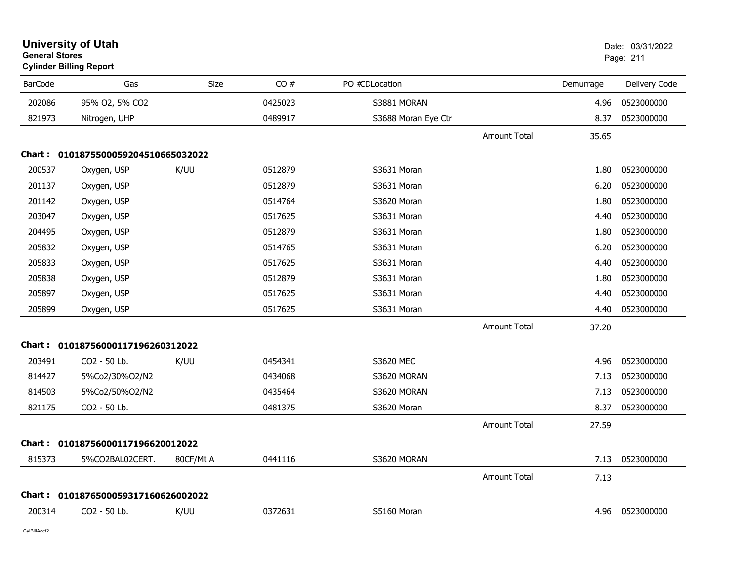# University of Utah
**General Stores**
**Cylinder Billing Report**

Date: 03/31/2022

| BarCode | Gas | Size | CO # | PO # | CDLocation | | Demurrage | Delivery Code |
|---|---|---|---|---|---|---|---|---|
| 202086 | 95% O2, 5% CO2 | | 0425023 | | S3881 MORAN | | 4.96 | 0523000000 |
| 821973 | Nitrogen, UHP | | 0489917 | | S3688 Moran Eye Ctr | | 8.37 | 0523000000 |
| | | | | | | Amount Total | 35.65 | |

**Chart : 01018755000592045106650320​22**

| BarCode | Gas | Size | CO # | PO # | CDLocation | | Demurrage | Delivery Code |
|---|---|---|---|---|---|---|---|---|
| 200537 | Oxygen, USP | K/UU | 0512879 | | S3631 Moran | | 1.80 | 0523000000 |
| 201137 | Oxygen, USP | | 0512879 | | S3631 Moran | | 6.20 | 0523000000 |
| 201142 | Oxygen, USP | | 0514764 | | S3620 Moran | | 1.80 | 0523000000 |
| 203047 | Oxygen, USP | | 0517625 | | S3631 Moran | | 4.40 | 0523000000 |
| 204495 | Oxygen, USP | | 0512879 | | S3631 Moran | | 1.80 | 0523000000 |
| 205832 | Oxygen, USP | | 0514765 | | S3631 Moran | | 6.20 | 0523000000 |
| 205833 | Oxygen, USP | | 0517625 | | S3631 Moran | | 4.40 | 0523000000 |
| 205838 | Oxygen, USP | | 0512879 | | S3631 Moran | | 1.80 | 0523000000 |
| 205897 | Oxygen, USP | | 0517625 | | S3631 Moran | | 4.40 | 0523000000 |
| 205899 | Oxygen, USP | | 0517625 | | S3631 Moran | | 4.40 | 0523000000 |
| | | | | | | Amount Total | 37.20 | |

**Chart : 01018756000117196260312022**

| BarCode | Gas | Size | CO # | PO # | CDLocation | | Demurrage | Delivery Code |
|---|---|---|---|---|---|---|---|---|
| 203491 | CO2 - 50 Lb. | K/UU | 0454341 | | S3620 MEC | | 4.96 | 0523000000 |
| 814427 | 5%Co2/30%O2/N2 | | 0434068 | | S3620 MORAN | | 7.13 | 0523000000 |
| 814503 | 5%Co2/50%O2/N2 | | 0435464 | | S3620 MORAN | | 7.13 | 0523000000 |
| 821175 | CO2 - 50 Lb. | | 0481375 | | S3620 Moran | | 8.37 | 0523000000 |
| | | | | | | Amount Total | 27.59 | |

**Chart : 01018756000117196620012022**

| BarCode | Gas | Size | CO # | PO # | CDLocation | | Demurrage | Delivery Code |
|---|---|---|---|---|---|---|---|---|
| 815373 | 5%CO2BAL02CERT. | 80CF/Mt A | 0441116 | | S3620 MORAN | | 7.13 | 0523000000 |
| | | | | | | Amount Total | 7.13 | |

**Chart : 01018765000593171606260​02022**

| BarCode | Gas | Size | CO # | PO # | CDLocation | | Demurrage | Delivery Code |
|---|---|---|---|---|---|---|---|---|
| 200314 | CO2 - 50 Lb. | K/UU | 0372631 | | S5160 Moran | | 4.96 | 0523000000 |

CylBillAcct2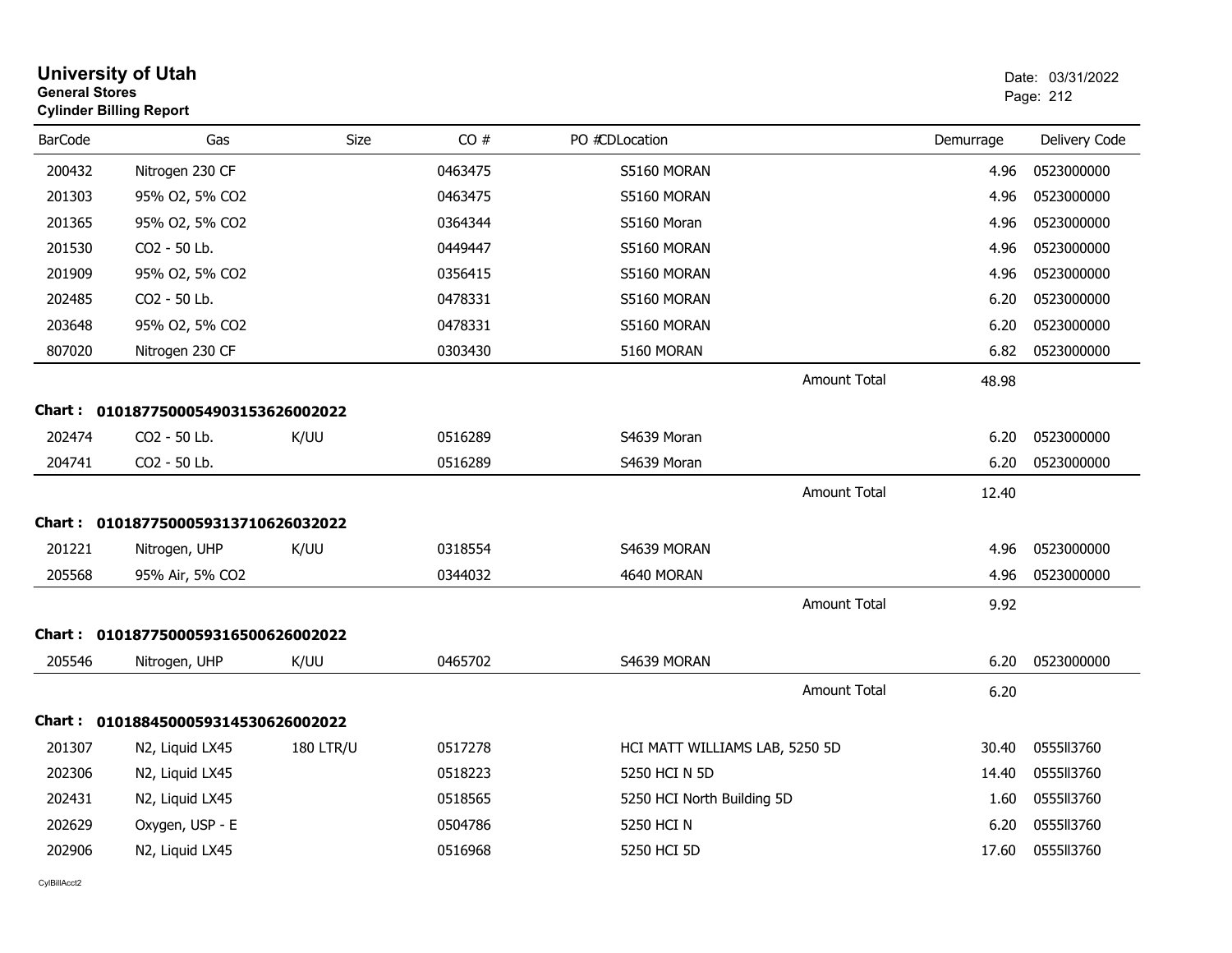# University of Utah

**General Stores**

**Cylinder Billing Report**

Date: 03/31/2022

| BarCode | Gas | Size | CO # | PO # | CDLocation | Demurrage | Delivery Code |
|---|---|---|---|---|---|---|---|
| 200432 | Nitrogen 230 CF | | 0463475 | | S5160 MORAN | 4.96 | 0523000000 |
| 201303 | 95% O2, 5% CO2 | | 0463475 | | S5160 MORAN | 4.96 | 0523000000 |
| 201365 | 95% O2, 5% CO2 | | 0364344 | | S5160 Moran | 4.96 | 0523000000 |
| 201530 | CO2 - 50 Lb. | | 0449447 | | S5160 MORAN | 4.96 | 0523000000 |
| 201909 | 95% O2, 5% CO2 | | 0356415 | | S5160 MORAN | 4.96 | 0523000000 |
| 202485 | CO2 - 50 Lb. | | 0478331 | | S5160 MORAN | 6.20 | 0523000000 |
| 203648 | 95% O2, 5% CO2 | | 0478331 | | S5160 MORAN | 6.20 | 0523000000 |
| 807020 | Nitrogen 230 CF | | 0303430 | | 5160 MORAN | 6.82 | 0523000000 |
| | | | | | Amount Total | 48.98 | |

**Chart : 01018775000549031536260020​22**

| BarCode | Gas | Size | CO # | PO # | CDLocation | Demurrage | Delivery Code |
|---|---|---|---|---|---|---|---|
| 202474 | CO2 - 50 Lb. | K/UU | 0516289 | | S4639 Moran | 6.20 | 0523000000 |
| 204741 | CO2 - 50 Lb. | | 0516289 | | S4639 Moran | 6.20 | 0523000000 |
| | | | | | Amount Total | 12.40 | |

**Chart : 0101877500059313710626032022**

| BarCode | Gas | Size | CO # | PO # | CDLocation | Demurrage | Delivery Code |
|---|---|---|---|---|---|---|---|
| 201221 | Nitrogen, UHP | K/UU | 0318554 | | S4639 MORAN | 4.96 | 0523000000 |
| 205568 | 95% Air, 5% CO2 | | 0344032 | | 4640 MORAN | 4.96 | 0523000000 |
| | | | | | Amount Total | 9.92 | |

**Chart : 0101877500059316500626002022**

| BarCode | Gas | Size | CO # | PO # | CDLocation | Demurrage | Delivery Code |
|---|---|---|---|---|---|---|---|
| 205546 | Nitrogen, UHP | K/UU | 0465702 | | S4639 MORAN | 6.20 | 0523000000 |
| | | | | | Amount Total | 6.20 | |

**Chart : 0101884500059314530626002022**

| BarCode | Gas | Size | CO # | PO # | CDLocation | Demurrage | Delivery Code |
|---|---|---|---|---|---|---|---|
| 201307 | N2, Liquid LX45 | 180 LTR/U | 0517278 | | HCI MATT WILLIAMS LAB, 5250 5D | 30.40 | 0555ll3760 |
| 202306 | N2, Liquid LX45 | | 0518223 | | 5250 HCI N 5D | 14.40 | 0555ll3760 |
| 202431 | N2, Liquid LX45 | | 0518565 | | 5250 HCI North Building 5D | 1.60 | 0555ll3760 |
| 202629 | Oxygen, USP - E | | 0504786 | | 5250 HCI N | 6.20 | 0555ll3760 |
| 202906 | N2, Liquid LX45 | | 0516968 | | 5250 HCI 5D | 17.60 | 0555ll3760 |

CylBillAcct2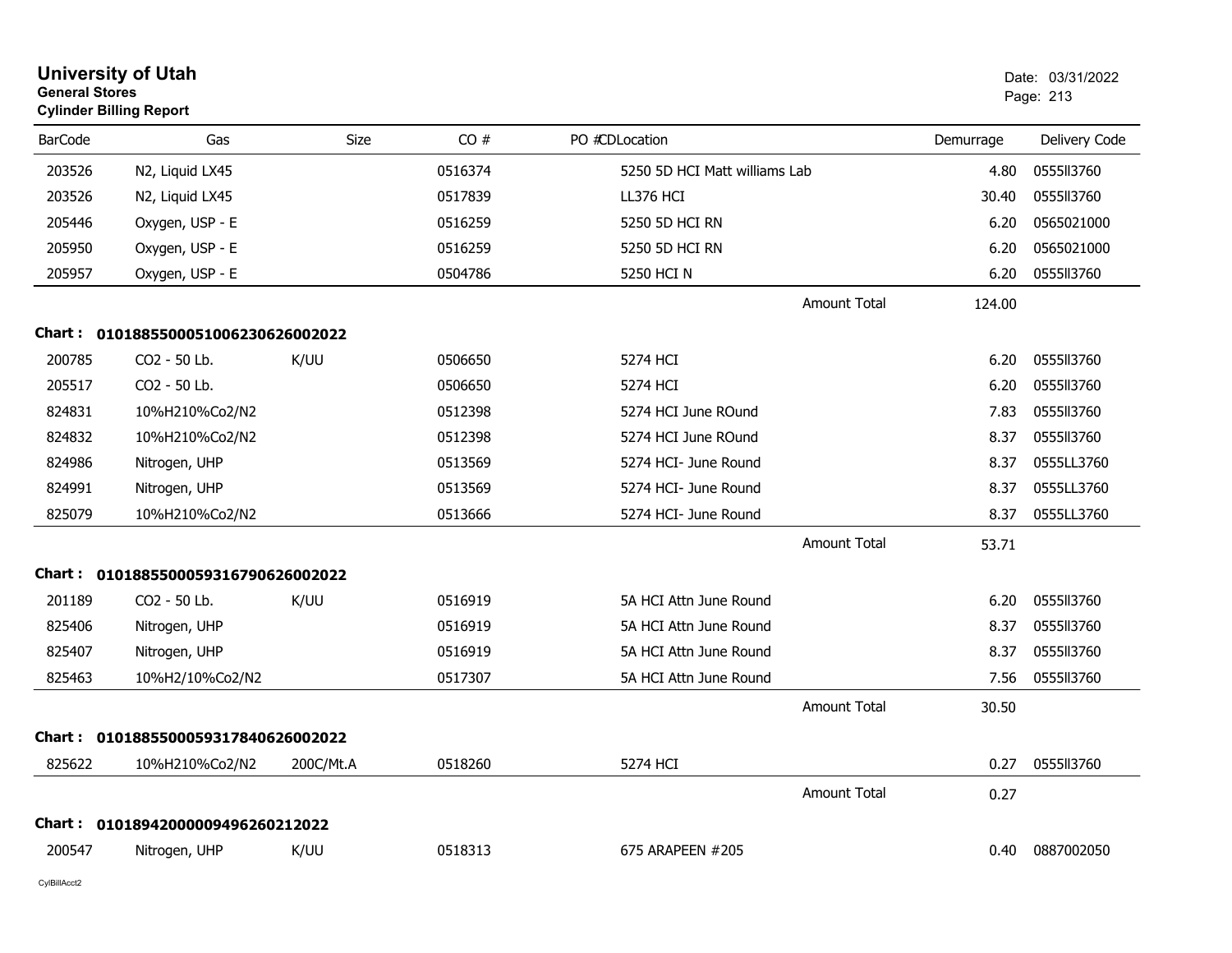# University of Utah

**General Stores**
**Cylinder Billing Report**

Date: 03/31/2022

| BarCode | Gas | Size | CO # | PO # | CDLocation | Demurrage | Delivery Code |
|---|---|---|---|---|---|---|---|
| 203526 | N2, Liquid LX45 | | 0516374 | | 5250 5D HCI Matt williams Lab | 4.80 | 0555ll3760 |
| 203526 | N2, Liquid LX45 | | 0517839 | | LL376 HCI | 30.40 | 0555ll3760 |
| 205446 | Oxygen, USP - E | | 0516259 | | 5250 5D HCI RN | 6.20 | 0565021000 |
| 205950 | Oxygen, USP - E | | 0516259 | | 5250 5D HCI RN | 6.20 | 0565021000 |
| 205957 | Oxygen, USP - E | | 0504786 | | 5250 HCI N | 6.20 | 0555ll3760 |
| | | | | | Amount Total | 124.00 | |

**Chart : 01018855000510062306260020 22**

| BarCode | Gas | Size | CO # | PO # | CDLocation | Demurrage | Delivery Code |
|---|---|---|---|---|---|---|---|
| 200785 | CO2 - 50 Lb. | K/UU | 0506650 | | 5274 HCI | 6.20 | 0555ll3760 |
| 205517 | CO2 - 50 Lb. | | 0506650 | | 5274 HCI | 6.20 | 0555ll3760 |
| 824831 | 10%H210%Co2/N2 | | 0512398 | | 5274 HCI June ROund | 7.83 | 0555ll3760 |
| 824832 | 10%H210%Co2/N2 | | 0512398 | | 5274 HCI June ROund | 8.37 | 0555ll3760 |
| 824986 | Nitrogen, UHP | | 0513569 | | 5274 HCI- June Round | 8.37 | 0555LL3760 |
| 824991 | Nitrogen, UHP | | 0513569 | | 5274 HCI- June Round | 8.37 | 0555LL3760 |
| 825079 | 10%H210%Co2/N2 | | 0513666 | | 5274 HCI- June Round | 8.37 | 0555LL3760 |
| | | | | | Amount Total | 53.71 | |

**Chart : 0101885500059316790626002022**

| BarCode | Gas | Size | CO # | PO # | CDLocation | Demurrage | Delivery Code |
|---|---|---|---|---|---|---|---|
| 201189 | CO2 - 50 Lb. | K/UU | 0516919 | | 5A HCI Attn June Round | 6.20 | 0555ll3760 |
| 825406 | Nitrogen, UHP | | 0516919 | | 5A HCI Attn June Round | 8.37 | 0555ll3760 |
| 825407 | Nitrogen, UHP | | 0516919 | | 5A HCI Attn June Round | 8.37 | 0555ll3760 |
| 825463 | 10%H2/10%Co2/N2 | | 0517307 | | 5A HCI Attn June Round | 7.56 | 0555ll3760 |
| | | | | | Amount Total | 30.50 | |

**Chart : 0101885500059317840626002022**

| BarCode | Gas | Size | CO # | PO # | CDLocation | Demurrage | Delivery Code |
|---|---|---|---|---|---|---|---|
| 825622 | 10%H210%Co2/N2 | 200C/Mt.A | 0518260 | | 5274 HCI | 0.27 | 0555ll3760 |
| | | | | | Amount Total | 0.27 | |

**Chart : 0101894200000949626021 2022**

| BarCode | Gas | Size | CO # | PO # | CDLocation | Demurrage | Delivery Code |
|---|---|---|---|---|---|---|---|
| 200547 | Nitrogen, UHP | K/UU | 0518313 | | 675 ARAPEEN #205 | 0.40 | 0887002050 |

CylBillAcct2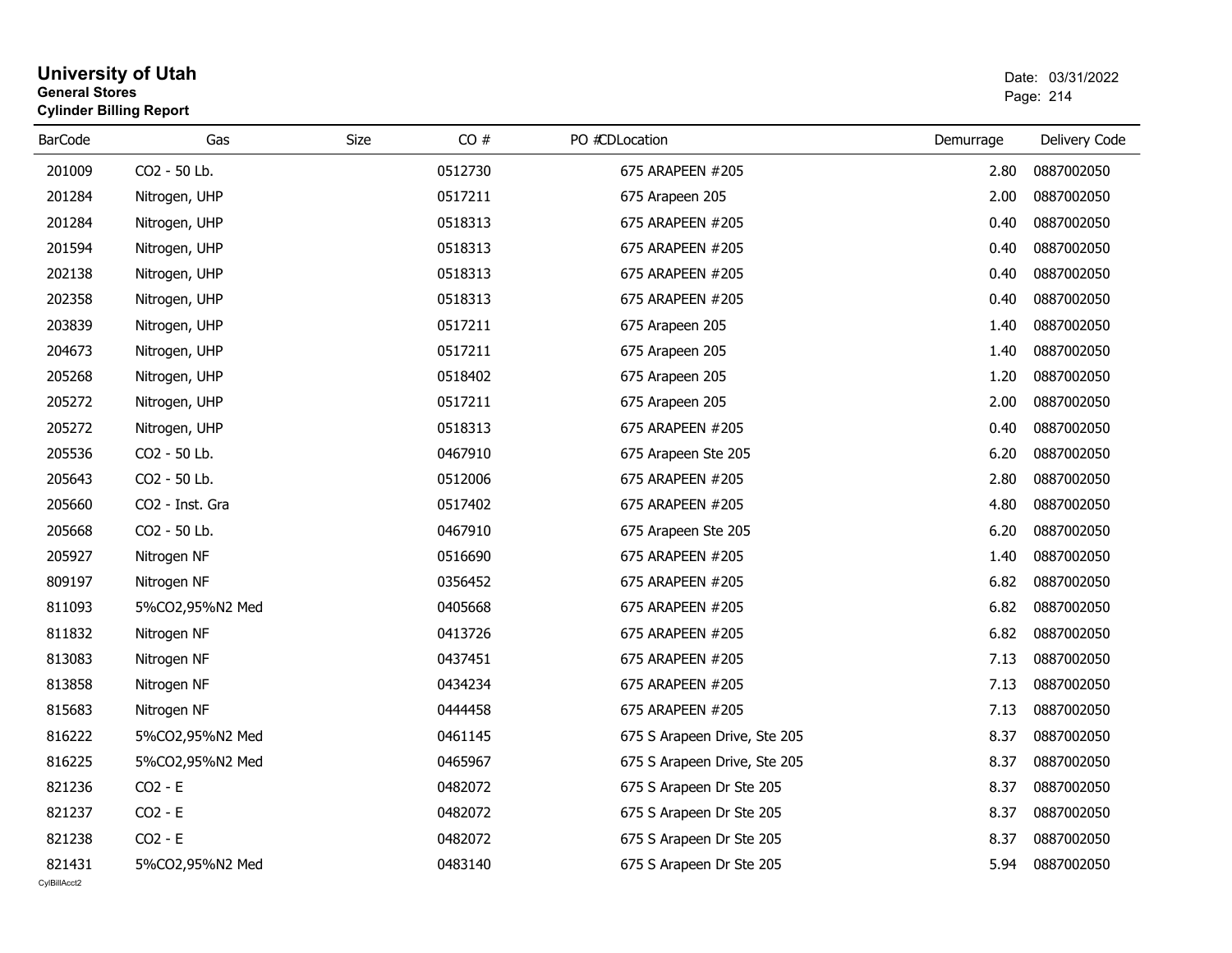# University of Utah

**General Stores**

**Cylinder Billing Report**

Date: 03/31/2022

| BarCode | Gas | Size | CO # | PO #CDLocation | Demurrage | Delivery Code |
|---|---|---|---|---|---|---|
| 201009 | CO2 - 50 Lb. | | 0512730 | 675 ARAPEEN #205 | 2.80 | 0887002050 |
| 201284 | Nitrogen, UHP | | 0517211 | 675 Arapeen 205 | 2.00 | 0887002050 |
| 201284 | Nitrogen, UHP | | 0518313 | 675 ARAPEEN #205 | 0.40 | 0887002050 |
| 201594 | Nitrogen, UHP | | 0518313 | 675 ARAPEEN #205 | 0.40 | 0887002050 |
| 202138 | Nitrogen, UHP | | 0518313 | 675 ARAPEEN #205 | 0.40 | 0887002050 |
| 202358 | Nitrogen, UHP | | 0518313 | 675 ARAPEEN #205 | 0.40 | 0887002050 |
| 203839 | Nitrogen, UHP | | 0517211 | 675 Arapeen 205 | 1.40 | 0887002050 |
| 204673 | Nitrogen, UHP | | 0517211 | 675 Arapeen 205 | 1.40 | 0887002050 |
| 205268 | Nitrogen, UHP | | 0518402 | 675 Arapeen 205 | 1.20 | 0887002050 |
| 205272 | Nitrogen, UHP | | 0517211 | 675 Arapeen 205 | 2.00 | 0887002050 |
| 205272 | Nitrogen, UHP | | 0518313 | 675 ARAPEEN #205 | 0.40 | 0887002050 |
| 205536 | CO2 - 50 Lb. | | 0467910 | 675 Arapeen Ste 205 | 6.20 | 0887002050 |
| 205643 | CO2 - 50 Lb. | | 0512006 | 675 ARAPEEN #205 | 2.80 | 0887002050 |
| 205660 | CO2 - Inst. Gra | | 0517402 | 675 ARAPEEN #205 | 4.80 | 0887002050 |
| 205668 | CO2 - 50 Lb. | | 0467910 | 675 Arapeen Ste 205 | 6.20 | 0887002050 |
| 205927 | Nitrogen NF | | 0516690 | 675 ARAPEEN #205 | 1.40 | 0887002050 |
| 809197 | Nitrogen NF | | 0356452 | 675 ARAPEEN #205 | 6.82 | 0887002050 |
| 811093 | 5%CO2,95%N2 Med | | 0405668 | 675 ARAPEEN #205 | 6.82 | 0887002050 |
| 811832 | Nitrogen NF | | 0413726 | 675 ARAPEEN #205 | 6.82 | 0887002050 |
| 813083 | Nitrogen NF | | 0437451 | 675 ARAPEEN #205 | 7.13 | 0887002050 |
| 813858 | Nitrogen NF | | 0434234 | 675 ARAPEEN #205 | 7.13 | 0887002050 |
| 815683 | Nitrogen NF | | 0444458 | 675 ARAPEEN #205 | 7.13 | 0887002050 |
| 816222 | 5%CO2,95%N2 Med | | 0461145 | 675 S Arapeen Drive, Ste 205 | 8.37 | 0887002050 |
| 816225 | 5%CO2,95%N2 Med | | 0465967 | 675 S Arapeen Drive, Ste 205 | 8.37 | 0887002050 |
| 821236 | CO2 - E | | 0482072 | 675 S Arapeen Dr Ste 205 | 8.37 | 0887002050 |
| 821237 | CO2 - E | | 0482072 | 675 S Arapeen Dr Ste 205 | 8.37 | 0887002050 |
| 821238 | CO2 - E | | 0482072 | 675 S Arapeen Dr Ste 205 | 8.37 | 0887002050 |
| 821431 | 5%CO2,95%N2 Med | | 0483140 | 675 S Arapeen Dr Ste 205 | 5.94 | 0887002050 |

CylBillAcct2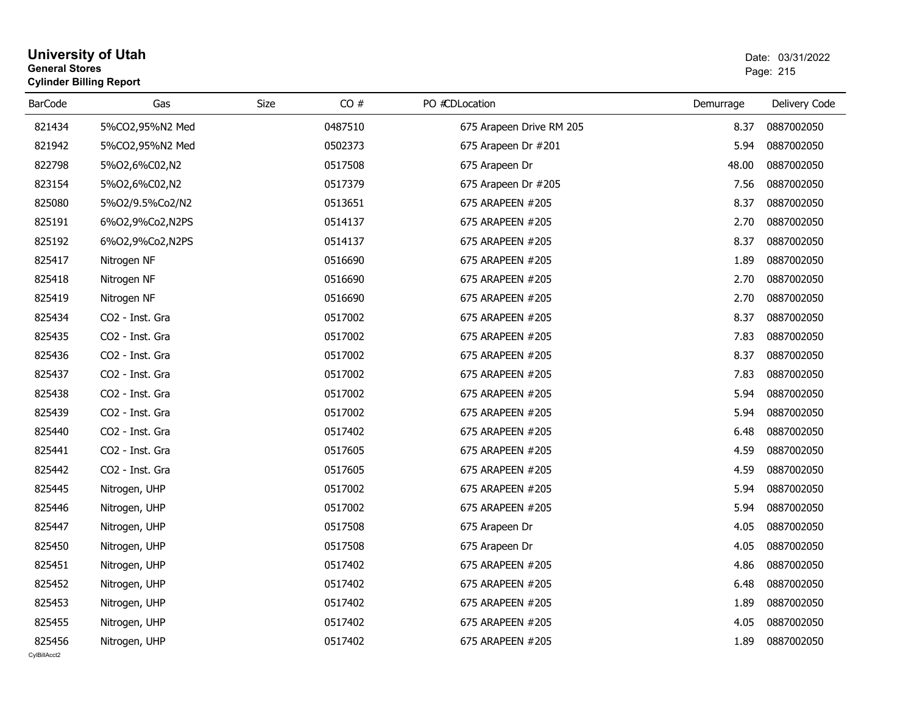# University of Utah

**General Stores**

**Cylinder Billing Report**

Date: 03/31/2022

| BarCode | Gas | Size | CO # | PO #CDLocation | Demurrage | Delivery Code |
|---|---|---|---|---|---|---|
| 821434 | 5%CO2,95%N2 Med | | 0487510 | 675 Arapeen Drive RM 205 | 8.37 | 0887002050 |
| 821942 | 5%CO2,95%N2 Med | | 0502373 | 675 Arapeen Dr #201 | 5.94 | 0887002050 |
| 822798 | 5%O2,6%C02,N2 | | 0517508 | 675 Arapeen Dr | 48.00 | 0887002050 |
| 823154 | 5%O2,6%C02,N2 | | 0517379 | 675 Arapeen Dr #205 | 7.56 | 0887002050 |
| 825080 | 5%O2/9.5%Co2/N2 | | 0513651 | 675 ARAPEEN #205 | 8.37 | 0887002050 |
| 825191 | 6%O2,9%Co2,N2PS | | 0514137 | 675 ARAPEEN #205 | 2.70 | 0887002050 |
| 825192 | 6%O2,9%Co2,N2PS | | 0514137 | 675 ARAPEEN #205 | 8.37 | 0887002050 |
| 825417 | Nitrogen NF | | 0516690 | 675 ARAPEEN #205 | 1.89 | 0887002050 |
| 825418 | Nitrogen NF | | 0516690 | 675 ARAPEEN #205 | 2.70 | 0887002050 |
| 825419 | Nitrogen NF | | 0516690 | 675 ARAPEEN #205 | 2.70 | 0887002050 |
| 825434 | CO2 - Inst. Gra | | 0517002 | 675 ARAPEEN #205 | 8.37 | 0887002050 |
| 825435 | CO2 - Inst. Gra | | 0517002 | 675 ARAPEEN #205 | 7.83 | 0887002050 |
| 825436 | CO2 - Inst. Gra | | 0517002 | 675 ARAPEEN #205 | 8.37 | 0887002050 |
| 825437 | CO2 - Inst. Gra | | 0517002 | 675 ARAPEEN #205 | 7.83 | 0887002050 |
| 825438 | CO2 - Inst. Gra | | 0517002 | 675 ARAPEEN #205 | 5.94 | 0887002050 |
| 825439 | CO2 - Inst. Gra | | 0517002 | 675 ARAPEEN #205 | 5.94 | 0887002050 |
| 825440 | CO2 - Inst. Gra | | 0517402 | 675 ARAPEEN #205 | 6.48 | 0887002050 |
| 825441 | CO2 - Inst. Gra | | 0517605 | 675 ARAPEEN #205 | 4.59 | 0887002050 |
| 825442 | CO2 - Inst. Gra | | 0517605 | 675 ARAPEEN #205 | 4.59 | 0887002050 |
| 825445 | Nitrogen, UHP | | 0517002 | 675 ARAPEEN #205 | 5.94 | 0887002050 |
| 825446 | Nitrogen, UHP | | 0517002 | 675 ARAPEEN #205 | 5.94 | 0887002050 |
| 825447 | Nitrogen, UHP | | 0517508 | 675 Arapeen Dr | 4.05 | 0887002050 |
| 825450 | Nitrogen, UHP | | 0517508 | 675 Arapeen Dr | 4.05 | 0887002050 |
| 825451 | Nitrogen, UHP | | 0517402 | 675 ARAPEEN #205 | 4.86 | 0887002050 |
| 825452 | Nitrogen, UHP | | 0517402 | 675 ARAPEEN #205 | 6.48 | 0887002050 |
| 825453 | Nitrogen, UHP | | 0517402 | 675 ARAPEEN #205 | 1.89 | 0887002050 |
| 825455 | Nitrogen, UHP | | 0517402 | 675 ARAPEEN #205 | 4.05 | 0887002050 |
| 825456 | Nitrogen, UHP | | 0517402 | 675 ARAPEEN #205 | 1.89 | 0887002050 |

CylBillAcct2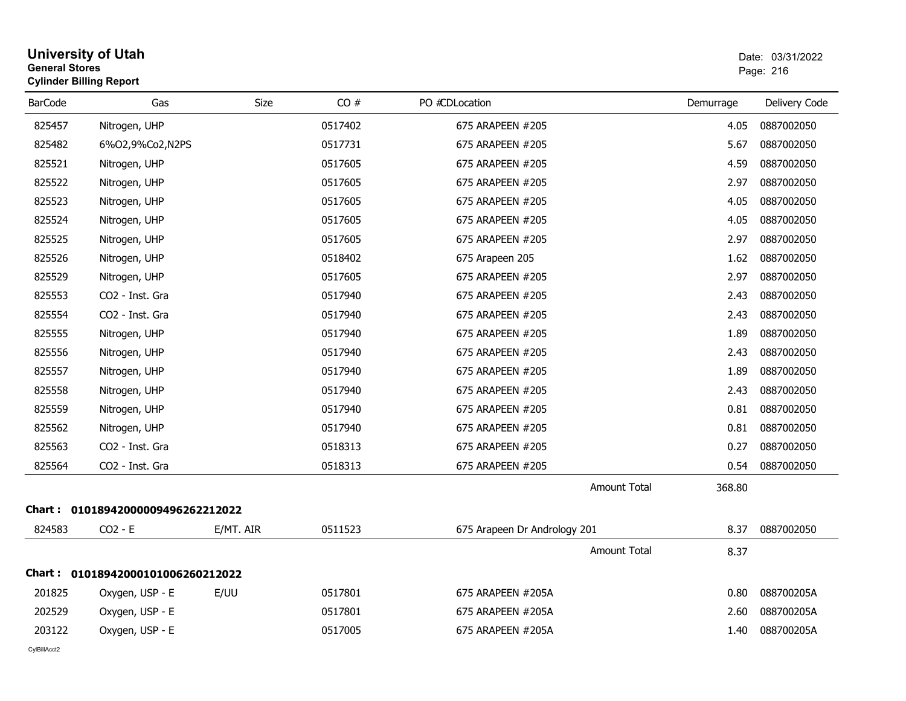# University of Utah

**General Stores**

**Cylinder Billing Report**

Date: 03/31/2022

| BarCode | Gas | Size | CO # | PO #CDLocation | Demurrage | Delivery Code |
|---|---|---|---|---|---|---|
| 825457 | Nitrogen, UHP | | 0517402 | 675 ARAPEEN #205 | 4.05 | 0887002050 |
| 825482 | 6%O2,9%Co2,N2PS | | 0517731 | 675 ARAPEEN #205 | 5.67 | 0887002050 |
| 825521 | Nitrogen, UHP | | 0517605 | 675 ARAPEEN #205 | 4.59 | 0887002050 |
| 825522 | Nitrogen, UHP | | 0517605 | 675 ARAPEEN #205 | 2.97 | 0887002050 |
| 825523 | Nitrogen, UHP | | 0517605 | 675 ARAPEEN #205 | 4.05 | 0887002050 |
| 825524 | Nitrogen, UHP | | 0517605 | 675 ARAPEEN #205 | 4.05 | 0887002050 |
| 825525 | Nitrogen, UHP | | 0517605 | 675 ARAPEEN #205 | 2.97 | 0887002050 |
| 825526 | Nitrogen, UHP | | 0518402 | 675 Arapeen 205 | 1.62 | 0887002050 |
| 825529 | Nitrogen, UHP | | 0517605 | 675 ARAPEEN #205 | 2.97 | 0887002050 |
| 825553 | CO2 - Inst. Gra | | 0517940 | 675 ARAPEEN #205 | 2.43 | 0887002050 |
| 825554 | CO2 - Inst. Gra | | 0517940 | 675 ARAPEEN #205 | 2.43 | 0887002050 |
| 825555 | Nitrogen, UHP | | 0517940 | 675 ARAPEEN #205 | 1.89 | 0887002050 |
| 825556 | Nitrogen, UHP | | 0517940 | 675 ARAPEEN #205 | 2.43 | 0887002050 |
| 825557 | Nitrogen, UHP | | 0517940 | 675 ARAPEEN #205 | 1.89 | 0887002050 |
| 825558 | Nitrogen, UHP | | 0517940 | 675 ARAPEEN #205 | 2.43 | 0887002050 |
| 825559 | Nitrogen, UHP | | 0517940 | 675 ARAPEEN #205 | 0.81 | 0887002050 |
| 825562 | Nitrogen, UHP | | 0517940 | 675 ARAPEEN #205 | 0.81 | 0887002050 |
| 825563 | CO2 - Inst. Gra | | 0518313 | 675 ARAPEEN #205 | 0.27 | 0887002050 |
| 825564 | CO2 - Inst. Gra | | 0518313 | 675 ARAPEEN #205 | 0.54 | 0887002050 |
| | | | | Amount Total | 368.80 | |

**Chart : 01018942000009496262212022**

| BarCode | Gas | Size | CO # | PO #CDLocation | Demurrage | Delivery Code |
|---|---|---|---|---|---|---|
| 824583 | CO2 - E | E/MT. AIR | 0511523 | 675 Arapeen Dr Andrology 201 | 8.37 | 0887002050 |
| | | | | Amount Total | 8.37 | |

**Chart : 01018942000101006260212022**

| BarCode | Gas | Size | CO # | PO #CDLocation | Demurrage | Delivery Code |
|---|---|---|---|---|---|---|
| 201825 | Oxygen, USP - E | E/UU | 0517801 | 675 ARAPEEN #205A | 0.80 | 088700205A |
| 202529 | Oxygen, USP - E | | 0517801 | 675 ARAPEEN #205A | 2.60 | 088700205A |
| 203122 | Oxygen, USP - E | | 0517005 | 675 ARAPEEN #205A | 1.40 | 088700205A |

CylBillAcct2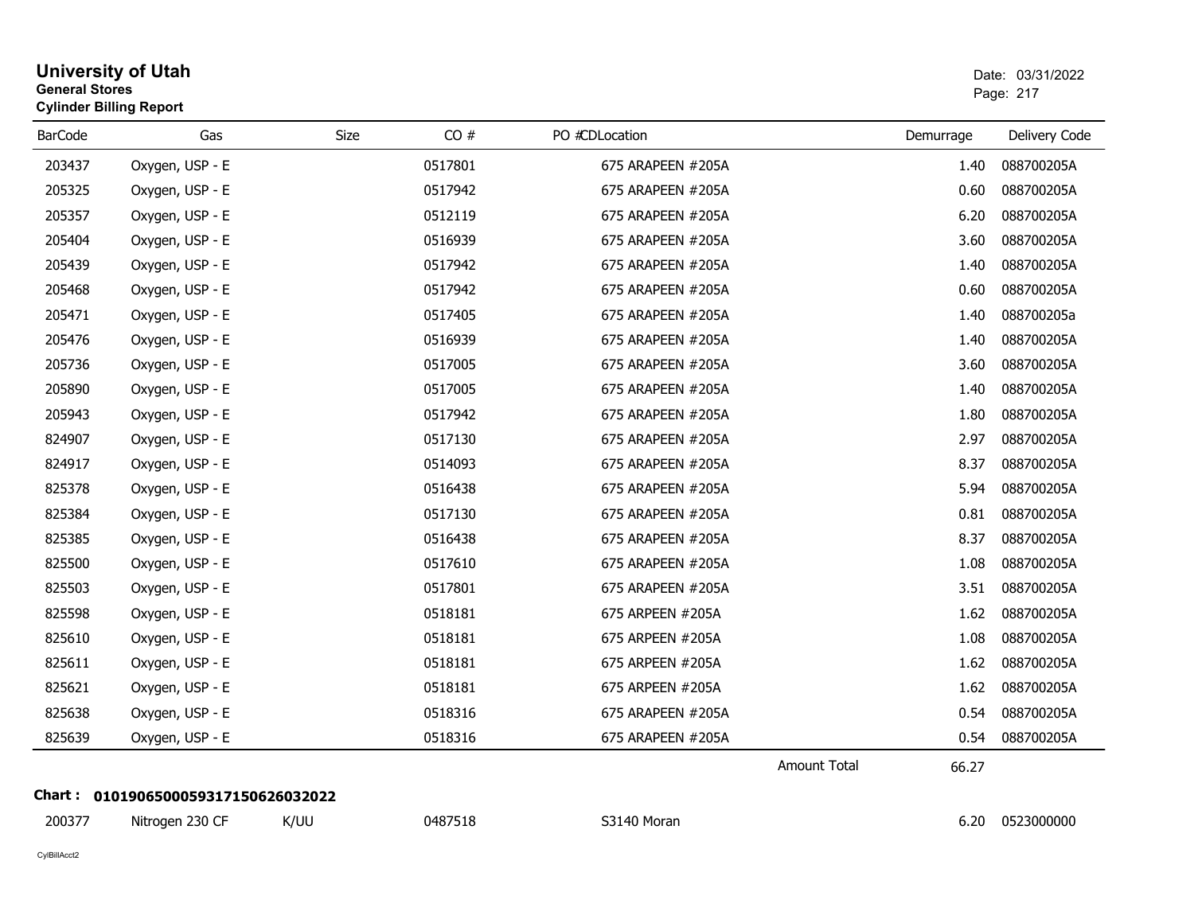# University of Utah

**General Stores**

**Cylinder Billing Report**

Date: 03/31/2022

| BarCode | Gas | Size | CO # | PO #CDLocation | Demurrage | Delivery Code |
|---|---|---|---|---|---|---|
| 203437 | Oxygen, USP - E | | 0517801 | 675 ARAPEEN #205A | 1.40 | 088700205A |
| 205325 | Oxygen, USP - E | | 0517942 | 675 ARAPEEN #205A | 0.60 | 088700205A |
| 205357 | Oxygen, USP - E | | 0512119 | 675 ARAPEEN #205A | 6.20 | 088700205A |
| 205404 | Oxygen, USP - E | | 0516939 | 675 ARAPEEN #205A | 3.60 | 088700205A |
| 205439 | Oxygen, USP - E | | 0517942 | 675 ARAPEEN #205A | 1.40 | 088700205A |
| 205468 | Oxygen, USP - E | | 0517942 | 675 ARAPEEN #205A | 0.60 | 088700205A |
| 205471 | Oxygen, USP - E | | 0517405 | 675 ARAPEEN #205A | 1.40 | 088700205a |
| 205476 | Oxygen, USP - E | | 0516939 | 675 ARAPEEN #205A | 1.40 | 088700205A |
| 205736 | Oxygen, USP - E | | 0517005 | 675 ARAPEEN #205A | 3.60 | 088700205A |
| 205890 | Oxygen, USP - E | | 0517005 | 675 ARAPEEN #205A | 1.40 | 088700205A |
| 205943 | Oxygen, USP - E | | 0517942 | 675 ARAPEEN #205A | 1.80 | 088700205A |
| 824907 | Oxygen, USP - E | | 0517130 | 675 ARAPEEN #205A | 2.97 | 088700205A |
| 824917 | Oxygen, USP - E | | 0514093 | 675 ARAPEEN #205A | 8.37 | 088700205A |
| 825378 | Oxygen, USP - E | | 0516438 | 675 ARAPEEN #205A | 5.94 | 088700205A |
| 825384 | Oxygen, USP - E | | 0517130 | 675 ARAPEEN #205A | 0.81 | 088700205A |
| 825385 | Oxygen, USP - E | | 0516438 | 675 ARAPEEN #205A | 8.37 | 088700205A |
| 825500 | Oxygen, USP - E | | 0517610 | 675 ARAPEEN #205A | 1.08 | 088700205A |
| 825503 | Oxygen, USP - E | | 0517801 | 675 ARAPEEN #205A | 3.51 | 088700205A |
| 825598 | Oxygen, USP - E | | 0518181 | 675 ARPEEN #205A | 1.62 | 088700205A |
| 825610 | Oxygen, USP - E | | 0518181 | 675 ARPEEN #205A | 1.08 | 088700205A |
| 825611 | Oxygen, USP - E | | 0518181 | 675 ARPEEN #205A | 1.62 | 088700205A |
| 825621 | Oxygen, USP - E | | 0518181 | 675 ARPEEN #205A | 1.62 | 088700205A |
| 825638 | Oxygen, USP - E | | 0518316 | 675 ARAPEEN #205A | 0.54 | 088700205A |
| 825639 | Oxygen, USP - E | | 0518316 | 675 ARAPEEN #205A | 0.54 | 088700205A |
| | | | | Amount Total | 66.27 | |

**Chart : 01019065000593171506260320​22**

| BarCode | Gas | Size | CO # | PO #CDLocation | Demurrage | Delivery Code |
|---|---|---|---|---|---|---|
| 200377 | Nitrogen 230 CF | K/UU | 0487518 | S3140 Moran | 6.20 | 0523000000 |

CylBillAcct2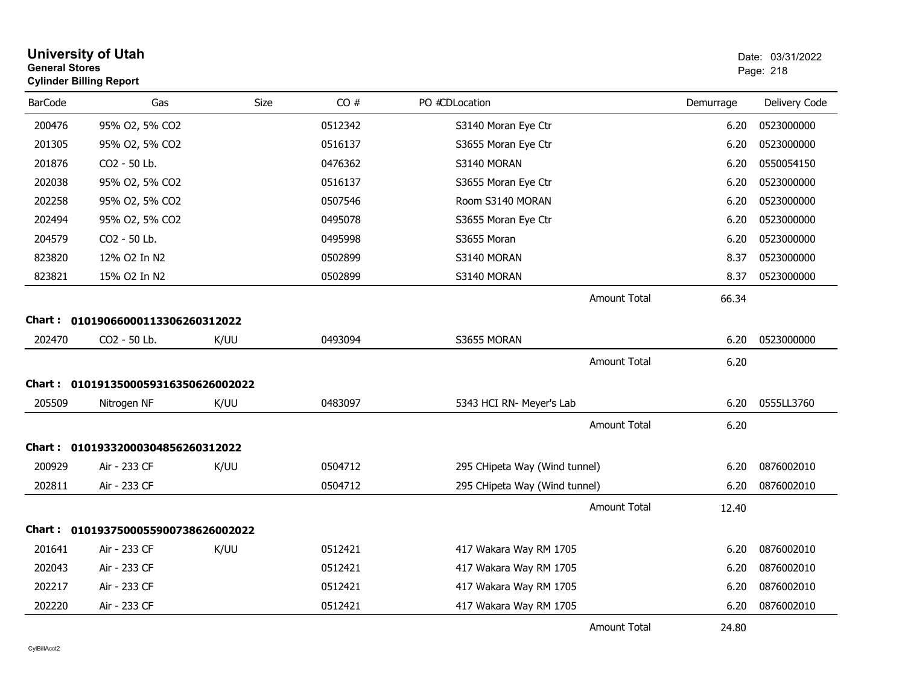# University of Utah

**General Stores**

**Cylinder Billing Report**

Date: 03/31/2022

| BarCode | Gas | Size | CO # | PO #CDLocation | Demurrage | Delivery Code |
|---|---|---|---|---|---|---|
| 200476 | 95% O2, 5% CO2 | | 0512342 | S3140 Moran Eye Ctr | 6.20 | 0523000000 |
| 201305 | 95% O2, 5% CO2 | | 0516137 | S3655 Moran Eye Ctr | 6.20 | 0523000000 |
| 201876 | CO2 - 50 Lb. | | 0476362 | S3140 MORAN | 6.20 | 0550054150 |
| 202038 | 95% O2, 5% CO2 | | 0516137 | S3655 Moran Eye Ctr | 6.20 | 0523000000 |
| 202258 | 95% O2, 5% CO2 | | 0507546 | Room S3140 MORAN | 6.20 | 0523000000 |
| 202494 | 95% O2, 5% CO2 | | 0495078 | S3655 Moran Eye Ctr | 6.20 | 0523000000 |
| 204579 | CO2 - 50 Lb. | | 0495998 | S3655 Moran | 6.20 | 0523000000 |
| 823820 | 12% O2 In N2 | | 0502899 | S3140 MORAN | 8.37 | 0523000000 |
| 823821 | 15% O2 In N2 | | 0502899 | S3140 MORAN | 8.37 | 0523000000 |
| | | | | Amount Total | 66.34 | |

**Chart : 01019066000113306260312022**

| BarCode | Gas | Size | CO # | PO #CDLocation | Demurrage | Delivery Code |
|---|---|---|---|---|---|---|
| 202470 | CO2 - 50 Lb. | K/UU | 0493094 | S3655 MORAN | 6.20 | 0523000000 |
| | | | | Amount Total | 6.20 | |

**Chart : 01019135000593163506260020222**

| BarCode | Gas | Size | CO # | PO #CDLocation | Demurrage | Delivery Code |
|---|---|---|---|---|---|---|
| 205509 | Nitrogen NF | K/UU | 0483097 | 5343 HCI RN- Meyer's Lab | 6.20 | 0555LL3760 |
| | | | | Amount Total | 6.20 | |

**Chart : 01019332000304856260312022**

| BarCode | Gas | Size | CO # | PO #CDLocation | Demurrage | Delivery Code |
|---|---|---|---|---|---|---|
| 200929 | Air - 233 CF | K/UU | 0504712 | 295 CHipeta Way (Wind tunnel) | 6.20 | 0876002010 |
| 202811 | Air - 233 CF | | 0504712 | 295 CHipeta Way (Wind tunnel) | 6.20 | 0876002010 |
| | | | | Amount Total | 12.40 | |

**Chart : 01019375000559007386260020222**

| BarCode | Gas | Size | CO # | PO #CDLocation | Demurrage | Delivery Code |
|---|---|---|---|---|---|---|
| 201641 | Air - 233 CF | K/UU | 0512421 | 417 Wakara Way RM 1705 | 6.20 | 0876002010 |
| 202043 | Air - 233 CF | | 0512421 | 417 Wakara Way RM 1705 | 6.20 | 0876002010 |
| 202217 | Air - 233 CF | | 0512421 | 417 Wakara Way RM 1705 | 6.20 | 0876002010 |
| 202220 | Air - 233 CF | | 0512421 | 417 Wakara Way RM 1705 | 6.20 | 0876002010 |
| | | | | Amount Total | 24.80 | |

CylBillAcct2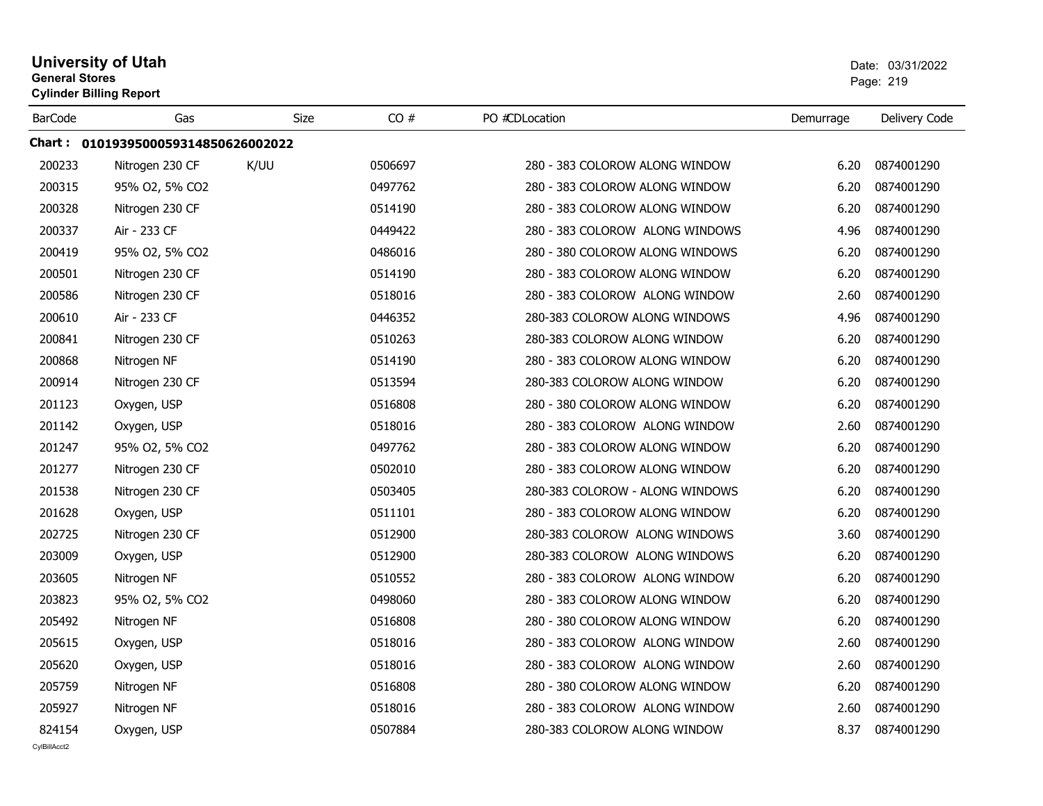# University of Utah

**General Stores**

**Cylinder Billing Report**

Date: 03/31/2022

| BarCode | Gas | Size | CO # | PO # | CDLocation | Demurrage | Delivery Code |
|---|---|---|---|---|---|---|---|
| **Chart : 0101939500059314850626002022** | | | | | | | |
| 200233 | Nitrogen 230 CF | K/UU | 0506697 | | 280 - 383 COLOROW ALONG WINDOW | 6.20 | 0874001290 |
| 200315 | 95% O2, 5% CO2 | | 0497762 | | 280 - 383 COLOROW ALONG WINDOW | 6.20 | 0874001290 |
| 200328 | Nitrogen 230 CF | | 0514190 | | 280 - 383 COLOROW ALONG WINDOW | 6.20 | 0874001290 |
| 200337 | Air - 233 CF | | 0449422 | | 280 - 383 COLOROW ALONG WINDOWS | 4.96 | 0874001290 |
| 200419 | 95% O2, 5% CO2 | | 0486016 | | 280 - 380 COLOROW ALONG WINDOWS | 6.20 | 0874001290 |
| 200501 | Nitrogen 230 CF | | 0514190 | | 280 - 383 COLOROW ALONG WINDOW | 6.20 | 0874001290 |
| 200586 | Nitrogen 230 CF | | 0518016 | | 280 - 383 COLOROW ALONG WINDOW | 2.60 | 0874001290 |
| 200610 | Air - 233 CF | | 0446352 | | 280-383 COLOROW ALONG WINDOWS | 4.96 | 0874001290 |
| 200841 | Nitrogen 230 CF | | 0510263 | | 280-383 COLOROW ALONG WINDOW | 6.20 | 0874001290 |
| 200868 | Nitrogen NF | | 0514190 | | 280 - 383 COLOROW ALONG WINDOW | 6.20 | 0874001290 |
| 200914 | Nitrogen 230 CF | | 0513594 | | 280-383 COLOROW ALONG WINDOW | 6.20 | 0874001290 |
| 201123 | Oxygen, USP | | 0516808 | | 280 - 380 COLOROW ALONG WINDOW | 6.20 | 0874001290 |
| 201142 | Oxygen, USP | | 0518016 | | 280 - 383 COLOROW ALONG WINDOW | 2.60 | 0874001290 |
| 201247 | 95% O2, 5% CO2 | | 0497762 | | 280 - 383 COLOROW ALONG WINDOW | 6.20 | 0874001290 |
| 201277 | Nitrogen 230 CF | | 0502010 | | 280 - 383 COLOROW ALONG WINDOW | 6.20 | 0874001290 |
| 201538 | Nitrogen 230 CF | | 0503405 | | 280-383 COLOROW - ALONG WINDOWS | 6.20 | 0874001290 |
| 201628 | Oxygen, USP | | 0511101 | | 280 - 383 COLOROW ALONG WINDOW | 6.20 | 0874001290 |
| 202725 | Nitrogen 230 CF | | 0512900 | | 280-383 COLOROW ALONG WINDOWS | 3.60 | 0874001290 |
| 203009 | Oxygen, USP | | 0512900 | | 280-383 COLOROW ALONG WINDOWS | 6.20 | 0874001290 |
| 203605 | Nitrogen NF | | 0510552 | | 280 - 383 COLOROW ALONG WINDOW | 6.20 | 0874001290 |
| 203823 | 95% O2, 5% CO2 | | 0498060 | | 280 - 383 COLOROW ALONG WINDOW | 6.20 | 0874001290 |
| 205492 | Nitrogen NF | | 0516808 | | 280 - 380 COLOROW ALONG WINDOW | 6.20 | 0874001290 |
| 205615 | Oxygen, USP | | 0518016 | | 280 - 383 COLOROW ALONG WINDOW | 2.60 | 0874001290 |
| 205620 | Oxygen, USP | | 0518016 | | 280 - 383 COLOROW ALONG WINDOW | 2.60 | 0874001290 |
| 205759 | Nitrogen NF | | 0516808 | | 280 - 380 COLOROW ALONG WINDOW | 6.20 | 0874001290 |
| 205927 | Nitrogen NF | | 0518016 | | 280 - 383 COLOROW ALONG WINDOW | 2.60 | 0874001290 |
| 824154 | Oxygen, USP | | 0507884 | | 280-383 COLOROW ALONG WINDOW | 8.37 | 0874001290 |

CylBillAcct2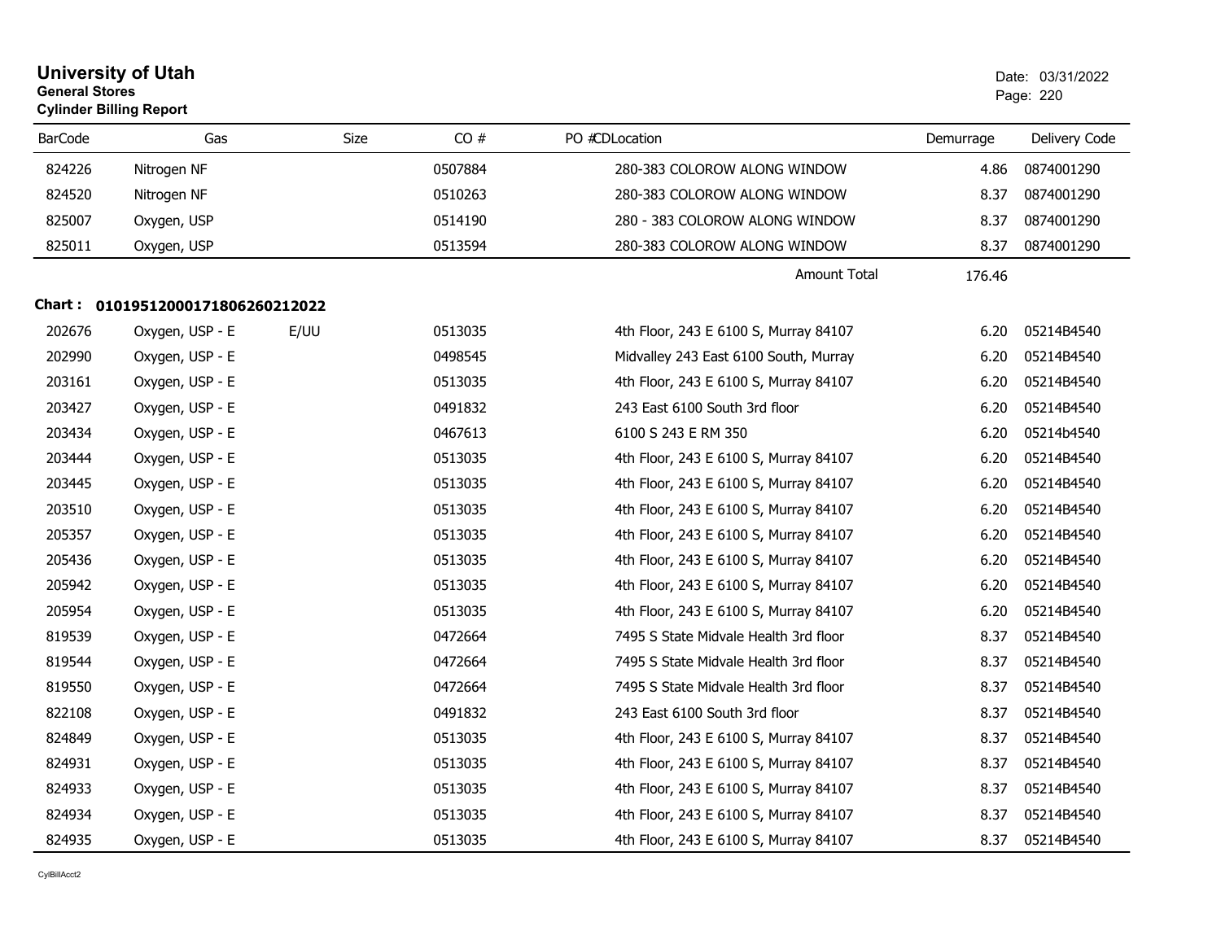**University of Utah**
**General Stores**
**Cylinder Billing Report**

Date: 03/31/2022

| BarCode | Gas | Size | CO # | PO # | CDLocation | Demurrage | Delivery Code |
|---|---|---|---|---|---|---|---|
| 824226 | Nitrogen NF | | 0507884 | | 280-383 COLOROW ALONG WINDOW | 4.86 | 0874001290 |
| 824520 | Nitrogen NF | | 0510263 | | 280-383 COLOROW ALONG WINDOW | 8.37 | 0874001290 |
| 825007 | Oxygen, USP | | 0514190 | | 280 - 383 COLOROW ALONG WINDOW | 8.37 | 0874001290 |
| 825011 | Oxygen, USP | | 0513594 | | 280-383 COLOROW ALONG WINDOW | 8.37 | 0874001290 |
| | | | | | Amount Total | 176.46 | |

**Chart : 01019512000171806260212022**

| BarCode | Gas | Size | CO # | PO # | CDLocation | Demurrage | Delivery Code |
|---|---|---|---|---|---|---|---|
| 202676 | Oxygen, USP - E | E/UU | 0513035 | | 4th Floor, 243 E 6100 S, Murray 84107 | 6.20 | 05214B4540 |
| 202990 | Oxygen, USP - E | | 0498545 | | Midvalley 243 East 6100 South, Murray | 6.20 | 05214B4540 |
| 203161 | Oxygen, USP - E | | 0513035 | | 4th Floor, 243 E 6100 S, Murray 84107 | 6.20 | 05214B4540 |
| 203427 | Oxygen, USP - E | | 0491832 | | 243 East 6100 South 3rd floor | 6.20 | 05214B4540 |
| 203434 | Oxygen, USP - E | | 0467613 | | 6100 S 243 E RM 350 | 6.20 | 05214b4540 |
| 203444 | Oxygen, USP - E | | 0513035 | | 4th Floor, 243 E 6100 S, Murray 84107 | 6.20 | 05214B4540 |
| 203445 | Oxygen, USP - E | | 0513035 | | 4th Floor, 243 E 6100 S, Murray 84107 | 6.20 | 05214B4540 |
| 203510 | Oxygen, USP - E | | 0513035 | | 4th Floor, 243 E 6100 S, Murray 84107 | 6.20 | 05214B4540 |
| 205357 | Oxygen, USP - E | | 0513035 | | 4th Floor, 243 E 6100 S, Murray 84107 | 6.20 | 05214B4540 |
| 205436 | Oxygen, USP - E | | 0513035 | | 4th Floor, 243 E 6100 S, Murray 84107 | 6.20 | 05214B4540 |
| 205942 | Oxygen, USP - E | | 0513035 | | 4th Floor, 243 E 6100 S, Murray 84107 | 6.20 | 05214B4540 |
| 205954 | Oxygen, USP - E | | 0513035 | | 4th Floor, 243 E 6100 S, Murray 84107 | 6.20 | 05214B4540 |
| 819539 | Oxygen, USP - E | | 0472664 | | 7495 S State Midvale Health 3rd floor | 8.37 | 05214B4540 |
| 819544 | Oxygen, USP - E | | 0472664 | | 7495 S State Midvale Health 3rd floor | 8.37 | 05214B4540 |
| 819550 | Oxygen, USP - E | | 0472664 | | 7495 S State Midvale Health 3rd floor | 8.37 | 05214B4540 |
| 822108 | Oxygen, USP - E | | 0491832 | | 243 East 6100 South 3rd floor | 8.37 | 05214B4540 |
| 824849 | Oxygen, USP - E | | 0513035 | | 4th Floor, 243 E 6100 S, Murray 84107 | 8.37 | 05214B4540 |
| 824931 | Oxygen, USP - E | | 0513035 | | 4th Floor, 243 E 6100 S, Murray 84107 | 8.37 | 05214B4540 |
| 824933 | Oxygen, USP - E | | 0513035 | | 4th Floor, 243 E 6100 S, Murray 84107 | 8.37 | 05214B4540 |
| 824934 | Oxygen, USP - E | | 0513035 | | 4th Floor, 243 E 6100 S, Murray 84107 | 8.37 | 05214B4540 |
| 824935 | Oxygen, USP - E | | 0513035 | | 4th Floor, 243 E 6100 S, Murray 84107 | 8.37 | 05214B4540 |

CylBillAcct2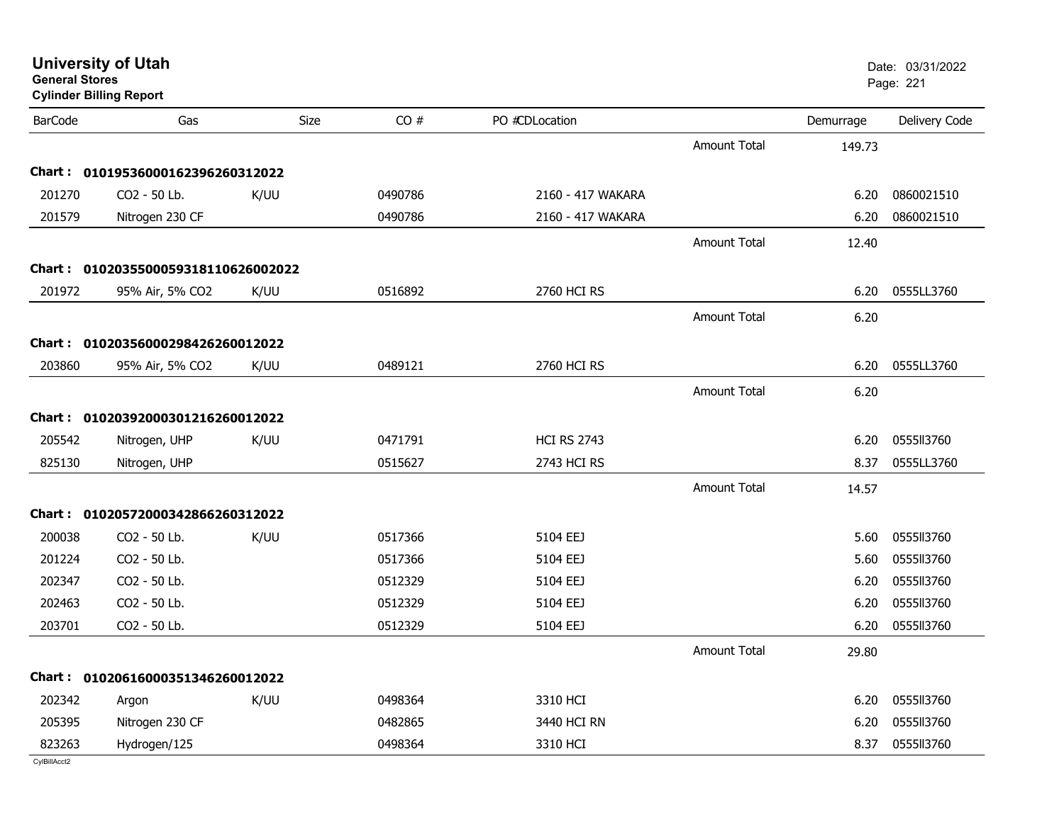**University of Utah**
**General Stores**
**Cylinder Billing Report**

Date: 03/31/2022

| BarCode | Gas | Size | CO # | PO #CDLocation | | Demurrage | Delivery Code |
|---|---|---|---|---|---|---|---|
| | | | | | Amount Total | 149.73 | |
| **Chart :** | **01019536000162396260312022** | | | | | | |
| 201270 | CO2 - 50 Lb. | K/UU | 0490786 | 2160 - 417 WAKARA | | 6.20 | 0860021510 |
| 201579 | Nitrogen 230 CF | | 0490786 | 2160 - 417 WAKARA | | 6.20 | 0860021510 |
| | | | | | Amount Total | 12.40 | |
| **Chart :** | **01020355000593181106260020​22** | | | | | | |
| 201972 | 95% Air, 5% CO2 | K/UU | 0516892 | 2760 HCI RS | | 6.20 | 0555LL3760 |
| | | | | | Amount Total | 6.20 | |
| **Chart :** | **01020356000298426260012022** | | | | | | |
| 203860 | 95% Air, 5% CO2 | K/UU | 0489121 | 2760 HCI RS | | 6.20 | 0555LL3760 |
| | | | | | Amount Total | 6.20 | |
| **Chart :** | **01020392000301216260012022** | | | | | | |
| 205542 | Nitrogen, UHP | K/UU | 0471791 | HCI RS 2743 | | 6.20 | 0555ll3760 |
| 825130 | Nitrogen, UHP | | 0515627 | 2743 HCI RS | | 8.37 | 0555LL3760 |
| | | | | | Amount Total | 14.57 | |
| **Chart :** | **01020572000342866260312022** | | | | | | |
| 200038 | CO2 - 50 Lb. | K/UU | 0517366 | 5104 EEJ | | 5.60 | 0555ll3760 |
| 201224 | CO2 - 50 Lb. | | 0517366 | 5104 EEJ | | 5.60 | 0555ll3760 |
| 202347 | CO2 - 50 Lb. | | 0512329 | 5104 EEJ | | 6.20 | 0555ll3760 |
| 202463 | CO2 - 50 Lb. | | 0512329 | 5104 EEJ | | 6.20 | 0555ll3760 |
| 203701 | CO2 - 50 Lb. | | 0512329 | 5104 EEJ | | 6.20 | 0555ll3760 |
| | | | | | Amount Total | 29.80 | |
| **Chart :** | **01020616000351346260012022** | | | | | | |
| 202342 | Argon | K/UU | 0498364 | 3310 HCI | | 6.20 | 0555ll3760 |
| 205395 | Nitrogen 230 CF | | 0482865 | 3440 HCI RN | | 6.20 | 0555ll3760 |
| 823263 | Hydrogen/125 | | 0498364 | 3310 HCI | | 8.37 | 0555ll3760 |

CylBillAcct2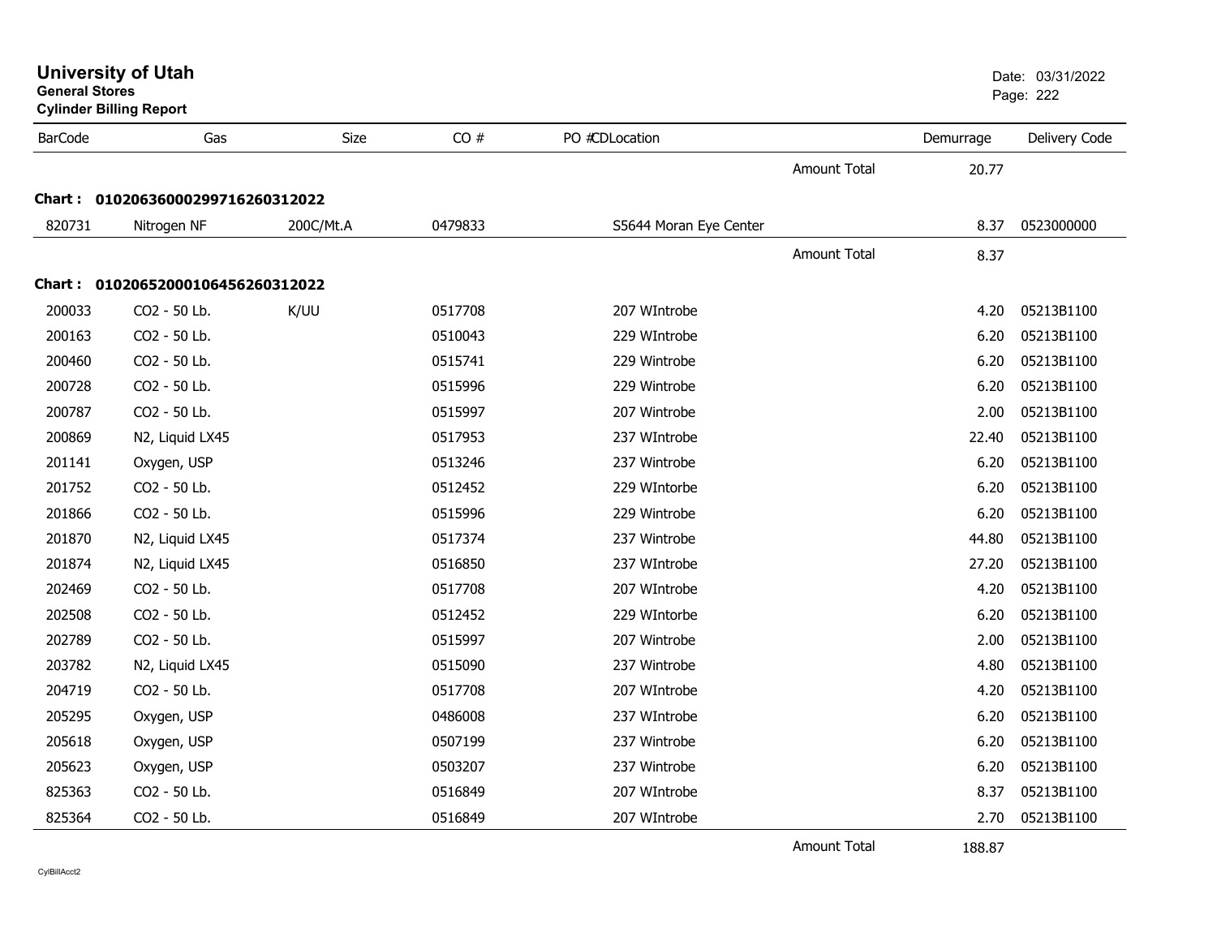# University of Utah

**General Stores**

**Cylinder Billing Report**

Date: 03/31/2022

| BarCode | Gas | Size | CO # | PO # | CD | Location | | Demurrage | Delivery Code |
|---|---|---|---|---|---|---|---|---|---|
| | | | | | | | Amount Total | 20.77 | |
| **Chart : 01020636000299716260312022** | | | | | | | | | |
| 820731 | Nitrogen NF | 200C/Mt.A | 0479833 | | | S5644 Moran Eye Center | | 8.37 | 0523000000 |
| | | | | | | | Amount Total | 8.37 | |
| **Chart : 01020652000106456260312022** | | | | | | | | | |
| 200033 | CO2 - 50 Lb. | K/UU | 0517708 | | | 207 WIntrobe | | 4.20 | 05213B1100 |
| 200163 | CO2 - 50 Lb. | | 0510043 | | | 229 WIntrobe | | 6.20 | 05213B1100 |
| 200460 | CO2 - 50 Lb. | | 0515741 | | | 229 Wintrobe | | 6.20 | 05213B1100 |
| 200728 | CO2 - 50 Lb. | | 0515996 | | | 229 Wintrobe | | 6.20 | 05213B1100 |
| 200787 | CO2 - 50 Lb. | | 0515997 | | | 207 Wintrobe | | 2.00 | 05213B1100 |
| 200869 | N2, Liquid LX45 | | 0517953 | | | 237 WIntrobe | | 22.40 | 05213B1100 |
| 201141 | Oxygen, USP | | 0513246 | | | 237 Wintrobe | | 6.20 | 05213B1100 |
| 201752 | CO2 - 50 Lb. | | 0512452 | | | 229 WIntorbe | | 6.20 | 05213B1100 |
| 201866 | CO2 - 50 Lb. | | 0515996 | | | 229 Wintrobe | | 6.20 | 05213B1100 |
| 201870 | N2, Liquid LX45 | | 0517374 | | | 237 Wintrobe | | 44.80 | 05213B1100 |
| 201874 | N2, Liquid LX45 | | 0516850 | | | 237 WIntrobe | | 27.20 | 05213B1100 |
| 202469 | CO2 - 50 Lb. | | 0517708 | | | 207 WIntrobe | | 4.20 | 05213B1100 |
| 202508 | CO2 - 50 Lb. | | 0512452 | | | 229 WIntorbe | | 6.20 | 05213B1100 |
| 202789 | CO2 - 50 Lb. | | 0515997 | | | 207 Wintrobe | | 2.00 | 05213B1100 |
| 203782 | N2, Liquid LX45 | | 0515090 | | | 237 Wintrobe | | 4.80 | 05213B1100 |
| 204719 | CO2 - 50 Lb. | | 0517708 | | | 207 WIntrobe | | 4.20 | 05213B1100 |
| 205295 | Oxygen, USP | | 0486008 | | | 237 WIntrobe | | 6.20 | 05213B1100 |
| 205618 | Oxygen, USP | | 0507199 | | | 237 Wintrobe | | 6.20 | 05213B1100 |
| 205623 | Oxygen, USP | | 0503207 | | | 237 Wintrobe | | 6.20 | 05213B1100 |
| 825363 | CO2 - 50 Lb. | | 0516849 | | | 207 WIntrobe | | 8.37 | 05213B1100 |
| 825364 | CO2 - 50 Lb. | | 0516849 | | | 207 WIntrobe | | 2.70 | 05213B1100 |
| | | | | | | | Amount Total | 188.87 | |

CylBillAcct2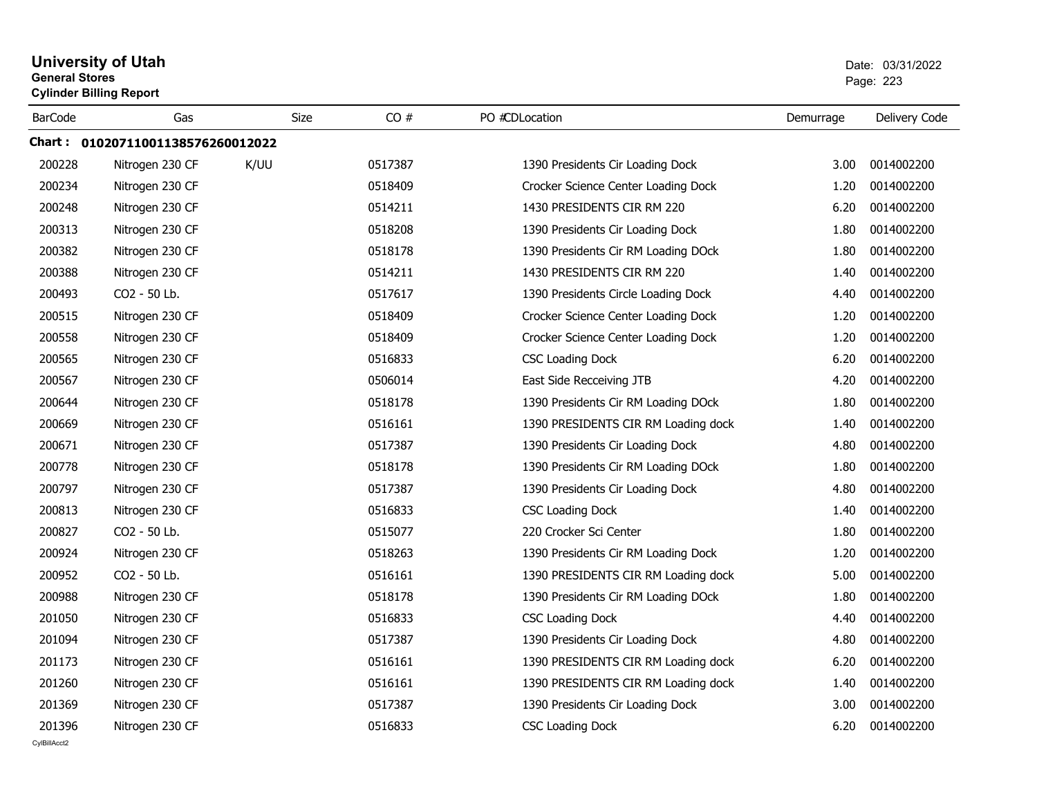# University of Utah
**General Stores**
**Cylinder Billing Report**

Date: 03/31/2022

| BarCode | Gas | Size | CO # | PO #CDLocation | Demurrage | Delivery Code |
|---|---|---|---|---|---|---|
| **Chart : 01020711001138576260012022** | | | | | | |
| 200228 | Nitrogen 230 CF | K/UU | 0517387 | 1390 Presidents Cir Loading Dock | 3.00 | 0014002200 |
| 200234 | Nitrogen 230 CF | | 0518409 | Crocker Science Center Loading Dock | 1.20 | 0014002200 |
| 200248 | Nitrogen 230 CF | | 0514211 | 1430 PRESIDENTS CIR RM 220 | 6.20 | 0014002200 |
| 200313 | Nitrogen 230 CF | | 0518208 | 1390 Presidents Cir Loading Dock | 1.80 | 0014002200 |
| 200382 | Nitrogen 230 CF | | 0518178 | 1390 Presidents Cir RM Loading DOck | 1.80 | 0014002200 |
| 200388 | Nitrogen 230 CF | | 0514211 | 1430 PRESIDENTS CIR RM 220 | 1.40 | 0014002200 |
| 200493 | CO2 - 50 Lb. | | 0517617 | 1390 Presidents Circle Loading Dock | 4.40 | 0014002200 |
| 200515 | Nitrogen 230 CF | | 0518409 | Crocker Science Center Loading Dock | 1.20 | 0014002200 |
| 200558 | Nitrogen 230 CF | | 0518409 | Crocker Science Center Loading Dock | 1.20 | 0014002200 |
| 200565 | Nitrogen 230 CF | | 0516833 | CSC Loading Dock | 6.20 | 0014002200 |
| 200567 | Nitrogen 230 CF | | 0506014 | East Side Recceiving JTB | 4.20 | 0014002200 |
| 200644 | Nitrogen 230 CF | | 0518178 | 1390 Presidents Cir RM Loading DOck | 1.80 | 0014002200 |
| 200669 | Nitrogen 230 CF | | 0516161 | 1390 PRESIDENTS CIR RM Loading dock | 1.40 | 0014002200 |
| 200671 | Nitrogen 230 CF | | 0517387 | 1390 Presidents Cir Loading Dock | 4.80 | 0014002200 |
| 200778 | Nitrogen 230 CF | | 0518178 | 1390 Presidents Cir RM Loading DOck | 1.80 | 0014002200 |
| 200797 | Nitrogen 230 CF | | 0517387 | 1390 Presidents Cir Loading Dock | 4.80 | 0014002200 |
| 200813 | Nitrogen 230 CF | | 0516833 | CSC Loading Dock | 1.40 | 0014002200 |
| 200827 | CO2 - 50 Lb. | | 0515077 | 220 Crocker Sci Center | 1.80 | 0014002200 |
| 200924 | Nitrogen 230 CF | | 0518263 | 1390 Presidents Cir RM Loading Dock | 1.20 | 0014002200 |
| 200952 | CO2 - 50 Lb. | | 0516161 | 1390 PRESIDENTS CIR RM Loading dock | 5.00 | 0014002200 |
| 200988 | Nitrogen 230 CF | | 0518178 | 1390 Presidents Cir RM Loading DOck | 1.80 | 0014002200 |
| 201050 | Nitrogen 230 CF | | 0516833 | CSC Loading Dock | 4.40 | 0014002200 |
| 201094 | Nitrogen 230 CF | | 0517387 | 1390 Presidents Cir Loading Dock | 4.80 | 0014002200 |
| 201173 | Nitrogen 230 CF | | 0516161 | 1390 PRESIDENTS CIR RM Loading dock | 6.20 | 0014002200 |
| 201260 | Nitrogen 230 CF | | 0516161 | 1390 PRESIDENTS CIR RM Loading dock | 1.40 | 0014002200 |
| 201369 | Nitrogen 230 CF | | 0517387 | 1390 Presidents Cir Loading Dock | 3.00 | 0014002200 |
| 201396 | Nitrogen 230 CF | | 0516833 | CSC Loading Dock | 6.20 | 0014002200 |

CylBillAcct2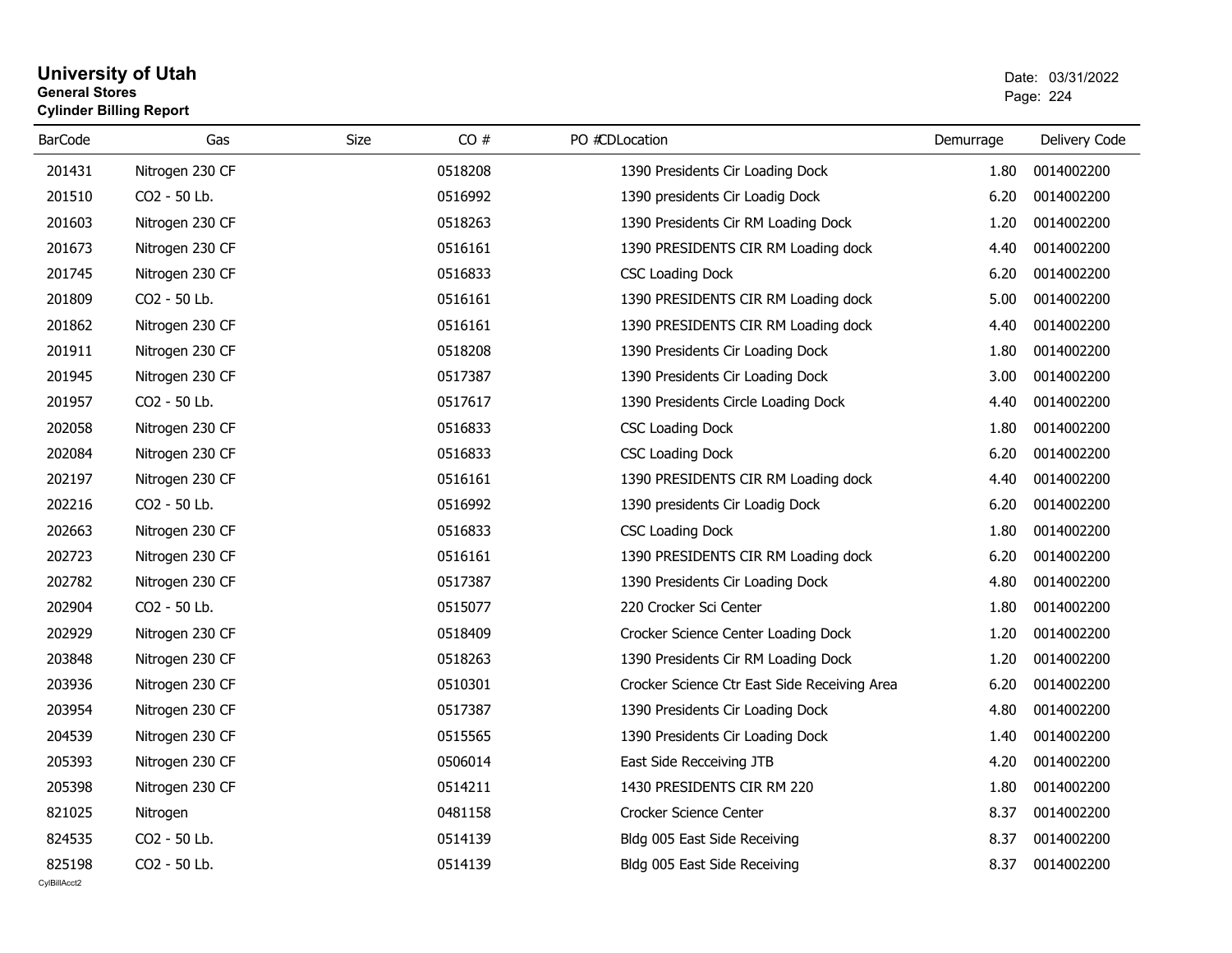# University of Utah

**General Stores**

**Cylinder Billing Report**

Date: 03/31/2022

| BarCode | Gas | Size | CO # | PO # | CDLocation | Demurrage | Delivery Code |
|---|---|---|---|---|---|---|---|
| 201431 | Nitrogen 230 CF | | 0518208 | | 1390 Presidents Cir Loading Dock | 1.80 | 0014002200 |
| 201510 | CO2 - 50 Lb. | | 0516992 | | 1390 presidents Cir Loadig Dock | 6.20 | 0014002200 |
| 201603 | Nitrogen 230 CF | | 0518263 | | 1390 Presidents Cir RM Loading Dock | 1.20 | 0014002200 |
| 201673 | Nitrogen 230 CF | | 0516161 | | 1390 PRESIDENTS CIR RM Loading dock | 4.40 | 0014002200 |
| 201745 | Nitrogen 230 CF | | 0516833 | | CSC Loading Dock | 6.20 | 0014002200 |
| 201809 | CO2 - 50 Lb. | | 0516161 | | 1390 PRESIDENTS CIR RM Loading dock | 5.00 | 0014002200 |
| 201862 | Nitrogen 230 CF | | 0516161 | | 1390 PRESIDENTS CIR RM Loading dock | 4.40 | 0014002200 |
| 201911 | Nitrogen 230 CF | | 0518208 | | 1390 Presidents Cir Loading Dock | 1.80 | 0014002200 |
| 201945 | Nitrogen 230 CF | | 0517387 | | 1390 Presidents Cir Loading Dock | 3.00 | 0014002200 |
| 201957 | CO2 - 50 Lb. | | 0517617 | | 1390 Presidents Circle Loading Dock | 4.40 | 0014002200 |
| 202058 | Nitrogen 230 CF | | 0516833 | | CSC Loading Dock | 1.80 | 0014002200 |
| 202084 | Nitrogen 230 CF | | 0516833 | | CSC Loading Dock | 6.20 | 0014002200 |
| 202197 | Nitrogen 230 CF | | 0516161 | | 1390 PRESIDENTS CIR RM Loading dock | 4.40 | 0014002200 |
| 202216 | CO2 - 50 Lb. | | 0516992 | | 1390 presidents Cir Loadig Dock | 6.20 | 0014002200 |
| 202663 | Nitrogen 230 CF | | 0516833 | | CSC Loading Dock | 1.80 | 0014002200 |
| 202723 | Nitrogen 230 CF | | 0516161 | | 1390 PRESIDENTS CIR RM Loading dock | 6.20 | 0014002200 |
| 202782 | Nitrogen 230 CF | | 0517387 | | 1390 Presidents Cir Loading Dock | 4.80 | 0014002200 |
| 202904 | CO2 - 50 Lb. | | 0515077 | | 220 Crocker Sci Center | 1.80 | 0014002200 |
| 202929 | Nitrogen 230 CF | | 0518409 | | Crocker Science Center Loading Dock | 1.20 | 0014002200 |
| 203848 | Nitrogen 230 CF | | 0518263 | | 1390 Presidents Cir RM Loading Dock | 1.20 | 0014002200 |
| 203936 | Nitrogen 230 CF | | 0510301 | | Crocker Science Ctr East Side Receiving Area | 6.20 | 0014002200 |
| 203954 | Nitrogen 230 CF | | 0517387 | | 1390 Presidents Cir Loading Dock | 4.80 | 0014002200 |
| 204539 | Nitrogen 230 CF | | 0515565 | | 1390 Presidents Cir Loading Dock | 1.40 | 0014002200 |
| 205393 | Nitrogen 230 CF | | 0506014 | | East Side Recceiving JTB | 4.20 | 0014002200 |
| 205398 | Nitrogen 230 CF | | 0514211 | | 1430 PRESIDENTS CIR RM 220 | 1.80 | 0014002200 |
| 821025 | Nitrogen | | 0481158 | | Crocker Science Center | 8.37 | 0014002200 |
| 824535 | CO2 - 50 Lb. | | 0514139 | | Bldg 005 East Side Receiving | 8.37 | 0014002200 |
| 825198 | CO2 - 50 Lb. | | 0514139 | | Bldg 005 East Side Receiving | 8.37 | 0014002200 |

CylBillAcct2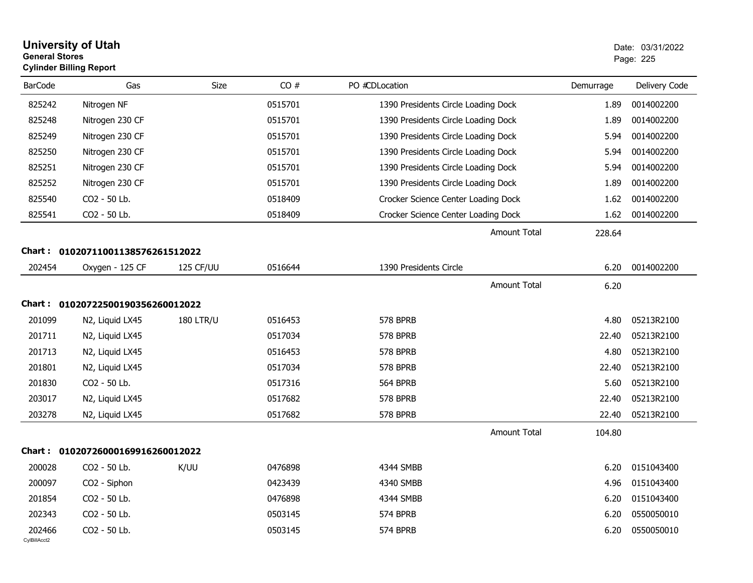# University of Utah
**General Stores**
**Cylinder Billing Report**

Date: 03/31/2022

| BarCode | Gas | Size | CO # | PO # | CDLocation | Demurrage | Delivery Code |
|---|---|---|---|---|---|---|---|
| 825242 | Nitrogen NF | | 0515701 | | 1390 Presidents Circle Loading Dock | 1.89 | 0014002200 |
| 825248 | Nitrogen 230 CF | | 0515701 | | 1390 Presidents Circle Loading Dock | 1.89 | 0014002200 |
| 825249 | Nitrogen 230 CF | | 0515701 | | 1390 Presidents Circle Loading Dock | 5.94 | 0014002200 |
| 825250 | Nitrogen 230 CF | | 0515701 | | 1390 Presidents Circle Loading Dock | 5.94 | 0014002200 |
| 825251 | Nitrogen 230 CF | | 0515701 | | 1390 Presidents Circle Loading Dock | 5.94 | 0014002200 |
| 825252 | Nitrogen 230 CF | | 0515701 | | 1390 Presidents Circle Loading Dock | 1.89 | 0014002200 |
| 825540 | CO2 - 50 Lb. | | 0518409 | | Crocker Science Center Loading Dock | 1.62 | 0014002200 |
| 825541 | CO2 - 50 Lb. | | 0518409 | | Crocker Science Center Loading Dock | 1.62 | 0014002200 |
| | | | | | Amount Total | 228.64 | |

**Chart : 01020711001138576261512022**

| BarCode | Gas | Size | CO # | PO # | CDLocation | Demurrage | Delivery Code |
|---|---|---|---|---|---|---|---|
| 202454 | Oxygen - 125 CF | 125 CF/UU | 0516644 | | 1390 Presidents Circle | 6.20 | 0014002200 |
| | | | | | Amount Total | 6.20 | |

**Chart : 01020722500190356260012022**

| BarCode | Gas | Size | CO # | PO # | CDLocation | Demurrage | Delivery Code |
|---|---|---|---|---|---|---|---|
| 201099 | N2, Liquid LX45 | 180 LTR/U | 0516453 | | 578 BPRB | 4.80 | 05213R2100 |
| 201711 | N2, Liquid LX45 | | 0517034 | | 578 BPRB | 22.40 | 05213R2100 |
| 201713 | N2, Liquid LX45 | | 0516453 | | 578 BPRB | 4.80 | 05213R2100 |
| 201801 | N2, Liquid LX45 | | 0517034 | | 578 BPRB | 22.40 | 05213R2100 |
| 201830 | CO2 - 50 Lb. | | 0517316 | | 564 BPRB | 5.60 | 05213R2100 |
| 203017 | N2, Liquid LX45 | | 0517682 | | 578 BPRB | 22.40 | 05213R2100 |
| 203278 | N2, Liquid LX45 | | 0517682 | | 578 BPRB | 22.40 | 05213R2100 |
| | | | | | Amount Total | 104.80 | |

**Chart : 01020726000169916260012022**

| BarCode | Gas | Size | CO # | PO # | CDLocation | Demurrage | Delivery Code |
|---|---|---|---|---|---|---|---|
| 200028 | CO2 - 50 Lb. | K/UU | 0476898 | | 4344 SMBB | 6.20 | 0151043400 |
| 200097 | CO2 - Siphon | | 0423439 | | 4340 SMBB | 4.96 | 0151043400 |
| 201854 | CO2 - 50 Lb. | | 0476898 | | 4344 SMBB | 6.20 | 0151043400 |
| 202343 | CO2 - 50 Lb. | | 0503145 | | 574 BPRB | 6.20 | 0550050010 |
| 202466 | CO2 - 50 Lb. | | 0503145 | | 574 BPRB | 6.20 | 0550050010 |

CylBillAcct2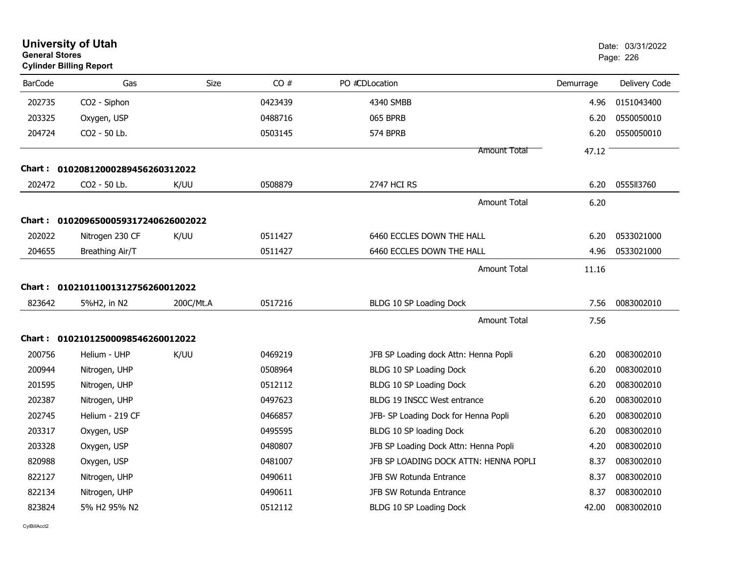# University of Utah
**General Stores**
**Cylinder Billing Report**

Date: 03/31/2022

| BarCode | Gas | Size | CO # | PO #CDLocation | Demurrage | Delivery Code |
|---|---|---|---|---|---|---|
| 202735 | CO2 - Siphon | | 0423439 | 4340 SMBB | 4.96 | 0151043400 |
| 203325 | Oxygen, USP | | 0488716 | 065 BPRB | 6.20 | 0550050010 |
| 204724 | CO2 - 50 Lb. | | 0503145 | 574 BPRB | 6.20 | 0550050010 |
| | | | | Amount Total | 47.12 | |

**Chart : 01020812000289456260312022**

| BarCode | Gas | Size | CO # | PO #CDLocation | Demurrage | Delivery Code |
|---|---|---|---|---|---|---|
| 202472 | CO2 - 50 Lb. | K/UU | 0508879 | 2747 HCI RS | 6.20 | 0555II3760 |
| | | | | Amount Total | 6.20 | |

**Chart : 01020965000593172406260020222**

| BarCode | Gas | Size | CO # | PO #CDLocation | Demurrage | Delivery Code |
|---|---|---|---|---|---|---|
| 202022 | Nitrogen 230 CF | K/UU | 0511427 | 6460 ECCLES DOWN THE HALL | 6.20 | 0533021000 |
| 204655 | Breathing Air/T | | 0511427 | 6460 ECCLES DOWN THE HALL | 4.96 | 0533021000 |
| | | | | Amount Total | 11.16 | |

**Chart : 01021011001312756260012022**

| BarCode | Gas | Size | CO # | PO #CDLocation | Demurrage | Delivery Code |
|---|---|---|---|---|---|---|
| 823642 | 5%H2, in N2 | 200C/Mt.A | 0517216 | BLDG 10 SP Loading Dock | 7.56 | 0083002010 |
| | | | | Amount Total | 7.56 | |

**Chart : 01021012500098546260012022**

| BarCode | Gas | Size | CO # | PO #CDLocation | Demurrage | Delivery Code |
|---|---|---|---|---|---|---|
| 200756 | Helium - UHP | K/UU | 0469219 | JFB SP Loading dock Attn: Henna Popli | 6.20 | 0083002010 |
| 200944 | Nitrogen, UHP | | 0508964 | BLDG 10 SP Loading Dock | 6.20 | 0083002010 |
| 201595 | Nitrogen, UHP | | 0512112 | BLDG 10 SP Loading Dock | 6.20 | 0083002010 |
| 202387 | Nitrogen, UHP | | 0497623 | BLDG 19 INSCC West entrance | 6.20 | 0083002010 |
| 202745 | Helium - 219 CF | | 0466857 | JFB- SP Loading Dock for Henna Popli | 6.20 | 0083002010 |
| 203317 | Oxygen, USP | | 0495595 | BLDG 10 SP loading Dock | 6.20 | 0083002010 |
| 203328 | Oxygen, USP | | 0480807 | JFB SP Loading Dock Attn: Henna Popli | 4.20 | 0083002010 |
| 820988 | Oxygen, USP | | 0481007 | JFB SP LOADING DOCK ATTN: HENNA POPLI | 8.37 | 0083002010 |
| 822127 | Nitrogen, UHP | | 0490611 | JFB SW Rotunda Entrance | 8.37 | 0083002010 |
| 822134 | Nitrogen, UHP | | 0490611 | JFB SW Rotunda Entrance | 8.37 | 0083002010 |
| 823824 | 5% H2 95% N2 | | 0512112 | BLDG 10 SP Loading Dock | 42.00 | 0083002010 |

CylBillAcct2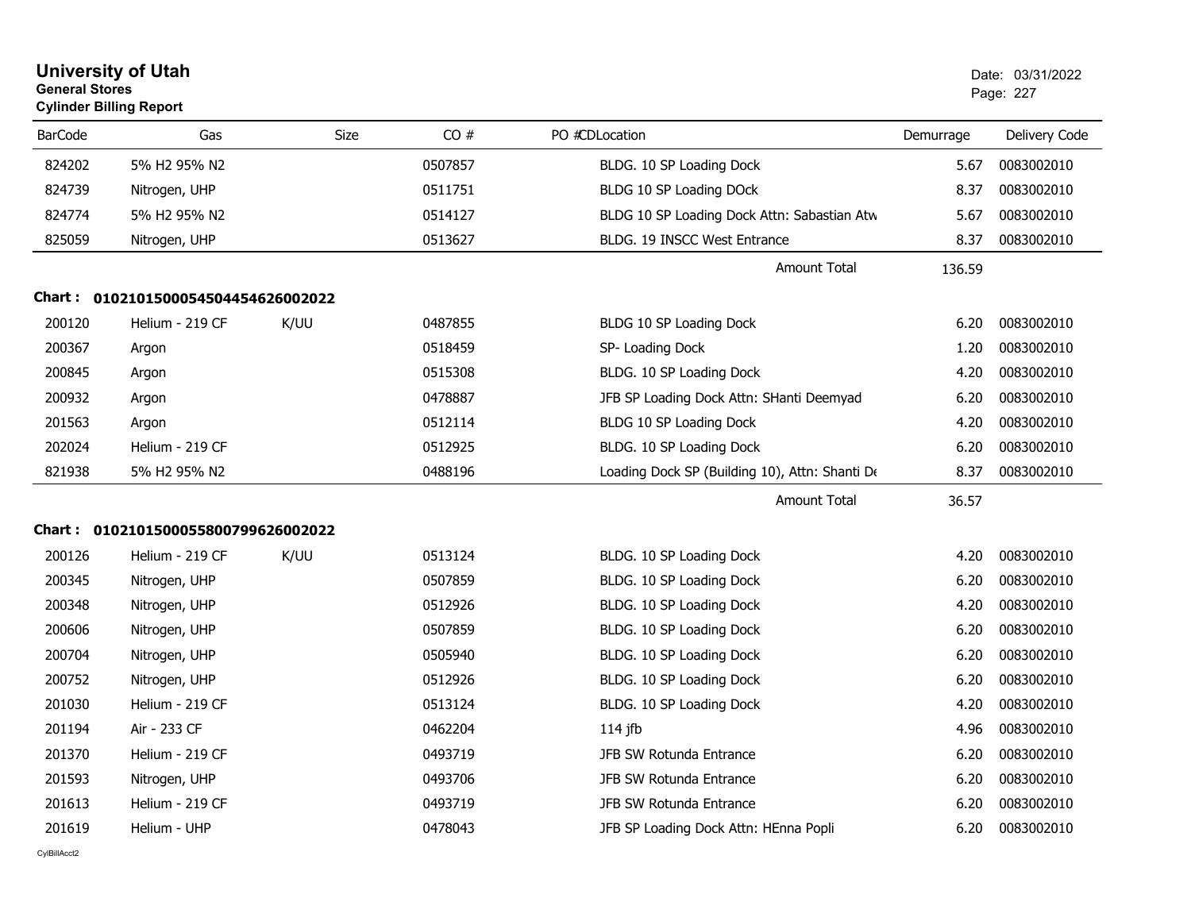# University of Utah
**General Stores**
**Cylinder Billing Report**

Date: 03/31/2022

| BarCode | Gas | Size | CO # | PO #CDLocation | Demurrage | Delivery Code |
|---|---|---|---|---|---|---|
| 824202 | 5% H2 95% N2 | | 0507857 | BLDG. 10 SP Loading Dock | 5.67 | 0083002010 |
| 824739 | Nitrogen, UHP | | 0511751 | BLDG 10 SP Loading DOck | 8.37 | 0083002010 |
| 824774 | 5% H2 95% N2 | | 0514127 | BLDG 10 SP Loading Dock Attn: Sabastian Atw | 5.67 | 0083002010 |
| 825059 | Nitrogen, UHP | | 0513627 | BLDG. 19 INSCC West Entrance | 8.37 | 0083002010 |
| | | | | Amount Total | 136.59 | |

**Chart : 01021015000545044546260022**

| BarCode | Gas | Size | CO # | PO #CDLocation | Demurrage | Delivery Code |
|---|---|---|---|---|---|---|
| 200120 | Helium - 219 CF | K/UU | 0487855 | BLDG 10 SP Loading Dock | 6.20 | 0083002010 |
| 200367 | Argon | | 0518459 | SP- Loading Dock | 1.20 | 0083002010 |
| 200845 | Argon | | 0515308 | BLDG. 10 SP Loading Dock | 4.20 | 0083002010 |
| 200932 | Argon | | 0478887 | JFB SP Loading Dock Attn: SHanti Deemyad | 6.20 | 0083002010 |
| 201563 | Argon | | 0512114 | BLDG 10 SP Loading Dock | 4.20 | 0083002010 |
| 202024 | Helium - 219 CF | | 0512925 | BLDG. 10 SP Loading Dock | 6.20 | 0083002010 |
| 821938 | 5% H2 95% N2 | | 0488196 | Loading Dock SP (Building 10), Attn: Shanti De | 8.37 | 0083002010 |
| | | | | Amount Total | 36.57 | |

**Chart : 01021015000558007996260022**

| BarCode | Gas | Size | CO # | PO #CDLocation | Demurrage | Delivery Code |
|---|---|---|---|---|---|---|
| 200126 | Helium - 219 CF | K/UU | 0513124 | BLDG. 10 SP Loading Dock | 4.20 | 0083002010 |
| 200345 | Nitrogen, UHP | | 0507859 | BLDG. 10 SP Loading Dock | 6.20 | 0083002010 |
| 200348 | Nitrogen, UHP | | 0512926 | BLDG. 10 SP Loading Dock | 4.20 | 0083002010 |
| 200606 | Nitrogen, UHP | | 0507859 | BLDG. 10 SP Loading Dock | 6.20 | 0083002010 |
| 200704 | Nitrogen, UHP | | 0505940 | BLDG. 10 SP Loading Dock | 6.20 | 0083002010 |
| 200752 | Nitrogen, UHP | | 0512926 | BLDG. 10 SP Loading Dock | 6.20 | 0083002010 |
| 201030 | Helium - 219 CF | | 0513124 | BLDG. 10 SP Loading Dock | 4.20 | 0083002010 |
| 201194 | Air - 233 CF | | 0462204 | 114 jfb | 4.96 | 0083002010 |
| 201370 | Helium - 219 CF | | 0493719 | JFB SW Rotunda Entrance | 6.20 | 0083002010 |
| 201593 | Nitrogen, UHP | | 0493706 | JFB SW Rotunda Entrance | 6.20 | 0083002010 |
| 201613 | Helium - 219 CF | | 0493719 | JFB SW Rotunda Entrance | 6.20 | 0083002010 |
| 201619 | Helium - UHP | | 0478043 | JFB SP Loading Dock Attn: HEnna Popli | 6.20 | 0083002010 |

CylBillAcct2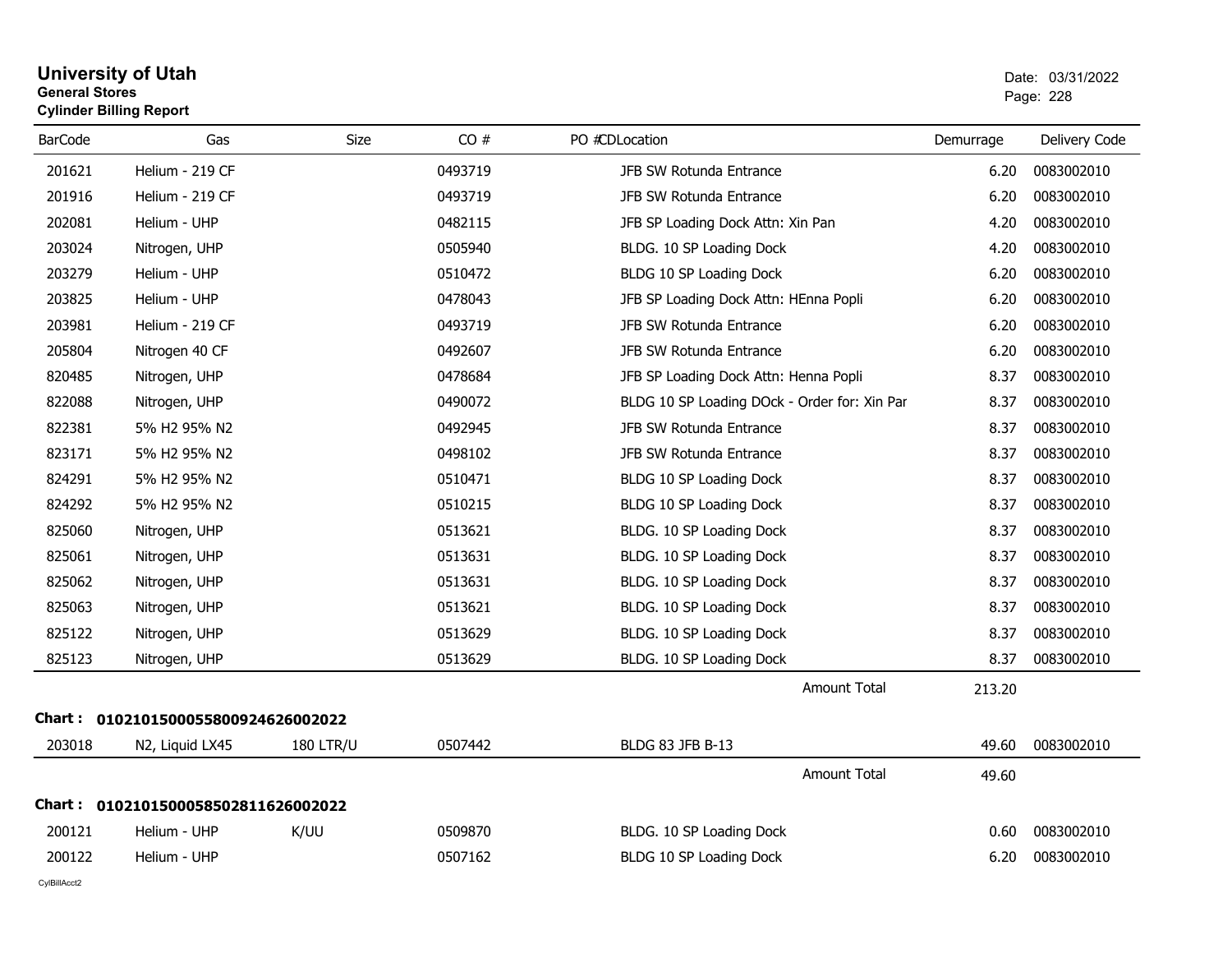# University of Utah
**General Stores**
**Cylinder Billing Report**

Date: 03/31/2022

| BarCode | Gas | Size | CO # | PO # | CDLocation | Demurrage | Delivery Code |
|---|---|---|---|---|---|---|---|
| 201621 | Helium - 219 CF | | 0493719 | | JFB SW Rotunda Entrance | 6.20 | 0083002010 |
| 201916 | Helium - 219 CF | | 0493719 | | JFB SW Rotunda Entrance | 6.20 | 0083002010 |
| 202081 | Helium - UHP | | 0482115 | | JFB SP Loading Dock Attn: Xin Pan | 4.20 | 0083002010 |
| 203024 | Nitrogen, UHP | | 0505940 | | BLDG. 10 SP Loading Dock | 4.20 | 0083002010 |
| 203279 | Helium - UHP | | 0510472 | | BLDG 10 SP Loading Dock | 6.20 | 0083002010 |
| 203825 | Helium - UHP | | 0478043 | | JFB SP Loading Dock Attn: HEnna Popli | 6.20 | 0083002010 |
| 203981 | Helium - 219 CF | | 0493719 | | JFB SW Rotunda Entrance | 6.20 | 0083002010 |
| 205804 | Nitrogen 40 CF | | 0492607 | | JFB SW Rotunda Entrance | 6.20 | 0083002010 |
| 820485 | Nitrogen, UHP | | 0478684 | | JFB SP Loading Dock Attn: Henna Popli | 8.37 | 0083002010 |
| 822088 | Nitrogen, UHP | | 0490072 | | BLDG 10 SP Loading DOck - Order for: Xin Par | 8.37 | 0083002010 |
| 822381 | 5% H2 95% N2 | | 0492945 | | JFB SW Rotunda Entrance | 8.37 | 0083002010 |
| 823171 | 5% H2 95% N2 | | 0498102 | | JFB SW Rotunda Entrance | 8.37 | 0083002010 |
| 824291 | 5% H2 95% N2 | | 0510471 | | BLDG 10 SP Loading Dock | 8.37 | 0083002010 |
| 824292 | 5% H2 95% N2 | | 0510215 | | BLDG 10 SP Loading Dock | 8.37 | 0083002010 |
| 825060 | Nitrogen, UHP | | 0513621 | | BLDG. 10 SP Loading Dock | 8.37 | 0083002010 |
| 825061 | Nitrogen, UHP | | 0513631 | | BLDG. 10 SP Loading Dock | 8.37 | 0083002010 |
| 825062 | Nitrogen, UHP | | 0513631 | | BLDG. 10 SP Loading Dock | 8.37 | 0083002010 |
| 825063 | Nitrogen, UHP | | 0513621 | | BLDG. 10 SP Loading Dock | 8.37 | 0083002010 |
| 825122 | Nitrogen, UHP | | 0513629 | | BLDG. 10 SP Loading Dock | 8.37 | 0083002010 |
| 825123 | Nitrogen, UHP | | 0513629 | | BLDG. 10 SP Loading Dock | 8.37 | 0083002010 |
| | | | | | Amount Total | 213.20 | |

**Chart : 01021015000558009246260020222**

| BarCode | Gas | Size | CO # | PO # | CDLocation | Demurrage | Delivery Code |
|---|---|---|---|---|---|---|---|
| 203018 | N2, Liquid LX45 | 180 LTR/U | 0507442 | | BLDG 83 JFB B-13 | 49.60 | 0083002010 |
| | | | | | Amount Total | 49.60 | |

**Chart : 01021015000585028116260020222**

| BarCode | Gas | Size | CO # | PO # | CDLocation | Demurrage | Delivery Code |
|---|---|---|---|---|---|---|---|
| 200121 | Helium - UHP | K/UU | 0509870 | | BLDG. 10 SP Loading Dock | 0.60 | 0083002010 |
| 200122 | Helium - UHP | | 0507162 | | BLDG 10 SP Loading Dock | 6.20 | 0083002010 |

CylBillAcct2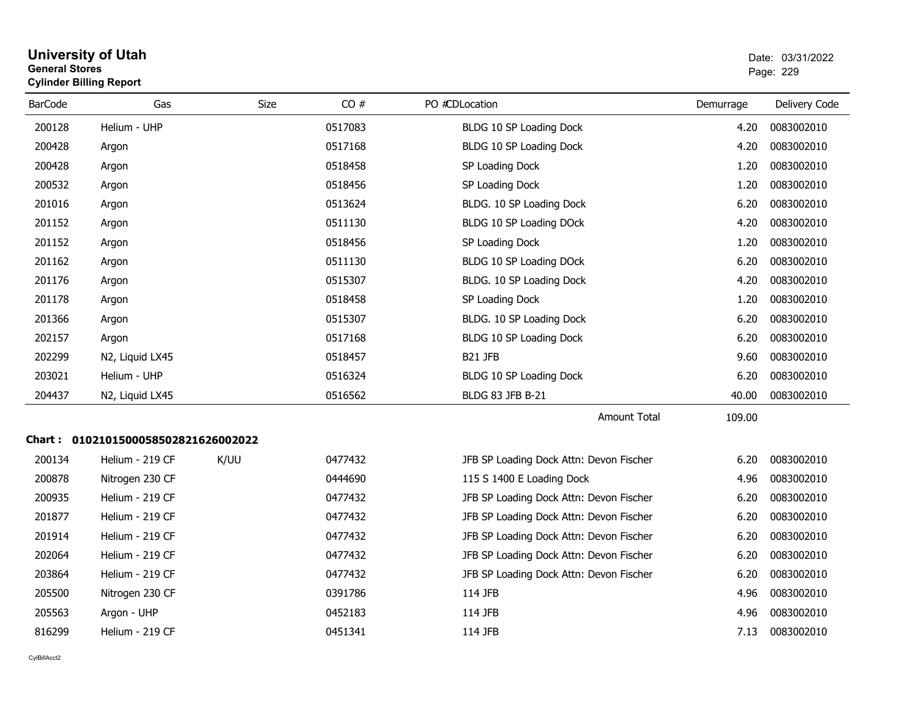# University of Utah
**General Stores**
**Cylinder Billing Report**

Date: 03/31/2022

| BarCode | Gas | Size | CO # | PO # | CDLocation | Demurrage | Delivery Code |
|---|---|---|---|---|---|---|---|
| 200128 | Helium - UHP | | 0517083 | | BLDG 10 SP Loading Dock | 4.20 | 0083002010 |
| 200428 | Argon | | 0517168 | | BLDG 10 SP Loading Dock | 4.20 | 0083002010 |
| 200428 | Argon | | 0518458 | | SP Loading Dock | 1.20 | 0083002010 |
| 200532 | Argon | | 0518456 | | SP Loading Dock | 1.20 | 0083002010 |
| 201016 | Argon | | 0513624 | | BLDG. 10 SP Loading Dock | 6.20 | 0083002010 |
| 201152 | Argon | | 0511130 | | BLDG 10 SP Loading DOck | 4.20 | 0083002010 |
| 201152 | Argon | | 0518456 | | SP Loading Dock | 1.20 | 0083002010 |
| 201162 | Argon | | 0511130 | | BLDG 10 SP Loading DOck | 6.20 | 0083002010 |
| 201176 | Argon | | 0515307 | | BLDG. 10 SP Loading Dock | 4.20 | 0083002010 |
| 201178 | Argon | | 0518458 | | SP Loading Dock | 1.20 | 0083002010 |
| 201366 | Argon | | 0515307 | | BLDG. 10 SP Loading Dock | 6.20 | 0083002010 |
| 202157 | Argon | | 0517168 | | BLDG 10 SP Loading Dock | 6.20 | 0083002010 |
| 202299 | N2, Liquid LX45 | | 0518457 | | B21 JFB | 9.60 | 0083002010 |
| 203021 | Helium - UHP | | 0516324 | | BLDG 10 SP Loading Dock | 6.20 | 0083002010 |
| 204437 | N2, Liquid LX45 | | 0516562 | | BLDG 83 JFB B-21 | 40.00 | 0083002010 |
| | | | | | Amount Total | 109.00 | |

**Chart : 01021015000585028216260020 22**

| BarCode | Gas | Size | CO # | PO # | CDLocation | Demurrage | Delivery Code |
|---|---|---|---|---|---|---|---|
| 200134 | Helium - 219 CF | K/UU | 0477432 | | JFB SP Loading Dock Attn: Devon Fischer | 6.20 | 0083002010 |
| 200878 | Nitrogen 230 CF | | 0444690 | | 115 S 1400 E Loading Dock | 4.96 | 0083002010 |
| 200935 | Helium - 219 CF | | 0477432 | | JFB SP Loading Dock Attn: Devon Fischer | 6.20 | 0083002010 |
| 201877 | Helium - 219 CF | | 0477432 | | JFB SP Loading Dock Attn: Devon Fischer | 6.20 | 0083002010 |
| 201914 | Helium - 219 CF | | 0477432 | | JFB SP Loading Dock Attn: Devon Fischer | 6.20 | 0083002010 |
| 202064 | Helium - 219 CF | | 0477432 | | JFB SP Loading Dock Attn: Devon Fischer | 6.20 | 0083002010 |
| 203864 | Helium - 219 CF | | 0477432 | | JFB SP Loading Dock Attn: Devon Fischer | 6.20 | 0083002010 |
| 205500 | Nitrogen 230 CF | | 0391786 | | 114 JFB | 4.96 | 0083002010 |
| 205563 | Argon - UHP | | 0452183 | | 114 JFB | 4.96 | 0083002010 |
| 816299 | Helium - 219 CF | | 0451341 | | 114 JFB | 7.13 | 0083002010 |

CylBillAcct2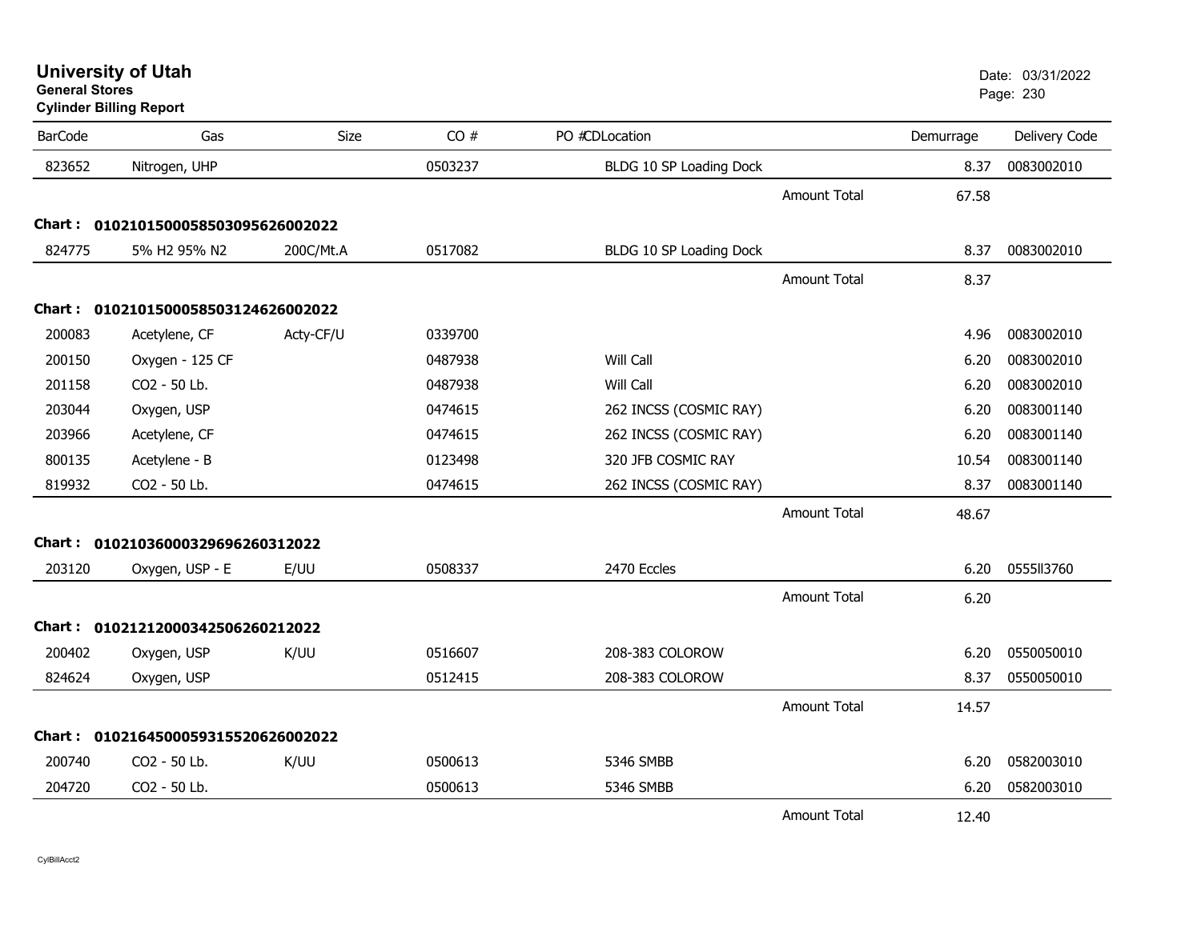# University of Utah
**General Stores**
**Cylinder Billing Report**

Date: 03/31/2022

| BarCode | Gas | Size | CO # | PO #CDLocation | | Demurrage | Delivery Code |
|---|---|---|---|---|---|---|---|
| 823652 | Nitrogen, UHP | | 0503237 | BLDG 10 SP Loading Dock | | 8.37 | 0083002010 |
| | | | | | Amount Total | 67.58 | |
| **Chart : 01021015000585030956260020​22** | | | | | | | |
| 824775 | 5% H2 95% N2 | 200C/Mt.A | 0517082 | BLDG 10 SP Loading Dock | | 8.37 | 0083002010 |
| | | | | | Amount Total | 8.37 | |
| **Chart : 0102101500058503124626002022** | | | | | | | |
| 200083 | Acetylene, CF | Acty-CF/U | 0339700 | | | 4.96 | 0083002010 |
| 200150 | Oxygen - 125 CF | | 0487938 | Will Call | | 6.20 | 0083002010 |
| 201158 | CO2 - 50 Lb. | | 0487938 | Will Call | | 6.20 | 0083002010 |
| 203044 | Oxygen, USP | | 0474615 | 262 INCSS (COSMIC RAY) | | 6.20 | 0083001140 |
| 203966 | Acetylene, CF | | 0474615 | 262 INCSS (COSMIC RAY) | | 6.20 | 0083001140 |
| 800135 | Acetylene - B | | 0123498 | 320 JFB COSMIC RAY | | 10.54 | 0083001140 |
| 819932 | CO2 - 50 Lb. | | 0474615 | 262 INCSS (COSMIC RAY) | | 8.37 | 0083001140 |
| | | | | | Amount Total | 48.67 | |
| **Chart : 0102103600032969626031202​2** | | | | | | | |
| 203120 | Oxygen, USP - E | E/UU | 0508337 | 2470 Eccles | | 6.20 | 0555ll3760 |
| | | | | | Amount Total | 6.20 | |
| **Chart : 0102121200034250626021202​2** | | | | | | | |
| 200402 | Oxygen, USP | K/UU | 0516607 | 208-383 COLOROW | | 6.20 | 0550050010 |
| 824624 | Oxygen, USP | | 0512415 | 208-383 COLOROW | | 8.37 | 0550050010 |
| | | | | | Amount Total | 14.57 | |
| **Chart : 0102164500059315520626002022** | | | | | | | |
| 200740 | CO2 - 50 Lb. | K/UU | 0500613 | 5346 SMBB | | 6.20 | 0582003010 |
| 204720 | CO2 - 50 Lb. | | 0500613 | 5346 SMBB | | 6.20 | 0582003010 |
| | | | | | Amount Total | 12.40 | |

CylBillAcct2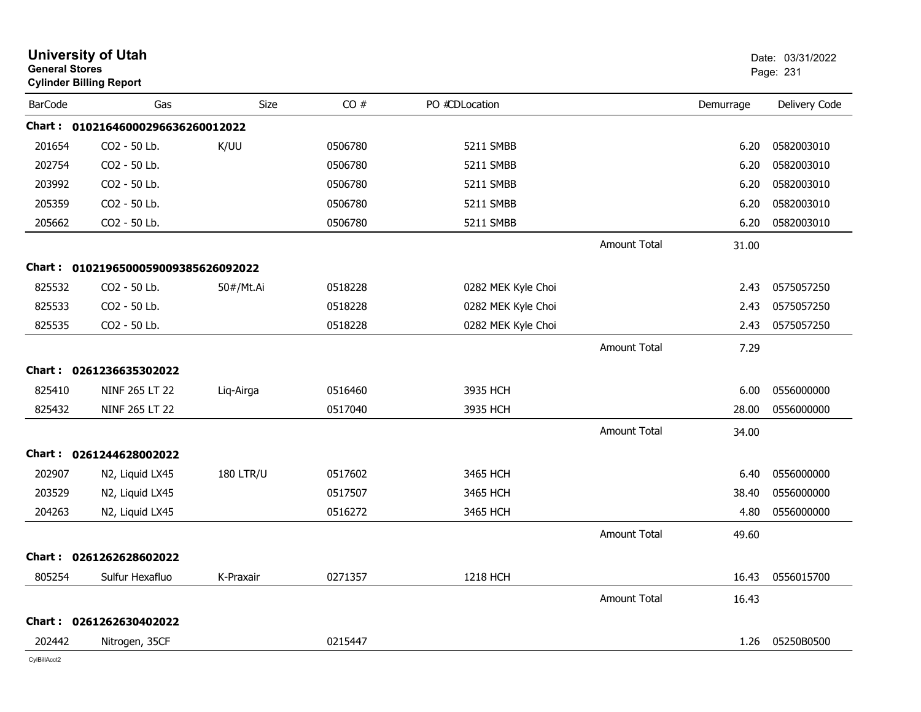# University of Utah

**General Stores**

**Cylinder Billing Report**

Date: 03/31/2022

| BarCode | Gas | Size | CO # | PO # | CDLocation | | Demurrage | Delivery Code |
|---|---|---|---|---|---|---|---|---|
| **Chart :** | **010216460002966362600120​22** | | | | | | | |
| 201654 | CO2 - 50 Lb. | K/UU | 0506780 | | 5211 SMBB | | 6.20 | 0582003010 |
| 202754 | CO2 - 50 Lb. | | 0506780 | | 5211 SMBB | | 6.20 | 0582003010 |
| 203992 | CO2 - 50 Lb. | | 0506780 | | 5211 SMBB | | 6.20 | 0582003010 |
| 205359 | CO2 - 50 Lb. | | 0506780 | | 5211 SMBB | | 6.20 | 0582003010 |
| 205662 | CO2 - 50 Lb. | | 0506780 | | 5211 SMBB | | 6.20 | 0582003010 |
| | | | | | | Amount Total | 31.00 | |
| **Chart :** | **01021965000590093856260920​22** | | | | | | | |
| 825532 | CO2 - 50 Lb. | 50#/Mt.Ai | 0518228 | | 0282 MEK Kyle Choi | | 2.43 | 0575057250 |
| 825533 | CO2 - 50 Lb. | | 0518228 | | 0282 MEK Kyle Choi | | 2.43 | 0575057250 |
| 825535 | CO2 - 50 Lb. | | 0518228 | | 0282 MEK Kyle Choi | | 2.43 | 0575057250 |
| | | | | | | Amount Total | 7.29 | |
| **Chart :** | **0261236635302022** | | | | | | | |
| 825410 | NINF 265 LT 22 | Liq-Airga | 0516460 | | 3935 HCH | | 6.00 | 0556000000 |
| 825432 | NINF 265 LT 22 | | 0517040 | | 3935 HCH | | 28.00 | 0556000000 |
| | | | | | | Amount Total | 34.00 | |
| **Chart :** | **0261244628002022** | | | | | | | |
| 202907 | N2, Liquid LX45 | 180 LTR/U | 0517602 | | 3465 HCH | | 6.40 | 0556000000 |
| 203529 | N2, Liquid LX45 | | 0517507 | | 3465 HCH | | 38.40 | 0556000000 |
| 204263 | N2, Liquid LX45 | | 0516272 | | 3465 HCH | | 4.80 | 0556000000 |
| | | | | | | Amount Total | 49.60 | |
| **Chart :** | **0261262628602022** | | | | | | | |
| 805254 | Sulfur Hexafluo | K-Praxair | 0271357 | | 1218 HCH | | 16.43 | 0556015700 |
| | | | | | | Amount Total | 16.43 | |
| **Chart :** | **0261262630402022** | | | | | | | |
| 202442 | Nitrogen, 35CF | | 0215447 | | | | 1.26 | 05250B0500 |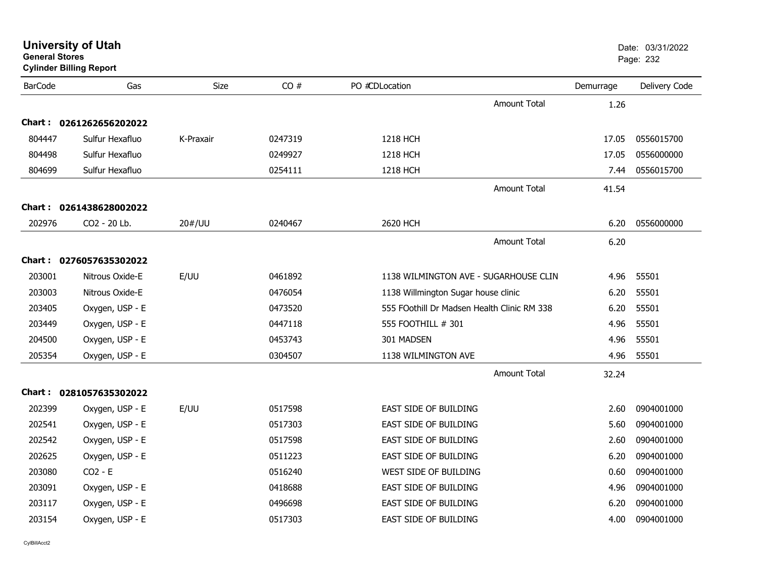# University of Utah

**General Stores**

**Cylinder Billing Report**

Date: 03/31/2022

| BarCode | Gas | Size | CO # | PO #CDLocation | Demurrage | Delivery Code |
|---|---|---|---|---|---|---|
| | | | | Amount Total | 1.26 | |
| **Chart : 0261262656202022** | | | | | | |
| 804447 | Sulfur Hexafluo | K-Praxair | 0247319 | 1218 HCH | 17.05 | 0556015700 |
| 804498 | Sulfur Hexafluo | | 0249927 | 1218 HCH | 17.05 | 0556000000 |
| 804699 | Sulfur Hexafluo | | 0254111 | 1218 HCH | 7.44 | 0556015700 |
| | | | | Amount Total | 41.54 | |
| **Chart : 0261438628002022** | | | | | | |
| 202976 | CO2 - 20 Lb. | 20#/UU | 0240467 | 2620 HCH | 6.20 | 0556000000 |
| | | | | Amount Total | 6.20 | |
| **Chart : 0276057635302022** | | | | | | |
| 203001 | Nitrous Oxide-E | E/UU | 0461892 | 1138 WILMINGTON AVE - SUGARHOUSE CLIN | 4.96 | 55501 |
| 203003 | Nitrous Oxide-E | | 0476054 | 1138 Willmington Sugar house clinic | 6.20 | 55501 |
| 203405 | Oxygen, USP - E | | 0473520 | 555 FOothill Dr Madsen Health Clinic RM 338 | 6.20 | 55501 |
| 203449 | Oxygen, USP - E | | 0447118 | 555 FOOTHILL # 301 | 4.96 | 55501 |
| 204500 | Oxygen, USP - E | | 0453743 | 301 MADSEN | 4.96 | 55501 |
| 205354 | Oxygen, USP - E | | 0304507 | 1138 WILMINGTON AVE | 4.96 | 55501 |
| | | | | Amount Total | 32.24 | |
| **Chart : 0281057635302022** | | | | | | |
| 202399 | Oxygen, USP - E | E/UU | 0517598 | EAST SIDE OF BUILDING | 2.60 | 0904001000 |
| 202541 | Oxygen, USP - E | | 0517303 | EAST SIDE OF BUILDING | 5.60 | 0904001000 |
| 202542 | Oxygen, USP - E | | 0517598 | EAST SIDE OF BUILDING | 2.60 | 0904001000 |
| 202625 | Oxygen, USP - E | | 0511223 | EAST SIDE OF BUILDING | 6.20 | 0904001000 |
| 203080 | CO2 - E | | 0516240 | WEST SIDE OF BUILDING | 0.60 | 0904001000 |
| 203091 | Oxygen, USP - E | | 0418688 | EAST SIDE OF BUILDING | 4.96 | 0904001000 |
| 203117 | Oxygen, USP - E | | 0496698 | EAST SIDE OF BUILDING | 6.20 | 0904001000 |
| 203154 | Oxygen, USP - E | | 0517303 | EAST SIDE OF BUILDING | 4.00 | 0904001000 |

CylBillAcct2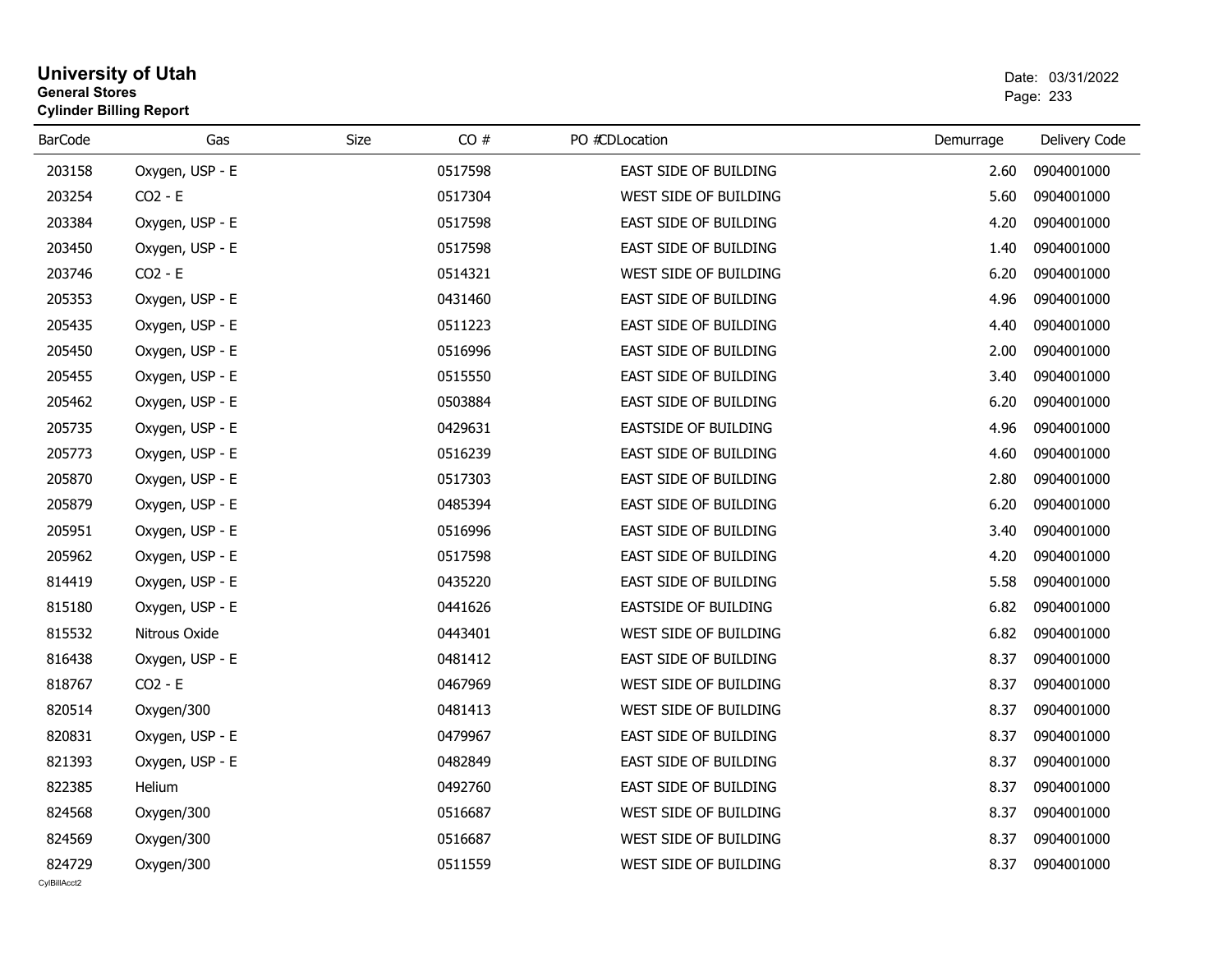# University of Utah
**General Stores**
**Cylinder Billing Report**

Date: 03/31/2022

| BarCode | Gas | Size | CO # | PO # | CDLocation | Demurrage | Delivery Code |
|---|---|---|---|---|---|---|---|
| 203158 | Oxygen, USP - E | | 0517598 | | EAST SIDE OF BUILDING | 2.60 | 0904001000 |
| 203254 | CO2 - E | | 0517304 | | WEST SIDE OF BUILDING | 5.60 | 0904001000 |
| 203384 | Oxygen, USP - E | | 0517598 | | EAST SIDE OF BUILDING | 4.20 | 0904001000 |
| 203450 | Oxygen, USP - E | | 0517598 | | EAST SIDE OF BUILDING | 1.40 | 0904001000 |
| 203746 | CO2 - E | | 0514321 | | WEST SIDE OF BUILDING | 6.20 | 0904001000 |
| 205353 | Oxygen, USP - E | | 0431460 | | EAST SIDE OF BUILDING | 4.96 | 0904001000 |
| 205435 | Oxygen, USP - E | | 0511223 | | EAST SIDE OF BUILDING | 4.40 | 0904001000 |
| 205450 | Oxygen, USP - E | | 0516996 | | EAST SIDE OF BUILDING | 2.00 | 0904001000 |
| 205455 | Oxygen, USP - E | | 0515550 | | EAST SIDE OF BUILDING | 3.40 | 0904001000 |
| 205462 | Oxygen, USP - E | | 0503884 | | EAST SIDE OF BUILDING | 6.20 | 0904001000 |
| 205735 | Oxygen, USP - E | | 0429631 | | EASTSIDE OF BUILDING | 4.96 | 0904001000 |
| 205773 | Oxygen, USP - E | | 0516239 | | EAST SIDE OF BUILDING | 4.60 | 0904001000 |
| 205870 | Oxygen, USP - E | | 0517303 | | EAST SIDE OF BUILDING | 2.80 | 0904001000 |
| 205879 | Oxygen, USP - E | | 0485394 | | EAST SIDE OF BUILDING | 6.20 | 0904001000 |
| 205951 | Oxygen, USP - E | | 0516996 | | EAST SIDE OF BUILDING | 3.40 | 0904001000 |
| 205962 | Oxygen, USP - E | | 0517598 | | EAST SIDE OF BUILDING | 4.20 | 0904001000 |
| 814419 | Oxygen, USP - E | | 0435220 | | EAST SIDE OF BUILDING | 5.58 | 0904001000 |
| 815180 | Oxygen, USP - E | | 0441626 | | EASTSIDE OF BUILDING | 6.82 | 0904001000 |
| 815532 | Nitrous Oxide | | 0443401 | | WEST SIDE OF BUILDING | 6.82 | 0904001000 |
| 816438 | Oxygen, USP - E | | 0481412 | | EAST SIDE OF BUILDING | 8.37 | 0904001000 |
| 818767 | CO2 - E | | 0467969 | | WEST SIDE OF BUILDING | 8.37 | 0904001000 |
| 820514 | Oxygen/300 | | 0481413 | | WEST SIDE OF BUILDING | 8.37 | 0904001000 |
| 820831 | Oxygen, USP - E | | 0479967 | | EAST SIDE OF BUILDING | 8.37 | 0904001000 |
| 821393 | Oxygen, USP - E | | 0482849 | | EAST SIDE OF BUILDING | 8.37 | 0904001000 |
| 822385 | Helium | | 0492760 | | EAST SIDE OF BUILDING | 8.37 | 0904001000 |
| 824568 | Oxygen/300 | | 0516687 | | WEST SIDE OF BUILDING | 8.37 | 0904001000 |
| 824569 | Oxygen/300 | | 0516687 | | WEST SIDE OF BUILDING | 8.37 | 0904001000 |
| 824729 | Oxygen/300 | | 0511559 | | WEST SIDE OF BUILDING | 8.37 | 0904001000 |

CylBillAcct2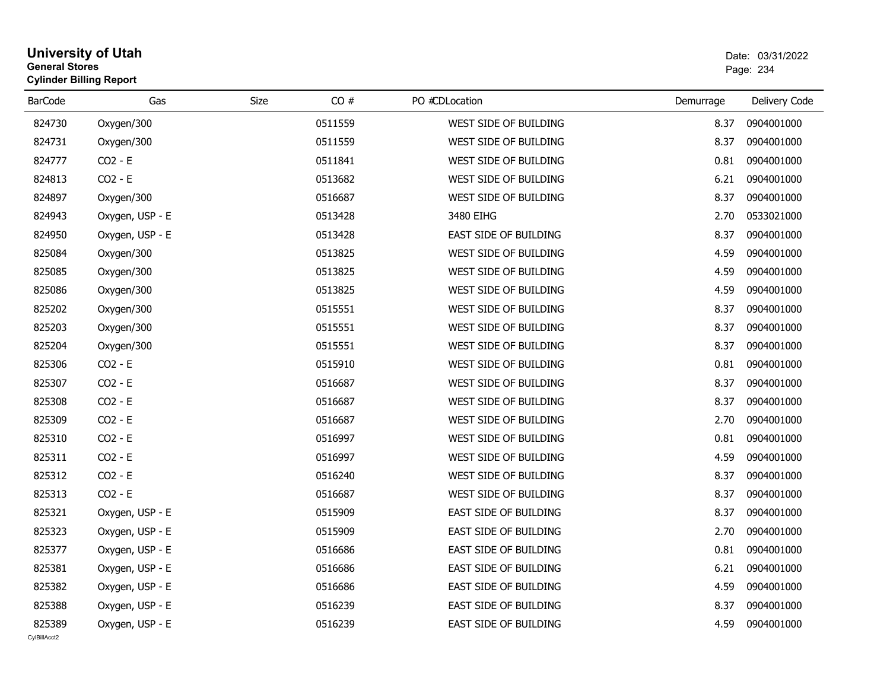**University of Utah**
**General Stores**
**Cylinder Billing Report**

Date: 03/31/2022

| BarCode | Gas | Size | CO # | PO #CDLocation | Demurrage | Delivery Code |
|---|---|---|---|---|---|---|
| 824730 | Oxygen/300 | | 0511559 | WEST SIDE OF BUILDING | 8.37 | 0904001000 |
| 824731 | Oxygen/300 | | 0511559 | WEST SIDE OF BUILDING | 8.37 | 0904001000 |
| 824777 | CO2 - E | | 0511841 | WEST SIDE OF BUILDING | 0.81 | 0904001000 |
| 824813 | CO2 - E | | 0513682 | WEST SIDE OF BUILDING | 6.21 | 0904001000 |
| 824897 | Oxygen/300 | | 0516687 | WEST SIDE OF BUILDING | 8.37 | 0904001000 |
| 824943 | Oxygen, USP - E | | 0513428 | 3480 EIHG | 2.70 | 0533021000 |
| 824950 | Oxygen, USP - E | | 0513428 | EAST SIDE OF BUILDING | 8.37 | 0904001000 |
| 825084 | Oxygen/300 | | 0513825 | WEST SIDE OF BUILDING | 4.59 | 0904001000 |
| 825085 | Oxygen/300 | | 0513825 | WEST SIDE OF BUILDING | 4.59 | 0904001000 |
| 825086 | Oxygen/300 | | 0513825 | WEST SIDE OF BUILDING | 4.59 | 0904001000 |
| 825202 | Oxygen/300 | | 0515551 | WEST SIDE OF BUILDING | 8.37 | 0904001000 |
| 825203 | Oxygen/300 | | 0515551 | WEST SIDE OF BUILDING | 8.37 | 0904001000 |
| 825204 | Oxygen/300 | | 0515551 | WEST SIDE OF BUILDING | 8.37 | 0904001000 |
| 825306 | CO2 - E | | 0515910 | WEST SIDE OF BUILDING | 0.81 | 0904001000 |
| 825307 | CO2 - E | | 0516687 | WEST SIDE OF BUILDING | 8.37 | 0904001000 |
| 825308 | CO2 - E | | 0516687 | WEST SIDE OF BUILDING | 8.37 | 0904001000 |
| 825309 | CO2 - E | | 0516687 | WEST SIDE OF BUILDING | 2.70 | 0904001000 |
| 825310 | CO2 - E | | 0516997 | WEST SIDE OF BUILDING | 0.81 | 0904001000 |
| 825311 | CO2 - E | | 0516997 | WEST SIDE OF BUILDING | 4.59 | 0904001000 |
| 825312 | CO2 - E | | 0516240 | WEST SIDE OF BUILDING | 8.37 | 0904001000 |
| 825313 | CO2 - E | | 0516687 | WEST SIDE OF BUILDING | 8.37 | 0904001000 |
| 825321 | Oxygen, USP - E | | 0515909 | EAST SIDE OF BUILDING | 8.37 | 0904001000 |
| 825323 | Oxygen, USP - E | | 0515909 | EAST SIDE OF BUILDING | 2.70 | 0904001000 |
| 825377 | Oxygen, USP - E | | 0516686 | EAST SIDE OF BUILDING | 0.81 | 0904001000 |
| 825381 | Oxygen, USP - E | | 0516686 | EAST SIDE OF BUILDING | 6.21 | 0904001000 |
| 825382 | Oxygen, USP - E | | 0516686 | EAST SIDE OF BUILDING | 4.59 | 0904001000 |
| 825388 | Oxygen, USP - E | | 0516239 | EAST SIDE OF BUILDING | 8.37 | 0904001000 |
| 825389 | Oxygen, USP - E | | 0516239 | EAST SIDE OF BUILDING | 4.59 | 0904001000 |

CylBillAcct2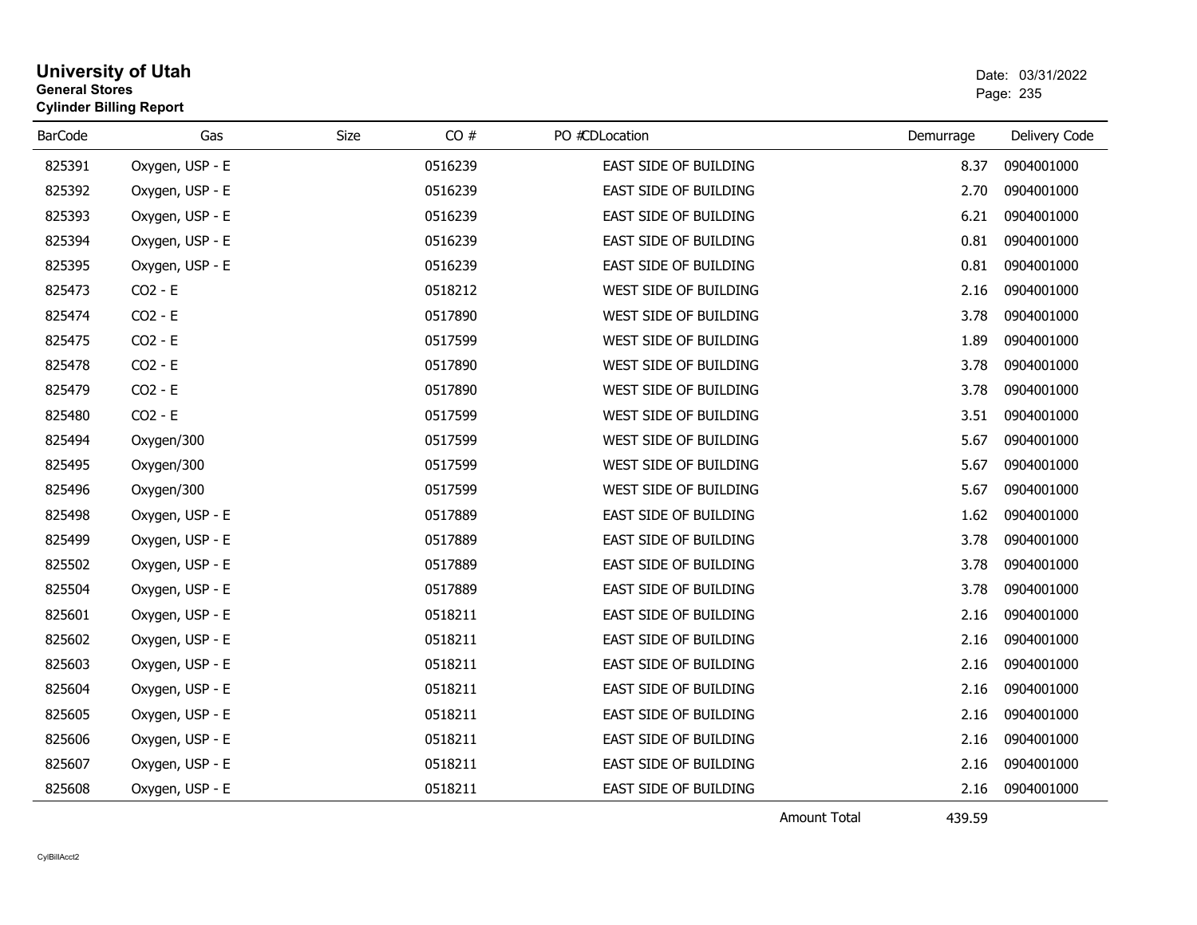# University of Utah
**General Stores**
**Cylinder Billing Report**

Date: 03/31/2022

| BarCode | Gas | Size | CO # | PO # | CDLocation | Demurrage | Delivery Code |
|---|---|---|---|---|---|---|---|
| 825391 | Oxygen, USP - E | | 0516239 | | EAST SIDE OF BUILDING | 8.37 | 0904001000 |
| 825392 | Oxygen, USP - E | | 0516239 | | EAST SIDE OF BUILDING | 2.70 | 0904001000 |
| 825393 | Oxygen, USP - E | | 0516239 | | EAST SIDE OF BUILDING | 6.21 | 0904001000 |
| 825394 | Oxygen, USP - E | | 0516239 | | EAST SIDE OF BUILDING | 0.81 | 0904001000 |
| 825395 | Oxygen, USP - E | | 0516239 | | EAST SIDE OF BUILDING | 0.81 | 0904001000 |
| 825473 | CO2 - E | | 0518212 | | WEST SIDE OF BUILDING | 2.16 | 0904001000 |
| 825474 | CO2 - E | | 0517890 | | WEST SIDE OF BUILDING | 3.78 | 0904001000 |
| 825475 | CO2 - E | | 0517599 | | WEST SIDE OF BUILDING | 1.89 | 0904001000 |
| 825478 | CO2 - E | | 0517890 | | WEST SIDE OF BUILDING | 3.78 | 0904001000 |
| 825479 | CO2 - E | | 0517890 | | WEST SIDE OF BUILDING | 3.78 | 0904001000 |
| 825480 | CO2 - E | | 0517599 | | WEST SIDE OF BUILDING | 3.51 | 0904001000 |
| 825494 | Oxygen/300 | | 0517599 | | WEST SIDE OF BUILDING | 5.67 | 0904001000 |
| 825495 | Oxygen/300 | | 0517599 | | WEST SIDE OF BUILDING | 5.67 | 0904001000 |
| 825496 | Oxygen/300 | | 0517599 | | WEST SIDE OF BUILDING | 5.67 | 0904001000 |
| 825498 | Oxygen, USP - E | | 0517889 | | EAST SIDE OF BUILDING | 1.62 | 0904001000 |
| 825499 | Oxygen, USP - E | | 0517889 | | EAST SIDE OF BUILDING | 3.78 | 0904001000 |
| 825502 | Oxygen, USP - E | | 0517889 | | EAST SIDE OF BUILDING | 3.78 | 0904001000 |
| 825504 | Oxygen, USP - E | | 0517889 | | EAST SIDE OF BUILDING | 3.78 | 0904001000 |
| 825601 | Oxygen, USP - E | | 0518211 | | EAST SIDE OF BUILDING | 2.16 | 0904001000 |
| 825602 | Oxygen, USP - E | | 0518211 | | EAST SIDE OF BUILDING | 2.16 | 0904001000 |
| 825603 | Oxygen, USP - E | | 0518211 | | EAST SIDE OF BUILDING | 2.16 | 0904001000 |
| 825604 | Oxygen, USP - E | | 0518211 | | EAST SIDE OF BUILDING | 2.16 | 0904001000 |
| 825605 | Oxygen, USP - E | | 0518211 | | EAST SIDE OF BUILDING | 2.16 | 0904001000 |
| 825606 | Oxygen, USP - E | | 0518211 | | EAST SIDE OF BUILDING | 2.16 | 0904001000 |
| 825607 | Oxygen, USP - E | | 0518211 | | EAST SIDE OF BUILDING | 2.16 | 0904001000 |
| 825608 | Oxygen, USP - E | | 0518211 | | EAST SIDE OF BUILDING | 2.16 | 0904001000 |
| | | | | | Amount Total | 439.59 | |

CylBillAcct2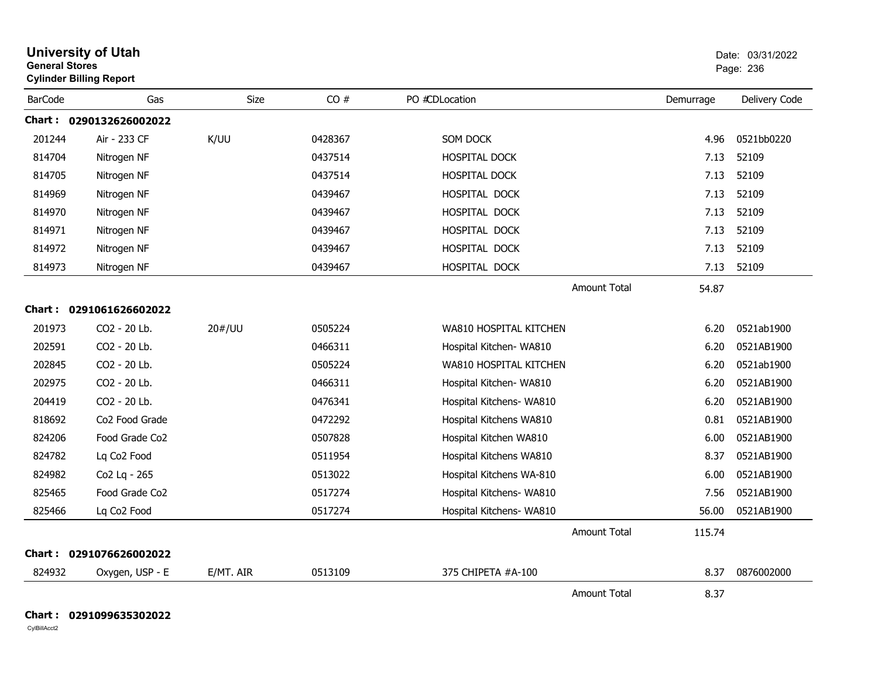# University of Utah

**General Stores**

**Cylinder Billing Report**

Date: 03/31/2022

| BarCode | Gas | Size | CO # | PO # CD Location | Demurrage | Delivery Code |
|---|---|---|---|---|---|---|
| **Chart : 0290132626002022** | | | | | | |
| 201244 | Air - 233 CF | K/UU | 0428367 | SOM DOCK | 4.96 | 0521bb0220 |
| 814704 | Nitrogen NF | | 0437514 | HOSPITAL DOCK | 7.13 | 52109 |
| 814705 | Nitrogen NF | | 0437514 | HOSPITAL DOCK | 7.13 | 52109 |
| 814969 | Nitrogen NF | | 0439467 | HOSPITAL DOCK | 7.13 | 52109 |
| 814970 | Nitrogen NF | | 0439467 | HOSPITAL DOCK | 7.13 | 52109 |
| 814971 | Nitrogen NF | | 0439467 | HOSPITAL DOCK | 7.13 | 52109 |
| 814972 | Nitrogen NF | | 0439467 | HOSPITAL DOCK | 7.13 | 52109 |
| 814973 | Nitrogen NF | | 0439467 | HOSPITAL DOCK | 7.13 | 52109 |
| | | | | Amount Total | 54.87 | |
| **Chart : 0291061626602022** | | | | | | |
| 201973 | CO2 - 20 Lb. | 20#/UU | 0505224 | WA810 HOSPITAL KITCHEN | 6.20 | 0521ab1900 |
| 202591 | CO2 - 20 Lb. | | 0466311 | Hospital Kitchen- WA810 | 6.20 | 0521AB1900 |
| 202845 | CO2 - 20 Lb. | | 0505224 | WA810 HOSPITAL KITCHEN | 6.20 | 0521ab1900 |
| 202975 | CO2 - 20 Lb. | | 0466311 | Hospital Kitchen- WA810 | 6.20 | 0521AB1900 |
| 204419 | CO2 - 20 Lb. | | 0476341 | Hospital Kitchens- WA810 | 6.20 | 0521AB1900 |
| 818692 | Co2 Food Grade | | 0472292 | Hospital Kitchens WA810 | 0.81 | 0521AB1900 |
| 824206 | Food Grade Co2 | | 0507828 | Hospital Kitchen WA810 | 6.00 | 0521AB1900 |
| 824782 | Lq Co2 Food | | 0511954 | Hospital Kitchens WA810 | 8.37 | 0521AB1900 |
| 824982 | Co2 Lq - 265 | | 0513022 | Hospital Kitchens WA-810 | 6.00 | 0521AB1900 |
| 825465 | Food Grade Co2 | | 0517274 | Hospital Kitchens- WA810 | 7.56 | 0521AB1900 |
| 825466 | Lq Co2 Food | | 0517274 | Hospital Kitchens- WA810 | 56.00 | 0521AB1900 |
| | | | | Amount Total | 115.74 | |
| **Chart : 0291076626002022** | | | | | | |
| 824932 | Oxygen, USP - E | E/MT. AIR | 0513109 | 375 CHIPETA #A-100 | 8.37 | 0876002000 |
| | | | | Amount Total | 8.37 | |
| **Chart : 0291099635302022** | | | | | | |

CylBillAcct2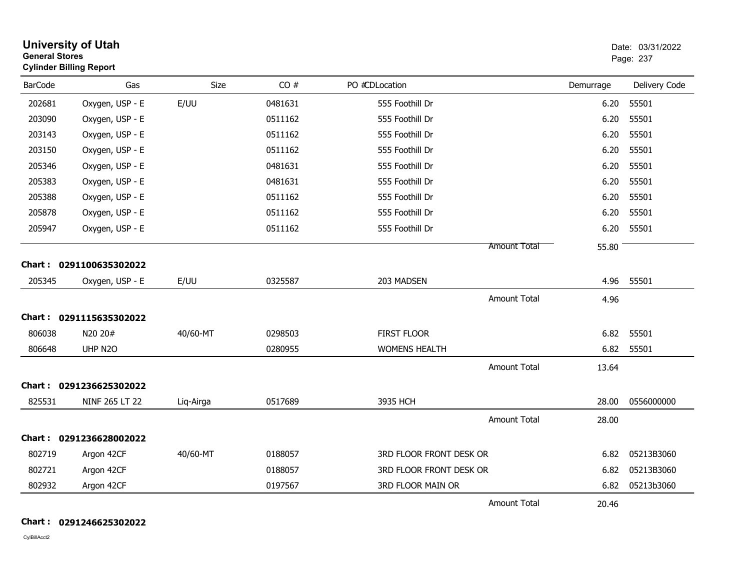# University of Utah
**General Stores**
**Cylinder Billing Report**

Date: 03/31/2022

| BarCode | Gas | Size | CO # | PO #CDLocation | Demurrage | Delivery Code |
|---|---|---|---|---|---|---|
| 202681 | Oxygen, USP - E | E/UU | 0481631 | 555 Foothill Dr | 6.20 | 55501 |
| 203090 | Oxygen, USP - E | | 0511162 | 555 Foothill Dr | 6.20 | 55501 |
| 203143 | Oxygen, USP - E | | 0511162 | 555 Foothill Dr | 6.20 | 55501 |
| 203150 | Oxygen, USP - E | | 0511162 | 555 Foothill Dr | 6.20 | 55501 |
| 205346 | Oxygen, USP - E | | 0481631 | 555 Foothill Dr | 6.20 | 55501 |
| 205383 | Oxygen, USP - E | | 0481631 | 555 Foothill Dr | 6.20 | 55501 |
| 205388 | Oxygen, USP - E | | 0511162 | 555 Foothill Dr | 6.20 | 55501 |
| 205878 | Oxygen, USP - E | | 0511162 | 555 Foothill Dr | 6.20 | 55501 |
| 205947 | Oxygen, USP - E | | 0511162 | 555 Foothill Dr | 6.20 | 55501 |
| | | | | Amount Total | 55.80 | |

**Chart : 0291100635302022**

| BarCode | Gas | Size | CO # | PO #CDLocation | Demurrage | Delivery Code |
|---|---|---|---|---|---|---|
| 205345 | Oxygen, USP - E | E/UU | 0325587 | 203 MADSEN | 4.96 | 55501 |
| | | | | Amount Total | 4.96 | |

**Chart : 0291115635302022**

| BarCode | Gas | Size | CO # | PO #CDLocation | Demurrage | Delivery Code |
|---|---|---|---|---|---|---|
| 806038 | N20 20# | 40/60-MT | 0298503 | FIRST FLOOR | 6.82 | 55501 |
| 806648 | UHP N2O | | 0280955 | WOMENS HEALTH | 6.82 | 55501 |
| | | | | Amount Total | 13.64 | |

**Chart : 0291236625302022**

| BarCode | Gas | Size | CO # | PO #CDLocation | Demurrage | Delivery Code |
|---|---|---|---|---|---|---|
| 825531 | NINF 265 LT 22 | Liq-Airga | 0517689 | 3935 HCH | 28.00 | 0556000000 |
| | | | | Amount Total | 28.00 | |

**Chart : 0291236628002022**

| BarCode | Gas | Size | CO # | PO #CDLocation | Demurrage | Delivery Code |
|---|---|---|---|---|---|---|
| 802719 | Argon 42CF | 40/60-MT | 0188057 | 3RD FLOOR FRONT DESK OR | 6.82 | 05213B3060 |
| 802721 | Argon 42CF | | 0188057 | 3RD FLOOR FRONT DESK OR | 6.82 | 05213B3060 |
| 802932 | Argon 42CF | | 0197567 | 3RD FLOOR MAIN OR | 6.82 | 05213b3060 |
| | | | | Amount Total | 20.46 | |

**Chart : 0291246625302022**

CylBillAcct2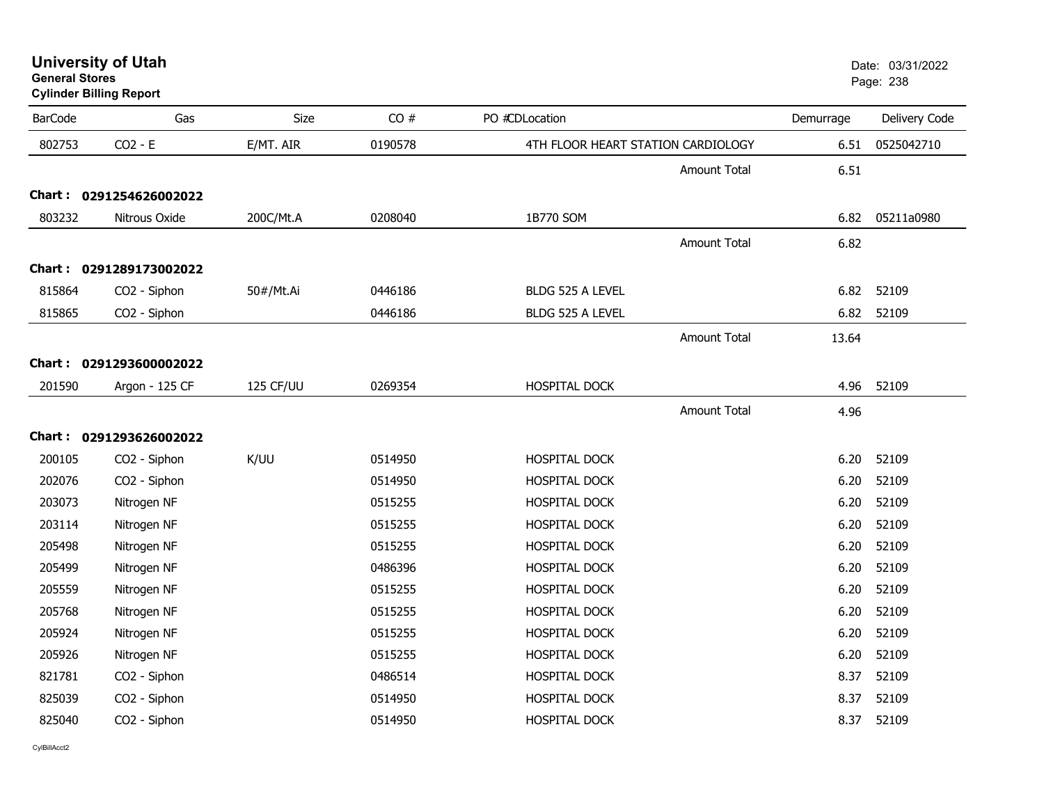# University of Utah
**General Stores**
**Cylinder Billing Report**

Date: 03/31/2022

| BarCode | Gas | Size | CO # | PO # | CD | Location | Demurrage | Delivery Code |
|---|---|---|---|---|---|---|---|---|
| 802753 | CO2 - E | E/MT. AIR | 0190578 | | | 4TH FLOOR HEART STATION CARDIOLOGY | 6.51 | 0525042710 |
| | | | | | | Amount Total | 6.51 | |
| **Chart : 0291254626002022** | | | | | | | | |
| 803232 | Nitrous Oxide | 200C/Mt.A | 0208040 | | | 1B770 SOM | 6.82 | 05211a0980 |
| | | | | | | Amount Total | 6.82 | |
| **Chart : 0291289173002022** | | | | | | | | |
| 815864 | CO2 - Siphon | 50#/Mt.Ai | 0446186 | | | BLDG 525 A LEVEL | 6.82 | 52109 |
| 815865 | CO2 - Siphon | | 0446186 | | | BLDG 525 A LEVEL | 6.82 | 52109 |
| | | | | | | Amount Total | 13.64 | |
| **Chart : 0291293600002022** | | | | | | | | |
| 201590 | Argon - 125 CF | 125 CF/UU | 0269354 | | | HOSPITAL DOCK | 4.96 | 52109 |
| | | | | | | Amount Total | 4.96 | |
| **Chart : 0291293626002022** | | | | | | | | |
| 200105 | CO2 - Siphon | K/UU | 0514950 | | | HOSPITAL DOCK | 6.20 | 52109 |
| 202076 | CO2 - Siphon | | 0514950 | | | HOSPITAL DOCK | 6.20 | 52109 |
| 203073 | Nitrogen NF | | 0515255 | | | HOSPITAL DOCK | 6.20 | 52109 |
| 203114 | Nitrogen NF | | 0515255 | | | HOSPITAL DOCK | 6.20 | 52109 |
| 205498 | Nitrogen NF | | 0515255 | | | HOSPITAL DOCK | 6.20 | 52109 |
| 205499 | Nitrogen NF | | 0486396 | | | HOSPITAL DOCK | 6.20 | 52109 |
| 205559 | Nitrogen NF | | 0515255 | | | HOSPITAL DOCK | 6.20 | 52109 |
| 205768 | Nitrogen NF | | 0515255 | | | HOSPITAL DOCK | 6.20 | 52109 |
| 205924 | Nitrogen NF | | 0515255 | | | HOSPITAL DOCK | 6.20 | 52109 |
| 205926 | Nitrogen NF | | 0515255 | | | HOSPITAL DOCK | 6.20 | 52109 |
| 821781 | CO2 - Siphon | | 0486514 | | | HOSPITAL DOCK | 8.37 | 52109 |
| 825039 | CO2 - Siphon | | 0514950 | | | HOSPITAL DOCK | 8.37 | 52109 |
| 825040 | CO2 - Siphon | | 0514950 | | | HOSPITAL DOCK | 8.37 | 52109 |

CylBillAcct2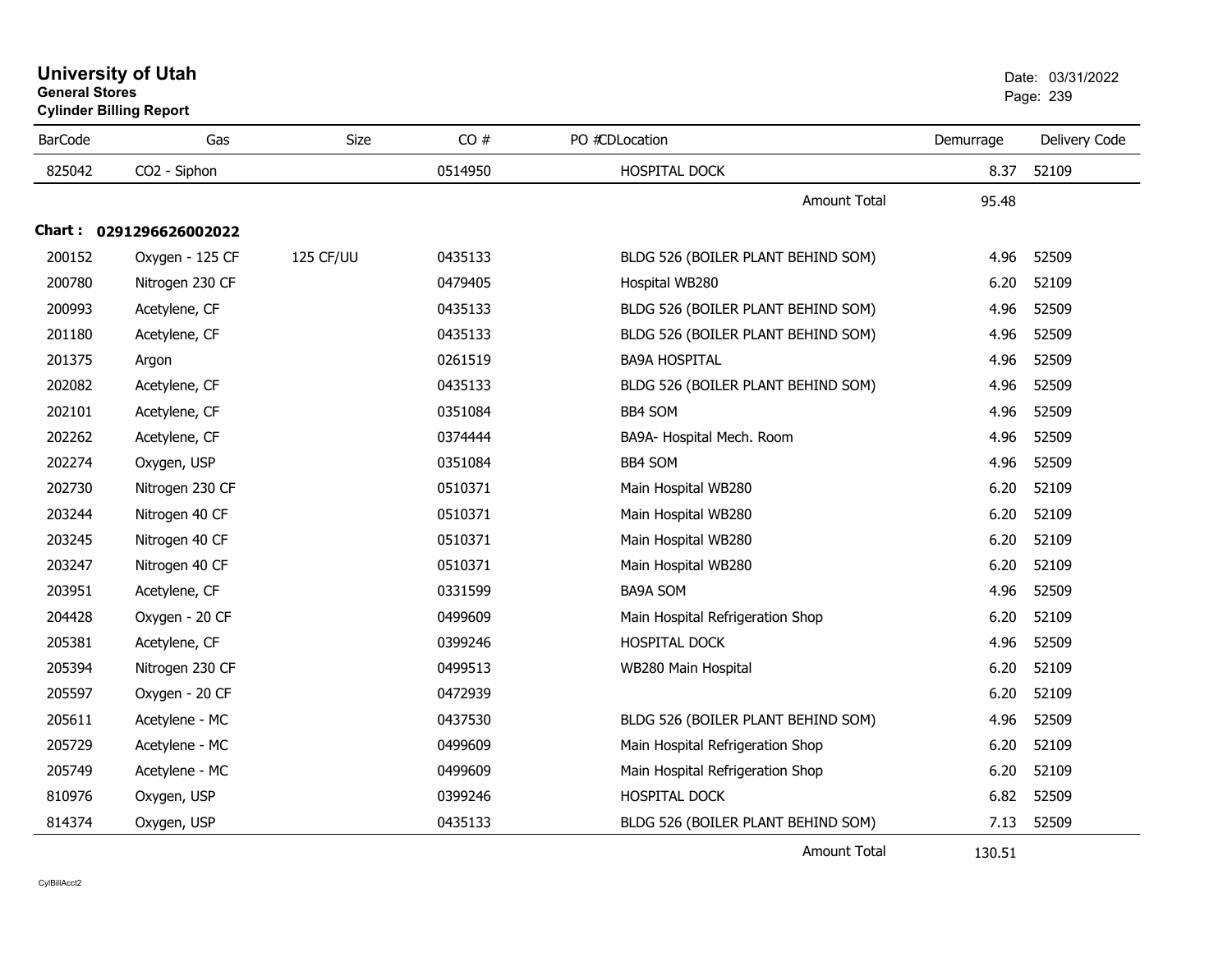# University of Utah

**General Stores**

**Cylinder Billing Report**

Date: 03/31/2022

| BarCode | Gas | Size | CO # | PO #CDLocation | Demurrage | Delivery Code |
|---|---|---|---|---|---|---|
| 825042 | CO2 - Siphon | | 0514950 | HOSPITAL DOCK | 8.37 | 52109 |
| | | | | Amount Total | 95.48 | |

**Chart : 0291296626002022**

| BarCode | Gas | Size | CO # | PO #CDLocation | Demurrage | Delivery Code |
|---|---|---|---|---|---|---|
| 200152 | Oxygen - 125 CF | 125 CF/UU | 0435133 | BLDG 526 (BOILER PLANT BEHIND SOM) | 4.96 | 52509 |
| 200780 | Nitrogen 230 CF | | 0479405 | Hospital WB280 | 6.20 | 52109 |
| 200993 | Acetylene, CF | | 0435133 | BLDG 526 (BOILER PLANT BEHIND SOM) | 4.96 | 52509 |
| 201180 | Acetylene, CF | | 0435133 | BLDG 526 (BOILER PLANT BEHIND SOM) | 4.96 | 52509 |
| 201375 | Argon | | 0261519 | BA9A HOSPITAL | 4.96 | 52509 |
| 202082 | Acetylene, CF | | 0435133 | BLDG 526 (BOILER PLANT BEHIND SOM) | 4.96 | 52509 |
| 202101 | Acetylene, CF | | 0351084 | BB4 SOM | 4.96 | 52509 |
| 202262 | Acetylene, CF | | 0374444 | BA9A- Hospital Mech. Room | 4.96 | 52509 |
| 202274 | Oxygen, USP | | 0351084 | BB4 SOM | 4.96 | 52509 |
| 202730 | Nitrogen 230 CF | | 0510371 | Main Hospital WB280 | 6.20 | 52109 |
| 203244 | Nitrogen 40 CF | | 0510371 | Main Hospital WB280 | 6.20 | 52109 |
| 203245 | Nitrogen 40 CF | | 0510371 | Main Hospital WB280 | 6.20 | 52109 |
| 203247 | Nitrogen 40 CF | | 0510371 | Main Hospital WB280 | 6.20 | 52109 |
| 203951 | Acetylene, CF | | 0331599 | BA9A SOM | 4.96 | 52509 |
| 204428 | Oxygen - 20 CF | | 0499609 | Main Hospital Refrigeration Shop | 6.20 | 52109 |
| 205381 | Acetylene, CF | | 0399246 | HOSPITAL DOCK | 4.96 | 52509 |
| 205394 | Nitrogen 230 CF | | 0499513 | WB280 Main Hospital | 6.20 | 52109 |
| 205597 | Oxygen - 20 CF | | 0472939 | | 6.20 | 52109 |
| 205611 | Acetylene - MC | | 0437530 | BLDG 526 (BOILER PLANT BEHIND SOM) | 4.96 | 52509 |
| 205729 | Acetylene - MC | | 0499609 | Main Hospital Refrigeration Shop | 6.20 | 52109 |
| 205749 | Acetylene - MC | | 0499609 | Main Hospital Refrigeration Shop | 6.20 | 52109 |
| 810976 | Oxygen, USP | | 0399246 | HOSPITAL DOCK | 6.82 | 52509 |
| 814374 | Oxygen, USP | | 0435133 | BLDG 526 (BOILER PLANT BEHIND SOM) | 7.13 | 52509 |
| | | | | Amount Total | 130.51 | |

CylBillAcct2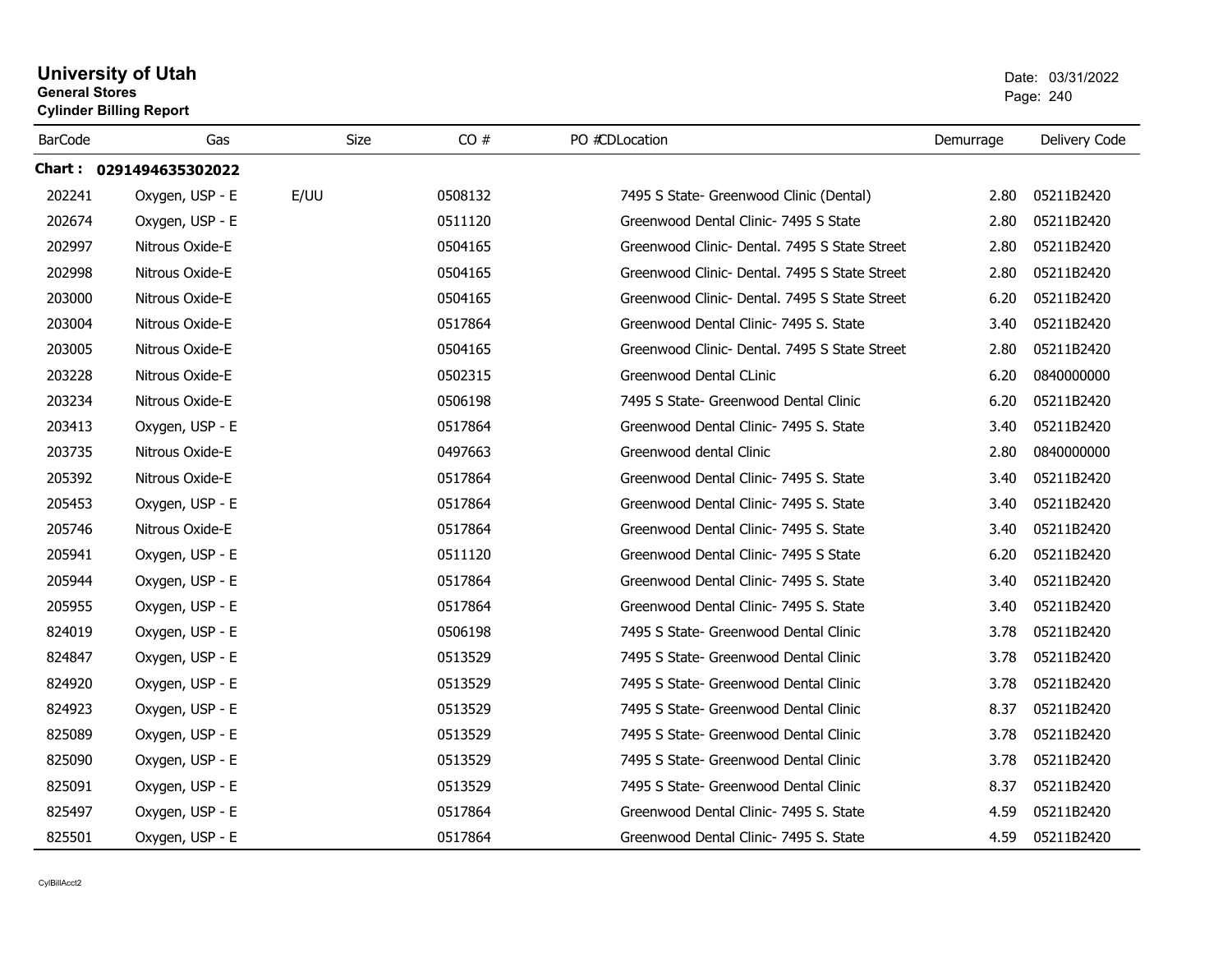# University of Utah

**General Stores**

**Cylinder Billing Report**

Date: 03/31/2022

| BarCode | Gas | Size | CO # | PO # | CD | Location | Demurrage | Delivery Code |
|---|---|---|---|---|---|---|---|---|
| **Chart : 0291494635302022** | | | | | | | | |
| 202241 | Oxygen, USP - E | E/UU | 0508132 | | | 7495 S State- Greenwood Clinic (Dental) | 2.80 | 05211B2420 |
| 202674 | Oxygen, USP - E | | 0511120 | | | Greenwood Dental Clinic- 7495 S State | 2.80 | 05211B2420 |
| 202997 | Nitrous Oxide-E | | 0504165 | | | Greenwood Clinic- Dental. 7495 S State Street | 2.80 | 05211B2420 |
| 202998 | Nitrous Oxide-E | | 0504165 | | | Greenwood Clinic- Dental. 7495 S State Street | 2.80 | 05211B2420 |
| 203000 | Nitrous Oxide-E | | 0504165 | | | Greenwood Clinic- Dental. 7495 S State Street | 6.20 | 05211B2420 |
| 203004 | Nitrous Oxide-E | | 0517864 | | | Greenwood Dental Clinic- 7495 S. State | 3.40 | 05211B2420 |
| 203005 | Nitrous Oxide-E | | 0504165 | | | Greenwood Clinic- Dental. 7495 S State Street | 2.80 | 05211B2420 |
| 203228 | Nitrous Oxide-E | | 0502315 | | | Greenwood Dental CLinic | 6.20 | 0840000000 |
| 203234 | Nitrous Oxide-E | | 0506198 | | | 7495 S State- Greenwood Dental Clinic | 6.20 | 05211B2420 |
| 203413 | Oxygen, USP - E | | 0517864 | | | Greenwood Dental Clinic- 7495 S. State | 3.40 | 05211B2420 |
| 203735 | Nitrous Oxide-E | | 0497663 | | | Greenwood dental Clinic | 2.80 | 0840000000 |
| 205392 | Nitrous Oxide-E | | 0517864 | | | Greenwood Dental Clinic- 7495 S. State | 3.40 | 05211B2420 |
| 205453 | Oxygen, USP - E | | 0517864 | | | Greenwood Dental Clinic- 7495 S. State | 3.40 | 05211B2420 |
| 205746 | Nitrous Oxide-E | | 0517864 | | | Greenwood Dental Clinic- 7495 S. State | 3.40 | 05211B2420 |
| 205941 | Oxygen, USP - E | | 0511120 | | | Greenwood Dental Clinic- 7495 S State | 6.20 | 05211B2420 |
| 205944 | Oxygen, USP - E | | 0517864 | | | Greenwood Dental Clinic- 7495 S. State | 3.40 | 05211B2420 |
| 205955 | Oxygen, USP - E | | 0517864 | | | Greenwood Dental Clinic- 7495 S. State | 3.40 | 05211B2420 |
| 824019 | Oxygen, USP - E | | 0506198 | | | 7495 S State- Greenwood Dental Clinic | 3.78 | 05211B2420 |
| 824847 | Oxygen, USP - E | | 0513529 | | | 7495 S State- Greenwood Dental Clinic | 3.78 | 05211B2420 |
| 824920 | Oxygen, USP - E | | 0513529 | | | 7495 S State- Greenwood Dental Clinic | 3.78 | 05211B2420 |
| 824923 | Oxygen, USP - E | | 0513529 | | | 7495 S State- Greenwood Dental Clinic | 8.37 | 05211B2420 |
| 825089 | Oxygen, USP - E | | 0513529 | | | 7495 S State- Greenwood Dental Clinic | 3.78 | 05211B2420 |
| 825090 | Oxygen, USP - E | | 0513529 | | | 7495 S State- Greenwood Dental Clinic | 3.78 | 05211B2420 |
| 825091 | Oxygen, USP - E | | 0513529 | | | 7495 S State- Greenwood Dental Clinic | 8.37 | 05211B2420 |
| 825497 | Oxygen, USP - E | | 0517864 | | | Greenwood Dental Clinic- 7495 S. State | 4.59 | 05211B2420 |
| 825501 | Oxygen, USP - E | | 0517864 | | | Greenwood Dental Clinic- 7495 S. State | 4.59 | 05211B2420 |

CylBillAcct2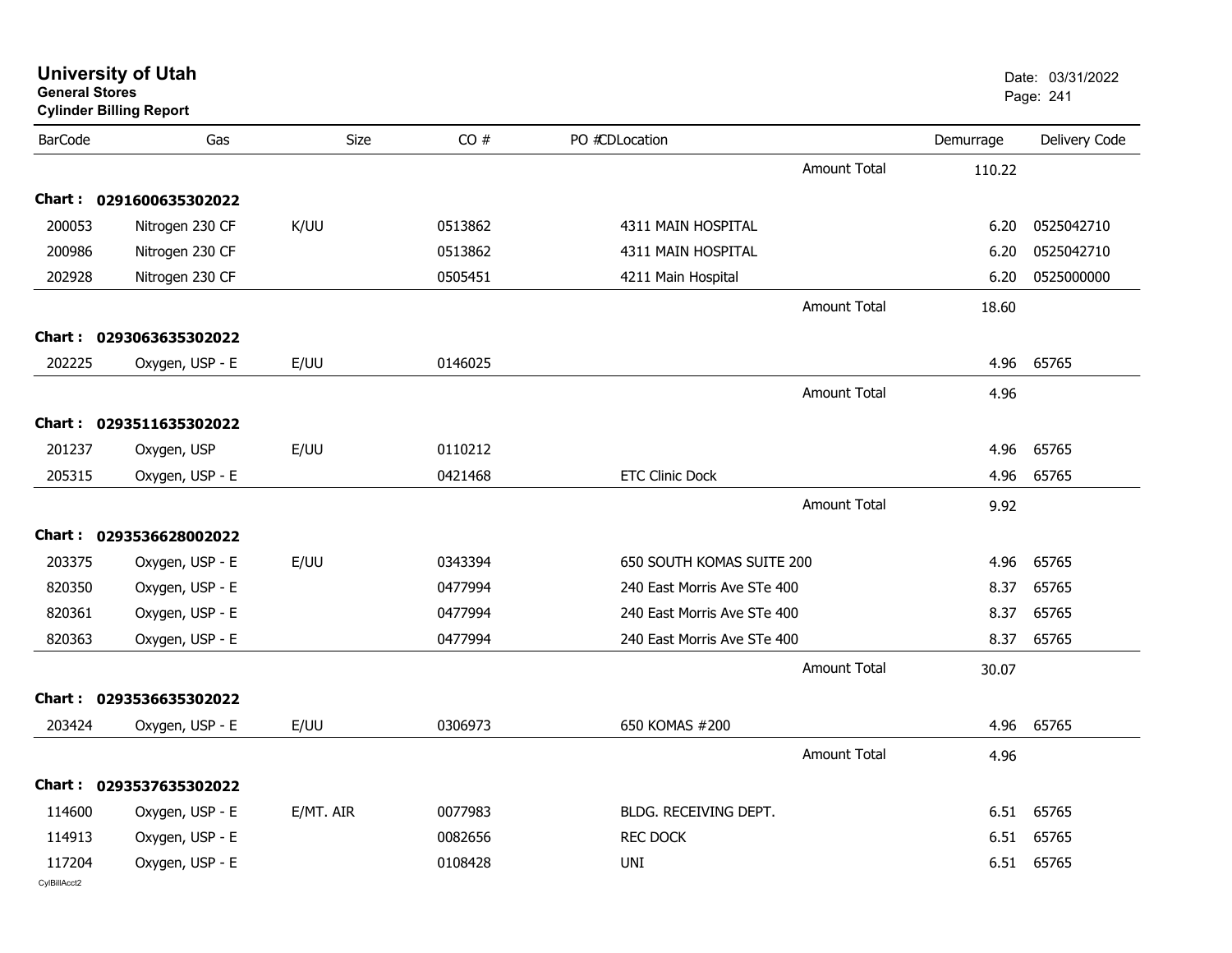# University of Utah
**General Stores**
**Cylinder Billing Report**

Date: 03/31/2022

| BarCode | Gas | Size | CO # | PO #CDLocation | Demurrage | Delivery Code |
|---|---|---|---|---|---|---|
| | | | | Amount Total | 110.22 | |
| **Chart : 0291600635302022** | | | | | | |
| 200053 | Nitrogen 230 CF | K/UU | 0513862 | 4311 MAIN HOSPITAL | 6.20 | 0525042710 |
| 200986 | Nitrogen 230 CF | | 0513862 | 4311 MAIN HOSPITAL | 6.20 | 0525042710 |
| 202928 | Nitrogen 230 CF | | 0505451 | 4211 Main Hospital | 6.20 | 0525000000 |
| | | | | Amount Total | 18.60 | |
| **Chart : 0293063635302022** | | | | | | |
| 202225 | Oxygen, USP - E | E/UU | 0146025 | | 4.96 | 65765 |
| | | | | Amount Total | 4.96 | |
| **Chart : 0293511635302022** | | | | | | |
| 201237 | Oxygen, USP | E/UU | 0110212 | | 4.96 | 65765 |
| 205315 | Oxygen, USP - E | | 0421468 | ETC Clinic Dock | 4.96 | 65765 |
| | | | | Amount Total | 9.92 | |
| **Chart : 0293536628002022** | | | | | | |
| 203375 | Oxygen, USP - E | E/UU | 0343394 | 650 SOUTH KOMAS SUITE 200 | 4.96 | 65765 |
| 820350 | Oxygen, USP - E | | 0477994 | 240 East Morris Ave STe 400 | 8.37 | 65765 |
| 820361 | Oxygen, USP - E | | 0477994 | 240 East Morris Ave STe 400 | 8.37 | 65765 |
| 820363 | Oxygen, USP - E | | 0477994 | 240 East Morris Ave STe 400 | 8.37 | 65765 |
| | | | | Amount Total | 30.07 | |
| **Chart : 0293536635302022** | | | | | | |
| 203424 | Oxygen, USP - E | E/UU | 0306973 | 650 KOMAS #200 | 4.96 | 65765 |
| | | | | Amount Total | 4.96 | |
| **Chart : 0293537635302022** | | | | | | |
| 114600 | Oxygen, USP - E | E/MT. AIR | 0077983 | BLDG. RECEIVING DEPT. | 6.51 | 65765 |
| 114913 | Oxygen, USP - E | | 0082656 | REC DOCK | 6.51 | 65765 |
| 117204 | Oxygen, USP - E | | 0108428 | UNI | 6.51 | 65765 |

CylBillAcct2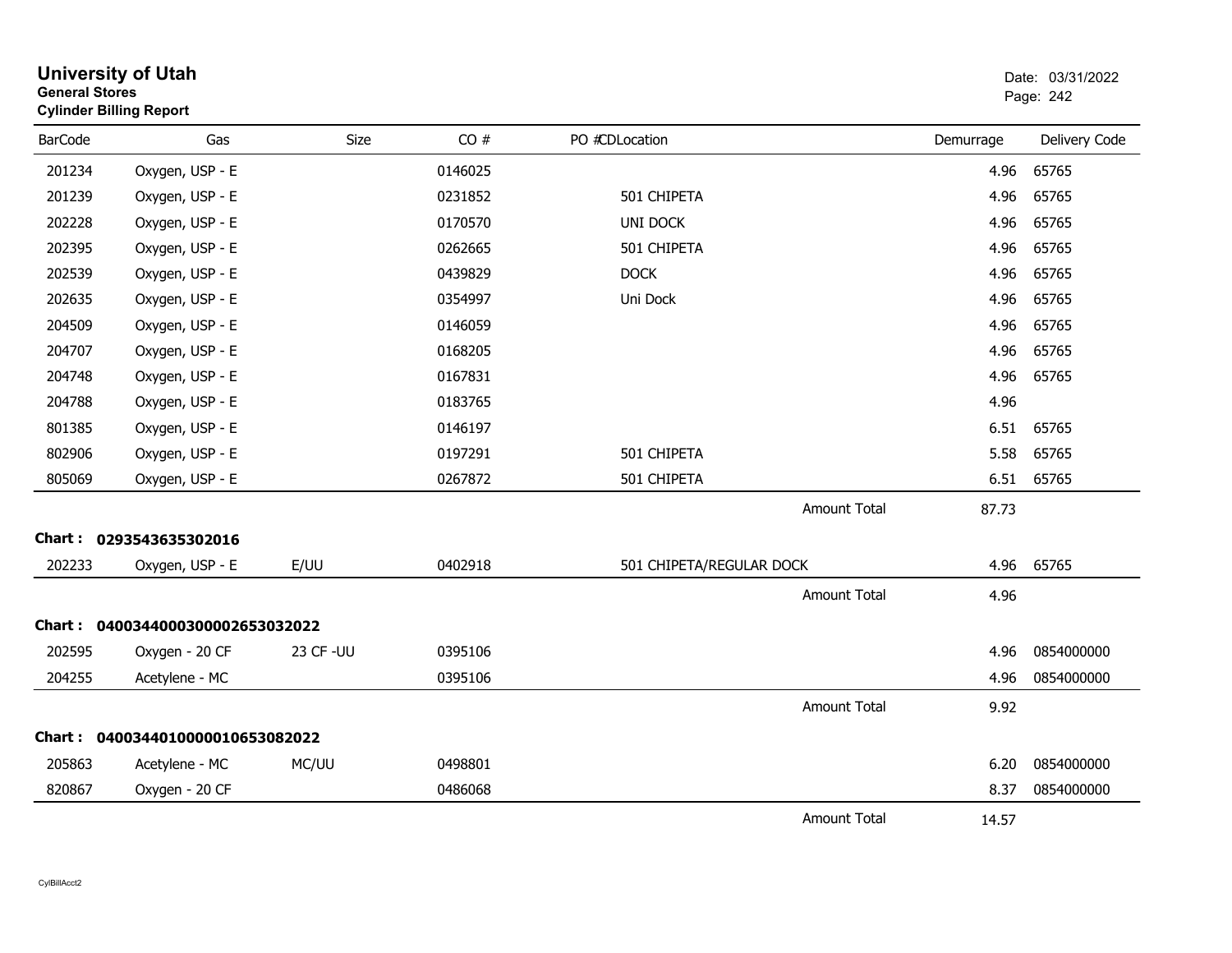# University of Utah

**General Stores**

**Cylinder Billing Report**

Date: 03/31/2022

| BarCode | Gas | Size | CO # | PO # | CDLocation | Demurrage | Delivery Code |
|---|---|---|---|---|---|---|---|
| 201234 | Oxygen, USP - E | | 0146025 | | | 4.96 | 65765 |
| 201239 | Oxygen, USP - E | | 0231852 | | 501 CHIPETA | 4.96 | 65765 |
| 202228 | Oxygen, USP - E | | 0170570 | | UNI DOCK | 4.96 | 65765 |
| 202395 | Oxygen, USP - E | | 0262665 | | 501 CHIPETA | 4.96 | 65765 |
| 202539 | Oxygen, USP - E | | 0439829 | | DOCK | 4.96 | 65765 |
| 202635 | Oxygen, USP - E | | 0354997 | | Uni Dock | 4.96 | 65765 |
| 204509 | Oxygen, USP - E | | 0146059 | | | 4.96 | 65765 |
| 204707 | Oxygen, USP - E | | 0168205 | | | 4.96 | 65765 |
| 204748 | Oxygen, USP - E | | 0167831 | | | 4.96 | 65765 |
| 204788 | Oxygen, USP - E | | 0183765 | | | 4.96 | |
| 801385 | Oxygen, USP - E | | 0146197 | | | 6.51 | 65765 |
| 802906 | Oxygen, USP - E | | 0197291 | | 501 CHIPETA | 5.58 | 65765 |
| 805069 | Oxygen, USP - E | | 0267872 | | 501 CHIPETA | 6.51 | 65765 |
| | | | | | Amount Total | 87.73 | |

**Chart : 0293543635302016**

| BarCode | Gas | Size | CO # | PO # | CDLocation | Demurrage | Delivery Code |
|---|---|---|---|---|---|---|---|
| 202233 | Oxygen, USP - E | E/UU | 0402918 | | 501 CHIPETA/REGULAR DOCK | 4.96 | 65765 |
| | | | | | Amount Total | 4.96 | |

**Chart : 04003440003000002653032022**

| BarCode | Gas | Size | CO # | PO # | CDLocation | Demurrage | Delivery Code |
|---|---|---|---|---|---|---|---|
| 202595 | Oxygen - 20 CF | 23 CF -UU | 0395106 | | | 4.96 | 0854000000 |
| 204255 | Acetylene - MC | | 0395106 | | | 4.96 | 0854000000 |
| | | | | | Amount Total | 9.92 | |

**Chart : 04003440100000010653082022**

| BarCode | Gas | Size | CO # | PO # | CDLocation | Demurrage | Delivery Code |
|---|---|---|---|---|---|---|---|
| 205863 | Acetylene - MC | MC/UU | 0498801 | | | 6.20 | 0854000000 |
| 820867 | Oxygen - 20 CF | | 0486068 | | | 8.37 | 0854000000 |
| | | | | | Amount Total | 14.57 | |

CylBillAcct2